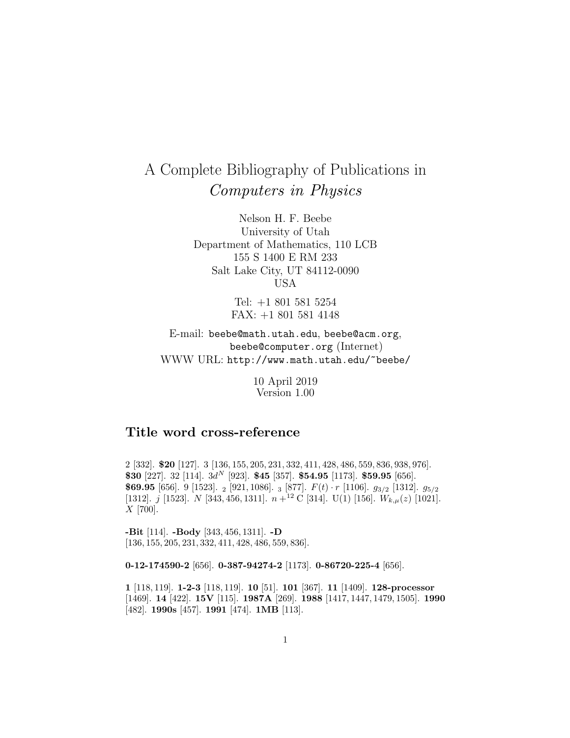# A Complete Bibliography of Publications in *Computers in Physics*

Nelson H. F. Beebe
University of Utah
Department of Mathematics, 110 LCB
155 S 1400 E RM 233
Salt Lake City, UT 84112-0090
USA

Tel: +1 801 581 5254
FAX: +1 801 581 4148

E-mail: `beebe@math.utah.edu`, `beebe@acm.org`, `beebe@computer.org` (Internet)
WWW URL: `http://www.math.utah.edu/~beebe/`

10 April 2019
Version 1.00

## Title word cross-reference

2 [332]. **$20** [127]. 3 [136, 155, 205, 231, 332, 411, 428, 486, 559, 836, 938, 976]. **$30** [227]. 32 [114]. $3d^N$ [923]. **$45** [357]. **$54.95** [1173]. **$59.95** [656]. **$69.95** [656]. 9 [1523]. $_2$ [921, 1086]. $_3$ [877]. $F(t) \cdot r$ [1106]. $g_{3/2}$ [1312]. $g_{5/2}$ [1312]. $j$ [1523]. $N$ [343, 456, 1311]. $n + ^{12}$ C [314]. U(1) [156]. $W_{k,\mu}(z)$ [1021]. $X$ [700].

**-Bit** [114]. **-Body** [343, 456, 1311]. **-D** [136, 155, 205, 231, 332, 411, 428, 486, 559, 836].

**0-12-174590-2** [656]. **0-387-94274-2** [1173]. **0-86720-225-4** [656].

**1** [118, 119]. **1-2-3** [118, 119]. **10** [51]. **101** [367]. **11** [1409]. **128-processor** [1469]. **14** [422]. **15V** [115]. **1987A** [269]. **1988** [1417, 1447, 1479, 1505]. **1990** [482]. **1990s** [457]. **1991** [474]. **1MB** [113].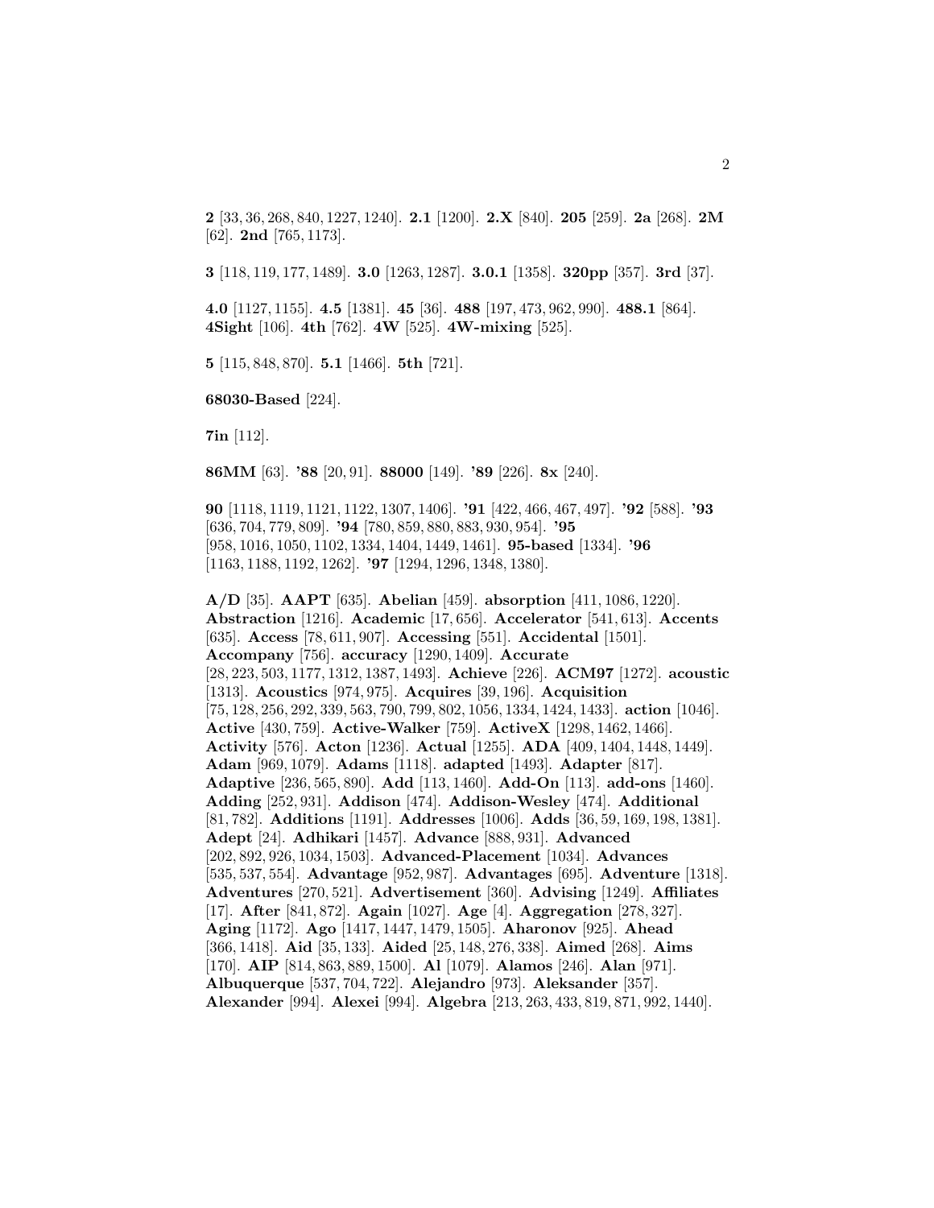**2** [33, 36, 268, 840, 1227, 1240]. **2.1** [1200]. **2.X** [840]. **205** [259]. **2a** [268]. **2M** [62]. **2nd** [765, 1173].

**3** [118, 119, 177, 1489]. **3.0** [1263, 1287]. **3.0.1** [1358]. **320pp** [357]. **3rd** [37].

**4.0** [1127, 1155]. **4.5** [1381]. **45** [36]. **488** [197, 473, 962, 990]. **488.1** [864]. **4Sight** [106]. **4th** [762]. **4W** [525]. **4W-mixing** [525].

**5** [115, 848, 870]. **5.1** [1466]. **5th** [721].

**68030-Based** [224].

**7in** [112].

**86MM** [63]. **'88** [20, 91]. **88000** [149]. **'89** [226]. **8x** [240].

**90** [1118, 1119, 1121, 1122, 1307, 1406]. **'91** [422, 466, 467, 497]. **'92** [588]. **'93** [636, 704, 779, 809]. **'94** [780, 859, 880, 883, 930, 954]. **'95** [958, 1016, 1050, 1102, 1334, 1404, 1449, 1461]. **95-based** [1334]. **'96** [1163, 1188, 1192, 1262]. **'97** [1294, 1296, 1348, 1380].

**A/D** [35]. **AAPT** [635]. **Abelian** [459]. **absorption** [411, 1086, 1220]. **Abstraction** [1216]. **Academic** [17, 656]. **Accelerator** [541, 613]. **Accents** [635]. **Access** [78, 611, 907]. **Accessing** [551]. **Accidental** [1501]. **Accompany** [756]. **accuracy** [1290, 1409]. **Accurate** [28, 223, 503, 1177, 1312, 1387, 1493]. **Achieve** [226]. **ACM97** [1272]. **acoustic** [1313]. **Acoustics** [974, 975]. **Acquires** [39, 196]. **Acquisition** [75, 128, 256, 292, 339, 563, 790, 799, 802, 1056, 1334, 1424, 1433]. **action** [1046]. **Active** [430, 759]. **Active-Walker** [759]. **ActiveX** [1298, 1462, 1466]. **Activity** [576]. **Acton** [1236]. **Actual** [1255]. **ADA** [409, 1404, 1448, 1449]. **Adam** [969, 1079]. **Adams** [1118]. **adapted** [1493]. **Adapter** [817]. **Adaptive** [236, 565, 890]. **Add** [113, 1460]. **Add-On** [113]. **add-ons** [1460]. **Adding** [252, 931]. **Addison** [474]. **Addison-Wesley** [474]. **Additional** [81, 782]. **Additions** [1191]. **Addresses** [1006]. **Adds** [36, 59, 169, 198, 1381]. **Adept** [24]. **Adhikari** [1457]. **Advance** [888, 931]. **Advanced** [202, 892, 926, 1034, 1503]. **Advanced-Placement** [1034]. **Advances** [535, 537, 554]. **Advantage** [952, 987]. **Advantages** [695]. **Adventure** [1318]. **Adventures** [270, 521]. **Advertisement** [360]. **Advising** [1249]. **Affiliates** [17]. **After** [841, 872]. **Again** [1027]. **Age** [4]. **Aggregation** [278, 327]. **Aging** [1172]. **Ago** [1417, 1447, 1479, 1505]. **Aharonov** [925]. **Ahead** [366, 1418]. **Aid** [35, 133]. **Aided** [25, 148, 276, 338]. **Aimed** [268]. **Aims** [170]. **AIP** [814, 863, 889, 1500]. **Al** [1079]. **Alamos** [246]. **Alan** [971]. **Albuquerque** [537, 704, 722]. **Alejandro** [973]. **Aleksander** [357]. **Alexander** [994]. **Alexei** [994]. **Algebra** [213, 263, 433, 819, 871, 992, 1440].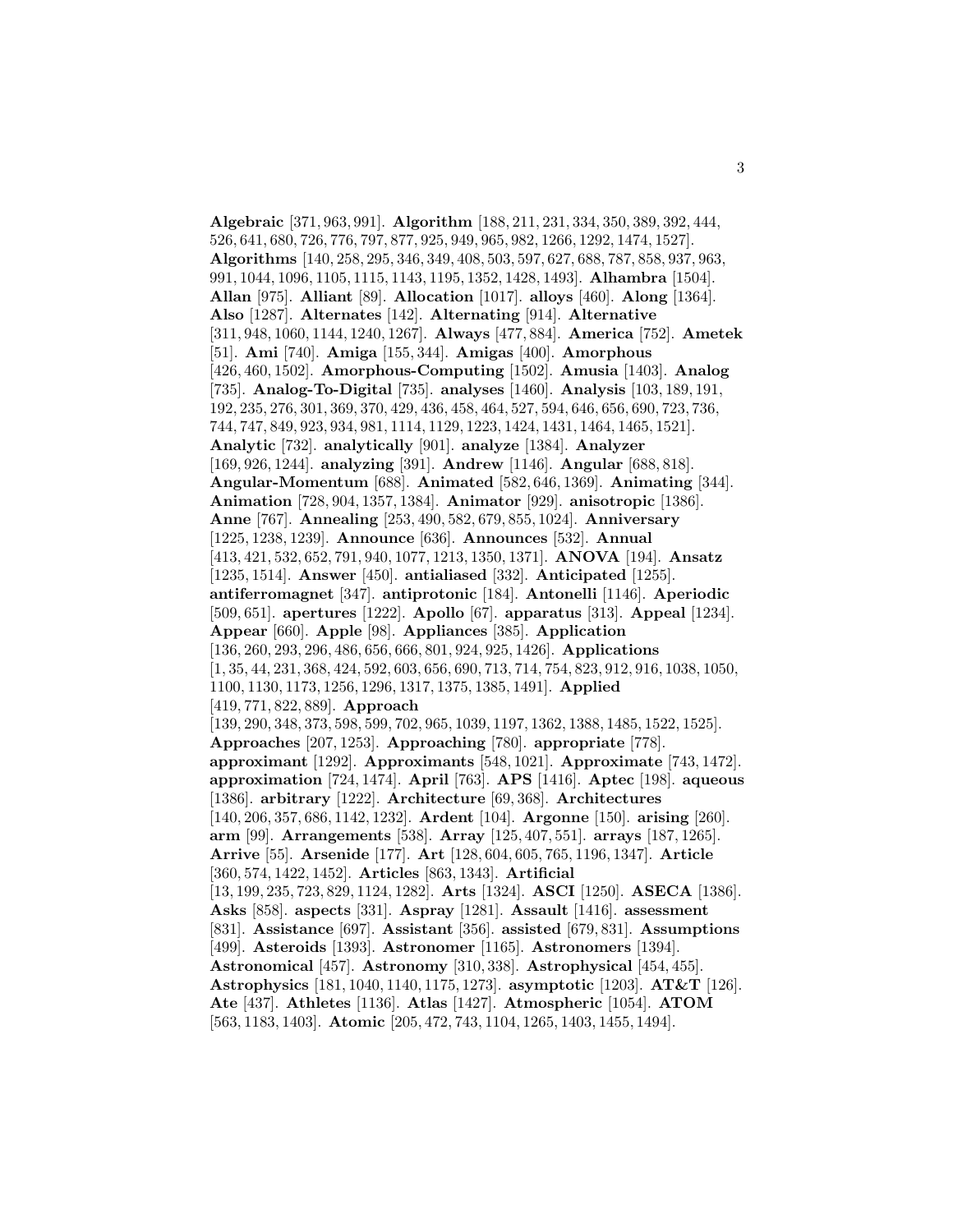**Algebraic** [371, 963, 991]. **Algorithm** [188, 211, 231, 334, 350, 389, 392, 444, 526, 641, 680, 726, 776, 797, 877, 925, 949, 965, 982, 1266, 1292, 1474, 1527]. **Algorithms** [140, 258, 295, 346, 349, 408, 503, 597, 627, 688, 787, 858, 937, 963, 991, 1044, 1096, 1105, 1115, 1143, 1195, 1352, 1428, 1493]. **Alhambra** [1504]. **Allan** [975]. **Alliant** [89]. **Allocation** [1017]. **alloys** [460]. **Along** [1364]. **Also** [1287]. **Alternates** [142]. **Alternating** [914]. **Alternative** [311, 948, 1060, 1144, 1240, 1267]. **Always** [477, 884]. **America** [752]. **Ametek** [51]. **Ami** [740]. **Amiga** [155, 344]. **Amigas** [400]. **Amorphous** [426, 460, 1502]. **Amorphous-Computing** [1502]. **Amusia** [1403]. **Analog** [735]. **Analog-To-Digital** [735]. **analyses** [1460]. **Analysis** [103, 189, 191, 192, 235, 276, 301, 369, 370, 429, 436, 458, 464, 527, 594, 646, 656, 690, 723, 736, 744, 747, 849, 923, 934, 981, 1114, 1129, 1223, 1424, 1431, 1464, 1465, 1521]. **Analytic** [732]. **analytically** [901]. **analyze** [1384]. **Analyzer** [169, 926, 1244]. **analyzing** [391]. **Andrew** [1146]. **Angular** [688, 818]. **Angular-Momentum** [688]. **Animated** [582, 646, 1369]. **Animating** [344]. **Animation** [728, 904, 1357, 1384]. **Animator** [929]. **anisotropic** [1386]. **Anne** [767]. **Annealing** [253, 490, 582, 679, 855, 1024]. **Anniversary** [1225, 1238, 1239]. **Announce** [636]. **Announces** [532]. **Annual** [413, 421, 532, 652, 791, 940, 1077, 1213, 1350, 1371]. **ANOVA** [194]. **Ansatz** [1235, 1514]. **Answer** [450]. **antialiased** [332]. **Anticipated** [1255]. **antiferromagnet** [347]. **antiprotonic** [184]. **Antonelli** [1146]. **Aperiodic** [509, 651]. **apertures** [1222]. **Apollo** [67]. **apparatus** [313]. **Appeal** [1234]. **Appear** [660]. **Apple** [98]. **Appliances** [385]. **Application** [136, 260, 293, 296, 486, 656, 666, 801, 924, 925, 1426]. **Applications** [1, 35, 44, 231, 368, 424, 592, 603, 656, 690, 713, 714, 754, 823, 912, 916, 1038, 1050, 1100, 1130, 1173, 1256, 1296, 1317, 1375, 1385, 1491]. **Applied** [419, 771, 822, 889]. **Approach** [139, 290, 348, 373, 598, 599, 702, 965, 1039, 1197, 1362, 1388, 1485, 1522, 1525]. **Approaches** [207, 1253]. **Approaching** [780]. **appropriate** [778]. **approximant** [1292]. **Approximants** [548, 1021]. **Approximate** [743, 1472]. **approximation** [724, 1474]. **April** [763]. **APS** [1416]. **Aptec** [198]. **aqueous** [1386]. **arbitrary** [1222]. **Architecture** [69, 368]. **Architectures** [140, 206, 357, 686, 1142, 1232]. **Ardent** [104]. **Argonne** [150]. **arising** [260]. **arm** [99]. **Arrangements** [538]. **Array** [125, 407, 551]. **arrays** [187, 1265]. **Arrive** [55]. **Arsenide** [177]. **Art** [128, 604, 605, 765, 1196, 1347]. **Article** [360, 574, 1422, 1452]. **Articles** [863, 1343]. **Artificial** [13, 199, 235, 723, 829, 1124, 1282]. **Arts** [1324]. **ASCI** [1250]. **ASECA** [1386]. **Asks** [858]. **aspects** [331]. **Aspray** [1281]. **Assault** [1416]. **assessment** [831]. **Assistance** [697]. **Assistant** [356]. **assisted** [679, 831]. **Assumptions** [499]. **Asteroids** [1393]. **Astronomer** [1165]. **Astronomers** [1394]. **Astronomical** [457]. **Astronomy** [310, 338]. **Astrophysical** [454, 455]. **Astrophysics** [181, 1040, 1140, 1175, 1273]. **asymptotic** [1203]. **AT&T** [126]. **Ate** [437]. **Athletes** [1136]. **Atlas** [1427]. **Atmospheric** [1054]. **ATOM** [563, 1183, 1403]. **Atomic** [205, 472, 743, 1104, 1265, 1403, 1455, 1494].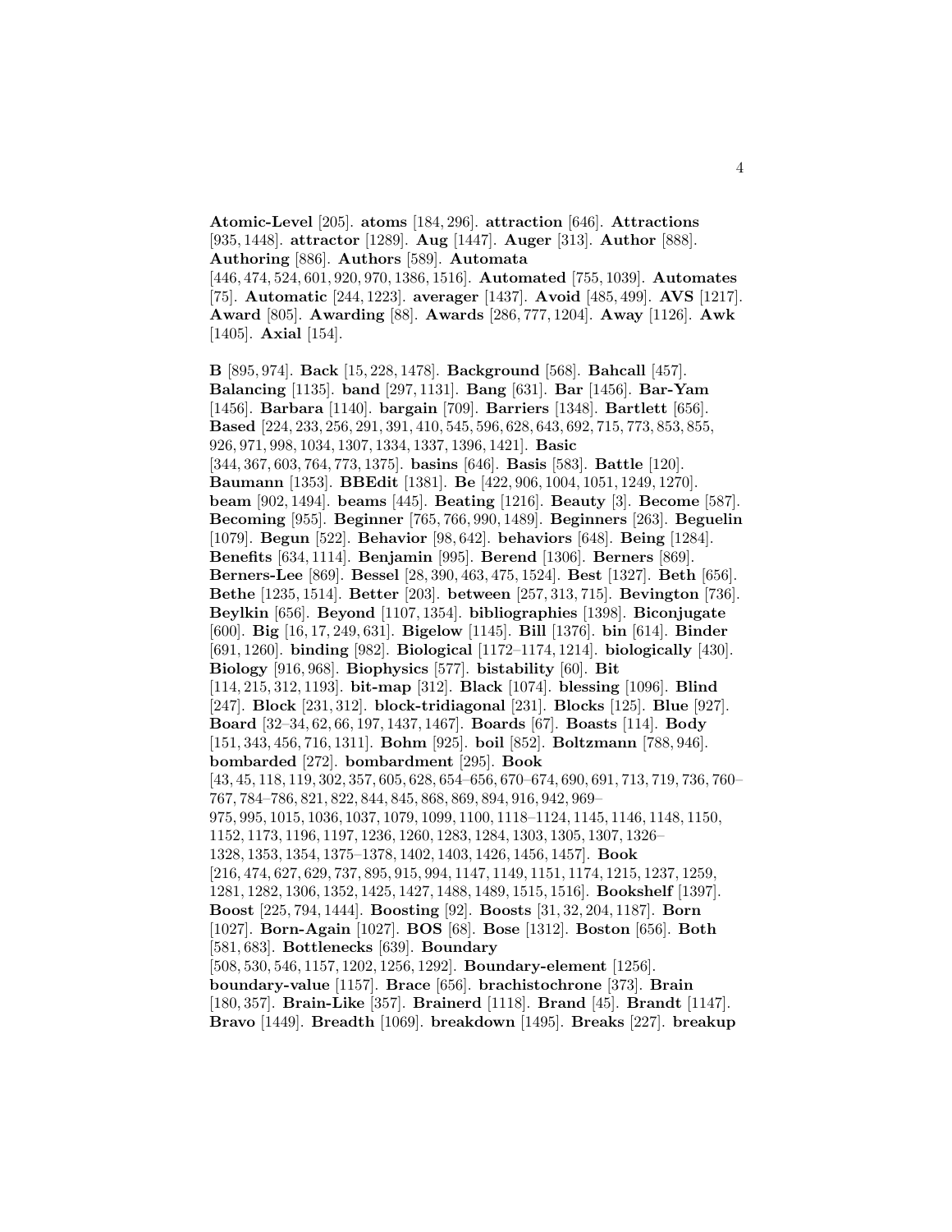**Atomic-Level** [205]. **atoms** [184, 296]. **attraction** [646]. **Attractions** [935, 1448]. **attractor** [1289]. **Aug** [1447]. **Auger** [313]. **Author** [888]. **Authoring** [886]. **Authors** [589]. **Automata** [446, 474, 524, 601, 920, 970, 1386, 1516]. **Automated** [755, 1039]. **Automates** [75]. **Automatic** [244, 1223]. **averager** [1437]. **Avoid** [485, 499]. **AVS** [1217]. **Award** [805]. **Awarding** [88]. **Awards** [286, 777, 1204]. **Away** [1126]. **Awk** [1405]. **Axial** [154].

**B** [895, 974]. **Back** [15, 228, 1478]. **Background** [568]. **Bahcall** [457]. **Balancing** [1135]. **band** [297, 1131]. **Bang** [631]. **Bar** [1456]. **Bar-Yam** [1456]. **Barbara** [1140]. **bargain** [709]. **Barriers** [1348]. **Bartlett** [656]. **Based** [224, 233, 256, 291, 391, 410, 545, 596, 628, 643, 692, 715, 773, 853, 855, 926, 971, 998, 1034, 1307, 1334, 1337, 1396, 1421]. **Basic** [344, 367, 603, 764, 773, 1375]. **basins** [646]. **Basis** [583]. **Battle** [120]. **Baumann** [1353]. **BBEdit** [1381]. **Be** [422, 906, 1004, 1051, 1249, 1270]. **beam** [902, 1494]. **beams** [445]. **Beating** [1216]. **Beauty** [3]. **Become** [587]. **Becoming** [955]. **Beginner** [765, 766, 990, 1489]. **Beginners** [263]. **Beguelin** [1079]. **Begun** [522]. **Behavior** [98, 642]. **behaviors** [648]. **Being** [1284]. **Benefits** [634, 1114]. **Benjamin** [995]. **Berend** [1306]. **Berners** [869]. **Berners-Lee** [869]. **Bessel** [28, 390, 463, 475, 1524]. **Best** [1327]. **Beth** [656]. **Bethe** [1235, 1514]. **Better** [203]. **between** [257, 313, 715]. **Bevington** [736]. **Beylkin** [656]. **Beyond** [1107, 1354]. **bibliographies** [1398]. **Biconjugate** [600]. **Big** [16, 17, 249, 631]. **Bigelow** [1145]. **Bill** [1376]. **bin** [614]. **Binder** [691, 1260]. **binding** [982]. **Biological** [1172–1174, 1214]. **biologically** [430]. **Biology** [916, 968]. **Biophysics** [577]. **bistability** [60]. **Bit** [114, 215, 312, 1193]. **bit-map** [312]. **Black** [1074]. **blessing** [1096]. **Blind** [247]. **Block** [231, 312]. **block-tridiagonal** [231]. **Blocks** [125]. **Blue** [927]. **Board** [32–34, 62, 66, 197, 1437, 1467]. **Boards** [67]. **Boasts** [114]. **Body** [151, 343, 456, 716, 1311]. **Bohm** [925]. **boil** [852]. **Boltzmann** [788, 946]. **bombarded** [272]. **bombardment** [295]. **Book** [43, 45, 118, 119, 302, 357, 605, 628, 654–656, 670–674, 690, 691, 713, 719, 736, 760–767, 784–786, 821, 822, 844, 845, 868, 869, 894, 916, 942, 969–975, 995, 1015, 1036, 1037, 1079, 1099, 1100, 1118–1124, 1145, 1146, 1148, 1150, 1152, 1173, 1196, 1197, 1236, 1260, 1283, 1284, 1303, 1305, 1307, 1326–1328, 1353, 1354, 1375–1378, 1402, 1403, 1426, 1456, 1457]. **Book** [216, 474, 627, 629, 737, 895, 915, 994, 1147, 1149, 1151, 1174, 1215, 1237, 1259, 1281, 1282, 1306, 1352, 1425, 1427, 1488, 1489, 1515, 1516]. **Bookshelf** [1397]. **Boost** [225, 794, 1444]. **Boosting** [92]. **Boosts** [31, 32, 204, 1187]. **Born** [1027]. **Born-Again** [1027]. **BOS** [68]. **Bose** [1312]. **Boston** [656]. **Both** [581, 683]. **Bottlenecks** [639]. **Boundary** [508, 530, 546, 1157, 1202, 1256, 1292]. **Boundary-element** [1256]. **boundary-value** [1157]. **Brace** [656]. **brachistochrone** [373]. **Brain** [180, 357]. **Brain-Like** [357]. **Brainerd** [1118]. **Brand** [45]. **Brandt** [1147]. **Bravo** [1449]. **Breadth** [1069]. **breakdown** [1495]. **Breaks** [227]. **breakup**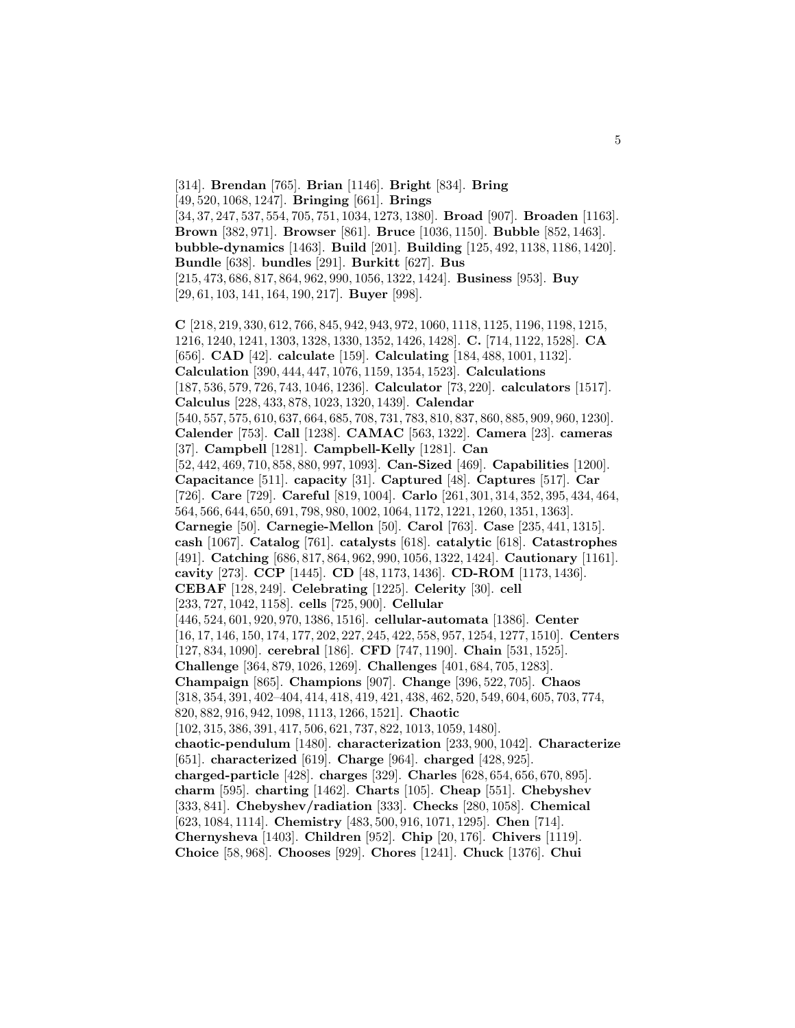[314]. **Brendan** [765]. **Brian** [1146]. **Bright** [834]. **Bring** [49, 520, 1068, 1247]. **Bringing** [661]. **Brings** [34, 37, 247, 537, 554, 705, 751, 1034, 1273, 1380]. **Broad** [907]. **Broaden** [1163]. **Brown** [382, 971]. **Browser** [861]. **Bruce** [1036, 1150]. **Bubble** [852, 1463]. **bubble-dynamics** [1463]. **Build** [201]. **Building** [125, 492, 1138, 1186, 1420]. **Bundle** [638]. **bundles** [291]. **Burkitt** [627]. **Bus** [215, 473, 686, 817, 864, 962, 990, 1056, 1322, 1424]. **Business** [953]. **Buy** [29, 61, 103, 141, 164, 190, 217]. **Buyer** [998].

**C** [218, 219, 330, 612, 766, 845, 942, 943, 972, 1060, 1118, 1125, 1196, 1198, 1215, 1216, 1240, 1241, 1303, 1328, 1330, 1352, 1426, 1428]. **C.** [714, 1122, 1528]. **CA** [656]. **CAD** [42]. **calculate** [159]. **Calculating** [184, 488, 1001, 1132]. **Calculation** [390, 444, 447, 1076, 1159, 1354, 1523]. **Calculations** [187, 536, 579, 726, 743, 1046, 1236]. **Calculator** [73, 220]. **calculators** [1517]. **Calculus** [228, 433, 878, 1023, 1320, 1439]. **Calendar** [540, 557, 575, 610, 637, 664, 685, 708, 731, 783, 810, 837, 860, 885, 909, 960, 1230]. **Calender** [753]. **Call** [1238]. **CAMAC** [563, 1322]. **Camera** [23]. **cameras** [37]. **Campbell** [1281]. **Campbell-Kelly** [1281]. **Can** [52, 442, 469, 710, 858, 880, 997, 1093]. **Can-Sized** [469]. **Capabilities** [1200]. **Capacitance** [511]. **capacity** [31]. **Captured** [48]. **Captures** [517]. **Car** [726]. **Care** [729]. **Careful** [819, 1004]. **Carlo** [261, 301, 314, 352, 395, 434, 464, 564, 566, 644, 650, 691, 798, 980, 1002, 1064, 1172, 1221, 1260, 1351, 1363]. **Carnegie** [50]. **Carnegie-Mellon** [50]. **Carol** [763]. **Case** [235, 441, 1315]. **cash** [1067]. **Catalog** [761]. **catalysts** [618]. **catalytic** [618]. **Catastrophes** [491]. **Catching** [686, 817, 864, 962, 990, 1056, 1322, 1424]. **Cautionary** [1161]. **cavity** [273]. **CCP** [1445]. **CD** [48, 1173, 1436]. **CD-ROM** [1173, 1436]. **CEBAF** [128, 249]. **Celebrating** [1225]. **Celerity** [30]. **cell** [233, 727, 1042, 1158]. **cells** [725, 900]. **Cellular** [446, 524, 601, 920, 970, 1386, 1516]. **cellular-automata** [1386]. **Center** [16, 17, 146, 150, 174, 177, 202, 227, 245, 422, 558, 957, 1254, 1277, 1510]. **Centers** [127, 834, 1090]. **cerebral** [186]. **CFD** [747, 1190]. **Chain** [531, 1525]. **Challenge** [364, 879, 1026, 1269]. **Challenges** [401, 684, 705, 1283]. **Champaign** [865]. **Champions** [907]. **Change** [396, 522, 705]. **Chaos** [318, 354, 391, 402–404, 414, 418, 419, 421, 438, 462, 520, 549, 604, 605, 703, 774, 820, 882, 916, 942, 1098, 1113, 1266, 1521]. **Chaotic** [102, 315, 386, 391, 417, 506, 621, 737, 822, 1013, 1059, 1480]. **chaotic-pendulum** [1480]. **characterization** [233, 900, 1042]. **Characterize** [651]. **characterized** [619]. **Charge** [964]. **charged** [428, 925]. **charged-particle** [428]. **charges** [329]. **Charles** [628, 654, 656, 670, 895]. **charm** [595]. **charting** [1462]. **Charts** [105]. **Cheap** [551]. **Chebyshev** [333, 841]. **Chebyshev/radiation** [333]. **Checks** [280, 1058]. **Chemical** [623, 1084, 1114]. **Chemistry** [483, 500, 916, 1071, 1295]. **Chen** [714]. **Chernysheva** [1403]. **Children** [952]. **Chip** [20, 176]. **Chivers** [1119]. **Choice** [58, 968]. **Chooses** [929]. **Chores** [1241]. **Chuck** [1376]. **Chui**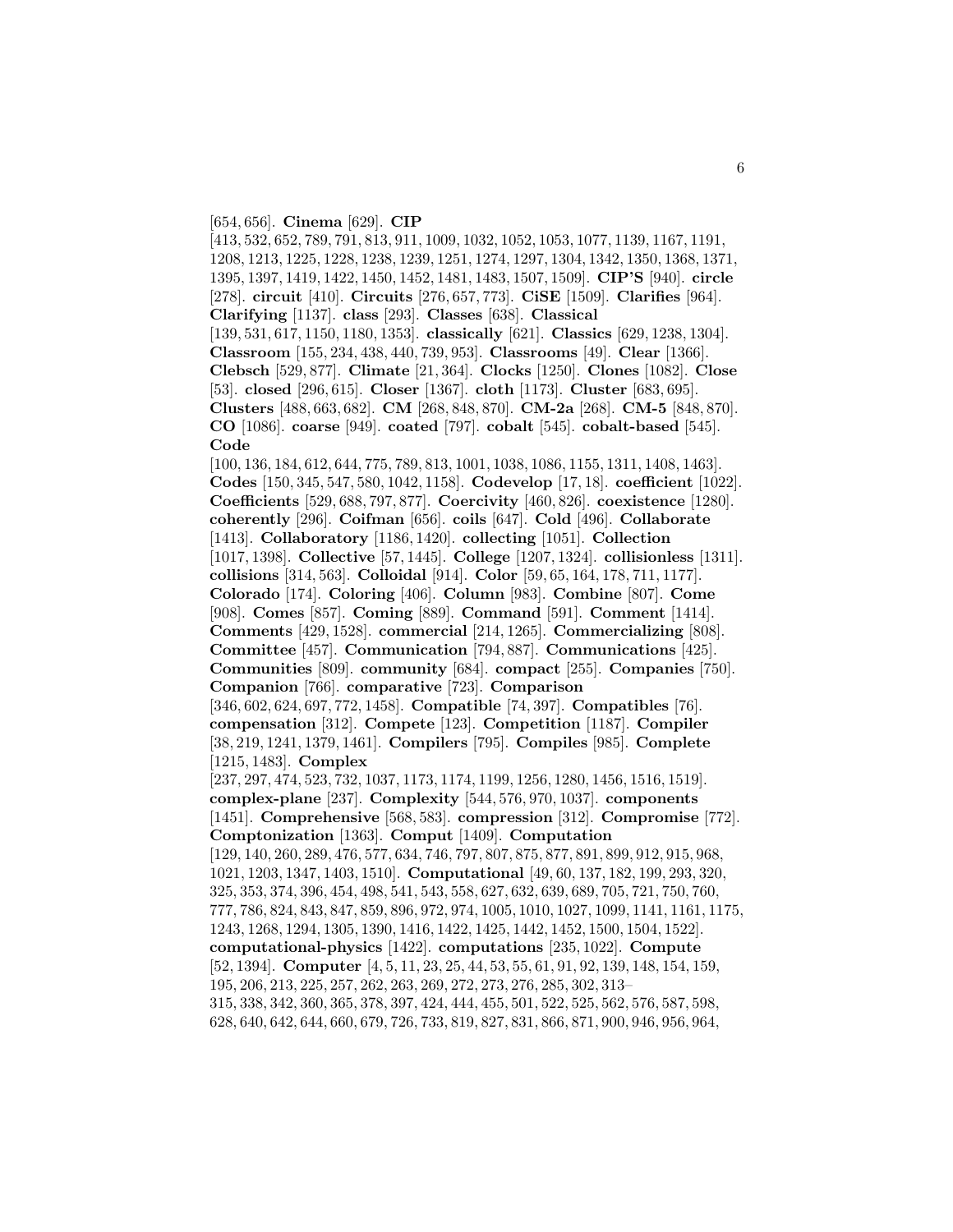[654, 656]. **Cinema** [629]. **CIP** [413, 532, 652, 789, 791, 813, 911, 1009, 1032, 1052, 1053, 1077, 1139, 1167, 1191, 1208, 1213, 1225, 1228, 1238, 1239, 1251, 1274, 1297, 1304, 1342, 1350, 1368, 1371, 1395, 1397, 1419, 1422, 1450, 1452, 1481, 1483, 1507, 1509]. **CIP'S** [940]. **circle** [278]. **circuit** [410]. **Circuits** [276, 657, 773]. **CiSE** [1509]. **Clarifies** [964]. **Clarifying** [1137]. **class** [293]. **Classes** [638]. **Classical** [139, 531, 617, 1150, 1180, 1353]. **classically** [621]. **Classics** [629, 1238, 1304]. **Classroom** [155, 234, 438, 440, 739, 953]. **Classrooms** [49]. **Clear** [1366]. **Clebsch** [529, 877]. **Climate** [21, 364]. **Clocks** [1250]. **Clones** [1082]. **Close** [53]. **closed** [296, 615]. **Closer** [1367]. **cloth** [1173]. **Cluster** [683, 695]. **Clusters** [488, 663, 682]. **CM** [268, 848, 870]. **CM-2a** [268]. **CM-5** [848, 870]. **CO** [1086]. **coarse** [949]. **coated** [797]. **cobalt** [545]. **cobalt-based** [545]. **Code** [100, 136, 184, 612, 644, 775, 789, 813, 1001, 1038, 1086, 1155, 1311, 1408, 1463]. **Codes** [150, 345, 547, 580, 1042, 1158]. **Codevelop** [17, 18]. **coefficient** [1022]. **Coefficients** [529, 688, 797, 877]. **Coercivity** [460, 826]. **coexistence** [1280]. **coherently** [296]. **Coifman** [656]. **coils** [647]. **Cold** [496]. **Collaborate** [1413]. **Collaboratory** [1186, 1420]. **collecting** [1051]. **Collection** [1017, 1398]. **Collective** [57, 1445]. **College** [1207, 1324]. **collisionless** [1311]. **collisions** [314, 563]. **Colloidal** [914]. **Color** [59, 65, 164, 178, 711, 1177]. **Colorado** [174]. **Coloring** [406]. **Column** [983]. **Combine** [807]. **Come** [908]. **Comes** [857]. **Coming** [889]. **Command** [591]. **Comment** [1414]. **Comments** [429, 1528]. **commercial** [214, 1265]. **Commercializing** [808]. **Committee** [457]. **Communication** [794, 887]. **Communications** [425]. **Communities** [809]. **community** [684]. **compact** [255]. **Companies** [750]. **Companion** [766]. **comparative** [723]. **Comparison** [346, 602, 624, 697, 772, 1458]. **Compatible** [74, 397]. **Compatibles** [76]. **compensation** [312]. **Compete** [123]. **Competition** [1187]. **Compiler** [38, 219, 1241, 1379, 1461]. **Compilers** [795]. **Compiles** [985]. **Complete** [1215, 1483]. **Complex** [237, 297, 474, 523, 732, 1037, 1173, 1174, 1199, 1256, 1280, 1456, 1516, 1519]. **complex-plane** [237]. **Complexity** [544, 576, 970, 1037]. **components** [1451]. **Comprehensive** [568, 583]. **compression** [312]. **Compromise** [772]. **Comptonization** [1363]. **Comput** [1409]. **Computation** [129, 140, 260, 289, 476, 577, 634, 746, 797, 807, 875, 877, 891, 899, 912, 915, 968, 1021, 1203, 1347, 1403, 1510]. **Computational** [49, 60, 137, 182, 199, 293, 320, 325, 353, 374, 396, 454, 498, 541, 543, 558, 627, 632, 639, 689, 705, 721, 750, 760, 777, 786, 824, 843, 847, 859, 896, 972, 974, 1005, 1010, 1027, 1099, 1141, 1161, 1175, 1243, 1268, 1294, 1305, 1390, 1416, 1422, 1425, 1442, 1452, 1500, 1504, 1522]. **computational-physics** [1422]. **computations** [235, 1022]. **Compute** [52, 1394]. **Computer** [4, 5, 11, 23, 25, 44, 53, 55, 61, 91, 92, 139, 148, 154, 159, 195, 206, 213, 225, 257, 262, 263, 269, 272, 273, 276, 285, 302, 313–315, 338, 342, 360, 365, 378, 397, 424, 444, 455, 501, 522, 525, 562, 576, 587, 598, 628, 640, 642, 644, 660, 679, 726, 733, 819, 827, 831, 866, 871, 900, 946, 956, 964,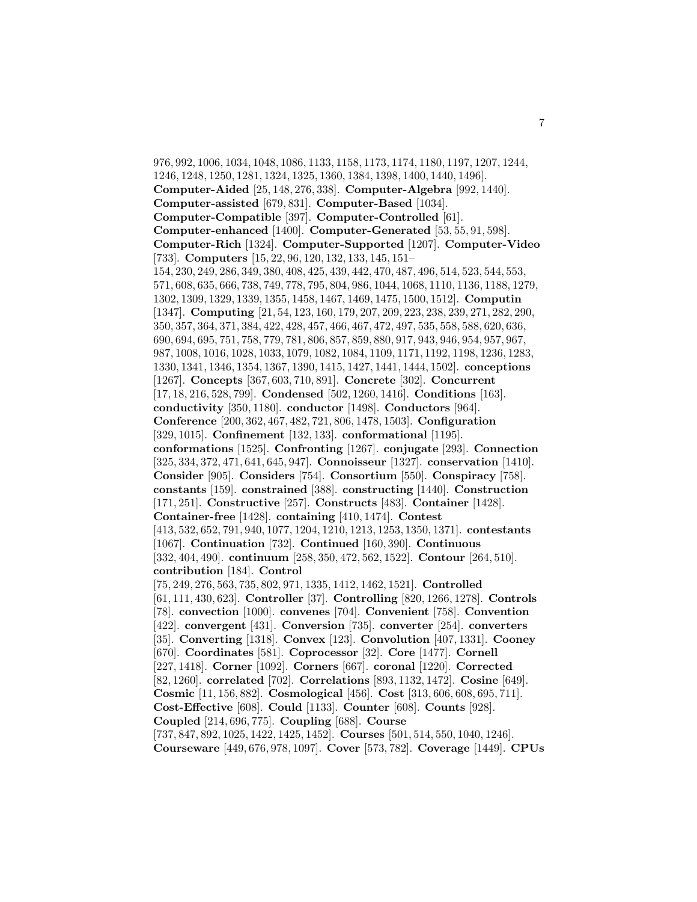976, 992, 1006, 1034, 1048, 1086, 1133, 1158, 1173, 1174, 1180, 1197, 1207, 1244, 1246, 1248, 1250, 1281, 1324, 1325, 1360, 1384, 1398, 1400, 1440, 1496]. **Computer-Aided** [25, 148, 276, 338]. **Computer-Algebra** [992, 1440]. **Computer-assisted** [679, 831]. **Computer-Based** [1034]. **Computer-Compatible** [397]. **Computer-Controlled** [61]. **Computer-enhanced** [1400]. **Computer-Generated** [53, 55, 91, 598]. **Computer-Rich** [1324]. **Computer-Supported** [1207]. **Computer-Video** [733]. **Computers** [15, 22, 96, 120, 132, 133, 145, 151–154, 230, 249, 286, 349, 380, 408, 425, 439, 442, 470, 487, 496, 514, 523, 544, 553, 571, 608, 635, 666, 738, 749, 778, 795, 804, 986, 1044, 1068, 1110, 1136, 1188, 1279, 1302, 1309, 1329, 1339, 1355, 1458, 1467, 1469, 1475, 1500, 1512]. **Computin** [1347]. **Computing** [21, 54, 123, 160, 179, 207, 209, 223, 238, 239, 271, 282, 290, 350, 357, 364, 371, 384, 422, 428, 457, 466, 467, 472, 497, 535, 558, 588, 620, 636, 690, 694, 695, 751, 758, 779, 781, 806, 857, 859, 880, 917, 943, 946, 954, 957, 967, 987, 1008, 1016, 1028, 1033, 1079, 1082, 1084, 1109, 1171, 1192, 1198, 1236, 1283, 1330, 1341, 1346, 1354, 1367, 1390, 1415, 1427, 1441, 1444, 1502]. **conceptions** [1267]. **Concepts** [367, 603, 710, 891]. **Concrete** [302]. **Concurrent** [17, 18, 216, 528, 799]. **Condensed** [502, 1260, 1416]. **Conditions** [163]. **conductivity** [350, 1180]. **conductor** [1498]. **Conductors** [964]. **Conference** [200, 362, 467, 482, 721, 806, 1478, 1503]. **Configuration** [329, 1015]. **Confinement** [132, 133]. **conformational** [1195]. **conformations** [1525]. **Confronting** [1267]. **conjugate** [293]. **Connection** [325, 334, 372, 471, 641, 645, 947]. **Connoisseur** [1327]. **conservation** [1410]. **Consider** [905]. **Considers** [754]. **Consortium** [550]. **Conspiracy** [758]. **constants** [159]. **constrained** [388]. **constructing** [1440]. **Construction** [171, 251]. **Constructive** [257]. **Constructs** [483]. **Container** [1428]. **Container-free** [1428]. **containing** [410, 1474]. **Contest** [413, 532, 652, 791, 940, 1077, 1204, 1210, 1213, 1253, 1350, 1371]. **contestants** [1067]. **Continuation** [732]. **Continued** [160, 390]. **Continuous** [332, 404, 490]. **continuum** [258, 350, 472, 562, 1522]. **Contour** [264, 510]. **contribution** [184]. **Control** [75, 249, 276, 563, 735, 802, 971, 1335, 1412, 1462, 1521]. **Controlled** [61, 111, 430, 623]. **Controller** [37]. **Controlling** [820, 1266, 1278]. **Controls** [78]. **convection** [1000]. **convenes** [704]. **Convenient** [758]. **Convention** [422]. **convergent** [431]. **Conversion** [735]. **converter** [254]. **converters** [35]. **Converting** [1318]. **Convex** [123]. **Convolution** [407, 1331]. **Cooney** [670]. **Coordinates** [581]. **Coprocessor** [32]. **Core** [1477]. **Cornell** [227, 1418]. **Corner** [1092]. **Corners** [667]. **coronal** [1220]. **Corrected** [82, 1260]. **correlated** [702]. **Correlations** [893, 1132, 1472]. **Cosine** [649]. **Cosmic** [11, 156, 882]. **Cosmological** [456]. **Cost** [313, 606, 608, 695, 711]. **Cost-Effective** [608]. **Could** [1133]. **Counter** [608]. **Counts** [928]. **Coupled** [214, 696, 775]. **Coupling** [688]. **Course** [737, 847, 892, 1025, 1422, 1425, 1452]. **Courses** [501, 514, 550, 1040, 1246]. **Courseware** [449, 676, 978, 1097]. **Cover** [573, 782]. **Coverage** [1449]. **CPUs**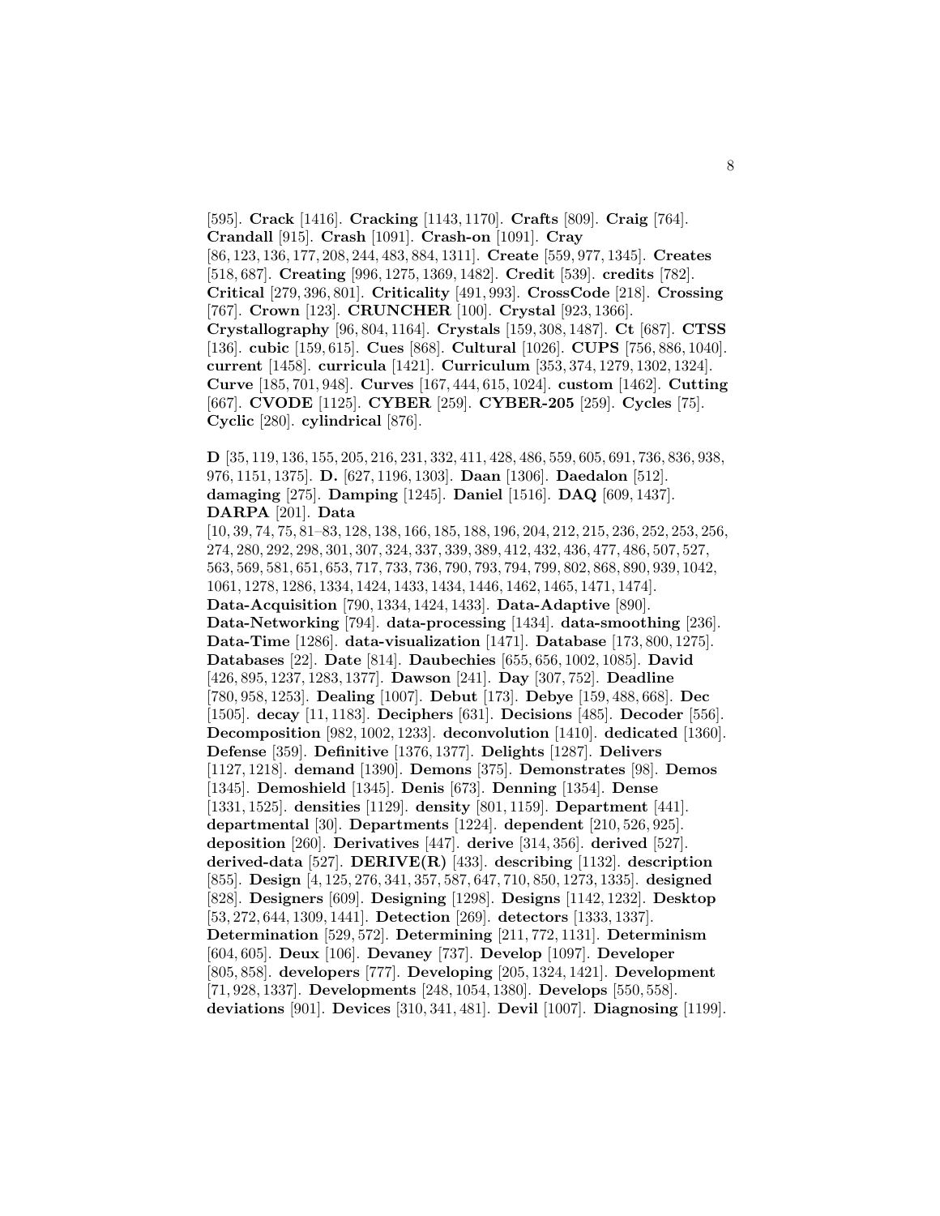[595]. **Crack** [1416]. **Cracking** [1143, 1170]. **Crafts** [809]. **Craig** [764]. **Crandall** [915]. **Crash** [1091]. **Crash-on** [1091]. **Cray** [86, 123, 136, 177, 208, 244, 483, 884, 1311]. **Create** [559, 977, 1345]. **Creates** [518, 687]. **Creating** [996, 1275, 1369, 1482]. **Credit** [539]. **credits** [782]. **Critical** [279, 396, 801]. **Criticality** [491, 993]. **CrossCode** [218]. **Crossing** [767]. **Crown** [123]. **CRUNCHER** [100]. **Crystal** [923, 1366]. **Crystallography** [96, 804, 1164]. **Crystals** [159, 308, 1487]. **Ct** [687]. **CTSS** [136]. **cubic** [159, 615]. **Cues** [868]. **Cultural** [1026]. **CUPS** [756, 886, 1040]. **current** [1458]. **curricula** [1421]. **Curriculum** [353, 374, 1279, 1302, 1324]. **Curve** [185, 701, 948]. **Curves** [167, 444, 615, 1024]. **custom** [1462]. **Cutting** [667]. **CVODE** [1125]. **CYBER** [259]. **CYBER-205** [259]. **Cycles** [75]. **Cyclic** [280]. **cylindrical** [876].

**D** [35, 119, 136, 155, 205, 216, 231, 332, 411, 428, 486, 559, 605, 691, 736, 836, 938, 976, 1151, 1375]. **D.** [627, 1196, 1303]. **Daan** [1306]. **Daedalon** [512]. **damaging** [275]. **Damping** [1245]. **Daniel** [1516]. **DAQ** [609, 1437]. **DARPA** [201]. **Data** [10, 39, 74, 75, 81–83, 128, 138, 166, 185, 188, 196, 204, 212, 215, 236, 252, 253, 256, 274, 280, 292, 298, 301, 307, 324, 337, 339, 389, 412, 432, 436, 477, 486, 507, 527, 563, 569, 581, 651, 653, 717, 733, 736, 790, 793, 794, 799, 802, 868, 890, 939, 1042, 1061, 1278, 1286, 1334, 1424, 1433, 1434, 1446, 1462, 1465, 1471, 1474]. **Data-Acquisition** [790, 1334, 1424, 1433]. **Data-Adaptive** [890]. **Data-Networking** [794]. **data-processing** [1434]. **data-smoothing** [236]. **Data-Time** [1286]. **data-visualization** [1471]. **Database** [173, 800, 1275]. **Databases** [22]. **Date** [814]. **Daubechies** [655, 656, 1002, 1085]. **David** [426, 895, 1237, 1283, 1377]. **Dawson** [241]. **Day** [307, 752]. **Deadline** [780, 958, 1253]. **Dealing** [1007]. **Debut** [173]. **Debye** [159, 488, 668]. **Dec** [1505]. **decay** [11, 1183]. **Deciphers** [631]. **Decisions** [485]. **Decoder** [556]. **Decomposition** [982, 1002, 1233]. **deconvolution** [1410]. **dedicated** [1360]. **Defense** [359]. **Definitive** [1376, 1377]. **Delights** [1287]. **Delivers** [1127, 1218]. **demand** [1390]. **Demons** [375]. **Demonstrates** [98]. **Demos** [1345]. **Demoshield** [1345]. **Denis** [673]. **Denning** [1354]. **Dense** [1331, 1525]. **densities** [1129]. **density** [801, 1159]. **Department** [441]. **departmental** [30]. **Departments** [1224]. **dependent** [210, 526, 925]. **deposition** [260]. **Derivatives** [447]. **derive** [314, 356]. **derived** [527]. **derived-data** [527]. **DERIVE(R)** [433]. **describing** [1132]. **description** [855]. **Design** [4, 125, 276, 341, 357, 587, 647, 710, 850, 1273, 1335]. **designed** [828]. **Designers** [609]. **Designing** [1298]. **Designs** [1142, 1232]. **Desktop** [53, 272, 644, 1309, 1441]. **Detection** [269]. **detectors** [1333, 1337]. **Determination** [529, 572]. **Determining** [211, 772, 1131]. **Determinism** [604, 605]. **Deux** [106]. **Devaney** [737]. **Develop** [1097]. **Developer** [805, 858]. **developers** [777]. **Developing** [205, 1324, 1421]. **Development** [71, 928, 1337]. **Developments** [248, 1054, 1380]. **Develops** [550, 558]. **deviations** [901]. **Devices** [310, 341, 481]. **Devil** [1007]. **Diagnosing** [1199].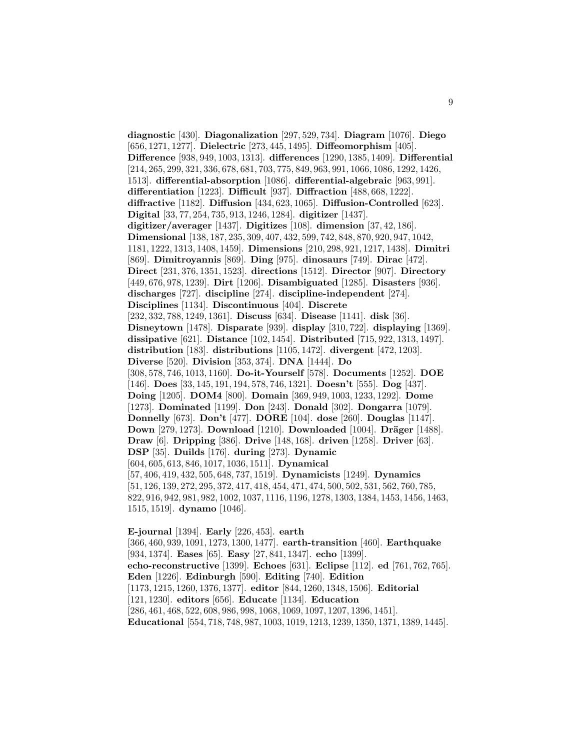**diagnostic** [430]. **Diagonalization** [297, 529, 734]. **Diagram** [1076]. **Diego** [656, 1271, 1277]. **Dielectric** [273, 445, 1495]. **Diffeomorphism** [405]. **Difference** [938, 949, 1003, 1313]. **differences** [1290, 1385, 1409]. **Differential** [214, 265, 299, 321, 336, 678, 681, 703, 775, 849, 963, 991, 1066, 1086, 1292, 1426, 1513]. **differential-absorption** [1086]. **differential-algebraic** [963, 991]. **differentiation** [1223]. **Difficult** [937]. **Diffraction** [488, 668, 1222]. **diffractive** [1182]. **Diffusion** [434, 623, 1065]. **Diffusion-Controlled** [623]. **Digital** [33, 77, 254, 735, 913, 1246, 1284]. **digitizer** [1437]. **digitizer/averager** [1437]. **Digitizes** [108]. **dimension** [37, 42, 186]. **Dimensional** [138, 187, 235, 309, 407, 432, 599, 742, 848, 870, 920, 947, 1042, 1181, 1222, 1313, 1408, 1459]. **Dimensions** [210, 298, 921, 1217, 1438]. **Dimitri** [869]. **Dimitroyannis** [869]. **Ding** [975]. **dinosaurs** [749]. **Dirac** [472]. **Direct** [231, 376, 1351, 1523]. **directions** [1512]. **Director** [907]. **Directory** [449, 676, 978, 1239]. **Dirt** [1206]. **Disambiguated** [1285]. **Disasters** [936]. **discharges** [727]. **discipline** [274]. **discipline-independent** [274]. **Disciplines** [1134]. **Discontinuous** [404]. **Discrete** [232, 332, 788, 1249, 1361]. **Discuss** [634]. **Disease** [1141]. **disk** [36]. **Disneytown** [1478]. **Disparate** [939]. **display** [310, 722]. **displaying** [1369]. **dissipative** [621]. **Distance** [102, 1454]. **Distributed** [715, 922, 1313, 1497]. **distribution** [183]. **distributions** [1105, 1472]. **divergent** [472, 1203]. **Diverse** [520]. **Division** [353, 374]. **DNA** [1444]. **Do** [308, 578, 746, 1013, 1160]. **Do-it-Yourself** [578]. **Documents** [1252]. **DOE** [146]. **Does** [33, 145, 191, 194, 578, 746, 1321]. **Doesn't** [555]. **Dog** [437]. **Doing** [1205]. **DOM4** [800]. **Domain** [369, 949, 1003, 1233, 1292]. **Dome** [1273]. **Dominated** [1199]. **Don** [243]. **Donald** [302]. **Dongarra** [1079]. **Donnelly** [673]. **Don't** [477]. **DORE** [104]. **dose** [260]. **Douglas** [1147]. **Down** [279, 1273]. **Download** [1210]. **Downloaded** [1004]. **Dräger** [1488]. **Draw** [6]. **Dripping** [386]. **Drive** [148, 168]. **driven** [1258]. **Driver** [63]. **DSP** [35]. **Duilds** [176]. **during** [273]. **Dynamic** [604, 605, 613, 846, 1017, 1036, 1511]. **Dynamical** [57, 406, 419, 432, 505, 648, 737, 1519]. **Dynamicists** [1249]. **Dynamics** [51, 126, 139, 272, 295, 372, 417, 418, 454, 471, 474, 500, 502, 531, 562, 760, 785, 822, 916, 942, 981, 982, 1002, 1037, 1116, 1196, 1278, 1303, 1384, 1453, 1456, 1463, 1515, 1519]. **dynamo** [1046].

**E-journal** [1394]. **Early** [226, 453]. **earth** [366, 460, 939, 1091, 1273, 1300, 1477]. **earth-transition** [460]. **Earthquake** [934, 1374]. **Eases** [65]. **Easy** [27, 841, 1347]. **echo** [1399]. **echo-reconstructive** [1399]. **Echoes** [631]. **Eclipse** [112]. **ed** [761, 762, 765]. **Eden** [1226]. **Edinburgh** [590]. **Editing** [740]. **Edition** [1173, 1215, 1260, 1376, 1377]. **editor** [844, 1260, 1348, 1506]. **Editorial** [121, 1230]. **editors** [656]. **Educate** [1134]. **Education** [286, 461, 468, 522, 608, 986, 998, 1068, 1069, 1097, 1207, 1396, 1451]. **Educational** [554, 718, 748, 987, 1003, 1019, 1213, 1239, 1350, 1371, 1389, 1445].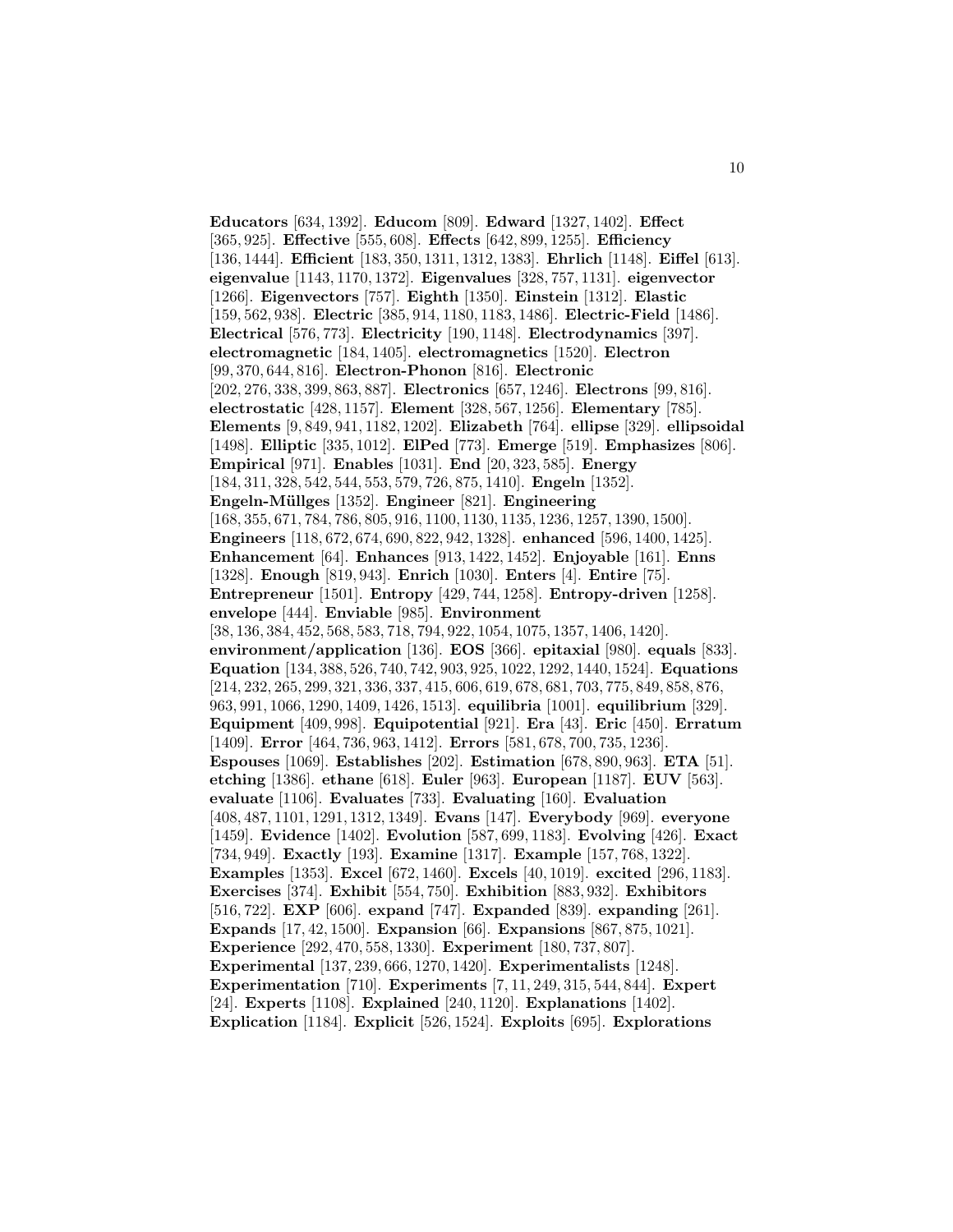**Educators** [634, 1392]. **Educom** [809]. **Edward** [1327, 1402]. **Effect** [365, 925]. **Effective** [555, 608]. **Effects** [642, 899, 1255]. **Efficiency** [136, 1444]. **Efficient** [183, 350, 1311, 1312, 1383]. **Ehrlich** [1148]. **Eiffel** [613]. **eigenvalue** [1143, 1170, 1372]. **Eigenvalues** [328, 757, 1131]. **eigenvector** [1266]. **Eigenvectors** [757]. **Eighth** [1350]. **Einstein** [1312]. **Elastic** [159, 562, 938]. **Electric** [385, 914, 1180, 1183, 1486]. **Electric-Field** [1486]. **Electrical** [576, 773]. **Electricity** [190, 1148]. **Electrodynamics** [397]. **electromagnetic** [184, 1405]. **electromagnetics** [1520]. **Electron** [99, 370, 644, 816]. **Electron-Phonon** [816]. **Electronic** [202, 276, 338, 399, 863, 887]. **Electronics** [657, 1246]. **Electrons** [99, 816]. **electrostatic** [428, 1157]. **Element** [328, 567, 1256]. **Elementary** [785]. **Elements** [9, 849, 941, 1182, 1202]. **Elizabeth** [764]. **ellipse** [329]. **ellipsoidal** [1498]. **Elliptic** [335, 1012]. **ElPed** [773]. **Emerge** [519]. **Emphasizes** [806]. **Empirical** [971]. **Enables** [1031]. **End** [20, 323, 585]. **Energy** [184, 311, 328, 542, 544, 553, 579, 726, 875, 1410]. **Engeln** [1352]. **Engeln-Müllges** [1352]. **Engineer** [821]. **Engineering** [168, 355, 671, 784, 786, 805, 916, 1100, 1130, 1135, 1236, 1257, 1390, 1500]. **Engineers** [118, 672, 674, 690, 822, 942, 1328]. **enhanced** [596, 1400, 1425]. **Enhancement** [64]. **Enhances** [913, 1422, 1452]. **Enjoyable** [161]. **Enns** [1328]. **Enough** [819, 943]. **Enrich** [1030]. **Enters** [4]. **Entire** [75]. **Entrepreneur** [1501]. **Entropy** [429, 744, 1258]. **Entropy-driven** [1258]. **envelope** [444]. **Enviable** [985]. **Environment** [38, 136, 384, 452, 568, 583, 718, 794, 922, 1054, 1075, 1357, 1406, 1420]. **environment/application** [136]. **EOS** [366]. **epitaxial** [980]. **equals** [833]. **Equation** [134, 388, 526, 740, 742, 903, 925, 1022, 1292, 1440, 1524]. **Equations** [214, 232, 265, 299, 321, 336, 337, 415, 606, 619, 678, 681, 703, 775, 849, 858, 876, 963, 991, 1066, 1290, 1409, 1426, 1513]. **equilibria** [1001]. **equilibrium** [329]. **Equipment** [409, 998]. **Equipotential** [921]. **Era** [43]. **Eric** [450]. **Erratum** [1409]. **Error** [464, 736, 963, 1412]. **Errors** [581, 678, 700, 735, 1236]. **Espouses** [1069]. **Establishes** [202]. **Estimation** [678, 890, 963]. **ETA** [51]. **etching** [1386]. **ethane** [618]. **Euler** [963]. **European** [1187]. **EUV** [563]. **evaluate** [1106]. **Evaluates** [733]. **Evaluating** [160]. **Evaluation** [408, 487, 1101, 1291, 1312, 1349]. **Evans** [147]. **Everybody** [969]. **everyone** [1459]. **Evidence** [1402]. **Evolution** [587, 699, 1183]. **Evolving** [426]. **Exact** [734, 949]. **Exactly** [193]. **Examine** [1317]. **Example** [157, 768, 1322]. **Examples** [1353]. **Excel** [672, 1460]. **Excels** [40, 1019]. **excited** [296, 1183]. **Exercises** [374]. **Exhibit** [554, 750]. **Exhibition** [883, 932]. **Exhibitors** [516, 722]. **EXP** [606]. **expand** [747]. **Expanded** [839]. **expanding** [261]. **Expands** [17, 42, 1500]. **Expansion** [66]. **Expansions** [867, 875, 1021]. **Experience** [292, 470, 558, 1330]. **Experiment** [180, 737, 807]. **Experimental** [137, 239, 666, 1270, 1420]. **Experimentalists** [1248]. **Experimentation** [710]. **Experiments** [7, 11, 249, 315, 544, 844]. **Expert** [24]. **Experts** [1108]. **Explained** [240, 1120]. **Explanations** [1402]. **Explication** [1184]. **Explicit** [526, 1524]. **Exploits** [695]. **Explorations**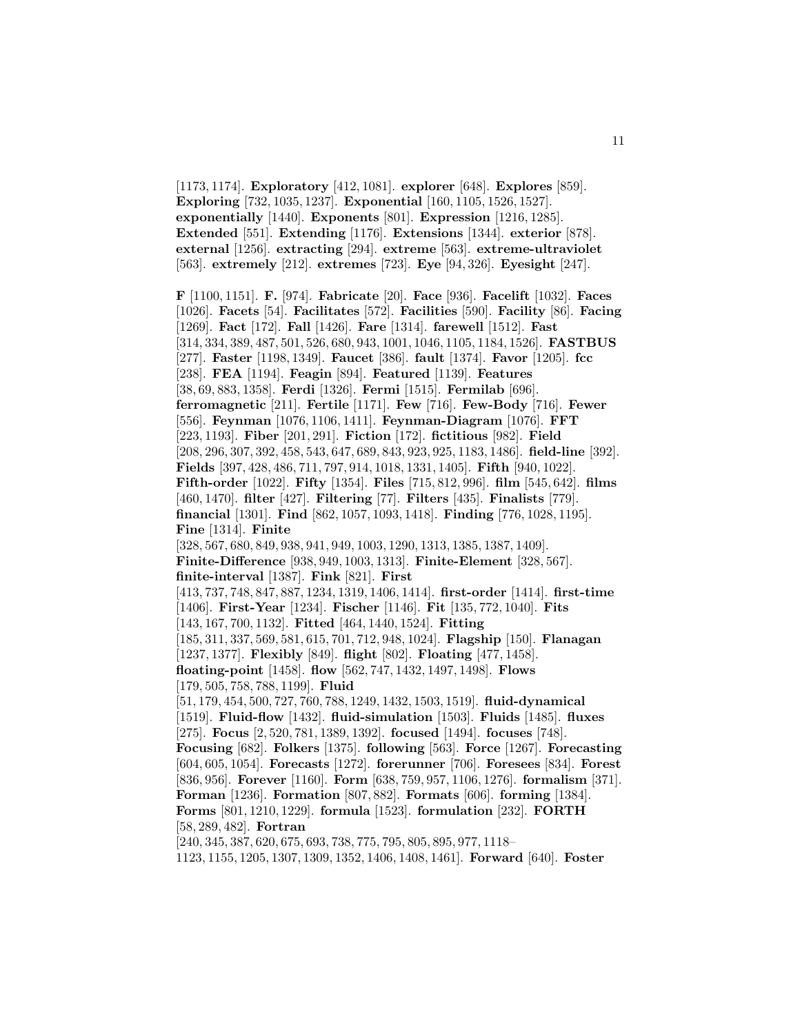[1173, 1174]. **Exploratory** [412, 1081]. **explorer** [648]. **Explores** [859]. **Exploring** [732, 1035, 1237]. **Exponential** [160, 1105, 1526, 1527]. **exponentially** [1440]. **Exponents** [801]. **Expression** [1216, 1285]. **Extended** [551]. **Extending** [1176]. **Extensions** [1344]. **exterior** [878]. **external** [1256]. **extracting** [294]. **extreme** [563]. **extreme-ultraviolet** [563]. **extremely** [212]. **extremes** [723]. **Eye** [94, 326]. **Eyesight** [247].

**F** [1100, 1151]. **F.** [974]. **Fabricate** [20]. **Face** [936]. **Facelift** [1032]. **Faces** [1026]. **Facets** [54]. **Facilitates** [572]. **Facilities** [590]. **Facility** [86]. **Facing** [1269]. **Fact** [172]. **Fall** [1426]. **Fare** [1314]. **farewell** [1512]. **Fast** [314, 334, 389, 487, 501, 526, 680, 943, 1001, 1046, 1105, 1184, 1526]. **FASTBUS** [277]. **Faster** [1198, 1349]. **Faucet** [386]. **fault** [1374]. **Favor** [1205]. **fcc** [238]. **FEA** [1194]. **Feagin** [894]. **Featured** [1139]. **Features** [38, 69, 883, 1358]. **Ferdi** [1326]. **Fermi** [1515]. **Fermilab** [696]. **ferromagnetic** [211]. **Fertile** [1171]. **Few** [716]. **Few-Body** [716]. **Fewer** [556]. **Feynman** [1076, 1106, 1411]. **Feynman-Diagram** [1076]. **FFT** [223, 1193]. **Fiber** [201, 291]. **Fiction** [172]. **fictitious** [982]. **Field** [208, 296, 307, 392, 458, 543, 647, 689, 843, 923, 925, 1183, 1486]. **field-line** [392]. **Fields** [397, 428, 486, 711, 797, 914, 1018, 1331, 1405]. **Fifth** [940, 1022]. **Fifth-order** [1022]. **Fifty** [1354]. **Files** [715, 812, 996]. **film** [545, 642]. **films** [460, 1470]. **filter** [427]. **Filtering** [77]. **Filters** [435]. **Finalists** [779]. **financial** [1301]. **Find** [862, 1057, 1093, 1418]. **Finding** [776, 1028, 1195]. **Fine** [1314]. **Finite** [328, 567, 680, 849, 938, 941, 949, 1003, 1290, 1313, 1385, 1387, 1409]. **Finite-Difference** [938, 949, 1003, 1313]. **Finite-Element** [328, 567]. **finite-interval** [1387]. **Fink** [821]. **First** [413, 737, 748, 847, 887, 1234, 1319, 1406, 1414]. **first-order** [1414]. **first-time** [1406]. **First-Year** [1234]. **Fischer** [1146]. **Fit** [135, 772, 1040]. **Fits** [143, 167, 700, 1132]. **Fitted** [464, 1440, 1524]. **Fitting** [185, 311, 337, 569, 581, 615, 701, 712, 948, 1024]. **Flagship** [150]. **Flanagan** [1237, 1377]. **Flexibly** [849]. **flight** [802]. **Floating** [477, 1458]. **floating-point** [1458]. **flow** [562, 747, 1432, 1497, 1498]. **Flows** [179, 505, 758, 788, 1199]. **Fluid** [51, 179, 454, 500, 727, 760, 788, 1249, 1432, 1503, 1519]. **fluid-dynamical** [1519]. **Fluid-flow** [1432]. **fluid-simulation** [1503]. **Fluids** [1485]. **fluxes** [275]. **Focus** [2, 520, 781, 1389, 1392]. **focused** [1494]. **focuses** [748]. **Focusing** [682]. **Folkers** [1375]. **following** [563]. **Force** [1267]. **Forecasting** [604, 605, 1054]. **Forecasts** [1272]. **forerunner** [706]. **Foresees** [834]. **Forest** [836, 956]. **Forever** [1160]. **Form** [638, 759, 957, 1106, 1276]. **formalism** [371]. **Forman** [1236]. **Formation** [807, 882]. **Formats** [606]. **forming** [1384]. **Forms** [801, 1210, 1229]. **formula** [1523]. **formulation** [232]. **FORTH** [58, 289, 482]. **Fortran** [240, 345, 387, 620, 675, 693, 738, 775, 795, 805, 895, 977, 1118–1123, 1155, 1205, 1307, 1309, 1352, 1406, 1408, 1461]. **Forward** [640]. **Foster**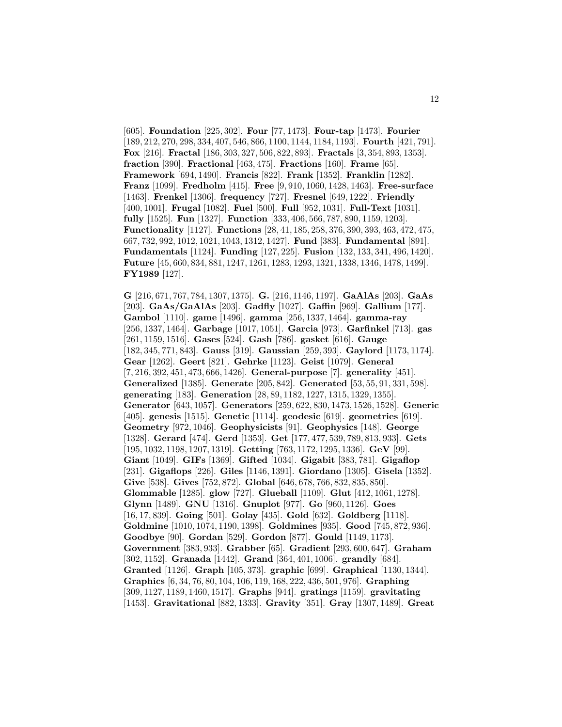[605]. **Foundation** [225, 302]. **Four** [77, 1473]. **Four-tap** [1473]. **Fourier** [189, 212, 270, 298, 334, 407, 546, 866, 1100, 1144, 1184, 1193]. **Fourth** [421, 791]. **Fox** [216]. **Fractal** [186, 303, 327, 506, 822, 893]. **Fractals** [3, 354, 893, 1353]. **fraction** [390]. **Fractional** [463, 475]. **Fractions** [160]. **Frame** [65]. **Framework** [694, 1490]. **Francis** [822]. **Frank** [1352]. **Franklin** [1282]. **Franz** [1099]. **Fredholm** [415]. **Free** [9, 910, 1060, 1428, 1463]. **Free-surface** [1463]. **Frenkel** [1306]. **frequency** [727]. **Fresnel** [649, 1222]. **Friendly** [400, 1001]. **Frugal** [1082]. **Fuel** [500]. **Full** [952, 1031]. **Full-Text** [1031]. **fully** [1525]. **Fun** [1327]. **Function** [333, 406, 566, 787, 890, 1159, 1203]. **Functionality** [1127]. **Functions** [28, 41, 185, 258, 376, 390, 393, 463, 472, 475, 667, 732, 992, 1012, 1021, 1043, 1312, 1427]. **Fund** [383]. **Fundamental** [891]. **Fundamentals** [1124]. **Funding** [127, 225]. **Fusion** [132, 133, 341, 496, 1420]. **Future** [45, 660, 834, 881, 1247, 1261, 1283, 1293, 1321, 1338, 1346, 1478, 1499]. **FY1989** [127].

**G** [216, 671, 767, 784, 1307, 1375]. **G.** [216, 1146, 1197]. **GaAlAs** [203]. **GaAs** [203]. **GaAs/GaAlAs** [203]. **Gadfly** [1027]. **Gaffin** [969]. **Gallium** [177]. **Gambol** [1110]. **game** [1496]. **gamma** [256, 1337, 1464]. **gamma-ray** [256, 1337, 1464]. **Garbage** [1017, 1051]. **Garcia** [973]. **Garfinkel** [713]. **gas** [261, 1159, 1516]. **Gases** [524]. **Gash** [786]. **gasket** [616]. **Gauge** [182, 345, 771, 843]. **Gauss** [319]. **Gaussian** [259, 393]. **Gaylord** [1173, 1174]. **Gear** [1262]. **Geert** [821]. **Gehrke** [1123]. **Geist** [1079]. **General** [7, 216, 392, 451, 473, 666, 1426]. **General-purpose** [7]. **generality** [451]. **Generalized** [1385]. **Generate** [205, 842]. **Generated** [53, 55, 91, 331, 598]. **generating** [183]. **Generation** [28, 89, 1182, 1227, 1315, 1329, 1355]. **Generator** [643, 1057]. **Generators** [259, 622, 830, 1473, 1526, 1528]. **Generic** [405]. **genesis** [1515]. **Genetic** [1114]. **geodesic** [619]. **geometries** [619]. **Geometry** [972, 1046]. **Geophysicists** [91]. **Geophysics** [148]. **George** [1328]. **Gerard** [474]. **Gerd** [1353]. **Get** [177, 477, 539, 789, 813, 933]. **Gets** [195, 1032, 1198, 1207, 1319]. **Getting** [763, 1172, 1295, 1336]. **GeV** [99]. **Giant** [1049]. **GIFs** [1369]. **Gifted** [1034]. **Gigabit** [383, 781]. **Gigaflop** [231]. **Gigaflops** [226]. **Giles** [1146, 1391]. **Giordano** [1305]. **Gisela** [1352]. **Give** [538]. **Gives** [752, 872]. **Global** [646, 678, 766, 832, 835, 850]. **Glommable** [1285]. **glow** [727]. **Glueball** [1109]. **Glut** [412, 1061, 1278]. **Glynn** [1489]. **GNU** [1316]. **Gnuplot** [977]. **Go** [960, 1126]. **Goes** [16, 17, 839]. **Going** [501]. **Golay** [435]. **Gold** [632]. **Goldberg** [1118]. **Goldmine** [1010, 1074, 1190, 1398]. **Goldmines** [935]. **Good** [745, 872, 936]. **Goodbye** [90]. **Gordan** [529]. **Gordon** [877]. **Gould** [1149, 1173]. **Government** [383, 933]. **Grabber** [65]. **Gradient** [293, 600, 647]. **Graham** [302, 1152]. **Granada** [1442]. **Grand** [364, 401, 1006]. **grandly** [684]. **Granted** [1126]. **Graph** [105, 373]. **graphic** [699]. **Graphical** [1130, 1344]. **Graphics** [6, 34, 76, 80, 104, 106, 119, 168, 222, 436, 501, 976]. **Graphing** [309, 1127, 1189, 1460, 1517]. **Graphs** [944]. **gratings** [1159]. **gravitating** [1453]. **Gravitational** [882, 1333]. **Gravity** [351]. **Gray** [1307, 1489]. **Great**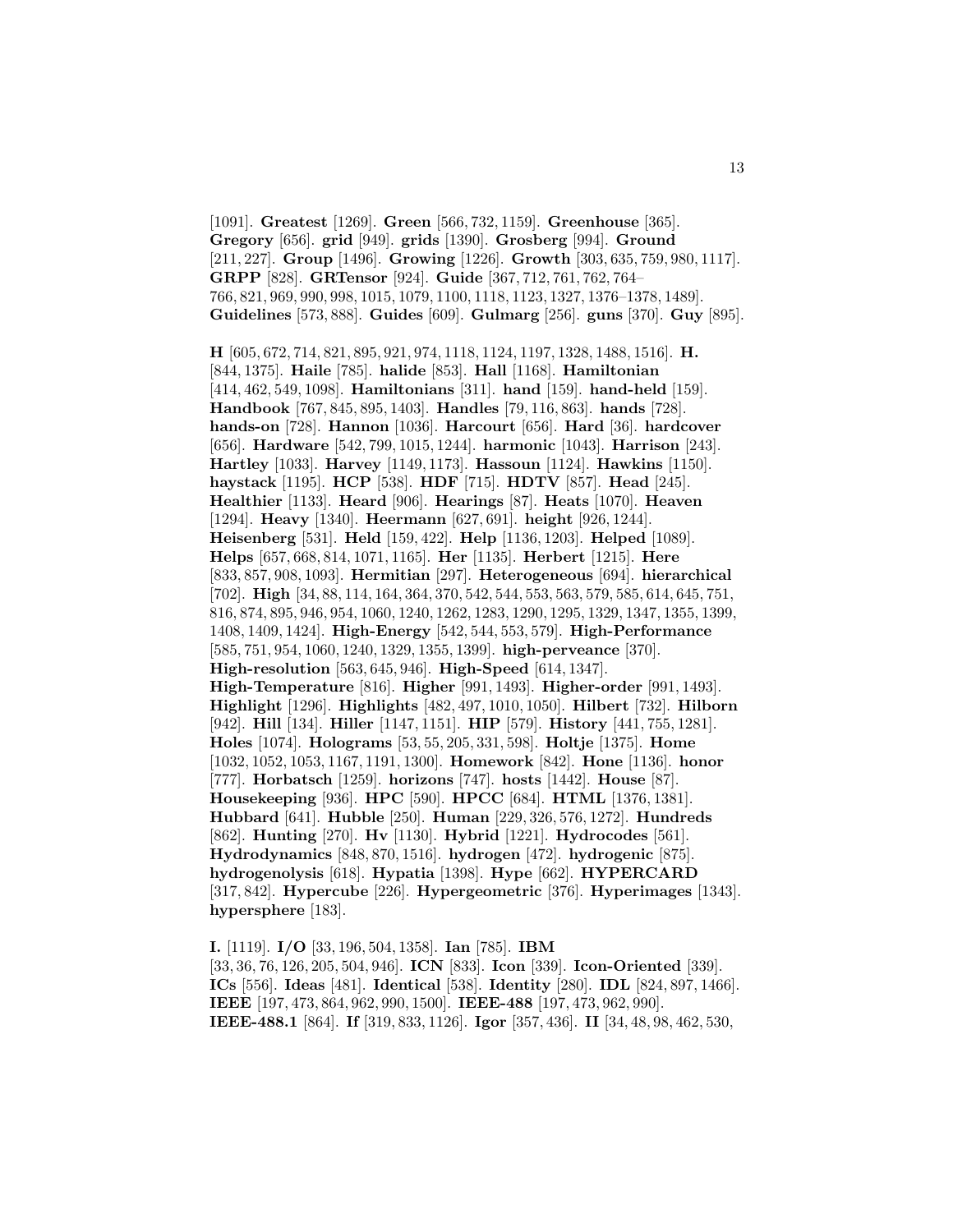[1091]. **Greatest** [1269]. **Green** [566, 732, 1159]. **Greenhouse** [365]. **Gregory** [656]. **grid** [949]. **grids** [1390]. **Grosberg** [994]. **Ground** [211, 227]. **Group** [1496]. **Growing** [1226]. **Growth** [303, 635, 759, 980, 1117]. **GRPP** [828]. **GRTensor** [924]. **Guide** [367, 712, 761, 762, 764–766, 821, 969, 990, 998, 1015, 1079, 1100, 1118, 1123, 1327, 1376–1378, 1489]. **Guidelines** [573, 888]. **Guides** [609]. **Gulmarg** [256]. **guns** [370]. **Guy** [895].

**H** [605, 672, 714, 821, 895, 921, 974, 1118, 1124, 1197, 1328, 1488, 1516]. **H.** [844, 1375]. **Haile** [785]. **halide** [853]. **Hall** [1168]. **Hamiltonian** [414, 462, 549, 1098]. **Hamiltonians** [311]. **hand** [159]. **hand-held** [159]. **Handbook** [767, 845, 895, 1403]. **Handles** [79, 116, 863]. **hands** [728]. **hands-on** [728]. **Hannon** [1036]. **Harcourt** [656]. **Hard** [36]. **hardcover** [656]. **Hardware** [542, 799, 1015, 1244]. **harmonic** [1043]. **Harrison** [243]. **Hartley** [1033]. **Harvey** [1149, 1173]. **Hassoun** [1124]. **Hawkins** [1150]. **haystack** [1195]. **HCP** [538]. **HDF** [715]. **HDTV** [857]. **Head** [245]. **Healthier** [1133]. **Heard** [906]. **Hearings** [87]. **Heats** [1070]. **Heaven** [1294]. **Heavy** [1340]. **Heermann** [627, 691]. **height** [926, 1244]. **Heisenberg** [531]. **Held** [159, 422]. **Help** [1136, 1203]. **Helped** [1089]. **Helps** [657, 668, 814, 1071, 1165]. **Her** [1135]. **Herbert** [1215]. **Here** [833, 857, 908, 1093]. **Hermitian** [297]. **Heterogeneous** [694]. **hierarchical** [702]. **High** [34, 88, 114, 164, 364, 370, 542, 544, 553, 563, 579, 585, 614, 645, 751, 816, 874, 895, 946, 954, 1060, 1240, 1262, 1283, 1290, 1295, 1329, 1347, 1355, 1399, 1408, 1409, 1424]. **High-Energy** [542, 544, 553, 579]. **High-Performance** [585, 751, 954, 1060, 1240, 1329, 1355, 1399]. **high-perveance** [370]. **High-resolution** [563, 645, 946]. **High-Speed** [614, 1347]. **High-Temperature** [816]. **Higher** [991, 1493]. **Higher-order** [991, 1493]. **Highlight** [1296]. **Highlights** [482, 497, 1010, 1050]. **Hilbert** [732]. **Hilborn** [942]. **Hill** [134]. **Hiller** [1147, 1151]. **HIP** [579]. **History** [441, 755, 1281]. **Holes** [1074]. **Holograms** [53, 55, 205, 331, 598]. **Holtje** [1375]. **Home** [1032, 1052, 1053, 1167, 1191, 1300]. **Homework** [842]. **Hone** [1136]. **honor** [777]. **Horbatsch** [1259]. **horizons** [747]. **hosts** [1442]. **House** [87]. **Housekeeping** [936]. **HPC** [590]. **HPCC** [684]. **HTML** [1376, 1381]. **Hubbard** [641]. **Hubble** [250]. **Human** [229, 326, 576, 1272]. **Hundreds** [862]. **Hunting** [270]. **Hv** [1130]. **Hybrid** [1221]. **Hydrocodes** [561]. **Hydrodynamics** [848, 870, 1516]. **hydrogen** [472]. **hydrogenic** [875]. **hydrogenolysis** [618]. **Hypatia** [1398]. **Hype** [662]. **HYPERCARD** [317, 842]. **Hypercube** [226]. **Hypergeometric** [376]. **Hyperimages** [1343]. **hypersphere** [183].

**I.** [1119]. **I/O** [33, 196, 504, 1358]. **Ian** [785]. **IBM** [33, 36, 76, 126, 205, 504, 946]. **ICN** [833]. **Icon** [339]. **Icon-Oriented** [339]. **ICs** [556]. **Ideas** [481]. **Identical** [538]. **Identity** [280]. **IDL** [824, 897, 1466]. **IEEE** [197, 473, 864, 962, 990, 1500]. **IEEE-488** [197, 473, 962, 990]. **IEEE-488.1** [864]. **If** [319, 833, 1126]. **Igor** [357, 436]. **II** [34, 48, 98, 462, 530,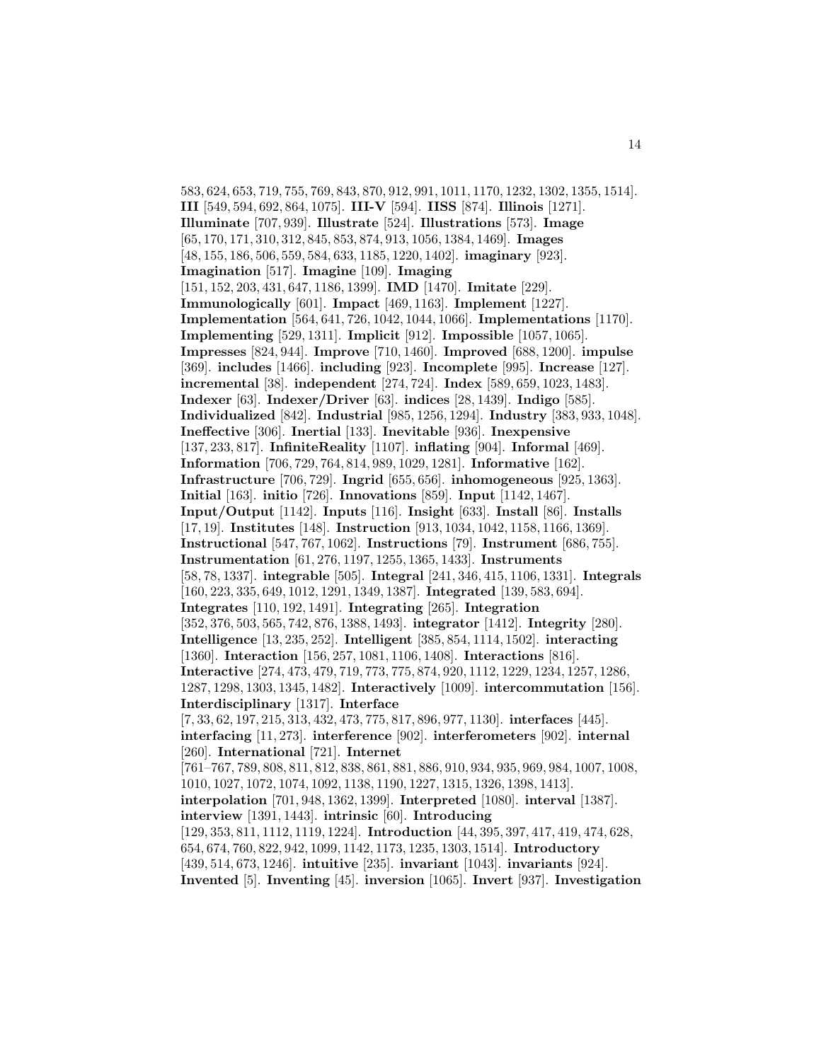583, 624, 653, 719, 755, 769, 843, 870, 912, 991, 1011, 1170, 1232, 1302, 1355, 1514]. **III** [549, 594, 692, 864, 1075]. **III-V** [594]. **IISS** [874]. **Illinois** [1271]. **Illuminate** [707, 939]. **Illustrate** [524]. **Illustrations** [573]. **Image** [65, 170, 171, 310, 312, 845, 853, 874, 913, 1056, 1384, 1469]. **Images** [48, 155, 186, 506, 559, 584, 633, 1185, 1220, 1402]. **imaginary** [923]. **Imagination** [517]. **Imagine** [109]. **Imaging** [151, 152, 203, 431, 647, 1186, 1399]. **IMD** [1470]. **Imitate** [229]. **Immunologically** [601]. **Impact** [469, 1163]. **Implement** [1227]. **Implementation** [564, 641, 726, 1042, 1044, 1066]. **Implementations** [1170]. **Implementing** [529, 1311]. **Implicit** [912]. **Impossible** [1057, 1065]. **Impresses** [824, 944]. **Improve** [710, 1460]. **Improved** [688, 1200]. **impulse** [369]. **includes** [1466]. **including** [923]. **Incomplete** [995]. **Increase** [127]. **incremental** [38]. **independent** [274, 724]. **Index** [589, 659, 1023, 1483]. **Indexer** [63]. **Indexer/Driver** [63]. **indices** [28, 1439]. **Indigo** [585]. **Individualized** [842]. **Industrial** [985, 1256, 1294]. **Industry** [383, 933, 1048]. **Ineffective** [306]. **Inertial** [133]. **Inevitable** [936]. **Inexpensive** [137, 233, 817]. **InfiniteReality** [1107]. **inflating** [904]. **Informal** [469]. **Information** [706, 729, 764, 814, 989, 1029, 1281]. **Informative** [162]. **Infrastructure** [706, 729]. **Ingrid** [655, 656]. **inhomogeneous** [925, 1363]. **Initial** [163]. **initio** [726]. **Innovations** [859]. **Input** [1142, 1467]. **Input/Output** [1142]. **Inputs** [116]. **Insight** [633]. **Install** [86]. **Installs** [17, 19]. **Institutes** [148]. **Instruction** [913, 1034, 1042, 1158, 1166, 1369]. **Instructional** [547, 767, 1062]. **Instructions** [79]. **Instrument** [686, 755]. **Instrumentation** [61, 276, 1197, 1255, 1365, 1433]. **Instruments** [58, 78, 1337]. **integrable** [505]. **Integral** [241, 346, 415, 1106, 1331]. **Integrals** [160, 223, 335, 649, 1012, 1291, 1349, 1387]. **Integrated** [139, 583, 694]. **Integrates** [110, 192, 1491]. **Integrating** [265]. **Integration** [352, 376, 503, 565, 742, 876, 1388, 1493]. **integrator** [1412]. **Integrity** [280]. **Intelligence** [13, 235, 252]. **Intelligent** [385, 854, 1114, 1502]. **interacting** [1360]. **Interaction** [156, 257, 1081, 1106, 1408]. **Interactions** [816]. **Interactive** [274, 473, 479, 719, 773, 775, 874, 920, 1112, 1229, 1234, 1257, 1286, 1287, 1298, 1303, 1345, 1482]. **Interactively** [1009]. **intercommutation** [156]. **Interdisciplinary** [1317]. **Interface** [7, 33, 62, 197, 215, 313, 432, 473, 775, 817, 896, 977, 1130]. **interfaces** [445]. **interfacing** [11, 273]. **interference** [902]. **interferometers** [902]. **internal** [260]. **International** [721]. **Internet** [761–767, 789, 808, 811, 812, 838, 861, 881, 886, 910, 934, 935, 969, 984, 1007, 1008, 1010, 1027, 1072, 1074, 1092, 1138, 1190, 1227, 1315, 1326, 1398, 1413]. **interpolation** [701, 948, 1362, 1399]. **Interpreted** [1080]. **interval** [1387]. **interview** [1391, 1443]. **intrinsic** [60]. **Introducing** [129, 353, 811, 1112, 1119, 1224]. **Introduction** [44, 395, 397, 417, 419, 474, 628, 654, 674, 760, 822, 942, 1099, 1142, 1173, 1235, 1303, 1514]. **Introductory** [439, 514, 673, 1246]. **intuitive** [235]. **invariant** [1043]. **invariants** [924]. **Invented** [5]. **Inventing** [45]. **inversion** [1065]. **Invert** [937]. **Investigation**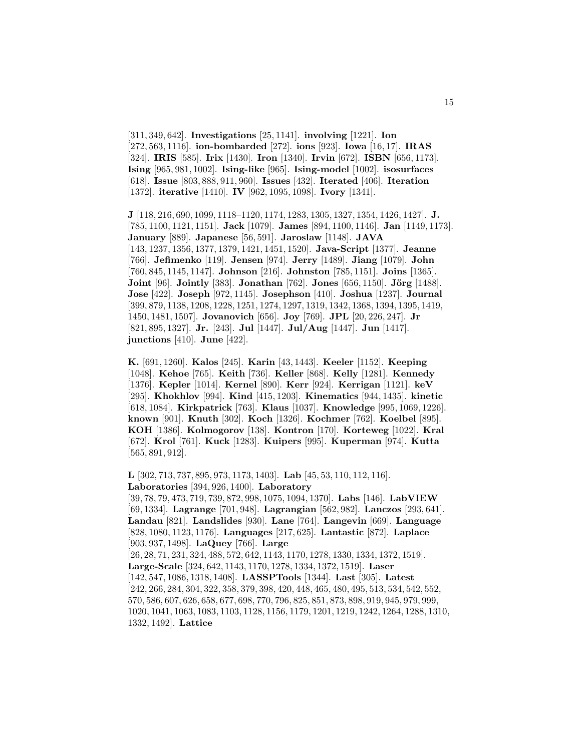[311, 349, 642]. **Investigations** [25, 1141]. **involving** [1221]. **Ion** [272, 563, 1116]. **ion-bombarded** [272]. **ions** [923]. **Iowa** [16, 17]. **IRAS** [324]. **IRIS** [585]. **Irix** [1430]. **Iron** [1340]. **Irvin** [672]. **ISBN** [656, 1173]. **Ising** [965, 981, 1002]. **Ising-like** [965]. **Ising-model** [1002]. **isosurfaces** [618]. **Issue** [803, 888, 911, 960]. **Issues** [432]. **Iterated** [406]. **Iteration** [1372]. **iterative** [1410]. **IV** [962, 1095, 1098]. **Ivory** [1341].

**J** [118, 216, 690, 1099, 1118–1120, 1174, 1283, 1305, 1327, 1354, 1426, 1427]. **J.** [785, 1100, 1121, 1151]. **Jack** [1079]. **James** [894, 1100, 1146]. **Jan** [1149, 1173]. **January** [889]. **Japanese** [56, 591]. **Jaroslaw** [1148]. **JAVA** [143, 1237, 1356, 1377, 1379, 1421, 1451, 1520]. **Java-Script** [1377]. **Jeanne** [766]. **Jefimenko** [119]. **Jensen** [974]. **Jerry** [1489]. **Jiang** [1079]. **John** [760, 845, 1145, 1147]. **Johnson** [216]. **Johnston** [785, 1151]. **Joins** [1365]. **Joint** [96]. **Jointly** [383]. **Jonathan** [762]. **Jones** [656, 1150]. **Jörg** [1488]. **Jose** [422]. **Joseph** [972, 1145]. **Josephson** [410]. **Joshua** [1237]. **Journal** [399, 879, 1138, 1208, 1228, 1251, 1274, 1297, 1319, 1342, 1368, 1394, 1395, 1419, 1450, 1481, 1507]. **Jovanovich** [656]. **Joy** [769]. **JPL** [20, 226, 247]. **Jr** [821, 895, 1327]. **Jr.** [243]. **Jul** [1447]. **Jul/Aug** [1447]. **Jun** [1417]. **junctions** [410]. **June** [422].

**K.** [691, 1260]. **Kalos** [245]. **Karin** [43, 1443]. **Keeler** [1152]. **Keeping** [1048]. **Kehoe** [765]. **Keith** [736]. **Keller** [868]. **Kelly** [1281]. **Kennedy** [1376]. **Kepler** [1014]. **Kernel** [890]. **Kerr** [924]. **Kerrigan** [1121]. **keV** [295]. **Khokhlov** [994]. **Kind** [415, 1203]. **Kinematics** [944, 1435]. **kinetic** [618, 1084]. **Kirkpatrick** [763]. **Klaus** [1037]. **Knowledge** [995, 1069, 1226]. **known** [901]. **Knuth** [302]. **Koch** [1326]. **Kochmer** [762]. **Koelbel** [895]. **KOH** [1386]. **Kolmogorov** [138]. **Kontron** [170]. **Korteweg** [1022]. **Kral** [672]. **Krol** [761]. **Kuck** [1283]. **Kuipers** [995]. **Kuperman** [974]. **Kutta** [565, 891, 912].

**L** [302, 713, 737, 895, 973, 1173, 1403]. **Lab** [45, 53, 110, 112, 116]. **Laboratories** [394, 926, 1400]. **Laboratory** [39, 78, 79, 473, 719, 739, 872, 998, 1075, 1094, 1370]. **Labs** [146]. **LabVIEW** [69, 1334]. **Lagrange** [701, 948]. **Lagrangian** [562, 982]. **Lanczos** [293, 641]. **Landau** [821]. **Landslides** [930]. **Lane** [764]. **Langevin** [669]. **Language** [828, 1080, 1123, 1176]. **Languages** [217, 625]. **Lantastic** [872]. **Laplace** [903, 937, 1498]. **LaQuey** [766]. **Large** [26, 28, 71, 231, 324, 488, 572, 642, 1143, 1170, 1278, 1330, 1334, 1372, 1519]. **Large-Scale** [324, 642, 1143, 1170, 1278, 1334, 1372, 1519]. **Laser** [142, 547, 1086, 1318, 1408]. **LASSPTools** [1344]. **Last** [305]. **Latest** [242, 266, 284, 304, 322, 358, 379, 398, 420, 448, 465, 480, 495, 513, 534, 542, 552, 570, 586, 607, 626, 658, 677, 698, 770, 796, 825, 851, 873, 898, 919, 945, 979, 999, 1020, 1041, 1063, 1083, 1103, 1128, 1156, 1179, 1201, 1219, 1242, 1264, 1288, 1310, 1332, 1492]. **Lattice**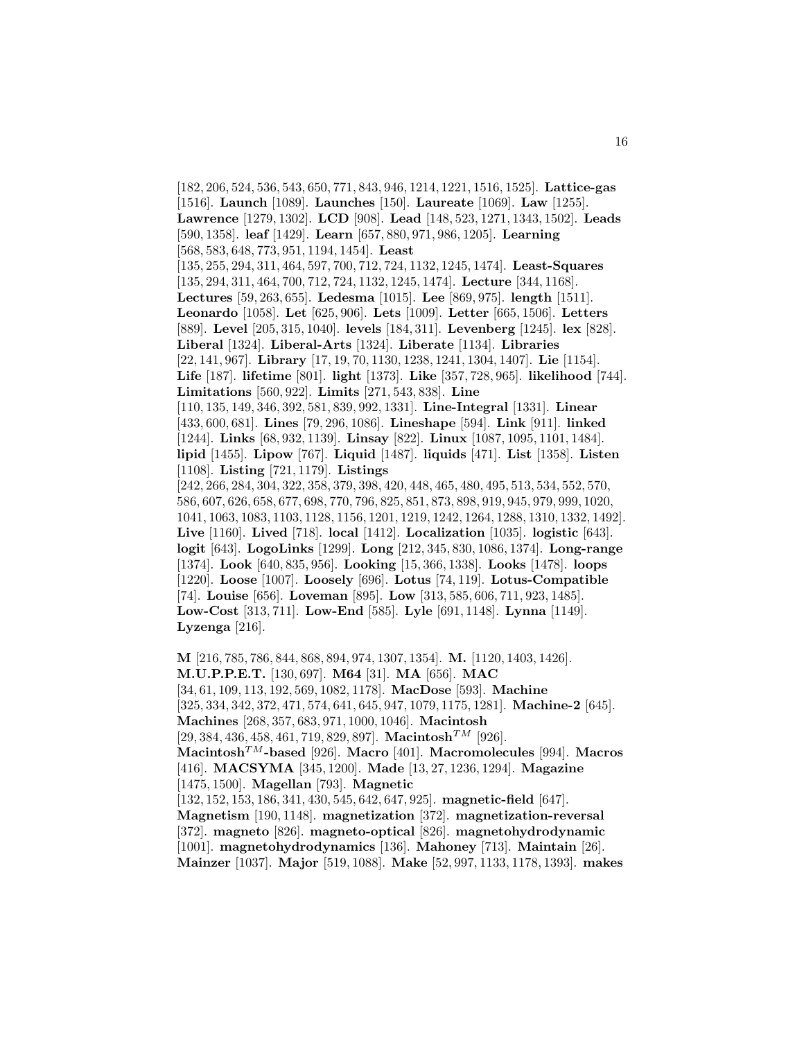[182, 206, 524, 536, 543, 650, 771, 843, 946, 1214, 1221, 1516, 1525]. **Lattice-gas** [1516]. **Launch** [1089]. **Launches** [150]. **Laureate** [1069]. **Law** [1255]. **Lawrence** [1279, 1302]. **LCD** [908]. **Lead** [148, 523, 1271, 1343, 1502]. **Leads** [590, 1358]. **leaf** [1429]. **Learn** [657, 880, 971, 986, 1205]. **Learning** [568, 583, 648, 773, 951, 1194, 1454]. **Least** [135, 255, 294, 311, 464, 597, 700, 712, 724, 1132, 1245, 1474]. **Least-Squares** [135, 294, 311, 464, 700, 712, 724, 1132, 1245, 1474]. **Lecture** [344, 1168]. **Lectures** [59, 263, 655]. **Ledesma** [1015]. **Lee** [869, 975]. **length** [1511]. **Leonardo** [1058]. **Let** [625, 906]. **Lets** [1009]. **Letter** [665, 1506]. **Letters** [889]. **Level** [205, 315, 1040]. **levels** [184, 311]. **Levenberg** [1245]. **lex** [828]. **Liberal** [1324]. **Liberal-Arts** [1324]. **Liberate** [1134]. **Libraries** [22, 141, 967]. **Library** [17, 19, 70, 1130, 1238, 1241, 1304, 1407]. **Lie** [1154]. **Life** [187]. **lifetime** [801]. **light** [1373]. **Like** [357, 728, 965]. **likelihood** [744]. **Limitations** [560, 922]. **Limits** [271, 543, 838]. **Line** [110, 135, 149, 346, 392, 581, 839, 992, 1331]. **Line-Integral** [1331]. **Linear** [433, 600, 681]. **Lines** [79, 296, 1086]. **Lineshape** [594]. **Link** [911]. **linked** [1244]. **Links** [68, 932, 1139]. **Linsay** [822]. **Linux** [1087, 1095, 1101, 1484]. **lipid** [1455]. **Lipow** [767]. **Liquid** [1487]. **liquids** [471]. **List** [1358]. **Listen** [1108]. **Listing** [721, 1179]. **Listings** [242, 266, 284, 304, 322, 358, 379, 398, 420, 448, 465, 480, 495, 513, 534, 552, 570, 586, 607, 626, 658, 677, 698, 770, 796, 825, 851, 873, 898, 919, 945, 979, 999, 1020, 1041, 1063, 1083, 1103, 1128, 1156, 1201, 1219, 1242, 1264, 1288, 1310, 1332, 1492]. **Live** [1160]. **Lived** [718]. **local** [1412]. **Localization** [1035]. **logistic** [643]. **logit** [643]. **LogoLinks** [1299]. **Long** [212, 345, 830, 1086, 1374]. **Long-range** [1374]. **Look** [640, 835, 956]. **Looking** [15, 366, 1338]. **Looks** [1478]. **loops** [1220]. **Loose** [1007]. **Loosely** [696]. **Lotus** [74, 119]. **Lotus-Compatible** [74]. **Louise** [656]. **Loveman** [895]. **Low** [313, 585, 606, 711, 923, 1485]. **Low-Cost** [313, 711]. **Low-End** [585]. **Lyle** [691, 1148]. **Lynna** [1149]. **Lyzenga** [216].

**M** [216, 785, 786, 844, 868, 894, 974, 1307, 1354]. **M.** [1120, 1403, 1426]. **M.U.P.P.E.T.** [130, 697]. **M64** [31]. **MA** [656]. **MAC** [34, 61, 109, 113, 192, 569, 1082, 1178]. **MacDose** [593]. **Machine** [325, 334, 342, 372, 471, 574, 641, 645, 947, 1079, 1175, 1281]. **Machine-2** [645]. **Machines** [268, 357, 683, 971, 1000, 1046]. **Macintosh** [29, 384, 436, 458, 461, 719, 829, 897]. **Macintosh$^{TM}$** [926]. **Macintosh$^{TM}$-based** [926]. **Macro** [401]. **Macromolecules** [994]. **Macros** [416]. **MACSYMA** [345, 1200]. **Made** [13, 27, 1236, 1294]. **Magazine** [1475, 1500]. **Magellan** [793]. **Magnetic** [132, 152, 153, 186, 341, 430, 545, 642, 647, 925]. **magnetic-field** [647]. **Magnetism** [190, 1148]. **magnetization** [372]. **magnetization-reversal** [372]. **magneto** [826]. **magneto-optical** [826]. **magnetohydrodynamic** [1001]. **magnetohydrodynamics** [136]. **Mahoney** [713]. **Maintain** [26]. **Mainzer** [1037]. **Major** [519, 1088]. **Make** [52, 997, 1133, 1178, 1393]. **makes**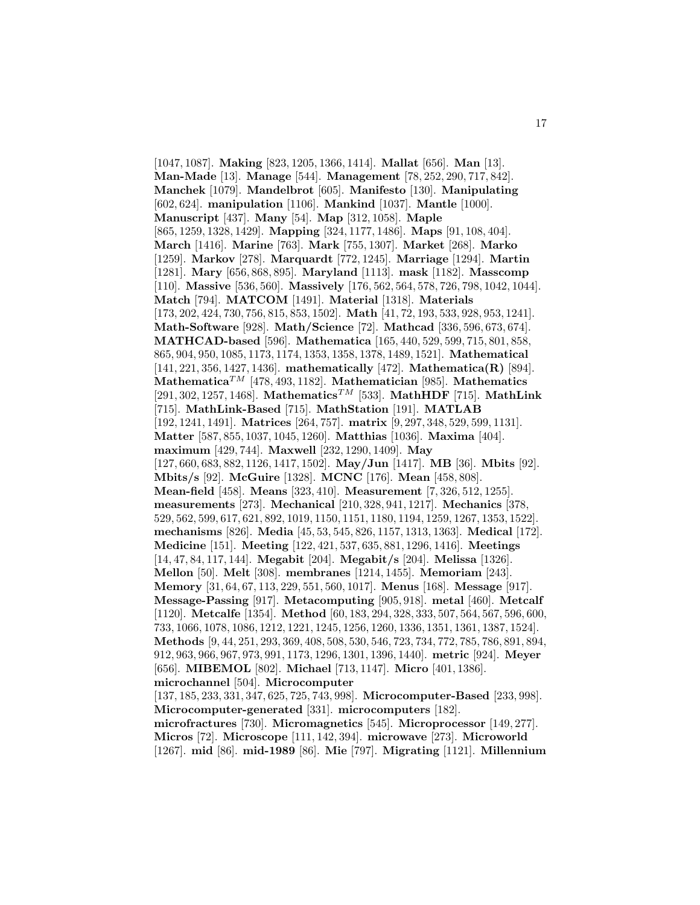[1047, 1087]. **Making** [823, 1205, 1366, 1414]. **Mallat** [656]. **Man** [13]. **Man-Made** [13]. **Manage** [544]. **Management** [78, 252, 290, 717, 842]. **Manchek** [1079]. **Mandelbrot** [605]. **Manifesto** [130]. **Manipulating** [602, 624]. **manipulation** [1106]. **Mankind** [1037]. **Mantle** [1000]. **Manuscript** [437]. **Many** [54]. **Map** [312, 1058]. **Maple** [865, 1259, 1328, 1429]. **Mapping** [324, 1177, 1486]. **Maps** [91, 108, 404]. **March** [1416]. **Marine** [763]. **Mark** [755, 1307]. **Market** [268]. **Marko** [1259]. **Markov** [278]. **Marquardt** [772, 1245]. **Marriage** [1294]. **Martin** [1281]. **Mary** [656, 868, 895]. **Maryland** [1113]. **mask** [1182]. **Masscomp** [110]. **Massive** [536, 560]. **Massively** [176, 562, 564, 578, 726, 798, 1042, 1044]. **Match** [794]. **MATCOM** [1491]. **Material** [1318]. **Materials** [173, 202, 424, 730, 756, 815, 853, 1502]. **Math** [41, 72, 193, 533, 928, 953, 1241]. **Math-Software** [928]. **Math/Science** [72]. **Mathcad** [336, 596, 673, 674]. **MATHCAD-based** [596]. **Mathematica** [165, 440, 529, 599, 715, 801, 858, 865, 904, 950, 1085, 1173, 1174, 1353, 1358, 1378, 1489, 1521]. **Mathematical** [141, 221, 356, 1427, 1436]. **mathematically** [472]. **Mathematica(R)** [894]. **Mathematica**$^{TM}$ [478, 493, 1182]. **Mathematician** [985]. **Mathematics** [291, 302, 1257, 1468]. **Mathematics**$^{TM}$ [533]. **MathHDF** [715]. **MathLink** [715]. **MathLink-Based** [715]. **MathStation** [191]. **MATLAB** [192, 1241, 1491]. **Matrices** [264, 757]. **matrix** [9, 297, 348, 529, 599, 1131]. **Matter** [587, 855, 1037, 1045, 1260]. **Matthias** [1036]. **Maxima** [404]. **maximum** [429, 744]. **Maxwell** [232, 1290, 1409]. **May** [127, 660, 683, 882, 1126, 1417, 1502]. **May/Jun** [1417]. **MB** [36]. **Mbits** [92]. **Mbits/s** [92]. **McGuire** [1328]. **MCNC** [176]. **Mean** [458, 808]. **Mean-field** [458]. **Means** [323, 410]. **Measurement** [7, 326, 512, 1255]. **measurements** [273]. **Mechanical** [210, 328, 941, 1217]. **Mechanics** [378, 529, 562, 599, 617, 621, 892, 1019, 1150, 1151, 1180, 1194, 1259, 1267, 1353, 1522]. **mechanisms** [826]. **Media** [45, 53, 545, 826, 1157, 1313, 1363]. **Medical** [172]. **Medicine** [151]. **Meeting** [122, 421, 537, 635, 881, 1296, 1416]. **Meetings** [14, 47, 84, 117, 144]. **Megabit** [204]. **Megabit/s** [204]. **Melissa** [1326]. **Mellon** [50]. **Melt** [308]. **membranes** [1214, 1455]. **Memoriam** [243]. **Memory** [31, 64, 67, 113, 229, 551, 560, 1017]. **Menus** [168]. **Message** [917]. **Message-Passing** [917]. **Metacomputing** [905, 918]. **metal** [460]. **Metcalf** [1120]. **Metcalfe** [1354]. **Method** [60, 183, 294, 328, 333, 507, 564, 567, 596, 600, 733, 1066, 1078, 1086, 1212, 1221, 1245, 1256, 1260, 1336, 1351, 1361, 1387, 1524]. **Methods** [9, 44, 251, 293, 369, 408, 508, 530, 546, 723, 734, 772, 785, 786, 891, 894, 912, 963, 966, 967, 973, 991, 1173, 1296, 1301, 1396, 1440]. **metric** [924]. **Meyer** [656]. **MIBEMOL** [802]. **Michael** [713, 1147]. **Micro** [401, 1386]. **microchannel** [504]. **Microcomputer** [137, 185, 233, 331, 347, 625, 725, 743, 998]. **Microcomputer-Based** [233, 998]. **Microcomputer-generated** [331]. **microcomputers** [182]. **microfractures** [730]. **Micromagnetics** [545]. **Microprocessor** [149, 277]. **Micros** [72]. **Microscope** [111, 142, 394]. **microwave** [273]. **Microworld** [1267]. **mid** [86]. **mid-1989** [86]. **Mie** [797]. **Migrating** [1121]. **Millennium**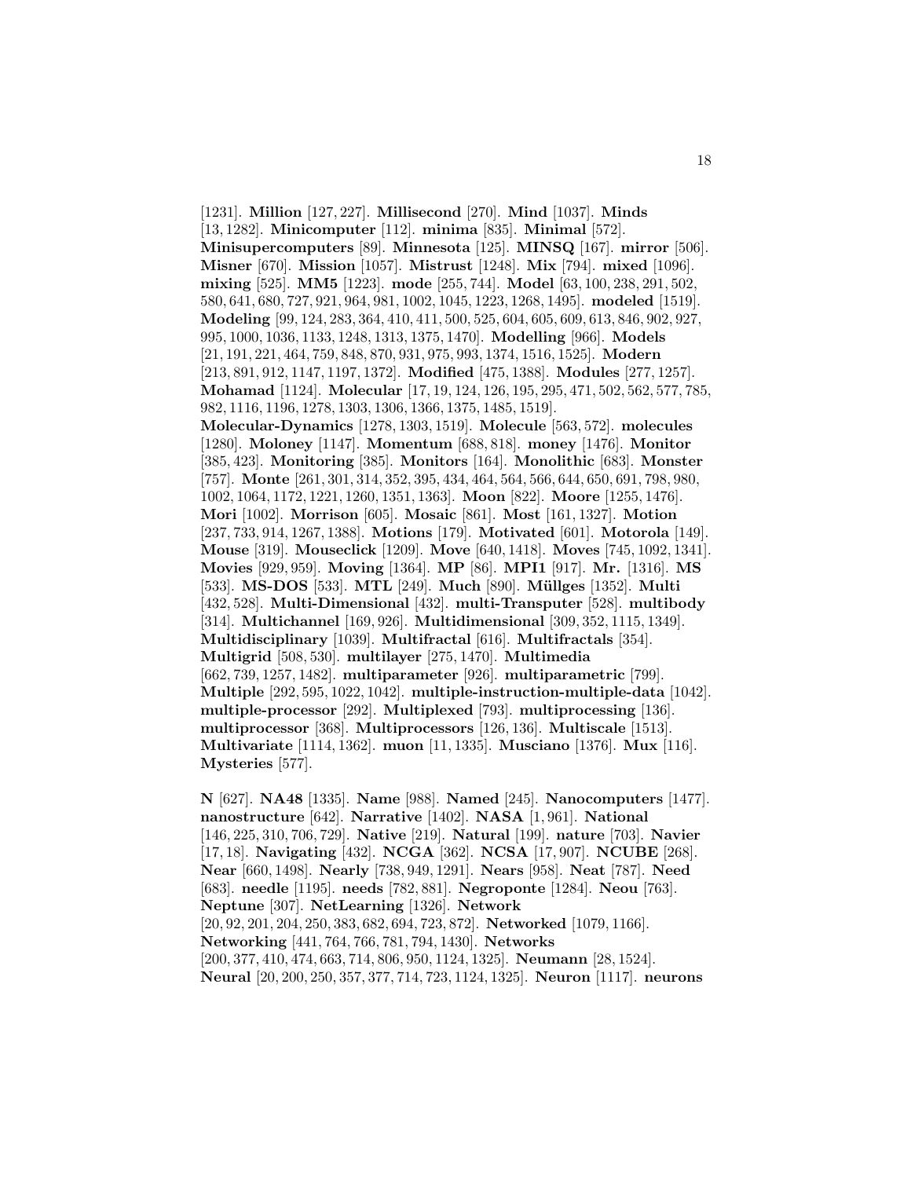[1231]. **Million** [127, 227]. **Millisecond** [270]. **Mind** [1037]. **Minds** [13, 1282]. **Minicomputer** [112]. **minima** [835]. **Minimal** [572]. **Minisupercomputers** [89]. **Minnesota** [125]. **MINSQ** [167]. **mirror** [506]. **Misner** [670]. **Mission** [1057]. **Mistrust** [1248]. **Mix** [794]. **mixed** [1096]. **mixing** [525]. **MM5** [1223]. **mode** [255, 744]. **Model** [63, 100, 238, 291, 502, 580, 641, 680, 727, 921, 964, 981, 1002, 1045, 1223, 1268, 1495]. **modeled** [1519]. **Modeling** [99, 124, 283, 364, 410, 411, 500, 525, 604, 605, 609, 613, 846, 902, 927, 995, 1000, 1036, 1133, 1248, 1313, 1375, 1470]. **Modelling** [966]. **Models** [21, 191, 221, 464, 759, 848, 870, 931, 975, 993, 1374, 1516, 1525]. **Modern** [213, 891, 912, 1147, 1197, 1372]. **Modified** [475, 1388]. **Modules** [277, 1257]. **Mohamad** [1124]. **Molecular** [17, 19, 124, 126, 195, 295, 471, 502, 562, 577, 785, 982, 1116, 1196, 1278, 1303, 1306, 1366, 1375, 1485, 1519]. **Molecular-Dynamics** [1278, 1303, 1519]. **Molecule** [563, 572]. **molecules** [1280]. **Moloney** [1147]. **Momentum** [688, 818]. **money** [1476]. **Monitor** [385, 423]. **Monitoring** [385]. **Monitors** [164]. **Monolithic** [683]. **Monster** [757]. **Monte** [261, 301, 314, 352, 395, 434, 464, 564, 566, 644, 650, 691, 798, 980, 1002, 1064, 1172, 1221, 1260, 1351, 1363]. **Moon** [822]. **Moore** [1255, 1476]. **Mori** [1002]. **Morrison** [605]. **Mosaic** [861]. **Most** [161, 1327]. **Motion** [237, 733, 914, 1267, 1388]. **Motions** [179]. **Motivated** [601]. **Motorola** [149]. **Mouse** [319]. **Mouseclick** [1209]. **Move** [640, 1418]. **Moves** [745, 1092, 1341]. **Movies** [929, 959]. **Moving** [1364]. **MP** [86]. **MPI1** [917]. **Mr.** [1316]. **MS** [533]. **MS-DOS** [533]. **MTL** [249]. **Much** [890]. **Müllges** [1352]. **Multi** [432, 528]. **Multi-Dimensional** [432]. **multi-Transputer** [528]. **multibody** [314]. **Multichannel** [169, 926]. **Multidimensional** [309, 352, 1115, 1349]. **Multidisciplinary** [1039]. **Multifractal** [616]. **Multifractals** [354]. **Multigrid** [508, 530]. **multilayer** [275, 1470]. **Multimedia** [662, 739, 1257, 1482]. **multiparameter** [926]. **multiparametric** [799]. **Multiple** [292, 595, 1022, 1042]. **multiple-instruction-multiple-data** [1042]. **multiple-processor** [292]. **Multiplexed** [793]. **multiprocessing** [136]. **multiprocessor** [368]. **Multiprocessors** [126, 136]. **Multiscale** [1513]. **Multivariate** [1114, 1362]. **muon** [11, 1335]. **Musciano** [1376]. **Mux** [116]. **Mysteries** [577].

**N** [627]. **NA48** [1335]. **Name** [988]. **Named** [245]. **Nanocomputers** [1477]. **nanostructure** [642]. **Narrative** [1402]. **NASA** [1, 961]. **National** [146, 225, 310, 706, 729]. **Native** [219]. **Natural** [199]. **nature** [703]. **Navier** [17, 18]. **Navigating** [432]. **NCGA** [362]. **NCSA** [17, 907]. **NCUBE** [268]. **Near** [660, 1498]. **Nearly** [738, 949, 1291]. **Nears** [958]. **Neat** [787]. **Need** [683]. **needle** [1195]. **needs** [782, 881]. **Negroponte** [1284]. **Neou** [763]. **Neptune** [307]. **NetLearning** [1326]. **Network** [20, 92, 201, 204, 250, 383, 682, 694, 723, 872]. **Networked** [1079, 1166]. **Networking** [441, 764, 766, 781, 794, 1430]. **Networks** [200, 377, 410, 474, 663, 714, 806, 950, 1124, 1325]. **Neumann** [28, 1524]. **Neural** [20, 200, 250, 357, 377, 714, 723, 1124, 1325]. **Neuron** [1117]. **neurons**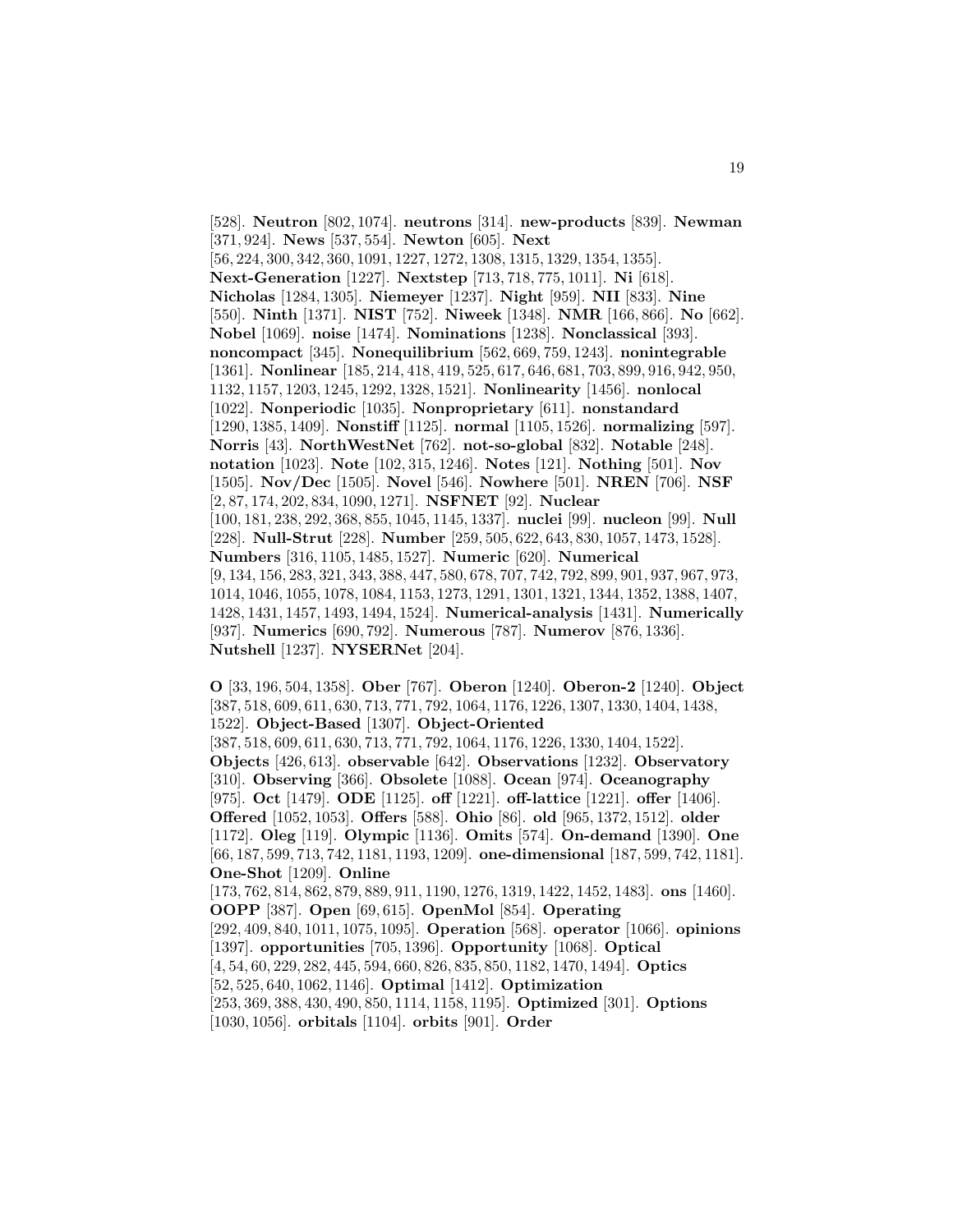[528]. **Neutron** [802, 1074]. **neutrons** [314]. **new-products** [839]. **Newman** [371, 924]. **News** [537, 554]. **Newton** [605]. **Next** [56, 224, 300, 342, 360, 1091, 1227, 1272, 1308, 1315, 1329, 1354, 1355]. **Next-Generation** [1227]. **Nextstep** [713, 718, 775, 1011]. **Ni** [618]. **Nicholas** [1284, 1305]. **Niemeyer** [1237]. **Night** [959]. **NII** [833]. **Nine** [550]. **Ninth** [1371]. **NIST** [752]. **Niweek** [1348]. **NMR** [166, 866]. **No** [662]. **Nobel** [1069]. **noise** [1474]. **Nominations** [1238]. **Nonclassical** [393]. **noncompact** [345]. **Nonequilibrium** [562, 669, 759, 1243]. **nonintegrable** [1361]. **Nonlinear** [185, 214, 418, 419, 525, 617, 646, 681, 703, 899, 916, 942, 950, 1132, 1157, 1203, 1245, 1292, 1328, 1521]. **Nonlinearity** [1456]. **nonlocal** [1022]. **Nonperiodic** [1035]. **Nonproprietary** [611]. **nonstandard** [1290, 1385, 1409]. **Nonstiff** [1125]. **normal** [1105, 1526]. **normalizing** [597]. **Norris** [43]. **NorthWestNet** [762]. **not-so-global** [832]. **Notable** [248]. **notation** [1023]. **Note** [102, 315, 1246]. **Notes** [121]. **Nothing** [501]. **Nov** [1505]. **Nov/Dec** [1505]. **Novel** [546]. **Nowhere** [501]. **NREN** [706]. **NSF** [2, 87, 174, 202, 834, 1090, 1271]. **NSFNET** [92]. **Nuclear** [100, 181, 238, 292, 368, 855, 1045, 1145, 1337]. **nuclei** [99]. **nucleon** [99]. **Null** [228]. **Null-Strut** [228]. **Number** [259, 505, 622, 643, 830, 1057, 1473, 1528]. **Numbers** [316, 1105, 1485, 1527]. **Numeric** [620]. **Numerical** [9, 134, 156, 283, 321, 343, 388, 447, 580, 678, 707, 742, 792, 899, 901, 937, 967, 973, 1014, 1046, 1055, 1078, 1084, 1153, 1273, 1291, 1301, 1321, 1344, 1352, 1388, 1407, 1428, 1431, 1457, 1493, 1494, 1524]. **Numerical-analysis** [1431]. **Numerically** [937]. **Numerics** [690, 792]. **Numerous** [787]. **Numerov** [876, 1336]. **Nutshell** [1237]. **NYSERNet** [204].

**O** [33, 196, 504, 1358]. **Ober** [767]. **Oberon** [1240]. **Oberon-2** [1240]. **Object** [387, 518, 609, 611, 630, 713, 771, 792, 1064, 1176, 1226, 1307, 1330, 1404, 1438, 1522]. **Object-Based** [1307]. **Object-Oriented** [387, 518, 609, 611, 630, 713, 771, 792, 1064, 1176, 1226, 1330, 1404, 1522]. **Objects** [426, 613]. **observable** [642]. **Observations** [1232]. **Observatory** [310]. **Observing** [366]. **Obsolete** [1088]. **Ocean** [974]. **Oceanography** [975]. **Oct** [1479]. **ODE** [1125]. **off** [1221]. **off-lattice** [1221]. **offer** [1406]. **Offered** [1052, 1053]. **Offers** [588]. **Ohio** [86]. **old** [965, 1372, 1512]. **older** [1172]. **Oleg** [119]. **Olympic** [1136]. **Omits** [574]. **On-demand** [1390]. **One** [66, 187, 599, 713, 742, 1181, 1193, 1209]. **one-dimensional** [187, 599, 742, 1181]. **One-Shot** [1209]. **Online** [173, 762, 814, 862, 879, 889, 911, 1190, 1276, 1319, 1422, 1452, 1483]. **ons** [1460]. **OOPP** [387]. **Open** [69, 615]. **OpenMol** [854]. **Operating** [292, 409, 840, 1011, 1075, 1095]. **Operation** [568]. **operator** [1066]. **opinions** [1397]. **opportunities** [705, 1396]. **Opportunity** [1068]. **Optical** [4, 54, 60, 229, 282, 445, 594, 660, 826, 835, 850, 1182, 1470, 1494]. **Optics** [52, 525, 640, 1062, 1146]. **Optimal** [1412]. **Optimization** [253, 369, 388, 430, 490, 850, 1114, 1158, 1195]. **Optimized** [301]. **Options** [1030, 1056]. **orbitals** [1104]. **orbits** [901]. **Order**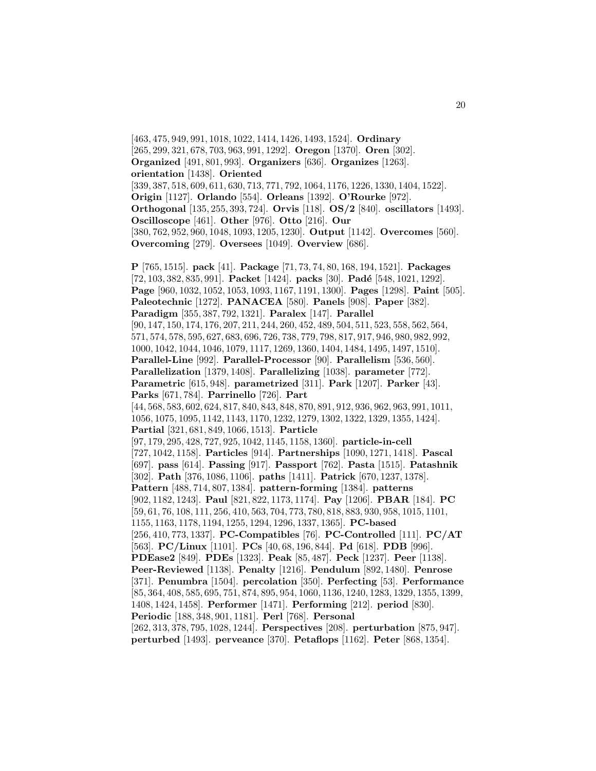[463, 475, 949, 991, 1018, 1022, 1414, 1426, 1493, 1524]. **Ordinary** [265, 299, 321, 678, 703, 963, 991, 1292]. **Oregon** [1370]. **Oren** [302]. **Organized** [491, 801, 993]. **Organizers** [636]. **Organizes** [1263]. **orientation** [1438]. **Oriented** [339, 387, 518, 609, 611, 630, 713, 771, 792, 1064, 1176, 1226, 1330, 1404, 1522]. **Origin** [1127]. **Orlando** [554]. **Orleans** [1392]. **O'Rourke** [972]. **Orthogonal** [135, 255, 393, 724]. **Orvis** [118]. **OS/2** [840]. **oscillators** [1493]. **Oscilloscope** [461]. **Other** [976]. **Otto** [216]. **Our** [380, 762, 952, 960, 1048, 1093, 1205, 1230]. **Output** [1142]. **Overcomes** [560]. **Overcoming** [279]. **Oversees** [1049]. **Overview** [686].

**P** [765, 1515]. **pack** [41]. **Package** [71, 73, 74, 80, 168, 194, 1521]. **Packages** [72, 103, 382, 835, 991]. **Packet** [1424]. **packs** [30]. **Padé** [548, 1021, 1292]. **Page** [960, 1032, 1052, 1053, 1093, 1167, 1191, 1300]. **Pages** [1298]. **Paint** [505]. **Paleotechnic** [1272]. **PANACEA** [580]. **Panels** [908]. **Paper** [382]. **Paradigm** [355, 387, 792, 1321]. **Paralex** [147]. **Parallel** [90, 147, 150, 174, 176, 207, 211, 244, 260, 452, 489, 504, 511, 523, 558, 562, 564, 571, 574, 578, 595, 627, 683, 696, 726, 738, 779, 798, 817, 917, 946, 980, 982, 992, 1000, 1042, 1044, 1046, 1079, 1117, 1269, 1360, 1404, 1484, 1495, 1497, 1510]. **Parallel-Line** [992]. **Parallel-Processor** [90]. **Parallelism** [536, 560]. **Parallelization** [1379, 1408]. **Parallelizing** [1038]. **parameter** [772]. **Parametric** [615, 948]. **parametrized** [311]. **Park** [1207]. **Parker** [43]. **Parks** [671, 784]. **Parrinello** [726]. **Part** [44, 568, 583, 602, 624, 817, 840, 843, 848, 870, 891, 912, 936, 962, 963, 991, 1011, 1056, 1075, 1095, 1142, 1143, 1170, 1232, 1279, 1302, 1322, 1329, 1355, 1424]. **Partial** [321, 681, 849, 1066, 1513]. **Particle** [97, 179, 295, 428, 727, 925, 1042, 1145, 1158, 1360]. **particle-in-cell** [727, 1042, 1158]. **Particles** [914]. **Partnerships** [1090, 1271, 1418]. **Pascal** [697]. **pass** [614]. **Passing** [917]. **Passport** [762]. **Pasta** [1515]. **Patashnik** [302]. **Path** [376, 1086, 1106]. **paths** [1411]. **Patrick** [670, 1237, 1378]. **Pattern** [488, 714, 807, 1384]. **pattern-forming** [1384]. **patterns** [902, 1182, 1243]. **Paul** [821, 822, 1173, 1174]. **Pay** [1206]. **PBAR** [184]. **PC** [59, 61, 76, 108, 111, 256, 410, 563, 704, 773, 780, 818, 883, 930, 958, 1015, 1101, 1155, 1163, 1178, 1194, 1255, 1294, 1296, 1337, 1365]. **PC-based** [256, 410, 773, 1337]. **PC-Compatibles** [76]. **PC-Controlled** [111]. **PC/AT** [563]. **PC/Linux** [1101]. **PCs** [40, 68, 196, 844]. **Pd** [618]. **PDB** [996]. **PDEase2** [849]. **PDEs** [1323]. **Peak** [85, 487]. **Peck** [1237]. **Peer** [1138]. **Peer-Reviewed** [1138]. **Penalty** [1216]. **Pendulum** [892, 1480]. **Penrose** [371]. **Penumbra** [1504]. **percolation** [350]. **Perfecting** [53]. **Performance** [85, 364, 408, 585, 695, 751, 874, 895, 954, 1060, 1136, 1240, 1283, 1329, 1355, 1399, 1408, 1424, 1458]. **Performer** [1471]. **Performing** [212]. **period** [830]. **Periodic** [188, 348, 901, 1181]. **Perl** [768]. **Personal** [262, 313, 378, 795, 1028, 1244]. **Perspectives** [208]. **perturbation** [875, 947]. **perturbed** [1493]. **perveance** [370]. **Petaflops** [1162]. **Peter** [868, 1354].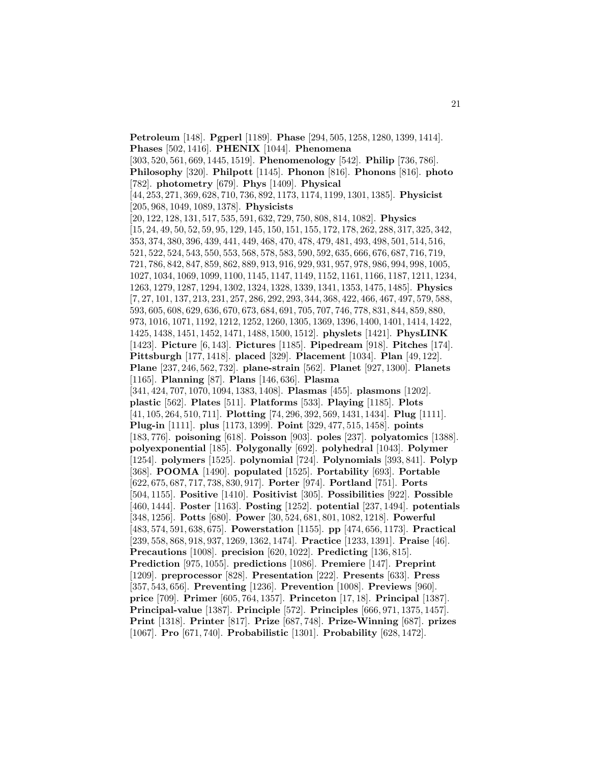**Petroleum** [148]. **Pgperl** [1189]. **Phase** [294, 505, 1258, 1280, 1399, 1414]. **Phases** [502, 1416]. **PHENIX** [1044]. **Phenomena** [303, 520, 561, 669, 1445, 1519]. **Phenomenology** [542]. **Philip** [736, 786]. **Philosophy** [320]. **Philpott** [1145]. **Phonon** [816]. **Phonons** [816]. **photo** [782]. **photometry** [679]. **Phys** [1409]. **Physical** [44, 253, 271, 369, 628, 710, 736, 892, 1173, 1174, 1199, 1301, 1385]. **Physicist** [205, 968, 1049, 1089, 1378]. **Physicists** [20, 122, 128, 131, 517, 535, 591, 632, 729, 750, 808, 814, 1082]. **Physics** [15, 24, 49, 50, 52, 59, 95, 129, 145, 150, 151, 155, 172, 178, 262, 288, 317, 325, 342, 353, 374, 380, 396, 439, 441, 449, 468, 470, 478, 479, 481, 493, 498, 501, 514, 516, 521, 522, 524, 543, 550, 553, 568, 578, 583, 590, 592, 635, 666, 676, 687, 716, 719, 721, 786, 842, 847, 859, 862, 889, 913, 916, 929, 931, 957, 978, 986, 994, 998, 1005, 1027, 1034, 1069, 1099, 1100, 1145, 1147, 1149, 1152, 1161, 1166, 1187, 1211, 1234, 1263, 1279, 1287, 1294, 1302, 1324, 1328, 1339, 1341, 1353, 1475, 1485]. **Physics** [7, 27, 101, 137, 213, 231, 257, 286, 292, 293, 344, 368, 422, 466, 467, 497, 579, 588, 593, 605, 608, 629, 636, 670, 673, 684, 691, 705, 707, 746, 778, 831, 844, 859, 880, 973, 1016, 1071, 1192, 1212, 1252, 1260, 1305, 1369, 1396, 1400, 1401, 1414, 1422, 1425, 1438, 1451, 1452, 1471, 1488, 1500, 1512]. **physlets** [1421]. **PhysLINK** [1423]. **Picture** [6, 143]. **Pictures** [1185]. **Pipedream** [918]. **Pitches** [174]. **Pittsburgh** [177, 1418]. **placed** [329]. **Placement** [1034]. **Plan** [49, 122]. **Plane** [237, 246, 562, 732]. **plane-strain** [562]. **Planet** [927, 1300]. **Planets** [1165]. **Planning** [87]. **Plans** [146, 636]. **Plasma** [341, 424, 707, 1070, 1094, 1383, 1408]. **Plasmas** [455]. **plasmons** [1202]. **plastic** [562]. **Plates** [511]. **Platforms** [533]. **Playing** [1185]. **Plots** [41, 105, 264, 510, 711]. **Plotting** [74, 296, 392, 569, 1431, 1434]. **Plug** [1111]. **Plug-in** [1111]. **plus** [1173, 1399]. **Point** [329, 477, 515, 1458]. **points** [183, 776]. **poisoning** [618]. **Poisson** [903]. **poles** [237]. **polyatomics** [1388]. **polyexponential** [185]. **Polygonally** [692]. **polyhedral** [1043]. **Polymer** [1254]. **polymers** [1525]. **polynomial** [724]. **Polynomials** [393, 841]. **Polyp** [368]. **POOMA** [1490]. **populated** [1525]. **Portability** [693]. **Portable** [622, 675, 687, 717, 738, 830, 917]. **Porter** [974]. **Portland** [751]. **Ports** [504, 1155]. **Positive** [1410]. **Positivist** [305]. **Possibilities** [922]. **Possible** [460, 1444]. **Poster** [1163]. **Posting** [1252]. **potential** [237, 1494]. **potentials** [348, 1256]. **Potts** [680]. **Power** [30, 524, 681, 801, 1082, 1218]. **Powerful** [483, 574, 591, 638, 675]. **Powerstation** [1155]. **pp** [474, 656, 1173]. **Practical** [239, 558, 868, 918, 937, 1269, 1362, 1474]. **Practice** [1233, 1391]. **Praise** [46]. **Precautions** [1008]. **precision** [620, 1022]. **Predicting** [136, 815]. **Prediction** [975, 1055]. **predictions** [1086]. **Premiere** [147]. **Preprint** [1209]. **preprocessor** [828]. **Presentation** [222]. **Presents** [633]. **Press** [357, 543, 656]. **Preventing** [1236]. **Prevention** [1008]. **Previews** [960]. **price** [709]. **Primer** [605, 764, 1357]. **Princeton** [17, 18]. **Principal** [1387]. **Principal-value** [1387]. **Principle** [572]. **Principles** [666, 971, 1375, 1457]. **Print** [1318]. **Printer** [817]. **Prize** [687, 748]. **Prize-Winning** [687]. **prizes** [1067]. **Pro** [671, 740]. **Probabilistic** [1301]. **Probability** [628, 1472].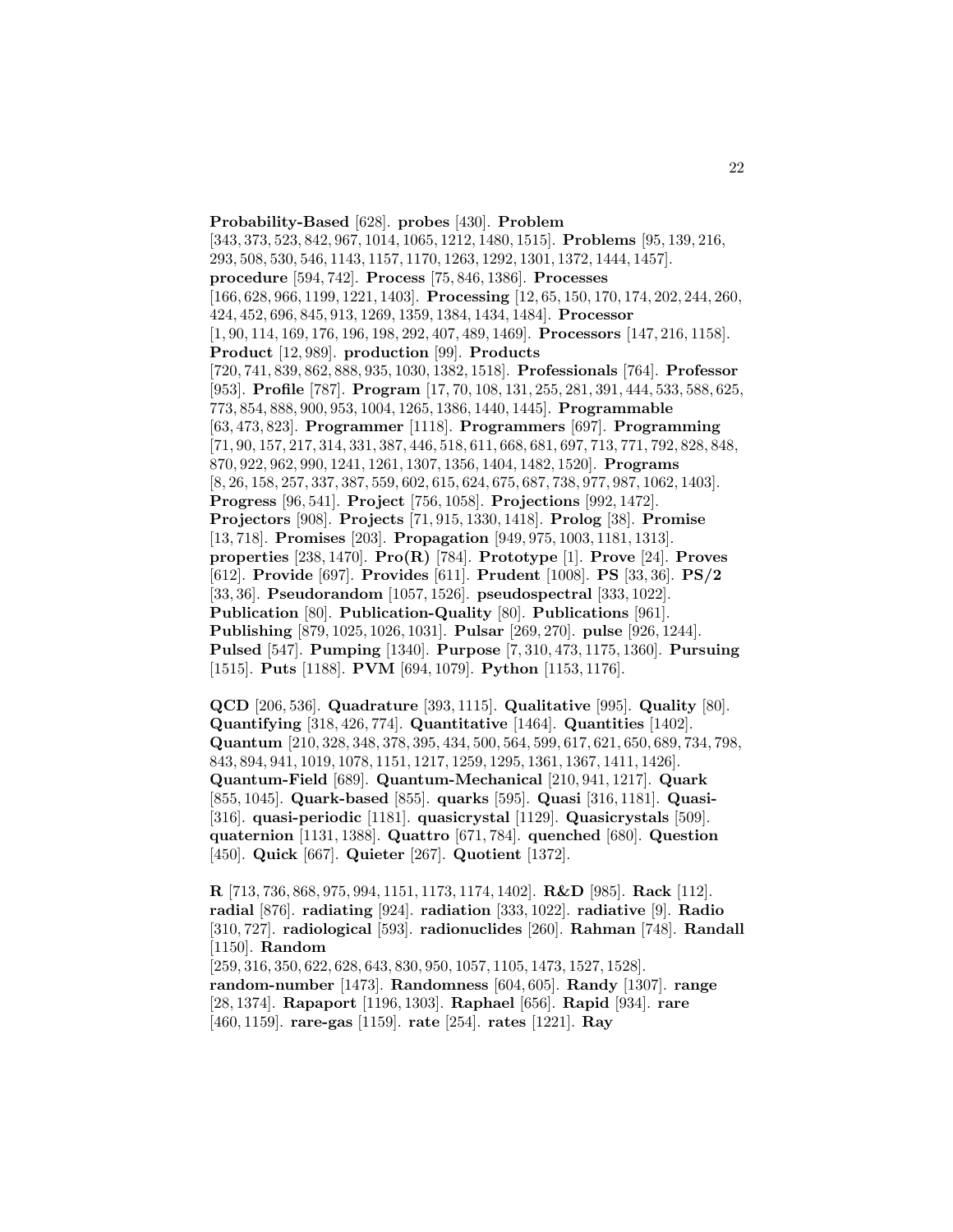**Probability-Based** [628]. **probes** [430]. **Problem** [343, 373, 523, 842, 967, 1014, 1065, 1212, 1480, 1515]. **Problems** [95, 139, 216, 293, 508, 530, 546, 1143, 1157, 1170, 1263, 1292, 1301, 1372, 1444, 1457]. **procedure** [594, 742]. **Process** [75, 846, 1386]. **Processes** [166, 628, 966, 1199, 1221, 1403]. **Processing** [12, 65, 150, 170, 174, 202, 244, 260, 424, 452, 696, 845, 913, 1269, 1359, 1384, 1434, 1484]. **Processor** [1, 90, 114, 169, 176, 196, 198, 292, 407, 489, 1469]. **Processors** [147, 216, 1158]. **Product** [12, 989]. **production** [99]. **Products** [720, 741, 839, 862, 888, 935, 1030, 1382, 1518]. **Professionals** [764]. **Professor** [953]. **Profile** [787]. **Program** [17, 70, 108, 131, 255, 281, 391, 444, 533, 588, 625, 773, 854, 888, 900, 953, 1004, 1265, 1386, 1440, 1445]. **Programmable** [63, 473, 823]. **Programmer** [1118]. **Programmers** [697]. **Programming** [71, 90, 157, 217, 314, 331, 387, 446, 518, 611, 668, 681, 697, 713, 771, 792, 828, 848, 870, 922, 962, 990, 1241, 1261, 1307, 1356, 1404, 1482, 1520]. **Programs** [8, 26, 158, 257, 337, 387, 559, 602, 615, 624, 675, 687, 738, 977, 987, 1062, 1403]. **Progress** [96, 541]. **Project** [756, 1058]. **Projections** [992, 1472]. **Projectors** [908]. **Projects** [71, 915, 1330, 1418]. **Prolog** [38]. **Promise** [13, 718]. **Promises** [203]. **Propagation** [949, 975, 1003, 1181, 1313]. **properties** [238, 1470]. **Pro(R)** [784]. **Prototype** [1]. **Prove** [24]. **Proves** [612]. **Provide** [697]. **Provides** [611]. **Prudent** [1008]. **PS** [33, 36]. **PS/2** [33, 36]. **Pseudorandom** [1057, 1526]. **pseudospectral** [333, 1022]. **Publication** [80]. **Publication-Quality** [80]. **Publications** [961]. **Publishing** [879, 1025, 1026, 1031]. **Pulsar** [269, 270]. **pulse** [926, 1244]. **Pulsed** [547]. **Pumping** [1340]. **Purpose** [7, 310, 473, 1175, 1360]. **Pursuing** [1515]. **Puts** [1188]. **PVM** [694, 1079]. **Python** [1153, 1176].

**QCD** [206, 536]. **Quadrature** [393, 1115]. **Qualitative** [995]. **Quality** [80]. **Quantifying** [318, 426, 774]. **Quantitative** [1464]. **Quantities** [1402]. **Quantum** [210, 328, 348, 378, 395, 434, 500, 564, 599, 617, 621, 650, 689, 734, 798, 843, 894, 941, 1019, 1078, 1151, 1217, 1259, 1295, 1361, 1367, 1411, 1426]. **Quantum-Field** [689]. **Quantum-Mechanical** [210, 941, 1217]. **Quark** [855, 1045]. **Quark-based** [855]. **quarks** [595]. **Quasi** [316, 1181]. **Quasi-** [316]. **quasi-periodic** [1181]. **quasicrystal** [1129]. **Quasicrystals** [509]. **quaternion** [1131, 1388]. **Quattro** [671, 784]. **quenched** [680]. **Question** [450]. **Quick** [667]. **Quieter** [267]. **Quotient** [1372].

**R** [713, 736, 868, 975, 994, 1151, 1173, 1174, 1402]. **R&D** [985]. **Rack** [112]. **radial** [876]. **radiating** [924]. **radiation** [333, 1022]. **radiative** [9]. **Radio** [310, 727]. **radiological** [593]. **radionuclides** [260]. **Rahman** [748]. **Randall** [1150]. **Random** [259, 316, 350, 622, 628, 643, 830, 950, 1057, 1105, 1473, 1527, 1528]. **random-number** [1473]. **Randomness** [604, 605]. **Randy** [1307]. **range** [28, 1374]. **Rapaport** [1196, 1303]. **Raphael** [656]. **Rapid** [934]. **rare** [460, 1159]. **rare-gas** [1159]. **rate** [254]. **rates** [1221]. **Ray**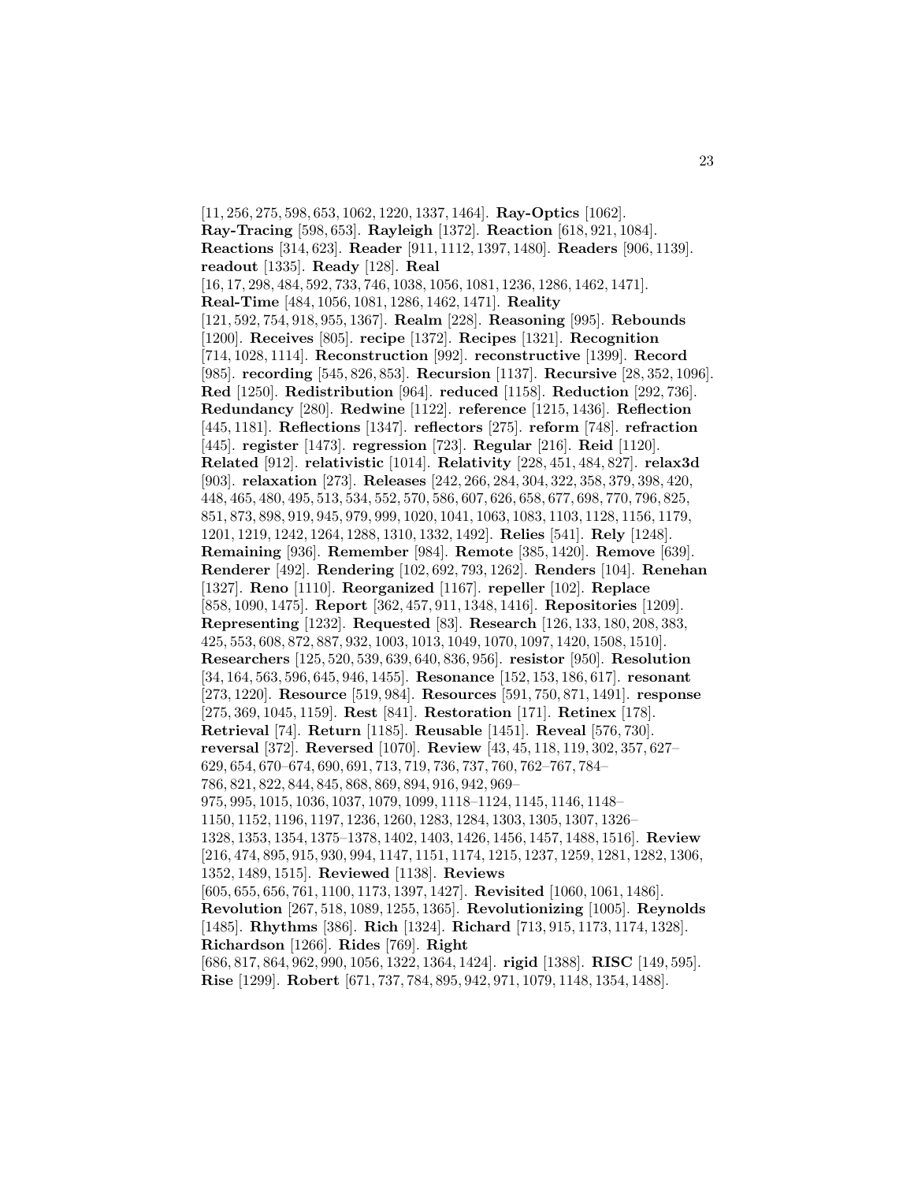[11, 256, 275, 598, 653, 1062, 1220, 1337, 1464]. **Ray-Optics** [1062]. **Ray-Tracing** [598, 653]. **Rayleigh** [1372]. **Reaction** [618, 921, 1084]. **Reactions** [314, 623]. **Reader** [911, 1112, 1397, 1480]. **Readers** [906, 1139]. **readout** [1335]. **Ready** [128]. **Real** [16, 17, 298, 484, 592, 733, 746, 1038, 1056, 1081, 1236, 1286, 1462, 1471]. **Real-Time** [484, 1056, 1081, 1286, 1462, 1471]. **Reality** [121, 592, 754, 918, 955, 1367]. **Realm** [228]. **Reasoning** [995]. **Rebounds** [1200]. **Receives** [805]. **recipe** [1372]. **Recipes** [1321]. **Recognition** [714, 1028, 1114]. **Reconstruction** [992]. **reconstructive** [1399]. **Record** [985]. **recording** [545, 826, 853]. **Recursion** [1137]. **Recursive** [28, 352, 1096]. **Red** [1250]. **Redistribution** [964]. **reduced** [1158]. **Reduction** [292, 736]. **Redundancy** [280]. **Redwine** [1122]. **reference** [1215, 1436]. **Reflection** [445, 1181]. **Reflections** [1347]. **reflectors** [275]. **reform** [748]. **refraction** [445]. **register** [1473]. **regression** [723]. **Regular** [216]. **Reid** [1120]. **Related** [912]. **relativistic** [1014]. **Relativity** [228, 451, 484, 827]. **relax3d** [903]. **relaxation** [273]. **Releases** [242, 266, 284, 304, 322, 358, 379, 398, 420, 448, 465, 480, 495, 513, 534, 552, 570, 586, 607, 626, 658, 677, 698, 770, 796, 825, 851, 873, 898, 919, 945, 979, 999, 1020, 1041, 1063, 1083, 1103, 1128, 1156, 1179, 1201, 1219, 1242, 1264, 1288, 1310, 1332, 1492]. **Relies** [541]. **Rely** [1248]. **Remaining** [936]. **Remember** [984]. **Remote** [385, 1420]. **Remove** [639]. **Renderer** [492]. **Rendering** [102, 692, 793, 1262]. **Renders** [104]. **Renehan** [1327]. **Reno** [1110]. **Reorganized** [1167]. **repeller** [102]. **Replace** [858, 1090, 1475]. **Report** [362, 457, 911, 1348, 1416]. **Repositories** [1209]. **Representing** [1232]. **Requested** [83]. **Research** [126, 133, 180, 208, 383, 425, 553, 608, 872, 887, 932, 1003, 1013, 1049, 1070, 1097, 1420, 1508, 1510]. **Researchers** [125, 520, 539, 639, 640, 836, 956]. **resistor** [950]. **Resolution** [34, 164, 563, 596, 645, 946, 1455]. **Resonance** [152, 153, 186, 617]. **resonant** [273, 1220]. **Resource** [519, 984]. **Resources** [591, 750, 871, 1491]. **response** [275, 369, 1045, 1159]. **Rest** [841]. **Restoration** [171]. **Retinex** [178]. **Retrieval** [74]. **Return** [1185]. **Reusable** [1451]. **Reveal** [576, 730]. **reversal** [372]. **Reversed** [1070]. **Review** [43, 45, 118, 119, 302, 357, 627–629, 654, 670–674, 690, 691, 713, 719, 736, 737, 760, 762–767, 784–786, 821, 822, 844, 845, 868, 869, 894, 916, 942, 969–975, 995, 1015, 1036, 1037, 1079, 1099, 1118–1124, 1145, 1146, 1148–1150, 1152, 1196, 1197, 1236, 1260, 1283, 1284, 1303, 1305, 1307, 1326–1328, 1353, 1354, 1375–1378, 1402, 1403, 1426, 1456, 1457, 1488, 1516]. **Review** [216, 474, 895, 915, 930, 994, 1147, 1151, 1174, 1215, 1237, 1259, 1281, 1282, 1306, 1352, 1489, 1515]. **Reviewed** [1138]. **Reviews** [605, 655, 656, 761, 1100, 1173, 1397, 1427]. **Revisited** [1060, 1061, 1486]. **Revolution** [267, 518, 1089, 1255, 1365]. **Revolutionizing** [1005]. **Reynolds** [1485]. **Rhythms** [386]. **Rich** [1324]. **Richard** [713, 915, 1173, 1174, 1328]. **Richardson** [1266]. **Rides** [769]. **Right** [686, 817, 864, 962, 990, 1056, 1322, 1364, 1424]. **rigid** [1388]. **RISC** [149, 595]. **Rise** [1299]. **Robert** [671, 737, 784, 895, 942, 971, 1079, 1148, 1354, 1488].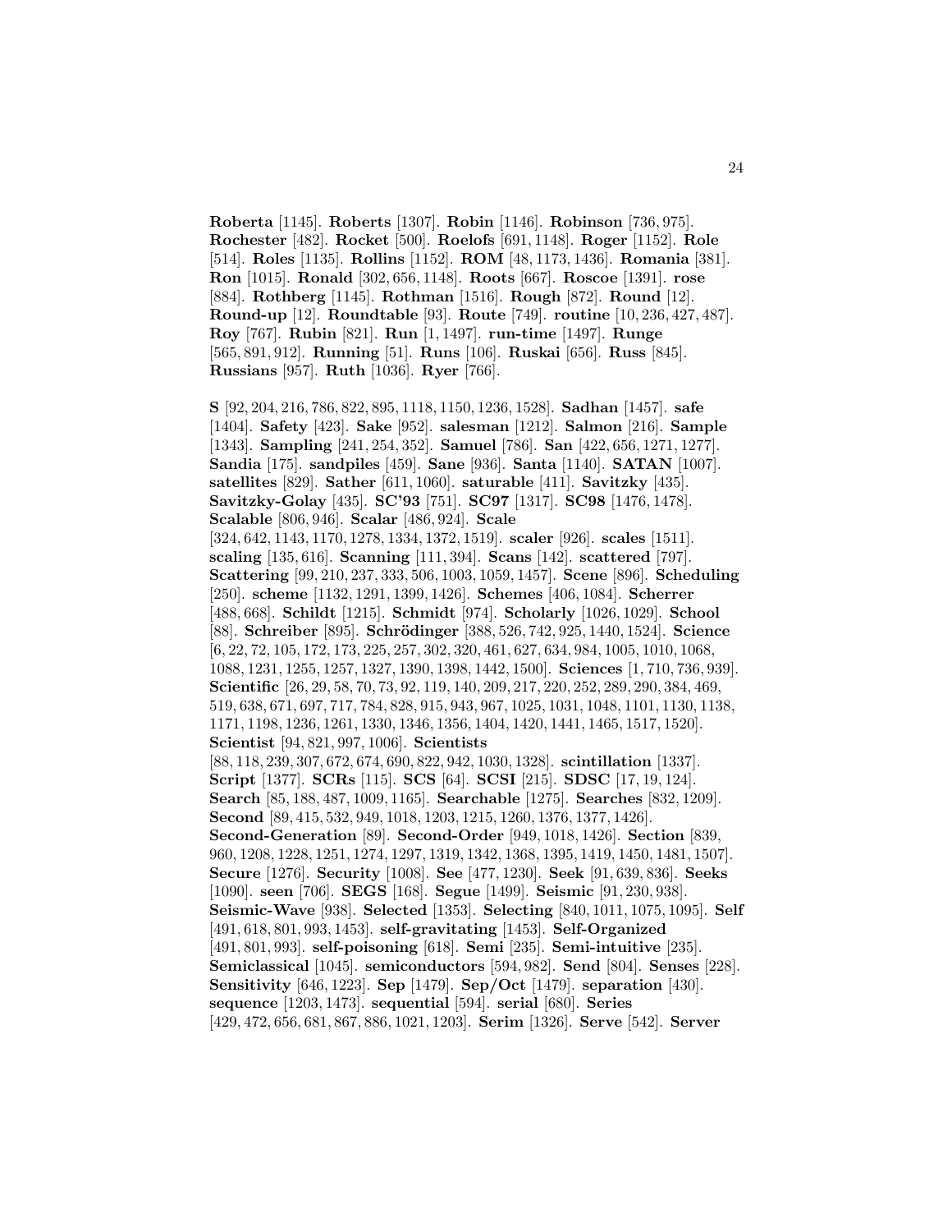**Roberta** [1145]. **Roberts** [1307]. **Robin** [1146]. **Robinson** [736, 975]. **Rochester** [482]. **Rocket** [500]. **Roelofs** [691, 1148]. **Roger** [1152]. **Role** [514]. **Roles** [1135]. **Rollins** [1152]. **ROM** [48, 1173, 1436]. **Romania** [381]. **Ron** [1015]. **Ronald** [302, 656, 1148]. **Roots** [667]. **Roscoe** [1391]. **rose** [884]. **Rothberg** [1145]. **Rothman** [1516]. **Rough** [872]. **Round** [12]. **Round-up** [12]. **Roundtable** [93]. **Route** [749]. **routine** [10, 236, 427, 487]. **Roy** [767]. **Rubin** [821]. **Run** [1, 1497]. **run-time** [1497]. **Runge** [565, 891, 912]. **Running** [51]. **Runs** [106]. **Ruskai** [656]. **Russ** [845]. **Russians** [957]. **Ruth** [1036]. **Ryer** [766].

**S** [92, 204, 216, 786, 822, 895, 1118, 1150, 1236, 1528]. **Sadhan** [1457]. **safe** [1404]. **Safety** [423]. **Sake** [952]. **salesman** [1212]. **Salmon** [216]. **Sample** [1343]. **Sampling** [241, 254, 352]. **Samuel** [786]. **San** [422, 656, 1271, 1277]. **Sandia** [175]. **sandpiles** [459]. **Sane** [936]. **Santa** [1140]. **SATAN** [1007]. **satellites** [829]. **Sather** [611, 1060]. **saturable** [411]. **Savitzky** [435]. **Savitzky-Golay** [435]. **SC'93** [751]. **SC97** [1317]. **SC98** [1476, 1478]. **Scalable** [806, 946]. **Scalar** [486, 924]. **Scale** [324, 642, 1143, 1170, 1278, 1334, 1372, 1519]. **scaler** [926]. **scales** [1511]. **scaling** [135, 616]. **Scanning** [111, 394]. **Scans** [142]. **scattered** [797]. **Scattering** [99, 210, 237, 333, 506, 1003, 1059, 1457]. **Scene** [896]. **Scheduling** [250]. **scheme** [1132, 1291, 1399, 1426]. **Schemes** [406, 1084]. **Scherrer** [488, 668]. **Schildt** [1215]. **Schmidt** [974]. **Scholarly** [1026, 1029]. **School** [88]. **Schreiber** [895]. **Schrödinger** [388, 526, 742, 925, 1440, 1524]. **Science** [6, 22, 72, 105, 172, 173, 225, 257, 302, 320, 461, 627, 634, 984, 1005, 1010, 1068, 1088, 1231, 1255, 1257, 1327, 1390, 1398, 1442, 1500]. **Sciences** [1, 710, 736, 939]. **Scientific** [26, 29, 58, 70, 73, 92, 119, 140, 209, 217, 220, 252, 289, 290, 384, 469, 519, 638, 671, 697, 717, 784, 828, 915, 943, 967, 1025, 1031, 1048, 1101, 1130, 1138, 1171, 1198, 1236, 1261, 1330, 1346, 1356, 1404, 1420, 1441, 1465, 1517, 1520]. **Scientist** [94, 821, 997, 1006]. **Scientists** [88, 118, 239, 307, 672, 674, 690, 822, 942, 1030, 1328]. **scintillation** [1337]. **Script** [1377]. **SCRs** [115]. **SCS** [64]. **SCSI** [215]. **SDSC** [17, 19, 124]. **Search** [85, 188, 487, 1009, 1165]. **Searchable** [1275]. **Searches** [832, 1209]. **Second** [89, 415, 532, 949, 1018, 1203, 1215, 1260, 1376, 1377, 1426]. **Second-Generation** [89]. **Second-Order** [949, 1018, 1426]. **Section** [839, 960, 1208, 1228, 1251, 1274, 1297, 1319, 1342, 1368, 1395, 1419, 1450, 1481, 1507]. **Secure** [1276]. **Security** [1008]. **See** [477, 1230]. **Seek** [91, 639, 836]. **Seeks** [1090]. **seen** [706]. **SEGS** [168]. **Segue** [1499]. **Seismic** [91, 230, 938]. **Seismic-Wave** [938]. **Selected** [1353]. **Selecting** [840, 1011, 1075, 1095]. **Self** [491, 618, 801, 993, 1453]. **self-gravitating** [1453]. **Self-Organized** [491, 801, 993]. **self-poisoning** [618]. **Semi** [235]. **Semi-intuitive** [235]. **Semiclassical** [1045]. **semiconductors** [594, 982]. **Send** [804]. **Senses** [228]. **Sensitivity** [646, 1223]. **Sep** [1479]. **Sep/Oct** [1479]. **separation** [430]. **sequence** [1203, 1473]. **sequential** [594]. **serial** [680]. **Series** [429, 472, 656, 681, 867, 886, 1021, 1203]. **Serim** [1326]. **Serve** [542]. **Server**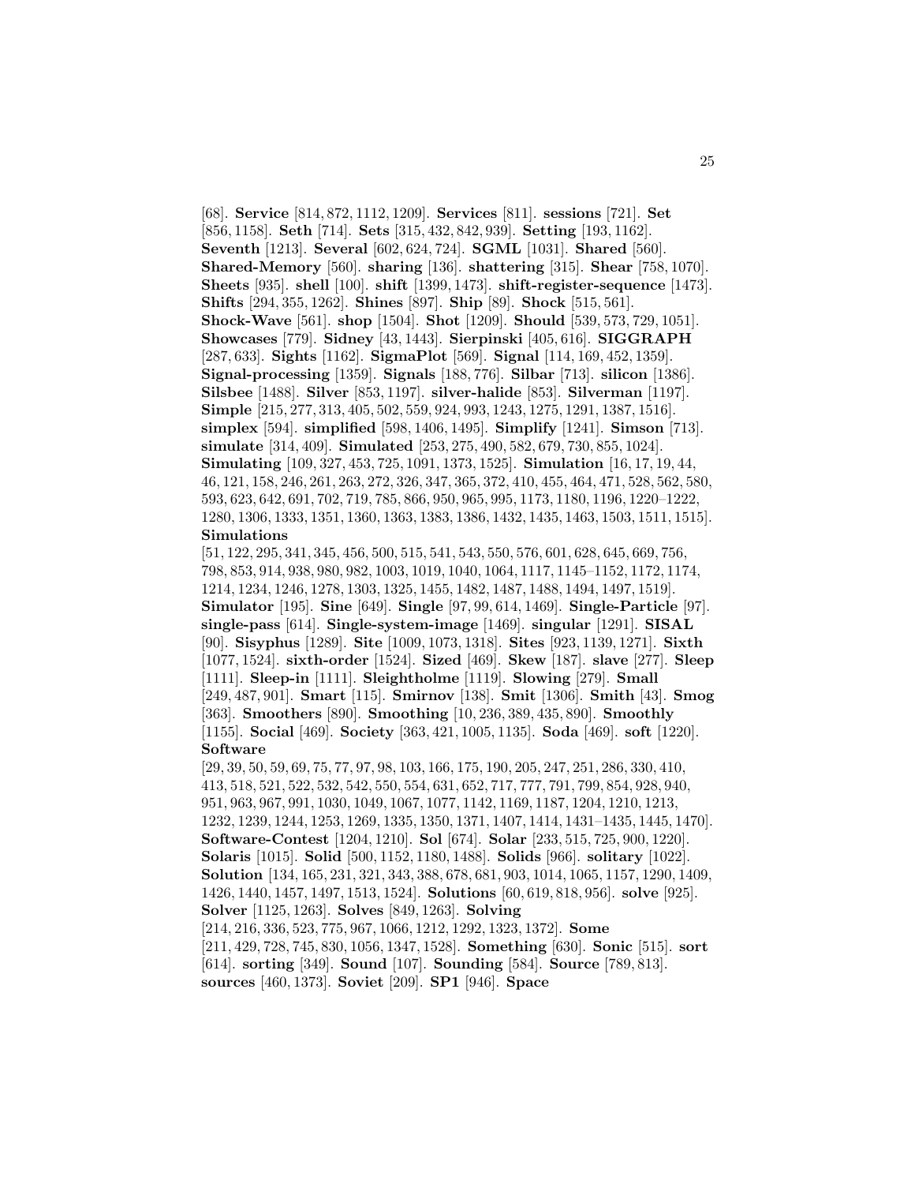[68]. **Service** [814, 872, 1112, 1209]. **Services** [811]. **sessions** [721]. **Set** [856, 1158]. **Seth** [714]. **Sets** [315, 432, 842, 939]. **Setting** [193, 1162]. **Seventh** [1213]. **Several** [602, 624, 724]. **SGML** [1031]. **Shared** [560]. **Shared-Memory** [560]. **sharing** [136]. **shattering** [315]. **Shear** [758, 1070]. **Sheets** [935]. **shell** [100]. **shift** [1399, 1473]. **shift-register-sequence** [1473]. **Shifts** [294, 355, 1262]. **Shines** [897]. **Ship** [89]. **Shock** [515, 561]. **Shock-Wave** [561]. **shop** [1504]. **Shot** [1209]. **Should** [539, 573, 729, 1051]. **Showcases** [779]. **Sidney** [43, 1443]. **Sierpinski** [405, 616]. **SIGGRAPH** [287, 633]. **Sights** [1162]. **SigmaPlot** [569]. **Signal** [114, 169, 452, 1359]. **Signal-processing** [1359]. **Signals** [188, 776]. **Silbar** [713]. **silicon** [1386]. **Silsbee** [1488]. **Silver** [853, 1197]. **silver-halide** [853]. **Silverman** [1197]. **Simple** [215, 277, 313, 405, 502, 559, 924, 993, 1243, 1275, 1291, 1387, 1516]. **simplex** [594]. **simplified** [598, 1406, 1495]. **Simplify** [1241]. **Simson** [713]. **simulate** [314, 409]. **Simulated** [253, 275, 490, 582, 679, 730, 855, 1024]. **Simulating** [109, 327, 453, 725, 1091, 1373, 1525]. **Simulation** [16, 17, 19, 44, 46, 121, 158, 246, 261, 263, 272, 326, 347, 365, 372, 410, 455, 464, 471, 528, 562, 580, 593, 623, 642, 691, 702, 719, 785, 866, 950, 965, 995, 1173, 1180, 1196, 1220–1222, 1280, 1306, 1333, 1351, 1360, 1363, 1383, 1386, 1432, 1435, 1463, 1503, 1511, 1515]. **Simulations** [51, 122, 295, 341, 345, 456, 500, 515, 541, 543, 550, 576, 601, 628, 645, 669, 756, 798, 853, 914, 938, 980, 982, 1003, 1019, 1040, 1064, 1117, 1145–1152, 1172, 1174, 1214, 1234, 1246, 1278, 1303, 1325, 1455, 1482, 1487, 1488, 1494, 1497, 1519]. **Simulator** [195]. **Sine** [649]. **Single** [97, 99, 614, 1469]. **Single-Particle** [97]. **single-pass** [614]. **Single-system-image** [1469]. **singular** [1291]. **SISAL** [90]. **Sisyphus** [1289]. **Site** [1009, 1073, 1318]. **Sites** [923, 1139, 1271]. **Sixth** [1077, 1524]. **sixth-order** [1524]. **Sized** [469]. **Skew** [187]. **slave** [277]. **Sleep** [1111]. **Sleep-in** [1111]. **Sleightholme** [1119]. **Slowing** [279]. **Small** [249, 487, 901]. **Smart** [115]. **Smirnov** [138]. **Smit** [1306]. **Smith** [43]. **Smog** [363]. **Smoothers** [890]. **Smoothing** [10, 236, 389, 435, 890]. **Smoothly** [1155]. **Social** [469]. **Society** [363, 421, 1005, 1135]. **Soda** [469]. **soft** [1220]. **Software** [29, 39, 50, 59, 69, 75, 77, 97, 98, 103, 166, 175, 190, 205, 247, 251, 286, 330, 410, 413, 518, 521, 522, 532, 542, 550, 554, 631, 652, 717, 777, 791, 799, 854, 928, 940, 951, 963, 967, 991, 1030, 1049, 1067, 1077, 1142, 1169, 1187, 1204, 1210, 1213, 1232, 1239, 1244, 1253, 1269, 1335, 1350, 1371, 1407, 1414, 1431–1435, 1445, 1470]. **Software-Contest** [1204, 1210]. **Sol** [674]. **Solar** [233, 515, 725, 900, 1220]. **Solaris** [1015]. **Solid** [500, 1152, 1180, 1488]. **Solids** [966]. **solitary** [1022]. **Solution** [134, 165, 231, 321, 343, 388, 678, 681, 903, 1014, 1065, 1157, 1290, 1409, 1426, 1440, 1457, 1497, 1513, 1524]. **Solutions** [60, 619, 818, 956]. **solve** [925]. **Solver** [1125, 1263]. **Solves** [849, 1263]. **Solving** [214, 216, 336, 523, 775, 967, 1066, 1212, 1292, 1323, 1372]. **Some** [211, 429, 728, 745, 830, 1056, 1347, 1528]. **Something** [630]. **Sonic** [515]. **sort** [614]. **sorting** [349]. **Sound** [107]. **Sounding** [584]. **Source** [789, 813]. **sources** [460, 1373]. **Soviet** [209]. **SP1** [946]. **Space**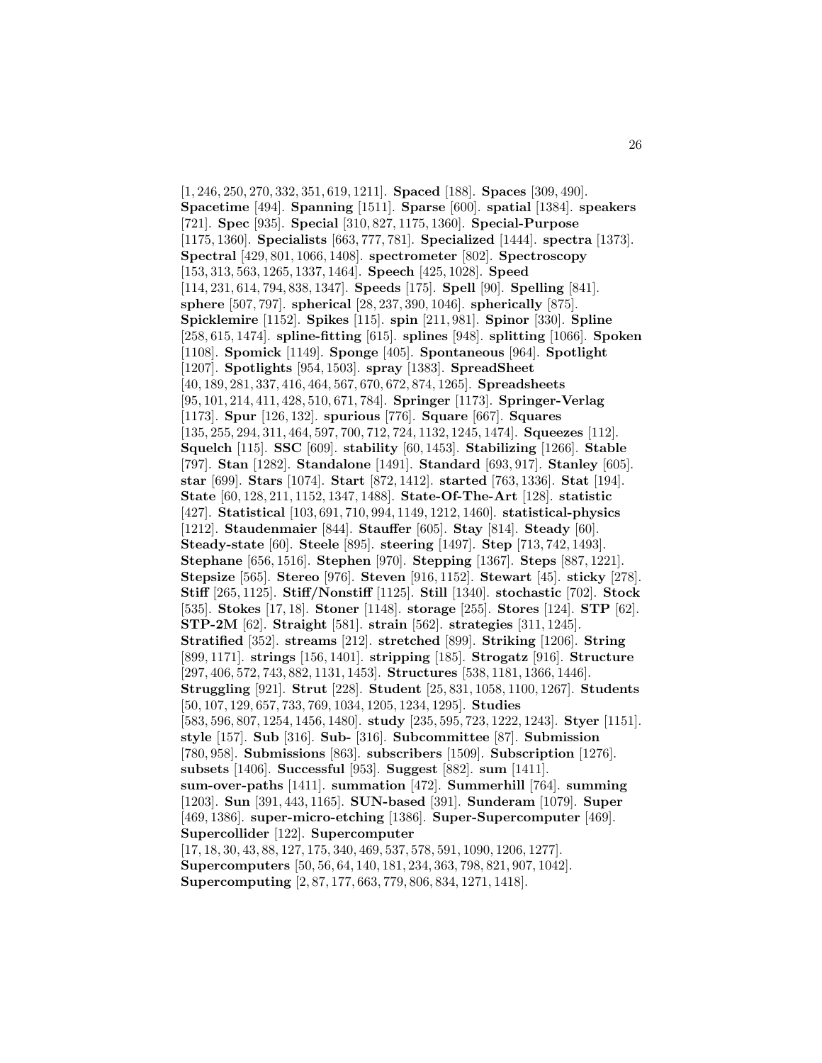[1, 246, 250, 270, 332, 351, 619, 1211]. **Spaced** [188]. **Spaces** [309, 490]. **Spacetime** [494]. **Spanning** [1511]. **Sparse** [600]. **spatial** [1384]. **speakers** [721]. **Spec** [935]. **Special** [310, 827, 1175, 1360]. **Special-Purpose** [1175, 1360]. **Specialists** [663, 777, 781]. **Specialized** [1444]. **spectra** [1373]. **Spectral** [429, 801, 1066, 1408]. **spectrometer** [802]. **Spectroscopy** [153, 313, 563, 1265, 1337, 1464]. **Speech** [425, 1028]. **Speed** [114, 231, 614, 794, 838, 1347]. **Speeds** [175]. **Spell** [90]. **Spelling** [841]. **sphere** [507, 797]. **spherical** [28, 237, 390, 1046]. **spherically** [875]. **Spicklemire** [1152]. **Spikes** [115]. **spin** [211, 981]. **Spinor** [330]. **Spline** [258, 615, 1474]. **spline-fitting** [615]. **splines** [948]. **splitting** [1066]. **Spoken** [1108]. **Spomick** [1149]. **Sponge** [405]. **Spontaneous** [964]. **Spotlight** [1207]. **Spotlights** [954, 1503]. **spray** [1383]. **SpreadSheet** [40, 189, 281, 337, 416, 464, 567, 670, 672, 874, 1265]. **Spreadsheets** [95, 101, 214, 411, 428, 510, 671, 784]. **Springer** [1173]. **Springer-Verlag** [1173]. **Spur** [126, 132]. **spurious** [776]. **Square** [667]. **Squares** [135, 255, 294, 311, 464, 597, 700, 712, 724, 1132, 1245, 1474]. **Squeezes** [112]. **Squelch** [115]. **SSC** [609]. **stability** [60, 1453]. **Stabilizing** [1266]. **Stable** [797]. **Stan** [1282]. **Standalone** [1491]. **Standard** [693, 917]. **Stanley** [605]. **star** [699]. **Stars** [1074]. **Start** [872, 1412]. **started** [763, 1336]. **Stat** [194]. **State** [60, 128, 211, 1152, 1347, 1488]. **State-Of-The-Art** [128]. **statistic** [427]. **Statistical** [103, 691, 710, 994, 1149, 1212, 1460]. **statistical-physics** [1212]. **Staudenmaier** [844]. **Stauffer** [605]. **Stay** [814]. **Steady** [60]. **Steady-state** [60]. **Steele** [895]. **steering** [1497]. **Step** [713, 742, 1493]. **Stephane** [656, 1516]. **Stephen** [970]. **Stepping** [1367]. **Steps** [887, 1221]. **Stepsize** [565]. **Stereo** [976]. **Steven** [916, 1152]. **Stewart** [45]. **sticky** [278]. **Stiff** [265, 1125]. **Stiff/Nonstiff** [1125]. **Still** [1340]. **stochastic** [702]. **Stock** [535]. **Stokes** [17, 18]. **Stoner** [1148]. **storage** [255]. **Stores** [124]. **STP** [62]. **STP-2M** [62]. **Straight** [581]. **strain** [562]. **strategies** [311, 1245]. **Stratified** [352]. **streams** [212]. **stretched** [899]. **Striking** [1206]. **String** [899, 1171]. **strings** [156, 1401]. **stripping** [185]. **Strogatz** [916]. **Structure** [297, 406, 572, 743, 882, 1131, 1453]. **Structures** [538, 1181, 1366, 1446]. **Struggling** [921]. **Strut** [228]. **Student** [25, 831, 1058, 1100, 1267]. **Students** [50, 107, 129, 657, 733, 769, 1034, 1205, 1234, 1295]. **Studies** [583, 596, 807, 1254, 1456, 1480]. **study** [235, 595, 723, 1222, 1243]. **Styer** [1151]. **style** [157]. **Sub** [316]. **Sub-** [316]. **Subcommittee** [87]. **Submission** [780, 958]. **Submissions** [863]. **subscribers** [1509]. **Subscription** [1276]. **subsets** [1406]. **Successful** [953]. **Suggest** [882]. **sum** [1411]. **sum-over-paths** [1411]. **summation** [472]. **Summerhill** [764]. **summing** [1203]. **Sun** [391, 443, 1165]. **SUN-based** [391]. **Sunderam** [1079]. **Super** [469, 1386]. **super-micro-etching** [1386]. **Super-Supercomputer** [469]. **Supercollider** [122]. **Supercomputer** [17, 18, 30, 43, 88, 127, 175, 340, 469, 537, 578, 591, 1090, 1206, 1277]. **Supercomputers** [50, 56, 64, 140, 181, 234, 363, 798, 821, 907, 1042]. **Supercomputing** [2, 87, 177, 663, 779, 806, 834, 1271, 1418].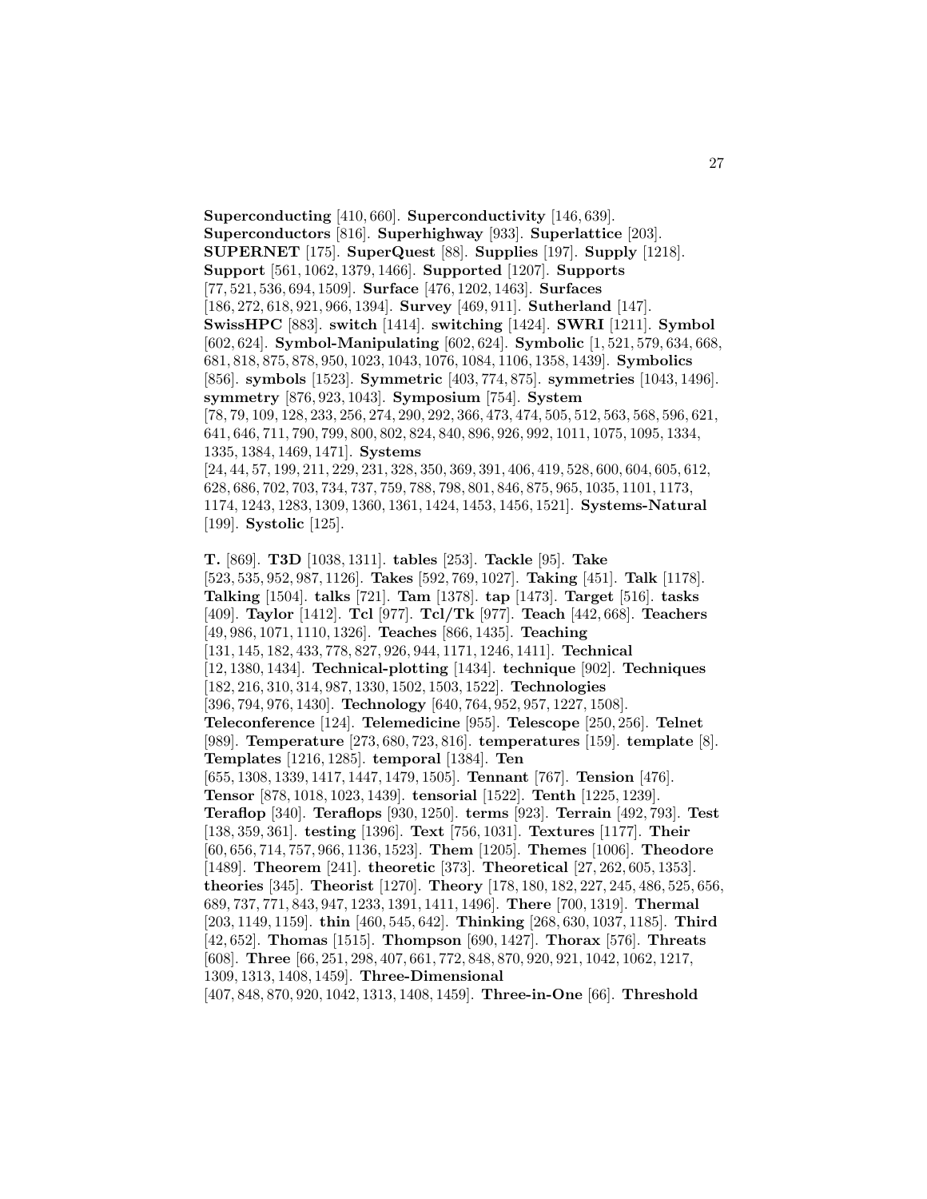**Superconducting** [410, 660]. **Superconductivity** [146, 639]. **Superconductors** [816]. **Superhighway** [933]. **Superlattice** [203]. **SUPERNET** [175]. **SuperQuest** [88]. **Supplies** [197]. **Supply** [1218]. **Support** [561, 1062, 1379, 1466]. **Supported** [1207]. **Supports** [77, 521, 536, 694, 1509]. **Surface** [476, 1202, 1463]. **Surfaces** [186, 272, 618, 921, 966, 1394]. **Survey** [469, 911]. **Sutherland** [147]. **SwissHPC** [883]. **switch** [1414]. **switching** [1424]. **SWRI** [1211]. **Symbol** [602, 624]. **Symbol-Manipulating** [602, 624]. **Symbolic** [1, 521, 579, 634, 668, 681, 818, 875, 878, 950, 1023, 1043, 1076, 1084, 1106, 1358, 1439]. **Symbolics** [856]. **symbols** [1523]. **Symmetric** [403, 774, 875]. **symmetries** [1043, 1496]. **symmetry** [876, 923, 1043]. **Symposium** [754]. **System** [78, 79, 109, 128, 233, 256, 274, 290, 292, 366, 473, 474, 505, 512, 563, 568, 596, 621, 641, 646, 711, 790, 799, 800, 802, 824, 840, 896, 926, 992, 1011, 1075, 1095, 1334, 1335, 1384, 1469, 1471]. **Systems** [24, 44, 57, 199, 211, 229, 231, 328, 350, 369, 391, 406, 419, 528, 600, 604, 605, 612, 628, 686, 702, 703, 734, 737, 759, 788, 798, 801, 846, 875, 965, 1035, 1101, 1173, 1174, 1243, 1283, 1309, 1360, 1361, 1424, 1453, 1456, 1521]. **Systems-Natural** [199]. **Systolic** [125].

**T.** [869]. **T3D** [1038, 1311]. **tables** [253]. **Tackle** [95]. **Take** [523, 535, 952, 987, 1126]. **Takes** [592, 769, 1027]. **Taking** [451]. **Talk** [1178]. **Talking** [1504]. **talks** [721]. **Tam** [1378]. **tap** [1473]. **Target** [516]. **tasks** [409]. **Taylor** [1412]. **Tcl** [977]. **Tcl/Tk** [977]. **Teach** [442, 668]. **Teachers** [49, 986, 1071, 1110, 1326]. **Teaches** [866, 1435]. **Teaching** [131, 145, 182, 433, 778, 827, 926, 944, 1171, 1246, 1411]. **Technical** [12, 1380, 1434]. **Technical-plotting** [1434]. **technique** [902]. **Techniques** [182, 216, 310, 314, 987, 1330, 1502, 1503, 1522]. **Technologies** [396, 794, 976, 1430]. **Technology** [640, 764, 952, 957, 1227, 1508]. **Teleconference** [124]. **Telemedicine** [955]. **Telescope** [250, 256]. **Telnet** [989]. **Temperature** [273, 680, 723, 816]. **temperatures** [159]. **template** [8]. **Templates** [1216, 1285]. **temporal** [1384]. **Ten** [655, 1308, 1339, 1417, 1447, 1479, 1505]. **Tennant** [767]. **Tension** [476]. **Tensor** [878, 1018, 1023, 1439]. **tensorial** [1522]. **Tenth** [1225, 1239]. **Teraflop** [340]. **Teraflops** [930, 1250]. **terms** [923]. **Terrain** [492, 793]. **Test** [138, 359, 361]. **testing** [1396]. **Text** [756, 1031]. **Textures** [1177]. **Their** [60, 656, 714, 757, 966, 1136, 1523]. **Them** [1205]. **Themes** [1006]. **Theodore** [1489]. **Theorem** [241]. **theoretic** [373]. **Theoretical** [27, 262, 605, 1353]. **theories** [345]. **Theorist** [1270]. **Theory** [178, 180, 182, 227, 245, 486, 525, 656, 689, 737, 771, 843, 947, 1233, 1391, 1411, 1496]. **There** [700, 1319]. **Thermal** [203, 1149, 1159]. **thin** [460, 545, 642]. **Thinking** [268, 630, 1037, 1185]. **Third** [42, 652]. **Thomas** [1515]. **Thompson** [690, 1427]. **Thorax** [576]. **Threats** [608]. **Three** [66, 251, 298, 407, 661, 772, 848, 870, 920, 921, 1042, 1062, 1217, 1309, 1313, 1408, 1459]. **Three-Dimensional** [407, 848, 870, 920, 1042, 1313, 1408, 1459]. **Three-in-One** [66]. **Threshold**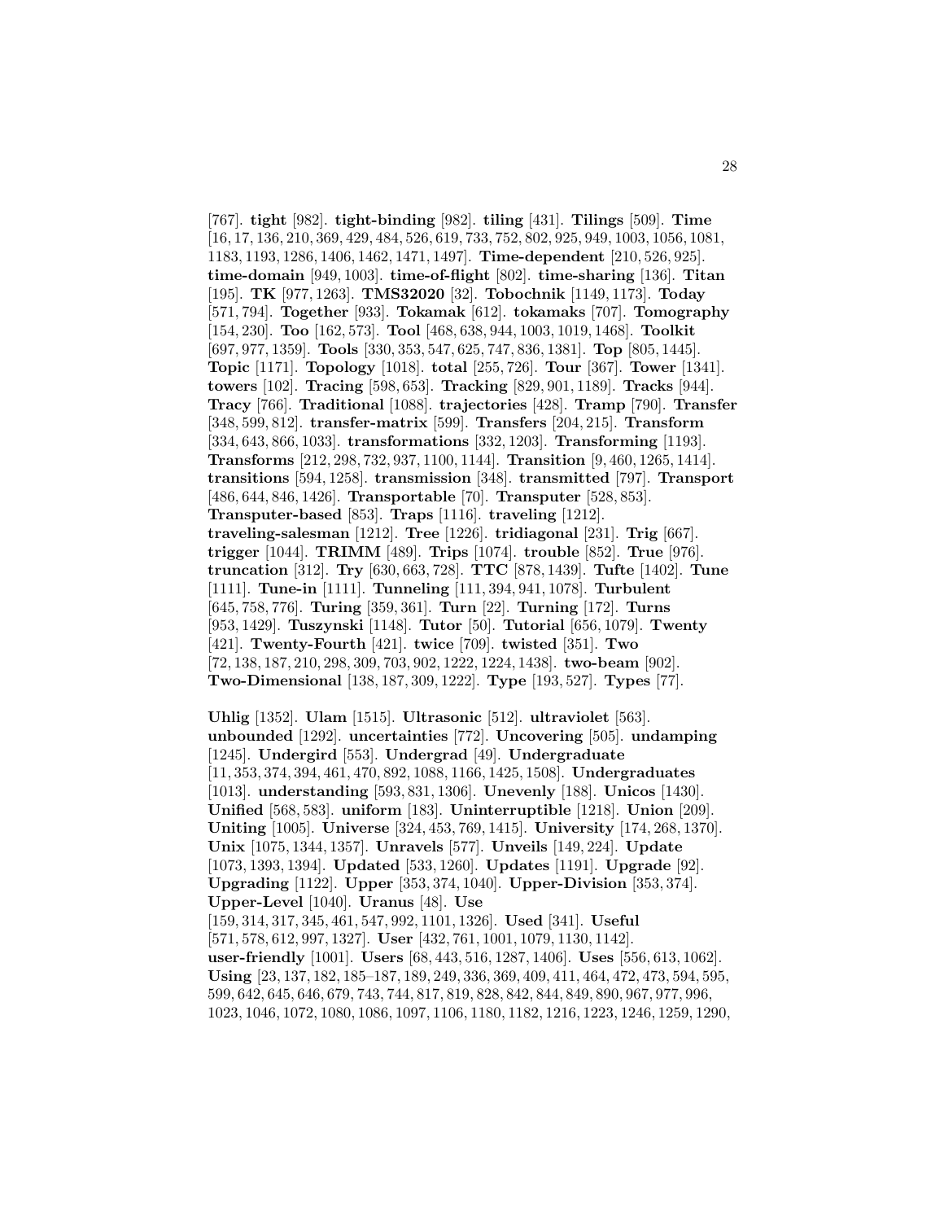[767]. **tight** [982]. **tight-binding** [982]. **tiling** [431]. **Tilings** [509]. **Time** [16, 17, 136, 210, 369, 429, 484, 526, 619, 733, 752, 802, 925, 949, 1003, 1056, 1081, 1183, 1193, 1286, 1406, 1462, 1471, 1497]. **Time-dependent** [210, 526, 925]. **time-domain** [949, 1003]. **time-of-flight** [802]. **time-sharing** [136]. **Titan** [195]. **TK** [977, 1263]. **TMS32020** [32]. **Tobochnik** [1149, 1173]. **Today** [571, 794]. **Together** [933]. **Tokamak** [612]. **tokamaks** [707]. **Tomography** [154, 230]. **Too** [162, 573]. **Tool** [468, 638, 944, 1003, 1019, 1468]. **Toolkit** [697, 977, 1359]. **Tools** [330, 353, 547, 625, 747, 836, 1381]. **Top** [805, 1445]. **Topic** [1171]. **Topology** [1018]. **total** [255, 726]. **Tour** [367]. **Tower** [1341]. **towers** [102]. **Tracing** [598, 653]. **Tracking** [829, 901, 1189]. **Tracks** [944]. **Tracy** [766]. **Traditional** [1088]. **trajectories** [428]. **Tramp** [790]. **Transfer** [348, 599, 812]. **transfer-matrix** [599]. **Transfers** [204, 215]. **Transform** [334, 643, 866, 1033]. **transformations** [332, 1203]. **Transforming** [1193]. **Transforms** [212, 298, 732, 937, 1100, 1144]. **Transition** [9, 460, 1265, 1414]. **transitions** [594, 1258]. **transmission** [348]. **transmitted** [797]. **Transport** [486, 644, 846, 1426]. **Transportable** [70]. **Transputer** [528, 853]. **Transputer-based** [853]. **Traps** [1116]. **traveling** [1212]. **traveling-salesman** [1212]. **Tree** [1226]. **tridiagonal** [231]. **Trig** [667]. **trigger** [1044]. **TRIMM** [489]. **Trips** [1074]. **trouble** [852]. **True** [976]. **truncation** [312]. **Try** [630, 663, 728]. **TTC** [878, 1439]. **Tufte** [1402]. **Tune** [1111]. **Tune-in** [1111]. **Tunneling** [111, 394, 941, 1078]. **Turbulent** [645, 758, 776]. **Turing** [359, 361]. **Turn** [22]. **Turning** [172]. **Turns** [953, 1429]. **Tuszynski** [1148]. **Tutor** [50]. **Tutorial** [656, 1079]. **Twenty** [421]. **Twenty-Fourth** [421]. **twice** [709]. **twisted** [351]. **Two** [72, 138, 187, 210, 298, 309, 703, 902, 1222, 1224, 1438]. **two-beam** [902]. **Two-Dimensional** [138, 187, 309, 1222]. **Type** [193, 527]. **Types** [77].

**Uhlig** [1352]. **Ulam** [1515]. **Ultrasonic** [512]. **ultraviolet** [563]. **unbounded** [1292]. **uncertainties** [772]. **Uncovering** [505]. **undamping** [1245]. **Undergird** [553]. **Undergrad** [49]. **Undergraduate** [11, 353, 374, 394, 461, 470, 892, 1088, 1166, 1425, 1508]. **Undergraduates** [1013]. **understanding** [593, 831, 1306]. **Unevenly** [188]. **Unicos** [1430]. **Unified** [568, 583]. **uniform** [183]. **Uninterruptible** [1218]. **Union** [209]. **Uniting** [1005]. **Universe** [324, 453, 769, 1415]. **University** [174, 268, 1370]. **Unix** [1075, 1344, 1357]. **Unravels** [577]. **Unveils** [149, 224]. **Update** [1073, 1393, 1394]. **Updated** [533, 1260]. **Updates** [1191]. **Upgrade** [92]. **Upgrading** [1122]. **Upper** [353, 374, 1040]. **Upper-Division** [353, 374]. **Upper-Level** [1040]. **Uranus** [48]. **Use** [159, 314, 317, 345, 461, 547, 992, 1101, 1326]. **Used** [341]. **Useful** [571, 578, 612, 997, 1327]. **User** [432, 761, 1001, 1079, 1130, 1142]. **user-friendly** [1001]. **Users** [68, 443, 516, 1287, 1406]. **Uses** [556, 613, 1062]. **Using** [23, 137, 182, 185–187, 189, 249, 336, 369, 409, 411, 464, 472, 473, 594, 595, 599, 642, 645, 646, 679, 743, 744, 817, 819, 828, 842, 844, 849, 890, 967, 977, 996, 1023, 1046, 1072, 1080, 1086, 1097, 1106, 1180, 1182, 1216, 1223, 1246, 1259, 1290,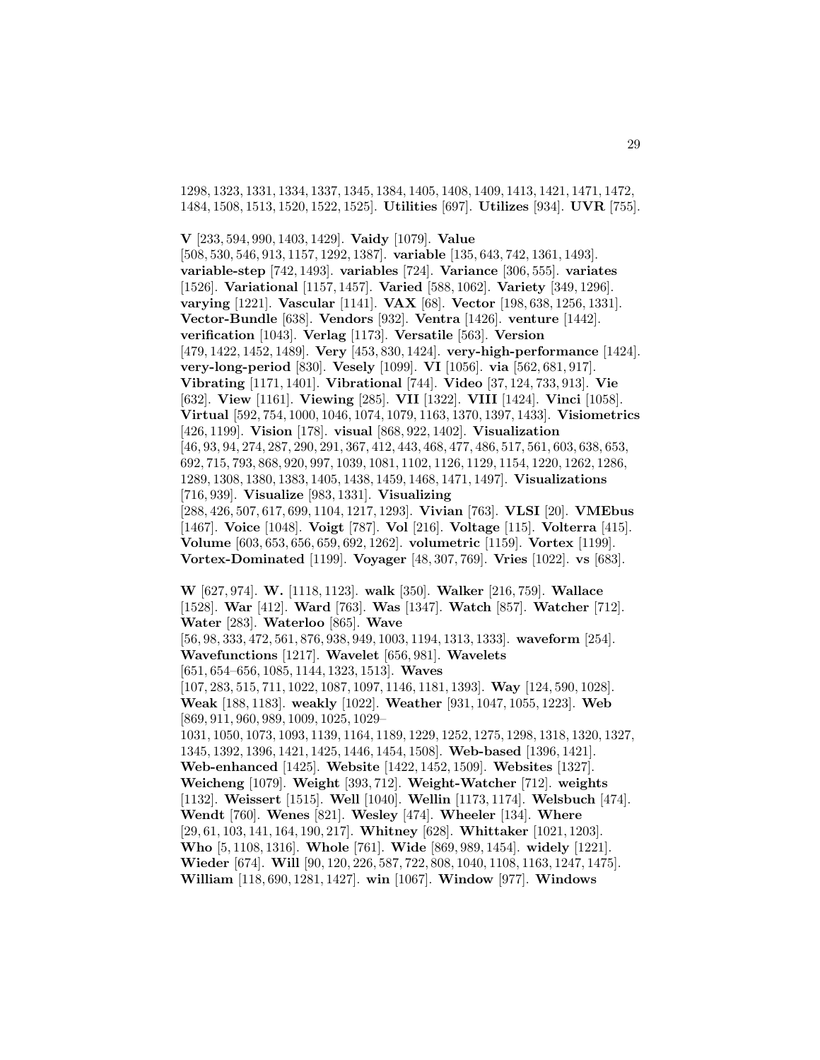1298, 1323, 1331, 1334, 1337, 1345, 1384, 1405, 1408, 1409, 1413, 1421, 1471, 1472, 1484, 1508, 1513, 1520, 1522, 1525]. **Utilities** [697]. **Utilizes** [934]. **UVR** [755].

**V** [233, 594, 990, 1403, 1429]. **Vaidy** [1079]. **Value** [508, 530, 546, 913, 1157, 1292, 1387]. **variable** [135, 643, 742, 1361, 1493]. **variable-step** [742, 1493]. **variables** [724]. **Variance** [306, 555]. **variates** [1526]. **Variational** [1157, 1457]. **Varied** [588, 1062]. **Variety** [349, 1296]. **varying** [1221]. **Vascular** [1141]. **VAX** [68]. **Vector** [198, 638, 1256, 1331]. **Vector-Bundle** [638]. **Vendors** [932]. **Ventra** [1426]. **venture** [1442]. **verification** [1043]. **Verlag** [1173]. **Versatile** [563]. **Version** [479, 1422, 1452, 1489]. **Very** [453, 830, 1424]. **very-high-performance** [1424]. **very-long-period** [830]. **Vesely** [1099]. **VI** [1056]. **via** [562, 681, 917]. **Vibrating** [1171, 1401]. **Vibrational** [744]. **Video** [37, 124, 733, 913]. **Vie** [632]. **View** [1161]. **Viewing** [285]. **VII** [1322]. **VIII** [1424]. **Vinci** [1058]. **Virtual** [592, 754, 1000, 1046, 1074, 1079, 1163, 1370, 1397, 1433]. **Visiometrics** [426, 1199]. **Vision** [178]. **visual** [868, 922, 1402]. **Visualization** [46, 93, 94, 274, 287, 290, 291, 367, 412, 443, 468, 477, 486, 517, 561, 603, 638, 653, 692, 715, 793, 868, 920, 997, 1039, 1081, 1102, 1126, 1129, 1154, 1220, 1262, 1286, 1289, 1308, 1380, 1383, 1405, 1438, 1459, 1468, 1471, 1497]. **Visualizations** [716, 939]. **Visualize** [983, 1331]. **Visualizing** [288, 426, 507, 617, 699, 1104, 1217, 1293]. **Vivian** [763]. **VLSI** [20]. **VMEbus** [1467]. **Voice** [1048]. **Voigt** [787]. **Vol** [216]. **Voltage** [115]. **Volterra** [415]. **Volume** [603, 653, 656, 659, 692, 1262]. **volumetric** [1159]. **Vortex** [1199]. **Vortex-Dominated** [1199]. **Voyager** [48, 307, 769]. **Vries** [1022]. **vs** [683].

**W** [627, 974]. **W.** [1118, 1123]. **walk** [350]. **Walker** [216, 759]. **Wallace** [1528]. **War** [412]. **Ward** [763]. **Was** [1347]. **Watch** [857]. **Watcher** [712]. **Water** [283]. **Waterloo** [865]. **Wave** [56, 98, 333, 472, 561, 876, 938, 949, 1003, 1194, 1313, 1333]. **waveform** [254]. **Wavefunctions** [1217]. **Wavelet** [656, 981]. **Wavelets** [651, 654–656, 1085, 1144, 1323, 1513]. **Waves** [107, 283, 515, 711, 1022, 1087, 1097, 1146, 1181, 1393]. **Way** [124, 590, 1028]. **Weak** [188, 1183]. **weakly** [1022]. **Weather** [931, 1047, 1055, 1223]. **Web** [869, 911, 960, 989, 1009, 1025, 1029–1031, 1050, 1073, 1093, 1139, 1164, 1189, 1229, 1252, 1275, 1298, 1318, 1320, 1327, 1345, 1392, 1396, 1421, 1425, 1446, 1454, 1508]. **Web-based** [1396, 1421]. **Web-enhanced** [1425]. **Website** [1422, 1452, 1509]. **Websites** [1327]. **Weicheng** [1079]. **Weight** [393, 712]. **Weight-Watcher** [712]. **weights** [1132]. **Weissert** [1515]. **Well** [1040]. **Wellin** [1173, 1174]. **Welsbuch** [474]. **Wendt** [760]. **Wenes** [821]. **Wesley** [474]. **Wheeler** [134]. **Where** [29, 61, 103, 141, 164, 190, 217]. **Whitney** [628]. **Whittaker** [1021, 1203]. **Who** [5, 1108, 1316]. **Whole** [761]. **Wide** [869, 989, 1454]. **widely** [1221]. **Wieder** [674]. **Will** [90, 120, 226, 587, 722, 808, 1040, 1108, 1163, 1247, 1475]. **William** [118, 690, 1281, 1427]. **win** [1067]. **Window** [977]. **Windows**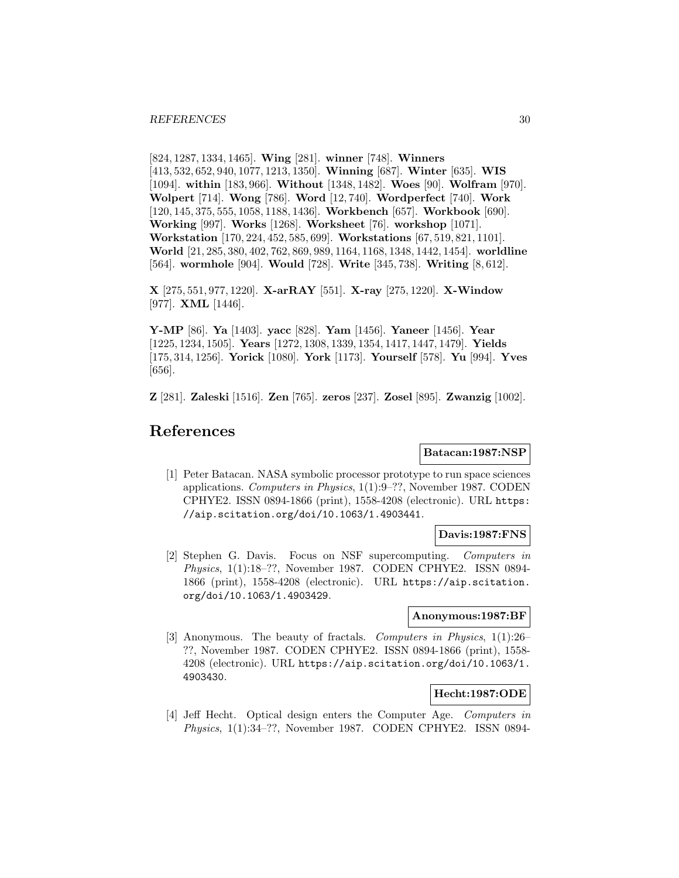[824, 1287, 1334, 1465]. **Wing** [281]. **winner** [748]. **Winners** [413, 532, 652, 940, 1077, 1213, 1350]. **Winning** [687]. **Winter** [635]. **WIS** [1094]. **within** [183, 966]. **Without** [1348, 1482]. **Woes** [90]. **Wolfram** [970]. **Wolpert** [714]. **Wong** [786]. **Word** [12, 740]. **Wordperfect** [740]. **Work** [120, 145, 375, 555, 1058, 1188, 1436]. **Workbench** [657]. **Workbook** [690]. **Working** [997]. **Works** [1268]. **Worksheet** [76]. **workshop** [1071]. **Workstation** [170, 224, 452, 585, 699]. **Workstations** [67, 519, 821, 1101]. **World** [21, 285, 380, 402, 762, 869, 989, 1164, 1168, 1348, 1442, 1454]. **worldline** [564]. **wormhole** [904]. **Would** [728]. **Write** [345, 738]. **Writing** [8, 612].

**X** [275, 551, 977, 1220]. **X-arRAY** [551]. **X-ray** [275, 1220]. **X-Window** [977]. **XML** [1446].

**Y-MP** [86]. **Ya** [1403]. **yacc** [828]. **Yam** [1456]. **Yaneer** [1456]. **Year** [1225, 1234, 1505]. **Years** [1272, 1308, 1339, 1354, 1417, 1447, 1479]. **Yields** [175, 314, 1256]. **Yorick** [1080]. **York** [1173]. **Yourself** [578]. **Yu** [994]. **Yves** [656].

**Z** [281]. **Zaleski** [1516]. **Zen** [765]. **zeros** [237]. **Zosel** [895]. **Zwanzig** [1002].

# References

**Batacan:1987:NSP**

[1] Peter Batacan. NASA symbolic processor prototype to run space sciences applications. *Computers in Physics*, 1(1):9–??, November 1987. CODEN CPHYE2. ISSN 0894-1866 (print), 1558-4208 (electronic). URL https://aip.scitation.org/doi/10.1063/1.4903441.

**Davis:1987:FNS**

[2] Stephen G. Davis. Focus on NSF supercomputing. *Computers in Physics*, 1(1):18–??, November 1987. CODEN CPHYE2. ISSN 0894-1866 (print), 1558-4208 (electronic). URL https://aip.scitation.org/doi/10.1063/1.4903429.

**Anonymous:1987:BF**

[3] Anonymous. The beauty of fractals. *Computers in Physics*, 1(1):26–??, November 1987. CODEN CPHYE2. ISSN 0894-1866 (print), 1558-4208 (electronic). URL https://aip.scitation.org/doi/10.1063/1.4903430.

**Hecht:1987:ODE**

[4] Jeff Hecht. Optical design enters the Computer Age. *Computers in Physics*, 1(1):34–??, November 1987. CODEN CPHYE2. ISSN 0894-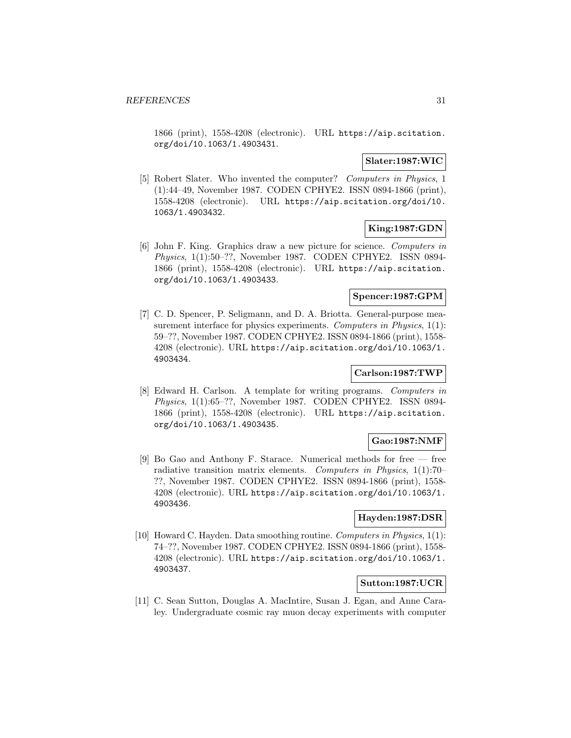1866 (print), 1558-4208 (electronic). URL https://aip.scitation.org/doi/10.1063/1.4903431.

**Slater:1987:WIC**

[5] Robert Slater. Who invented the computer? *Computers in Physics*, 1 (1):44–49, November 1987. CODEN CPHYE2. ISSN 0894-1866 (print), 1558-4208 (electronic). URL https://aip.scitation.org/doi/10.1063/1.4903432.

**King:1987:GDN**

[6] John F. King. Graphics draw a new picture for science. *Computers in Physics*, 1(1):50–??, November 1987. CODEN CPHYE2. ISSN 0894-1866 (print), 1558-4208 (electronic). URL https://aip.scitation.org/doi/10.1063/1.4903433.

**Spencer:1987:GPM**

[7] C. D. Spencer, P. Seligmann, and D. A. Briotta. General-purpose measurement interface for physics experiments. *Computers in Physics*, 1(1): 59–??, November 1987. CODEN CPHYE2. ISSN 0894-1866 (print), 1558-4208 (electronic). URL https://aip.scitation.org/doi/10.1063/1.4903434.

**Carlson:1987:TWP**

[8] Edward H. Carlson. A template for writing programs. *Computers in Physics*, 1(1):65–??, November 1987. CODEN CPHYE2. ISSN 0894-1866 (print), 1558-4208 (electronic). URL https://aip.scitation.org/doi/10.1063/1.4903435.

**Gao:1987:NMF**

[9] Bo Gao and Anthony F. Starace. Numerical methods for free — free radiative transition matrix elements. *Computers in Physics*, 1(1):70–??, November 1987. CODEN CPHYE2. ISSN 0894-1866 (print), 1558-4208 (electronic). URL https://aip.scitation.org/doi/10.1063/1.4903436.

**Hayden:1987:DSR**

[10] Howard C. Hayden. Data smoothing routine. *Computers in Physics*, 1(1): 74–??, November 1987. CODEN CPHYE2. ISSN 0894-1866 (print), 1558-4208 (electronic). URL https://aip.scitation.org/doi/10.1063/1.4903437.

**Sutton:1987:UCR**

[11] C. Sean Sutton, Douglas A. MacIntire, Susan J. Egan, and Anne Caraley. Undergraduate cosmic ray muon decay experiments with computer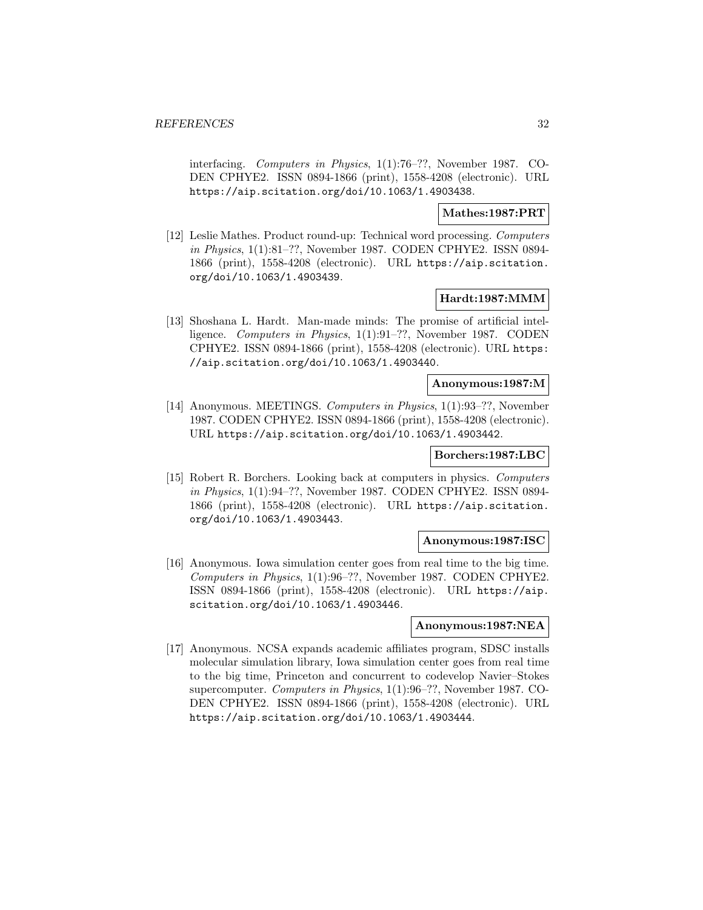interfacing. *Computers in Physics*, 1(1):76–??, November 1987. CODEN CPHYE2. ISSN 0894-1866 (print), 1558-4208 (electronic). URL https://aip.scitation.org/doi/10.1063/1.4903438.

**Mathes:1987:PRT**

[12] Leslie Mathes. Product round-up: Technical word processing. *Computers in Physics*, 1(1):81–??, November 1987. CODEN CPHYE2. ISSN 0894-1866 (print), 1558-4208 (electronic). URL https://aip.scitation.org/doi/10.1063/1.4903439.

**Hardt:1987:MMM**

[13] Shoshana L. Hardt. Man-made minds: The promise of artificial intelligence. *Computers in Physics*, 1(1):91–??, November 1987. CODEN CPHYE2. ISSN 0894-1866 (print), 1558-4208 (electronic). URL https://aip.scitation.org/doi/10.1063/1.4903440.

**Anonymous:1987:M**

[14] Anonymous. MEETINGS. *Computers in Physics*, 1(1):93–??, November 1987. CODEN CPHYE2. ISSN 0894-1866 (print), 1558-4208 (electronic). URL https://aip.scitation.org/doi/10.1063/1.4903442.

**Borchers:1987:LBC**

[15] Robert R. Borchers. Looking back at computers in physics. *Computers in Physics*, 1(1):94–??, November 1987. CODEN CPHYE2. ISSN 0894-1866 (print), 1558-4208 (electronic). URL https://aip.scitation.org/doi/10.1063/1.4903443.

**Anonymous:1987:ISC**

[16] Anonymous. Iowa simulation center goes from real time to the big time. *Computers in Physics*, 1(1):96–??, November 1987. CODEN CPHYE2. ISSN 0894-1866 (print), 1558-4208 (electronic). URL https://aip.scitation.org/doi/10.1063/1.4903446.

**Anonymous:1987:NEA**

[17] Anonymous. NCSA expands academic affiliates program, SDSC installs molecular simulation library, Iowa simulation center goes from real time to the big time, Princeton and concurrent to codevelop Navier–Stokes supercomputer. *Computers in Physics*, 1(1):96–??, November 1987. CODEN CPHYE2. ISSN 0894-1866 (print), 1558-4208 (electronic). URL https://aip.scitation.org/doi/10.1063/1.4903444.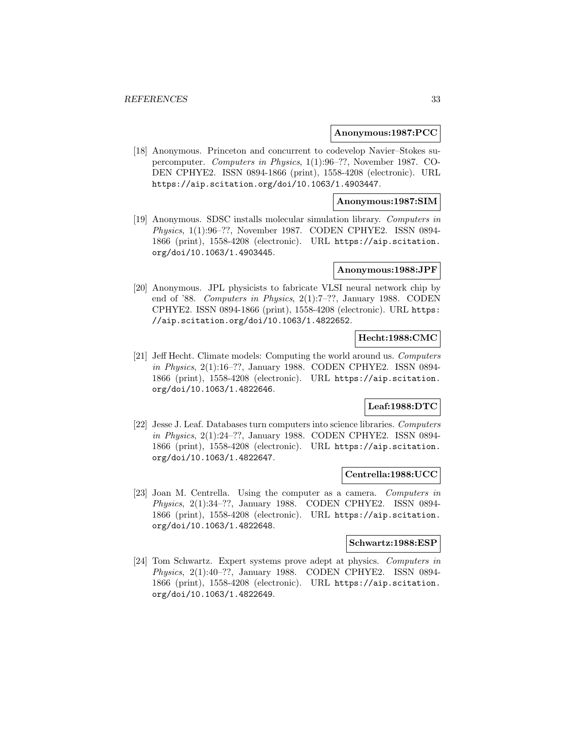**Anonymous:1987:PCC**

[18] Anonymous. Princeton and concurrent to codevelop Navier–Stokes supercomputer. *Computers in Physics*, 1(1):96–??, November 1987. CODEN CPHYE2. ISSN 0894-1866 (print), 1558-4208 (electronic). URL https://aip.scitation.org/doi/10.1063/1.4903447.

**Anonymous:1987:SIM**

[19] Anonymous. SDSC installs molecular simulation library. *Computers in Physics*, 1(1):96–??, November 1987. CODEN CPHYE2. ISSN 0894-1866 (print), 1558-4208 (electronic). URL https://aip.scitation.org/doi/10.1063/1.4903445.

**Anonymous:1988:JPF**

[20] Anonymous. JPL physicists to fabricate VLSI neural network chip by end of '88. *Computers in Physics*, 2(1):7–??, January 1988. CODEN CPHYE2. ISSN 0894-1866 (print), 1558-4208 (electronic). URL https://aip.scitation.org/doi/10.1063/1.4822652.

**Hecht:1988:CMC**

[21] Jeff Hecht. Climate models: Computing the world around us. *Computers in Physics*, 2(1):16–??, January 1988. CODEN CPHYE2. ISSN 0894-1866 (print), 1558-4208 (electronic). URL https://aip.scitation.org/doi/10.1063/1.4822646.

**Leaf:1988:DTC**

[22] Jesse J. Leaf. Databases turn computers into science libraries. *Computers in Physics*, 2(1):24–??, January 1988. CODEN CPHYE2. ISSN 0894-1866 (print), 1558-4208 (electronic). URL https://aip.scitation.org/doi/10.1063/1.4822647.

**Centrella:1988:UCC**

[23] Joan M. Centrella. Using the computer as a camera. *Computers in Physics*, 2(1):34–??, January 1988. CODEN CPHYE2. ISSN 0894-1866 (print), 1558-4208 (electronic). URL https://aip.scitation.org/doi/10.1063/1.4822648.

**Schwartz:1988:ESP**

[24] Tom Schwartz. Expert systems prove adept at physics. *Computers in Physics*, 2(1):40–??, January 1988. CODEN CPHYE2. ISSN 0894-1866 (print), 1558-4208 (electronic). URL https://aip.scitation.org/doi/10.1063/1.4822649.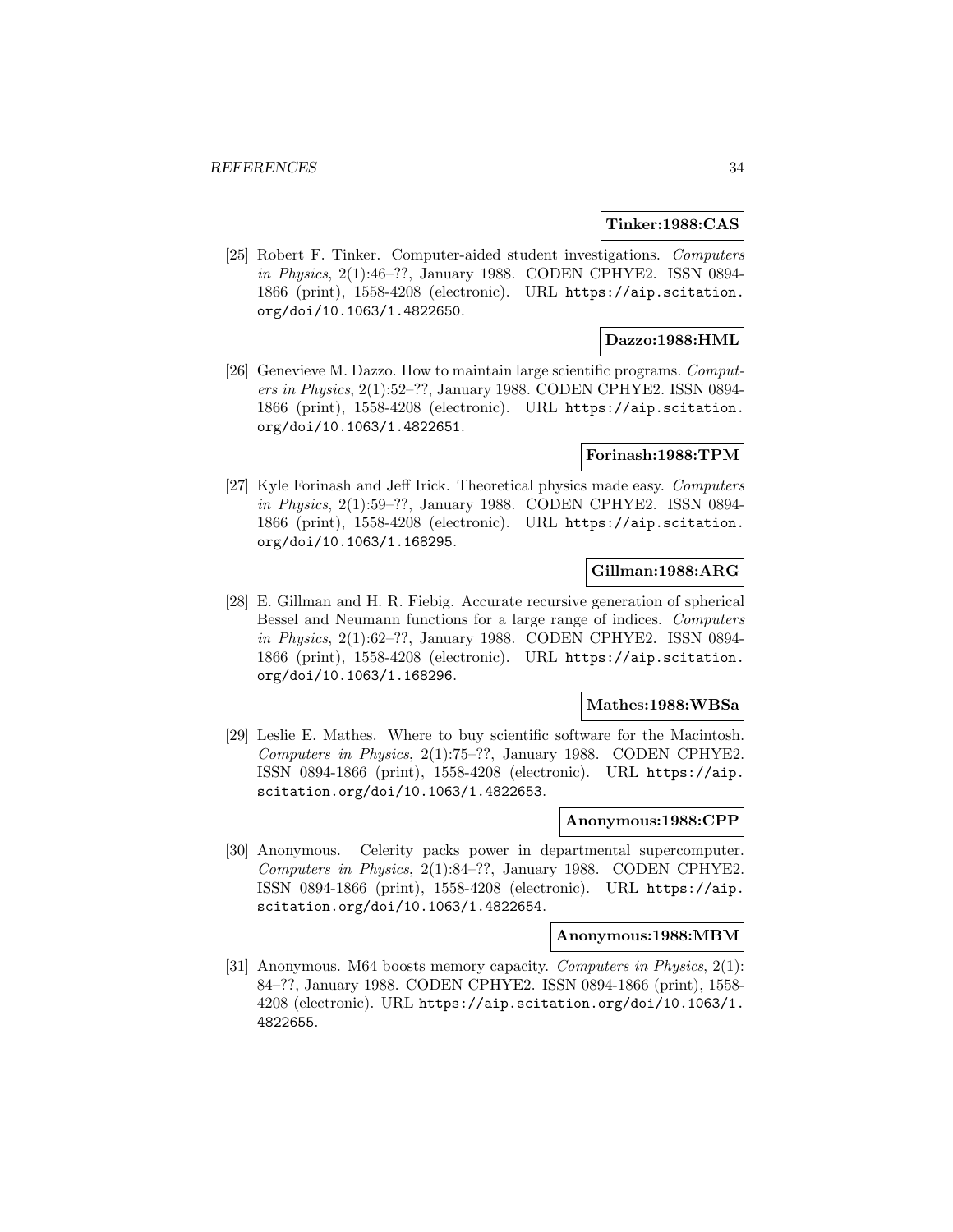**Tinker:1988:CAS**

[25] Robert F. Tinker. Computer-aided student investigations. *Computers in Physics*, 2(1):46–??, January 1988. CODEN CPHYE2. ISSN 0894-1866 (print), 1558-4208 (electronic). URL https://aip.scitation.org/doi/10.1063/1.4822650.

**Dazzo:1988:HML**

[26] Genevieve M. Dazzo. How to maintain large scientific programs. *Computers in Physics*, 2(1):52–??, January 1988. CODEN CPHYE2. ISSN 0894-1866 (print), 1558-4208 (electronic). URL https://aip.scitation.org/doi/10.1063/1.4822651.

**Forinash:1988:TPM**

[27] Kyle Forinash and Jeff Irick. Theoretical physics made easy. *Computers in Physics*, 2(1):59–??, January 1988. CODEN CPHYE2. ISSN 0894-1866 (print), 1558-4208 (electronic). URL https://aip.scitation.org/doi/10.1063/1.168295.

**Gillman:1988:ARG**

[28] E. Gillman and H. R. Fiebig. Accurate recursive generation of spherical Bessel and Neumann functions for a large range of indices. *Computers in Physics*, 2(1):62–??, January 1988. CODEN CPHYE2. ISSN 0894-1866 (print), 1558-4208 (electronic). URL https://aip.scitation.org/doi/10.1063/1.168296.

**Mathes:1988:WBSa**

[29] Leslie E. Mathes. Where to buy scientific software for the Macintosh. *Computers in Physics*, 2(1):75–??, January 1988. CODEN CPHYE2. ISSN 0894-1866 (print), 1558-4208 (electronic). URL https://aip.scitation.org/doi/10.1063/1.4822653.

**Anonymous:1988:CPP**

[30] Anonymous. Celerity packs power in departmental supercomputer. *Computers in Physics*, 2(1):84–??, January 1988. CODEN CPHYE2. ISSN 0894-1866 (print), 1558-4208 (electronic). URL https://aip.scitation.org/doi/10.1063/1.4822654.

**Anonymous:1988:MBM**

[31] Anonymous. M64 boosts memory capacity. *Computers in Physics*, 2(1):84–??, January 1988. CODEN CPHYE2. ISSN 0894-1866 (print), 1558-4208 (electronic). URL https://aip.scitation.org/doi/10.1063/1.4822655.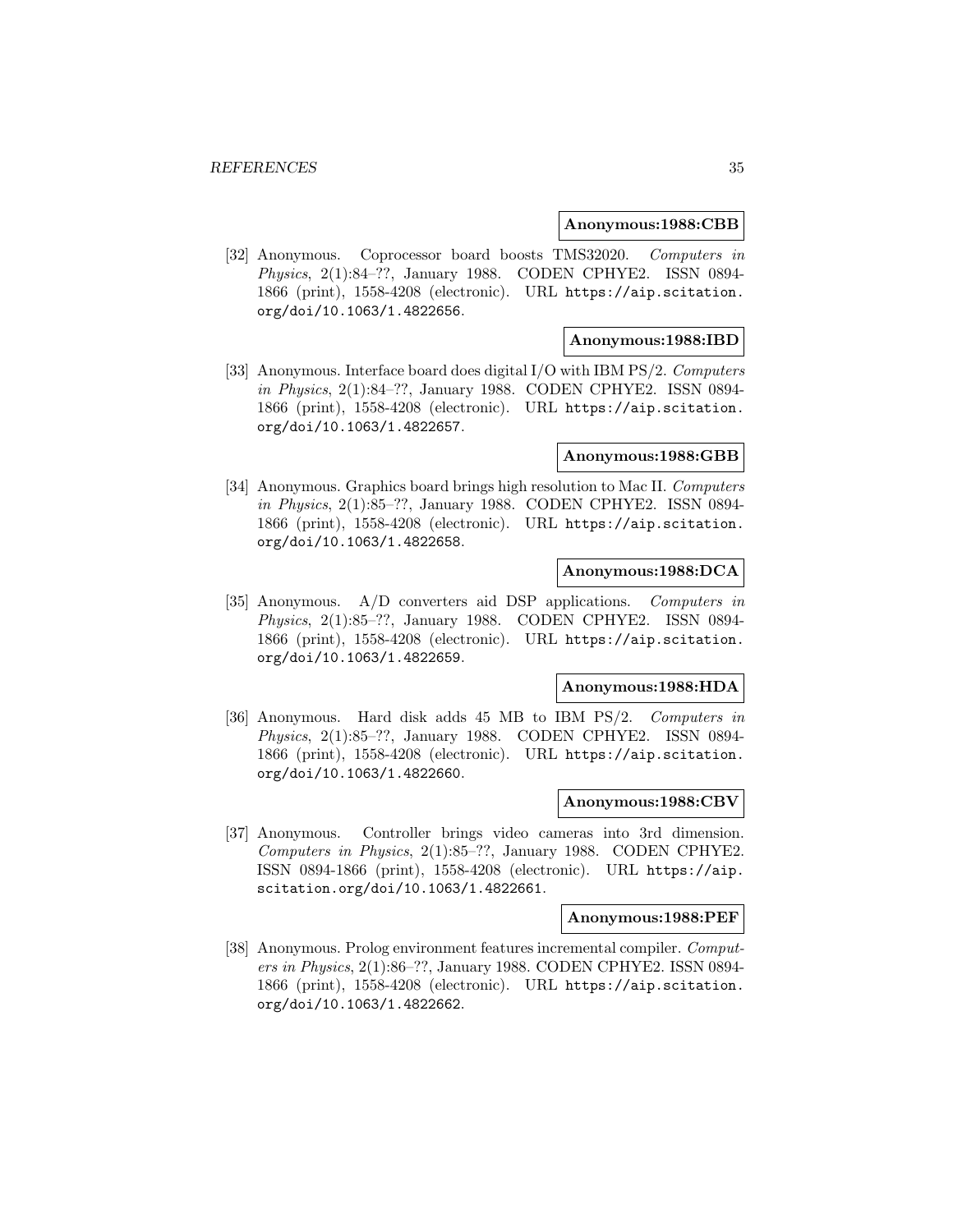**Anonymous:1988:CBB**

[32] Anonymous. Coprocessor board boosts TMS32020. *Computers in Physics*, 2(1):84–??, January 1988. CODEN CPHYE2. ISSN 0894-1866 (print), 1558-4208 (electronic). URL https://aip.scitation.org/doi/10.1063/1.4822656.

**Anonymous:1988:IBD**

[33] Anonymous. Interface board does digital I/O with IBM PS/2. *Computers in Physics*, 2(1):84–??, January 1988. CODEN CPHYE2. ISSN 0894-1866 (print), 1558-4208 (electronic). URL https://aip.scitation.org/doi/10.1063/1.4822657.

**Anonymous:1988:GBB**

[34] Anonymous. Graphics board brings high resolution to Mac II. *Computers in Physics*, 2(1):85–??, January 1988. CODEN CPHYE2. ISSN 0894-1866 (print), 1558-4208 (electronic). URL https://aip.scitation.org/doi/10.1063/1.4822658.

**Anonymous:1988:DCA**

[35] Anonymous. A/D converters aid DSP applications. *Computers in Physics*, 2(1):85–??, January 1988. CODEN CPHYE2. ISSN 0894-1866 (print), 1558-4208 (electronic). URL https://aip.scitation.org/doi/10.1063/1.4822659.

**Anonymous:1988:HDA**

[36] Anonymous. Hard disk adds 45 MB to IBM PS/2. *Computers in Physics*, 2(1):85–??, January 1988. CODEN CPHYE2. ISSN 0894-1866 (print), 1558-4208 (electronic). URL https://aip.scitation.org/doi/10.1063/1.4822660.

**Anonymous:1988:CBV**

[37] Anonymous. Controller brings video cameras into 3rd dimension. *Computers in Physics*, 2(1):85–??, January 1988. CODEN CPHYE2. ISSN 0894-1866 (print), 1558-4208 (electronic). URL https://aip.scitation.org/doi/10.1063/1.4822661.

**Anonymous:1988:PEF**

[38] Anonymous. Prolog environment features incremental compiler. *Computers in Physics*, 2(1):86–??, January 1988. CODEN CPHYE2. ISSN 0894-1866 (print), 1558-4208 (electronic). URL https://aip.scitation.org/doi/10.1063/1.4822662.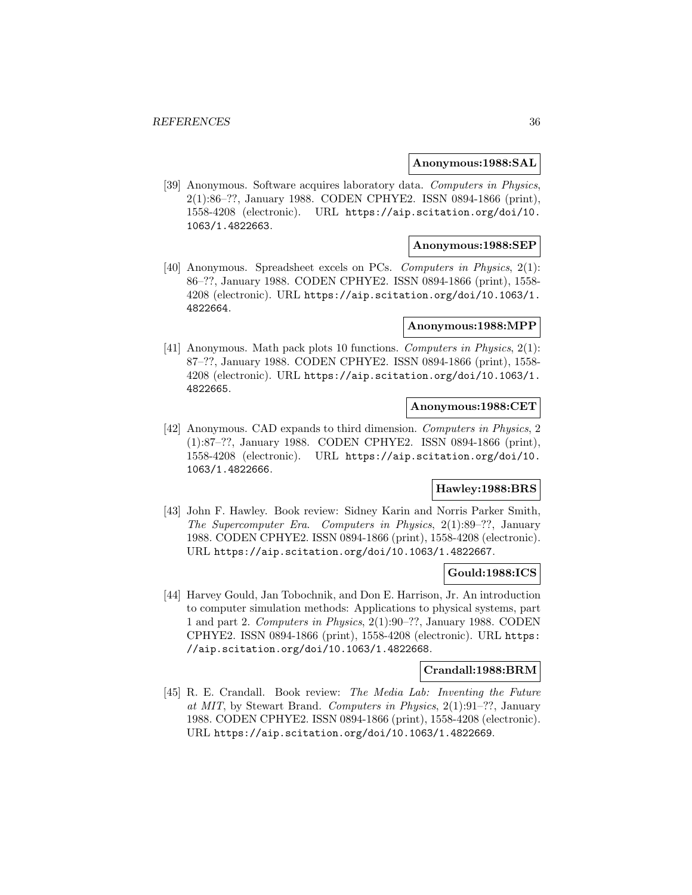**Anonymous:1988:SAL**

[39] Anonymous. Software acquires laboratory data. *Computers in Physics*, 2(1):86–??, January 1988. CODEN CPHYE2. ISSN 0894-1866 (print), 1558-4208 (electronic). URL https://aip.scitation.org/doi/10.1063/1.4822663.

**Anonymous:1988:SEP**

[40] Anonymous. Spreadsheet excels on PCs. *Computers in Physics*, 2(1): 86–??, January 1988. CODEN CPHYE2. ISSN 0894-1866 (print), 1558-4208 (electronic). URL https://aip.scitation.org/doi/10.1063/1.4822664.

**Anonymous:1988:MPP**

[41] Anonymous. Math pack plots 10 functions. *Computers in Physics*, 2(1): 87–??, January 1988. CODEN CPHYE2. ISSN 0894-1866 (print), 1558-4208 (electronic). URL https://aip.scitation.org/doi/10.1063/1.4822665.

**Anonymous:1988:CET**

[42] Anonymous. CAD expands to third dimension. *Computers in Physics*, 2 (1):87–??, January 1988. CODEN CPHYE2. ISSN 0894-1866 (print), 1558-4208 (electronic). URL https://aip.scitation.org/doi/10.1063/1.4822666.

**Hawley:1988:BRS**

[43] John F. Hawley. Book review: Sidney Karin and Norris Parker Smith, *The Supercomputer Era*. *Computers in Physics*, 2(1):89–??, January 1988. CODEN CPHYE2. ISSN 0894-1866 (print), 1558-4208 (electronic). URL https://aip.scitation.org/doi/10.1063/1.4822667.

**Gould:1988:ICS**

[44] Harvey Gould, Jan Tobochnik, and Don E. Harrison, Jr. An introduction to computer simulation methods: Applications to physical systems, part 1 and part 2. *Computers in Physics*, 2(1):90–??, January 1988. CODEN CPHYE2. ISSN 0894-1866 (print), 1558-4208 (electronic). URL https://aip.scitation.org/doi/10.1063/1.4822668.

**Crandall:1988:BRM**

[45] R. E. Crandall. Book review: *The Media Lab: Inventing the Future at MIT*, by Stewart Brand. *Computers in Physics*, 2(1):91–??, January 1988. CODEN CPHYE2. ISSN 0894-1866 (print), 1558-4208 (electronic). URL https://aip.scitation.org/doi/10.1063/1.4822669.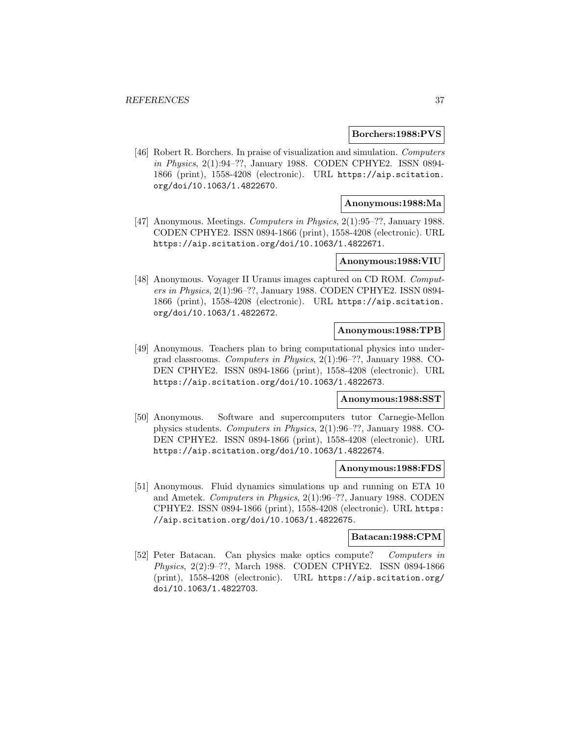**Borchers:1988:PVS**

[46] Robert R. Borchers. In praise of visualization and simulation. *Computers in Physics*, 2(1):94–??, January 1988. CODEN CPHYE2. ISSN 0894-1866 (print), 1558-4208 (electronic). URL https://aip.scitation.org/doi/10.1063/1.4822670.

**Anonymous:1988:Ma**

[47] Anonymous. Meetings. *Computers in Physics*, 2(1):95–??, January 1988. CODEN CPHYE2. ISSN 0894-1866 (print), 1558-4208 (electronic). URL https://aip.scitation.org/doi/10.1063/1.4822671.

**Anonymous:1988:VIU**

[48] Anonymous. Voyager II Uranus images captured on CD ROM. *Computers in Physics*, 2(1):96–??, January 1988. CODEN CPHYE2. ISSN 0894-1866 (print), 1558-4208 (electronic). URL https://aip.scitation.org/doi/10.1063/1.4822672.

**Anonymous:1988:TPB**

[49] Anonymous. Teachers plan to bring computational physics into undergrad classrooms. *Computers in Physics*, 2(1):96–??, January 1988. CODEN CPHYE2. ISSN 0894-1866 (print), 1558-4208 (electronic). URL https://aip.scitation.org/doi/10.1063/1.4822673.

**Anonymous:1988:SST**

[50] Anonymous. Software and supercomputers tutor Carnegie-Mellon physics students. *Computers in Physics*, 2(1):96–??, January 1988. CODEN CPHYE2. ISSN 0894-1866 (print), 1558-4208 (electronic). URL https://aip.scitation.org/doi/10.1063/1.4822674.

**Anonymous:1988:FDS**

[51] Anonymous. Fluid dynamics simulations up and running on ETA 10 and Ametek. *Computers in Physics*, 2(1):96–??, January 1988. CODEN CPHYE2. ISSN 0894-1866 (print), 1558-4208 (electronic). URL https://aip.scitation.org/doi/10.1063/1.4822675.

**Batacan:1988:CPM**

[52] Peter Batacan. Can physics make optics compute? *Computers in Physics*, 2(2):9–??, March 1988. CODEN CPHYE2. ISSN 0894-1866 (print), 1558-4208 (electronic). URL https://aip.scitation.org/doi/10.1063/1.4822703.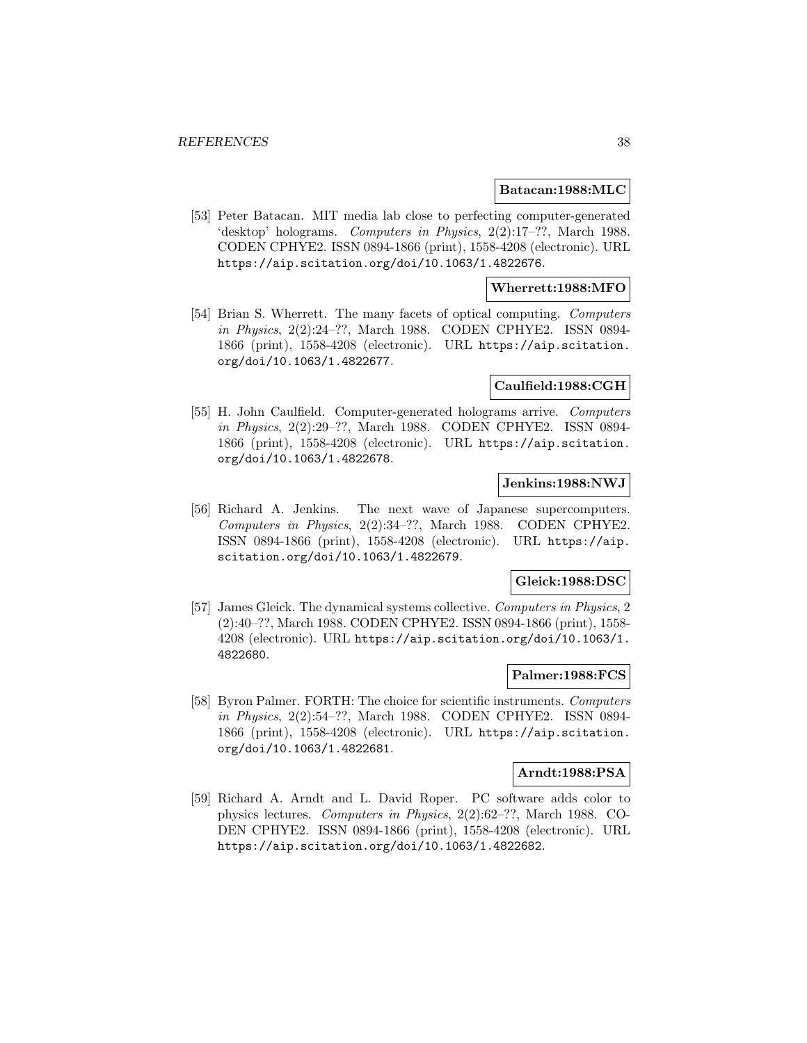**Batacan:1988:MLC**

[53] Peter Batacan. MIT media lab close to perfecting computer-generated 'desktop' holograms. *Computers in Physics*, 2(2):17–??, March 1988. CODEN CPHYE2. ISSN 0894-1866 (print), 1558-4208 (electronic). URL https://aip.scitation.org/doi/10.1063/1.4822676.

**Wherrett:1988:MFO**

[54] Brian S. Wherrett. The many facets of optical computing. *Computers in Physics*, 2(2):24–??, March 1988. CODEN CPHYE2. ISSN 0894-1866 (print), 1558-4208 (electronic). URL https://aip.scitation.org/doi/10.1063/1.4822677.

**Caulfield:1988:CGH**

[55] H. John Caulfield. Computer-generated holograms arrive. *Computers in Physics*, 2(2):29–??, March 1988. CODEN CPHYE2. ISSN 0894-1866 (print), 1558-4208 (electronic). URL https://aip.scitation.org/doi/10.1063/1.4822678.

**Jenkins:1988:NWJ**

[56] Richard A. Jenkins. The next wave of Japanese supercomputers. *Computers in Physics*, 2(2):34–??, March 1988. CODEN CPHYE2. ISSN 0894-1866 (print), 1558-4208 (electronic). URL https://aip.scitation.org/doi/10.1063/1.4822679.

**Gleick:1988:DSC**

[57] James Gleick. The dynamical systems collective. *Computers in Physics*, 2(2):40–??, March 1988. CODEN CPHYE2. ISSN 0894-1866 (print), 1558-4208 (electronic). URL https://aip.scitation.org/doi/10.1063/1.4822680.

**Palmer:1988:FCS**

[58] Byron Palmer. FORTH: The choice for scientific instruments. *Computers in Physics*, 2(2):54–??, March 1988. CODEN CPHYE2. ISSN 0894-1866 (print), 1558-4208 (electronic). URL https://aip.scitation.org/doi/10.1063/1.4822681.

**Arndt:1988:PSA**

[59] Richard A. Arndt and L. David Roper. PC software adds color to physics lectures. *Computers in Physics*, 2(2):62–??, March 1988. CODEN CPHYE2. ISSN 0894-1866 (print), 1558-4208 (electronic). URL https://aip.scitation.org/doi/10.1063/1.4822682.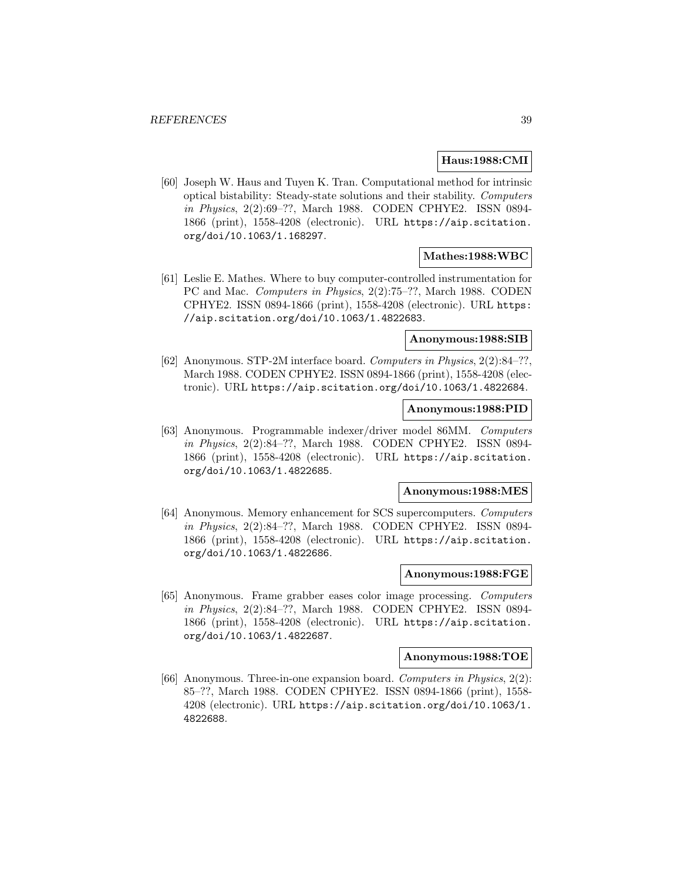**Haus:1988:CMI**

[60] Joseph W. Haus and Tuyen K. Tran. Computational method for intrinsic optical bistability: Steady-state solutions and their stability. *Computers in Physics*, 2(2):69–??, March 1988. CODEN CPHYE2. ISSN 0894-1866 (print), 1558-4208 (electronic). URL https://aip.scitation.org/doi/10.1063/1.168297.

**Mathes:1988:WBC**

[61] Leslie E. Mathes. Where to buy computer-controlled instrumentation for PC and Mac. *Computers in Physics*, 2(2):75–??, March 1988. CODEN CPHYE2. ISSN 0894-1866 (print), 1558-4208 (electronic). URL https://aip.scitation.org/doi/10.1063/1.4822683.

**Anonymous:1988:SIB**

[62] Anonymous. STP-2M interface board. *Computers in Physics*, 2(2):84–??, March 1988. CODEN CPHYE2. ISSN 0894-1866 (print), 1558-4208 (electronic). URL https://aip.scitation.org/doi/10.1063/1.4822684.

**Anonymous:1988:PID**

[63] Anonymous. Programmable indexer/driver model 86MM. *Computers in Physics*, 2(2):84–??, March 1988. CODEN CPHYE2. ISSN 0894-1866 (print), 1558-4208 (electronic). URL https://aip.scitation.org/doi/10.1063/1.4822685.

**Anonymous:1988:MES**

[64] Anonymous. Memory enhancement for SCS supercomputers. *Computers in Physics*, 2(2):84–??, March 1988. CODEN CPHYE2. ISSN 0894-1866 (print), 1558-4208 (electronic). URL https://aip.scitation.org/doi/10.1063/1.4822686.

**Anonymous:1988:FGE**

[65] Anonymous. Frame grabber eases color image processing. *Computers in Physics*, 2(2):84–??, March 1988. CODEN CPHYE2. ISSN 0894-1866 (print), 1558-4208 (electronic). URL https://aip.scitation.org/doi/10.1063/1.4822687.

**Anonymous:1988:TOE**

[66] Anonymous. Three-in-one expansion board. *Computers in Physics*, 2(2):85–??, March 1988. CODEN CPHYE2. ISSN 0894-1866 (print), 1558-4208 (electronic). URL https://aip.scitation.org/doi/10.1063/1.4822688.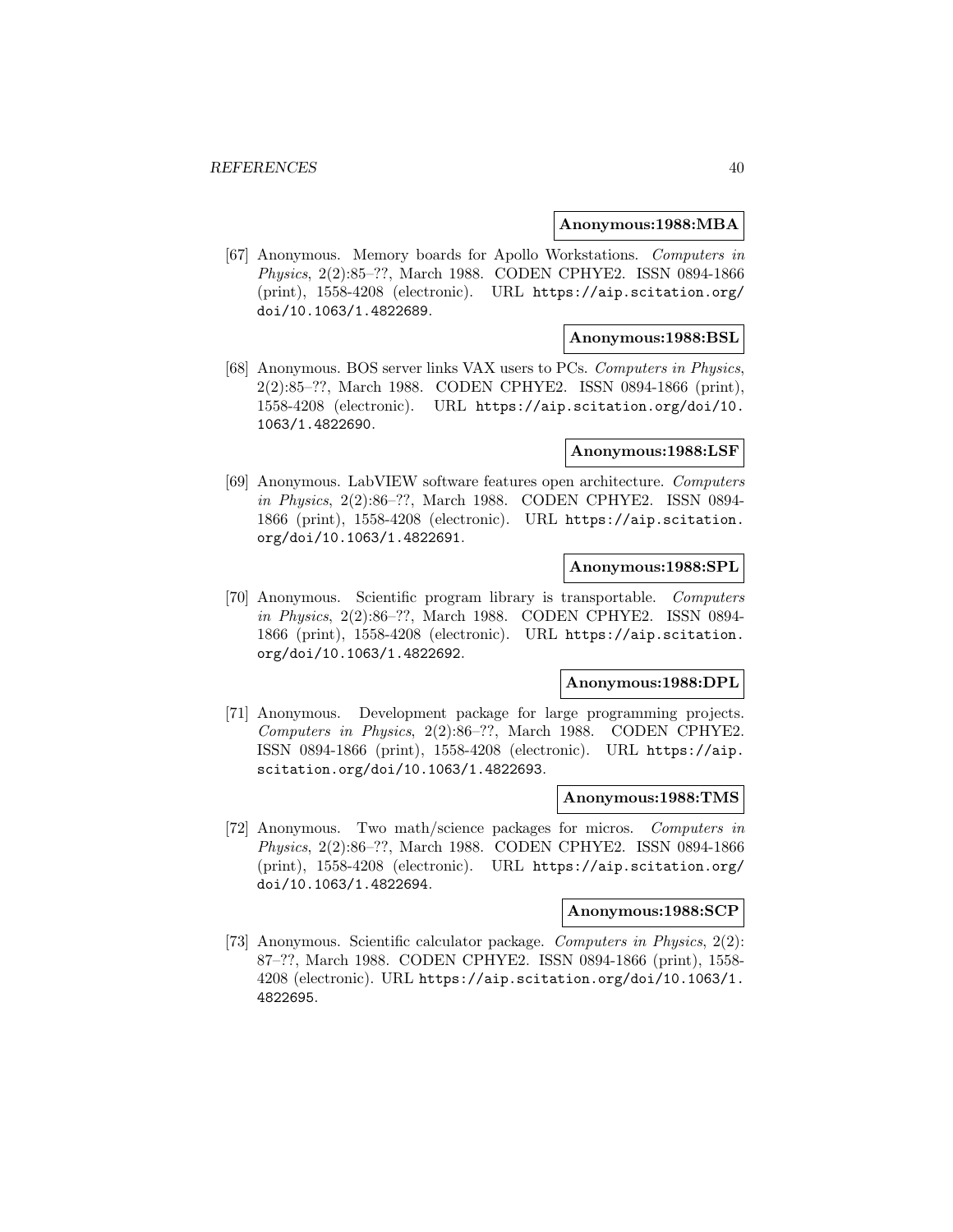**Anonymous:1988:MBA**

[67] Anonymous. Memory boards for Apollo Workstations. *Computers in Physics*, 2(2):85–??, March 1988. CODEN CPHYE2. ISSN 0894-1866 (print), 1558-4208 (electronic). URL `https://aip.scitation.org/doi/10.1063/1.4822689`.

**Anonymous:1988:BSL**

[68] Anonymous. BOS server links VAX users to PCs. *Computers in Physics*, 2(2):85–??, March 1988. CODEN CPHYE2. ISSN 0894-1866 (print), 1558-4208 (electronic). URL `https://aip.scitation.org/doi/10.1063/1.4822690`.

**Anonymous:1988:LSF**

[69] Anonymous. LabVIEW software features open architecture. *Computers in Physics*, 2(2):86–??, March 1988. CODEN CPHYE2. ISSN 0894-1866 (print), 1558-4208 (electronic). URL `https://aip.scitation.org/doi/10.1063/1.4822691`.

**Anonymous:1988:SPL**

[70] Anonymous. Scientific program library is transportable. *Computers in Physics*, 2(2):86–??, March 1988. CODEN CPHYE2. ISSN 0894-1866 (print), 1558-4208 (electronic). URL `https://aip.scitation.org/doi/10.1063/1.4822692`.

**Anonymous:1988:DPL**

[71] Anonymous. Development package for large programming projects. *Computers in Physics*, 2(2):86–??, March 1988. CODEN CPHYE2. ISSN 0894-1866 (print), 1558-4208 (electronic). URL `https://aip.scitation.org/doi/10.1063/1.4822693`.

**Anonymous:1988:TMS**

[72] Anonymous. Two math/science packages for micros. *Computers in Physics*, 2(2):86–??, March 1988. CODEN CPHYE2. ISSN 0894-1866 (print), 1558-4208 (electronic). URL `https://aip.scitation.org/doi/10.1063/1.4822694`.

**Anonymous:1988:SCP**

[73] Anonymous. Scientific calculator package. *Computers in Physics*, 2(2):87–??, March 1988. CODEN CPHYE2. ISSN 0894-1866 (print), 1558-4208 (electronic). URL `https://aip.scitation.org/doi/10.1063/1.4822695`.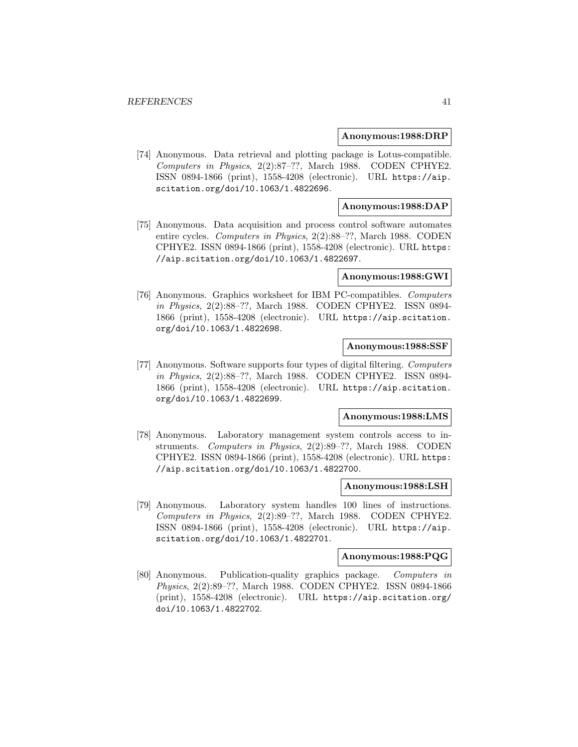**Anonymous:1988:DRP**

[74] Anonymous. Data retrieval and plotting package is Lotus-compatible. *Computers in Physics*, 2(2):87–??, March 1988. CODEN CPHYE2. ISSN 0894-1866 (print), 1558-4208 (electronic). URL https://aip.scitation.org/doi/10.1063/1.4822696.

**Anonymous:1988:DAP**

[75] Anonymous. Data acquisition and process control software automates entire cycles. *Computers in Physics*, 2(2):88–??, March 1988. CODEN CPHYE2. ISSN 0894-1866 (print), 1558-4208 (electronic). URL https://aip.scitation.org/doi/10.1063/1.4822697.

**Anonymous:1988:GWI**

[76] Anonymous. Graphics worksheet for IBM PC-compatibles. *Computers in Physics*, 2(2):88–??, March 1988. CODEN CPHYE2. ISSN 0894-1866 (print), 1558-4208 (electronic). URL https://aip.scitation.org/doi/10.1063/1.4822698.

**Anonymous:1988:SSF**

[77] Anonymous. Software supports four types of digital filtering. *Computers in Physics*, 2(2):88–??, March 1988. CODEN CPHYE2. ISSN 0894-1866 (print), 1558-4208 (electronic). URL https://aip.scitation.org/doi/10.1063/1.4822699.

**Anonymous:1988:LMS**

[78] Anonymous. Laboratory management system controls access to instruments. *Computers in Physics*, 2(2):89–??, March 1988. CODEN CPHYE2. ISSN 0894-1866 (print), 1558-4208 (electronic). URL https://aip.scitation.org/doi/10.1063/1.4822700.

**Anonymous:1988:LSH**

[79] Anonymous. Laboratory system handles 100 lines of instructions. *Computers in Physics*, 2(2):89–??, March 1988. CODEN CPHYE2. ISSN 0894-1866 (print), 1558-4208 (electronic). URL https://aip.scitation.org/doi/10.1063/1.4822701.

**Anonymous:1988:PQG**

[80] Anonymous. Publication-quality graphics package. *Computers in Physics*, 2(2):89–??, March 1988. CODEN CPHYE2. ISSN 0894-1866 (print), 1558-4208 (electronic). URL https://aip.scitation.org/doi/10.1063/1.4822702.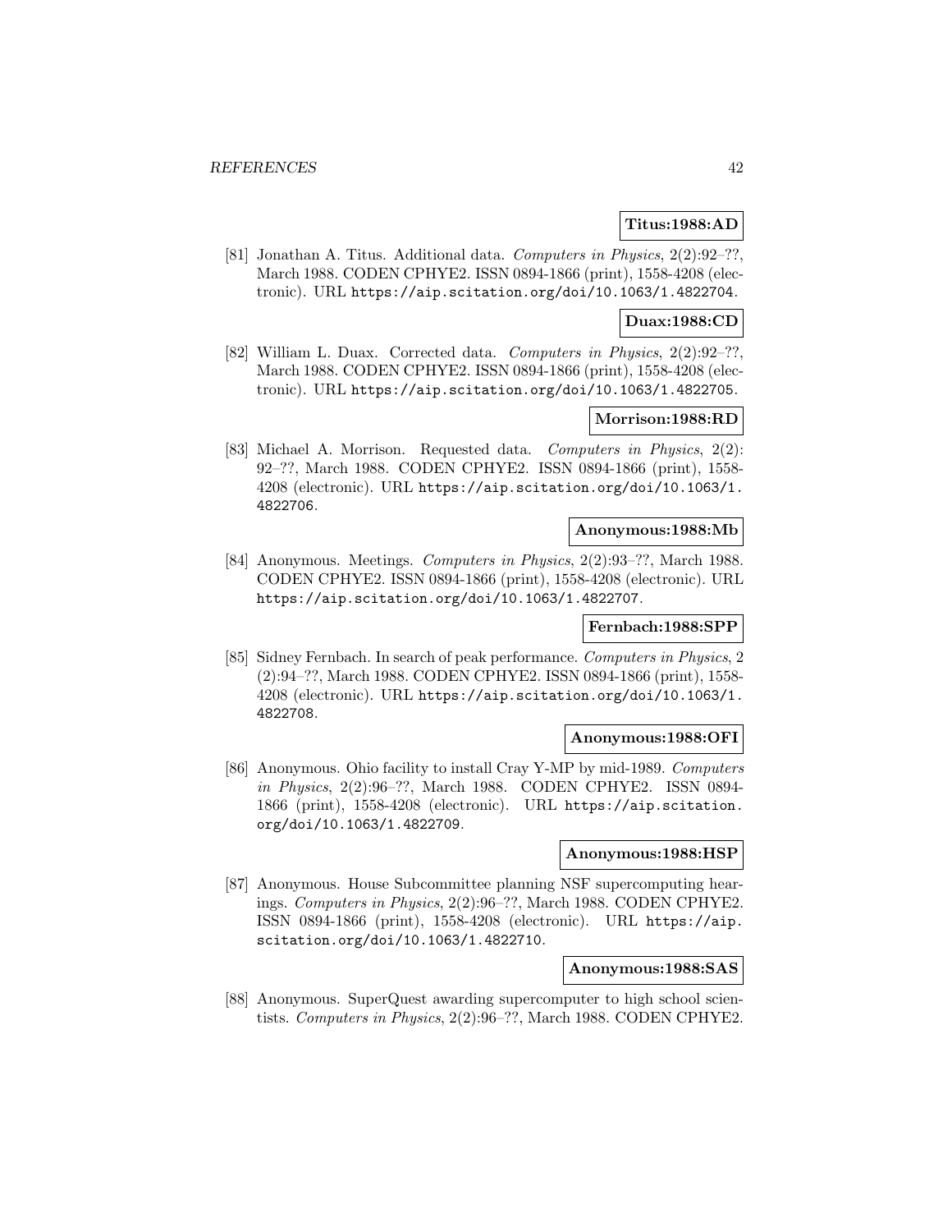**Titus:1988:AD**

[81] Jonathan A. Titus. Additional data. *Computers in Physics*, 2(2):92–??, March 1988. CODEN CPHYE2. ISSN 0894-1866 (print), 1558-4208 (electronic). URL https://aip.scitation.org/doi/10.1063/1.4822704.

**Duax:1988:CD**

[82] William L. Duax. Corrected data. *Computers in Physics*, 2(2):92–??, March 1988. CODEN CPHYE2. ISSN 0894-1866 (print), 1558-4208 (electronic). URL https://aip.scitation.org/doi/10.1063/1.4822705.

**Morrison:1988:RD**

[83] Michael A. Morrison. Requested data. *Computers in Physics*, 2(2): 92–??, March 1988. CODEN CPHYE2. ISSN 0894-1866 (print), 1558-4208 (electronic). URL https://aip.scitation.org/doi/10.1063/1.4822706.

**Anonymous:1988:Mb**

[84] Anonymous. Meetings. *Computers in Physics*, 2(2):93–??, March 1988. CODEN CPHYE2. ISSN 0894-1866 (print), 1558-4208 (electronic). URL https://aip.scitation.org/doi/10.1063/1.4822707.

**Fernbach:1988:SPP**

[85] Sidney Fernbach. In search of peak performance. *Computers in Physics*, 2 (2):94–??, March 1988. CODEN CPHYE2. ISSN 0894-1866 (print), 1558-4208 (electronic). URL https://aip.scitation.org/doi/10.1063/1.4822708.

**Anonymous:1988:OFI**

[86] Anonymous. Ohio facility to install Cray Y-MP by mid-1989. *Computers in Physics*, 2(2):96–??, March 1988. CODEN CPHYE2. ISSN 0894-1866 (print), 1558-4208 (electronic). URL https://aip.scitation.org/doi/10.1063/1.4822709.

**Anonymous:1988:HSP**

[87] Anonymous. House Subcommittee planning NSF supercomputing hearings. *Computers in Physics*, 2(2):96–??, March 1988. CODEN CPHYE2. ISSN 0894-1866 (print), 1558-4208 (electronic). URL https://aip.scitation.org/doi/10.1063/1.4822710.

**Anonymous:1988:SAS**

[88] Anonymous. SuperQuest awarding supercomputer to high school scientists. *Computers in Physics*, 2(2):96–??, March 1988. CODEN CPHYE2.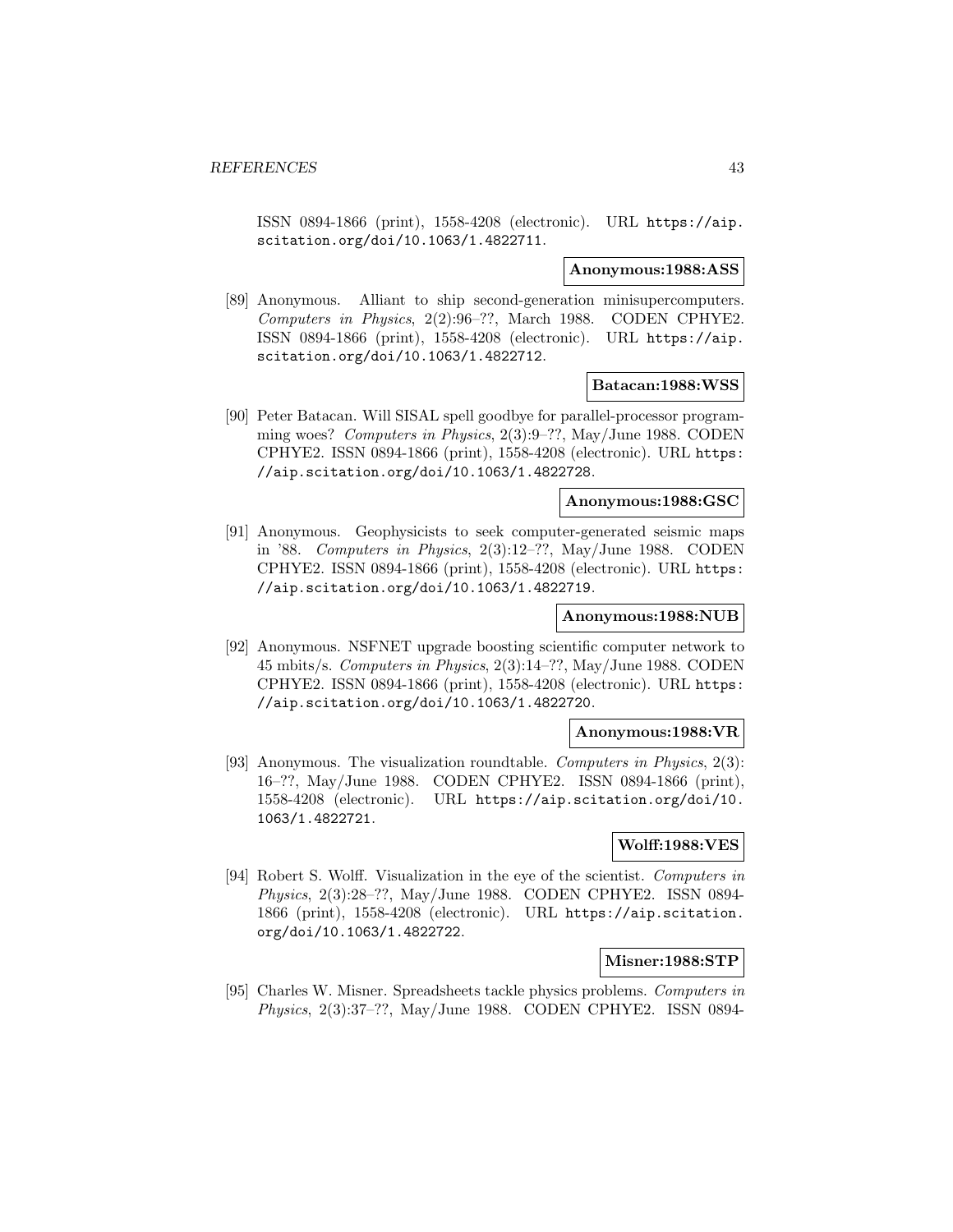ISSN 0894-1866 (print), 1558-4208 (electronic). URL https://aip.scitation.org/doi/10.1063/1.4822711.

**Anonymous:1988:ASS**

[89] Anonymous. Alliant to ship second-generation minisupercomputers. *Computers in Physics*, 2(2):96–??, March 1988. CODEN CPHYE2. ISSN 0894-1866 (print), 1558-4208 (electronic). URL https://aip.scitation.org/doi/10.1063/1.4822712.

**Batacan:1988:WSS**

[90] Peter Batacan. Will SISAL spell goodbye for parallel-processor programming woes? *Computers in Physics*, 2(3):9–??, May/June 1988. CODEN CPHYE2. ISSN 0894-1866 (print), 1558-4208 (electronic). URL https://aip.scitation.org/doi/10.1063/1.4822728.

**Anonymous:1988:GSC**

[91] Anonymous. Geophysicists to seek computer-generated seismic maps in '88. *Computers in Physics*, 2(3):12–??, May/June 1988. CODEN CPHYE2. ISSN 0894-1866 (print), 1558-4208 (electronic). URL https://aip.scitation.org/doi/10.1063/1.4822719.

**Anonymous:1988:NUB**

[92] Anonymous. NSFNET upgrade boosting scientific computer network to 45 mbits/s. *Computers in Physics*, 2(3):14–??, May/June 1988. CODEN CPHYE2. ISSN 0894-1866 (print), 1558-4208 (electronic). URL https://aip.scitation.org/doi/10.1063/1.4822720.

**Anonymous:1988:VR**

[93] Anonymous. The visualization roundtable. *Computers in Physics*, 2(3):16–??, May/June 1988. CODEN CPHYE2. ISSN 0894-1866 (print), 1558-4208 (electronic). URL https://aip.scitation.org/doi/10.1063/1.4822721.

**Wolff:1988:VES**

[94] Robert S. Wolff. Visualization in the eye of the scientist. *Computers in Physics*, 2(3):28–??, May/June 1988. CODEN CPHYE2. ISSN 0894-1866 (print), 1558-4208 (electronic). URL https://aip.scitation.org/doi/10.1063/1.4822722.

**Misner:1988:STP**

[95] Charles W. Misner. Spreadsheets tackle physics problems. *Computers in Physics*, 2(3):37–??, May/June 1988. CODEN CPHYE2. ISSN 0894-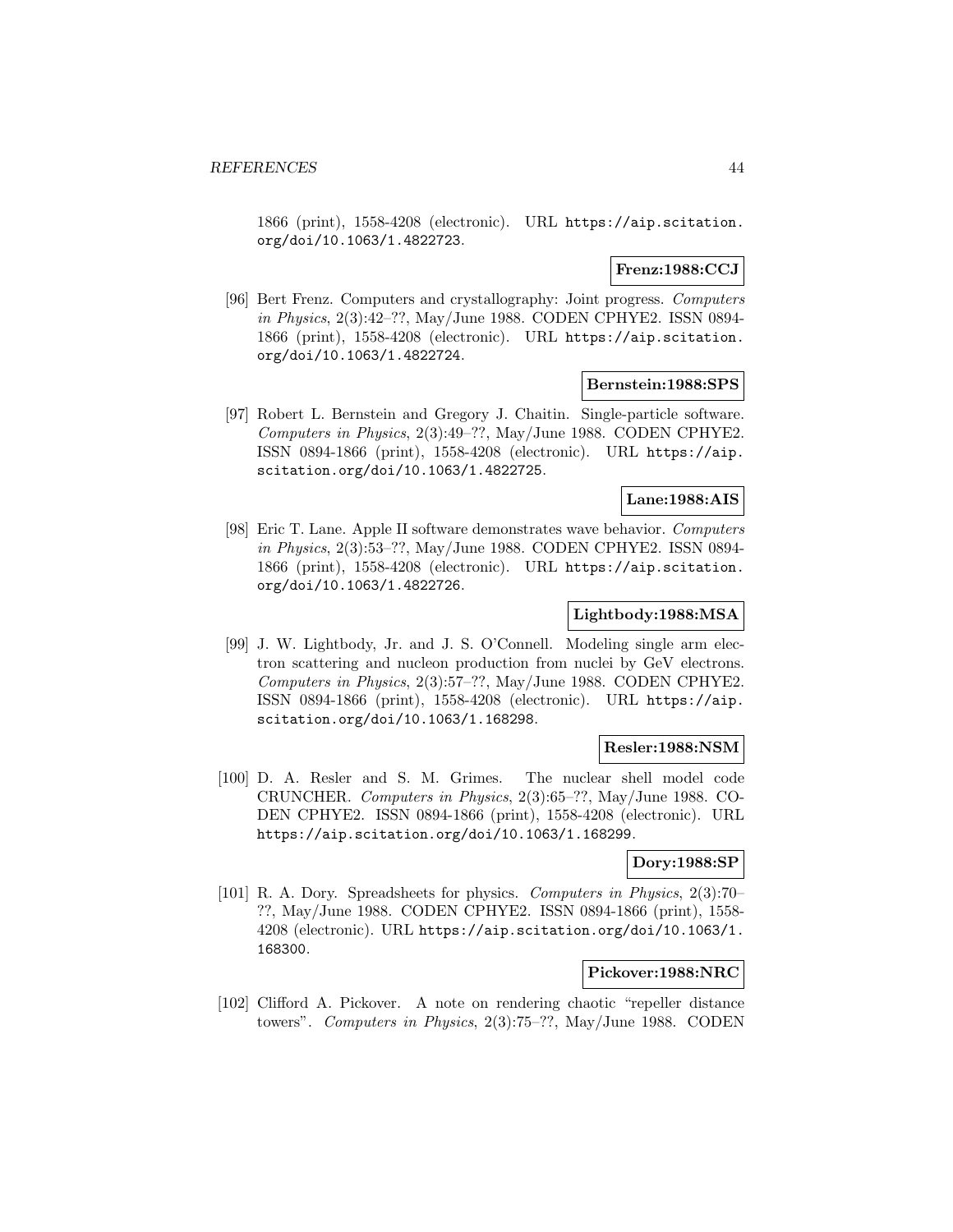1866 (print), 1558-4208 (electronic). URL https://aip.scitation.org/doi/10.1063/1.4822723.

**Frenz:1988:CCJ**

[96] Bert Frenz. Computers and crystallography: Joint progress. *Computers in Physics*, 2(3):42–??, May/June 1988. CODEN CPHYE2. ISSN 0894-1866 (print), 1558-4208 (electronic). URL https://aip.scitation.org/doi/10.1063/1.4822724.

**Bernstein:1988:SPS**

[97] Robert L. Bernstein and Gregory J. Chaitin. Single-particle software. *Computers in Physics*, 2(3):49–??, May/June 1988. CODEN CPHYE2. ISSN 0894-1866 (print), 1558-4208 (electronic). URL https://aip.scitation.org/doi/10.1063/1.4822725.

**Lane:1988:AIS**

[98] Eric T. Lane. Apple II software demonstrates wave behavior. *Computers in Physics*, 2(3):53–??, May/June 1988. CODEN CPHYE2. ISSN 0894-1866 (print), 1558-4208 (electronic). URL https://aip.scitation.org/doi/10.1063/1.4822726.

**Lightbody:1988:MSA**

[99] J. W. Lightbody, Jr. and J. S. O'Connell. Modeling single arm electron scattering and nucleon production from nuclei by GeV electrons. *Computers in Physics*, 2(3):57–??, May/June 1988. CODEN CPHYE2. ISSN 0894-1866 (print), 1558-4208 (electronic). URL https://aip.scitation.org/doi/10.1063/1.168298.

**Resler:1988:NSM**

[100] D. A. Resler and S. M. Grimes. The nuclear shell model code CRUNCHER. *Computers in Physics*, 2(3):65–??, May/June 1988. CODEN CPHYE2. ISSN 0894-1866 (print), 1558-4208 (electronic). URL https://aip.scitation.org/doi/10.1063/1.168299.

**Dory:1988:SP**

[101] R. A. Dory. Spreadsheets for physics. *Computers in Physics*, 2(3):70–??, May/June 1988. CODEN CPHYE2. ISSN 0894-1866 (print), 1558-4208 (electronic). URL https://aip.scitation.org/doi/10.1063/1.168300.

**Pickover:1988:NRC**

[102] Clifford A. Pickover. A note on rendering chaotic "repeller distance towers". *Computers in Physics*, 2(3):75–??, May/June 1988. CODEN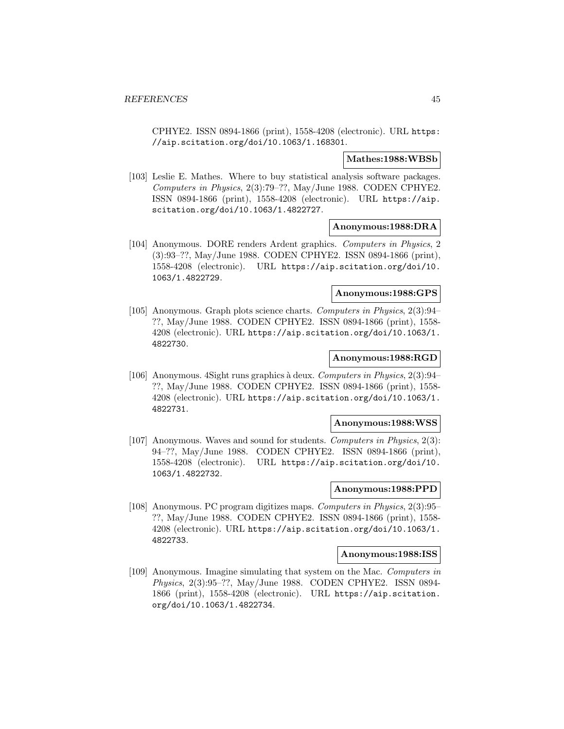CPHYE2. ISSN 0894-1866 (print), 1558-4208 (electronic). URL https://aip.scitation.org/doi/10.1063/1.168301.

**Mathes:1988:WBSb**

[103] Leslie E. Mathes. Where to buy statistical analysis software packages. *Computers in Physics*, 2(3):79–??, May/June 1988. CODEN CPHYE2. ISSN 0894-1866 (print), 1558-4208 (electronic). URL https://aip.scitation.org/doi/10.1063/1.4822727.

**Anonymous:1988:DRA**

[104] Anonymous. DORE renders Ardent graphics. *Computers in Physics*, 2 (3):93–??, May/June 1988. CODEN CPHYE2. ISSN 0894-1866 (print), 1558-4208 (electronic). URL https://aip.scitation.org/doi/10.1063/1.4822729.

**Anonymous:1988:GPS**

[105] Anonymous. Graph plots science charts. *Computers in Physics*, 2(3):94–??, May/June 1988. CODEN CPHYE2. ISSN 0894-1866 (print), 1558-4208 (electronic). URL https://aip.scitation.org/doi/10.1063/1.4822730.

**Anonymous:1988:RGD**

[106] Anonymous. 4Sight runs graphics à deux. *Computers in Physics*, 2(3):94–??, May/June 1988. CODEN CPHYE2. ISSN 0894-1866 (print), 1558-4208 (electronic). URL https://aip.scitation.org/doi/10.1063/1.4822731.

**Anonymous:1988:WSS**

[107] Anonymous. Waves and sound for students. *Computers in Physics*, 2(3):94–??, May/June 1988. CODEN CPHYE2. ISSN 0894-1866 (print), 1558-4208 (electronic). URL https://aip.scitation.org/doi/10.1063/1.4822732.

**Anonymous:1988:PPD**

[108] Anonymous. PC program digitizes maps. *Computers in Physics*, 2(3):95–??, May/June 1988. CODEN CPHYE2. ISSN 0894-1866 (print), 1558-4208 (electronic). URL https://aip.scitation.org/doi/10.1063/1.4822733.

**Anonymous:1988:ISS**

[109] Anonymous. Imagine simulating that system on the Mac. *Computers in Physics*, 2(3):95–??, May/June 1988. CODEN CPHYE2. ISSN 0894-1866 (print), 1558-4208 (electronic). URL https://aip.scitation.org/doi/10.1063/1.4822734.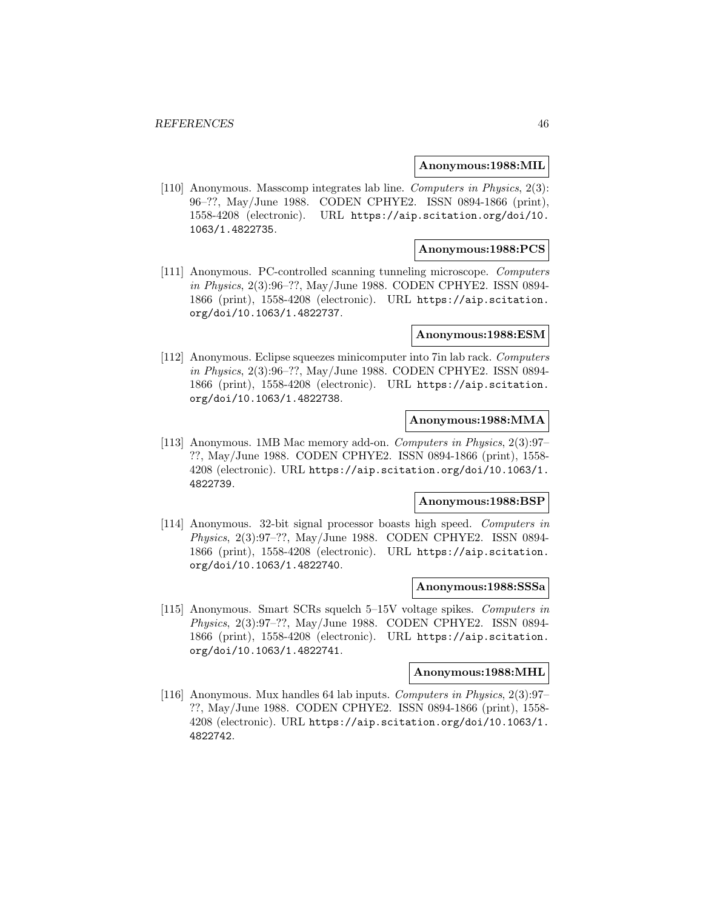**Anonymous:1988:MIL**

[110] Anonymous. Masscomp integrates lab line. *Computers in Physics*, 2(3): 96–??, May/June 1988. CODEN CPHYE2. ISSN 0894-1866 (print), 1558-4208 (electronic). URL https://aip.scitation.org/doi/10.1063/1.4822735.

**Anonymous:1988:PCS**

[111] Anonymous. PC-controlled scanning tunneling microscope. *Computers in Physics*, 2(3):96–??, May/June 1988. CODEN CPHYE2. ISSN 0894-1866 (print), 1558-4208 (electronic). URL https://aip.scitation.org/doi/10.1063/1.4822737.

**Anonymous:1988:ESM**

[112] Anonymous. Eclipse squeezes minicomputer into 7in lab rack. *Computers in Physics*, 2(3):96–??, May/June 1988. CODEN CPHYE2. ISSN 0894-1866 (print), 1558-4208 (electronic). URL https://aip.scitation.org/doi/10.1063/1.4822738.

**Anonymous:1988:MMA**

[113] Anonymous. 1MB Mac memory add-on. *Computers in Physics*, 2(3):97–??, May/June 1988. CODEN CPHYE2. ISSN 0894-1866 (print), 1558-4208 (electronic). URL https://aip.scitation.org/doi/10.1063/1.4822739.

**Anonymous:1988:BSP**

[114] Anonymous. 32-bit signal processor boasts high speed. *Computers in Physics*, 2(3):97–??, May/June 1988. CODEN CPHYE2. ISSN 0894-1866 (print), 1558-4208 (electronic). URL https://aip.scitation.org/doi/10.1063/1.4822740.

**Anonymous:1988:SSSa**

[115] Anonymous. Smart SCRs squelch 5–15V voltage spikes. *Computers in Physics*, 2(3):97–??, May/June 1988. CODEN CPHYE2. ISSN 0894-1866 (print), 1558-4208 (electronic). URL https://aip.scitation.org/doi/10.1063/1.4822741.

**Anonymous:1988:MHL**

[116] Anonymous. Mux handles 64 lab inputs. *Computers in Physics*, 2(3):97–??, May/June 1988. CODEN CPHYE2. ISSN 0894-1866 (print), 1558-4208 (electronic). URL https://aip.scitation.org/doi/10.1063/1.4822742.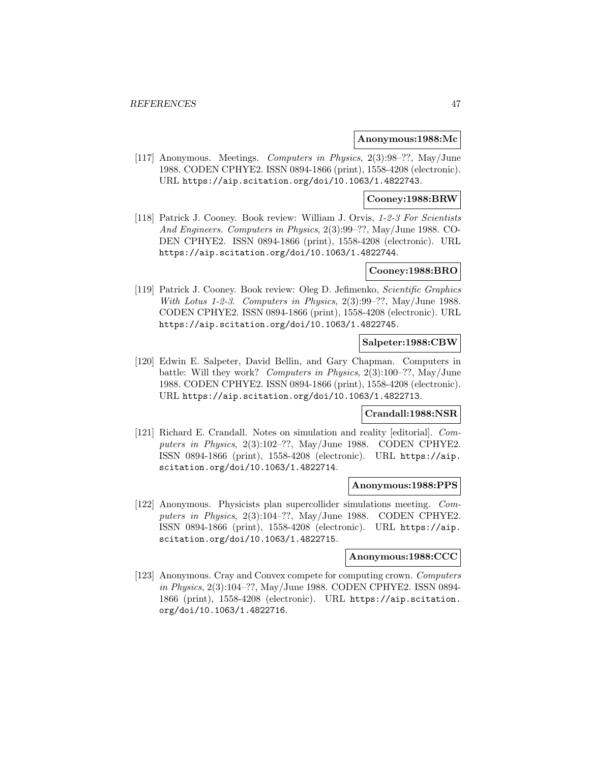**Anonymous:1988:Mc**

[117] Anonymous. Meetings. *Computers in Physics*, 2(3):98–??, May/June 1988. CODEN CPHYE2. ISSN 0894-1866 (print), 1558-4208 (electronic). URL https://aip.scitation.org/doi/10.1063/1.4822743.

**Cooney:1988:BRW**

[118] Patrick J. Cooney. Book review: William J. Orvis, *1-2-3 For Scientists And Engineers*. *Computers in Physics*, 2(3):99–??, May/June 1988. CODEN CPHYE2. ISSN 0894-1866 (print), 1558-4208 (electronic). URL https://aip.scitation.org/doi/10.1063/1.4822744.

**Cooney:1988:BRO**

[119] Patrick J. Cooney. Book review: Oleg D. Jefimenko, *Scientific Graphics With Lotus 1-2-3*. *Computers in Physics*, 2(3):99–??, May/June 1988. CODEN CPHYE2. ISSN 0894-1866 (print), 1558-4208 (electronic). URL https://aip.scitation.org/doi/10.1063/1.4822745.

**Salpeter:1988:CBW**

[120] Edwin E. Salpeter, David Bellin, and Gary Chapman. Computers in battle: Will they work? *Computers in Physics*, 2(3):100–??, May/June 1988. CODEN CPHYE2. ISSN 0894-1866 (print), 1558-4208 (electronic). URL https://aip.scitation.org/doi/10.1063/1.4822713.

**Crandall:1988:NSR**

[121] Richard E. Crandall. Notes on simulation and reality [editorial]. *Computers in Physics*, 2(3):102–??, May/June 1988. CODEN CPHYE2. ISSN 0894-1866 (print), 1558-4208 (electronic). URL https://aip.scitation.org/doi/10.1063/1.4822714.

**Anonymous:1988:PPS**

[122] Anonymous. Physicists plan supercollider simulations meeting. *Computers in Physics*, 2(3):104–??, May/June 1988. CODEN CPHYE2. ISSN 0894-1866 (print), 1558-4208 (electronic). URL https://aip.scitation.org/doi/10.1063/1.4822715.

**Anonymous:1988:CCC**

[123] Anonymous. Cray and Convex compete for computing crown. *Computers in Physics*, 2(3):104–??, May/June 1988. CODEN CPHYE2. ISSN 0894-1866 (print), 1558-4208 (electronic). URL https://aip.scitation.org/doi/10.1063/1.4822716.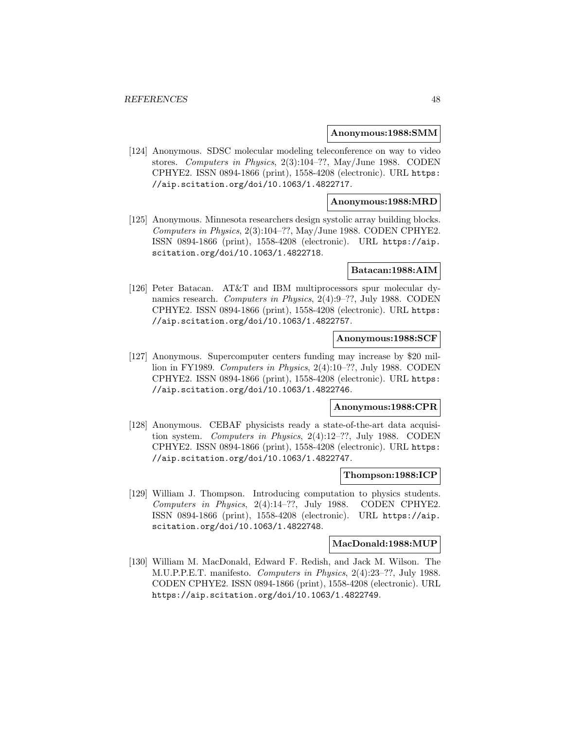**Anonymous:1988:SMM**

[124] Anonymous. SDSC molecular modeling teleconference on way to video stores. *Computers in Physics*, 2(3):104–??, May/June 1988. CODEN CPHYE2. ISSN 0894-1866 (print), 1558-4208 (electronic). URL https://aip.scitation.org/doi/10.1063/1.4822717.

**Anonymous:1988:MRD**

[125] Anonymous. Minnesota researchers design systolic array building blocks. *Computers in Physics*, 2(3):104–??, May/June 1988. CODEN CPHYE2. ISSN 0894-1866 (print), 1558-4208 (electronic). URL https://aip.scitation.org/doi/10.1063/1.4822718.

**Batacan:1988:AIM**

[126] Peter Batacan. AT&T and IBM multiprocessors spur molecular dynamics research. *Computers in Physics*, 2(4):9–??, July 1988. CODEN CPHYE2. ISSN 0894-1866 (print), 1558-4208 (electronic). URL https://aip.scitation.org/doi/10.1063/1.4822757.

**Anonymous:1988:SCF**

[127] Anonymous. Supercomputer centers funding may increase by $20 million in FY1989. *Computers in Physics*, 2(4):10–??, July 1988. CODEN CPHYE2. ISSN 0894-1866 (print), 1558-4208 (electronic). URL https://aip.scitation.org/doi/10.1063/1.4822746.

**Anonymous:1988:CPR**

[128] Anonymous. CEBAF physicists ready a state-of-the-art data acquisition system. *Computers in Physics*, 2(4):12–??, July 1988. CODEN CPHYE2. ISSN 0894-1866 (print), 1558-4208 (electronic). URL https://aip.scitation.org/doi/10.1063/1.4822747.

**Thompson:1988:ICP**

[129] William J. Thompson. Introducing computation to physics students. *Computers in Physics*, 2(4):14–??, July 1988. CODEN CPHYE2. ISSN 0894-1866 (print), 1558-4208 (electronic). URL https://aip.scitation.org/doi/10.1063/1.4822748.

**MacDonald:1988:MUP**

[130] William M. MacDonald, Edward F. Redish, and Jack M. Wilson. The M.U.P.P.E.T. manifesto. *Computers in Physics*, 2(4):23–??, July 1988. CODEN CPHYE2. ISSN 0894-1866 (print), 1558-4208 (electronic). URL https://aip.scitation.org/doi/10.1063/1.4822749.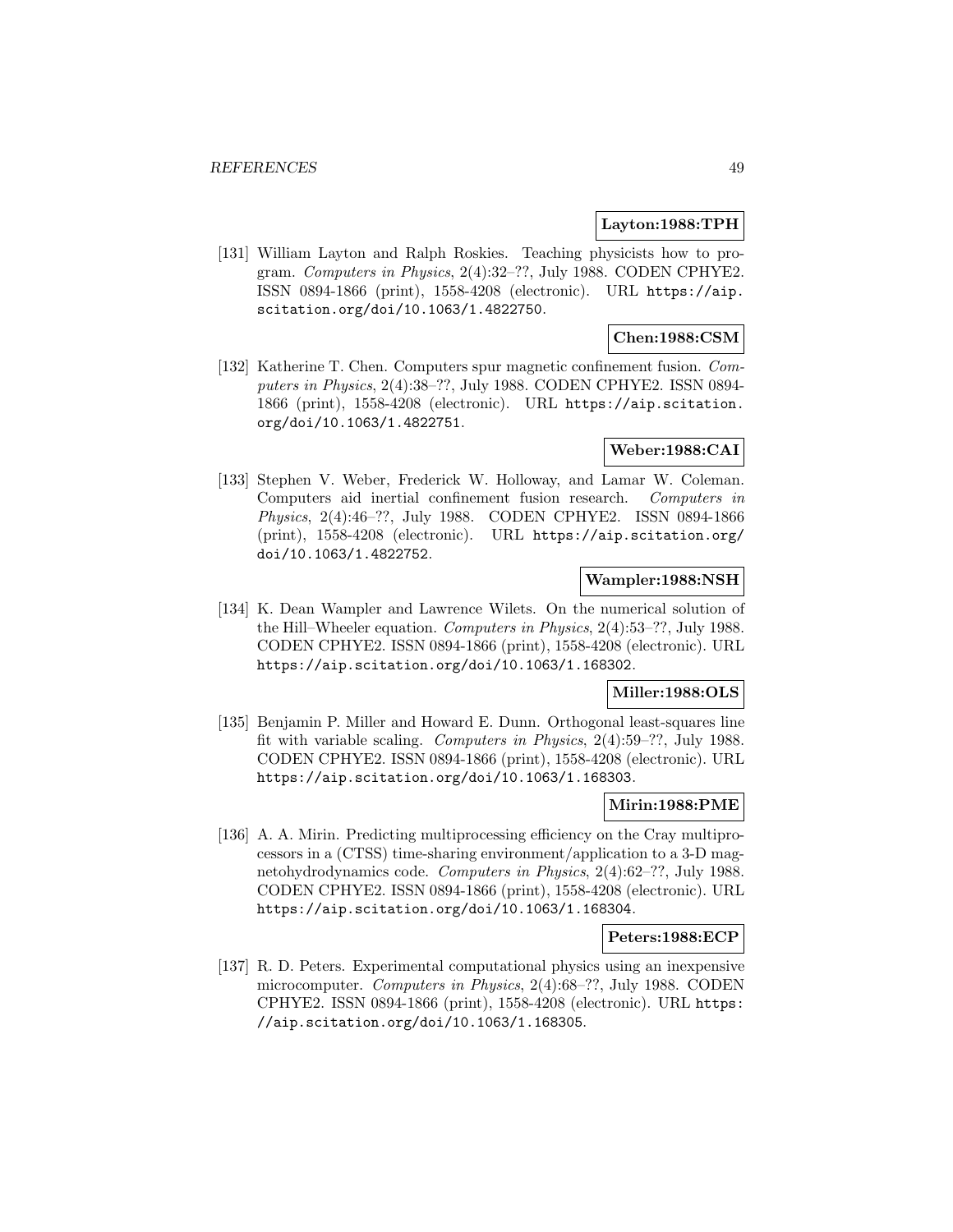**Layton:1988:TPH**

[131] William Layton and Ralph Roskies. Teaching physicists how to program. *Computers in Physics*, 2(4):32–??, July 1988. CODEN CPHYE2. ISSN 0894-1866 (print), 1558-4208 (electronic). URL https://aip.scitation.org/doi/10.1063/1.4822750.

**Chen:1988:CSM**

[132] Katherine T. Chen. Computers spur magnetic confinement fusion. *Computers in Physics*, 2(4):38–??, July 1988. CODEN CPHYE2. ISSN 0894-1866 (print), 1558-4208 (electronic). URL https://aip.scitation.org/doi/10.1063/1.4822751.

**Weber:1988:CAI**

[133] Stephen V. Weber, Frederick W. Holloway, and Lamar W. Coleman. Computers aid inertial confinement fusion research. *Computers in Physics*, 2(4):46–??, July 1988. CODEN CPHYE2. ISSN 0894-1866 (print), 1558-4208 (electronic). URL https://aip.scitation.org/doi/10.1063/1.4822752.

**Wampler:1988:NSH**

[134] K. Dean Wampler and Lawrence Wilets. On the numerical solution of the Hill–Wheeler equation. *Computers in Physics*, 2(4):53–??, July 1988. CODEN CPHYE2. ISSN 0894-1866 (print), 1558-4208 (electronic). URL https://aip.scitation.org/doi/10.1063/1.168302.

**Miller:1988:OLS**

[135] Benjamin P. Miller and Howard E. Dunn. Orthogonal least-squares line fit with variable scaling. *Computers in Physics*, 2(4):59–??, July 1988. CODEN CPHYE2. ISSN 0894-1866 (print), 1558-4208 (electronic). URL https://aip.scitation.org/doi/10.1063/1.168303.

**Mirin:1988:PME**

[136] A. A. Mirin. Predicting multiprocessing efficiency on the Cray multiprocessors in a (CTSS) time-sharing environment/application to a 3-D magnetohydrodynamics code. *Computers in Physics*, 2(4):62–??, July 1988. CODEN CPHYE2. ISSN 0894-1866 (print), 1558-4208 (electronic). URL https://aip.scitation.org/doi/10.1063/1.168304.

**Peters:1988:ECP**

[137] R. D. Peters. Experimental computational physics using an inexpensive microcomputer. *Computers in Physics*, 2(4):68–??, July 1988. CODEN CPHYE2. ISSN 0894-1866 (print), 1558-4208 (electronic). URL https://aip.scitation.org/doi/10.1063/1.168305.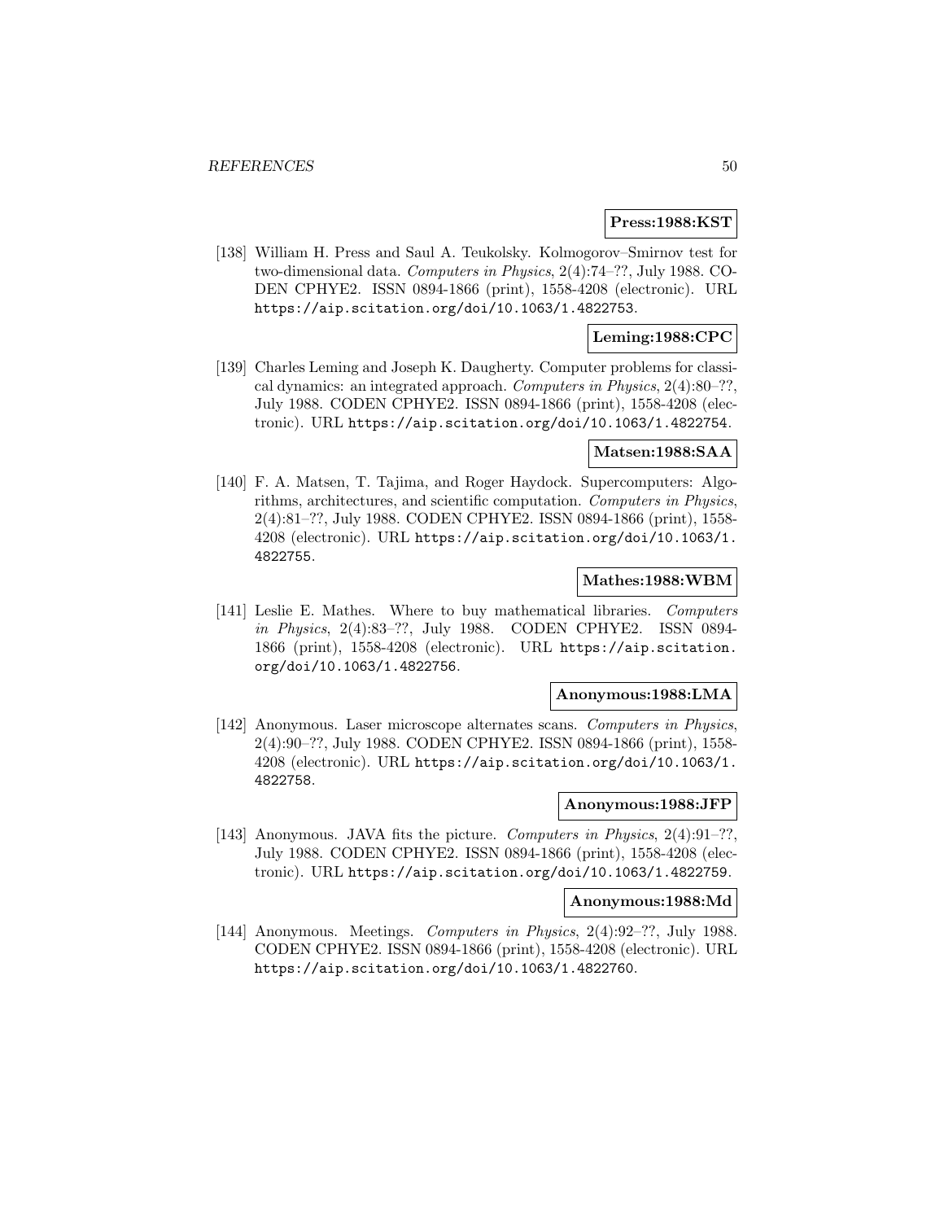**Press:1988:KST**

[138] William H. Press and Saul A. Teukolsky. Kolmogorov–Smirnov test for two-dimensional data. *Computers in Physics*, 2(4):74–??, July 1988. CODEN CPHYE2. ISSN 0894-1866 (print), 1558-4208 (electronic). URL https://aip.scitation.org/doi/10.1063/1.4822753.

**Leming:1988:CPC**

[139] Charles Leming and Joseph K. Daugherty. Computer problems for classical dynamics: an integrated approach. *Computers in Physics*, 2(4):80–??, July 1988. CODEN CPHYE2. ISSN 0894-1866 (print), 1558-4208 (electronic). URL https://aip.scitation.org/doi/10.1063/1.4822754.

**Matsen:1988:SAA**

[140] F. A. Matsen, T. Tajima, and Roger Haydock. Supercomputers: Algorithms, architectures, and scientific computation. *Computers in Physics*, 2(4):81–??, July 1988. CODEN CPHYE2. ISSN 0894-1866 (print), 1558-4208 (electronic). URL https://aip.scitation.org/doi/10.1063/1.4822755.

**Mathes:1988:WBM**

[141] Leslie E. Mathes. Where to buy mathematical libraries. *Computers in Physics*, 2(4):83–??, July 1988. CODEN CPHYE2. ISSN 0894-1866 (print), 1558-4208 (electronic). URL https://aip.scitation.org/doi/10.1063/1.4822756.

**Anonymous:1988:LMA**

[142] Anonymous. Laser microscope alternates scans. *Computers in Physics*, 2(4):90–??, July 1988. CODEN CPHYE2. ISSN 0894-1866 (print), 1558-4208 (electronic). URL https://aip.scitation.org/doi/10.1063/1.4822758.

**Anonymous:1988:JFP**

[143] Anonymous. JAVA fits the picture. *Computers in Physics*, 2(4):91–??, July 1988. CODEN CPHYE2. ISSN 0894-1866 (print), 1558-4208 (electronic). URL https://aip.scitation.org/doi/10.1063/1.4822759.

**Anonymous:1988:Md**

[144] Anonymous. Meetings. *Computers in Physics*, 2(4):92–??, July 1988. CODEN CPHYE2. ISSN 0894-1866 (print), 1558-4208 (electronic). URL https://aip.scitation.org/doi/10.1063/1.4822760.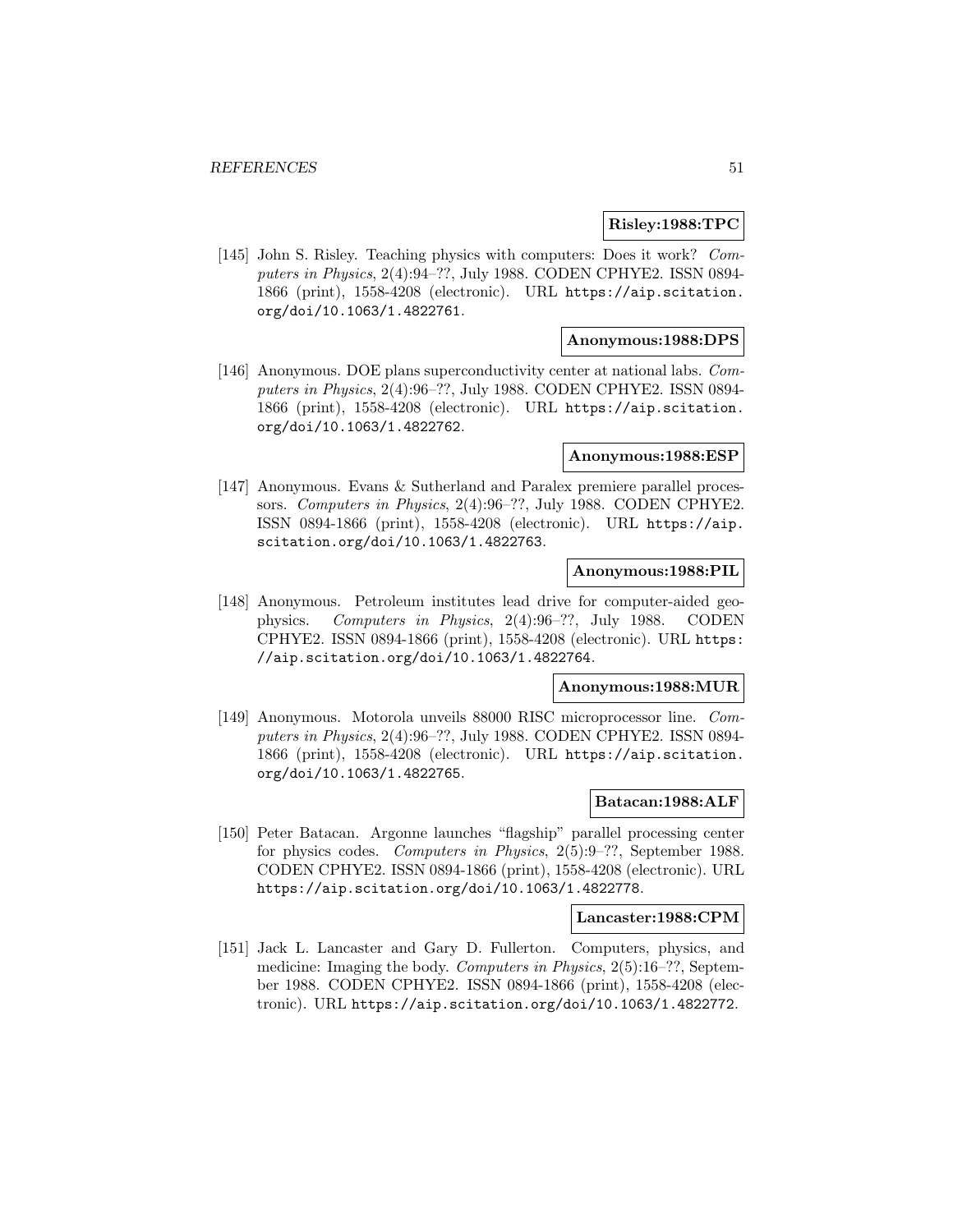**Risley:1988:TPC**

[145] John S. Risley. Teaching physics with computers: Does it work? *Computers in Physics*, 2(4):94–??, July 1988. CODEN CPHYE2. ISSN 0894-1866 (print), 1558-4208 (electronic). URL https://aip.scitation.org/doi/10.1063/1.4822761.

**Anonymous:1988:DPS**

[146] Anonymous. DOE plans superconductivity center at national labs. *Computers in Physics*, 2(4):96–??, July 1988. CODEN CPHYE2. ISSN 0894-1866 (print), 1558-4208 (electronic). URL https://aip.scitation.org/doi/10.1063/1.4822762.

**Anonymous:1988:ESP**

[147] Anonymous. Evans & Sutherland and Paralex premiere parallel processors. *Computers in Physics*, 2(4):96–??, July 1988. CODEN CPHYE2. ISSN 0894-1866 (print), 1558-4208 (electronic). URL https://aip.scitation.org/doi/10.1063/1.4822763.

**Anonymous:1988:PIL**

[148] Anonymous. Petroleum institutes lead drive for computer-aided geophysics. *Computers in Physics*, 2(4):96–??, July 1988. CODEN CPHYE2. ISSN 0894-1866 (print), 1558-4208 (electronic). URL https://aip.scitation.org/doi/10.1063/1.4822764.

**Anonymous:1988:MUR**

[149] Anonymous. Motorola unveils 88000 RISC microprocessor line. *Computers in Physics*, 2(4):96–??, July 1988. CODEN CPHYE2. ISSN 0894-1866 (print), 1558-4208 (electronic). URL https://aip.scitation.org/doi/10.1063/1.4822765.

**Batacan:1988:ALF**

[150] Peter Batacan. Argonne launches "flagship" parallel processing center for physics codes. *Computers in Physics*, 2(5):9–??, September 1988. CODEN CPHYE2. ISSN 0894-1866 (print), 1558-4208 (electronic). URL https://aip.scitation.org/doi/10.1063/1.4822778.

**Lancaster:1988:CPM**

[151] Jack L. Lancaster and Gary D. Fullerton. Computers, physics, and medicine: Imaging the body. *Computers in Physics*, 2(5):16–??, September 1988. CODEN CPHYE2. ISSN 0894-1866 (print), 1558-4208 (electronic). URL https://aip.scitation.org/doi/10.1063/1.4822772.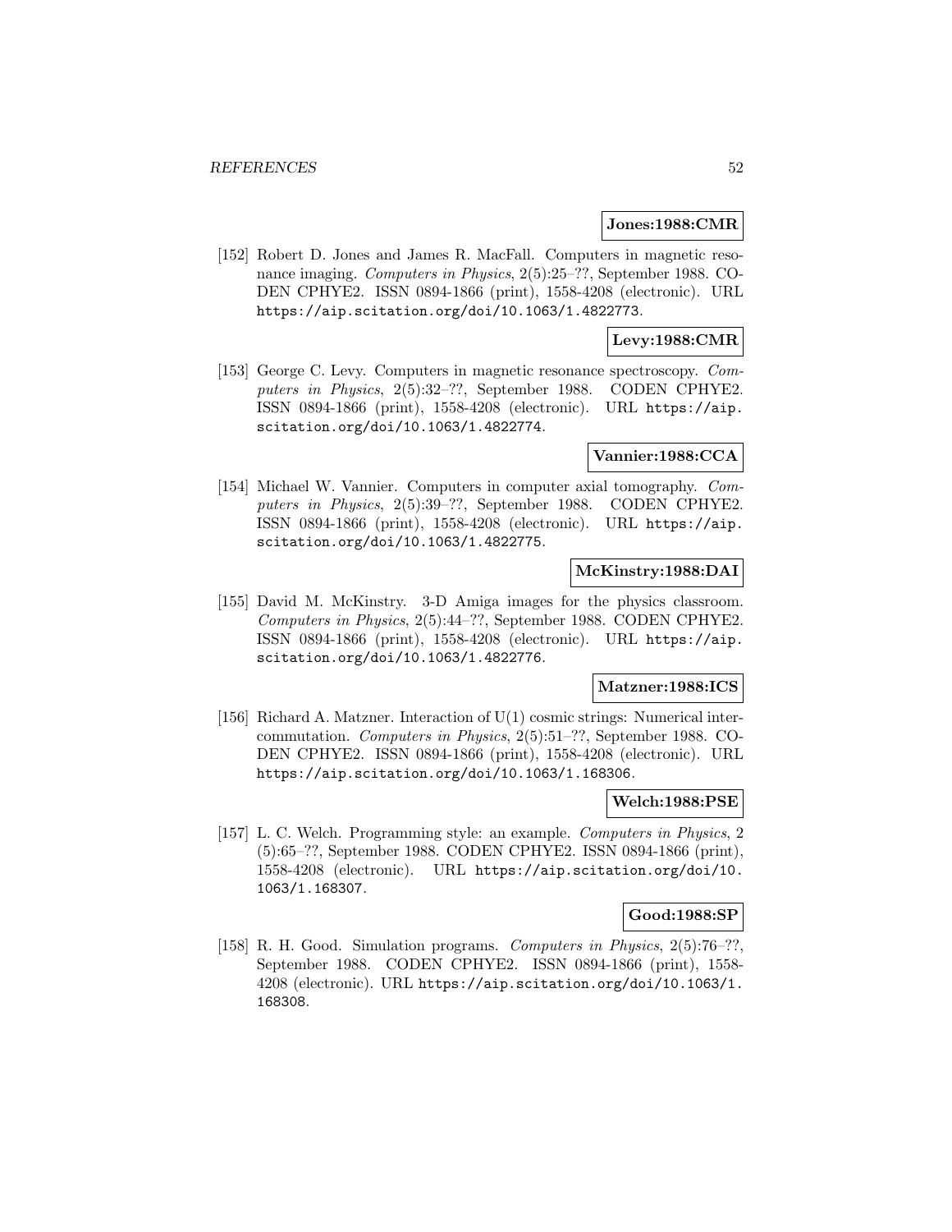**Jones:1988:CMR**

[152] Robert D. Jones and James R. MacFall. Computers in magnetic resonance imaging. *Computers in Physics*, 2(5):25–??, September 1988. CODEN CPHYE2. ISSN 0894-1866 (print), 1558-4208 (electronic). URL https://aip.scitation.org/doi/10.1063/1.4822773.

**Levy:1988:CMR**

[153] George C. Levy. Computers in magnetic resonance spectroscopy. *Computers in Physics*, 2(5):32–??, September 1988. CODEN CPHYE2. ISSN 0894-1866 (print), 1558-4208 (electronic). URL https://aip.scitation.org/doi/10.1063/1.4822774.

**Vannier:1988:CCA**

[154] Michael W. Vannier. Computers in computer axial tomography. *Computers in Physics*, 2(5):39–??, September 1988. CODEN CPHYE2. ISSN 0894-1866 (print), 1558-4208 (electronic). URL https://aip.scitation.org/doi/10.1063/1.4822775.

**McKinstry:1988:DAI**

[155] David M. McKinstry. 3-D Amiga images for the physics classroom. *Computers in Physics*, 2(5):44–??, September 1988. CODEN CPHYE2. ISSN 0894-1866 (print), 1558-4208 (electronic). URL https://aip.scitation.org/doi/10.1063/1.4822776.

**Matzner:1988:ICS**

[156] Richard A. Matzner. Interaction of U(1) cosmic strings: Numerical intercommutation. *Computers in Physics*, 2(5):51–??, September 1988. CODEN CPHYE2. ISSN 0894-1866 (print), 1558-4208 (electronic). URL https://aip.scitation.org/doi/10.1063/1.168306.

**Welch:1988:PSE**

[157] L. C. Welch. Programming style: an example. *Computers in Physics*, 2 (5):65–??, September 1988. CODEN CPHYE2. ISSN 0894-1866 (print), 1558-4208 (electronic). URL https://aip.scitation.org/doi/10.1063/1.168307.

**Good:1988:SP**

[158] R. H. Good. Simulation programs. *Computers in Physics*, 2(5):76–??, September 1988. CODEN CPHYE2. ISSN 0894-1866 (print), 1558-4208 (electronic). URL https://aip.scitation.org/doi/10.1063/1.168308.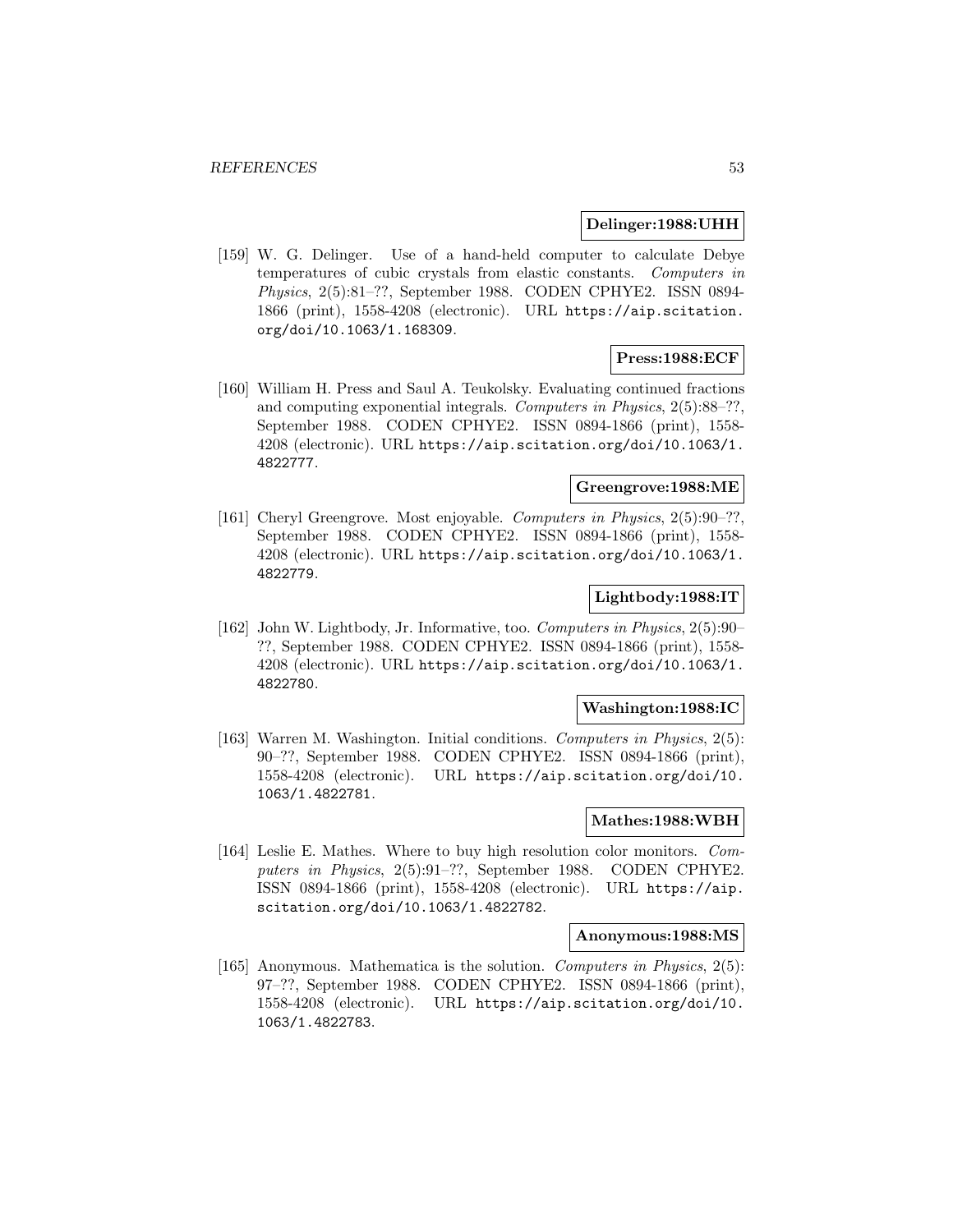**Delinger:1988:UHH**

[159] W. G. Delinger. Use of a hand-held computer to calculate Debye temperatures of cubic crystals from elastic constants. *Computers in Physics*, 2(5):81–??, September 1988. CODEN CPHYE2. ISSN 0894-1866 (print), 1558-4208 (electronic). URL https://aip.scitation.org/doi/10.1063/1.168309.

**Press:1988:ECF**

[160] William H. Press and Saul A. Teukolsky. Evaluating continued fractions and computing exponential integrals. *Computers in Physics*, 2(5):88–??, September 1988. CODEN CPHYE2. ISSN 0894-1866 (print), 1558-4208 (electronic). URL https://aip.scitation.org/doi/10.1063/1.4822777.

**Greengrove:1988:ME**

[161] Cheryl Greengrove. Most enjoyable. *Computers in Physics*, 2(5):90–??, September 1988. CODEN CPHYE2. ISSN 0894-1866 (print), 1558-4208 (electronic). URL https://aip.scitation.org/doi/10.1063/1.4822779.

**Lightbody:1988:IT**

[162] John W. Lightbody, Jr. Informative, too. *Computers in Physics*, 2(5):90–??, September 1988. CODEN CPHYE2. ISSN 0894-1866 (print), 1558-4208 (electronic). URL https://aip.scitation.org/doi/10.1063/1.4822780.

**Washington:1988:IC**

[163] Warren M. Washington. Initial conditions. *Computers in Physics*, 2(5):90–??, September 1988. CODEN CPHYE2. ISSN 0894-1866 (print), 1558-4208 (electronic). URL https://aip.scitation.org/doi/10.1063/1.4822781.

**Mathes:1988:WBH**

[164] Leslie E. Mathes. Where to buy high resolution color monitors. *Computers in Physics*, 2(5):91–??, September 1988. CODEN CPHYE2. ISSN 0894-1866 (print), 1558-4208 (electronic). URL https://aip.scitation.org/doi/10.1063/1.4822782.

**Anonymous:1988:MS**

[165] Anonymous. Mathematica is the solution. *Computers in Physics*, 2(5):97–??, September 1988. CODEN CPHYE2. ISSN 0894-1866 (print), 1558-4208 (electronic). URL https://aip.scitation.org/doi/10.1063/1.4822783.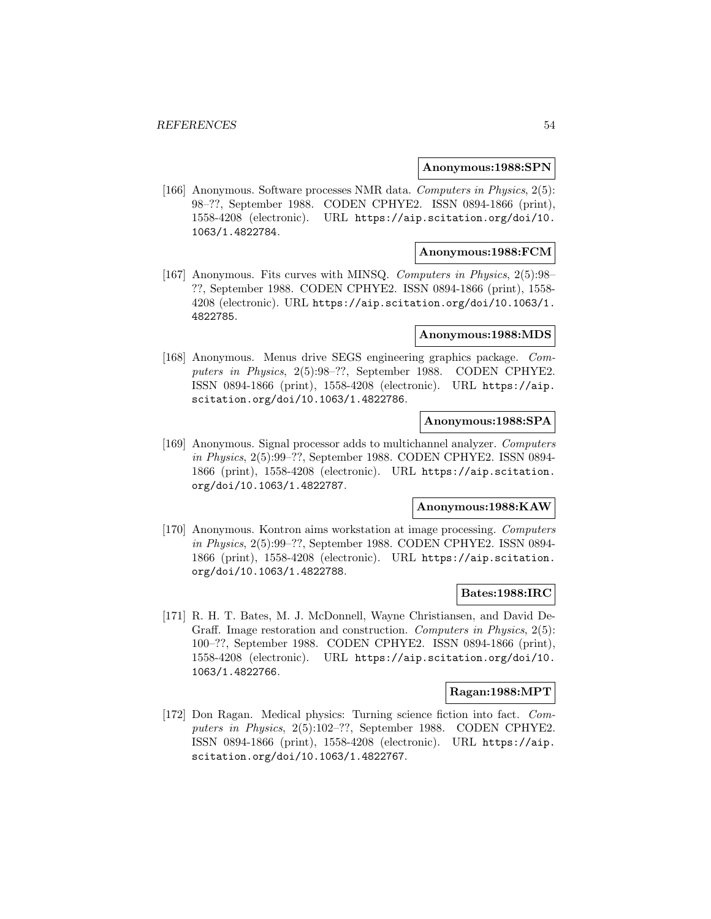**Anonymous:1988:SPN**

[166] Anonymous. Software processes NMR data. *Computers in Physics*, 2(5): 98–??, September 1988. CODEN CPHYE2. ISSN 0894-1866 (print), 1558-4208 (electronic). URL https://aip.scitation.org/doi/10.1063/1.4822784.

**Anonymous:1988:FCM**

[167] Anonymous. Fits curves with MINSQ. *Computers in Physics*, 2(5):98–??, September 1988. CODEN CPHYE2. ISSN 0894-1866 (print), 1558-4208 (electronic). URL https://aip.scitation.org/doi/10.1063/1.4822785.

**Anonymous:1988:MDS**

[168] Anonymous. Menus drive SEGS engineering graphics package. *Computers in Physics*, 2(5):98–??, September 1988. CODEN CPHYE2. ISSN 0894-1866 (print), 1558-4208 (electronic). URL https://aip.scitation.org/doi/10.1063/1.4822786.

**Anonymous:1988:SPA**

[169] Anonymous. Signal processor adds to multichannel analyzer. *Computers in Physics*, 2(5):99–??, September 1988. CODEN CPHYE2. ISSN 0894-1866 (print), 1558-4208 (electronic). URL https://aip.scitation.org/doi/10.1063/1.4822787.

**Anonymous:1988:KAW**

[170] Anonymous. Kontron aims workstation at image processing. *Computers in Physics*, 2(5):99–??, September 1988. CODEN CPHYE2. ISSN 0894-1866 (print), 1558-4208 (electronic). URL https://aip.scitation.org/doi/10.1063/1.4822788.

**Bates:1988:IRC**

[171] R. H. T. Bates, M. J. McDonnell, Wayne Christiansen, and David DeGraff. Image restoration and construction. *Computers in Physics*, 2(5): 100–??, September 1988. CODEN CPHYE2. ISSN 0894-1866 (print), 1558-4208 (electronic). URL https://aip.scitation.org/doi/10.1063/1.4822766.

**Ragan:1988:MPT**

[172] Don Ragan. Medical physics: Turning science fiction into fact. *Computers in Physics*, 2(5):102–??, September 1988. CODEN CPHYE2. ISSN 0894-1866 (print), 1558-4208 (electronic). URL https://aip.scitation.org/doi/10.1063/1.4822767.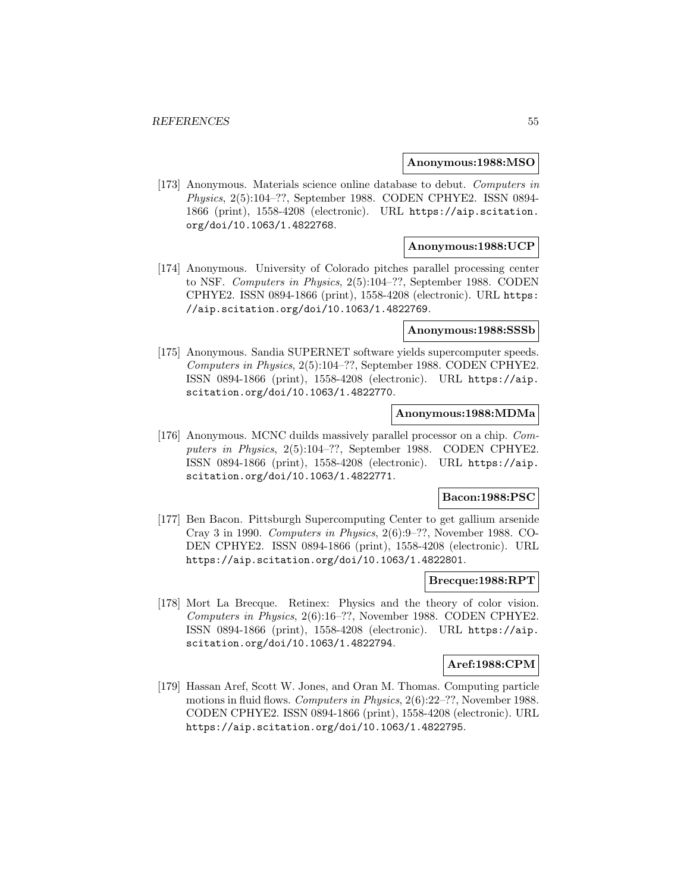**Anonymous:1988:MSO**

[173] Anonymous. Materials science online database to debut. *Computers in Physics*, 2(5):104–??, September 1988. CODEN CPHYE2. ISSN 0894-1866 (print), 1558-4208 (electronic). URL https://aip.scitation.org/doi/10.1063/1.4822768.

**Anonymous:1988:UCP**

[174] Anonymous. University of Colorado pitches parallel processing center to NSF. *Computers in Physics*, 2(5):104–??, September 1988. CODEN CPHYE2. ISSN 0894-1866 (print), 1558-4208 (electronic). URL https://aip.scitation.org/doi/10.1063/1.4822769.

**Anonymous:1988:SSSb**

[175] Anonymous. Sandia SUPERNET software yields supercomputer speeds. *Computers in Physics*, 2(5):104–??, September 1988. CODEN CPHYE2. ISSN 0894-1866 (print), 1558-4208 (electronic). URL https://aip.scitation.org/doi/10.1063/1.4822770.

**Anonymous:1988:MDMa**

[176] Anonymous. MCNC duilds massively parallel processor on a chip. *Computers in Physics*, 2(5):104–??, September 1988. CODEN CPHYE2. ISSN 0894-1866 (print), 1558-4208 (electronic). URL https://aip.scitation.org/doi/10.1063/1.4822771.

**Bacon:1988:PSC**

[177] Ben Bacon. Pittsburgh Supercomputing Center to get gallium arsenide Cray 3 in 1990. *Computers in Physics*, 2(6):9–??, November 1988. CODEN CPHYE2. ISSN 0894-1866 (print), 1558-4208 (electronic). URL https://aip.scitation.org/doi/10.1063/1.4822801.

**Brecque:1988:RPT**

[178] Mort La Brecque. Retinex: Physics and the theory of color vision. *Computers in Physics*, 2(6):16–??, November 1988. CODEN CPHYE2. ISSN 0894-1866 (print), 1558-4208 (electronic). URL https://aip.scitation.org/doi/10.1063/1.4822794.

**Aref:1988:CPM**

[179] Hassan Aref, Scott W. Jones, and Oran M. Thomas. Computing particle motions in fluid flows. *Computers in Physics*, 2(6):22–??, November 1988. CODEN CPHYE2. ISSN 0894-1866 (print), 1558-4208 (electronic). URL https://aip.scitation.org/doi/10.1063/1.4822795.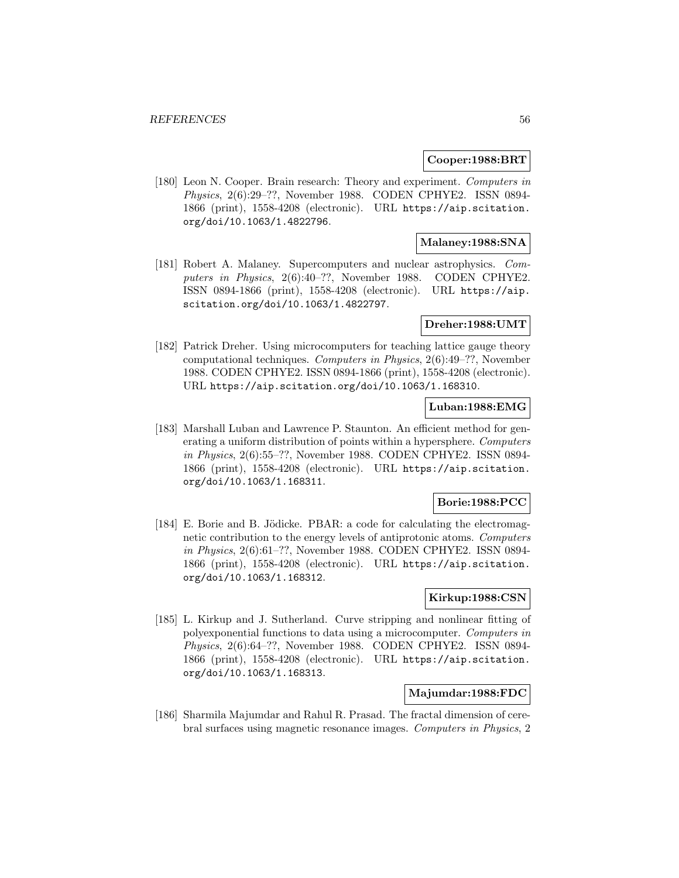**Cooper:1988:BRT**

[180] Leon N. Cooper. Brain research: Theory and experiment. *Computers in Physics*, 2(6):29–??, November 1988. CODEN CPHYE2. ISSN 0894-1866 (print), 1558-4208 (electronic). URL https://aip.scitation.org/doi/10.1063/1.4822796.

**Malaney:1988:SNA**

[181] Robert A. Malaney. Supercomputers and nuclear astrophysics. *Computers in Physics*, 2(6):40–??, November 1988. CODEN CPHYE2. ISSN 0894-1866 (print), 1558-4208 (electronic). URL https://aip.scitation.org/doi/10.1063/1.4822797.

**Dreher:1988:UMT**

[182] Patrick Dreher. Using microcomputers for teaching lattice gauge theory computational techniques. *Computers in Physics*, 2(6):49–??, November 1988. CODEN CPHYE2. ISSN 0894-1866 (print), 1558-4208 (electronic). URL https://aip.scitation.org/doi/10.1063/1.168310.

**Luban:1988:EMG**

[183] Marshall Luban and Lawrence P. Staunton. An efficient method for generating a uniform distribution of points within a hypersphere. *Computers in Physics*, 2(6):55–??, November 1988. CODEN CPHYE2. ISSN 0894-1866 (print), 1558-4208 (electronic). URL https://aip.scitation.org/doi/10.1063/1.168311.

**Borie:1988:PCC**

[184] E. Borie and B. Jödicke. PBAR: a code for calculating the electromagnetic contribution to the energy levels of antiprotonic atoms. *Computers in Physics*, 2(6):61–??, November 1988. CODEN CPHYE2. ISSN 0894-1866 (print), 1558-4208 (electronic). URL https://aip.scitation.org/doi/10.1063/1.168312.

**Kirkup:1988:CSN**

[185] L. Kirkup and J. Sutherland. Curve stripping and nonlinear fitting of polyexponential functions to data using a microcomputer. *Computers in Physics*, 2(6):64–??, November 1988. CODEN CPHYE2. ISSN 0894-1866 (print), 1558-4208 (electronic). URL https://aip.scitation.org/doi/10.1063/1.168313.

**Majumdar:1988:FDC**

[186] Sharmila Majumdar and Rahul R. Prasad. The fractal dimension of cerebral surfaces using magnetic resonance images. *Computers in Physics*, 2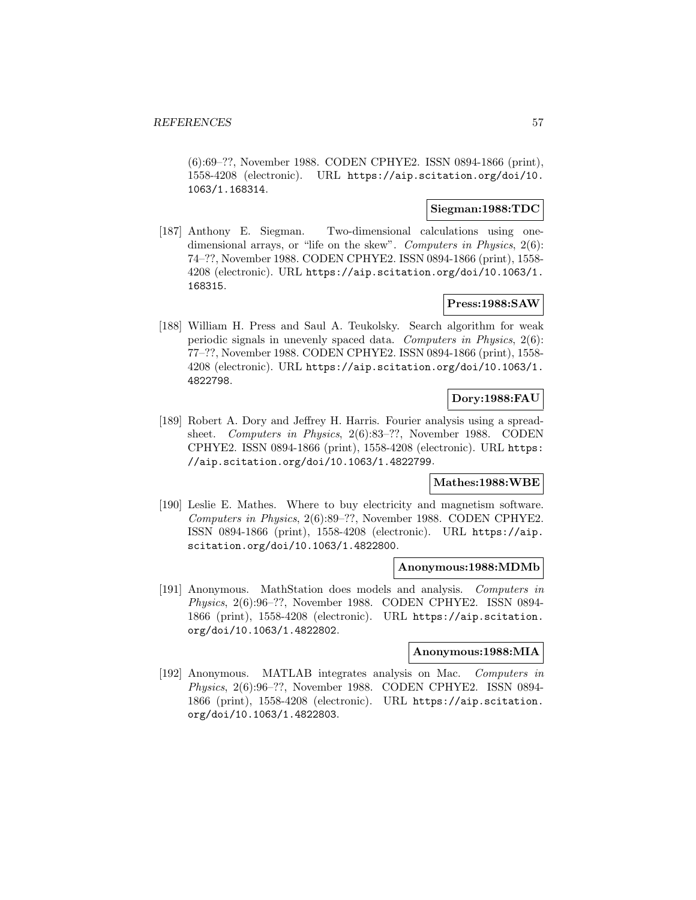(6):69–??, November 1988. CODEN CPHYE2. ISSN 0894-1866 (print), 1558-4208 (electronic). URL https://aip.scitation.org/doi/10.1063/1.168314.

**Siegman:1988:TDC**

[187] Anthony E. Siegman. Two-dimensional calculations using one-dimensional arrays, or "life on the skew". *Computers in Physics*, 2(6): 74–??, November 1988. CODEN CPHYE2. ISSN 0894-1866 (print), 1558-4208 (electronic). URL https://aip.scitation.org/doi/10.1063/1.168315.

**Press:1988:SAW**

[188] William H. Press and Saul A. Teukolsky. Search algorithm for weak periodic signals in unevenly spaced data. *Computers in Physics*, 2(6): 77–??, November 1988. CODEN CPHYE2. ISSN 0894-1866 (print), 1558-4208 (electronic). URL https://aip.scitation.org/doi/10.1063/1.4822798.

**Dory:1988:FAU**

[189] Robert A. Dory and Jeffrey H. Harris. Fourier analysis using a spreadsheet. *Computers in Physics*, 2(6):83–??, November 1988. CODEN CPHYE2. ISSN 0894-1866 (print), 1558-4208 (electronic). URL https://aip.scitation.org/doi/10.1063/1.4822799.

**Mathes:1988:WBE**

[190] Leslie E. Mathes. Where to buy electricity and magnetism software. *Computers in Physics*, 2(6):89–??, November 1988. CODEN CPHYE2. ISSN 0894-1866 (print), 1558-4208 (electronic). URL https://aip.scitation.org/doi/10.1063/1.4822800.

**Anonymous:1988:MDMb**

[191] Anonymous. MathStation does models and analysis. *Computers in Physics*, 2(6):96–??, November 1988. CODEN CPHYE2. ISSN 0894-1866 (print), 1558-4208 (electronic). URL https://aip.scitation.org/doi/10.1063/1.4822802.

**Anonymous:1988:MIA**

[192] Anonymous. MATLAB integrates analysis on Mac. *Computers in Physics*, 2(6):96–??, November 1988. CODEN CPHYE2. ISSN 0894-1866 (print), 1558-4208 (electronic). URL https://aip.scitation.org/doi/10.1063/1.4822803.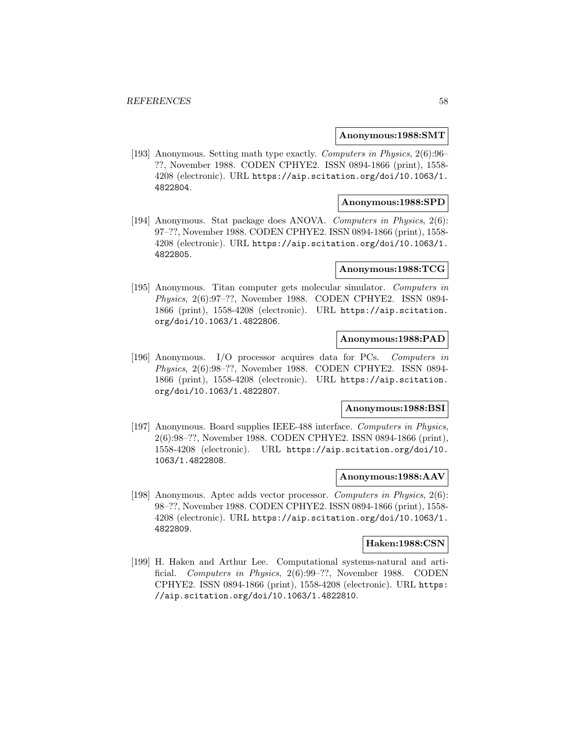**Anonymous:1988:SMT**

[193] Anonymous. Setting math type exactly. *Computers in Physics*, 2(6):96–??, November 1988. CODEN CPHYE2. ISSN 0894-1866 (print), 1558-4208 (electronic). URL https://aip.scitation.org/doi/10.1063/1.4822804.

**Anonymous:1988:SPD**

[194] Anonymous. Stat package does ANOVA. *Computers in Physics*, 2(6):97–??, November 1988. CODEN CPHYE2. ISSN 0894-1866 (print), 1558-4208 (electronic). URL https://aip.scitation.org/doi/10.1063/1.4822805.

**Anonymous:1988:TCG**

[195] Anonymous. Titan computer gets molecular simulator. *Computers in Physics*, 2(6):97–??, November 1988. CODEN CPHYE2. ISSN 0894-1866 (print), 1558-4208 (electronic). URL https://aip.scitation.org/doi/10.1063/1.4822806.

**Anonymous:1988:PAD**

[196] Anonymous. I/O processor acquires data for PCs. *Computers in Physics*, 2(6):98–??, November 1988. CODEN CPHYE2. ISSN 0894-1866 (print), 1558-4208 (electronic). URL https://aip.scitation.org/doi/10.1063/1.4822807.

**Anonymous:1988:BSI**

[197] Anonymous. Board supplies IEEE-488 interface. *Computers in Physics*, 2(6):98–??, November 1988. CODEN CPHYE2. ISSN 0894-1866 (print), 1558-4208 (electronic). URL https://aip.scitation.org/doi/10.1063/1.4822808.

**Anonymous:1988:AAV**

[198] Anonymous. Aptec adds vector processor. *Computers in Physics*, 2(6):98–??, November 1988. CODEN CPHYE2. ISSN 0894-1866 (print), 1558-4208 (electronic). URL https://aip.scitation.org/doi/10.1063/1.4822809.

**Haken:1988:CSN**

[199] H. Haken and Arthur Lee. Computational systems-natural and artificial. *Computers in Physics*, 2(6):99–??, November 1988. CODEN CPHYE2. ISSN 0894-1866 (print), 1558-4208 (electronic). URL https://aip.scitation.org/doi/10.1063/1.4822810.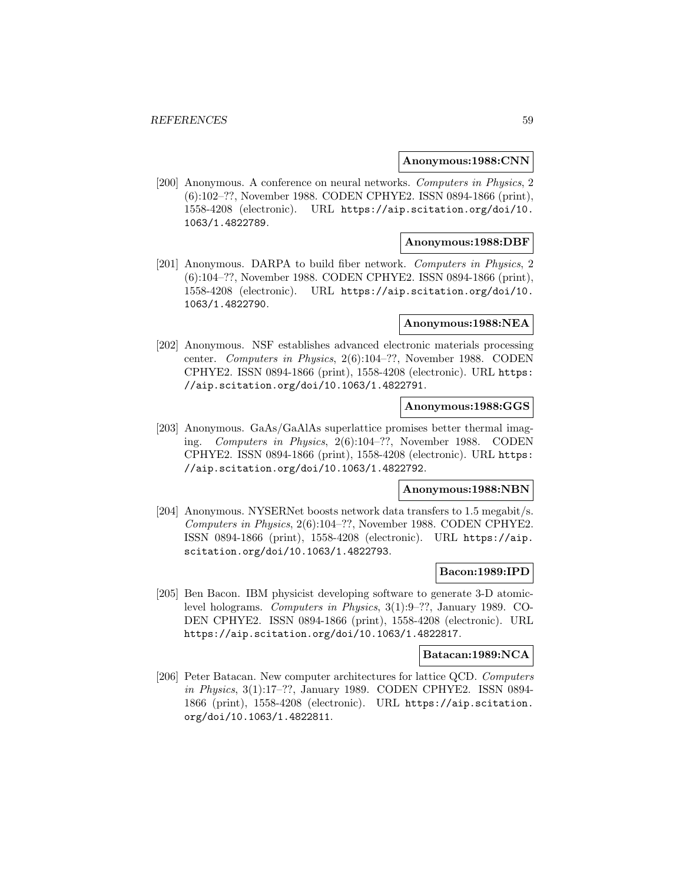**Anonymous:1988:CNN**

[200] Anonymous. A conference on neural networks. *Computers in Physics*, 2 (6):102–??, November 1988. CODEN CPHYE2. ISSN 0894-1866 (print), 1558-4208 (electronic). URL https://aip.scitation.org/doi/10.1063/1.4822789.

**Anonymous:1988:DBF**

[201] Anonymous. DARPA to build fiber network. *Computers in Physics*, 2 (6):104–??, November 1988. CODEN CPHYE2. ISSN 0894-1866 (print), 1558-4208 (electronic). URL https://aip.scitation.org/doi/10.1063/1.4822790.

**Anonymous:1988:NEA**

[202] Anonymous. NSF establishes advanced electronic materials processing center. *Computers in Physics*, 2(6):104–??, November 1988. CODEN CPHYE2. ISSN 0894-1866 (print), 1558-4208 (electronic). URL https://aip.scitation.org/doi/10.1063/1.4822791.

**Anonymous:1988:GGS**

[203] Anonymous. GaAs/GaAlAs superlattice promises better thermal imaging. *Computers in Physics*, 2(6):104–??, November 1988. CODEN CPHYE2. ISSN 0894-1866 (print), 1558-4208 (electronic). URL https://aip.scitation.org/doi/10.1063/1.4822792.

**Anonymous:1988:NBN**

[204] Anonymous. NYSERNet boosts network data transfers to 1.5 megabit/s. *Computers in Physics*, 2(6):104–??, November 1988. CODEN CPHYE2. ISSN 0894-1866 (print), 1558-4208 (electronic). URL https://aip.scitation.org/doi/10.1063/1.4822793.

**Bacon:1989:IPD**

[205] Ben Bacon. IBM physicist developing software to generate 3-D atomic-level holograms. *Computers in Physics*, 3(1):9–??, January 1989. CODEN CPHYE2. ISSN 0894-1866 (print), 1558-4208 (electronic). URL https://aip.scitation.org/doi/10.1063/1.4822817.

**Batacan:1989:NCA**

[206] Peter Batacan. New computer architectures for lattice QCD. *Computers in Physics*, 3(1):17–??, January 1989. CODEN CPHYE2. ISSN 0894-1866 (print), 1558-4208 (electronic). URL https://aip.scitation.org/doi/10.1063/1.4822811.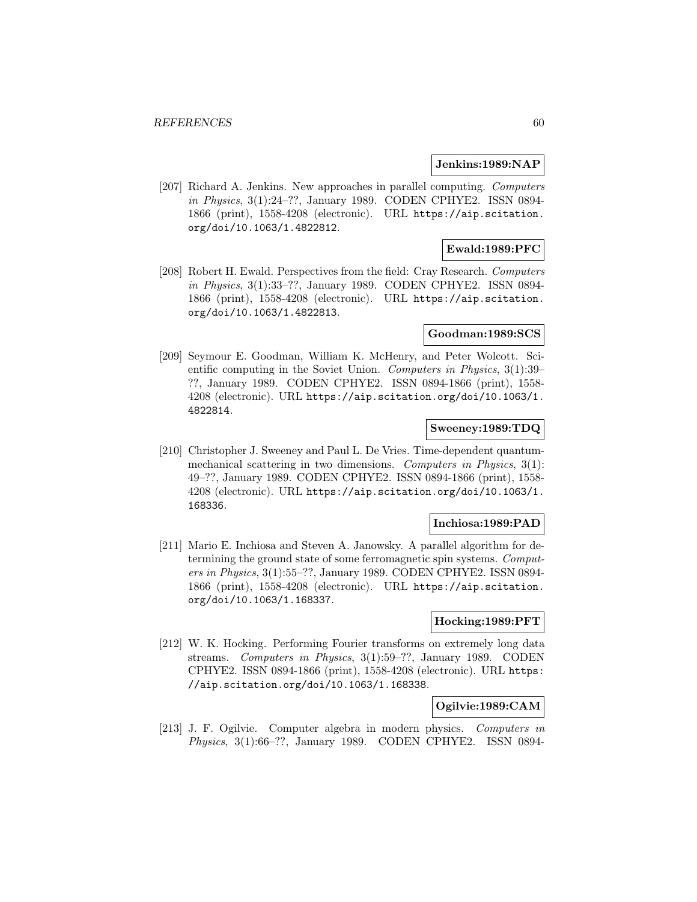**Jenkins:1989:NAP**

[207] Richard A. Jenkins. New approaches in parallel computing. *Computers in Physics*, 3(1):24–??, January 1989. CODEN CPHYE2. ISSN 0894-1866 (print), 1558-4208 (electronic). URL https://aip.scitation.org/doi/10.1063/1.4822812.

**Ewald:1989:PFC**

[208] Robert H. Ewald. Perspectives from the field: Cray Research. *Computers in Physics*, 3(1):33–??, January 1989. CODEN CPHYE2. ISSN 0894-1866 (print), 1558-4208 (electronic). URL https://aip.scitation.org/doi/10.1063/1.4822813.

**Goodman:1989:SCS**

[209] Seymour E. Goodman, William K. McHenry, and Peter Wolcott. Scientific computing in the Soviet Union. *Computers in Physics*, 3(1):39–??, January 1989. CODEN CPHYE2. ISSN 0894-1866 (print), 1558-4208 (electronic). URL https://aip.scitation.org/doi/10.1063/1.4822814.

**Sweeney:1989:TDQ**

[210] Christopher J. Sweeney and Paul L. De Vries. Time-dependent quantum-mechanical scattering in two dimensions. *Computers in Physics*, 3(1):49–??, January 1989. CODEN CPHYE2. ISSN 0894-1866 (print), 1558-4208 (electronic). URL https://aip.scitation.org/doi/10.1063/1.168336.

**Inchiosa:1989:PAD**

[211] Mario E. Inchiosa and Steven A. Janowsky. A parallel algorithm for determining the ground state of some ferromagnetic spin systems. *Computers in Physics*, 3(1):55–??, January 1989. CODEN CPHYE2. ISSN 0894-1866 (print), 1558-4208 (electronic). URL https://aip.scitation.org/doi/10.1063/1.168337.

**Hocking:1989:PFT**

[212] W. K. Hocking. Performing Fourier transforms on extremely long data streams. *Computers in Physics*, 3(1):59–??, January 1989. CODEN CPHYE2. ISSN 0894-1866 (print), 1558-4208 (electronic). URL https://aip.scitation.org/doi/10.1063/1.168338.

**Ogilvie:1989:CAM**

[213] J. F. Ogilvie. Computer algebra in modern physics. *Computers in Physics*, 3(1):66–??, January 1989. CODEN CPHYE2. ISSN 0894-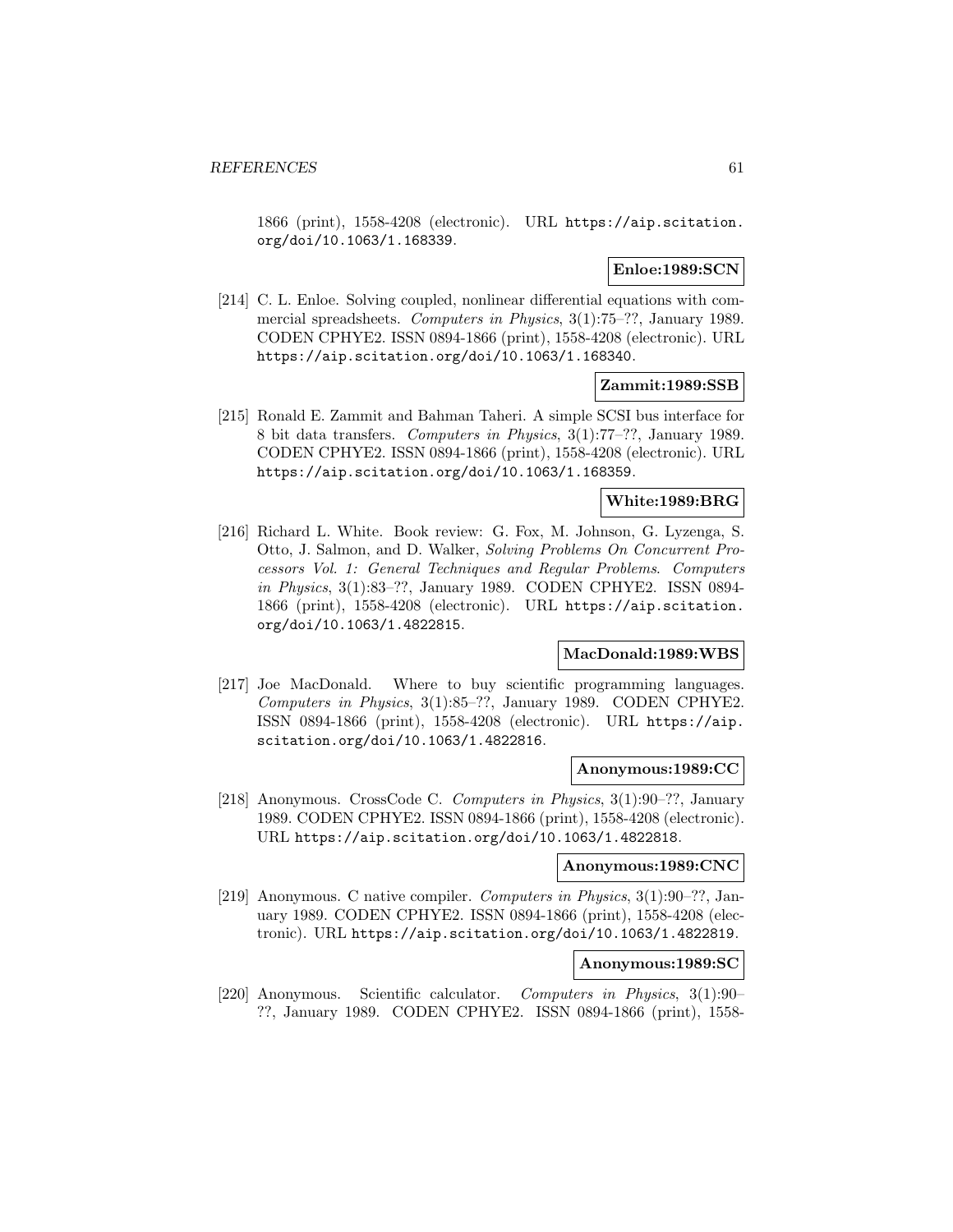1866 (print), 1558-4208 (electronic). URL https://aip.scitation.org/doi/10.1063/1.168339.

**Enloe:1989:SCN**

[214] C. L. Enloe. Solving coupled, nonlinear differential equations with commercial spreadsheets. *Computers in Physics*, 3(1):75–??, January 1989. CODEN CPHYE2. ISSN 0894-1866 (print), 1558-4208 (electronic). URL https://aip.scitation.org/doi/10.1063/1.168340.

**Zammit:1989:SSB**

[215] Ronald E. Zammit and Bahman Taheri. A simple SCSI bus interface for 8 bit data transfers. *Computers in Physics*, 3(1):77–??, January 1989. CODEN CPHYE2. ISSN 0894-1866 (print), 1558-4208 (electronic). URL https://aip.scitation.org/doi/10.1063/1.168359.

**White:1989:BRG**

[216] Richard L. White. Book review: G. Fox, M. Johnson, G. Lyzenga, S. Otto, J. Salmon, and D. Walker, *Solving Problems On Concurrent Processors Vol. 1: General Techniques and Regular Problems*. *Computers in Physics*, 3(1):83–??, January 1989. CODEN CPHYE2. ISSN 0894-1866 (print), 1558-4208 (electronic). URL https://aip.scitation.org/doi/10.1063/1.4822815.

**MacDonald:1989:WBS**

[217] Joe MacDonald. Where to buy scientific programming languages. *Computers in Physics*, 3(1):85–??, January 1989. CODEN CPHYE2. ISSN 0894-1866 (print), 1558-4208 (electronic). URL https://aip.scitation.org/doi/10.1063/1.4822816.

**Anonymous:1989:CC**

[218] Anonymous. CrossCode C. *Computers in Physics*, 3(1):90–??, January 1989. CODEN CPHYE2. ISSN 0894-1866 (print), 1558-4208 (electronic). URL https://aip.scitation.org/doi/10.1063/1.4822818.

**Anonymous:1989:CNC**

[219] Anonymous. C native compiler. *Computers in Physics*, 3(1):90–??, January 1989. CODEN CPHYE2. ISSN 0894-1866 (print), 1558-4208 (electronic). URL https://aip.scitation.org/doi/10.1063/1.4822819.

**Anonymous:1989:SC**

[220] Anonymous. Scientific calculator. *Computers in Physics*, 3(1):90–??, January 1989. CODEN CPHYE2. ISSN 0894-1866 (print), 1558-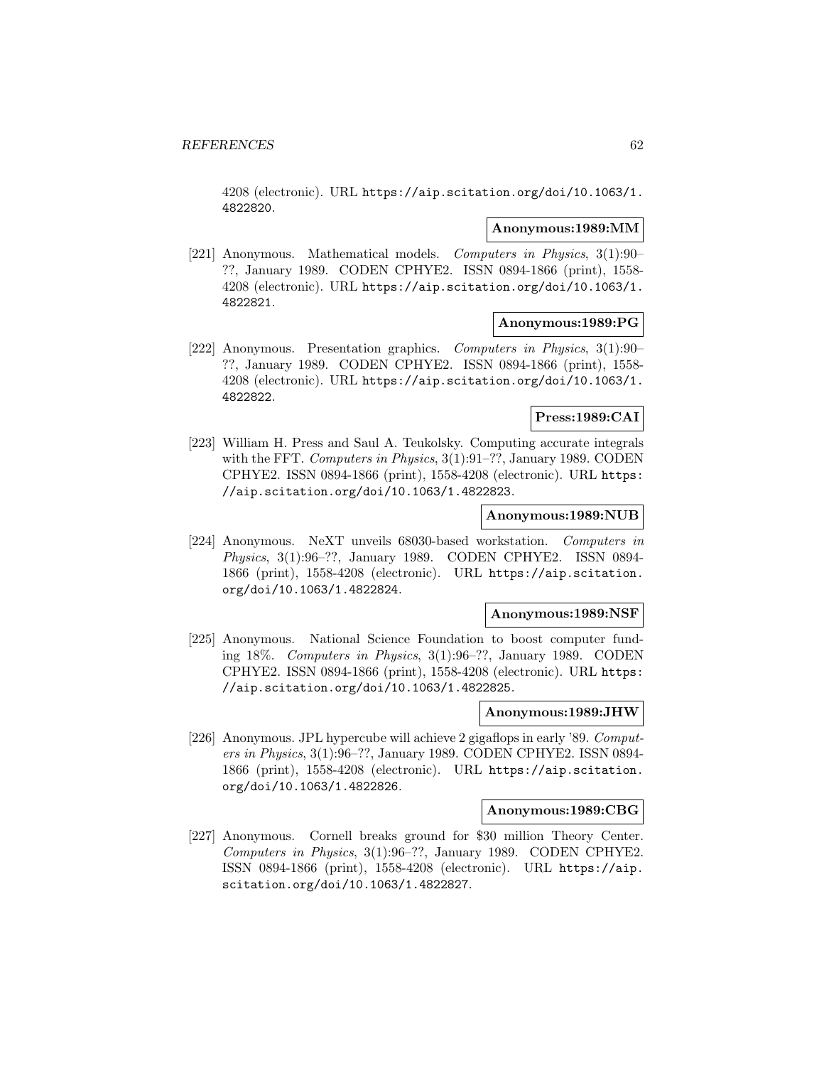4208 (electronic). URL https://aip.scitation.org/doi/10.1063/1.4822820.

**Anonymous:1989:MM**

[221] Anonymous. Mathematical models. *Computers in Physics*, 3(1):90–??, January 1989. CODEN CPHYE2. ISSN 0894-1866 (print), 1558-4208 (electronic). URL https://aip.scitation.org/doi/10.1063/1.4822821.

**Anonymous:1989:PG**

[222] Anonymous. Presentation graphics. *Computers in Physics*, 3(1):90–??, January 1989. CODEN CPHYE2. ISSN 0894-1866 (print), 1558-4208 (electronic). URL https://aip.scitation.org/doi/10.1063/1.4822822.

**Press:1989:CAI**

[223] William H. Press and Saul A. Teukolsky. Computing accurate integrals with the FFT. *Computers in Physics*, 3(1):91–??, January 1989. CODEN CPHYE2. ISSN 0894-1866 (print), 1558-4208 (electronic). URL https://aip.scitation.org/doi/10.1063/1.4822823.

**Anonymous:1989:NUB**

[224] Anonymous. NeXT unveils 68030-based workstation. *Computers in Physics*, 3(1):96–??, January 1989. CODEN CPHYE2. ISSN 0894-1866 (print), 1558-4208 (electronic). URL https://aip.scitation.org/doi/10.1063/1.4822824.

**Anonymous:1989:NSF**

[225] Anonymous. National Science Foundation to boost computer funding 18%. *Computers in Physics*, 3(1):96–??, January 1989. CODEN CPHYE2. ISSN 0894-1866 (print), 1558-4208 (electronic). URL https://aip.scitation.org/doi/10.1063/1.4822825.

**Anonymous:1989:JHW**

[226] Anonymous. JPL hypercube will achieve 2 gigaflops in early '89. *Computers in Physics*, 3(1):96–??, January 1989. CODEN CPHYE2. ISSN 0894-1866 (print), 1558-4208 (electronic). URL https://aip.scitation.org/doi/10.1063/1.4822826.

**Anonymous:1989:CBG**

[227] Anonymous. Cornell breaks ground for $30 million Theory Center. *Computers in Physics*, 3(1):96–??, January 1989. CODEN CPHYE2. ISSN 0894-1866 (print), 1558-4208 (electronic). URL https://aip.scitation.org/doi/10.1063/1.4822827.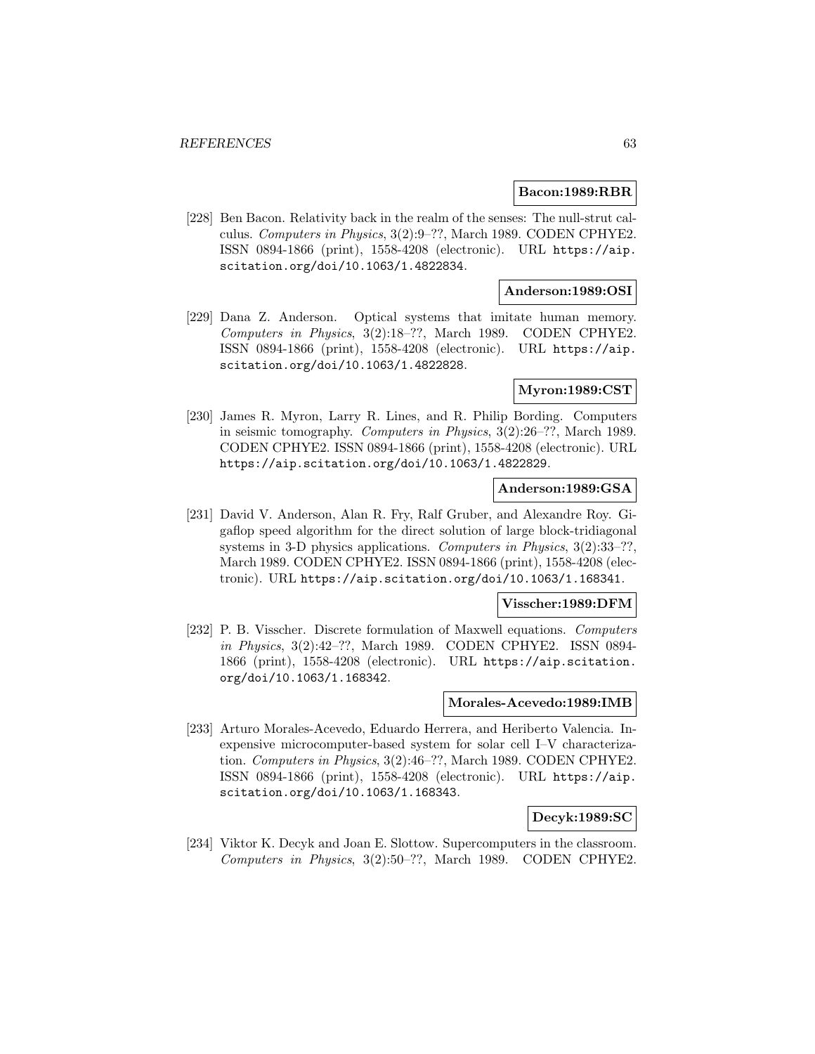**Bacon:1989:RBR**

[228] Ben Bacon. Relativity back in the realm of the senses: The null-strut calculus. *Computers in Physics*, 3(2):9–??, March 1989. CODEN CPHYE2. ISSN 0894-1866 (print), 1558-4208 (electronic). URL https://aip.scitation.org/doi/10.1063/1.4822834.

**Anderson:1989:OSI**

[229] Dana Z. Anderson. Optical systems that imitate human memory. *Computers in Physics*, 3(2):18–??, March 1989. CODEN CPHYE2. ISSN 0894-1866 (print), 1558-4208 (electronic). URL https://aip.scitation.org/doi/10.1063/1.4822828.

**Myron:1989:CST**

[230] James R. Myron, Larry R. Lines, and R. Philip Bording. Computers in seismic tomography. *Computers in Physics*, 3(2):26–??, March 1989. CODEN CPHYE2. ISSN 0894-1866 (print), 1558-4208 (electronic). URL https://aip.scitation.org/doi/10.1063/1.4822829.

**Anderson:1989:GSA**

[231] David V. Anderson, Alan R. Fry, Ralf Gruber, and Alexandre Roy. Gigaflop speed algorithm for the direct solution of large block-tridiagonal systems in 3-D physics applications. *Computers in Physics*, 3(2):33–??, March 1989. CODEN CPHYE2. ISSN 0894-1866 (print), 1558-4208 (electronic). URL https://aip.scitation.org/doi/10.1063/1.168341.

**Visscher:1989:DFM**

[232] P. B. Visscher. Discrete formulation of Maxwell equations. *Computers in Physics*, 3(2):42–??, March 1989. CODEN CPHYE2. ISSN 0894-1866 (print), 1558-4208 (electronic). URL https://aip.scitation.org/doi/10.1063/1.168342.

**Morales-Acevedo:1989:IMB**

[233] Arturo Morales-Acevedo, Eduardo Herrera, and Heriberto Valencia. Inexpensive microcomputer-based system for solar cell I–V characterization. *Computers in Physics*, 3(2):46–??, March 1989. CODEN CPHYE2. ISSN 0894-1866 (print), 1558-4208 (electronic). URL https://aip.scitation.org/doi/10.1063/1.168343.

**Decyk:1989:SC**

[234] Viktor K. Decyk and Joan E. Slottow. Supercomputers in the classroom. *Computers in Physics*, 3(2):50–??, March 1989. CODEN CPHYE2.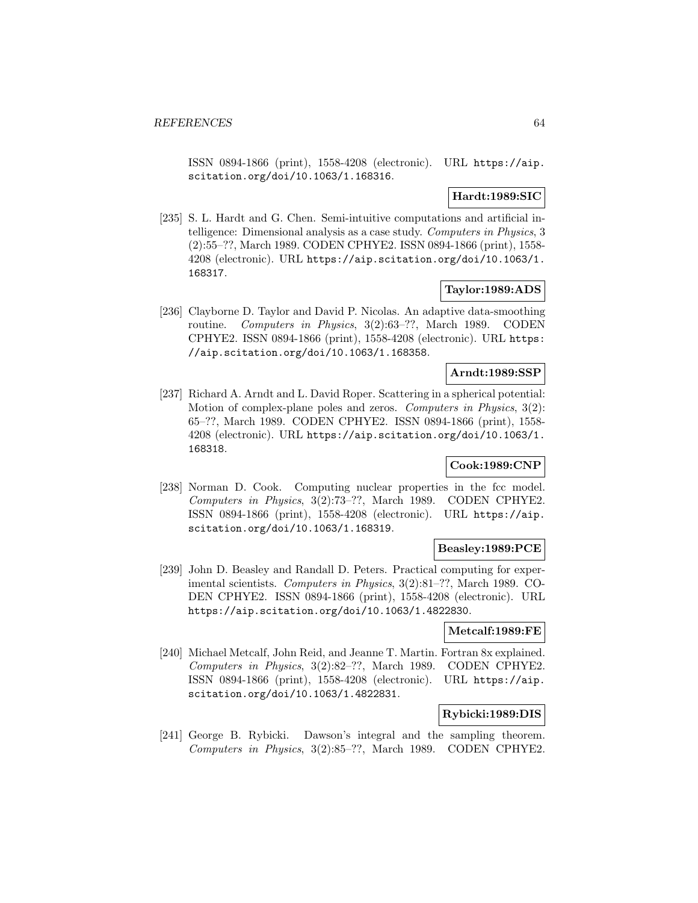ISSN 0894-1866 (print), 1558-4208 (electronic). URL https://aip.scitation.org/doi/10.1063/1.168316.

**Hardt:1989:SIC**

[235] S. L. Hardt and G. Chen. Semi-intuitive computations and artificial intelligence: Dimensional analysis as a case study. *Computers in Physics*, 3 (2):55–??, March 1989. CODEN CPHYE2. ISSN 0894-1866 (print), 1558-4208 (electronic). URL https://aip.scitation.org/doi/10.1063/1.168317.

**Taylor:1989:ADS**

[236] Clayborne D. Taylor and David P. Nicolas. An adaptive data-smoothing routine. *Computers in Physics*, 3(2):63–??, March 1989. CODEN CPHYE2. ISSN 0894-1866 (print), 1558-4208 (electronic). URL https://aip.scitation.org/doi/10.1063/1.168358.

**Arndt:1989:SSP**

[237] Richard A. Arndt and L. David Roper. Scattering in a spherical potential: Motion of complex-plane poles and zeros. *Computers in Physics*, 3(2): 65–??, March 1989. CODEN CPHYE2. ISSN 0894-1866 (print), 1558-4208 (electronic). URL https://aip.scitation.org/doi/10.1063/1.168318.

**Cook:1989:CNP**

[238] Norman D. Cook. Computing nuclear properties in the fcc model. *Computers in Physics*, 3(2):73–??, March 1989. CODEN CPHYE2. ISSN 0894-1866 (print), 1558-4208 (electronic). URL https://aip.scitation.org/doi/10.1063/1.168319.

**Beasley:1989:PCE**

[239] John D. Beasley and Randall D. Peters. Practical computing for experimental scientists. *Computers in Physics*, 3(2):81–??, March 1989. CODEN CPHYE2. ISSN 0894-1866 (print), 1558-4208 (electronic). URL https://aip.scitation.org/doi/10.1063/1.4822830.

**Metcalf:1989:FE**

[240] Michael Metcalf, John Reid, and Jeanne T. Martin. Fortran 8x explained. *Computers in Physics*, 3(2):82–??, March 1989. CODEN CPHYE2. ISSN 0894-1866 (print), 1558-4208 (electronic). URL https://aip.scitation.org/doi/10.1063/1.4822831.

**Rybicki:1989:DIS**

[241] George B. Rybicki. Dawson's integral and the sampling theorem. *Computers in Physics*, 3(2):85–??, March 1989. CODEN CPHYE2.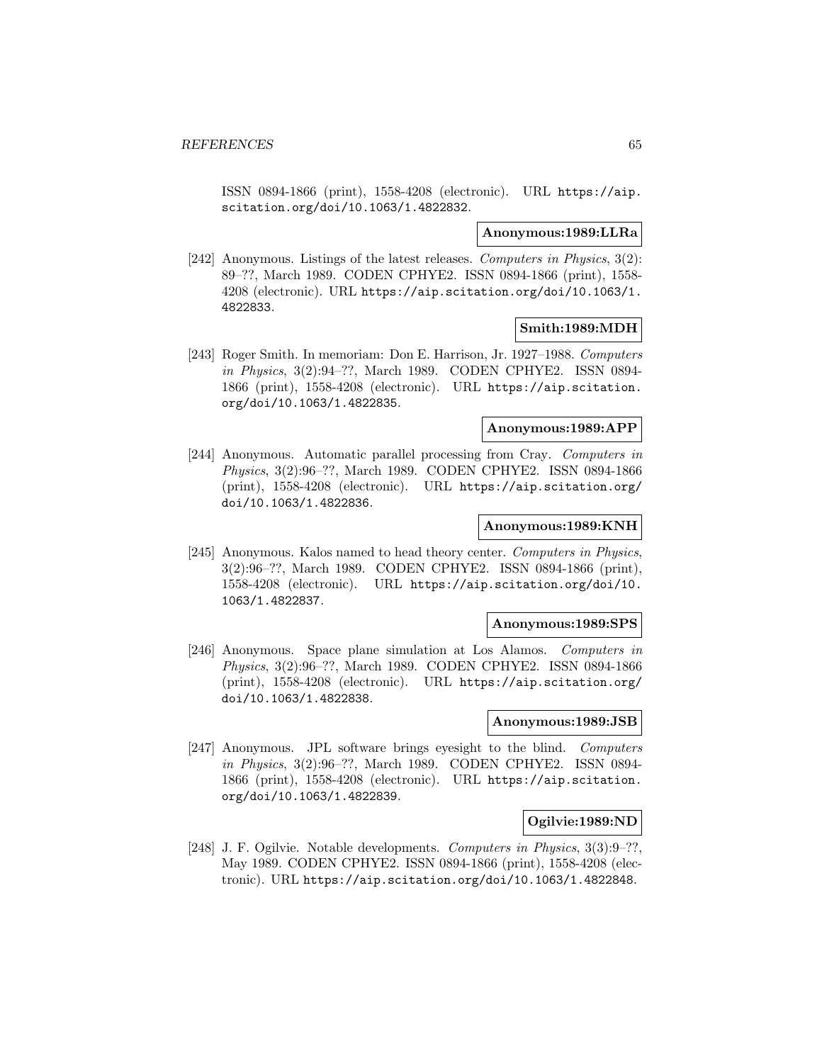ISSN 0894-1866 (print), 1558-4208 (electronic). URL https://aip.scitation.org/doi/10.1063/1.4822832.

**Anonymous:1989:LLRa**

[242] Anonymous. Listings of the latest releases. *Computers in Physics*, 3(2): 89–??, March 1989. CODEN CPHYE2. ISSN 0894-1866 (print), 1558-4208 (electronic). URL https://aip.scitation.org/doi/10.1063/1.4822833.

**Smith:1989:MDH**

[243] Roger Smith. In memoriam: Don E. Harrison, Jr. 1927–1988. *Computers in Physics*, 3(2):94–??, March 1989. CODEN CPHYE2. ISSN 0894-1866 (print), 1558-4208 (electronic). URL https://aip.scitation.org/doi/10.1063/1.4822835.

**Anonymous:1989:APP**

[244] Anonymous. Automatic parallel processing from Cray. *Computers in Physics*, 3(2):96–??, March 1989. CODEN CPHYE2. ISSN 0894-1866 (print), 1558-4208 (electronic). URL https://aip.scitation.org/doi/10.1063/1.4822836.

**Anonymous:1989:KNH**

[245] Anonymous. Kalos named to head theory center. *Computers in Physics*, 3(2):96–??, March 1989. CODEN CPHYE2. ISSN 0894-1866 (print), 1558-4208 (electronic). URL https://aip.scitation.org/doi/10.1063/1.4822837.

**Anonymous:1989:SPS**

[246] Anonymous. Space plane simulation at Los Alamos. *Computers in Physics*, 3(2):96–??, March 1989. CODEN CPHYE2. ISSN 0894-1866 (print), 1558-4208 (electronic). URL https://aip.scitation.org/doi/10.1063/1.4822838.

**Anonymous:1989:JSB**

[247] Anonymous. JPL software brings eyesight to the blind. *Computers in Physics*, 3(2):96–??, March 1989. CODEN CPHYE2. ISSN 0894-1866 (print), 1558-4208 (electronic). URL https://aip.scitation.org/doi/10.1063/1.4822839.

**Ogilvie:1989:ND**

[248] J. F. Ogilvie. Notable developments. *Computers in Physics*, 3(3):9–??, May 1989. CODEN CPHYE2. ISSN 0894-1866 (print), 1558-4208 (electronic). URL https://aip.scitation.org/doi/10.1063/1.4822848.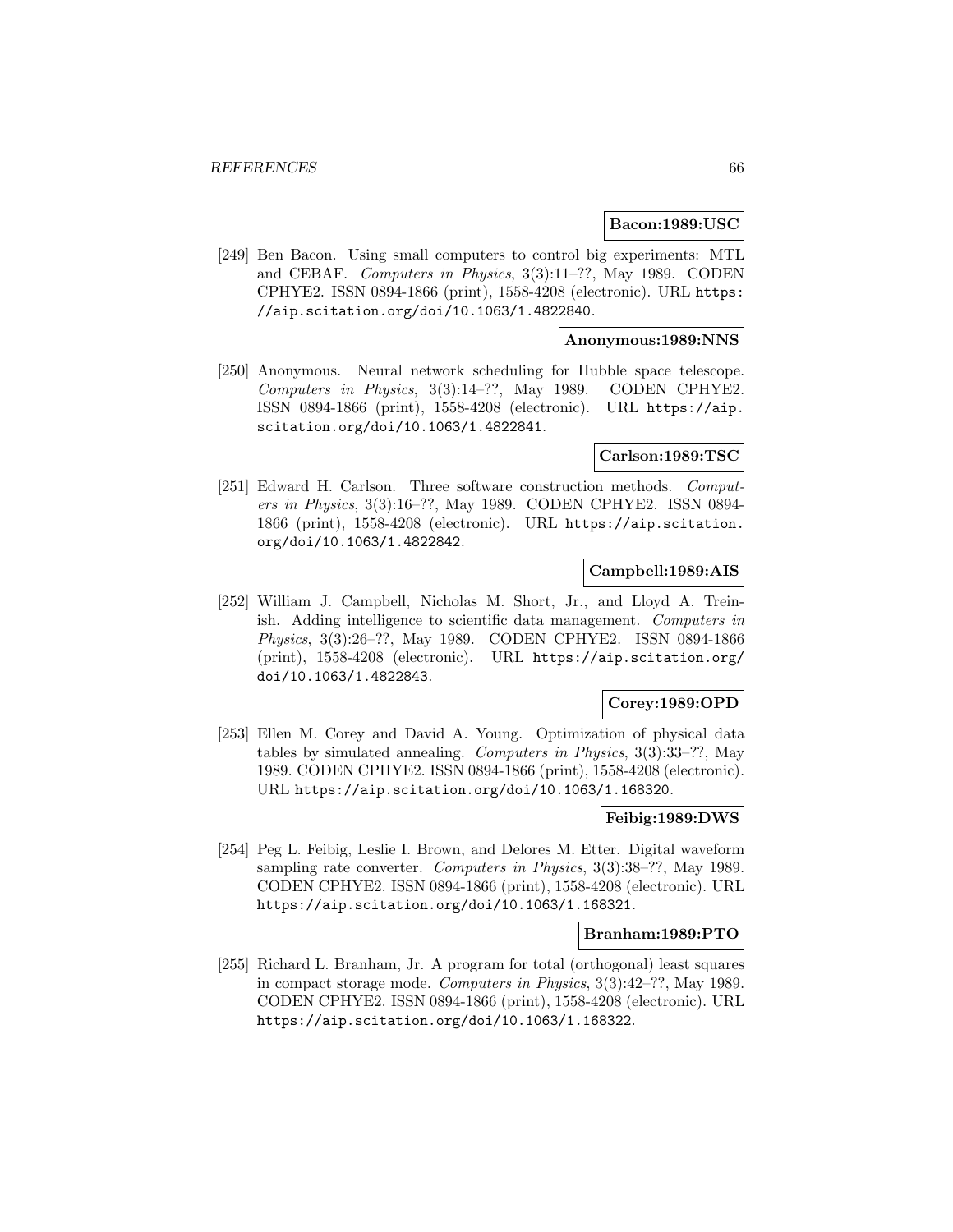**Bacon:1989:USC**

[249] Ben Bacon. Using small computers to control big experiments: MTL and CEBAF. *Computers in Physics*, 3(3):11–??, May 1989. CODEN CPHYE2. ISSN 0894-1866 (print), 1558-4208 (electronic). URL https://aip.scitation.org/doi/10.1063/1.4822840.

**Anonymous:1989:NNS**

[250] Anonymous. Neural network scheduling for Hubble space telescope. *Computers in Physics*, 3(3):14–??, May 1989. CODEN CPHYE2. ISSN 0894-1866 (print), 1558-4208 (electronic). URL https://aip.scitation.org/doi/10.1063/1.4822841.

**Carlson:1989:TSC**

[251] Edward H. Carlson. Three software construction methods. *Computers in Physics*, 3(3):16–??, May 1989. CODEN CPHYE2. ISSN 0894-1866 (print), 1558-4208 (electronic). URL https://aip.scitation.org/doi/10.1063/1.4822842.

**Campbell:1989:AIS**

[252] William J. Campbell, Nicholas M. Short, Jr., and Lloyd A. Treinish. Adding intelligence to scientific data management. *Computers in Physics*, 3(3):26–??, May 1989. CODEN CPHYE2. ISSN 0894-1866 (print), 1558-4208 (electronic). URL https://aip.scitation.org/doi/10.1063/1.4822843.

**Corey:1989:OPD**

[253] Ellen M. Corey and David A. Young. Optimization of physical data tables by simulated annealing. *Computers in Physics*, 3(3):33–??, May 1989. CODEN CPHYE2. ISSN 0894-1866 (print), 1558-4208 (electronic). URL https://aip.scitation.org/doi/10.1063/1.168320.

**Feibig:1989:DWS**

[254] Peg L. Feibig, Leslie I. Brown, and Delores M. Etter. Digital waveform sampling rate converter. *Computers in Physics*, 3(3):38–??, May 1989. CODEN CPHYE2. ISSN 0894-1866 (print), 1558-4208 (electronic). URL https://aip.scitation.org/doi/10.1063/1.168321.

**Branham:1989:PTO**

[255] Richard L. Branham, Jr. A program for total (orthogonal) least squares in compact storage mode. *Computers in Physics*, 3(3):42–??, May 1989. CODEN CPHYE2. ISSN 0894-1866 (print), 1558-4208 (electronic). URL https://aip.scitation.org/doi/10.1063/1.168322.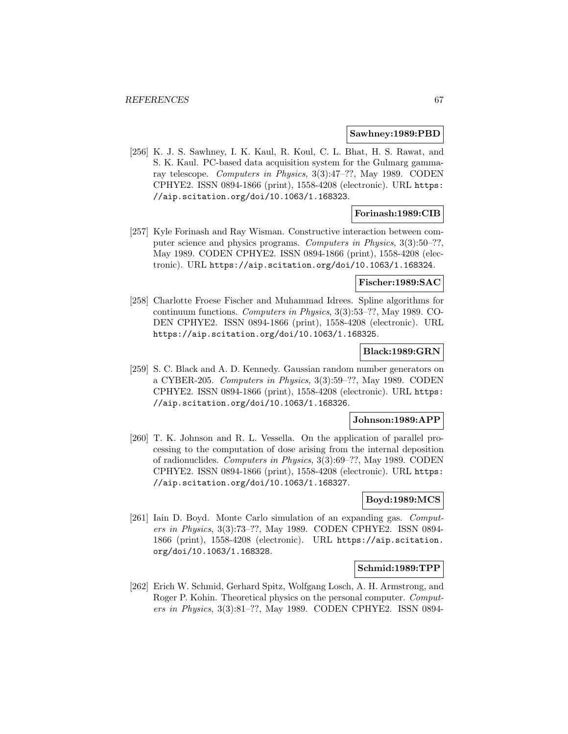**Sawhney:1989:PBD**

[256] K. J. S. Sawhney, I. K. Kaul, R. Koul, C. L. Bhat, H. S. Rawat, and S. K. Kaul. PC-based data acquisition system for the Gulmarg gamma-ray telescope. *Computers in Physics*, 3(3):47–??, May 1989. CODEN CPHYE2. ISSN 0894-1866 (print), 1558-4208 (electronic). URL https://aip.scitation.org/doi/10.1063/1.168323.

**Forinash:1989:CIB**

[257] Kyle Forinash and Ray Wisman. Constructive interaction between computer science and physics programs. *Computers in Physics*, 3(3):50–??, May 1989. CODEN CPHYE2. ISSN 0894-1866 (print), 1558-4208 (electronic). URL https://aip.scitation.org/doi/10.1063/1.168324.

**Fischer:1989:SAC**

[258] Charlotte Froese Fischer and Muhammad Idrees. Spline algorithms for continuum functions. *Computers in Physics*, 3(3):53–??, May 1989. CODEN CPHYE2. ISSN 0894-1866 (print), 1558-4208 (electronic). URL https://aip.scitation.org/doi/10.1063/1.168325.

**Black:1989:GRN**

[259] S. C. Black and A. D. Kennedy. Gaussian random number generators on a CYBER-205. *Computers in Physics*, 3(3):59–??, May 1989. CODEN CPHYE2. ISSN 0894-1866 (print), 1558-4208 (electronic). URL https://aip.scitation.org/doi/10.1063/1.168326.

**Johnson:1989:APP**

[260] T. K. Johnson and R. L. Vessella. On the application of parallel processing to the computation of dose arising from the internal deposition of radionuclides. *Computers in Physics*, 3(3):69–??, May 1989. CODEN CPHYE2. ISSN 0894-1866 (print), 1558-4208 (electronic). URL https://aip.scitation.org/doi/10.1063/1.168327.

**Boyd:1989:MCS**

[261] Iain D. Boyd. Monte Carlo simulation of an expanding gas. *Computers in Physics*, 3(3):73–??, May 1989. CODEN CPHYE2. ISSN 0894-1866 (print), 1558-4208 (electronic). URL https://aip.scitation.org/doi/10.1063/1.168328.

**Schmid:1989:TPP**

[262] Erich W. Schmid, Gerhard Spitz, Wolfgang Losch, A. H. Armstrong, and Roger P. Kohin. Theoretical physics on the personal computer. *Computers in Physics*, 3(3):81–??, May 1989. CODEN CPHYE2. ISSN 0894-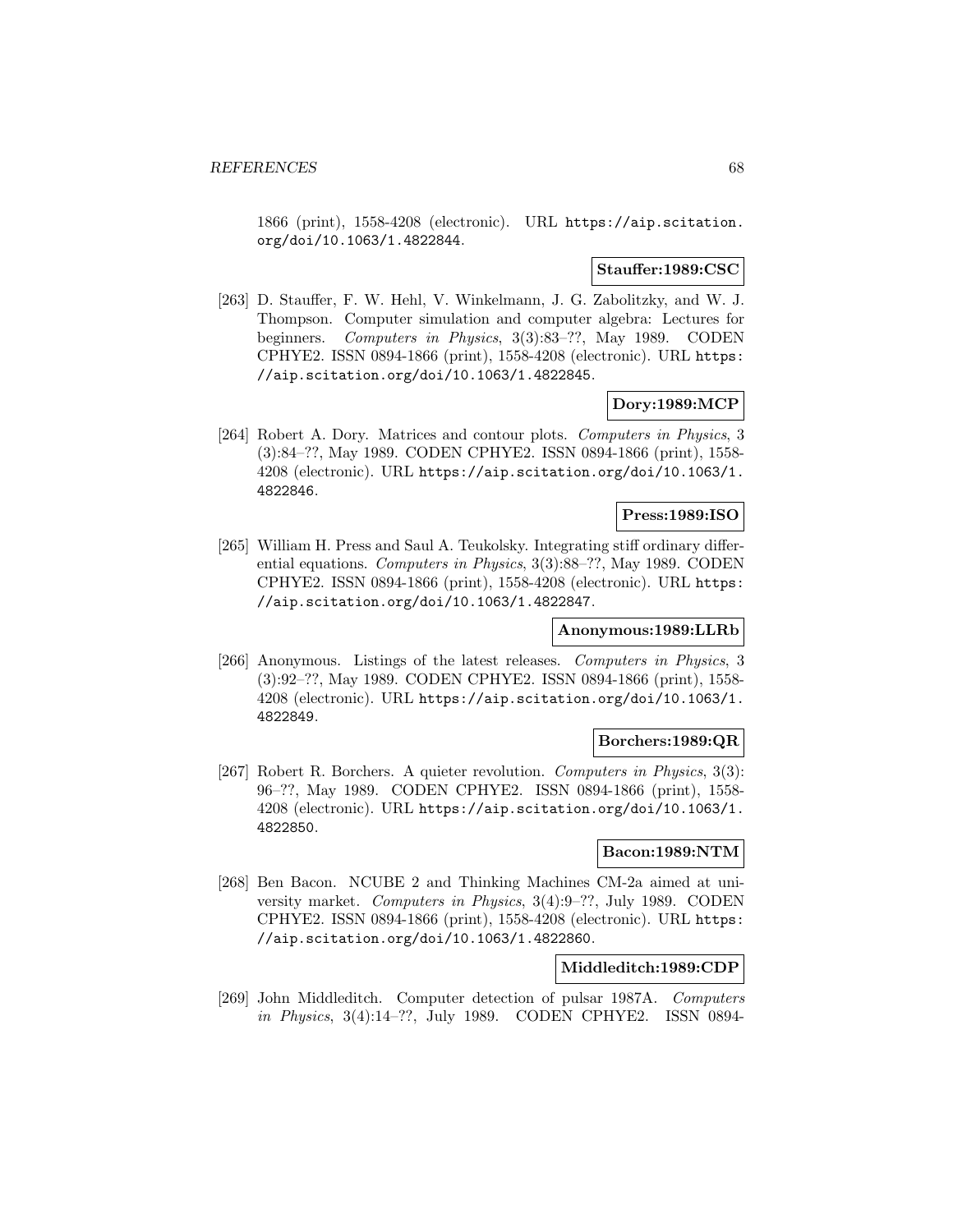1866 (print), 1558-4208 (electronic). URL https://aip.scitation.org/doi/10.1063/1.4822844.

**Stauffer:1989:CSC**

[263] D. Stauffer, F. W. Hehl, V. Winkelmann, J. G. Zabolitzky, and W. J. Thompson. Computer simulation and computer algebra: Lectures for beginners. *Computers in Physics*, 3(3):83–??, May 1989. CODEN CPHYE2. ISSN 0894-1866 (print), 1558-4208 (electronic). URL https://aip.scitation.org/doi/10.1063/1.4822845.

**Dory:1989:MCP**

[264] Robert A. Dory. Matrices and contour plots. *Computers in Physics*, 3 (3):84–??, May 1989. CODEN CPHYE2. ISSN 0894-1866 (print), 1558-4208 (electronic). URL https://aip.scitation.org/doi/10.1063/1.4822846.

**Press:1989:ISO**

[265] William H. Press and Saul A. Teukolsky. Integrating stiff ordinary differential equations. *Computers in Physics*, 3(3):88–??, May 1989. CODEN CPHYE2. ISSN 0894-1866 (print), 1558-4208 (electronic). URL https://aip.scitation.org/doi/10.1063/1.4822847.

**Anonymous:1989:LLRb**

[266] Anonymous. Listings of the latest releases. *Computers in Physics*, 3 (3):92–??, May 1989. CODEN CPHYE2. ISSN 0894-1866 (print), 1558-4208 (electronic). URL https://aip.scitation.org/doi/10.1063/1.4822849.

**Borchers:1989:QR**

[267] Robert R. Borchers. A quieter revolution. *Computers in Physics*, 3(3): 96–??, May 1989. CODEN CPHYE2. ISSN 0894-1866 (print), 1558-4208 (electronic). URL https://aip.scitation.org/doi/10.1063/1.4822850.

**Bacon:1989:NTM**

[268] Ben Bacon. NCUBE 2 and Thinking Machines CM-2a aimed at university market. *Computers in Physics*, 3(4):9–??, July 1989. CODEN CPHYE2. ISSN 0894-1866 (print), 1558-4208 (electronic). URL https://aip.scitation.org/doi/10.1063/1.4822860.

**Middleditch:1989:CDP**

[269] John Middleditch. Computer detection of pulsar 1987A. *Computers in Physics*, 3(4):14–??, July 1989. CODEN CPHYE2. ISSN 0894-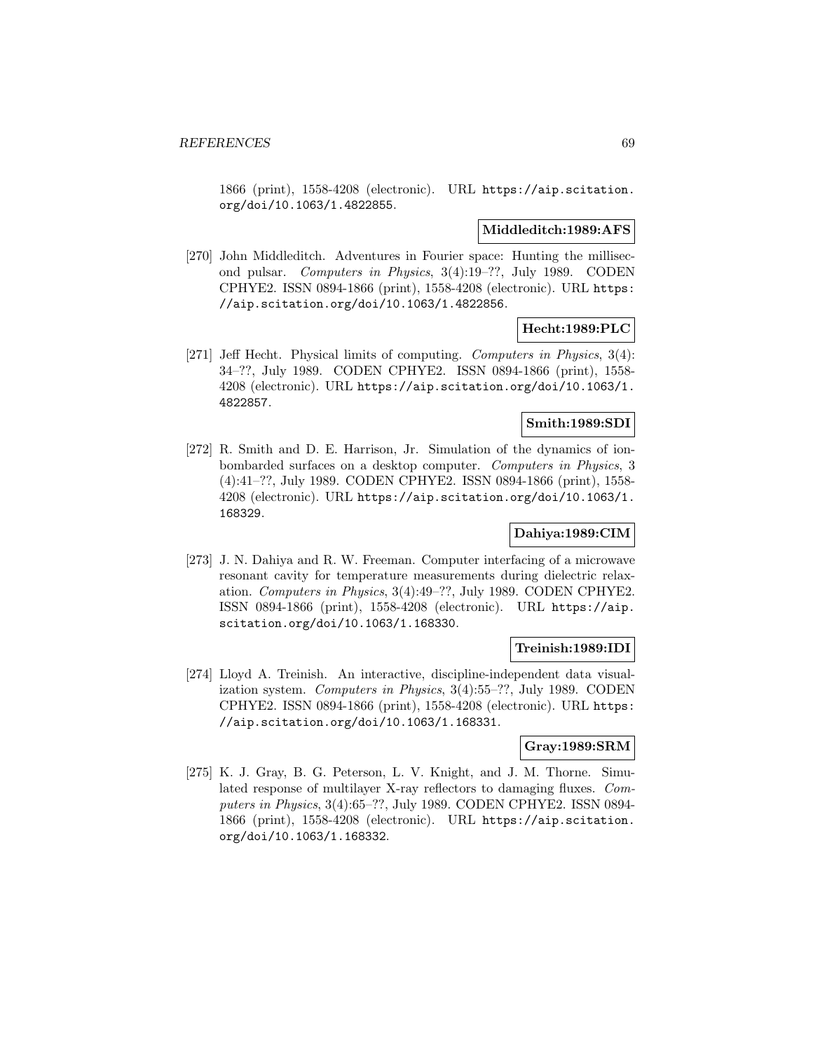1866 (print), 1558-4208 (electronic). URL https://aip.scitation.org/doi/10.1063/1.4822855.

**Middleditch:1989:AFS**

[270] John Middleditch. Adventures in Fourier space: Hunting the millisecond pulsar. *Computers in Physics*, 3(4):19–??, July 1989. CODEN CPHYE2. ISSN 0894-1866 (print), 1558-4208 (electronic). URL https://aip.scitation.org/doi/10.1063/1.4822856.

**Hecht:1989:PLC**

[271] Jeff Hecht. Physical limits of computing. *Computers in Physics*, 3(4): 34–??, July 1989. CODEN CPHYE2. ISSN 0894-1866 (print), 1558-4208 (electronic). URL https://aip.scitation.org/doi/10.1063/1.4822857.

**Smith:1989:SDI**

[272] R. Smith and D. E. Harrison, Jr. Simulation of the dynamics of ion-bombarded surfaces on a desktop computer. *Computers in Physics*, 3 (4):41–??, July 1989. CODEN CPHYE2. ISSN 0894-1866 (print), 1558-4208 (electronic). URL https://aip.scitation.org/doi/10.1063/1.168329.

**Dahiya:1989:CIM**

[273] J. N. Dahiya and R. W. Freeman. Computer interfacing of a microwave resonant cavity for temperature measurements during dielectric relaxation. *Computers in Physics*, 3(4):49–??, July 1989. CODEN CPHYE2. ISSN 0894-1866 (print), 1558-4208 (electronic). URL https://aip.scitation.org/doi/10.1063/1.168330.

**Treinish:1989:IDI**

[274] Lloyd A. Treinish. An interactive, discipline-independent data visualization system. *Computers in Physics*, 3(4):55–??, July 1989. CODEN CPHYE2. ISSN 0894-1866 (print), 1558-4208 (electronic). URL https://aip.scitation.org/doi/10.1063/1.168331.

**Gray:1989:SRM**

[275] K. J. Gray, B. G. Peterson, L. V. Knight, and J. M. Thorne. Simulated response of multilayer X-ray reflectors to damaging fluxes. *Computers in Physics*, 3(4):65–??, July 1989. CODEN CPHYE2. ISSN 0894-1866 (print), 1558-4208 (electronic). URL https://aip.scitation.org/doi/10.1063/1.168332.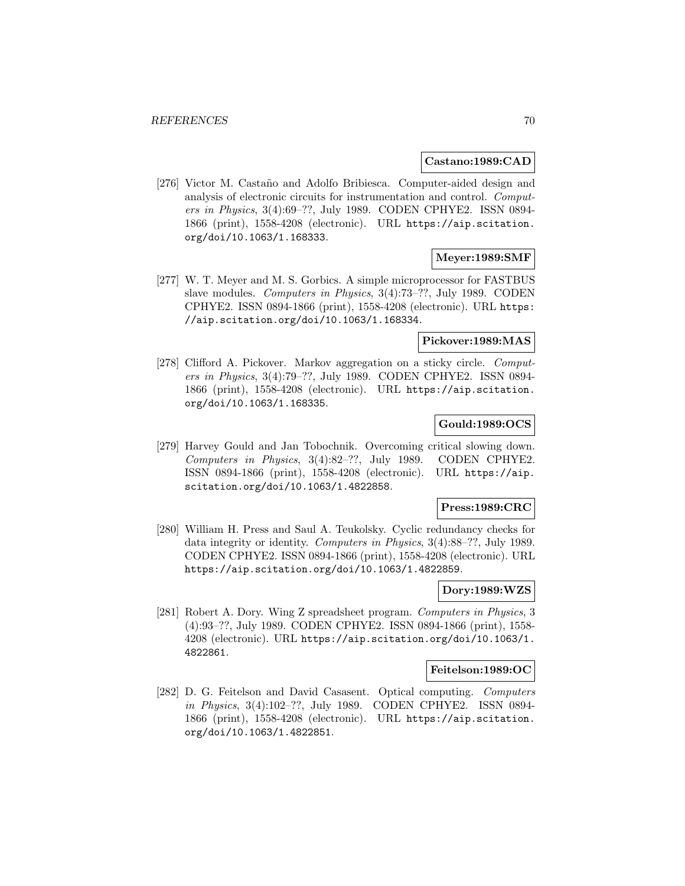**Castano:1989:CAD**

[276] Victor M. Castaño and Adolfo Bribiesca. Computer-aided design and analysis of electronic circuits for instrumentation and control. *Computers in Physics*, 3(4):69–??, July 1989. CODEN CPHYE2. ISSN 0894-1866 (print), 1558-4208 (electronic). URL https://aip.scitation.org/doi/10.1063/1.168333.

**Meyer:1989:SMF**

[277] W. T. Meyer and M. S. Gorbics. A simple microprocessor for FASTBUS slave modules. *Computers in Physics*, 3(4):73–??, July 1989. CODEN CPHYE2. ISSN 0894-1866 (print), 1558-4208 (electronic). URL https://aip.scitation.org/doi/10.1063/1.168334.

**Pickover:1989:MAS**

[278] Clifford A. Pickover. Markov aggregation on a sticky circle. *Computers in Physics*, 3(4):79–??, July 1989. CODEN CPHYE2. ISSN 0894-1866 (print), 1558-4208 (electronic). URL https://aip.scitation.org/doi/10.1063/1.168335.

**Gould:1989:OCS**

[279] Harvey Gould and Jan Tobochnik. Overcoming critical slowing down. *Computers in Physics*, 3(4):82–??, July 1989. CODEN CPHYE2. ISSN 0894-1866 (print), 1558-4208 (electronic). URL https://aip.scitation.org/doi/10.1063/1.4822858.

**Press:1989:CRC**

[280] William H. Press and Saul A. Teukolsky. Cyclic redundancy checks for data integrity or identity. *Computers in Physics*, 3(4):88–??, July 1989. CODEN CPHYE2. ISSN 0894-1866 (print), 1558-4208 (electronic). URL https://aip.scitation.org/doi/10.1063/1.4822859.

**Dory:1989:WZS**

[281] Robert A. Dory. Wing Z spreadsheet program. *Computers in Physics*, 3 (4):93–??, July 1989. CODEN CPHYE2. ISSN 0894-1866 (print), 1558-4208 (electronic). URL https://aip.scitation.org/doi/10.1063/1.4822861.

**Feitelson:1989:OC**

[282] D. G. Feitelson and David Casasent. Optical computing. *Computers in Physics*, 3(4):102–??, July 1989. CODEN CPHYE2. ISSN 0894-1866 (print), 1558-4208 (electronic). URL https://aip.scitation.org/doi/10.1063/1.4822851.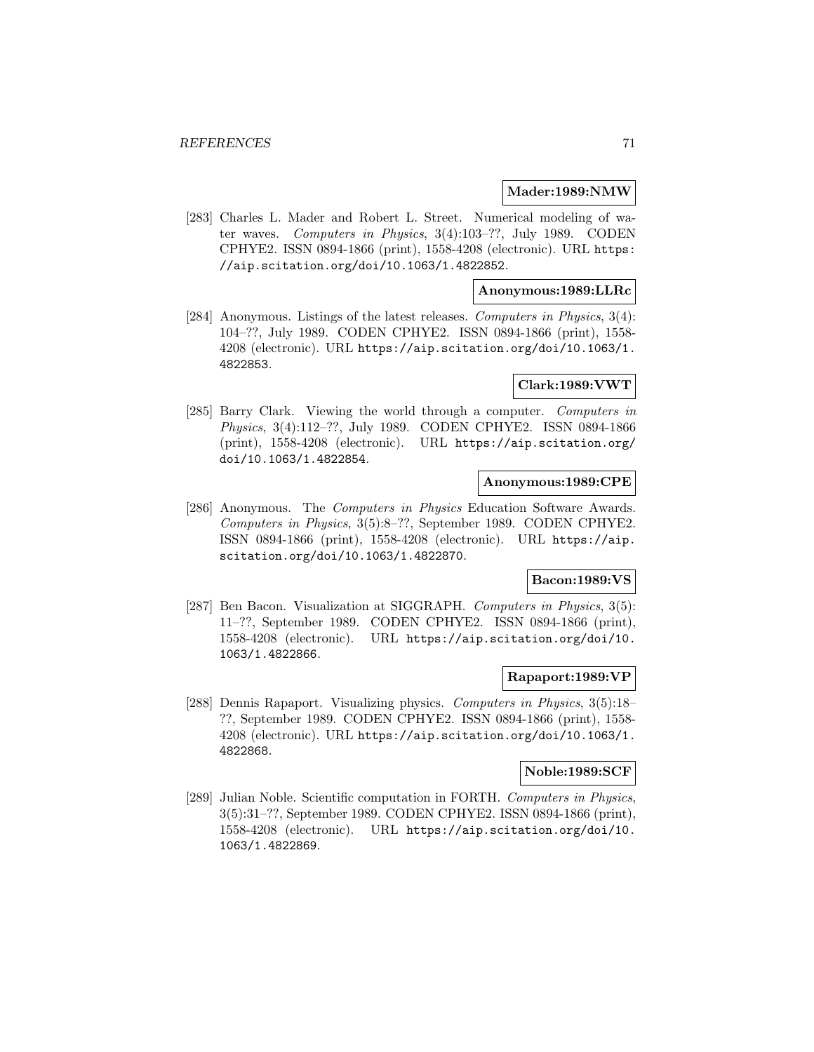**Mader:1989:NMW**

[283] Charles L. Mader and Robert L. Street. Numerical modeling of water waves. *Computers in Physics*, 3(4):103–??, July 1989. CODEN CPHYE2. ISSN 0894-1866 (print), 1558-4208 (electronic). URL https://aip.scitation.org/doi/10.1063/1.4822852.

**Anonymous:1989:LLRc**

[284] Anonymous. Listings of the latest releases. *Computers in Physics*, 3(4): 104–??, July 1989. CODEN CPHYE2. ISSN 0894-1866 (print), 1558-4208 (electronic). URL https://aip.scitation.org/doi/10.1063/1.4822853.

**Clark:1989:VWT**

[285] Barry Clark. Viewing the world through a computer. *Computers in Physics*, 3(4):112–??, July 1989. CODEN CPHYE2. ISSN 0894-1866 (print), 1558-4208 (electronic). URL https://aip.scitation.org/doi/10.1063/1.4822854.

**Anonymous:1989:CPE**

[286] Anonymous. The *Computers in Physics* Education Software Awards. *Computers in Physics*, 3(5):8–??, September 1989. CODEN CPHYE2. ISSN 0894-1866 (print), 1558-4208 (electronic). URL https://aip.scitation.org/doi/10.1063/1.4822870.

**Bacon:1989:VS**

[287] Ben Bacon. Visualization at SIGGRAPH. *Computers in Physics*, 3(5): 11–??, September 1989. CODEN CPHYE2. ISSN 0894-1866 (print), 1558-4208 (electronic). URL https://aip.scitation.org/doi/10.1063/1.4822866.

**Rapaport:1989:VP**

[288] Dennis Rapaport. Visualizing physics. *Computers in Physics*, 3(5):18–??, September 1989. CODEN CPHYE2. ISSN 0894-1866 (print), 1558-4208 (electronic). URL https://aip.scitation.org/doi/10.1063/1.4822868.

**Noble:1989:SCF**

[289] Julian Noble. Scientific computation in FORTH. *Computers in Physics*, 3(5):31–??, September 1989. CODEN CPHYE2. ISSN 0894-1866 (print), 1558-4208 (electronic). URL https://aip.scitation.org/doi/10.1063/1.4822869.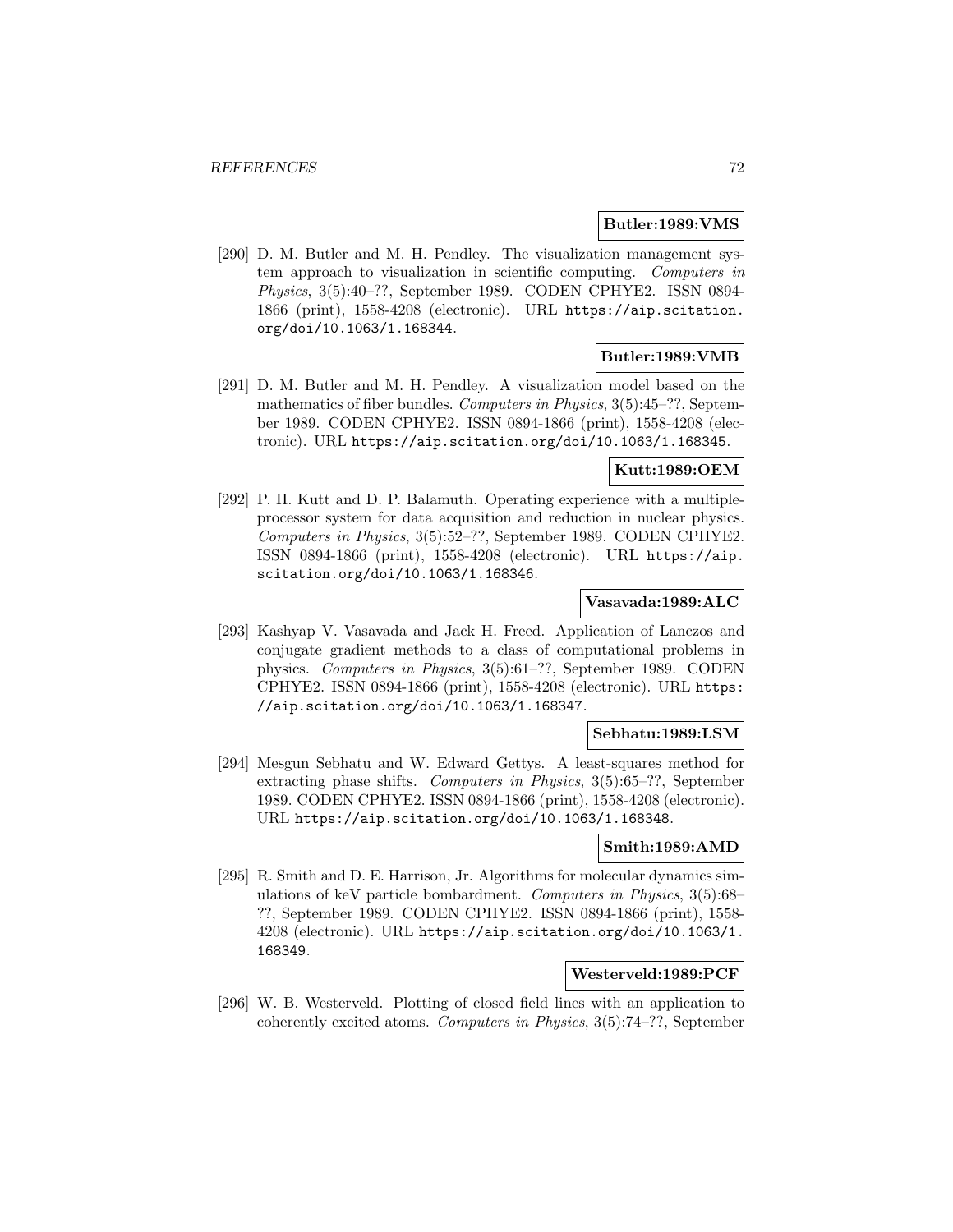**Butler:1989:VMS**

[290] D. M. Butler and M. H. Pendley. The visualization management system approach to visualization in scientific computing. *Computers in Physics*, 3(5):40–??, September 1989. CODEN CPHYE2. ISSN 0894-1866 (print), 1558-4208 (electronic). URL `https://aip.scitation.org/doi/10.1063/1.168344`.

**Butler:1989:VMB**

[291] D. M. Butler and M. H. Pendley. A visualization model based on the mathematics of fiber bundles. *Computers in Physics*, 3(5):45–??, September 1989. CODEN CPHYE2. ISSN 0894-1866 (print), 1558-4208 (electronic). URL `https://aip.scitation.org/doi/10.1063/1.168345`.

**Kutt:1989:OEM**

[292] P. H. Kutt and D. P. Balamuth. Operating experience with a multiple-processor system for data acquisition and reduction in nuclear physics. *Computers in Physics*, 3(5):52–??, September 1989. CODEN CPHYE2. ISSN 0894-1866 (print), 1558-4208 (electronic). URL `https://aip.scitation.org/doi/10.1063/1.168346`.

**Vasavada:1989:ALC**

[293] Kashyap V. Vasavada and Jack H. Freed. Application of Lanczos and conjugate gradient methods to a class of computational problems in physics. *Computers in Physics*, 3(5):61–??, September 1989. CODEN CPHYE2. ISSN 0894-1866 (print), 1558-4208 (electronic). URL `https://aip.scitation.org/doi/10.1063/1.168347`.

**Sebhatu:1989:LSM**

[294] Mesgun Sebhatu and W. Edward Gettys. A least-squares method for extracting phase shifts. *Computers in Physics*, 3(5):65–??, September 1989. CODEN CPHYE2. ISSN 0894-1866 (print), 1558-4208 (electronic). URL `https://aip.scitation.org/doi/10.1063/1.168348`.

**Smith:1989:AMD**

[295] R. Smith and D. E. Harrison, Jr. Algorithms for molecular dynamics simulations of keV particle bombardment. *Computers in Physics*, 3(5):68–??, September 1989. CODEN CPHYE2. ISSN 0894-1866 (print), 1558-4208 (electronic). URL `https://aip.scitation.org/doi/10.1063/1.168349`.

**Westerveld:1989:PCF**

[296] W. B. Westerveld. Plotting of closed field lines with an application to coherently excited atoms. *Computers in Physics*, 3(5):74–??, September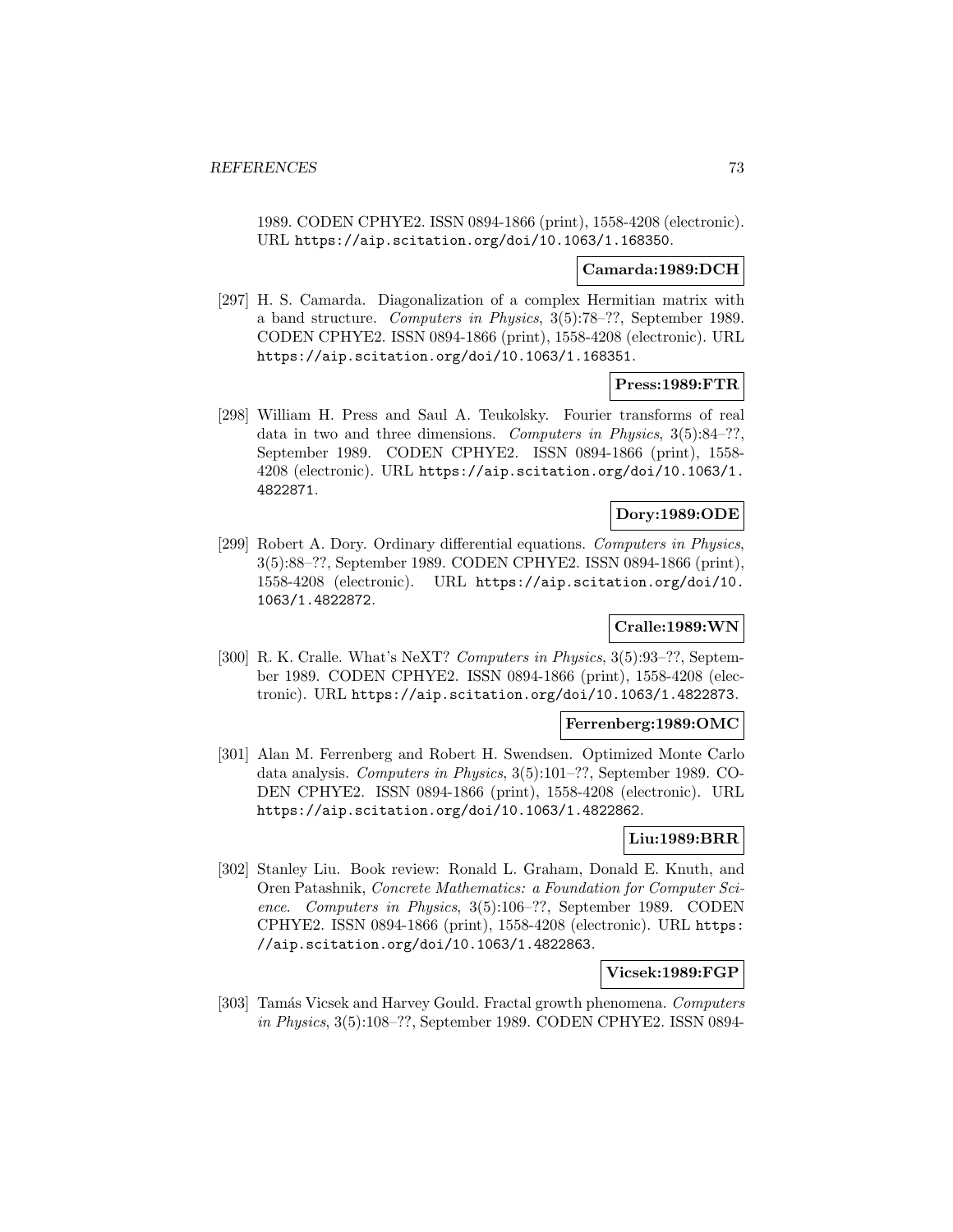1989. CODEN CPHYE2. ISSN 0894-1866 (print), 1558-4208 (electronic). URL https://aip.scitation.org/doi/10.1063/1.168350.

**Camarda:1989:DCH**

[297] H. S. Camarda. Diagonalization of a complex Hermitian matrix with a band structure. *Computers in Physics*, 3(5):78–??, September 1989. CODEN CPHYE2. ISSN 0894-1866 (print), 1558-4208 (electronic). URL https://aip.scitation.org/doi/10.1063/1.168351.

**Press:1989:FTR**

[298] William H. Press and Saul A. Teukolsky. Fourier transforms of real data in two and three dimensions. *Computers in Physics*, 3(5):84–??, September 1989. CODEN CPHYE2. ISSN 0894-1866 (print), 1558-4208 (electronic). URL https://aip.scitation.org/doi/10.1063/1.4822871.

**Dory:1989:ODE**

[299] Robert A. Dory. Ordinary differential equations. *Computers in Physics*, 3(5):88–??, September 1989. CODEN CPHYE2. ISSN 0894-1866 (print), 1558-4208 (electronic). URL https://aip.scitation.org/doi/10.1063/1.4822872.

**Cralle:1989:WN**

[300] R. K. Cralle. What's NeXT? *Computers in Physics*, 3(5):93–??, September 1989. CODEN CPHYE2. ISSN 0894-1866 (print), 1558-4208 (electronic). URL https://aip.scitation.org/doi/10.1063/1.4822873.

**Ferrenberg:1989:OMC**

[301] Alan M. Ferrenberg and Robert H. Swendsen. Optimized Monte Carlo data analysis. *Computers in Physics*, 3(5):101–??, September 1989. CODEN CPHYE2. ISSN 0894-1866 (print), 1558-4208 (electronic). URL https://aip.scitation.org/doi/10.1063/1.4822862.

**Liu:1989:BRR**

[302] Stanley Liu. Book review: Ronald L. Graham, Donald E. Knuth, and Oren Patashnik, *Concrete Mathematics: a Foundation for Computer Science*. *Computers in Physics*, 3(5):106–??, September 1989. CODEN CPHYE2. ISSN 0894-1866 (print), 1558-4208 (electronic). URL https://aip.scitation.org/doi/10.1063/1.4822863.

**Vicsek:1989:FGP**

[303] Tamás Vicsek and Harvey Gould. Fractal growth phenomena. *Computers in Physics*, 3(5):108–??, September 1989. CODEN CPHYE2. ISSN 0894-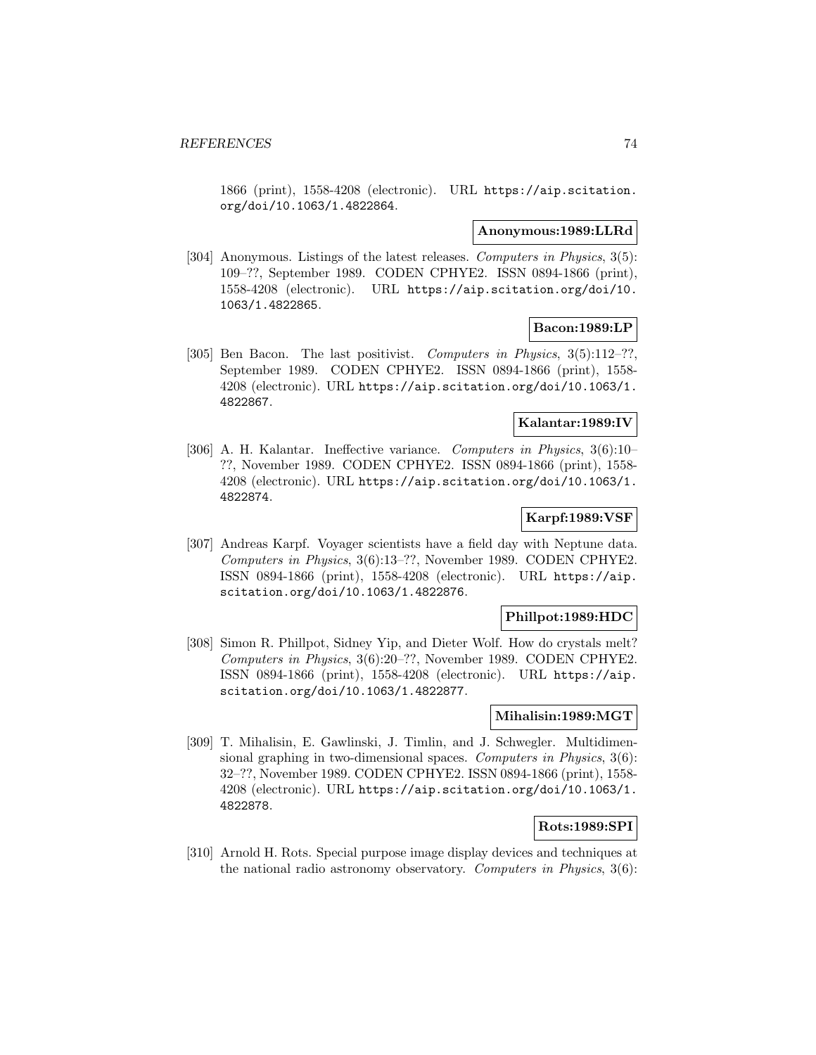1866 (print), 1558-4208 (electronic). URL https://aip.scitation.org/doi/10.1063/1.4822864.

**Anonymous:1989:LLRd**

[304] Anonymous. Listings of the latest releases. *Computers in Physics*, 3(5): 109–??, September 1989. CODEN CPHYE2. ISSN 0894-1866 (print), 1558-4208 (electronic). URL https://aip.scitation.org/doi/10.1063/1.4822865.

**Bacon:1989:LP**

[305] Ben Bacon. The last positivist. *Computers in Physics*, 3(5):112–??, September 1989. CODEN CPHYE2. ISSN 0894-1866 (print), 1558-4208 (electronic). URL https://aip.scitation.org/doi/10.1063/1.4822867.

**Kalantar:1989:IV**

[306] A. H. Kalantar. Ineffective variance. *Computers in Physics*, 3(6):10–??, November 1989. CODEN CPHYE2. ISSN 0894-1866 (print), 1558-4208 (electronic). URL https://aip.scitation.org/doi/10.1063/1.4822874.

**Karpf:1989:VSF**

[307] Andreas Karpf. Voyager scientists have a field day with Neptune data. *Computers in Physics*, 3(6):13–??, November 1989. CODEN CPHYE2. ISSN 0894-1866 (print), 1558-4208 (electronic). URL https://aip.scitation.org/doi/10.1063/1.4822876.

**Phillpot:1989:HDC**

[308] Simon R. Phillpot, Sidney Yip, and Dieter Wolf. How do crystals melt? *Computers in Physics*, 3(6):20–??, November 1989. CODEN CPHYE2. ISSN 0894-1866 (print), 1558-4208 (electronic). URL https://aip.scitation.org/doi/10.1063/1.4822877.

**Mihalisin:1989:MGT**

[309] T. Mihalisin, E. Gawlinski, J. Timlin, and J. Schwegler. Multidimensional graphing in two-dimensional spaces. *Computers in Physics*, 3(6): 32–??, November 1989. CODEN CPHYE2. ISSN 0894-1866 (print), 1558-4208 (electronic). URL https://aip.scitation.org/doi/10.1063/1.4822878.

**Rots:1989:SPI**

[310] Arnold H. Rots. Special purpose image display devices and techniques at the national radio astronomy observatory. *Computers in Physics*, 3(6):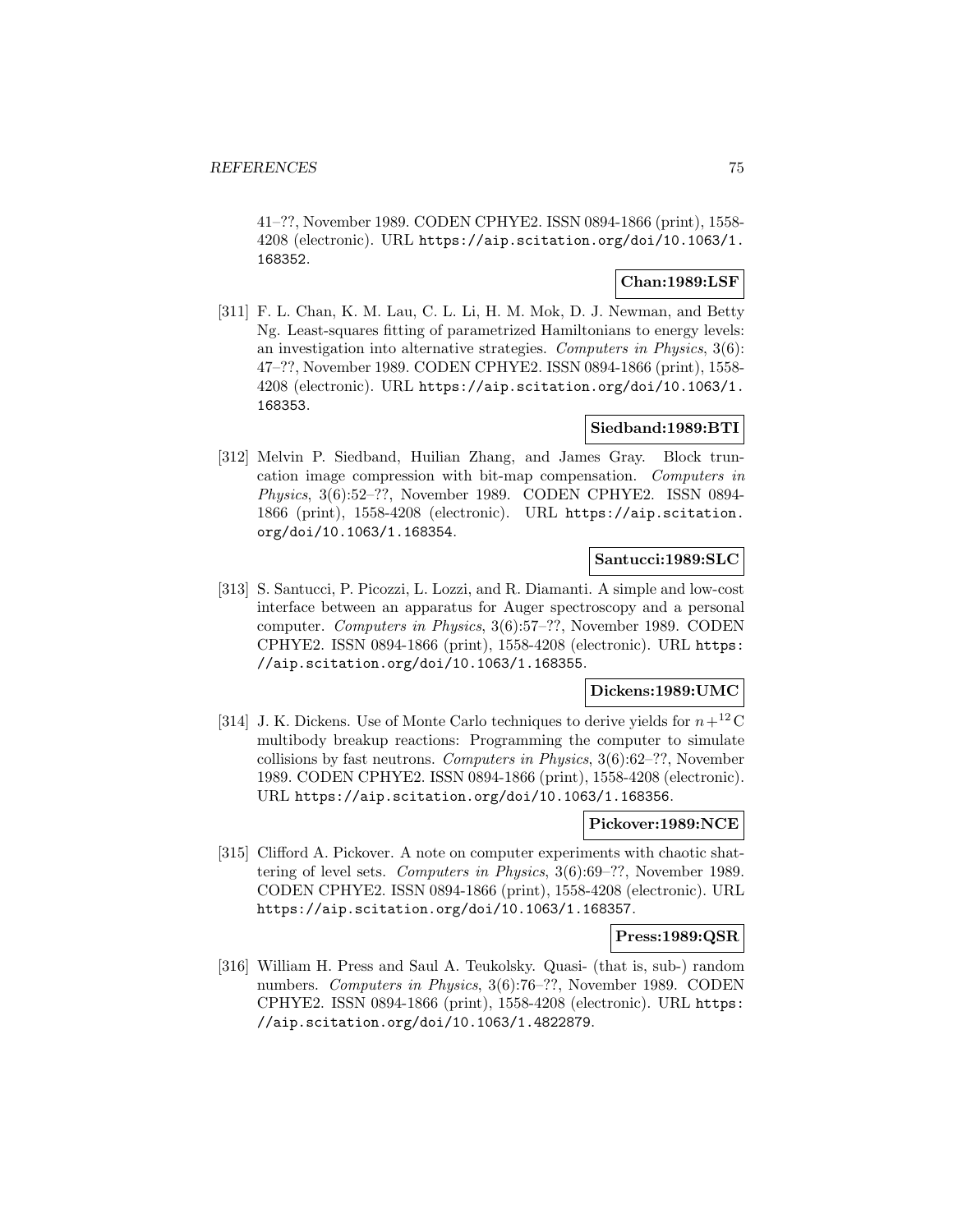41–??, November 1989. CODEN CPHYE2. ISSN 0894-1866 (print), 1558-4208 (electronic). URL https://aip.scitation.org/doi/10.1063/1.168352.

**Chan:1989:LSF**

[311] F. L. Chan, K. M. Lau, C. L. Li, H. M. Mok, D. J. Newman, and Betty Ng. Least-squares fitting of parametrized Hamiltonians to energy levels: an investigation into alternative strategies. *Computers in Physics*, 3(6): 47–??, November 1989. CODEN CPHYE2. ISSN 0894-1866 (print), 1558-4208 (electronic). URL https://aip.scitation.org/doi/10.1063/1.168353.

**Siedband:1989:BTI**

[312] Melvin P. Siedband, Huilian Zhang, and James Gray. Block truncation image compression with bit-map compensation. *Computers in Physics*, 3(6):52–??, November 1989. CODEN CPHYE2. ISSN 0894-1866 (print), 1558-4208 (electronic). URL https://aip.scitation.org/doi/10.1063/1.168354.

**Santucci:1989:SLC**

[313] S. Santucci, P. Picozzi, L. Lozzi, and R. Diamanti. A simple and low-cost interface between an apparatus for Auger spectroscopy and a personal computer. *Computers in Physics*, 3(6):57–??, November 1989. CODEN CPHYE2. ISSN 0894-1866 (print), 1558-4208 (electronic). URL https://aip.scitation.org/doi/10.1063/1.168355.

**Dickens:1989:UMC**

[314] J. K. Dickens. Use of Monte Carlo techniques to derive yields for $n+^{12}\mathrm{C}$ multibody breakup reactions: Programming the computer to simulate collisions by fast neutrons. *Computers in Physics*, 3(6):62–??, November 1989. CODEN CPHYE2. ISSN 0894-1866 (print), 1558-4208 (electronic). URL https://aip.scitation.org/doi/10.1063/1.168356.

**Pickover:1989:NCE**

[315] Clifford A. Pickover. A note on computer experiments with chaotic shattering of level sets. *Computers in Physics*, 3(6):69–??, November 1989. CODEN CPHYE2. ISSN 0894-1866 (print), 1558-4208 (electronic). URL https://aip.scitation.org/doi/10.1063/1.168357.

**Press:1989:QSR**

[316] William H. Press and Saul A. Teukolsky. Quasi- (that is, sub-) random numbers. *Computers in Physics*, 3(6):76–??, November 1989. CODEN CPHYE2. ISSN 0894-1866 (print), 1558-4208 (electronic). URL https://aip.scitation.org/doi/10.1063/1.4822879.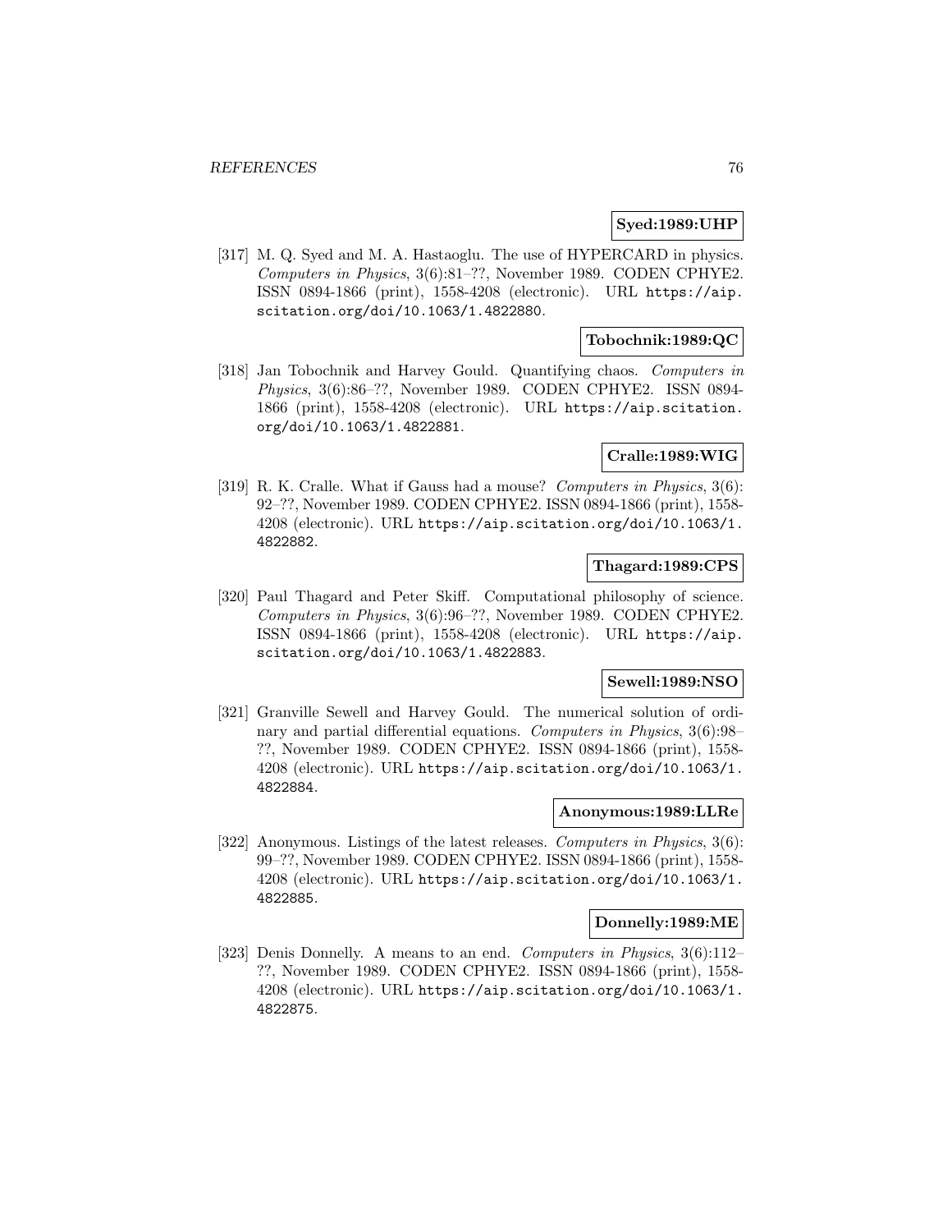**Syed:1989:UHP**

[317] M. Q. Syed and M. A. Hastaoglu. The use of HYPERCARD in physics. *Computers in Physics*, 3(6):81–??, November 1989. CODEN CPHYE2. ISSN 0894-1866 (print), 1558-4208 (electronic). URL https://aip.scitation.org/doi/10.1063/1.4822880.

**Tobochnik:1989:QC**

[318] Jan Tobochnik and Harvey Gould. Quantifying chaos. *Computers in Physics*, 3(6):86–??, November 1989. CODEN CPHYE2. ISSN 0894-1866 (print), 1558-4208 (electronic). URL https://aip.scitation.org/doi/10.1063/1.4822881.

**Cralle:1989:WIG**

[319] R. K. Cralle. What if Gauss had a mouse? *Computers in Physics*, 3(6):92–??, November 1989. CODEN CPHYE2. ISSN 0894-1866 (print), 1558-4208 (electronic). URL https://aip.scitation.org/doi/10.1063/1.4822882.

**Thagard:1989:CPS**

[320] Paul Thagard and Peter Skiff. Computational philosophy of science. *Computers in Physics*, 3(6):96–??, November 1989. CODEN CPHYE2. ISSN 0894-1866 (print), 1558-4208 (electronic). URL https://aip.scitation.org/doi/10.1063/1.4822883.

**Sewell:1989:NSO**

[321] Granville Sewell and Harvey Gould. The numerical solution of ordinary and partial differential equations. *Computers in Physics*, 3(6):98–??, November 1989. CODEN CPHYE2. ISSN 0894-1866 (print), 1558-4208 (electronic). URL https://aip.scitation.org/doi/10.1063/1.4822884.

**Anonymous:1989:LLRe**

[322] Anonymous. Listings of the latest releases. *Computers in Physics*, 3(6):99–??, November 1989. CODEN CPHYE2. ISSN 0894-1866 (print), 1558-4208 (electronic). URL https://aip.scitation.org/doi/10.1063/1.4822885.

**Donnelly:1989:ME**

[323] Denis Donnelly. A means to an end. *Computers in Physics*, 3(6):112–??, November 1989. CODEN CPHYE2. ISSN 0894-1866 (print), 1558-4208 (electronic). URL https://aip.scitation.org/doi/10.1063/1.4822875.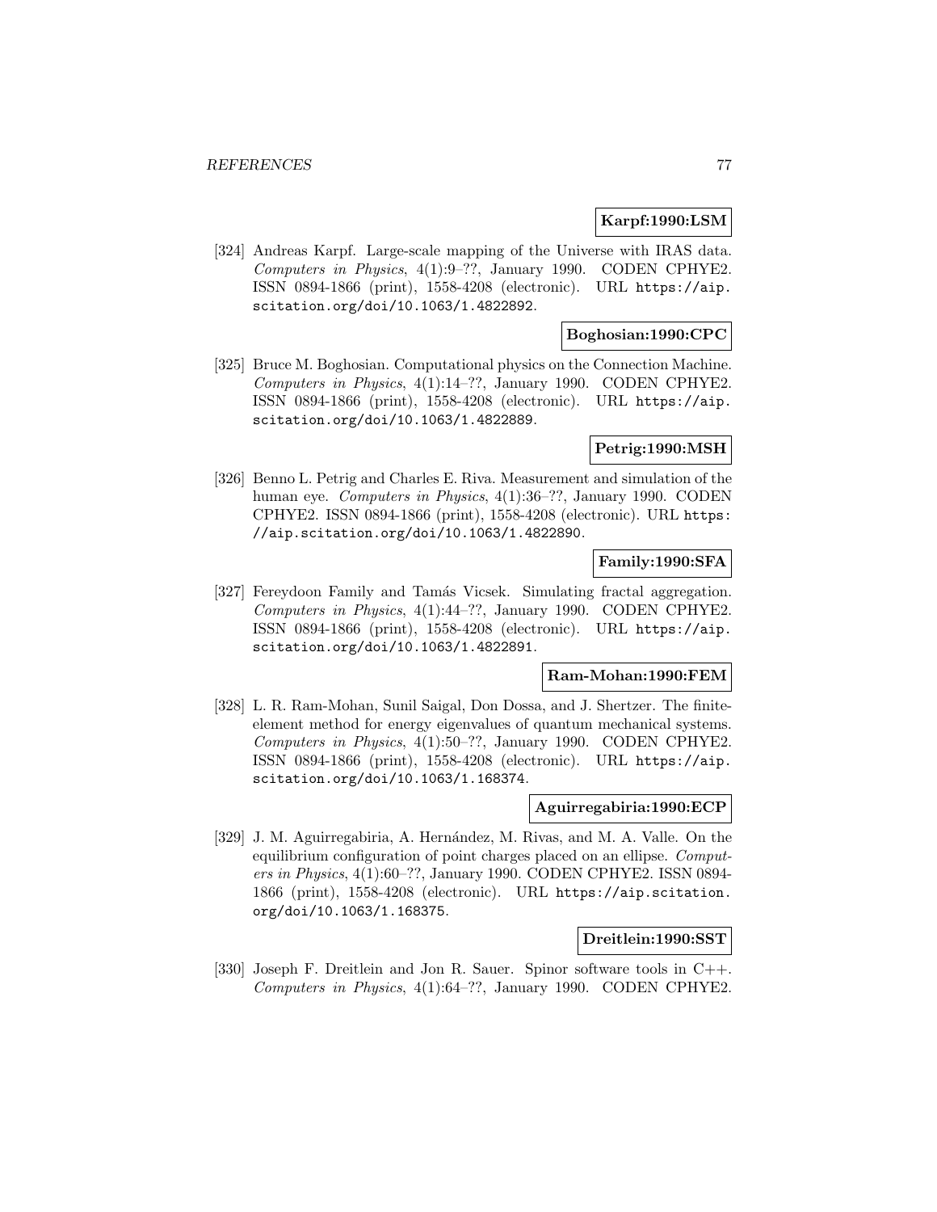**Karpf:1990:LSM**

[324] Andreas Karpf. Large-scale mapping of the Universe with IRAS data. *Computers in Physics*, 4(1):9–??, January 1990. CODEN CPHYE2. ISSN 0894-1866 (print), 1558-4208 (electronic). URL https://aip.scitation.org/doi/10.1063/1.4822892.

**Boghosian:1990:CPC**

[325] Bruce M. Boghosian. Computational physics on the Connection Machine. *Computers in Physics*, 4(1):14–??, January 1990. CODEN CPHYE2. ISSN 0894-1866 (print), 1558-4208 (electronic). URL https://aip.scitation.org/doi/10.1063/1.4822889.

**Petrig:1990:MSH**

[326] Benno L. Petrig and Charles E. Riva. Measurement and simulation of the human eye. *Computers in Physics*, 4(1):36–??, January 1990. CODEN CPHYE2. ISSN 0894-1866 (print), 1558-4208 (electronic). URL https://aip.scitation.org/doi/10.1063/1.4822890.

**Family:1990:SFA**

[327] Fereydoon Family and Tamás Vicsek. Simulating fractal aggregation. *Computers in Physics*, 4(1):44–??, January 1990. CODEN CPHYE2. ISSN 0894-1866 (print), 1558-4208 (electronic). URL https://aip.scitation.org/doi/10.1063/1.4822891.

**Ram-Mohan:1990:FEM**

[328] L. R. Ram-Mohan, Sunil Saigal, Don Dossa, and J. Shertzer. The finite-element method for energy eigenvalues of quantum mechanical systems. *Computers in Physics*, 4(1):50–??, January 1990. CODEN CPHYE2. ISSN 0894-1866 (print), 1558-4208 (electronic). URL https://aip.scitation.org/doi/10.1063/1.168374.

**Aguirregabiria:1990:ECP**

[329] J. M. Aguirregabiria, A. Hernández, M. Rivas, and M. A. Valle. On the equilibrium configuration of point charges placed on an ellipse. *Computers in Physics*, 4(1):60–??, January 1990. CODEN CPHYE2. ISSN 0894-1866 (print), 1558-4208 (electronic). URL https://aip.scitation.org/doi/10.1063/1.168375.

**Dreitlein:1990:SST**

[330] Joseph F. Dreitlein and Jon R. Sauer. Spinor software tools in C++. *Computers in Physics*, 4(1):64–??, January 1990. CODEN CPHYE2.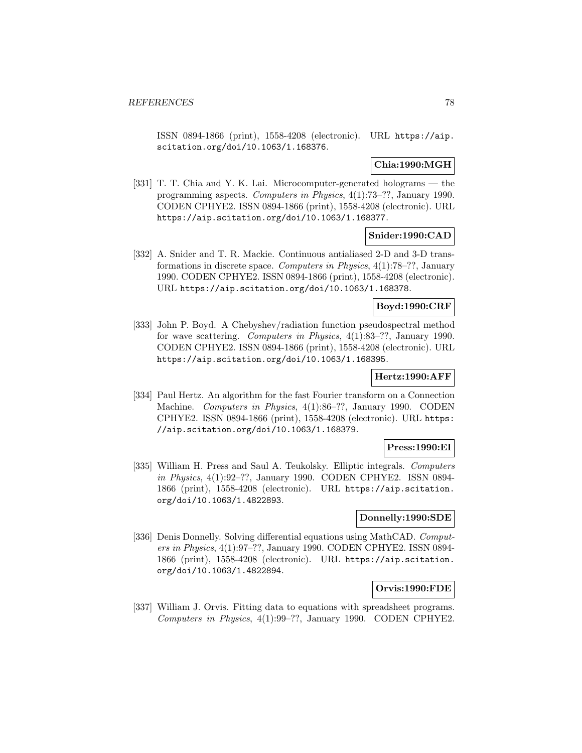ISSN 0894-1866 (print), 1558-4208 (electronic). URL https://aip.scitation.org/doi/10.1063/1.168376.

**Chia:1990:MGH**

[331] T. T. Chia and Y. K. Lai. Microcomputer-generated holograms — the programming aspects. *Computers in Physics*, 4(1):73–??, January 1990. CODEN CPHYE2. ISSN 0894-1866 (print), 1558-4208 (electronic). URL https://aip.scitation.org/doi/10.1063/1.168377.

**Snider:1990:CAD**

[332] A. Snider and T. R. Mackie. Continuous antialiased 2-D and 3-D transformations in discrete space. *Computers in Physics*, 4(1):78–??, January 1990. CODEN CPHYE2. ISSN 0894-1866 (print), 1558-4208 (electronic). URL https://aip.scitation.org/doi/10.1063/1.168378.

**Boyd:1990:CRF**

[333] John P. Boyd. A Chebyshev/radiation function pseudospectral method for wave scattering. *Computers in Physics*, 4(1):83–??, January 1990. CODEN CPHYE2. ISSN 0894-1866 (print), 1558-4208 (electronic). URL https://aip.scitation.org/doi/10.1063/1.168395.

**Hertz:1990:AFF**

[334] Paul Hertz. An algorithm for the fast Fourier transform on a Connection Machine. *Computers in Physics*, 4(1):86–??, January 1990. CODEN CPHYE2. ISSN 0894-1866 (print), 1558-4208 (electronic). URL https://aip.scitation.org/doi/10.1063/1.168379.

**Press:1990:EI**

[335] William H. Press and Saul A. Teukolsky. Elliptic integrals. *Computers in Physics*, 4(1):92–??, January 1990. CODEN CPHYE2. ISSN 0894-1866 (print), 1558-4208 (electronic). URL https://aip.scitation.org/doi/10.1063/1.4822893.

**Donnelly:1990:SDE**

[336] Denis Donnelly. Solving differential equations using MathCAD. *Computers in Physics*, 4(1):97–??, January 1990. CODEN CPHYE2. ISSN 0894-1866 (print), 1558-4208 (electronic). URL https://aip.scitation.org/doi/10.1063/1.4822894.

**Orvis:1990:FDE**

[337] William J. Orvis. Fitting data to equations with spreadsheet programs. *Computers in Physics*, 4(1):99–??, January 1990. CODEN CPHYE2.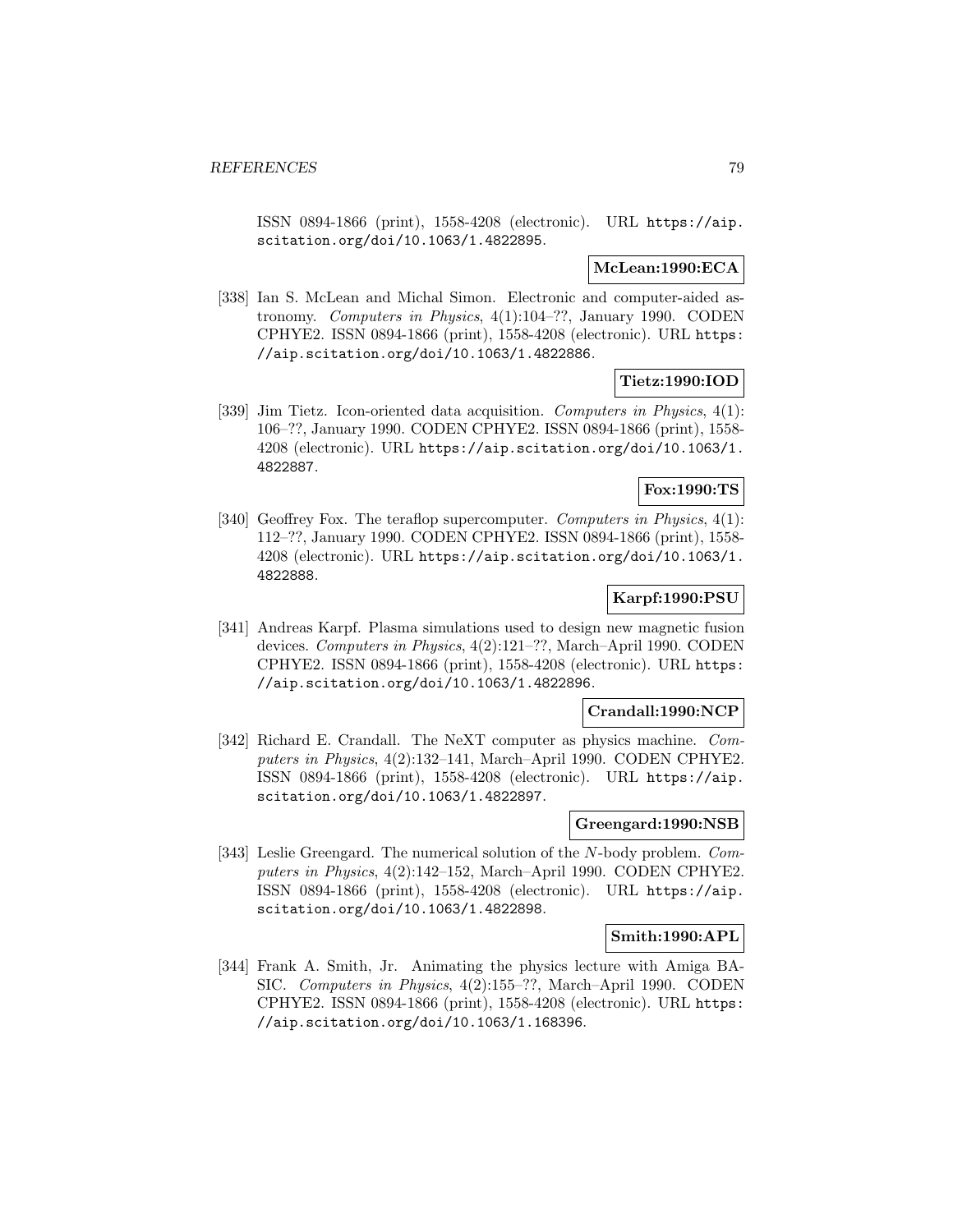ISSN 0894-1866 (print), 1558-4208 (electronic). URL https://aip.scitation.org/doi/10.1063/1.4822895.

**McLean:1990:ECA**

[338] Ian S. McLean and Michal Simon. Electronic and computer-aided astronomy. *Computers in Physics*, 4(1):104–??, January 1990. CODEN CPHYE2. ISSN 0894-1866 (print), 1558-4208 (electronic). URL https://aip.scitation.org/doi/10.1063/1.4822886.

**Tietz:1990:IOD**

[339] Jim Tietz. Icon-oriented data acquisition. *Computers in Physics*, 4(1): 106–??, January 1990. CODEN CPHYE2. ISSN 0894-1866 (print), 1558-4208 (electronic). URL https://aip.scitation.org/doi/10.1063/1.4822887.

**Fox:1990:TS**

[340] Geoffrey Fox. The teraflop supercomputer. *Computers in Physics*, 4(1): 112–??, January 1990. CODEN CPHYE2. ISSN 0894-1866 (print), 1558-4208 (electronic). URL https://aip.scitation.org/doi/10.1063/1.4822888.

**Karpf:1990:PSU**

[341] Andreas Karpf. Plasma simulations used to design new magnetic fusion devices. *Computers in Physics*, 4(2):121–??, March–April 1990. CODEN CPHYE2. ISSN 0894-1866 (print), 1558-4208 (electronic). URL https://aip.scitation.org/doi/10.1063/1.4822896.

**Crandall:1990:NCP**

[342] Richard E. Crandall. The NeXT computer as physics machine. *Computers in Physics*, 4(2):132–141, March–April 1990. CODEN CPHYE2. ISSN 0894-1866 (print), 1558-4208 (electronic). URL https://aip.scitation.org/doi/10.1063/1.4822897.

**Greengard:1990:NSB**

[343] Leslie Greengard. The numerical solution of the $N$-body problem. *Computers in Physics*, 4(2):142–152, March–April 1990. CODEN CPHYE2. ISSN 0894-1866 (print), 1558-4208 (electronic). URL https://aip.scitation.org/doi/10.1063/1.4822898.

**Smith:1990:APL**

[344] Frank A. Smith, Jr. Animating the physics lecture with Amiga BASIC. *Computers in Physics*, 4(2):155–??, March–April 1990. CODEN CPHYE2. ISSN 0894-1866 (print), 1558-4208 (electronic). URL https://aip.scitation.org/doi/10.1063/1.168396.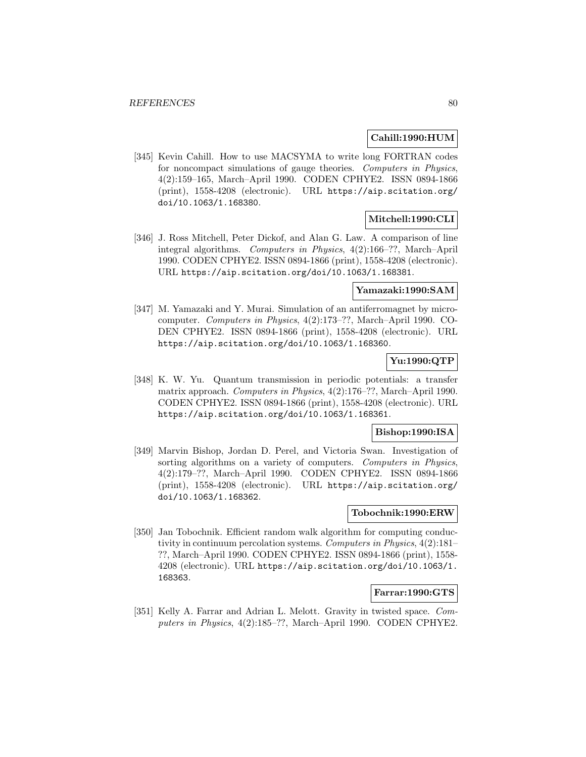**Cahill:1990:HUM**

[345] Kevin Cahill. How to use MACSYMA to write long FORTRAN codes for noncompact simulations of gauge theories. *Computers in Physics*, 4(2):159–165, March–April 1990. CODEN CPHYE2. ISSN 0894-1866 (print), 1558-4208 (electronic). URL https://aip.scitation.org/doi/10.1063/1.168380.

**Mitchell:1990:CLI**

[346] J. Ross Mitchell, Peter Dickof, and Alan G. Law. A comparison of line integral algorithms. *Computers in Physics*, 4(2):166–??, March–April 1990. CODEN CPHYE2. ISSN 0894-1866 (print), 1558-4208 (electronic). URL https://aip.scitation.org/doi/10.1063/1.168381.

**Yamazaki:1990:SAM**

[347] M. Yamazaki and Y. Murai. Simulation of an antiferromagnet by microcomputer. *Computers in Physics*, 4(2):173–??, March–April 1990. CODEN CPHYE2. ISSN 0894-1866 (print), 1558-4208 (electronic). URL https://aip.scitation.org/doi/10.1063/1.168360.

**Yu:1990:QTP**

[348] K. W. Yu. Quantum transmission in periodic potentials: a transfer matrix approach. *Computers in Physics*, 4(2):176–??, March–April 1990. CODEN CPHYE2. ISSN 0894-1866 (print), 1558-4208 (electronic). URL https://aip.scitation.org/doi/10.1063/1.168361.

**Bishop:1990:ISA**

[349] Marvin Bishop, Jordan D. Perel, and Victoria Swan. Investigation of sorting algorithms on a variety of computers. *Computers in Physics*, 4(2):179–??, March–April 1990. CODEN CPHYE2. ISSN 0894-1866 (print), 1558-4208 (electronic). URL https://aip.scitation.org/doi/10.1063/1.168362.

**Tobochnik:1990:ERW**

[350] Jan Tobochnik. Efficient random walk algorithm for computing conductivity in continuum percolation systems. *Computers in Physics*, 4(2):181–??, March–April 1990. CODEN CPHYE2. ISSN 0894-1866 (print), 1558-4208 (electronic). URL https://aip.scitation.org/doi/10.1063/1.168363.

**Farrar:1990:GTS**

[351] Kelly A. Farrar and Adrian L. Melott. Gravity in twisted space. *Computers in Physics*, 4(2):185–??, March–April 1990. CODEN CPHYE2.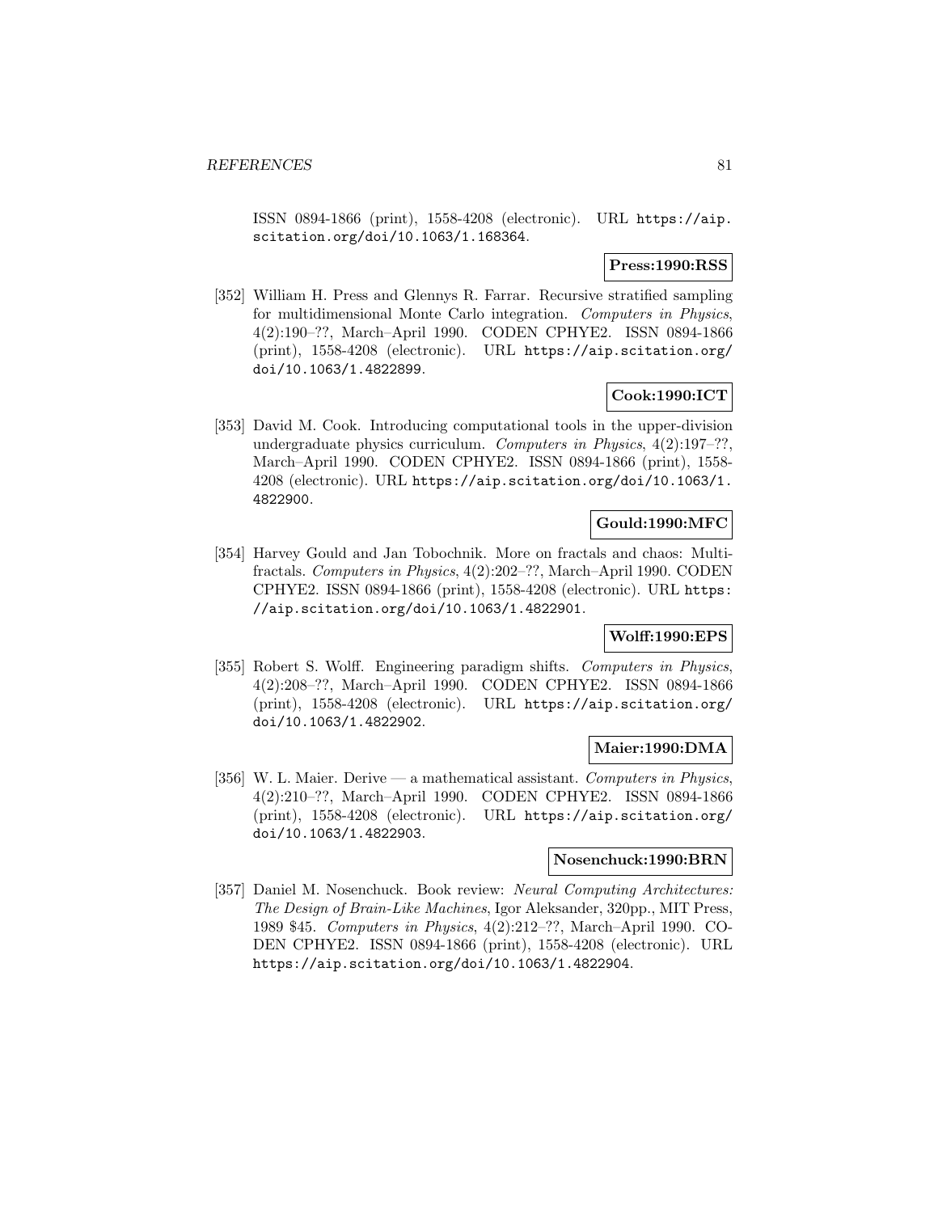ISSN 0894-1866 (print), 1558-4208 (electronic). URL https://aip.scitation.org/doi/10.1063/1.168364.

**Press:1990:RSS**

[352] William H. Press and Glennys R. Farrar. Recursive stratified sampling for multidimensional Monte Carlo integration. *Computers in Physics*, 4(2):190–??, March–April 1990. CODEN CPHYE2. ISSN 0894-1866 (print), 1558-4208 (electronic). URL https://aip.scitation.org/doi/10.1063/1.4822899.

**Cook:1990:ICT**

[353] David M. Cook. Introducing computational tools in the upper-division undergraduate physics curriculum. *Computers in Physics*, 4(2):197–??, March–April 1990. CODEN CPHYE2. ISSN 0894-1866 (print), 1558-4208 (electronic). URL https://aip.scitation.org/doi/10.1063/1.4822900.

**Gould:1990:MFC**

[354] Harvey Gould and Jan Tobochnik. More on fractals and chaos: Multifractals. *Computers in Physics*, 4(2):202–??, March–April 1990. CODEN CPHYE2. ISSN 0894-1866 (print), 1558-4208 (electronic). URL https://aip.scitation.org/doi/10.1063/1.4822901.

**Wolff:1990:EPS**

[355] Robert S. Wolff. Engineering paradigm shifts. *Computers in Physics*, 4(2):208–??, March–April 1990. CODEN CPHYE2. ISSN 0894-1866 (print), 1558-4208 (electronic). URL https://aip.scitation.org/doi/10.1063/1.4822902.

**Maier:1990:DMA**

[356] W. L. Maier. Derive — a mathematical assistant. *Computers in Physics*, 4(2):210–??, March–April 1990. CODEN CPHYE2. ISSN 0894-1866 (print), 1558-4208 (electronic). URL https://aip.scitation.org/doi/10.1063/1.4822903.

**Nosenchuck:1990:BRN**

[357] Daniel M. Nosenchuck. Book review: *Neural Computing Architectures: The Design of Brain-Like Machines*, Igor Aleksander, 320pp., MIT Press, 1989 $45. *Computers in Physics*, 4(2):212–??, March–April 1990. CODEN CPHYE2. ISSN 0894-1866 (print), 1558-4208 (electronic). URL https://aip.scitation.org/doi/10.1063/1.4822904.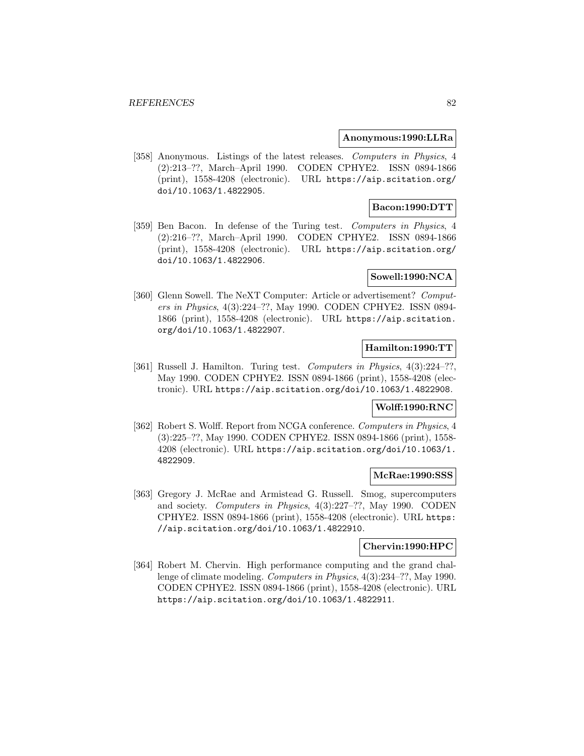**Anonymous:1990:LLRa**

[358] Anonymous. Listings of the latest releases. *Computers in Physics*, 4 (2):213–??, March–April 1990. CODEN CPHYE2. ISSN 0894-1866 (print), 1558-4208 (electronic). URL https://aip.scitation.org/doi/10.1063/1.4822905.

**Bacon:1990:DTT**

[359] Ben Bacon. In defense of the Turing test. *Computers in Physics*, 4 (2):216–??, March–April 1990. CODEN CPHYE2. ISSN 0894-1866 (print), 1558-4208 (electronic). URL https://aip.scitation.org/doi/10.1063/1.4822906.

**Sowell:1990:NCA**

[360] Glenn Sowell. The NeXT Computer: Article or advertisement? *Computers in Physics*, 4(3):224–??, May 1990. CODEN CPHYE2. ISSN 0894-1866 (print), 1558-4208 (electronic). URL https://aip.scitation.org/doi/10.1063/1.4822907.

**Hamilton:1990:TT**

[361] Russell J. Hamilton. Turing test. *Computers in Physics*, 4(3):224–??, May 1990. CODEN CPHYE2. ISSN 0894-1866 (print), 1558-4208 (electronic). URL https://aip.scitation.org/doi/10.1063/1.4822908.

**Wolff:1990:RNC**

[362] Robert S. Wolff. Report from NCGA conference. *Computers in Physics*, 4 (3):225–??, May 1990. CODEN CPHYE2. ISSN 0894-1866 (print), 1558-4208 (electronic). URL https://aip.scitation.org/doi/10.1063/1.4822909.

**McRae:1990:SSS**

[363] Gregory J. McRae and Armistead G. Russell. Smog, supercomputers and society. *Computers in Physics*, 4(3):227–??, May 1990. CODEN CPHYE2. ISSN 0894-1866 (print), 1558-4208 (electronic). URL https://aip.scitation.org/doi/10.1063/1.4822910.

**Chervin:1990:HPC**

[364] Robert M. Chervin. High performance computing and the grand challenge of climate modeling. *Computers in Physics*, 4(3):234–??, May 1990. CODEN CPHYE2. ISSN 0894-1866 (print), 1558-4208 (electronic). URL https://aip.scitation.org/doi/10.1063/1.4822911.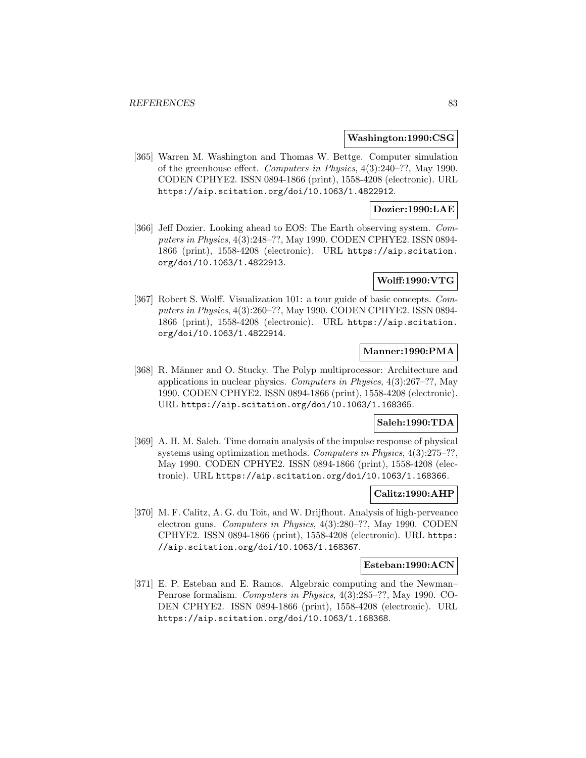**Washington:1990:CSG**

[365] Warren M. Washington and Thomas W. Bettge. Computer simulation of the greenhouse effect. *Computers in Physics*, 4(3):240–??, May 1990. CODEN CPHYE2. ISSN 0894-1866 (print), 1558-4208 (electronic). URL https://aip.scitation.org/doi/10.1063/1.4822912.

**Dozier:1990:LAE**

[366] Jeff Dozier. Looking ahead to EOS: The Earth observing system. *Computers in Physics*, 4(3):248–??, May 1990. CODEN CPHYE2. ISSN 0894-1866 (print), 1558-4208 (electronic). URL https://aip.scitation.org/doi/10.1063/1.4822913.

**Wolff:1990:VTG**

[367] Robert S. Wolff. Visualization 101: a tour guide of basic concepts. *Computers in Physics*, 4(3):260–??, May 1990. CODEN CPHYE2. ISSN 0894-1866 (print), 1558-4208 (electronic). URL https://aip.scitation.org/doi/10.1063/1.4822914.

**Manner:1990:PMA**

[368] R. Männer and O. Stucky. The Polyp multiprocessor: Architecture and applications in nuclear physics. *Computers in Physics*, 4(3):267–??, May 1990. CODEN CPHYE2. ISSN 0894-1866 (print), 1558-4208 (electronic). URL https://aip.scitation.org/doi/10.1063/1.168365.

**Saleh:1990:TDA**

[369] A. H. M. Saleh. Time domain analysis of the impulse response of physical systems using optimization methods. *Computers in Physics*, 4(3):275–??, May 1990. CODEN CPHYE2. ISSN 0894-1866 (print), 1558-4208 (electronic). URL https://aip.scitation.org/doi/10.1063/1.168366.

**Calitz:1990:AHP**

[370] M. F. Calitz, A. G. du Toit, and W. Drijfhout. Analysis of high-perveance electron guns. *Computers in Physics*, 4(3):280–??, May 1990. CODEN CPHYE2. ISSN 0894-1866 (print), 1558-4208 (electronic). URL https://aip.scitation.org/doi/10.1063/1.168367.

**Esteban:1990:ACN**

[371] E. P. Esteban and E. Ramos. Algebraic computing and the Newman–Penrose formalism. *Computers in Physics*, 4(3):285–??, May 1990. CODEN CPHYE2. ISSN 0894-1866 (print), 1558-4208 (electronic). URL https://aip.scitation.org/doi/10.1063/1.168368.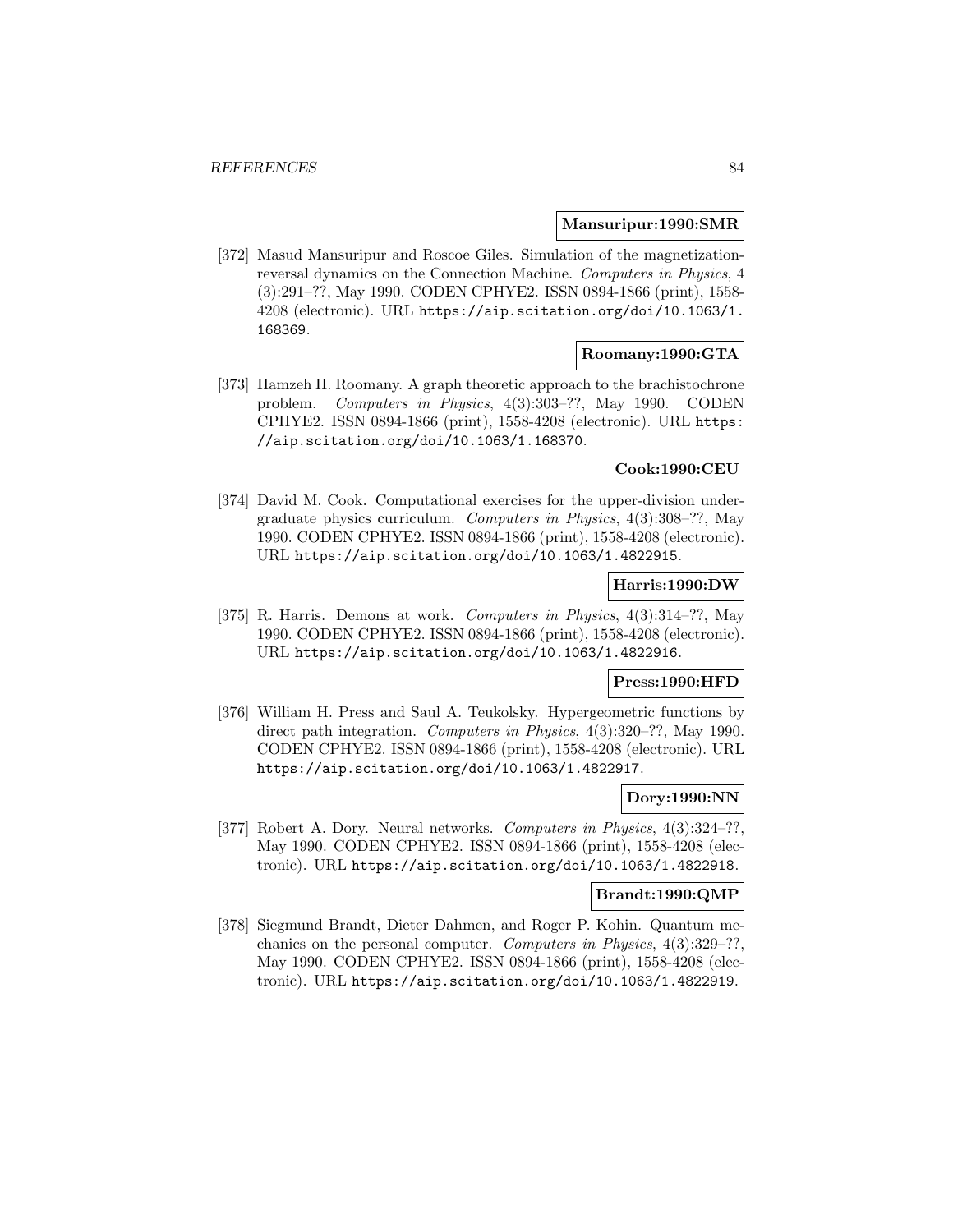**Mansuripur:1990:SMR**

[372] Masud Mansuripur and Roscoe Giles. Simulation of the magnetization-reversal dynamics on the Connection Machine. *Computers in Physics*, 4 (3):291–??, May 1990. CODEN CPHYE2. ISSN 0894-1866 (print), 1558-4208 (electronic). URL https://aip.scitation.org/doi/10.1063/1.168369.

**Roomany:1990:GTA**

[373] Hamzeh H. Roomany. A graph theoretic approach to the brachistochrone problem. *Computers in Physics*, 4(3):303–??, May 1990. CODEN CPHYE2. ISSN 0894-1866 (print), 1558-4208 (electronic). URL https://aip.scitation.org/doi/10.1063/1.168370.

**Cook:1990:CEU**

[374] David M. Cook. Computational exercises for the upper-division undergraduate physics curriculum. *Computers in Physics*, 4(3):308–??, May 1990. CODEN CPHYE2. ISSN 0894-1866 (print), 1558-4208 (electronic). URL https://aip.scitation.org/doi/10.1063/1.4822915.

**Harris:1990:DW**

[375] R. Harris. Demons at work. *Computers in Physics*, 4(3):314–??, May 1990. CODEN CPHYE2. ISSN 0894-1866 (print), 1558-4208 (electronic). URL https://aip.scitation.org/doi/10.1063/1.4822916.

**Press:1990:HFD**

[376] William H. Press and Saul A. Teukolsky. Hypergeometric functions by direct path integration. *Computers in Physics*, 4(3):320–??, May 1990. CODEN CPHYE2. ISSN 0894-1866 (print), 1558-4208 (electronic). URL https://aip.scitation.org/doi/10.1063/1.4822917.

**Dory:1990:NN**

[377] Robert A. Dory. Neural networks. *Computers in Physics*, 4(3):324–??, May 1990. CODEN CPHYE2. ISSN 0894-1866 (print), 1558-4208 (electronic). URL https://aip.scitation.org/doi/10.1063/1.4822918.

**Brandt:1990:QMP**

[378] Siegmund Brandt, Dieter Dahmen, and Roger P. Kohin. Quantum mechanics on the personal computer. *Computers in Physics*, 4(3):329–??, May 1990. CODEN CPHYE2. ISSN 0894-1866 (print), 1558-4208 (electronic). URL https://aip.scitation.org/doi/10.1063/1.4822919.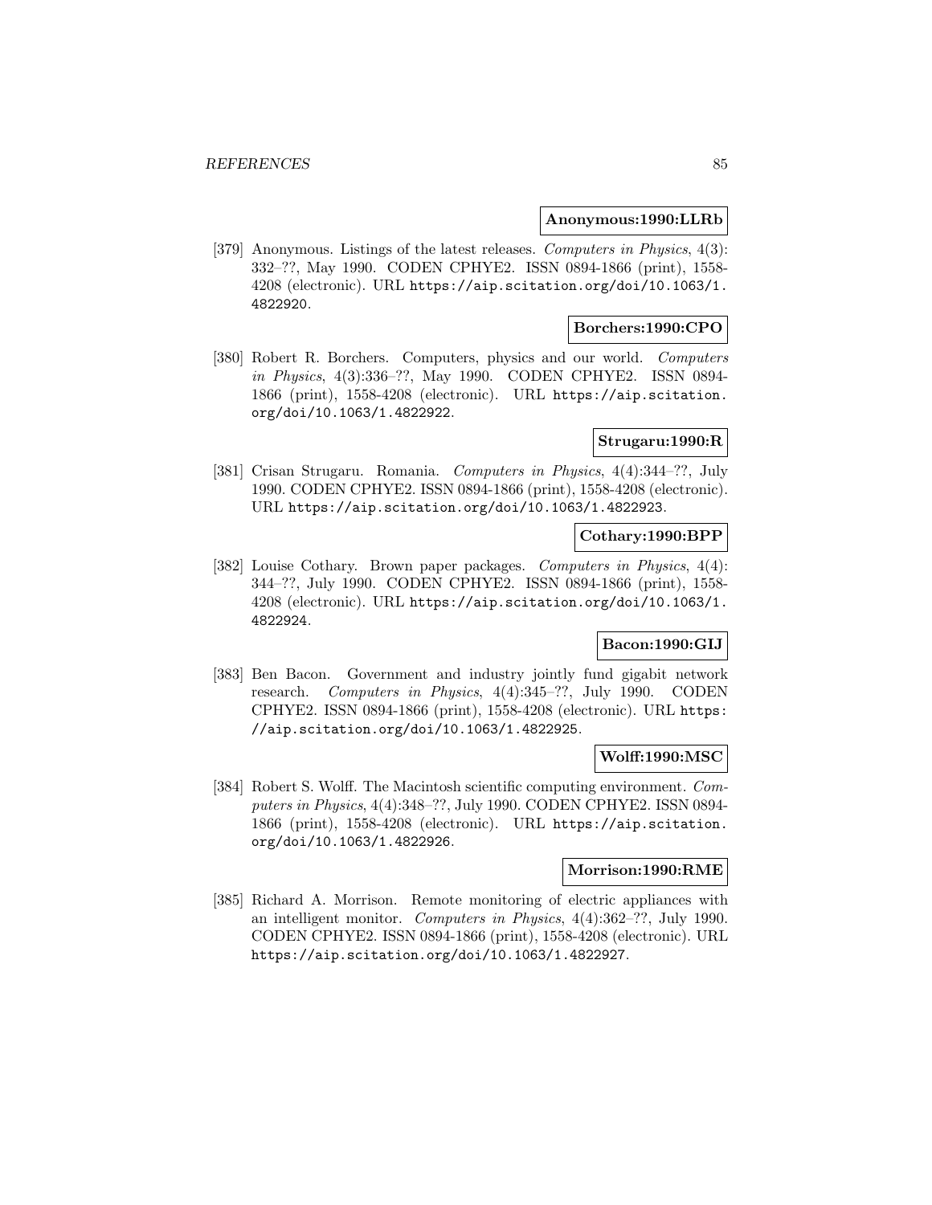**Anonymous:1990:LLRb**

[379] Anonymous. Listings of the latest releases. *Computers in Physics*, 4(3): 332–??, May 1990. CODEN CPHYE2. ISSN 0894-1866 (print), 1558-4208 (electronic). URL https://aip.scitation.org/doi/10.1063/1.4822920.

**Borchers:1990:CPO**

[380] Robert R. Borchers. Computers, physics and our world. *Computers in Physics*, 4(3):336–??, May 1990. CODEN CPHYE2. ISSN 0894-1866 (print), 1558-4208 (electronic). URL https://aip.scitation.org/doi/10.1063/1.4822922.

**Strugaru:1990:R**

[381] Crisan Strugaru. Romania. *Computers in Physics*, 4(4):344–??, July 1990. CODEN CPHYE2. ISSN 0894-1866 (print), 1558-4208 (electronic). URL https://aip.scitation.org/doi/10.1063/1.4822923.

**Cothary:1990:BPP**

[382] Louise Cothary. Brown paper packages. *Computers in Physics*, 4(4): 344–??, July 1990. CODEN CPHYE2. ISSN 0894-1866 (print), 1558-4208 (electronic). URL https://aip.scitation.org/doi/10.1063/1.4822924.

**Bacon:1990:GIJ**

[383] Ben Bacon. Government and industry jointly fund gigabit network research. *Computers in Physics*, 4(4):345–??, July 1990. CODEN CPHYE2. ISSN 0894-1866 (print), 1558-4208 (electronic). URL https://aip.scitation.org/doi/10.1063/1.4822925.

**Wolff:1990:MSC**

[384] Robert S. Wolff. The Macintosh scientific computing environment. *Computers in Physics*, 4(4):348–??, July 1990. CODEN CPHYE2. ISSN 0894-1866 (print), 1558-4208 (electronic). URL https://aip.scitation.org/doi/10.1063/1.4822926.

**Morrison:1990:RME**

[385] Richard A. Morrison. Remote monitoring of electric appliances with an intelligent monitor. *Computers in Physics*, 4(4):362–??, July 1990. CODEN CPHYE2. ISSN 0894-1866 (print), 1558-4208 (electronic). URL https://aip.scitation.org/doi/10.1063/1.4822927.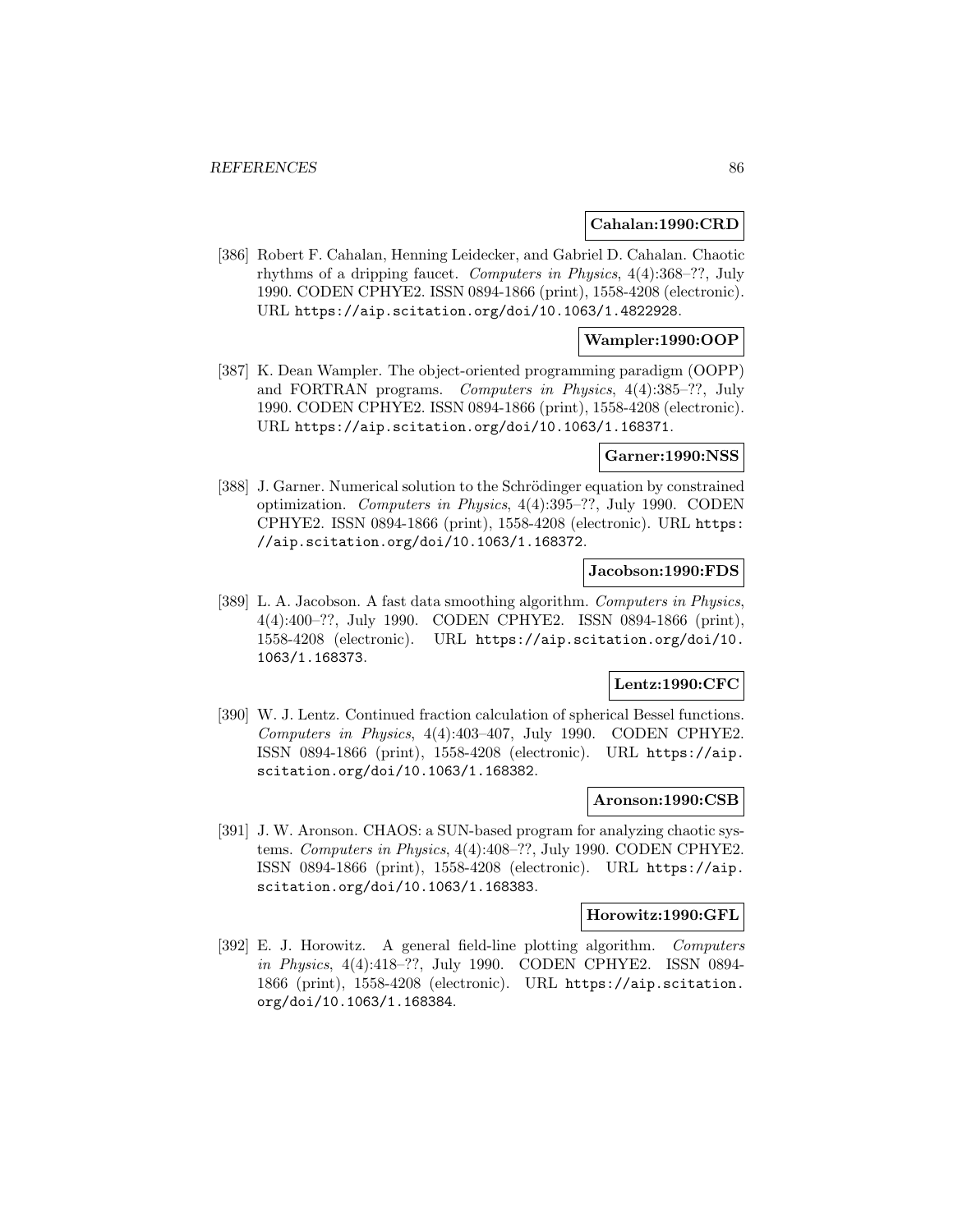**Cahalan:1990:CRD**

[386] Robert F. Cahalan, Henning Leidecker, and Gabriel D. Cahalan. Chaotic rhythms of a dripping faucet. *Computers in Physics*, 4(4):368–??, July 1990. CODEN CPHYE2. ISSN 0894-1866 (print), 1558-4208 (electronic). URL https://aip.scitation.org/doi/10.1063/1.4822928.

**Wampler:1990:OOP**

[387] K. Dean Wampler. The object-oriented programming paradigm (OOPP) and FORTRAN programs. *Computers in Physics*, 4(4):385–??, July 1990. CODEN CPHYE2. ISSN 0894-1866 (print), 1558-4208 (electronic). URL https://aip.scitation.org/doi/10.1063/1.168371.

**Garner:1990:NSS**

[388] J. Garner. Numerical solution to the Schrödinger equation by constrained optimization. *Computers in Physics*, 4(4):395–??, July 1990. CODEN CPHYE2. ISSN 0894-1866 (print), 1558-4208 (electronic). URL https://aip.scitation.org/doi/10.1063/1.168372.

**Jacobson:1990:FDS**

[389] L. A. Jacobson. A fast data smoothing algorithm. *Computers in Physics*, 4(4):400–??, July 1990. CODEN CPHYE2. ISSN 0894-1866 (print), 1558-4208 (electronic). URL https://aip.scitation.org/doi/10.1063/1.168373.

**Lentz:1990:CFC**

[390] W. J. Lentz. Continued fraction calculation of spherical Bessel functions. *Computers in Physics*, 4(4):403–407, July 1990. CODEN CPHYE2. ISSN 0894-1866 (print), 1558-4208 (electronic). URL https://aip.scitation.org/doi/10.1063/1.168382.

**Aronson:1990:CSB**

[391] J. W. Aronson. CHAOS: a SUN-based program for analyzing chaotic systems. *Computers in Physics*, 4(4):408–??, July 1990. CODEN CPHYE2. ISSN 0894-1866 (print), 1558-4208 (electronic). URL https://aip.scitation.org/doi/10.1063/1.168383.

**Horowitz:1990:GFL**

[392] E. J. Horowitz. A general field-line plotting algorithm. *Computers in Physics*, 4(4):418–??, July 1990. CODEN CPHYE2. ISSN 0894-1866 (print), 1558-4208 (electronic). URL https://aip.scitation.org/doi/10.1063/1.168384.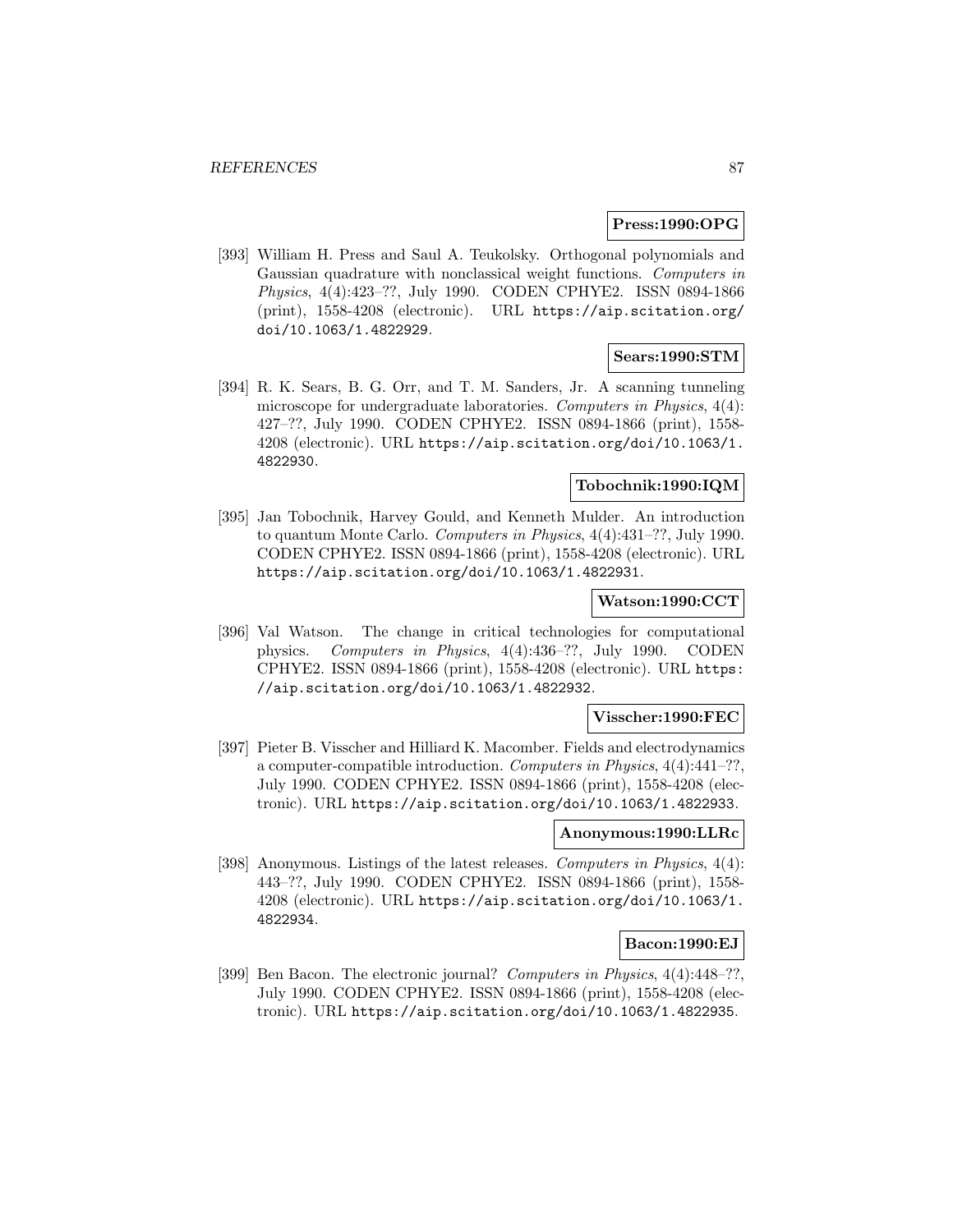**Press:1990:OPG**

[393] William H. Press and Saul A. Teukolsky. Orthogonal polynomials and Gaussian quadrature with nonclassical weight functions. *Computers in Physics*, 4(4):423–??, July 1990. CODEN CPHYE2. ISSN 0894-1866 (print), 1558-4208 (electronic). URL https://aip.scitation.org/doi/10.1063/1.4822929.

**Sears:1990:STM**

[394] R. K. Sears, B. G. Orr, and T. M. Sanders, Jr. A scanning tunneling microscope for undergraduate laboratories. *Computers in Physics*, 4(4): 427–??, July 1990. CODEN CPHYE2. ISSN 0894-1866 (print), 1558-4208 (electronic). URL https://aip.scitation.org/doi/10.1063/1.4822930.

**Tobochnik:1990:IQM**

[395] Jan Tobochnik, Harvey Gould, and Kenneth Mulder. An introduction to quantum Monte Carlo. *Computers in Physics*, 4(4):431–??, July 1990. CODEN CPHYE2. ISSN 0894-1866 (print), 1558-4208 (electronic). URL https://aip.scitation.org/doi/10.1063/1.4822931.

**Watson:1990:CCT**

[396] Val Watson. The change in critical technologies for computational physics. *Computers in Physics*, 4(4):436–??, July 1990. CODEN CPHYE2. ISSN 0894-1866 (print), 1558-4208 (electronic). URL https://aip.scitation.org/doi/10.1063/1.4822932.

**Visscher:1990:FEC**

[397] Pieter B. Visscher and Hilliard K. Macomber. Fields and electrodynamics a computer-compatible introduction. *Computers in Physics*, 4(4):441–??, July 1990. CODEN CPHYE2. ISSN 0894-1866 (print), 1558-4208 (electronic). URL https://aip.scitation.org/doi/10.1063/1.4822933.

**Anonymous:1990:LLRc**

[398] Anonymous. Listings of the latest releases. *Computers in Physics*, 4(4): 443–??, July 1990. CODEN CPHYE2. ISSN 0894-1866 (print), 1558-4208 (electronic). URL https://aip.scitation.org/doi/10.1063/1.4822934.

**Bacon:1990:EJ**

[399] Ben Bacon. The electronic journal? *Computers in Physics*, 4(4):448–??, July 1990. CODEN CPHYE2. ISSN 0894-1866 (print), 1558-4208 (electronic). URL https://aip.scitation.org/doi/10.1063/1.4822935.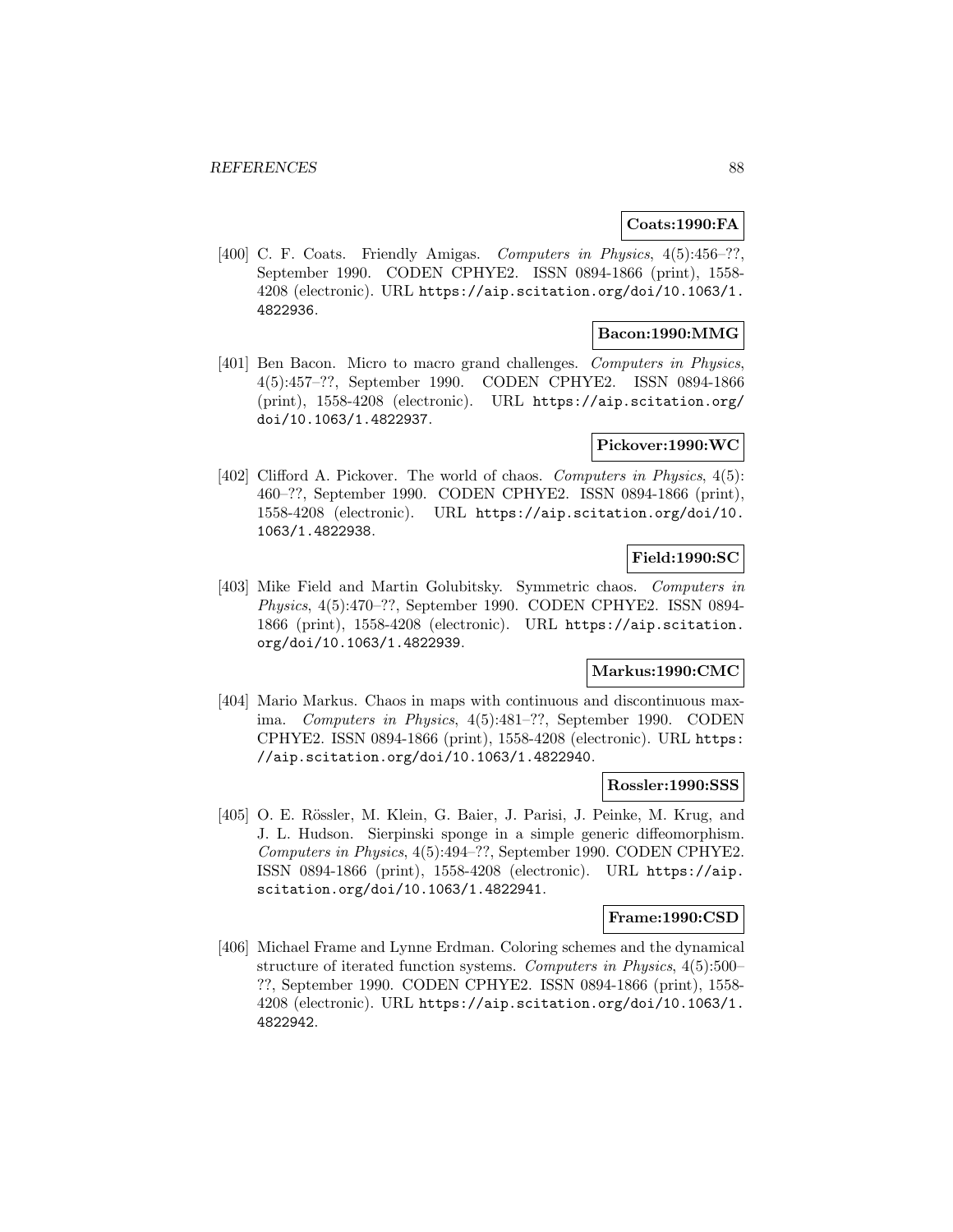**Coats:1990:FA**

[400] C. F. Coats. Friendly Amigas. *Computers in Physics*, 4(5):456–??, September 1990. CODEN CPHYE2. ISSN 0894-1866 (print), 1558-4208 (electronic). URL https://aip.scitation.org/doi/10.1063/1.4822936.

**Bacon:1990:MMG**

[401] Ben Bacon. Micro to macro grand challenges. *Computers in Physics*, 4(5):457–??, September 1990. CODEN CPHYE2. ISSN 0894-1866 (print), 1558-4208 (electronic). URL https://aip.scitation.org/doi/10.1063/1.4822937.

**Pickover:1990:WC**

[402] Clifford A. Pickover. The world of chaos. *Computers in Physics*, 4(5):460–??, September 1990. CODEN CPHYE2. ISSN 0894-1866 (print), 1558-4208 (electronic). URL https://aip.scitation.org/doi/10.1063/1.4822938.

**Field:1990:SC**

[403] Mike Field and Martin Golubitsky. Symmetric chaos. *Computers in Physics*, 4(5):470–??, September 1990. CODEN CPHYE2. ISSN 0894-1866 (print), 1558-4208 (electronic). URL https://aip.scitation.org/doi/10.1063/1.4822939.

**Markus:1990:CMC**

[404] Mario Markus. Chaos in maps with continuous and discontinuous maxima. *Computers in Physics*, 4(5):481–??, September 1990. CODEN CPHYE2. ISSN 0894-1866 (print), 1558-4208 (electronic). URL https://aip.scitation.org/doi/10.1063/1.4822940.

**Rossler:1990:SSS**

[405] O. E. Rössler, M. Klein, G. Baier, J. Parisi, J. Peinke, M. Krug, and J. L. Hudson. Sierpinski sponge in a simple generic diffeomorphism. *Computers in Physics*, 4(5):494–??, September 1990. CODEN CPHYE2. ISSN 0894-1866 (print), 1558-4208 (electronic). URL https://aip.scitation.org/doi/10.1063/1.4822941.

**Frame:1990:CSD**

[406] Michael Frame and Lynne Erdman. Coloring schemes and the dynamical structure of iterated function systems. *Computers in Physics*, 4(5):500–??, September 1990. CODEN CPHYE2. ISSN 0894-1866 (print), 1558-4208 (electronic). URL https://aip.scitation.org/doi/10.1063/1.4822942.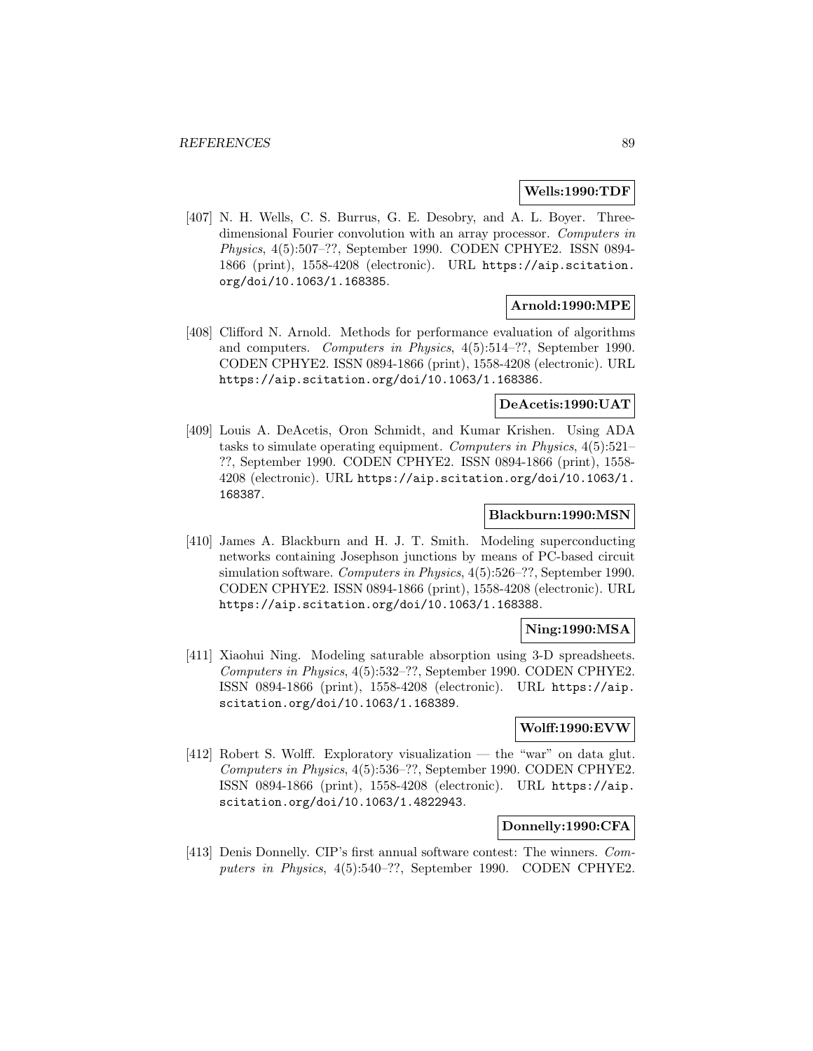**Wells:1990:TDF**

[407] N. H. Wells, C. S. Burrus, G. E. Desobry, and A. L. Boyer. Three-dimensional Fourier convolution with an array processor. *Computers in Physics*, 4(5):507–??, September 1990. CODEN CPHYE2. ISSN 0894-1866 (print), 1558-4208 (electronic). URL https://aip.scitation.org/doi/10.1063/1.168385.

**Arnold:1990:MPE**

[408] Clifford N. Arnold. Methods for performance evaluation of algorithms and computers. *Computers in Physics*, 4(5):514–??, September 1990. CODEN CPHYE2. ISSN 0894-1866 (print), 1558-4208 (electronic). URL https://aip.scitation.org/doi/10.1063/1.168386.

**DeAcetis:1990:UAT**

[409] Louis A. DeAcetis, Oron Schmidt, and Kumar Krishen. Using ADA tasks to simulate operating equipment. *Computers in Physics*, 4(5):521–??, September 1990. CODEN CPHYE2. ISSN 0894-1866 (print), 1558-4208 (electronic). URL https://aip.scitation.org/doi/10.1063/1.168387.

**Blackburn:1990:MSN**

[410] James A. Blackburn and H. J. T. Smith. Modeling superconducting networks containing Josephson junctions by means of PC-based circuit simulation software. *Computers in Physics*, 4(5):526–??, September 1990. CODEN CPHYE2. ISSN 0894-1866 (print), 1558-4208 (electronic). URL https://aip.scitation.org/doi/10.1063/1.168388.

**Ning:1990:MSA**

[411] Xiaohui Ning. Modeling saturable absorption using 3-D spreadsheets. *Computers in Physics*, 4(5):532–??, September 1990. CODEN CPHYE2. ISSN 0894-1866 (print), 1558-4208 (electronic). URL https://aip.scitation.org/doi/10.1063/1.168389.

**Wolff:1990:EVW**

[412] Robert S. Wolff. Exploratory visualization — the "war" on data glut. *Computers in Physics*, 4(5):536–??, September 1990. CODEN CPHYE2. ISSN 0894-1866 (print), 1558-4208 (electronic). URL https://aip.scitation.org/doi/10.1063/1.4822943.

**Donnelly:1990:CFA**

[413] Denis Donnelly. CIP's first annual software contest: The winners. *Computers in Physics*, 4(5):540–??, September 1990. CODEN CPHYE2.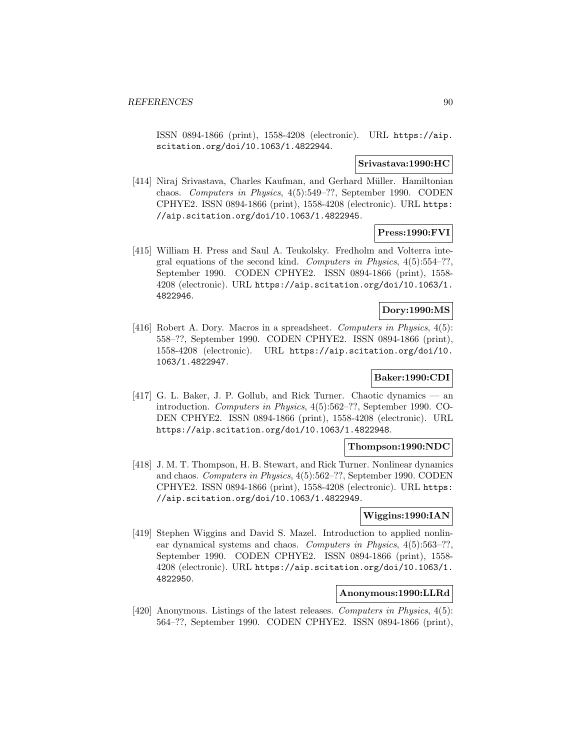ISSN 0894-1866 (print), 1558-4208 (electronic). URL https://aip.scitation.org/doi/10.1063/1.4822944.

**Srivastava:1990:HC**

[414] Niraj Srivastava, Charles Kaufman, and Gerhard Müller. Hamiltonian chaos. *Computers in Physics*, 4(5):549–??, September 1990. CODEN CPHYE2. ISSN 0894-1866 (print), 1558-4208 (electronic). URL https://aip.scitation.org/doi/10.1063/1.4822945.

**Press:1990:FVI**

[415] William H. Press and Saul A. Teukolsky. Fredholm and Volterra integral equations of the second kind. *Computers in Physics*, 4(5):554–??, September 1990. CODEN CPHYE2. ISSN 0894-1866 (print), 1558-4208 (electronic). URL https://aip.scitation.org/doi/10.1063/1.4822946.

**Dory:1990:MS**

[416] Robert A. Dory. Macros in a spreadsheet. *Computers in Physics*, 4(5): 558–??, September 1990. CODEN CPHYE2. ISSN 0894-1866 (print), 1558-4208 (electronic). URL https://aip.scitation.org/doi/10.1063/1.4822947.

**Baker:1990:CDI**

[417] G. L. Baker, J. P. Gollub, and Rick Turner. Chaotic dynamics — an introduction. *Computers in Physics*, 4(5):562–??, September 1990. CODEN CPHYE2. ISSN 0894-1866 (print), 1558-4208 (electronic). URL https://aip.scitation.org/doi/10.1063/1.4822948.

**Thompson:1990:NDC**

[418] J. M. T. Thompson, H. B. Stewart, and Rick Turner. Nonlinear dynamics and chaos. *Computers in Physics*, 4(5):562–??, September 1990. CODEN CPHYE2. ISSN 0894-1866 (print), 1558-4208 (electronic). URL https://aip.scitation.org/doi/10.1063/1.4822949.

**Wiggins:1990:IAN**

[419] Stephen Wiggins and David S. Mazel. Introduction to applied nonlinear dynamical systems and chaos. *Computers in Physics*, 4(5):563–??, September 1990. CODEN CPHYE2. ISSN 0894-1866 (print), 1558-4208 (electronic). URL https://aip.scitation.org/doi/10.1063/1.4822950.

**Anonymous:1990:LLRd**

[420] Anonymous. Listings of the latest releases. *Computers in Physics*, 4(5): 564–??, September 1990. CODEN CPHYE2. ISSN 0894-1866 (print),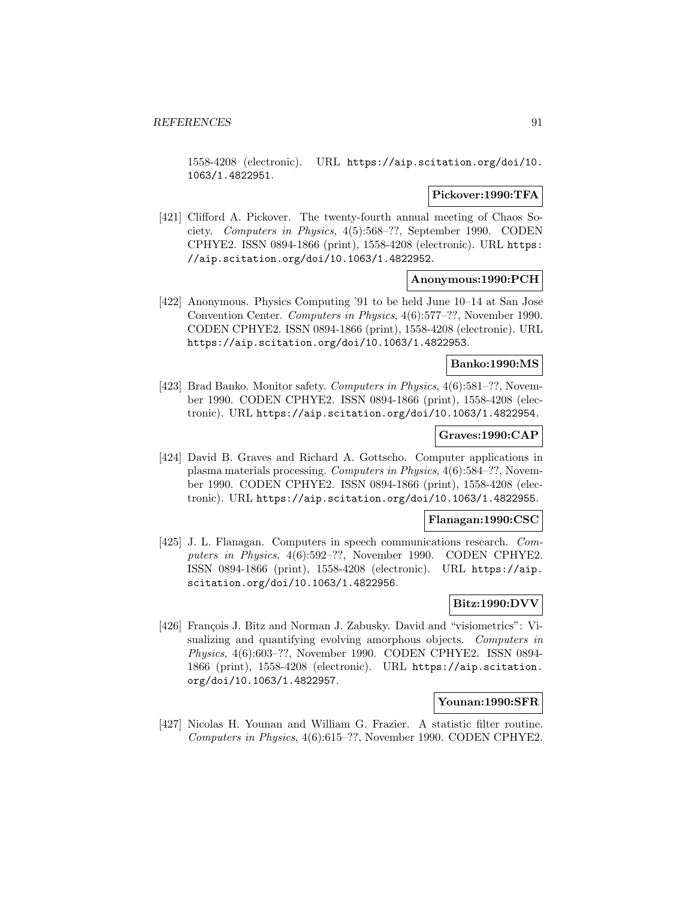1558-4208 (electronic). URL https://aip.scitation.org/doi/10.1063/1.4822951.

**Pickover:1990:TFA**

[421] Clifford A. Pickover. The twenty-fourth annual meeting of Chaos Society. *Computers in Physics*, 4(5):568–??, September 1990. CODEN CPHYE2. ISSN 0894-1866 (print), 1558-4208 (electronic). URL https://aip.scitation.org/doi/10.1063/1.4822952.

**Anonymous:1990:PCH**

[422] Anonymous. Physics Computing '91 to be held June 10–14 at San Jose Convention Center. *Computers in Physics*, 4(6):577–??, November 1990. CODEN CPHYE2. ISSN 0894-1866 (print), 1558-4208 (electronic). URL https://aip.scitation.org/doi/10.1063/1.4822953.

**Banko:1990:MS**

[423] Brad Banko. Monitor safety. *Computers in Physics*, 4(6):581–??, November 1990. CODEN CPHYE2. ISSN 0894-1866 (print), 1558-4208 (electronic). URL https://aip.scitation.org/doi/10.1063/1.4822954.

**Graves:1990:CAP**

[424] David B. Graves and Richard A. Gottscho. Computer applications in plasma materials processing. *Computers in Physics*, 4(6):584–??, November 1990. CODEN CPHYE2. ISSN 0894-1866 (print), 1558-4208 (electronic). URL https://aip.scitation.org/doi/10.1063/1.4822955.

**Flanagan:1990:CSC**

[425] J. L. Flanagan. Computers in speech communications research. *Computers in Physics*, 4(6):592–??, November 1990. CODEN CPHYE2. ISSN 0894-1866 (print), 1558-4208 (electronic). URL https://aip.scitation.org/doi/10.1063/1.4822956.

**Bitz:1990:DVV**

[426] François J. Bitz and Norman J. Zabusky. David and "visiometrics": Visualizing and quantifying evolving amorphous objects. *Computers in Physics*, 4(6):603–??, November 1990. CODEN CPHYE2. ISSN 0894-1866 (print), 1558-4208 (electronic). URL https://aip.scitation.org/doi/10.1063/1.4822957.

**Younan:1990:SFR**

[427] Nicolas H. Younan and William G. Frazier. A statistic filter routine. *Computers in Physics*, 4(6):615–??, November 1990. CODEN CPHYE2.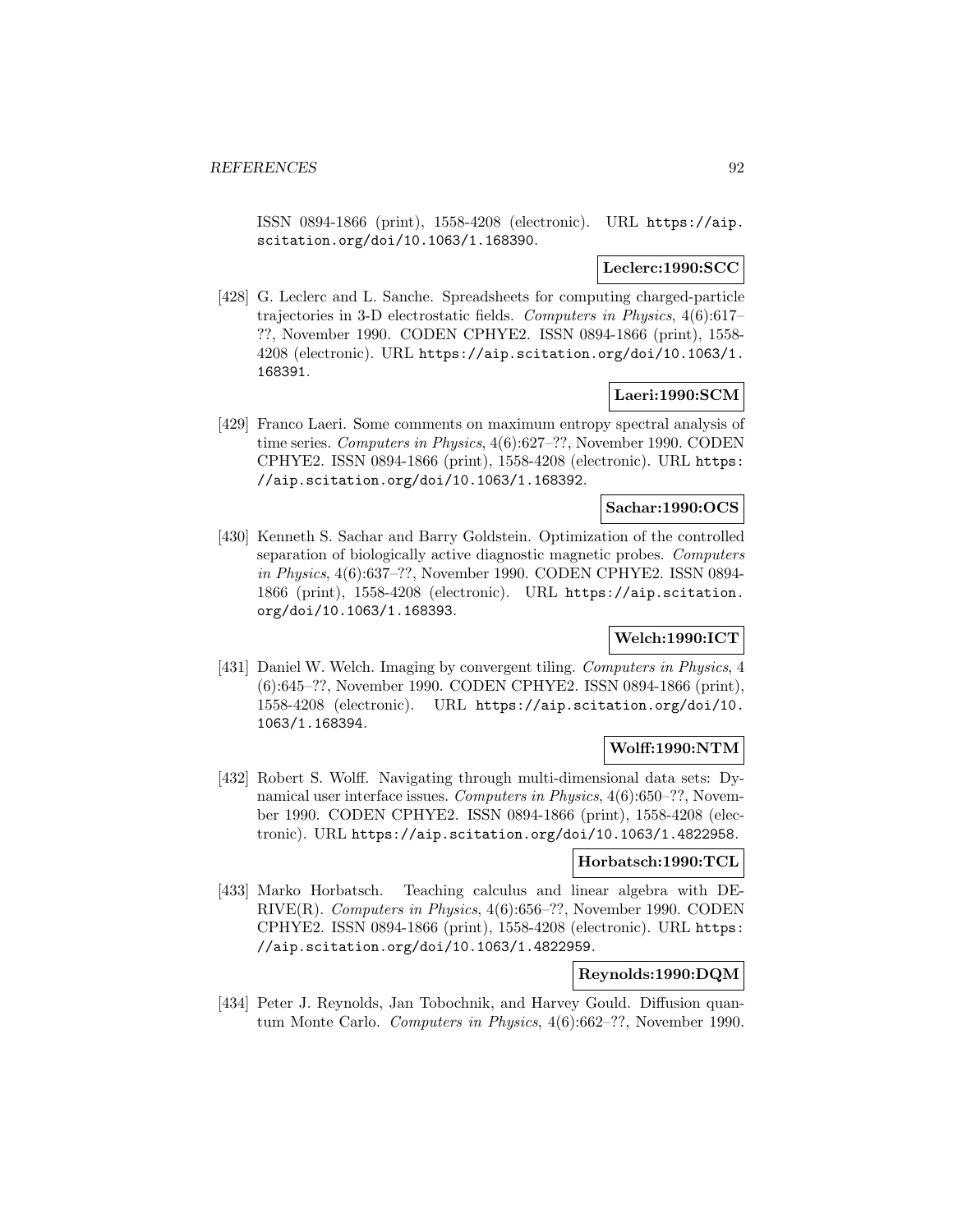ISSN 0894-1866 (print), 1558-4208 (electronic). URL https://aip.scitation.org/doi/10.1063/1.168390.

**Leclerc:1990:SCC**

[428] G. Leclerc and L. Sanche. Spreadsheets for computing charged-particle trajectories in 3-D electrostatic fields. *Computers in Physics*, 4(6):617–??, November 1990. CODEN CPHYE2. ISSN 0894-1866 (print), 1558-4208 (electronic). URL https://aip.scitation.org/doi/10.1063/1.168391.

**Laeri:1990:SCM**

[429] Franco Laeri. Some comments on maximum entropy spectral analysis of time series. *Computers in Physics*, 4(6):627–??, November 1990. CODEN CPHYE2. ISSN 0894-1866 (print), 1558-4208 (electronic). URL https://aip.scitation.org/doi/10.1063/1.168392.

**Sachar:1990:OCS**

[430] Kenneth S. Sachar and Barry Goldstein. Optimization of the controlled separation of biologically active diagnostic magnetic probes. *Computers in Physics*, 4(6):637–??, November 1990. CODEN CPHYE2. ISSN 0894-1866 (print), 1558-4208 (electronic). URL https://aip.scitation.org/doi/10.1063/1.168393.

**Welch:1990:ICT**

[431] Daniel W. Welch. Imaging by convergent tiling. *Computers in Physics*, 4(6):645–??, November 1990. CODEN CPHYE2. ISSN 0894-1866 (print), 1558-4208 (electronic). URL https://aip.scitation.org/doi/10.1063/1.168394.

**Wolff:1990:NTM**

[432] Robert S. Wolff. Navigating through multi-dimensional data sets: Dynamical user interface issues. *Computers in Physics*, 4(6):650–??, November 1990. CODEN CPHYE2. ISSN 0894-1866 (print), 1558-4208 (electronic). URL https://aip.scitation.org/doi/10.1063/1.4822958.

**Horbatsch:1990:TCL**

[433] Marko Horbatsch. Teaching calculus and linear algebra with DERIVE(R). *Computers in Physics*, 4(6):656–??, November 1990. CODEN CPHYE2. ISSN 0894-1866 (print), 1558-4208 (electronic). URL https://aip.scitation.org/doi/10.1063/1.4822959.

**Reynolds:1990:DQM**

[434] Peter J. Reynolds, Jan Tobochnik, and Harvey Gould. Diffusion quantum Monte Carlo. *Computers in Physics*, 4(6):662–??, November 1990.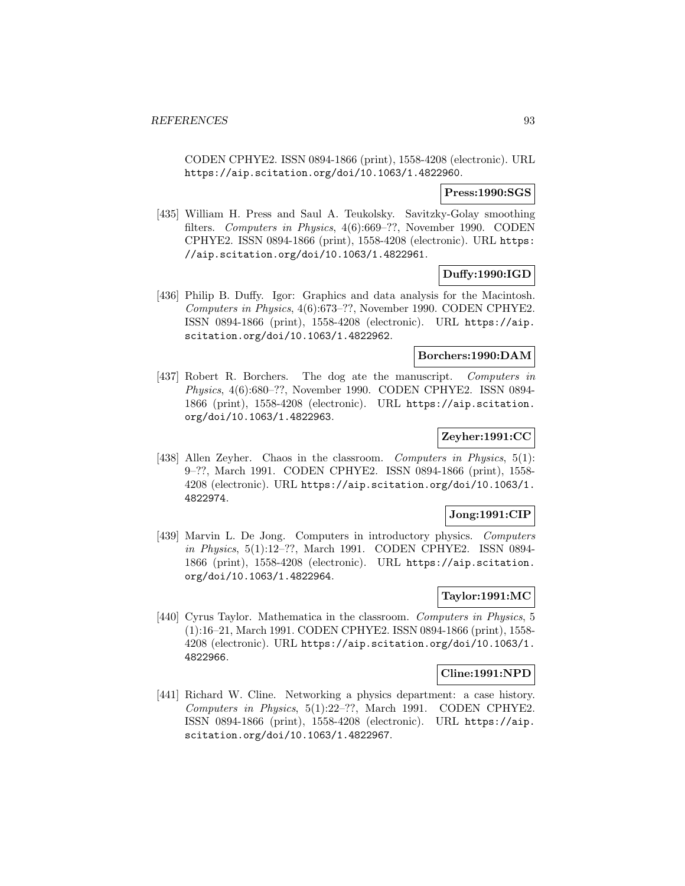CODEN CPHYE2. ISSN 0894-1866 (print), 1558-4208 (electronic). URL https://aip.scitation.org/doi/10.1063/1.4822960.

**Press:1990:SGS**

[435] William H. Press and Saul A. Teukolsky. Savitzky-Golay smoothing filters. *Computers in Physics*, 4(6):669–??, November 1990. CODEN CPHYE2. ISSN 0894-1866 (print), 1558-4208 (electronic). URL https://aip.scitation.org/doi/10.1063/1.4822961.

**Duffy:1990:IGD**

[436] Philip B. Duffy. Igor: Graphics and data analysis for the Macintosh. *Computers in Physics*, 4(6):673–??, November 1990. CODEN CPHYE2. ISSN 0894-1866 (print), 1558-4208 (electronic). URL https://aip.scitation.org/doi/10.1063/1.4822962.

**Borchers:1990:DAM**

[437] Robert R. Borchers. The dog ate the manuscript. *Computers in Physics*, 4(6):680–??, November 1990. CODEN CPHYE2. ISSN 0894-1866 (print), 1558-4208 (electronic). URL https://aip.scitation.org/doi/10.1063/1.4822963.

**Zeyher:1991:CC**

[438] Allen Zeyher. Chaos in the classroom. *Computers in Physics*, 5(1): 9–??, March 1991. CODEN CPHYE2. ISSN 0894-1866 (print), 1558-4208 (electronic). URL https://aip.scitation.org/doi/10.1063/1.4822974.

**Jong:1991:CIP**

[439] Marvin L. De Jong. Computers in introductory physics. *Computers in Physics*, 5(1):12–??, March 1991. CODEN CPHYE2. ISSN 0894-1866 (print), 1558-4208 (electronic). URL https://aip.scitation.org/doi/10.1063/1.4822964.

**Taylor:1991:MC**

[440] Cyrus Taylor. Mathematica in the classroom. *Computers in Physics*, 5 (1):16–21, March 1991. CODEN CPHYE2. ISSN 0894-1866 (print), 1558-4208 (electronic). URL https://aip.scitation.org/doi/10.1063/1.4822966.

**Cline:1991:NPD**

[441] Richard W. Cline. Networking a physics department: a case history. *Computers in Physics*, 5(1):22–??, March 1991. CODEN CPHYE2. ISSN 0894-1866 (print), 1558-4208 (electronic). URL https://aip.scitation.org/doi/10.1063/1.4822967.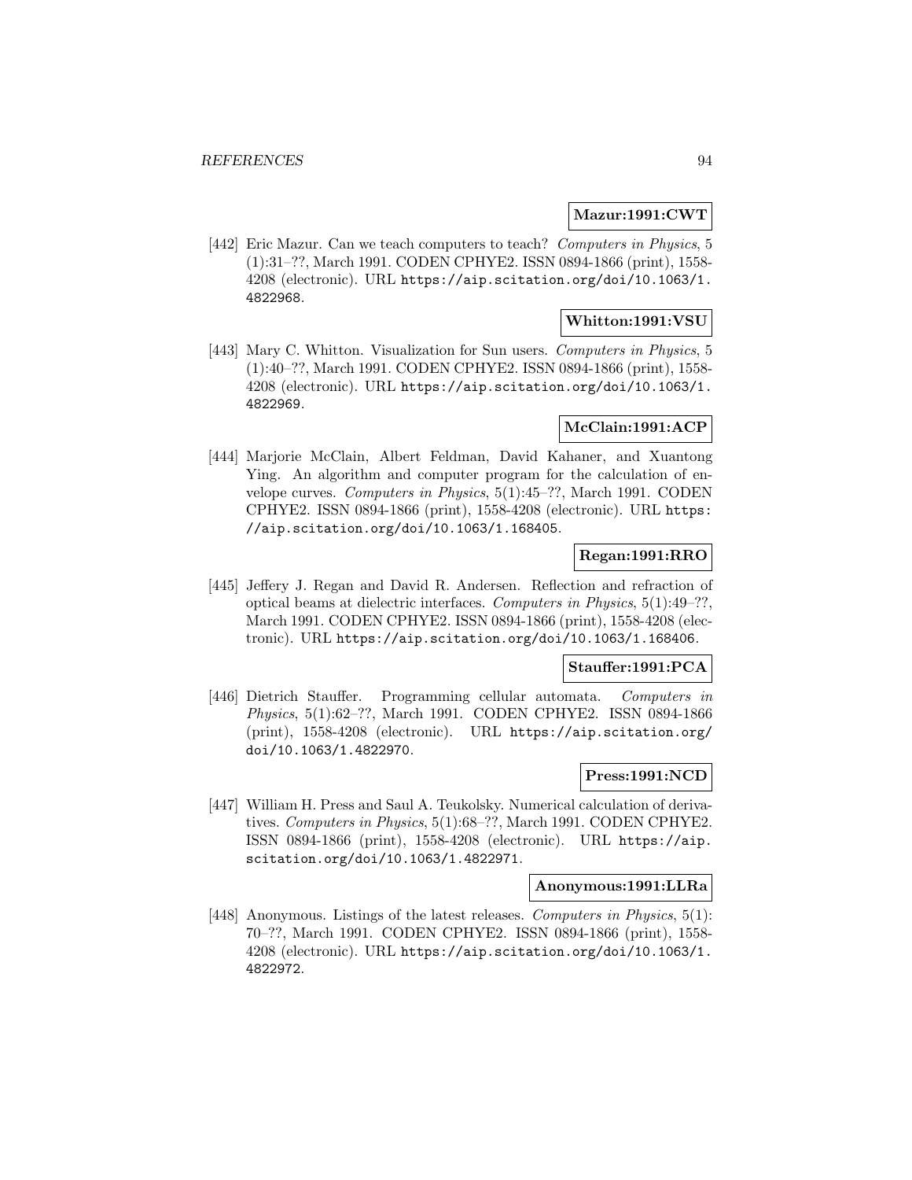**Mazur:1991:CWT**

[442] Eric Mazur. Can we teach computers to teach? *Computers in Physics*, 5 (1):31–??, March 1991. CODEN CPHYE2. ISSN 0894-1866 (print), 1558-4208 (electronic). URL https://aip.scitation.org/doi/10.1063/1.4822968.

**Whitton:1991:VSU**

[443] Mary C. Whitton. Visualization for Sun users. *Computers in Physics*, 5 (1):40–??, March 1991. CODEN CPHYE2. ISSN 0894-1866 (print), 1558-4208 (electronic). URL https://aip.scitation.org/doi/10.1063/1.4822969.

**McClain:1991:ACP**

[444] Marjorie McClain, Albert Feldman, David Kahaner, and Xuantong Ying. An algorithm and computer program for the calculation of envelope curves. *Computers in Physics*, 5(1):45–??, March 1991. CODEN CPHYE2. ISSN 0894-1866 (print), 1558-4208 (electronic). URL https://aip.scitation.org/doi/10.1063/1.168405.

**Regan:1991:RRO**

[445] Jeffery J. Regan and David R. Andersen. Reflection and refraction of optical beams at dielectric interfaces. *Computers in Physics*, 5(1):49–??, March 1991. CODEN CPHYE2. ISSN 0894-1866 (print), 1558-4208 (electronic). URL https://aip.scitation.org/doi/10.1063/1.168406.

**Stauffer:1991:PCA**

[446] Dietrich Stauffer. Programming cellular automata. *Computers in Physics*, 5(1):62–??, March 1991. CODEN CPHYE2. ISSN 0894-1866 (print), 1558-4208 (electronic). URL https://aip.scitation.org/doi/10.1063/1.4822970.

**Press:1991:NCD**

[447] William H. Press and Saul A. Teukolsky. Numerical calculation of derivatives. *Computers in Physics*, 5(1):68–??, March 1991. CODEN CPHYE2. ISSN 0894-1866 (print), 1558-4208 (electronic). URL https://aip.scitation.org/doi/10.1063/1.4822971.

**Anonymous:1991:LLRa**

[448] Anonymous. Listings of the latest releases. *Computers in Physics*, 5(1): 70–??, March 1991. CODEN CPHYE2. ISSN 0894-1866 (print), 1558-4208 (electronic). URL https://aip.scitation.org/doi/10.1063/1.4822972.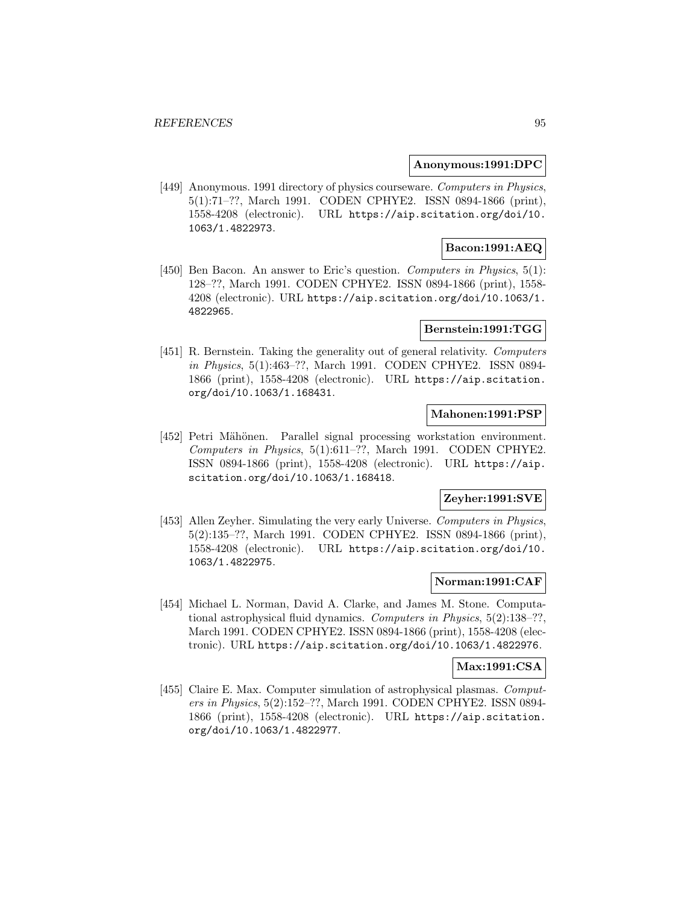**Anonymous:1991:DPC**

[449] Anonymous. 1991 directory of physics courseware. *Computers in Physics*, 5(1):71–??, March 1991. CODEN CPHYE2. ISSN 0894-1866 (print), 1558-4208 (electronic). URL `https://aip.scitation.org/doi/10.1063/1.4822973`.

**Bacon:1991:AEQ**

[450] Ben Bacon. An answer to Eric's question. *Computers in Physics*, 5(1): 128–??, March 1991. CODEN CPHYE2. ISSN 0894-1866 (print), 1558-4208 (electronic). URL `https://aip.scitation.org/doi/10.1063/1.4822965`.

**Bernstein:1991:TGG**

[451] R. Bernstein. Taking the generality out of general relativity. *Computers in Physics*, 5(1):463–??, March 1991. CODEN CPHYE2. ISSN 0894-1866 (print), 1558-4208 (electronic). URL `https://aip.scitation.org/doi/10.1063/1.168431`.

**Mahonen:1991:PSP**

[452] Petri Mähönen. Parallel signal processing workstation environment. *Computers in Physics*, 5(1):611–??, March 1991. CODEN CPHYE2. ISSN 0894-1866 (print), 1558-4208 (electronic). URL `https://aip.scitation.org/doi/10.1063/1.168418`.

**Zeyher:1991:SVE**

[453] Allen Zeyher. Simulating the very early Universe. *Computers in Physics*, 5(2):135–??, March 1991. CODEN CPHYE2. ISSN 0894-1866 (print), 1558-4208 (electronic). URL `https://aip.scitation.org/doi/10.1063/1.4822975`.

**Norman:1991:CAF**

[454] Michael L. Norman, David A. Clarke, and James M. Stone. Computational astrophysical fluid dynamics. *Computers in Physics*, 5(2):138–??, March 1991. CODEN CPHYE2. ISSN 0894-1866 (print), 1558-4208 (electronic). URL `https://aip.scitation.org/doi/10.1063/1.4822976`.

**Max:1991:CSA**

[455] Claire E. Max. Computer simulation of astrophysical plasmas. *Computers in Physics*, 5(2):152–??, March 1991. CODEN CPHYE2. ISSN 0894-1866 (print), 1558-4208 (electronic). URL `https://aip.scitation.org/doi/10.1063/1.4822977`.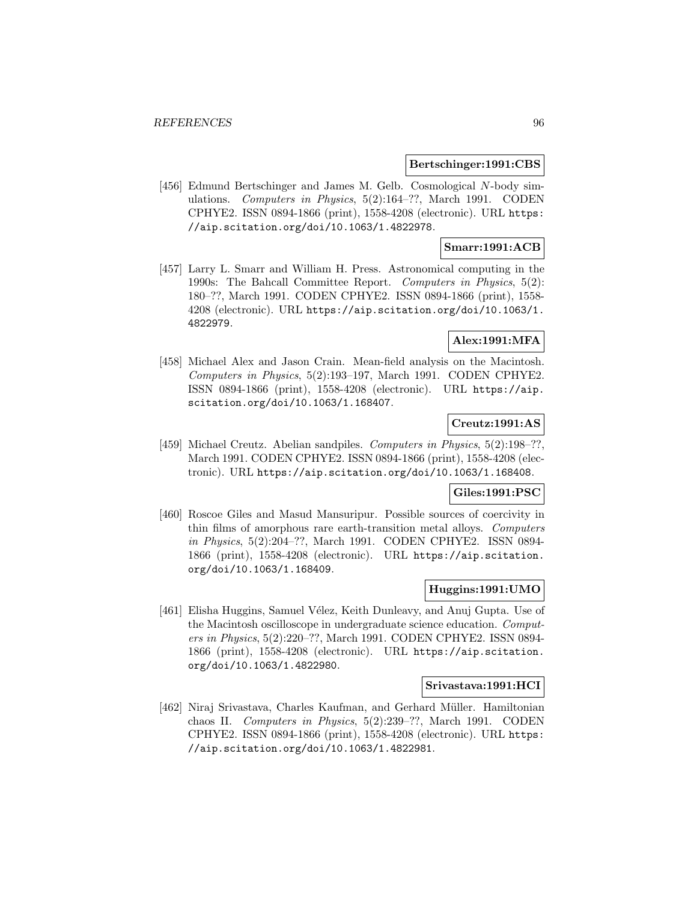**Bertschinger:1991:CBS**

[456] Edmund Bertschinger and James M. Gelb. Cosmological $N$-body simulations. *Computers in Physics*, 5(2):164–??, March 1991. CODEN CPHYE2. ISSN 0894-1866 (print), 1558-4208 (electronic). URL https://aip.scitation.org/doi/10.1063/1.4822978.

**Smarr:1991:ACB**

[457] Larry L. Smarr and William H. Press. Astronomical computing in the 1990s: The Bahcall Committee Report. *Computers in Physics*, 5(2): 180–??, March 1991. CODEN CPHYE2. ISSN 0894-1866 (print), 1558-4208 (electronic). URL https://aip.scitation.org/doi/10.1063/1.4822979.

**Alex:1991:MFA**

[458] Michael Alex and Jason Crain. Mean-field analysis on the Macintosh. *Computers in Physics*, 5(2):193–197, March 1991. CODEN CPHYE2. ISSN 0894-1866 (print), 1558-4208 (electronic). URL https://aip.scitation.org/doi/10.1063/1.168407.

**Creutz:1991:AS**

[459] Michael Creutz. Abelian sandpiles. *Computers in Physics*, 5(2):198–??, March 1991. CODEN CPHYE2. ISSN 0894-1866 (print), 1558-4208 (electronic). URL https://aip.scitation.org/doi/10.1063/1.168408.

**Giles:1991:PSC**

[460] Roscoe Giles and Masud Mansuripur. Possible sources of coercivity in thin films of amorphous rare earth-transition metal alloys. *Computers in Physics*, 5(2):204–??, March 1991. CODEN CPHYE2. ISSN 0894-1866 (print), 1558-4208 (electronic). URL https://aip.scitation.org/doi/10.1063/1.168409.

**Huggins:1991:UMO**

[461] Elisha Huggins, Samuel Vélez, Keith Dunleavy, and Anuj Gupta. Use of the Macintosh oscilloscope in undergraduate science education. *Computers in Physics*, 5(2):220–??, March 1991. CODEN CPHYE2. ISSN 0894-1866 (print), 1558-4208 (electronic). URL https://aip.scitation.org/doi/10.1063/1.4822980.

**Srivastava:1991:HCI**

[462] Niraj Srivastava, Charles Kaufman, and Gerhard Müller. Hamiltonian chaos II. *Computers in Physics*, 5(2):239–??, March 1991. CODEN CPHYE2. ISSN 0894-1866 (print), 1558-4208 (electronic). URL https://aip.scitation.org/doi/10.1063/1.4822981.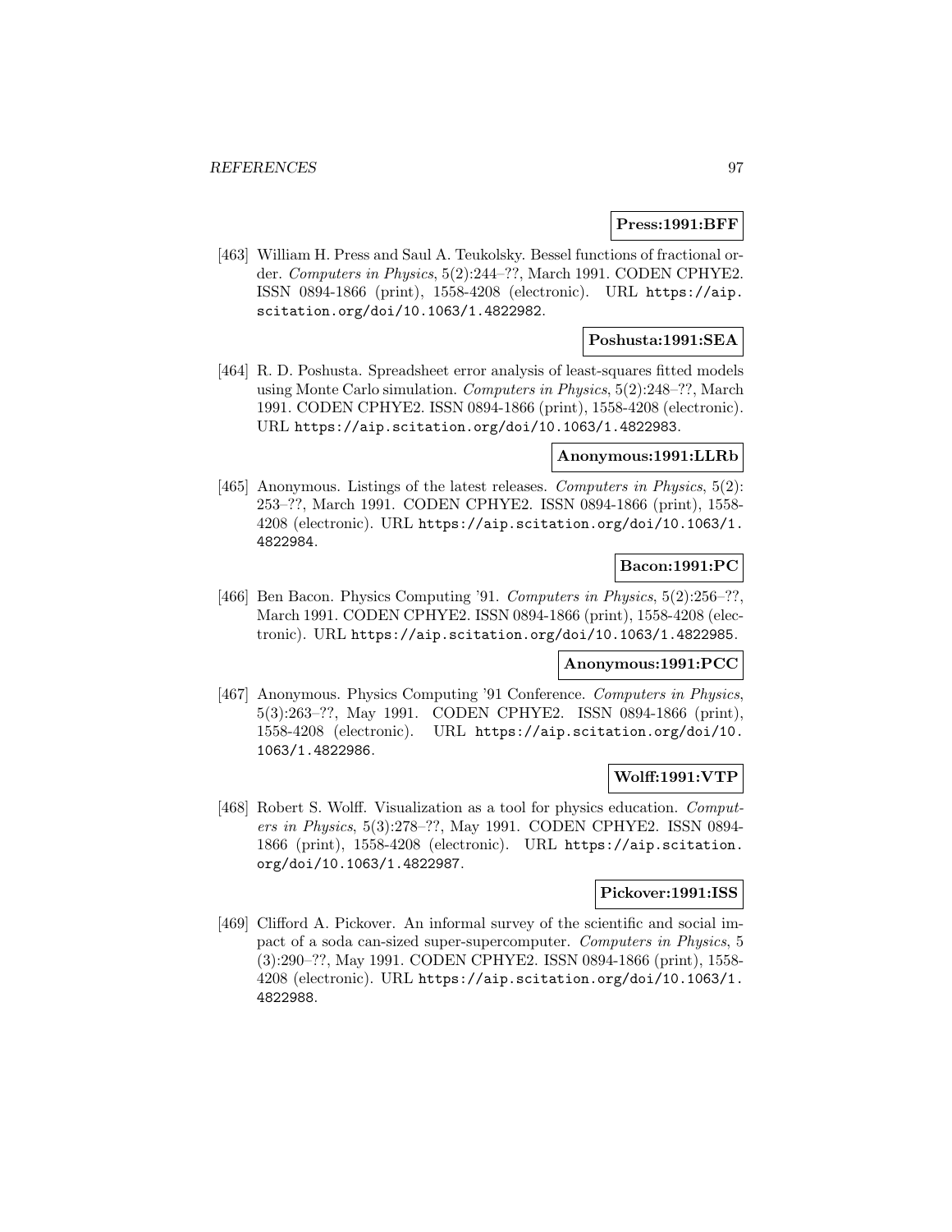**Press:1991:BFF**

[463] William H. Press and Saul A. Teukolsky. Bessel functions of fractional order. *Computers in Physics*, 5(2):244–??, March 1991. CODEN CPHYE2. ISSN 0894-1866 (print), 1558-4208 (electronic). URL https://aip.scitation.org/doi/10.1063/1.4822982.

**Poshusta:1991:SEA**

[464] R. D. Poshusta. Spreadsheet error analysis of least-squares fitted models using Monte Carlo simulation. *Computers in Physics*, 5(2):248–??, March 1991. CODEN CPHYE2. ISSN 0894-1866 (print), 1558-4208 (electronic). URL https://aip.scitation.org/doi/10.1063/1.4822983.

**Anonymous:1991:LLRb**

[465] Anonymous. Listings of the latest releases. *Computers in Physics*, 5(2): 253–??, March 1991. CODEN CPHYE2. ISSN 0894-1866 (print), 1558-4208 (electronic). URL https://aip.scitation.org/doi/10.1063/1.4822984.

**Bacon:1991:PC**

[466] Ben Bacon. Physics Computing '91. *Computers in Physics*, 5(2):256–??, March 1991. CODEN CPHYE2. ISSN 0894-1866 (print), 1558-4208 (electronic). URL https://aip.scitation.org/doi/10.1063/1.4822985.

**Anonymous:1991:PCC**

[467] Anonymous. Physics Computing '91 Conference. *Computers in Physics*, 5(3):263–??, May 1991. CODEN CPHYE2. ISSN 0894-1866 (print), 1558-4208 (electronic). URL https://aip.scitation.org/doi/10.1063/1.4822986.

**Wolff:1991:VTP**

[468] Robert S. Wolff. Visualization as a tool for physics education. *Computers in Physics*, 5(3):278–??, May 1991. CODEN CPHYE2. ISSN 0894-1866 (print), 1558-4208 (electronic). URL https://aip.scitation.org/doi/10.1063/1.4822987.

**Pickover:1991:ISS**

[469] Clifford A. Pickover. An informal survey of the scientific and social impact of a soda can-sized super-supercomputer. *Computers in Physics*, 5 (3):290–??, May 1991. CODEN CPHYE2. ISSN 0894-1866 (print), 1558-4208 (electronic). URL https://aip.scitation.org/doi/10.1063/1.4822988.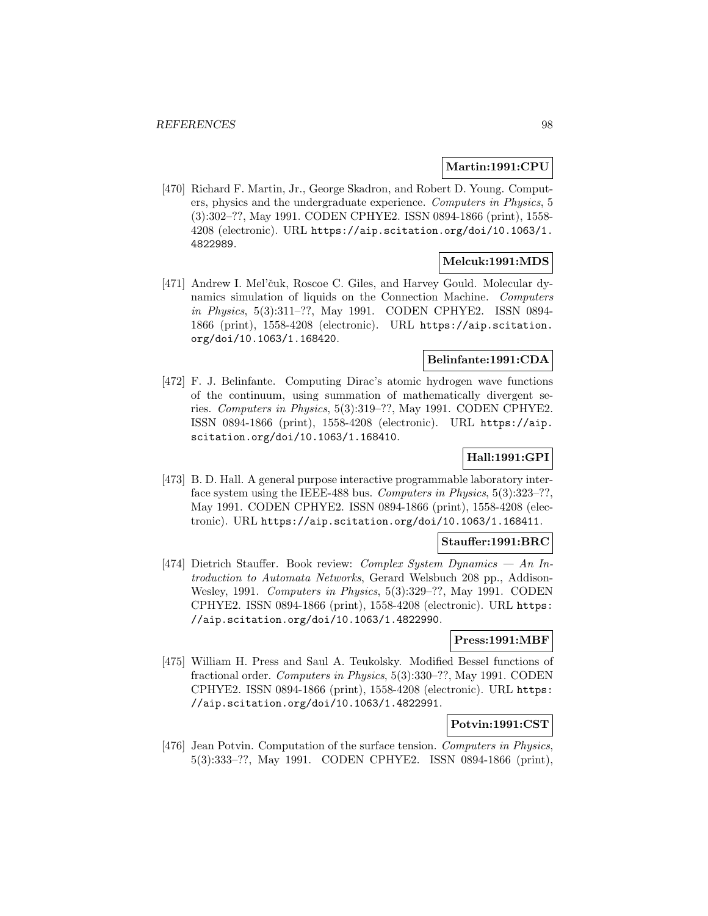**Martin:1991:CPU**

[470] Richard F. Martin, Jr., George Skadron, and Robert D. Young. Computers, physics and the undergraduate experience. *Computers in Physics*, 5 (3):302–??, May 1991. CODEN CPHYE2. ISSN 0894-1866 (print), 1558-4208 (electronic). URL https://aip.scitation.org/doi/10.1063/1.4822989.

**Melcuk:1991:MDS**

[471] Andrew I. Mel'čuk, Roscoe C. Giles, and Harvey Gould. Molecular dynamics simulation of liquids on the Connection Machine. *Computers in Physics*, 5(3):311–??, May 1991. CODEN CPHYE2. ISSN 0894-1866 (print), 1558-4208 (electronic). URL https://aip.scitation.org/doi/10.1063/1.168420.

**Belinfante:1991:CDA**

[472] F. J. Belinfante. Computing Dirac's atomic hydrogen wave functions of the continuum, using summation of mathematically divergent series. *Computers in Physics*, 5(3):319–??, May 1991. CODEN CPHYE2. ISSN 0894-1866 (print), 1558-4208 (electronic). URL https://aip.scitation.org/doi/10.1063/1.168410.

**Hall:1991:GPI**

[473] B. D. Hall. A general purpose interactive programmable laboratory interface system using the IEEE-488 bus. *Computers in Physics*, 5(3):323–??, May 1991. CODEN CPHYE2. ISSN 0894-1866 (print), 1558-4208 (electronic). URL https://aip.scitation.org/doi/10.1063/1.168411.

**Stauffer:1991:BRC**

[474] Dietrich Stauffer. Book review: *Complex System Dynamics — An Introduction to Automata Networks*, Gerard Welsbuch 208 pp., Addison-Wesley, 1991. *Computers in Physics*, 5(3):329–??, May 1991. CODEN CPHYE2. ISSN 0894-1866 (print), 1558-4208 (electronic). URL https://aip.scitation.org/doi/10.1063/1.4822990.

**Press:1991:MBF**

[475] William H. Press and Saul A. Teukolsky. Modified Bessel functions of fractional order. *Computers in Physics*, 5(3):330–??, May 1991. CODEN CPHYE2. ISSN 0894-1866 (print), 1558-4208 (electronic). URL https://aip.scitation.org/doi/10.1063/1.4822991.

**Potvin:1991:CST**

[476] Jean Potvin. Computation of the surface tension. *Computers in Physics*, 5(3):333–??, May 1991. CODEN CPHYE2. ISSN 0894-1866 (print),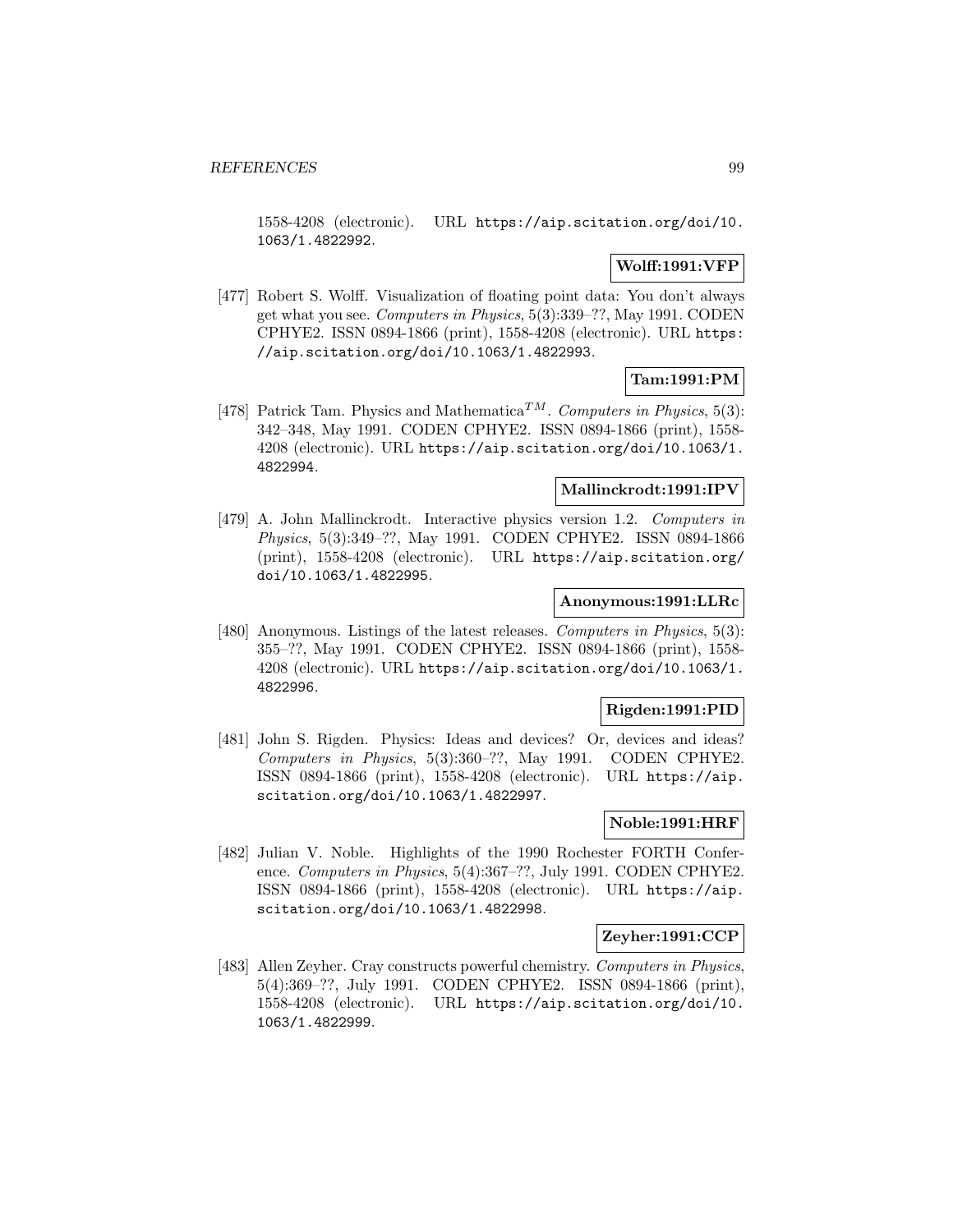1558-4208 (electronic). URL https://aip.scitation.org/doi/10.1063/1.4822992.

**Wolff:1991:VFP**

[477] Robert S. Wolff. Visualization of floating point data: You don't always get what you see. *Computers in Physics*, 5(3):339–??, May 1991. CODEN CPHYE2. ISSN 0894-1866 (print), 1558-4208 (electronic). URL https://aip.scitation.org/doi/10.1063/1.4822993.

**Tam:1991:PM**

[478] Patrick Tam. Physics and Mathematica$^{TM}$. *Computers in Physics*, 5(3): 342–348, May 1991. CODEN CPHYE2. ISSN 0894-1866 (print), 1558-4208 (electronic). URL https://aip.scitation.org/doi/10.1063/1.4822994.

**Mallinckrodt:1991:IPV**

[479] A. John Mallinckrodt. Interactive physics version 1.2. *Computers in Physics*, 5(3):349–??, May 1991. CODEN CPHYE2. ISSN 0894-1866 (print), 1558-4208 (electronic). URL https://aip.scitation.org/doi/10.1063/1.4822995.

**Anonymous:1991:LLRc**

[480] Anonymous. Listings of the latest releases. *Computers in Physics*, 5(3): 355–??, May 1991. CODEN CPHYE2. ISSN 0894-1866 (print), 1558-4208 (electronic). URL https://aip.scitation.org/doi/10.1063/1.4822996.

**Rigden:1991:PID**

[481] John S. Rigden. Physics: Ideas and devices? Or, devices and ideas? *Computers in Physics*, 5(3):360–??, May 1991. CODEN CPHYE2. ISSN 0894-1866 (print), 1558-4208 (electronic). URL https://aip.scitation.org/doi/10.1063/1.4822997.

**Noble:1991:HRF**

[482] Julian V. Noble. Highlights of the 1990 Rochester FORTH Conference. *Computers in Physics*, 5(4):367–??, July 1991. CODEN CPHYE2. ISSN 0894-1866 (print), 1558-4208 (electronic). URL https://aip.scitation.org/doi/10.1063/1.4822998.

**Zeyher:1991:CCP**

[483] Allen Zeyher. Cray constructs powerful chemistry. *Computers in Physics*, 5(4):369–??, July 1991. CODEN CPHYE2. ISSN 0894-1866 (print), 1558-4208 (electronic). URL https://aip.scitation.org/doi/10.1063/1.4822999.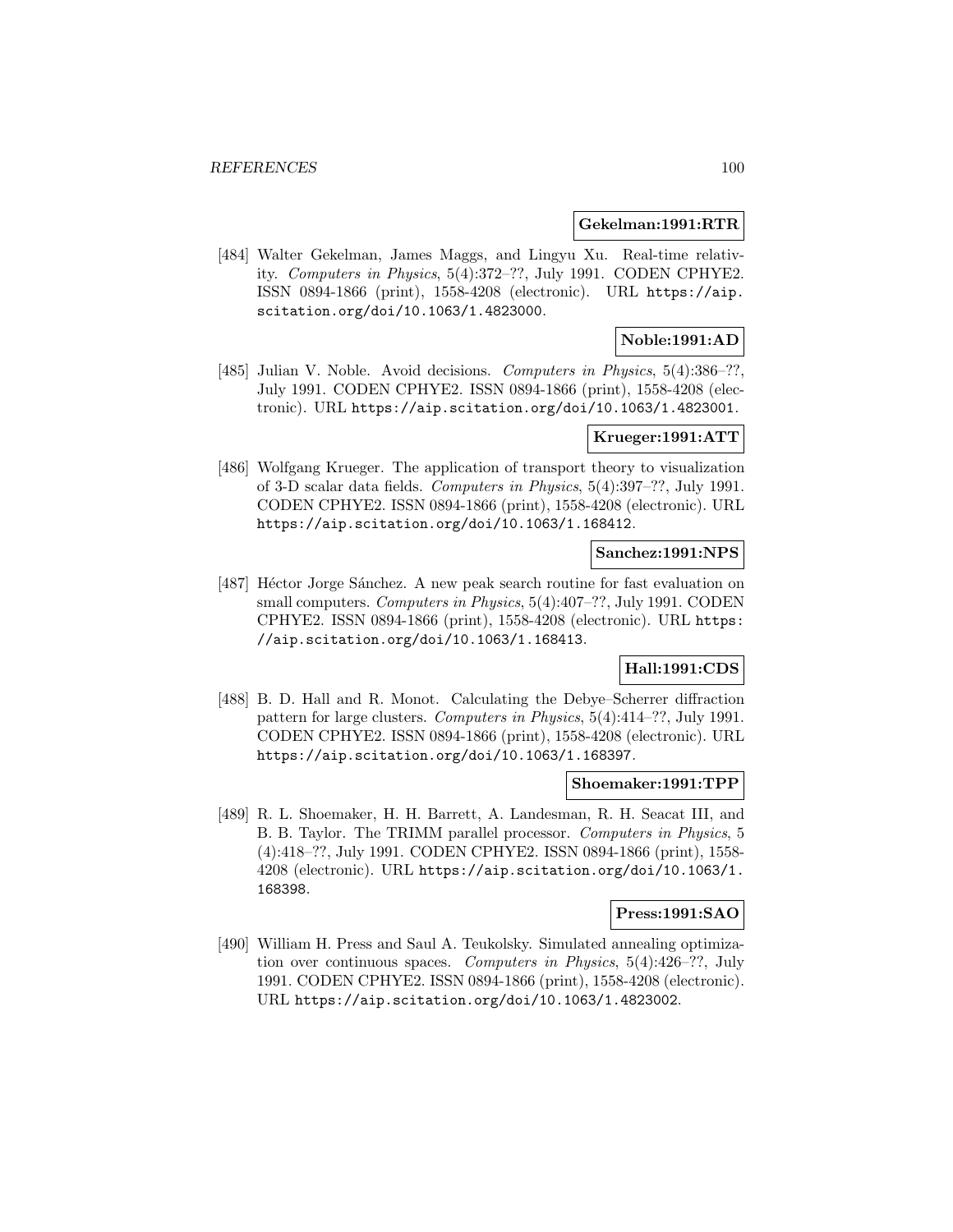**Gekelman:1991:RTR**

[484] Walter Gekelman, James Maggs, and Lingyu Xu. Real-time relativity. *Computers in Physics*, 5(4):372–??, July 1991. CODEN CPHYE2. ISSN 0894-1866 (print), 1558-4208 (electronic). URL https://aip.scitation.org/doi/10.1063/1.4823000.

**Noble:1991:AD**

[485] Julian V. Noble. Avoid decisions. *Computers in Physics*, 5(4):386–??, July 1991. CODEN CPHYE2. ISSN 0894-1866 (print), 1558-4208 (electronic). URL https://aip.scitation.org/doi/10.1063/1.4823001.

**Krueger:1991:ATT**

[486] Wolfgang Krueger. The application of transport theory to visualization of 3-D scalar data fields. *Computers in Physics*, 5(4):397–??, July 1991. CODEN CPHYE2. ISSN 0894-1866 (print), 1558-4208 (electronic). URL https://aip.scitation.org/doi/10.1063/1.168412.

**Sanchez:1991:NPS**

[487] Héctor Jorge Sánchez. A new peak search routine for fast evaluation on small computers. *Computers in Physics*, 5(4):407–??, July 1991. CODEN CPHYE2. ISSN 0894-1866 (print), 1558-4208 (electronic). URL https://aip.scitation.org/doi/10.1063/1.168413.

**Hall:1991:CDS**

[488] B. D. Hall and R. Monot. Calculating the Debye–Scherrer diffraction pattern for large clusters. *Computers in Physics*, 5(4):414–??, July 1991. CODEN CPHYE2. ISSN 0894-1866 (print), 1558-4208 (electronic). URL https://aip.scitation.org/doi/10.1063/1.168397.

**Shoemaker:1991:TPP**

[489] R. L. Shoemaker, H. H. Barrett, A. Landesman, R. H. Seacat III, and B. B. Taylor. The TRIMM parallel processor. *Computers in Physics*, 5 (4):418–??, July 1991. CODEN CPHYE2. ISSN 0894-1866 (print), 1558-4208 (electronic). URL https://aip.scitation.org/doi/10.1063/1.168398.

**Press:1991:SAO**

[490] William H. Press and Saul A. Teukolsky. Simulated annealing optimization over continuous spaces. *Computers in Physics*, 5(4):426–??, July 1991. CODEN CPHYE2. ISSN 0894-1866 (print), 1558-4208 (electronic). URL https://aip.scitation.org/doi/10.1063/1.4823002.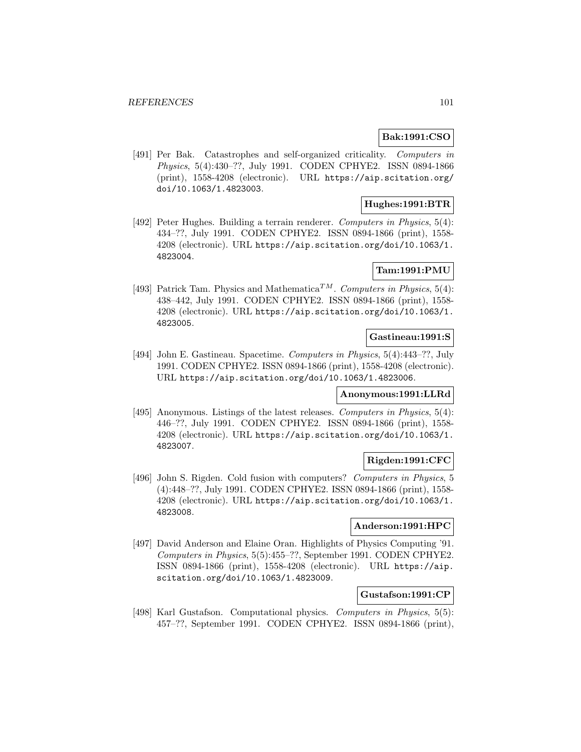**Bak:1991:CSO**

[491] Per Bak. Catastrophes and self-organized criticality. *Computers in Physics*, 5(4):430–??, July 1991. CODEN CPHYE2. ISSN 0894-1866 (print), 1558-4208 (electronic). URL https://aip.scitation.org/doi/10.1063/1.4823003.

**Hughes:1991:BTR**

[492] Peter Hughes. Building a terrain renderer. *Computers in Physics*, 5(4): 434–??, July 1991. CODEN CPHYE2. ISSN 0894-1866 (print), 1558-4208 (electronic). URL https://aip.scitation.org/doi/10.1063/1.4823004.

**Tam:1991:PMU**

[493] Patrick Tam. Physics and Mathematica$^{TM}$. *Computers in Physics*, 5(4): 438–442, July 1991. CODEN CPHYE2. ISSN 0894-1866 (print), 1558-4208 (electronic). URL https://aip.scitation.org/doi/10.1063/1.4823005.

**Gastineau:1991:S**

[494] John E. Gastineau. Spacetime. *Computers in Physics*, 5(4):443–??, July 1991. CODEN CPHYE2. ISSN 0894-1866 (print), 1558-4208 (electronic). URL https://aip.scitation.org/doi/10.1063/1.4823006.

**Anonymous:1991:LLRd**

[495] Anonymous. Listings of the latest releases. *Computers in Physics*, 5(4): 446–??, July 1991. CODEN CPHYE2. ISSN 0894-1866 (print), 1558-4208 (electronic). URL https://aip.scitation.org/doi/10.1063/1.4823007.

**Rigden:1991:CFC**

[496] John S. Rigden. Cold fusion with computers? *Computers in Physics*, 5 (4):448–??, July 1991. CODEN CPHYE2. ISSN 0894-1866 (print), 1558-4208 (electronic). URL https://aip.scitation.org/doi/10.1063/1.4823008.

**Anderson:1991:HPC**

[497] David Anderson and Elaine Oran. Highlights of Physics Computing '91. *Computers in Physics*, 5(5):455–??, September 1991. CODEN CPHYE2. ISSN 0894-1866 (print), 1558-4208 (electronic). URL https://aip.scitation.org/doi/10.1063/1.4823009.

**Gustafson:1991:CP**

[498] Karl Gustafson. Computational physics. *Computers in Physics*, 5(5): 457–??, September 1991. CODEN CPHYE2. ISSN 0894-1866 (print),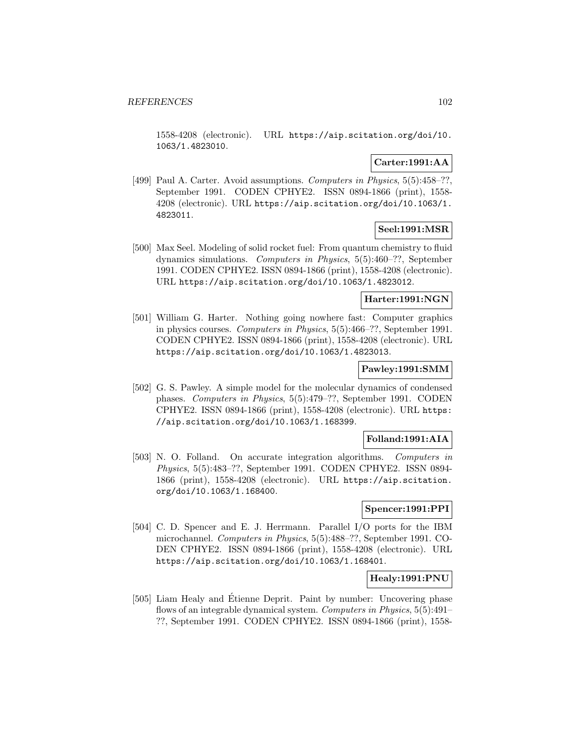1558-4208 (electronic). URL https://aip.scitation.org/doi/10.1063/1.4823010.

**Carter:1991:AA**

[499] Paul A. Carter. Avoid assumptions. *Computers in Physics*, 5(5):458–??, September 1991. CODEN CPHYE2. ISSN 0894-1866 (print), 1558-4208 (electronic). URL https://aip.scitation.org/doi/10.1063/1.4823011.

**Seel:1991:MSR**

[500] Max Seel. Modeling of solid rocket fuel: From quantum chemistry to fluid dynamics simulations. *Computers in Physics*, 5(5):460–??, September 1991. CODEN CPHYE2. ISSN 0894-1866 (print), 1558-4208 (electronic). URL https://aip.scitation.org/doi/10.1063/1.4823012.

**Harter:1991:NGN**

[501] William G. Harter. Nothing going nowhere fast: Computer graphics in physics courses. *Computers in Physics*, 5(5):466–??, September 1991. CODEN CPHYE2. ISSN 0894-1866 (print), 1558-4208 (electronic). URL https://aip.scitation.org/doi/10.1063/1.4823013.

**Pawley:1991:SMM**

[502] G. S. Pawley. A simple model for the molecular dynamics of condensed phases. *Computers in Physics*, 5(5):479–??, September 1991. CODEN CPHYE2. ISSN 0894-1866 (print), 1558-4208 (electronic). URL https://aip.scitation.org/doi/10.1063/1.168399.

**Folland:1991:AIA**

[503] N. O. Folland. On accurate integration algorithms. *Computers in Physics*, 5(5):483–??, September 1991. CODEN CPHYE2. ISSN 0894-1866 (print), 1558-4208 (electronic). URL https://aip.scitation.org/doi/10.1063/1.168400.

**Spencer:1991:PPI**

[504] C. D. Spencer and E. J. Herrmann. Parallel I/O ports for the IBM microchannel. *Computers in Physics*, 5(5):488–??, September 1991. CODEN CPHYE2. ISSN 0894-1866 (print), 1558-4208 (electronic). URL https://aip.scitation.org/doi/10.1063/1.168401.

**Healy:1991:PNU**

[505] Liam Healy and Étienne Deprit. Paint by number: Uncovering phase flows of an integrable dynamical system. *Computers in Physics*, 5(5):491–??, September 1991. CODEN CPHYE2. ISSN 0894-1866 (print), 1558-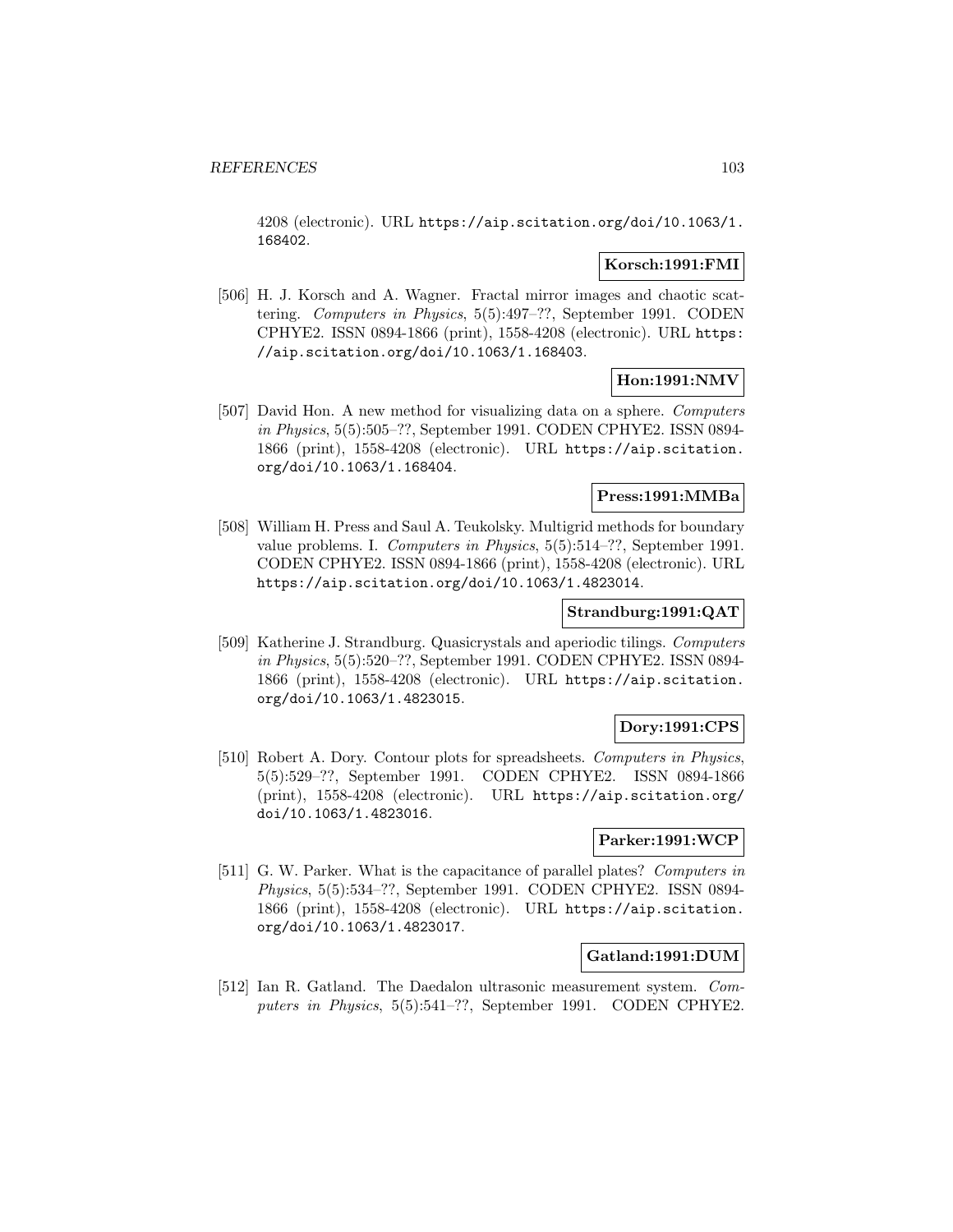4208 (electronic). URL https://aip.scitation.org/doi/10.1063/1.168402.

**Korsch:1991:FMI**

[506] H. J. Korsch and A. Wagner. Fractal mirror images and chaotic scattering. *Computers in Physics*, 5(5):497–??, September 1991. CODEN CPHYE2. ISSN 0894-1866 (print), 1558-4208 (electronic). URL https://aip.scitation.org/doi/10.1063/1.168403.

**Hon:1991:NMV**

[507] David Hon. A new method for visualizing data on a sphere. *Computers in Physics*, 5(5):505–??, September 1991. CODEN CPHYE2. ISSN 0894-1866 (print), 1558-4208 (electronic). URL https://aip.scitation.org/doi/10.1063/1.168404.

**Press:1991:MMBa**

[508] William H. Press and Saul A. Teukolsky. Multigrid methods for boundary value problems. I. *Computers in Physics*, 5(5):514–??, September 1991. CODEN CPHYE2. ISSN 0894-1866 (print), 1558-4208 (electronic). URL https://aip.scitation.org/doi/10.1063/1.4823014.

**Strandburg:1991:QAT**

[509] Katherine J. Strandburg. Quasicrystals and aperiodic tilings. *Computers in Physics*, 5(5):520–??, September 1991. CODEN CPHYE2. ISSN 0894-1866 (print), 1558-4208 (electronic). URL https://aip.scitation.org/doi/10.1063/1.4823015.

**Dory:1991:CPS**

[510] Robert A. Dory. Contour plots for spreadsheets. *Computers in Physics*, 5(5):529–??, September 1991. CODEN CPHYE2. ISSN 0894-1866 (print), 1558-4208 (electronic). URL https://aip.scitation.org/doi/10.1063/1.4823016.

**Parker:1991:WCP**

[511] G. W. Parker. What is the capacitance of parallel plates? *Computers in Physics*, 5(5):534–??, September 1991. CODEN CPHYE2. ISSN 0894-1866 (print), 1558-4208 (electronic). URL https://aip.scitation.org/doi/10.1063/1.4823017.

**Gatland:1991:DUM**

[512] Ian R. Gatland. The Daedalon ultrasonic measurement system. *Computers in Physics*, 5(5):541–??, September 1991. CODEN CPHYE2.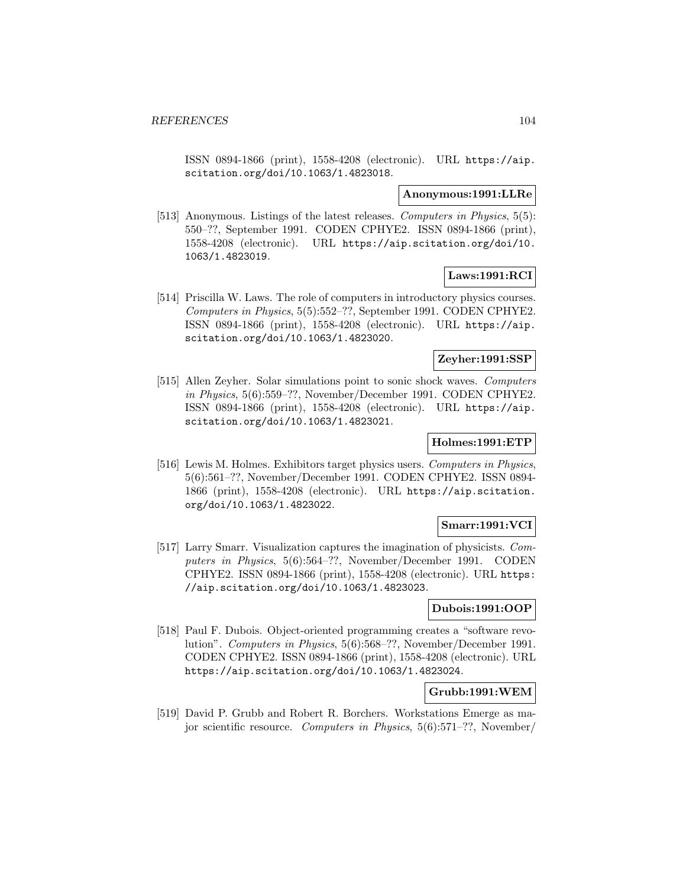ISSN 0894-1866 (print), 1558-4208 (electronic). URL https://aip.scitation.org/doi/10.1063/1.4823018.

**Anonymous:1991:LLRe**

[513] Anonymous. Listings of the latest releases. *Computers in Physics*, 5(5): 550–??, September 1991. CODEN CPHYE2. ISSN 0894-1866 (print), 1558-4208 (electronic). URL https://aip.scitation.org/doi/10.1063/1.4823019.

**Laws:1991:RCI**

[514] Priscilla W. Laws. The role of computers in introductory physics courses. *Computers in Physics*, 5(5):552–??, September 1991. CODEN CPHYE2. ISSN 0894-1866 (print), 1558-4208 (electronic). URL https://aip.scitation.org/doi/10.1063/1.4823020.

**Zeyher:1991:SSP**

[515] Allen Zeyher. Solar simulations point to sonic shock waves. *Computers in Physics*, 5(6):559–??, November/December 1991. CODEN CPHYE2. ISSN 0894-1866 (print), 1558-4208 (electronic). URL https://aip.scitation.org/doi/10.1063/1.4823021.

**Holmes:1991:ETP**

[516] Lewis M. Holmes. Exhibitors target physics users. *Computers in Physics*, 5(6):561–??, November/December 1991. CODEN CPHYE2. ISSN 0894-1866 (print), 1558-4208 (electronic). URL https://aip.scitation.org/doi/10.1063/1.4823022.

**Smarr:1991:VCI**

[517] Larry Smarr. Visualization captures the imagination of physicists. *Computers in Physics*, 5(6):564–??, November/December 1991. CODEN CPHYE2. ISSN 0894-1866 (print), 1558-4208 (electronic). URL https://aip.scitation.org/doi/10.1063/1.4823023.

**Dubois:1991:OOP**

[518] Paul F. Dubois. Object-oriented programming creates a "software revolution". *Computers in Physics*, 5(6):568–??, November/December 1991. CODEN CPHYE2. ISSN 0894-1866 (print), 1558-4208 (electronic). URL https://aip.scitation.org/doi/10.1063/1.4823024.

**Grubb:1991:WEM**

[519] David P. Grubb and Robert R. Borchers. Workstations Emerge as major scientific resource. *Computers in Physics*, 5(6):571–??, November/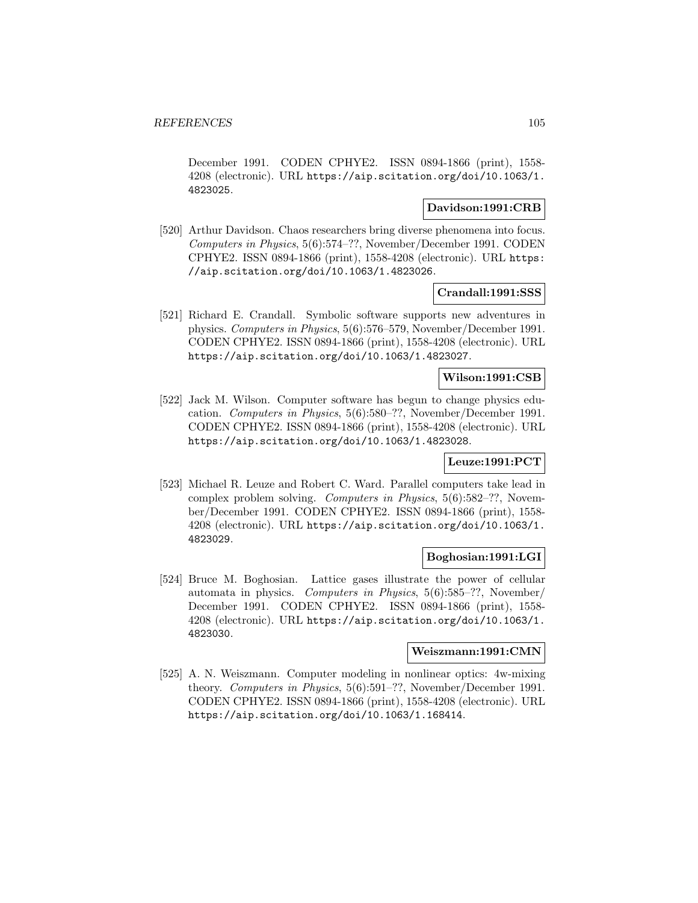December 1991. CODEN CPHYE2. ISSN 0894-1866 (print), 1558-4208 (electronic). URL https://aip.scitation.org/doi/10.1063/1.4823025.

**Davidson:1991:CRB**

[520] Arthur Davidson. Chaos researchers bring diverse phenomena into focus. *Computers in Physics*, 5(6):574–??, November/December 1991. CODEN CPHYE2. ISSN 0894-1866 (print), 1558-4208 (electronic). URL https://aip.scitation.org/doi/10.1063/1.4823026.

**Crandall:1991:SSS**

[521] Richard E. Crandall. Symbolic software supports new adventures in physics. *Computers in Physics*, 5(6):576–579, November/December 1991. CODEN CPHYE2. ISSN 0894-1866 (print), 1558-4208 (electronic). URL https://aip.scitation.org/doi/10.1063/1.4823027.

**Wilson:1991:CSB**

[522] Jack M. Wilson. Computer software has begun to change physics education. *Computers in Physics*, 5(6):580–??, November/December 1991. CODEN CPHYE2. ISSN 0894-1866 (print), 1558-4208 (electronic). URL https://aip.scitation.org/doi/10.1063/1.4823028.

**Leuze:1991:PCT**

[523] Michael R. Leuze and Robert C. Ward. Parallel computers take lead in complex problem solving. *Computers in Physics*, 5(6):582–??, November/December 1991. CODEN CPHYE2. ISSN 0894-1866 (print), 1558-4208 (electronic). URL https://aip.scitation.org/doi/10.1063/1.4823029.

**Boghosian:1991:LGI**

[524] Bruce M. Boghosian. Lattice gases illustrate the power of cellular automata in physics. *Computers in Physics*, 5(6):585–??, November/December 1991. CODEN CPHYE2. ISSN 0894-1866 (print), 1558-4208 (electronic). URL https://aip.scitation.org/doi/10.1063/1.4823030.

**Weiszmann:1991:CMN**

[525] A. N. Weiszmann. Computer modeling in nonlinear optics: 4w-mixing theory. *Computers in Physics*, 5(6):591–??, November/December 1991. CODEN CPHYE2. ISSN 0894-1866 (print), 1558-4208 (electronic). URL https://aip.scitation.org/doi/10.1063/1.168414.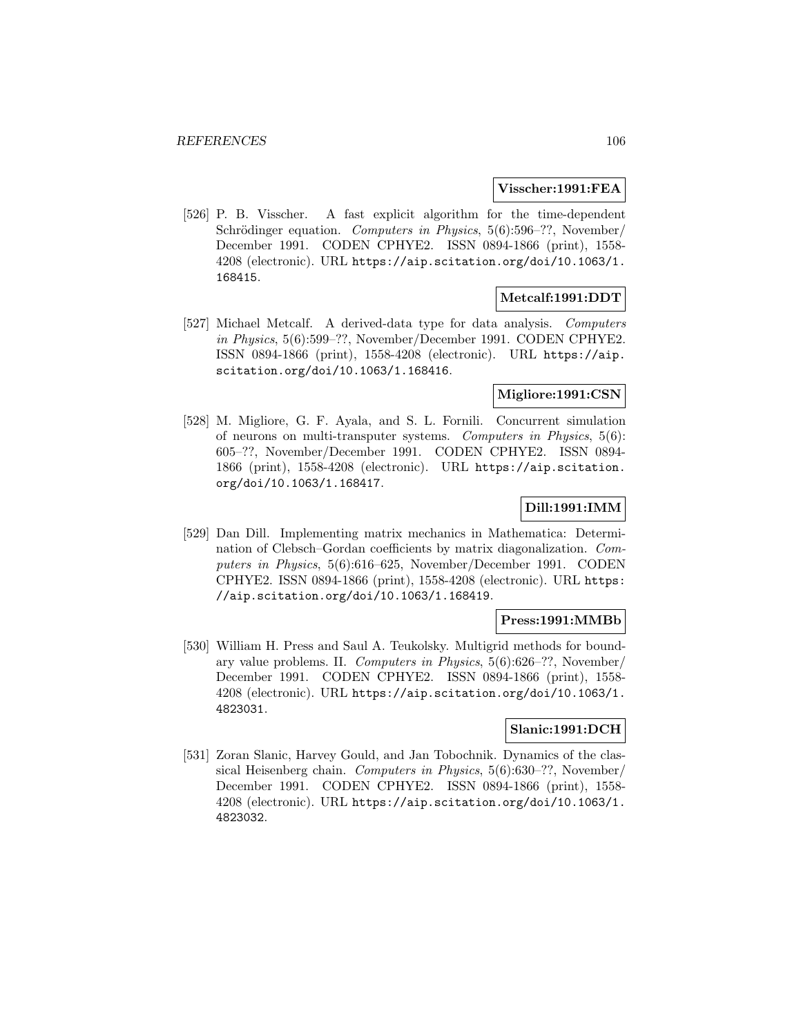**Visscher:1991:FEA**

[526] P. B. Visscher. A fast explicit algorithm for the time-dependent Schrödinger equation. *Computers in Physics*, 5(6):596–??, November/December 1991. CODEN CPHYE2. ISSN 0894-1866 (print), 1558-4208 (electronic). URL https://aip.scitation.org/doi/10.1063/1.168415.

**Metcalf:1991:DDT**

[527] Michael Metcalf. A derived-data type for data analysis. *Computers in Physics*, 5(6):599–??, November/December 1991. CODEN CPHYE2. ISSN 0894-1866 (print), 1558-4208 (electronic). URL https://aip.scitation.org/doi/10.1063/1.168416.

**Migliore:1991:CSN**

[528] M. Migliore, G. F. Ayala, and S. L. Fornili. Concurrent simulation of neurons on multi-transputer systems. *Computers in Physics*, 5(6):605–??, November/December 1991. CODEN CPHYE2. ISSN 0894-1866 (print), 1558-4208 (electronic). URL https://aip.scitation.org/doi/10.1063/1.168417.

**Dill:1991:IMM**

[529] Dan Dill. Implementing matrix mechanics in Mathematica: Determination of Clebsch–Gordan coefficients by matrix diagonalization. *Computers in Physics*, 5(6):616–625, November/December 1991. CODEN CPHYE2. ISSN 0894-1866 (print), 1558-4208 (electronic). URL https://aip.scitation.org/doi/10.1063/1.168419.

**Press:1991:MMBb**

[530] William H. Press and Saul A. Teukolsky. Multigrid methods for boundary value problems. II. *Computers in Physics*, 5(6):626–??, November/December 1991. CODEN CPHYE2. ISSN 0894-1866 (print), 1558-4208 (electronic). URL https://aip.scitation.org/doi/10.1063/1.4823031.

**Slanic:1991:DCH**

[531] Zoran Slanic, Harvey Gould, and Jan Tobochnik. Dynamics of the classical Heisenberg chain. *Computers in Physics*, 5(6):630–??, November/December 1991. CODEN CPHYE2. ISSN 0894-1866 (print), 1558-4208 (electronic). URL https://aip.scitation.org/doi/10.1063/1.4823032.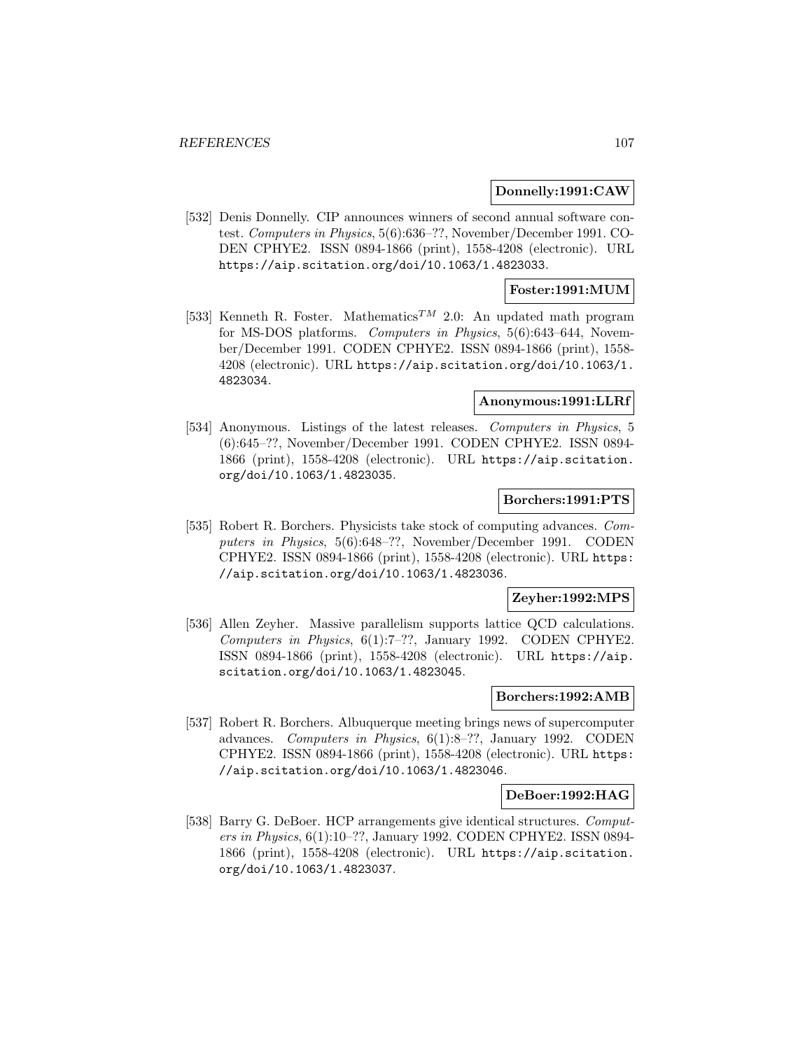**Donnelly:1991:CAW**

[532] Denis Donnelly. CIP announces winners of second annual software contest. *Computers in Physics*, 5(6):636–??, November/December 1991. CODEN CPHYE2. ISSN 0894-1866 (print), 1558-4208 (electronic). URL https://aip.scitation.org/doi/10.1063/1.4823033.

**Foster:1991:MUM**

[533] Kenneth R. Foster. Mathematics$^{TM}$ 2.0: An updated math program for MS-DOS platforms. *Computers in Physics*, 5(6):643–644, November/December 1991. CODEN CPHYE2. ISSN 0894-1866 (print), 1558-4208 (electronic). URL https://aip.scitation.org/doi/10.1063/1.4823034.

**Anonymous:1991:LLRf**

[534] Anonymous. Listings of the latest releases. *Computers in Physics*, 5 (6):645–??, November/December 1991. CODEN CPHYE2. ISSN 0894-1866 (print), 1558-4208 (electronic). URL https://aip.scitation.org/doi/10.1063/1.4823035.

**Borchers:1991:PTS**

[535] Robert R. Borchers. Physicists take stock of computing advances. *Computers in Physics*, 5(6):648–??, November/December 1991. CODEN CPHYE2. ISSN 0894-1866 (print), 1558-4208 (electronic). URL https://aip.scitation.org/doi/10.1063/1.4823036.

**Zeyher:1992:MPS**

[536] Allen Zeyher. Massive parallelism supports lattice QCD calculations. *Computers in Physics*, 6(1):7–??, January 1992. CODEN CPHYE2. ISSN 0894-1866 (print), 1558-4208 (electronic). URL https://aip.scitation.org/doi/10.1063/1.4823045.

**Borchers:1992:AMB**

[537] Robert R. Borchers. Albuquerque meeting brings news of supercomputer advances. *Computers in Physics*, 6(1):8–??, January 1992. CODEN CPHYE2. ISSN 0894-1866 (print), 1558-4208 (electronic). URL https://aip.scitation.org/doi/10.1063/1.4823046.

**DeBoer:1992:HAG**

[538] Barry G. DeBoer. HCP arrangements give identical structures. *Computers in Physics*, 6(1):10–??, January 1992. CODEN CPHYE2. ISSN 0894-1866 (print), 1558-4208 (electronic). URL https://aip.scitation.org/doi/10.1063/1.4823037.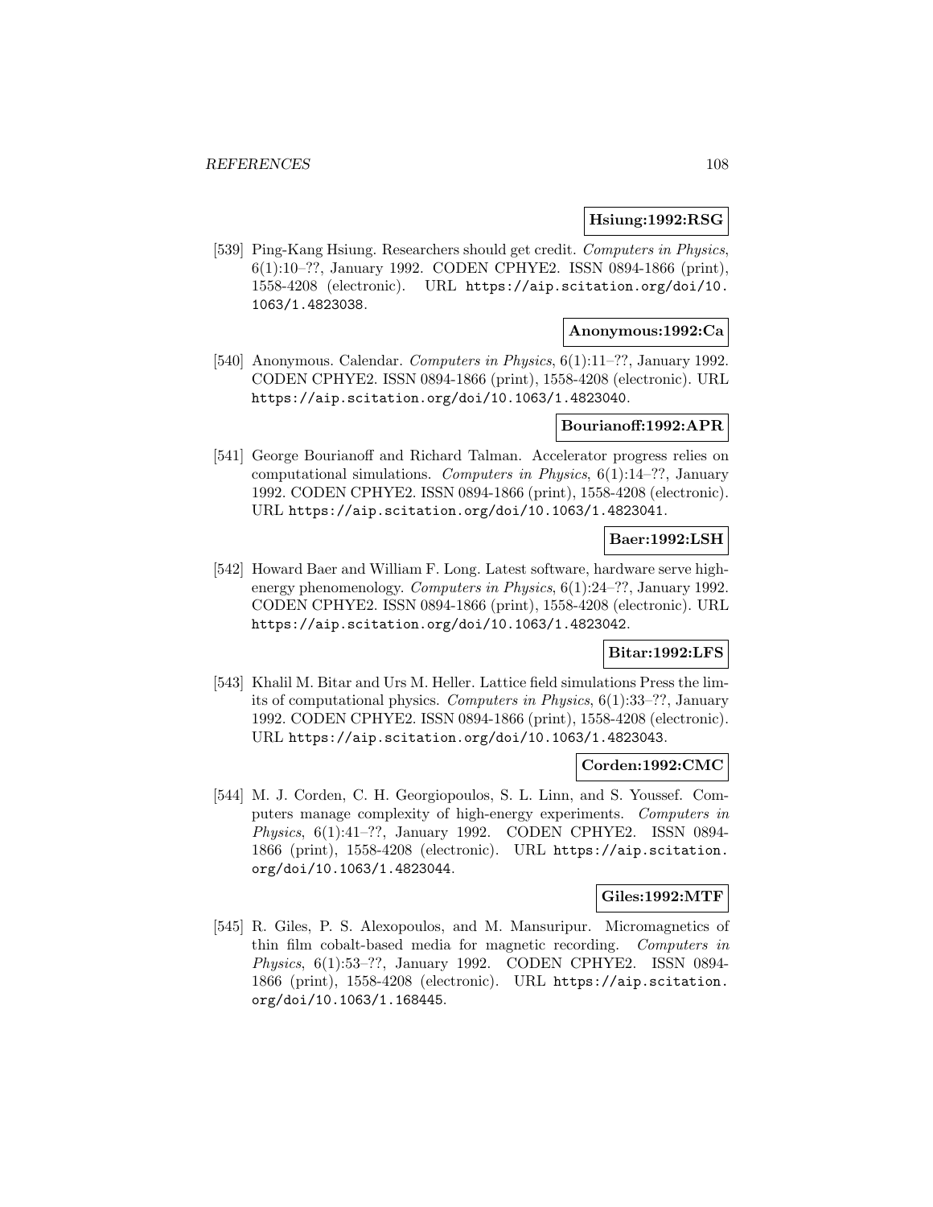**Hsiung:1992:RSG**

[539] Ping-Kang Hsiung. Researchers should get credit. *Computers in Physics*, 6(1):10–??, January 1992. CODEN CPHYE2. ISSN 0894-1866 (print), 1558-4208 (electronic). URL https://aip.scitation.org/doi/10.1063/1.4823038.

**Anonymous:1992:Ca**

[540] Anonymous. Calendar. *Computers in Physics*, 6(1):11–??, January 1992. CODEN CPHYE2. ISSN 0894-1866 (print), 1558-4208 (electronic). URL https://aip.scitation.org/doi/10.1063/1.4823040.

**Bourianoff:1992:APR**

[541] George Bourianoff and Richard Talman. Accelerator progress relies on computational simulations. *Computers in Physics*, 6(1):14–??, January 1992. CODEN CPHYE2. ISSN 0894-1866 (print), 1558-4208 (electronic). URL https://aip.scitation.org/doi/10.1063/1.4823041.

**Baer:1992:LSH**

[542] Howard Baer and William F. Long. Latest software, hardware serve high-energy phenomenology. *Computers in Physics*, 6(1):24–??, January 1992. CODEN CPHYE2. ISSN 0894-1866 (print), 1558-4208 (electronic). URL https://aip.scitation.org/doi/10.1063/1.4823042.

**Bitar:1992:LFS**

[543] Khalil M. Bitar and Urs M. Heller. Lattice field simulations Press the limits of computational physics. *Computers in Physics*, 6(1):33–??, January 1992. CODEN CPHYE2. ISSN 0894-1866 (print), 1558-4208 (electronic). URL https://aip.scitation.org/doi/10.1063/1.4823043.

**Corden:1992:CMC**

[544] M. J. Corden, C. H. Georgiopoulos, S. L. Linn, and S. Youssef. Computers manage complexity of high-energy experiments. *Computers in Physics*, 6(1):41–??, January 1992. CODEN CPHYE2. ISSN 0894-1866 (print), 1558-4208 (electronic). URL https://aip.scitation.org/doi/10.1063/1.4823044.

**Giles:1992:MTF**

[545] R. Giles, P. S. Alexopoulos, and M. Mansuripur. Micromagnetics of thin film cobalt-based media for magnetic recording. *Computers in Physics*, 6(1):53–??, January 1992. CODEN CPHYE2. ISSN 0894-1866 (print), 1558-4208 (electronic). URL https://aip.scitation.org/doi/10.1063/1.168445.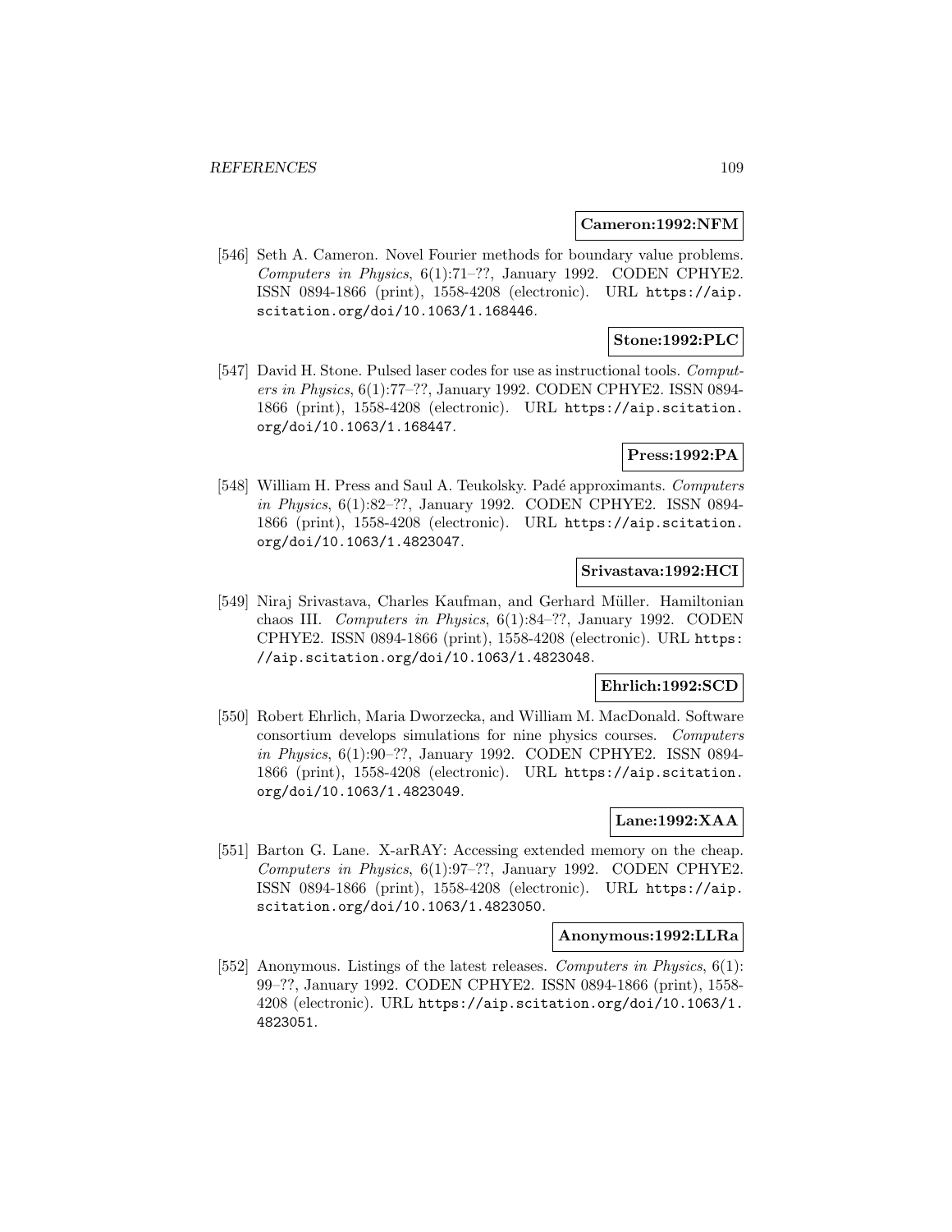**Cameron:1992:NFM**

[546] Seth A. Cameron. Novel Fourier methods for boundary value problems. *Computers in Physics*, 6(1):71–??, January 1992. CODEN CPHYE2. ISSN 0894-1866 (print), 1558-4208 (electronic). URL https://aip.scitation.org/doi/10.1063/1.168446.

**Stone:1992:PLC**

[547] David H. Stone. Pulsed laser codes for use as instructional tools. *Computers in Physics*, 6(1):77–??, January 1992. CODEN CPHYE2. ISSN 0894-1866 (print), 1558-4208 (electronic). URL https://aip.scitation.org/doi/10.1063/1.168447.

**Press:1992:PA**

[548] William H. Press and Saul A. Teukolsky. Padé approximants. *Computers in Physics*, 6(1):82–??, January 1992. CODEN CPHYE2. ISSN 0894-1866 (print), 1558-4208 (electronic). URL https://aip.scitation.org/doi/10.1063/1.4823047.

**Srivastava:1992:HCI**

[549] Niraj Srivastava, Charles Kaufman, and Gerhard Müller. Hamiltonian chaos III. *Computers in Physics*, 6(1):84–??, January 1992. CODEN CPHYE2. ISSN 0894-1866 (print), 1558-4208 (electronic). URL https://aip.scitation.org/doi/10.1063/1.4823048.

**Ehrlich:1992:SCD**

[550] Robert Ehrlich, Maria Dworzecka, and William M. MacDonald. Software consortium develops simulations for nine physics courses. *Computers in Physics*, 6(1):90–??, January 1992. CODEN CPHYE2. ISSN 0894-1866 (print), 1558-4208 (electronic). URL https://aip.scitation.org/doi/10.1063/1.4823049.

**Lane:1992:XAA**

[551] Barton G. Lane. X-arRAY: Accessing extended memory on the cheap. *Computers in Physics*, 6(1):97–??, January 1992. CODEN CPHYE2. ISSN 0894-1866 (print), 1558-4208 (electronic). URL https://aip.scitation.org/doi/10.1063/1.4823050.

**Anonymous:1992:LLRa**

[552] Anonymous. Listings of the latest releases. *Computers in Physics*, 6(1): 99–??, January 1992. CODEN CPHYE2. ISSN 0894-1866 (print), 1558-4208 (electronic). URL https://aip.scitation.org/doi/10.1063/1.4823051.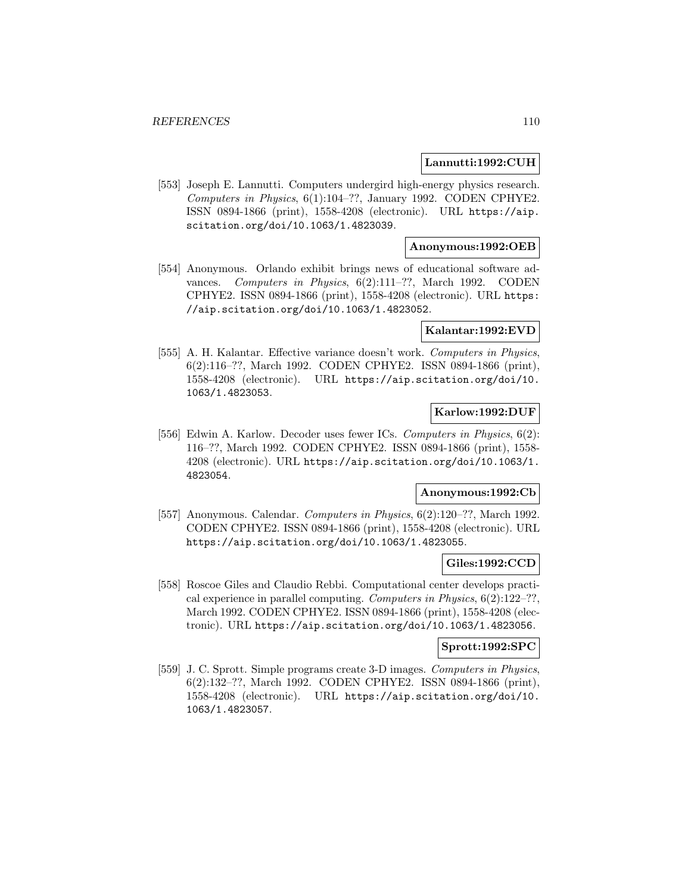**Lannutti:1992:CUH**

[553] Joseph E. Lannutti. Computers undergird high-energy physics research. *Computers in Physics*, 6(1):104–??, January 1992. CODEN CPHYE2. ISSN 0894-1866 (print), 1558-4208 (electronic). URL https://aip.scitation.org/doi/10.1063/1.4823039.

**Anonymous:1992:OEB**

[554] Anonymous. Orlando exhibit brings news of educational software advances. *Computers in Physics*, 6(2):111–??, March 1992. CODEN CPHYE2. ISSN 0894-1866 (print), 1558-4208 (electronic). URL https://aip.scitation.org/doi/10.1063/1.4823052.

**Kalantar:1992:EVD**

[555] A. H. Kalantar. Effective variance doesn't work. *Computers in Physics*, 6(2):116–??, March 1992. CODEN CPHYE2. ISSN 0894-1866 (print), 1558-4208 (electronic). URL https://aip.scitation.org/doi/10.1063/1.4823053.

**Karlow:1992:DUF**

[556] Edwin A. Karlow. Decoder uses fewer ICs. *Computers in Physics*, 6(2):116–??, March 1992. CODEN CPHYE2. ISSN 0894-1866 (print), 1558-4208 (electronic). URL https://aip.scitation.org/doi/10.1063/1.4823054.

**Anonymous:1992:Cb**

[557] Anonymous. Calendar. *Computers in Physics*, 6(2):120–??, March 1992. CODEN CPHYE2. ISSN 0894-1866 (print), 1558-4208 (electronic). URL https://aip.scitation.org/doi/10.1063/1.4823055.

**Giles:1992:CCD**

[558] Roscoe Giles and Claudio Rebbi. Computational center develops practical experience in parallel computing. *Computers in Physics*, 6(2):122–??, March 1992. CODEN CPHYE2. ISSN 0894-1866 (print), 1558-4208 (electronic). URL https://aip.scitation.org/doi/10.1063/1.4823056.

**Sprott:1992:SPC**

[559] J. C. Sprott. Simple programs create 3-D images. *Computers in Physics*, 6(2):132–??, March 1992. CODEN CPHYE2. ISSN 0894-1866 (print), 1558-4208 (electronic). URL https://aip.scitation.org/doi/10.1063/1.4823057.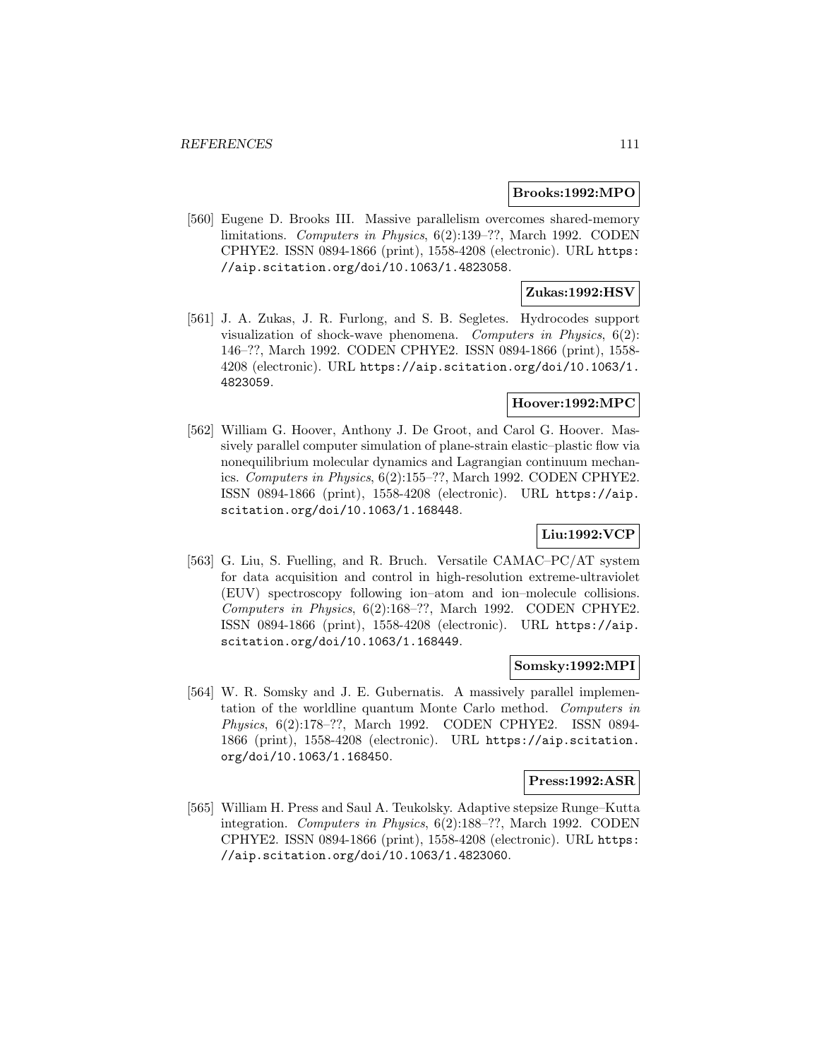**Brooks:1992:MPO**

[560] Eugene D. Brooks III. Massive parallelism overcomes shared-memory limitations. *Computers in Physics*, 6(2):139–??, March 1992. CODEN CPHYE2. ISSN 0894-1866 (print), 1558-4208 (electronic). URL https://aip.scitation.org/doi/10.1063/1.4823058.

**Zukas:1992:HSV**

[561] J. A. Zukas, J. R. Furlong, and S. B. Segletes. Hydrocodes support visualization of shock-wave phenomena. *Computers in Physics*, 6(2): 146–??, March 1992. CODEN CPHYE2. ISSN 0894-1866 (print), 1558-4208 (electronic). URL https://aip.scitation.org/doi/10.1063/1.4823059.

**Hoover:1992:MPC**

[562] William G. Hoover, Anthony J. De Groot, and Carol G. Hoover. Massively parallel computer simulation of plane-strain elastic–plastic flow via nonequilibrium molecular dynamics and Lagrangian continuum mechanics. *Computers in Physics*, 6(2):155–??, March 1992. CODEN CPHYE2. ISSN 0894-1866 (print), 1558-4208 (electronic). URL https://aip.scitation.org/doi/10.1063/1.168448.

**Liu:1992:VCP**

[563] G. Liu, S. Fuelling, and R. Bruch. Versatile CAMAC–PC/AT system for data acquisition and control in high-resolution extreme-ultraviolet (EUV) spectroscopy following ion–atom and ion–molecule collisions. *Computers in Physics*, 6(2):168–??, March 1992. CODEN CPHYE2. ISSN 0894-1866 (print), 1558-4208 (electronic). URL https://aip.scitation.org/doi/10.1063/1.168449.

**Somsky:1992:MPI**

[564] W. R. Somsky and J. E. Gubernatis. A massively parallel implementation of the worldline quantum Monte Carlo method. *Computers in Physics*, 6(2):178–??, March 1992. CODEN CPHYE2. ISSN 0894-1866 (print), 1558-4208 (electronic). URL https://aip.scitation.org/doi/10.1063/1.168450.

**Press:1992:ASR**

[565] William H. Press and Saul A. Teukolsky. Adaptive stepsize Runge–Kutta integration. *Computers in Physics*, 6(2):188–??, March 1992. CODEN CPHYE2. ISSN 0894-1866 (print), 1558-4208 (electronic). URL https://aip.scitation.org/doi/10.1063/1.4823060.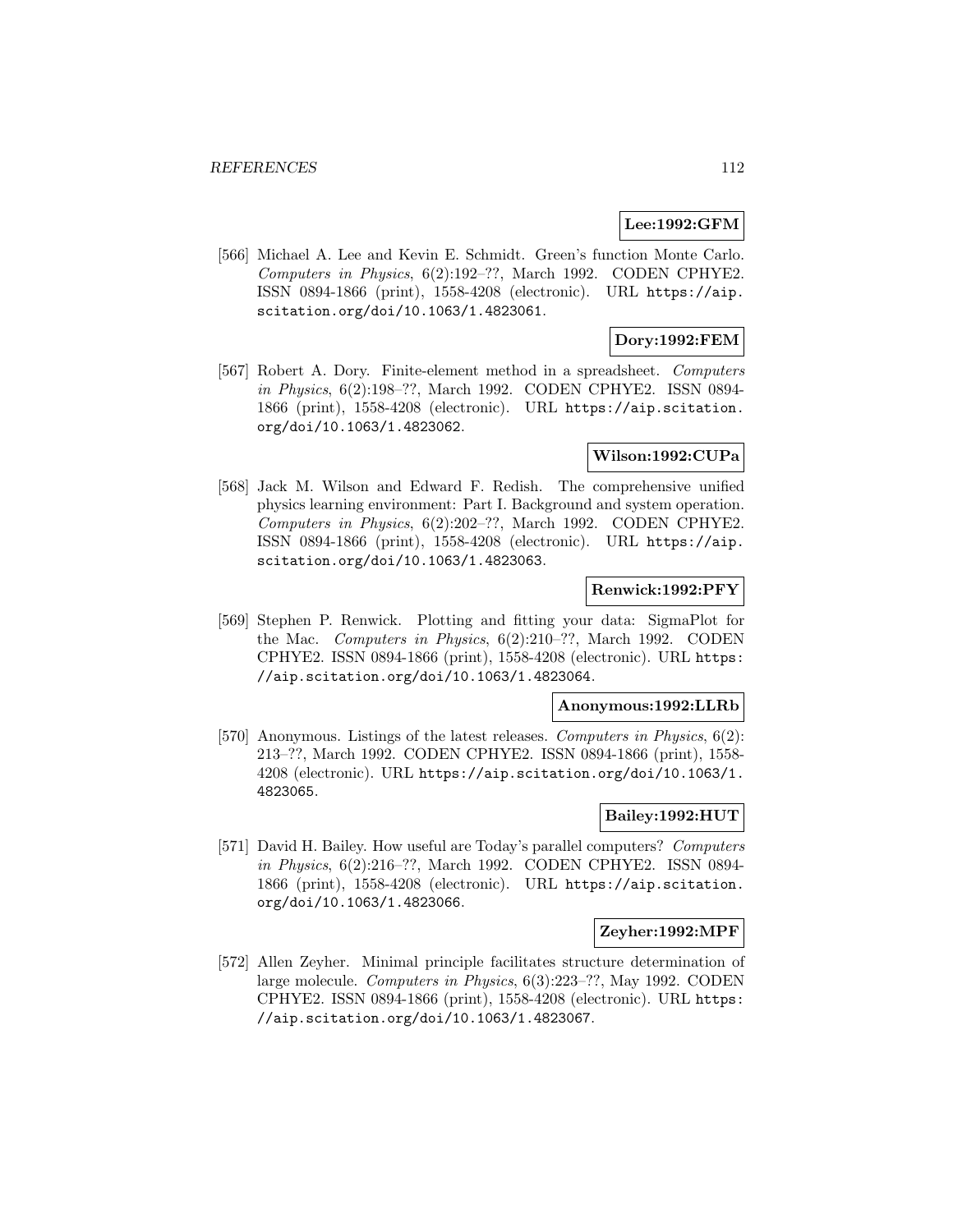**Lee:1992:GFM**

[566] Michael A. Lee and Kevin E. Schmidt. Green's function Monte Carlo. *Computers in Physics*, 6(2):192–??, March 1992. CODEN CPHYE2. ISSN 0894-1866 (print), 1558-4208 (electronic). URL https://aip.scitation.org/doi/10.1063/1.4823061.

**Dory:1992:FEM**

[567] Robert A. Dory. Finite-element method in a spreadsheet. *Computers in Physics*, 6(2):198–??, March 1992. CODEN CPHYE2. ISSN 0894-1866 (print), 1558-4208 (electronic). URL https://aip.scitation.org/doi/10.1063/1.4823062.

**Wilson:1992:CUPa**

[568] Jack M. Wilson and Edward F. Redish. The comprehensive unified physics learning environment: Part I. Background and system operation. *Computers in Physics*, 6(2):202–??, March 1992. CODEN CPHYE2. ISSN 0894-1866 (print), 1558-4208 (electronic). URL https://aip.scitation.org/doi/10.1063/1.4823063.

**Renwick:1992:PFY**

[569] Stephen P. Renwick. Plotting and fitting your data: SigmaPlot for the Mac. *Computers in Physics*, 6(2):210–??, March 1992. CODEN CPHYE2. ISSN 0894-1866 (print), 1558-4208 (electronic). URL https://aip.scitation.org/doi/10.1063/1.4823064.

**Anonymous:1992:LLRb**

[570] Anonymous. Listings of the latest releases. *Computers in Physics*, 6(2): 213–??, March 1992. CODEN CPHYE2. ISSN 0894-1866 (print), 1558-4208 (electronic). URL https://aip.scitation.org/doi/10.1063/1.4823065.

**Bailey:1992:HUT**

[571] David H. Bailey. How useful are Today's parallel computers? *Computers in Physics*, 6(2):216–??, March 1992. CODEN CPHYE2. ISSN 0894-1866 (print), 1558-4208 (electronic). URL https://aip.scitation.org/doi/10.1063/1.4823066.

**Zeyher:1992:MPF**

[572] Allen Zeyher. Minimal principle facilitates structure determination of large molecule. *Computers in Physics*, 6(3):223–??, May 1992. CODEN CPHYE2. ISSN 0894-1866 (print), 1558-4208 (electronic). URL https://aip.scitation.org/doi/10.1063/1.4823067.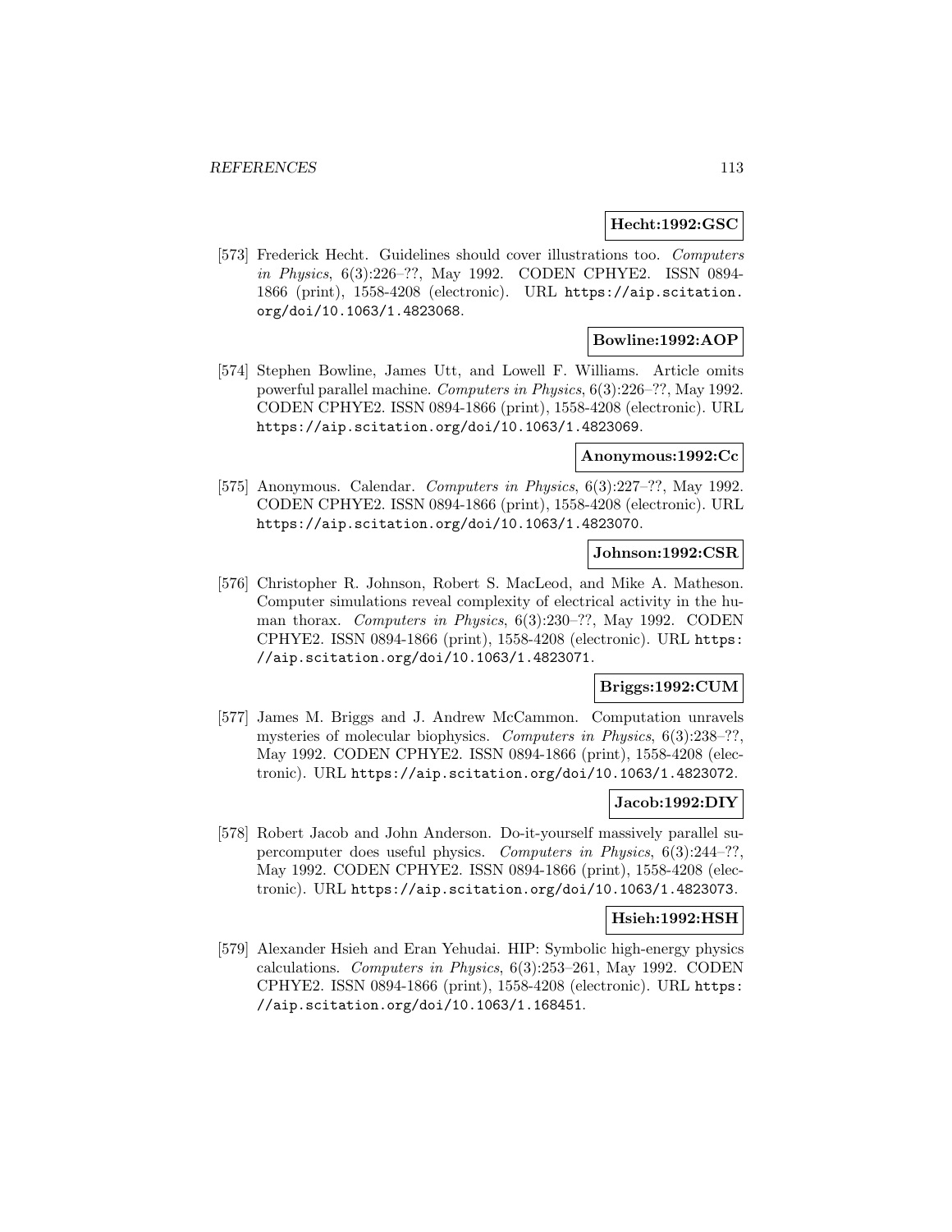**Hecht:1992:GSC**

[573] Frederick Hecht. Guidelines should cover illustrations too. *Computers in Physics*, 6(3):226–??, May 1992. CODEN CPHYE2. ISSN 0894-1866 (print), 1558-4208 (electronic). URL https://aip.scitation.org/doi/10.1063/1.4823068.

**Bowline:1992:AOP**

[574] Stephen Bowline, James Utt, and Lowell F. Williams. Article omits powerful parallel machine. *Computers in Physics*, 6(3):226–??, May 1992. CODEN CPHYE2. ISSN 0894-1866 (print), 1558-4208 (electronic). URL https://aip.scitation.org/doi/10.1063/1.4823069.

**Anonymous:1992:Cc**

[575] Anonymous. Calendar. *Computers in Physics*, 6(3):227–??, May 1992. CODEN CPHYE2. ISSN 0894-1866 (print), 1558-4208 (electronic). URL https://aip.scitation.org/doi/10.1063/1.4823070.

**Johnson:1992:CSR**

[576] Christopher R. Johnson, Robert S. MacLeod, and Mike A. Matheson. Computer simulations reveal complexity of electrical activity in the human thorax. *Computers in Physics*, 6(3):230–??, May 1992. CODEN CPHYE2. ISSN 0894-1866 (print), 1558-4208 (electronic). URL https://aip.scitation.org/doi/10.1063/1.4823071.

**Briggs:1992:CUM**

[577] James M. Briggs and J. Andrew McCammon. Computation unravels mysteries of molecular biophysics. *Computers in Physics*, 6(3):238–??, May 1992. CODEN CPHYE2. ISSN 0894-1866 (print), 1558-4208 (electronic). URL https://aip.scitation.org/doi/10.1063/1.4823072.

**Jacob:1992:DIY**

[578] Robert Jacob and John Anderson. Do-it-yourself massively parallel supercomputer does useful physics. *Computers in Physics*, 6(3):244–??, May 1992. CODEN CPHYE2. ISSN 0894-1866 (print), 1558-4208 (electronic). URL https://aip.scitation.org/doi/10.1063/1.4823073.

**Hsieh:1992:HSH**

[579] Alexander Hsieh and Eran Yehudai. HIP: Symbolic high-energy physics calculations. *Computers in Physics*, 6(3):253–261, May 1992. CODEN CPHYE2. ISSN 0894-1866 (print), 1558-4208 (electronic). URL https://aip.scitation.org/doi/10.1063/1.168451.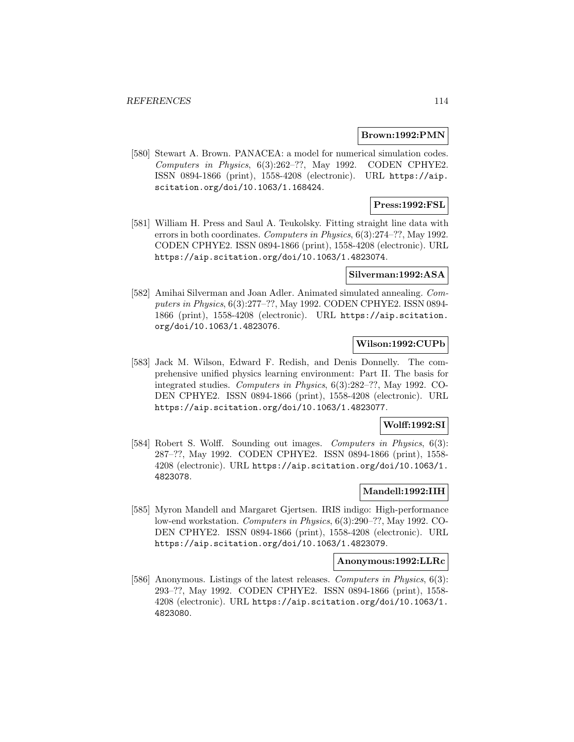**Brown:1992:PMN**

[580] Stewart A. Brown. PANACEA: a model for numerical simulation codes. *Computers in Physics*, 6(3):262–??, May 1992. CODEN CPHYE2. ISSN 0894-1866 (print), 1558-4208 (electronic). URL https://aip.scitation.org/doi/10.1063/1.168424.

**Press:1992:FSL**

[581] William H. Press and Saul A. Teukolsky. Fitting straight line data with errors in both coordinates. *Computers in Physics*, 6(3):274–??, May 1992. CODEN CPHYE2. ISSN 0894-1866 (print), 1558-4208 (electronic). URL https://aip.scitation.org/doi/10.1063/1.4823074.

**Silverman:1992:ASA**

[582] Amihai Silverman and Joan Adler. Animated simulated annealing. *Computers in Physics*, 6(3):277–??, May 1992. CODEN CPHYE2. ISSN 0894-1866 (print), 1558-4208 (electronic). URL https://aip.scitation.org/doi/10.1063/1.4823076.

**Wilson:1992:CUPb**

[583] Jack M. Wilson, Edward F. Redish, and Denis Donnelly. The comprehensive unified physics learning environment: Part II. The basis for integrated studies. *Computers in Physics*, 6(3):282–??, May 1992. CODEN CPHYE2. ISSN 0894-1866 (print), 1558-4208 (electronic). URL https://aip.scitation.org/doi/10.1063/1.4823077.

**Wolff:1992:SI**

[584] Robert S. Wolff. Sounding out images. *Computers in Physics*, 6(3): 287–??, May 1992. CODEN CPHYE2. ISSN 0894-1866 (print), 1558-4208 (electronic). URL https://aip.scitation.org/doi/10.1063/1.4823078.

**Mandell:1992:IIH**

[585] Myron Mandell and Margaret Gjertsen. IRIS indigo: High-performance low-end workstation. *Computers in Physics*, 6(3):290–??, May 1992. CODEN CPHYE2. ISSN 0894-1866 (print), 1558-4208 (electronic). URL https://aip.scitation.org/doi/10.1063/1.4823079.

**Anonymous:1992:LLRc**

[586] Anonymous. Listings of the latest releases. *Computers in Physics*, 6(3): 293–??, May 1992. CODEN CPHYE2. ISSN 0894-1866 (print), 1558-4208 (electronic). URL https://aip.scitation.org/doi/10.1063/1.4823080.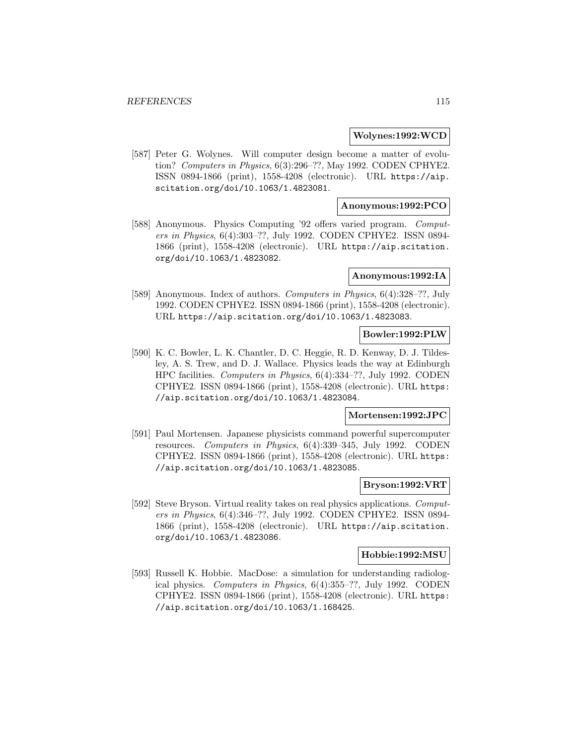**Wolynes:1992:WCD**

[587] Peter G. Wolynes. Will computer design become a matter of evolution? *Computers in Physics*, 6(3):296–??, May 1992. CODEN CPHYE2. ISSN 0894-1866 (print), 1558-4208 (electronic). URL https://aip.scitation.org/doi/10.1063/1.4823081.

**Anonymous:1992:PCO**

[588] Anonymous. Physics Computing '92 offers varied program. *Computers in Physics*, 6(4):303–??, July 1992. CODEN CPHYE2. ISSN 0894-1866 (print), 1558-4208 (electronic). URL https://aip.scitation.org/doi/10.1063/1.4823082.

**Anonymous:1992:IA**

[589] Anonymous. Index of authors. *Computers in Physics*, 6(4):328–??, July 1992. CODEN CPHYE2. ISSN 0894-1866 (print), 1558-4208 (electronic). URL https://aip.scitation.org/doi/10.1063/1.4823083.

**Bowler:1992:PLW**

[590] K. C. Bowler, L. K. Chantler, D. C. Heggie, R. D. Kenway, D. J. Tildesley, A. S. Trew, and D. J. Wallace. Physics leads the way at Edinburgh HPC facilities. *Computers in Physics*, 6(4):334–??, July 1992. CODEN CPHYE2. ISSN 0894-1866 (print), 1558-4208 (electronic). URL https://aip.scitation.org/doi/10.1063/1.4823084.

**Mortensen:1992:JPC**

[591] Paul Mortensen. Japanese physicists command powerful supercomputer resources. *Computers in Physics*, 6(4):339–345, July 1992. CODEN CPHYE2. ISSN 0894-1866 (print), 1558-4208 (electronic). URL https://aip.scitation.org/doi/10.1063/1.4823085.

**Bryson:1992:VRT**

[592] Steve Bryson. Virtual reality takes on real physics applications. *Computers in Physics*, 6(4):346–??, July 1992. CODEN CPHYE2. ISSN 0894-1866 (print), 1558-4208 (electronic). URL https://aip.scitation.org/doi/10.1063/1.4823086.

**Hobbie:1992:MSU**

[593] Russell K. Hobbie. MacDose: a simulation for understanding radiological physics. *Computers in Physics*, 6(4):355–??, July 1992. CODEN CPHYE2. ISSN 0894-1866 (print), 1558-4208 (electronic). URL https://aip.scitation.org/doi/10.1063/1.168425.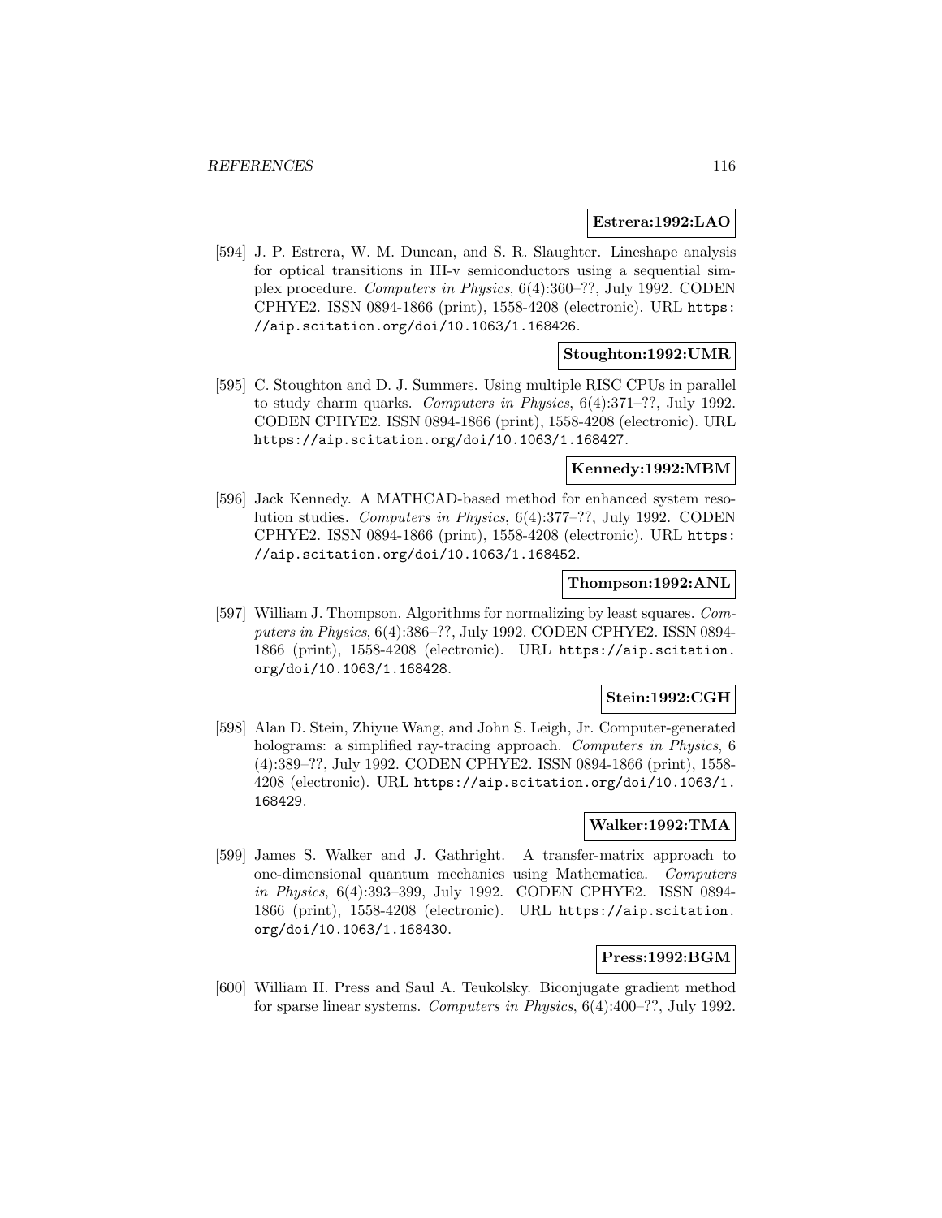**Estrera:1992:LAO**

[594] J. P. Estrera, W. M. Duncan, and S. R. Slaughter. Lineshape analysis for optical transitions in III-v semiconductors using a sequential simplex procedure. *Computers in Physics*, 6(4):360–??, July 1992. CODEN CPHYE2. ISSN 0894-1866 (print), 1558-4208 (electronic). URL https://aip.scitation.org/doi/10.1063/1.168426.

**Stoughton:1992:UMR**

[595] C. Stoughton and D. J. Summers. Using multiple RISC CPUs in parallel to study charm quarks. *Computers in Physics*, 6(4):371–??, July 1992. CODEN CPHYE2. ISSN 0894-1866 (print), 1558-4208 (electronic). URL https://aip.scitation.org/doi/10.1063/1.168427.

**Kennedy:1992:MBM**

[596] Jack Kennedy. A MATHCAD-based method for enhanced system resolution studies. *Computers in Physics*, 6(4):377–??, July 1992. CODEN CPHYE2. ISSN 0894-1866 (print), 1558-4208 (electronic). URL https://aip.scitation.org/doi/10.1063/1.168452.

**Thompson:1992:ANL**

[597] William J. Thompson. Algorithms for normalizing by least squares. *Computers in Physics*, 6(4):386–??, July 1992. CODEN CPHYE2. ISSN 0894-1866 (print), 1558-4208 (electronic). URL https://aip.scitation.org/doi/10.1063/1.168428.

**Stein:1992:CGH**

[598] Alan D. Stein, Zhiyue Wang, and John S. Leigh, Jr. Computer-generated holograms: a simplified ray-tracing approach. *Computers in Physics*, 6 (4):389–??, July 1992. CODEN CPHYE2. ISSN 0894-1866 (print), 1558-4208 (electronic). URL https://aip.scitation.org/doi/10.1063/1.168429.

**Walker:1992:TMA**

[599] James S. Walker and J. Gathright. A transfer-matrix approach to one-dimensional quantum mechanics using Mathematica. *Computers in Physics*, 6(4):393–399, July 1992. CODEN CPHYE2. ISSN 0894-1866 (print), 1558-4208 (electronic). URL https://aip.scitation.org/doi/10.1063/1.168430.

**Press:1992:BGM**

[600] William H. Press and Saul A. Teukolsky. Biconjugate gradient method for sparse linear systems. *Computers in Physics*, 6(4):400–??, July 1992.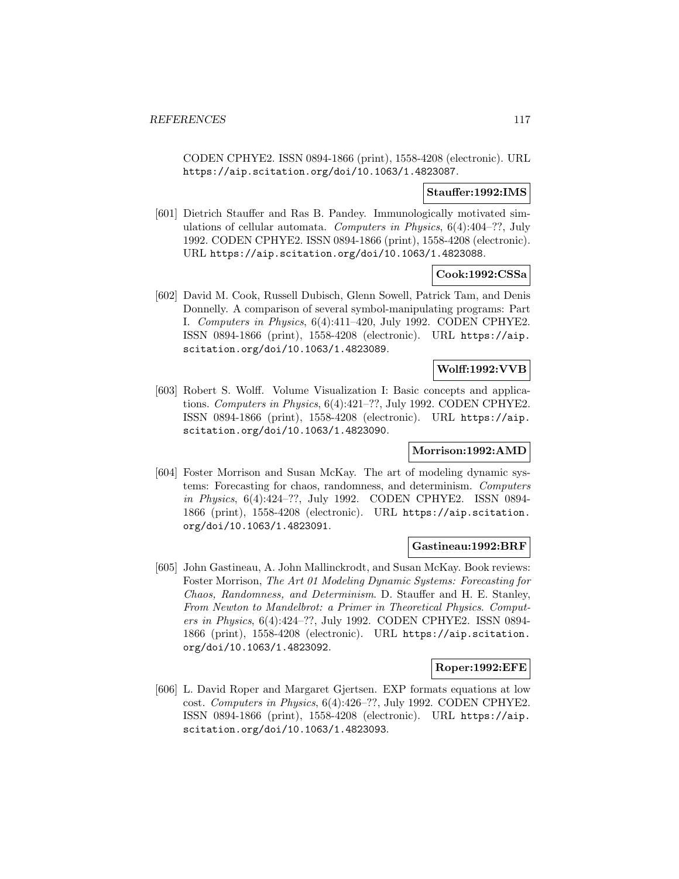CODEN CPHYE2. ISSN 0894-1866 (print), 1558-4208 (electronic). URL https://aip.scitation.org/doi/10.1063/1.4823087.

**Stauffer:1992:IMS**

[601] Dietrich Stauffer and Ras B. Pandey. Immunologically motivated simulations of cellular automata. *Computers in Physics*, 6(4):404–??, July 1992. CODEN CPHYE2. ISSN 0894-1866 (print), 1558-4208 (electronic). URL https://aip.scitation.org/doi/10.1063/1.4823088.

**Cook:1992:CSSa**

[602] David M. Cook, Russell Dubisch, Glenn Sowell, Patrick Tam, and Denis Donnelly. A comparison of several symbol-manipulating programs: Part I. *Computers in Physics*, 6(4):411–420, July 1992. CODEN CPHYE2. ISSN 0894-1866 (print), 1558-4208 (electronic). URL https://aip.scitation.org/doi/10.1063/1.4823089.

**Wolff:1992:VVB**

[603] Robert S. Wolff. Volume Visualization I: Basic concepts and applications. *Computers in Physics*, 6(4):421–??, July 1992. CODEN CPHYE2. ISSN 0894-1866 (print), 1558-4208 (electronic). URL https://aip.scitation.org/doi/10.1063/1.4823090.

**Morrison:1992:AMD**

[604] Foster Morrison and Susan McKay. The art of modeling dynamic systems: Forecasting for chaos, randomness, and determinism. *Computers in Physics*, 6(4):424–??, July 1992. CODEN CPHYE2. ISSN 0894-1866 (print), 1558-4208 (electronic). URL https://aip.scitation.org/doi/10.1063/1.4823091.

**Gastineau:1992:BRF**

[605] John Gastineau, A. John Mallinckrodt, and Susan McKay. Book reviews: Foster Morrison, *The Art 01 Modeling Dynamic Systems: Forecasting for Chaos, Randomness, and Determinism*. D. Stauffer and H. E. Stanley, *From Newton to Mandelbrot: a Primer in Theoretical Physics*. *Computers in Physics*, 6(4):424–??, July 1992. CODEN CPHYE2. ISSN 0894-1866 (print), 1558-4208 (electronic). URL https://aip.scitation.org/doi/10.1063/1.4823092.

**Roper:1992:EFE**

[606] L. David Roper and Margaret Gjertsen. EXP formats equations at low cost. *Computers in Physics*, 6(4):426–??, July 1992. CODEN CPHYE2. ISSN 0894-1866 (print), 1558-4208 (electronic). URL https://aip.scitation.org/doi/10.1063/1.4823093.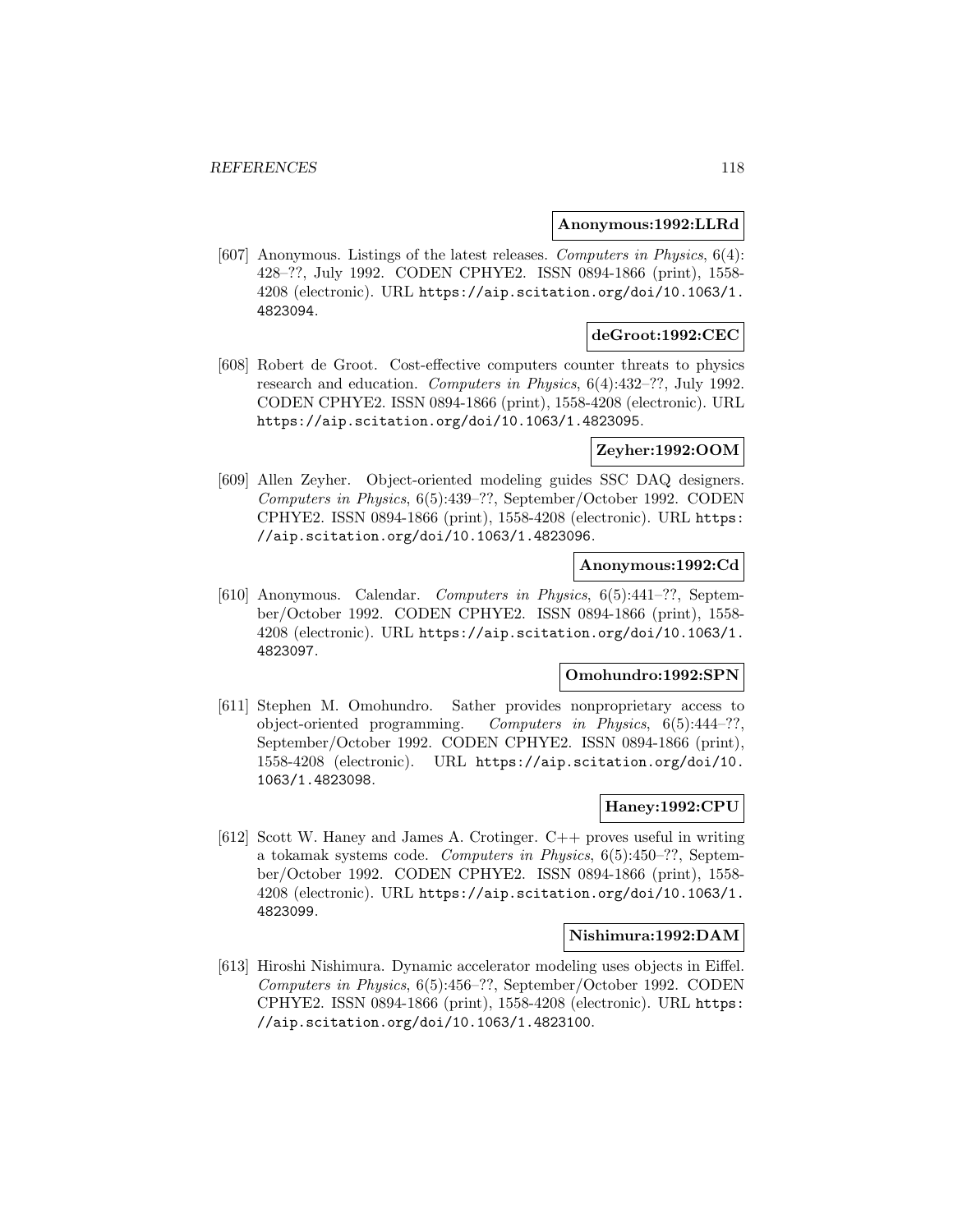**Anonymous:1992:LLRd**

[607] Anonymous. Listings of the latest releases. *Computers in Physics*, 6(4): 428–??, July 1992. CODEN CPHYE2. ISSN 0894-1866 (print), 1558-4208 (electronic). URL https://aip.scitation.org/doi/10.1063/1.4823094.

**deGroot:1992:CEC**

[608] Robert de Groot. Cost-effective computers counter threats to physics research and education. *Computers in Physics*, 6(4):432–??, July 1992. CODEN CPHYE2. ISSN 0894-1866 (print), 1558-4208 (electronic). URL https://aip.scitation.org/doi/10.1063/1.4823095.

**Zeyher:1992:OOM**

[609] Allen Zeyher. Object-oriented modeling guides SSC DAQ designers. *Computers in Physics*, 6(5):439–??, September/October 1992. CODEN CPHYE2. ISSN 0894-1866 (print), 1558-4208 (electronic). URL https://aip.scitation.org/doi/10.1063/1.4823096.

**Anonymous:1992:Cd**

[610] Anonymous. Calendar. *Computers in Physics*, 6(5):441–??, September/October 1992. CODEN CPHYE2. ISSN 0894-1866 (print), 1558-4208 (electronic). URL https://aip.scitation.org/doi/10.1063/1.4823097.

**Omohundro:1992:SPN**

[611] Stephen M. Omohundro. Sather provides nonproprietary access to object-oriented programming. *Computers in Physics*, 6(5):444–??, September/October 1992. CODEN CPHYE2. ISSN 0894-1866 (print), 1558-4208 (electronic). URL https://aip.scitation.org/doi/10.1063/1.4823098.

**Haney:1992:CPU**

[612] Scott W. Haney and James A. Crotinger. C++ proves useful in writing a tokamak systems code. *Computers in Physics*, 6(5):450–??, September/October 1992. CODEN CPHYE2. ISSN 0894-1866 (print), 1558-4208 (electronic). URL https://aip.scitation.org/doi/10.1063/1.4823099.

**Nishimura:1992:DAM**

[613] Hiroshi Nishimura. Dynamic accelerator modeling uses objects in Eiffel. *Computers in Physics*, 6(5):456–??, September/October 1992. CODEN CPHYE2. ISSN 0894-1866 (print), 1558-4208 (electronic). URL https://aip.scitation.org/doi/10.1063/1.4823100.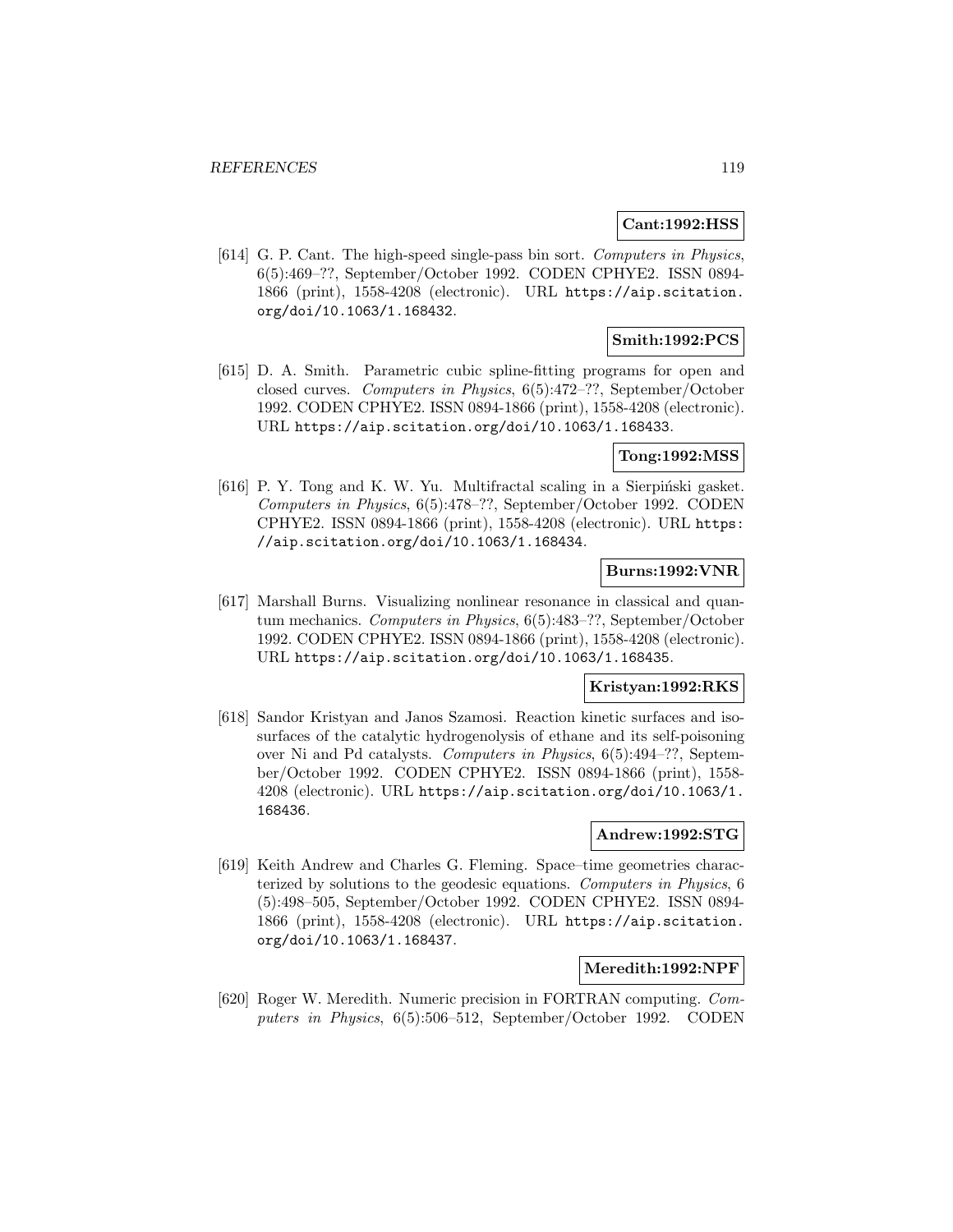**Cant:1992:HSS**

[614] G. P. Cant. The high-speed single-pass bin sort. *Computers in Physics*, 6(5):469–??, September/October 1992. CODEN CPHYE2. ISSN 0894-1866 (print), 1558-4208 (electronic). URL https://aip.scitation.org/doi/10.1063/1.168432.

**Smith:1992:PCS**

[615] D. A. Smith. Parametric cubic spline-fitting programs for open and closed curves. *Computers in Physics*, 6(5):472–??, September/October 1992. CODEN CPHYE2. ISSN 0894-1866 (print), 1558-4208 (electronic). URL https://aip.scitation.org/doi/10.1063/1.168433.

**Tong:1992:MSS**

[616] P. Y. Tong and K. W. Yu. Multifractal scaling in a Sierpiński gasket. *Computers in Physics*, 6(5):478–??, September/October 1992. CODEN CPHYE2. ISSN 0894-1866 (print), 1558-4208 (electronic). URL https://aip.scitation.org/doi/10.1063/1.168434.

**Burns:1992:VNR**

[617] Marshall Burns. Visualizing nonlinear resonance in classical and quantum mechanics. *Computers in Physics*, 6(5):483–??, September/October 1992. CODEN CPHYE2. ISSN 0894-1866 (print), 1558-4208 (electronic). URL https://aip.scitation.org/doi/10.1063/1.168435.

**Kristyan:1992:RKS**

[618] Sandor Kristyan and Janos Szamosi. Reaction kinetic surfaces and isosurfaces of the catalytic hydrogenolysis of ethane and its self-poisoning over Ni and Pd catalysts. *Computers in Physics*, 6(5):494–??, September/October 1992. CODEN CPHYE2. ISSN 0894-1866 (print), 1558-4208 (electronic). URL https://aip.scitation.org/doi/10.1063/1.168436.

**Andrew:1992:STG**

[619] Keith Andrew and Charles G. Fleming. Space–time geometries characterized by solutions to the geodesic equations. *Computers in Physics*, 6 (5):498–505, September/October 1992. CODEN CPHYE2. ISSN 0894-1866 (print), 1558-4208 (electronic). URL https://aip.scitation.org/doi/10.1063/1.168437.

**Meredith:1992:NPF**

[620] Roger W. Meredith. Numeric precision in FORTRAN computing. *Computers in Physics*, 6(5):506–512, September/October 1992. CODEN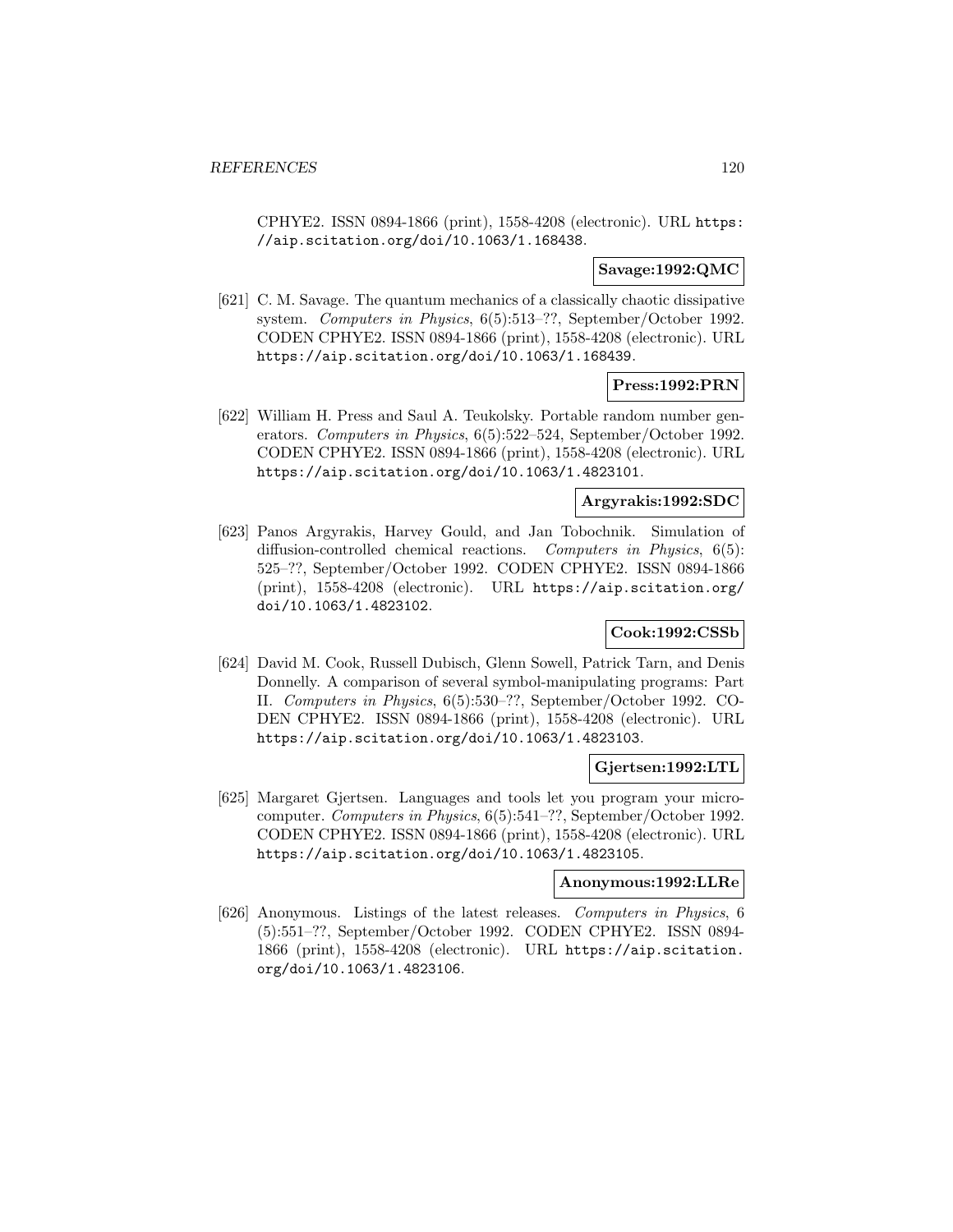CPHYE2. ISSN 0894-1866 (print), 1558-4208 (electronic). URL https://aip.scitation.org/doi/10.1063/1.168438.

**Savage:1992:QMC**

[621] C. M. Savage. The quantum mechanics of a classically chaotic dissipative system. *Computers in Physics*, 6(5):513–??, September/October 1992. CODEN CPHYE2. ISSN 0894-1866 (print), 1558-4208 (electronic). URL https://aip.scitation.org/doi/10.1063/1.168439.

**Press:1992:PRN**

[622] William H. Press and Saul A. Teukolsky. Portable random number generators. *Computers in Physics*, 6(5):522–524, September/October 1992. CODEN CPHYE2. ISSN 0894-1866 (print), 1558-4208 (electronic). URL https://aip.scitation.org/doi/10.1063/1.4823101.

**Argyrakis:1992:SDC**

[623] Panos Argyrakis, Harvey Gould, and Jan Tobochnik. Simulation of diffusion-controlled chemical reactions. *Computers in Physics*, 6(5): 525–??, September/October 1992. CODEN CPHYE2. ISSN 0894-1866 (print), 1558-4208 (electronic). URL https://aip.scitation.org/doi/10.1063/1.4823102.

**Cook:1992:CSSb**

[624] David M. Cook, Russell Dubisch, Glenn Sowell, Patrick Tarn, and Denis Donnelly. A comparison of several symbol-manipulating programs: Part II. *Computers in Physics*, 6(5):530–??, September/October 1992. CODEN CPHYE2. ISSN 0894-1866 (print), 1558-4208 (electronic). URL https://aip.scitation.org/doi/10.1063/1.4823103.

**Gjertsen:1992:LTL**

[625] Margaret Gjertsen. Languages and tools let you program your microcomputer. *Computers in Physics*, 6(5):541–??, September/October 1992. CODEN CPHYE2. ISSN 0894-1866 (print), 1558-4208 (electronic). URL https://aip.scitation.org/doi/10.1063/1.4823105.

**Anonymous:1992:LLRe**

[626] Anonymous. Listings of the latest releases. *Computers in Physics*, 6 (5):551–??, September/October 1992. CODEN CPHYE2. ISSN 0894-1866 (print), 1558-4208 (electronic). URL https://aip.scitation.org/doi/10.1063/1.4823106.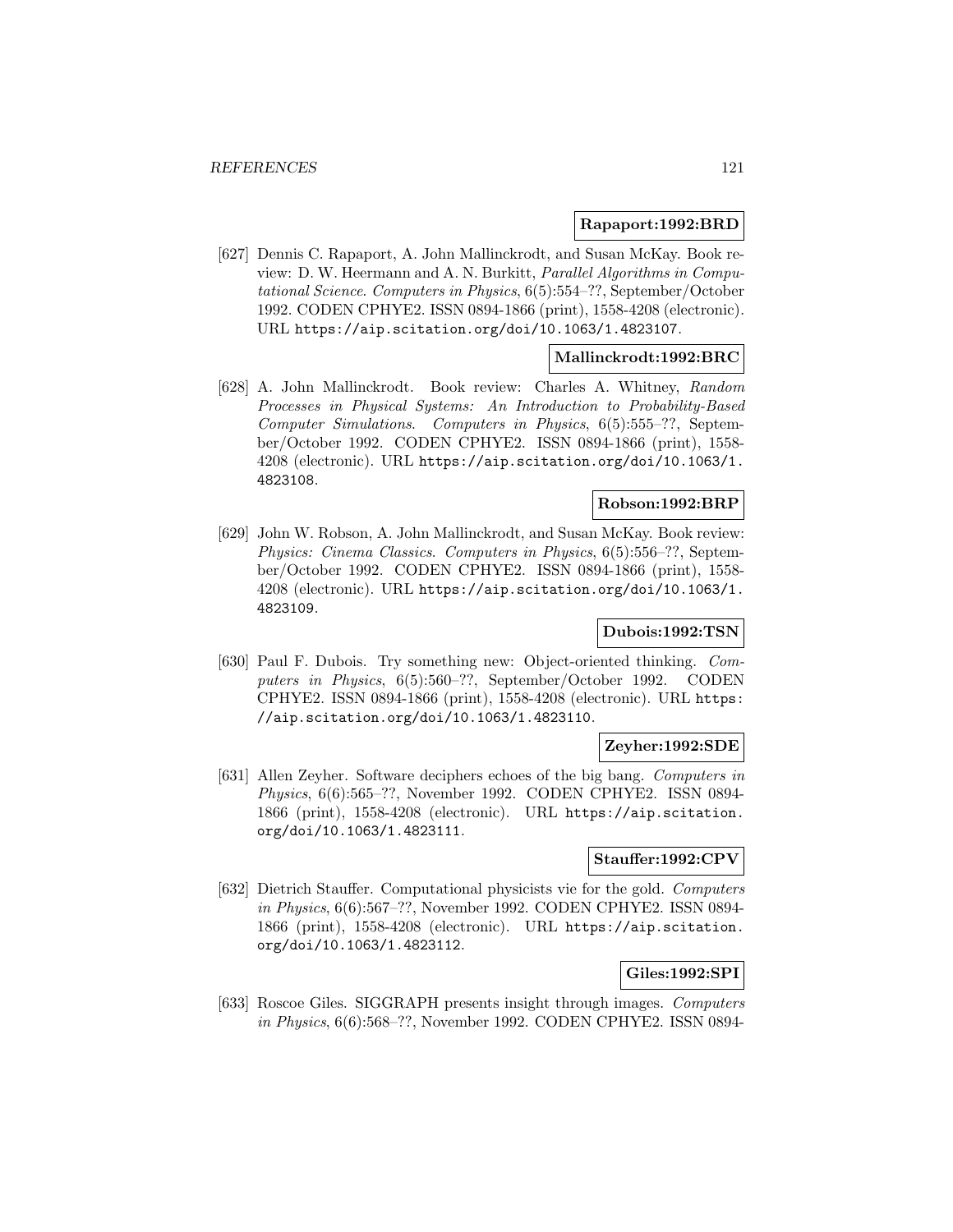**Rapaport:1992:BRD**

[627] Dennis C. Rapaport, A. John Mallinckrodt, and Susan McKay. Book review: D. W. Heermann and A. N. Burkitt, *Parallel Algorithms in Computational Science*. *Computers in Physics*, 6(5):554–??, September/October 1992. CODEN CPHYE2. ISSN 0894-1866 (print), 1558-4208 (electronic). URL `https://aip.scitation.org/doi/10.1063/1.4823107`.

**Mallinckrodt:1992:BRC**

[628] A. John Mallinckrodt. Book review: Charles A. Whitney, *Random Processes in Physical Systems: An Introduction to Probability-Based Computer Simulations*. *Computers in Physics*, 6(5):555–??, September/October 1992. CODEN CPHYE2. ISSN 0894-1866 (print), 1558-4208 (electronic). URL `https://aip.scitation.org/doi/10.1063/1.4823108`.

**Robson:1992:BRP**

[629] John W. Robson, A. John Mallinckrodt, and Susan McKay. Book review: *Physics: Cinema Classics*. *Computers in Physics*, 6(5):556–??, September/October 1992. CODEN CPHYE2. ISSN 0894-1866 (print), 1558-4208 (electronic). URL `https://aip.scitation.org/doi/10.1063/1.4823109`.

**Dubois:1992:TSN**

[630] Paul F. Dubois. Try something new: Object-oriented thinking. *Computers in Physics*, 6(5):560–??, September/October 1992. CODEN CPHYE2. ISSN 0894-1866 (print), 1558-4208 (electronic). URL `https://aip.scitation.org/doi/10.1063/1.4823110`.

**Zeyher:1992:SDE**

[631] Allen Zeyher. Software deciphers echoes of the big bang. *Computers in Physics*, 6(6):565–??, November 1992. CODEN CPHYE2. ISSN 0894-1866 (print), 1558-4208 (electronic). URL `https://aip.scitation.org/doi/10.1063/1.4823111`.

**Stauffer:1992:CPV**

[632] Dietrich Stauffer. Computational physicists vie for the gold. *Computers in Physics*, 6(6):567–??, November 1992. CODEN CPHYE2. ISSN 0894-1866 (print), 1558-4208 (electronic). URL `https://aip.scitation.org/doi/10.1063/1.4823112`.

**Giles:1992:SPI**

[633] Roscoe Giles. SIGGRAPH presents insight through images. *Computers in Physics*, 6(6):568–??, November 1992. CODEN CPHYE2. ISSN 0894-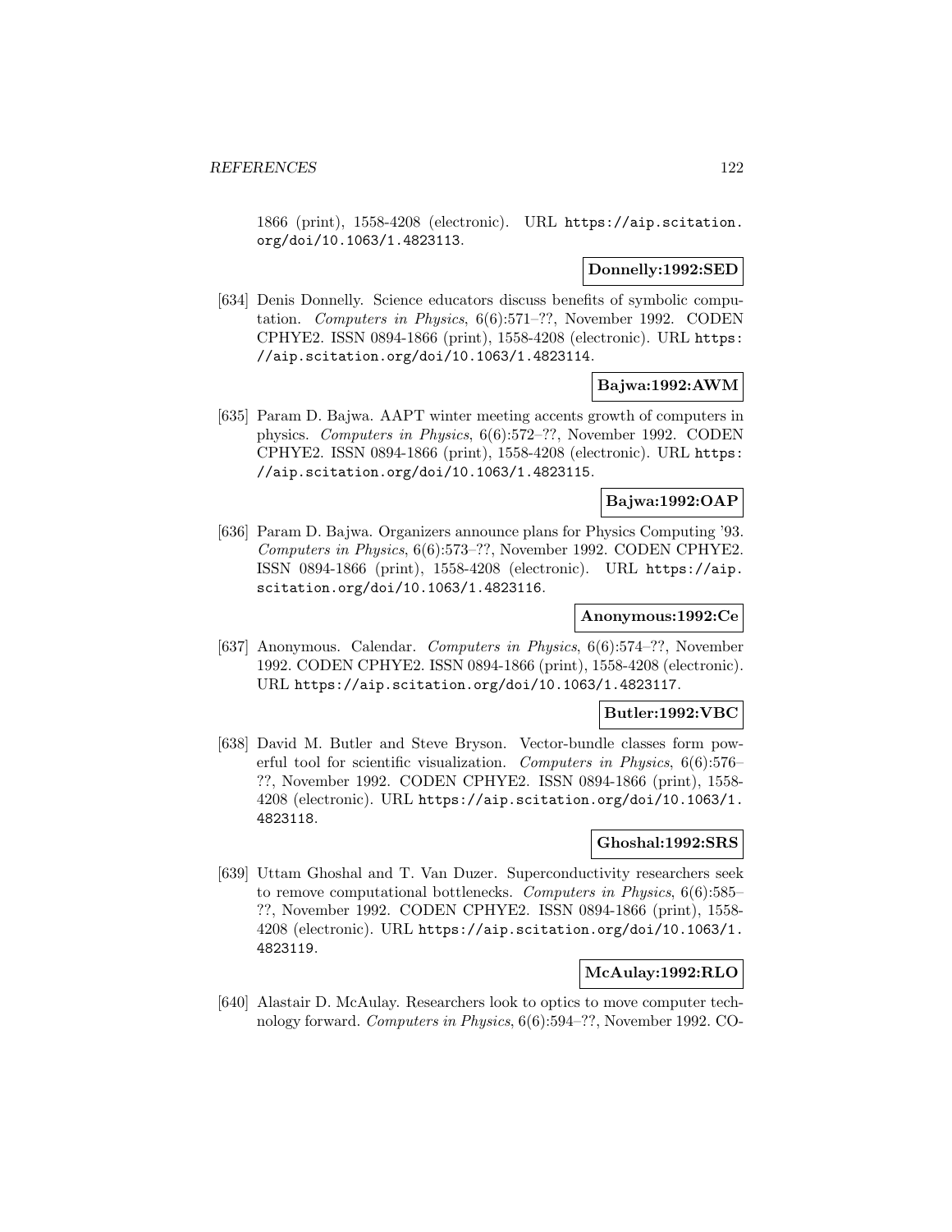1866 (print), 1558-4208 (electronic). URL https://aip.scitation.org/doi/10.1063/1.4823113.

**Donnelly:1992:SED**

[634] Denis Donnelly. Science educators discuss benefits of symbolic computation. *Computers in Physics*, 6(6):571–??, November 1992. CODEN CPHYE2. ISSN 0894-1866 (print), 1558-4208 (electronic). URL https://aip.scitation.org/doi/10.1063/1.4823114.

**Bajwa:1992:AWM**

[635] Param D. Bajwa. AAPT winter meeting accents growth of computers in physics. *Computers in Physics*, 6(6):572–??, November 1992. CODEN CPHYE2. ISSN 0894-1866 (print), 1558-4208 (electronic). URL https://aip.scitation.org/doi/10.1063/1.4823115.

**Bajwa:1992:OAP**

[636] Param D. Bajwa. Organizers announce plans for Physics Computing '93. *Computers in Physics*, 6(6):573–??, November 1992. CODEN CPHYE2. ISSN 0894-1866 (print), 1558-4208 (electronic). URL https://aip.scitation.org/doi/10.1063/1.4823116.

**Anonymous:1992:Ce**

[637] Anonymous. Calendar. *Computers in Physics*, 6(6):574–??, November 1992. CODEN CPHYE2. ISSN 0894-1866 (print), 1558-4208 (electronic). URL https://aip.scitation.org/doi/10.1063/1.4823117.

**Butler:1992:VBC**

[638] David M. Butler and Steve Bryson. Vector-bundle classes form powerful tool for scientific visualization. *Computers in Physics*, 6(6):576–??, November 1992. CODEN CPHYE2. ISSN 0894-1866 (print), 1558-4208 (electronic). URL https://aip.scitation.org/doi/10.1063/1.4823118.

**Ghoshal:1992:SRS**

[639] Uttam Ghoshal and T. Van Duzer. Superconductivity researchers seek to remove computational bottlenecks. *Computers in Physics*, 6(6):585–??, November 1992. CODEN CPHYE2. ISSN 0894-1866 (print), 1558-4208 (electronic). URL https://aip.scitation.org/doi/10.1063/1.4823119.

**McAulay:1992:RLO**

[640] Alastair D. McAulay. Researchers look to optics to move computer technology forward. *Computers in Physics*, 6(6):594–??, November 1992. CO-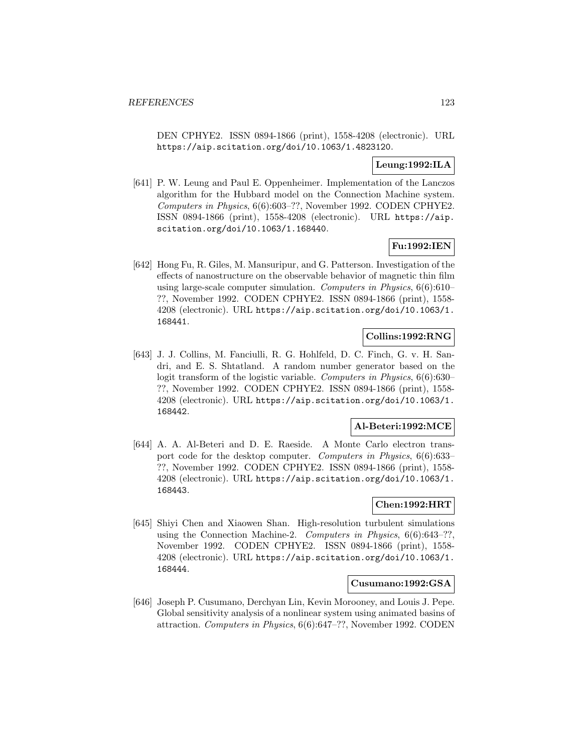DEN CPHYE2. ISSN 0894-1866 (print), 1558-4208 (electronic). URL https://aip.scitation.org/doi/10.1063/1.4823120.

**Leung:1992:ILA**

[641] P. W. Leung and Paul E. Oppenheimer. Implementation of the Lanczos algorithm for the Hubbard model on the Connection Machine system. *Computers in Physics*, 6(6):603–??, November 1992. CODEN CPHYE2. ISSN 0894-1866 (print), 1558-4208 (electronic). URL https://aip.scitation.org/doi/10.1063/1.168440.

**Fu:1992:IEN**

[642] Hong Fu, R. Giles, M. Mansuripur, and G. Patterson. Investigation of the effects of nanostructure on the observable behavior of magnetic thin film using large-scale computer simulation. *Computers in Physics*, 6(6):610–??, November 1992. CODEN CPHYE2. ISSN 0894-1866 (print), 1558-4208 (electronic). URL https://aip.scitation.org/doi/10.1063/1.168441.

**Collins:1992:RNG**

[643] J. J. Collins, M. Fanciulli, R. G. Hohlfeld, D. C. Finch, G. v. H. Sandri, and E. S. Shtatland. A random number generator based on the logit transform of the logistic variable. *Computers in Physics*, 6(6):630–??, November 1992. CODEN CPHYE2. ISSN 0894-1866 (print), 1558-4208 (electronic). URL https://aip.scitation.org/doi/10.1063/1.168442.

**Al-Beteri:1992:MCE**

[644] A. A. Al-Beteri and D. E. Raeside. A Monte Carlo electron transport code for the desktop computer. *Computers in Physics*, 6(6):633–??, November 1992. CODEN CPHYE2. ISSN 0894-1866 (print), 1558-4208 (electronic). URL https://aip.scitation.org/doi/10.1063/1.168443.

**Chen:1992:HRT**

[645] Shiyi Chen and Xiaowen Shan. High-resolution turbulent simulations using the Connection Machine-2. *Computers in Physics*, 6(6):643–??, November 1992. CODEN CPHYE2. ISSN 0894-1866 (print), 1558-4208 (electronic). URL https://aip.scitation.org/doi/10.1063/1.168444.

**Cusumano:1992:GSA**

[646] Joseph P. Cusumano, Derchyan Lin, Kevin Morooney, and Louis J. Pepe. Global sensitivity analysis of a nonlinear system using animated basins of attraction. *Computers in Physics*, 6(6):647–??, November 1992. CODEN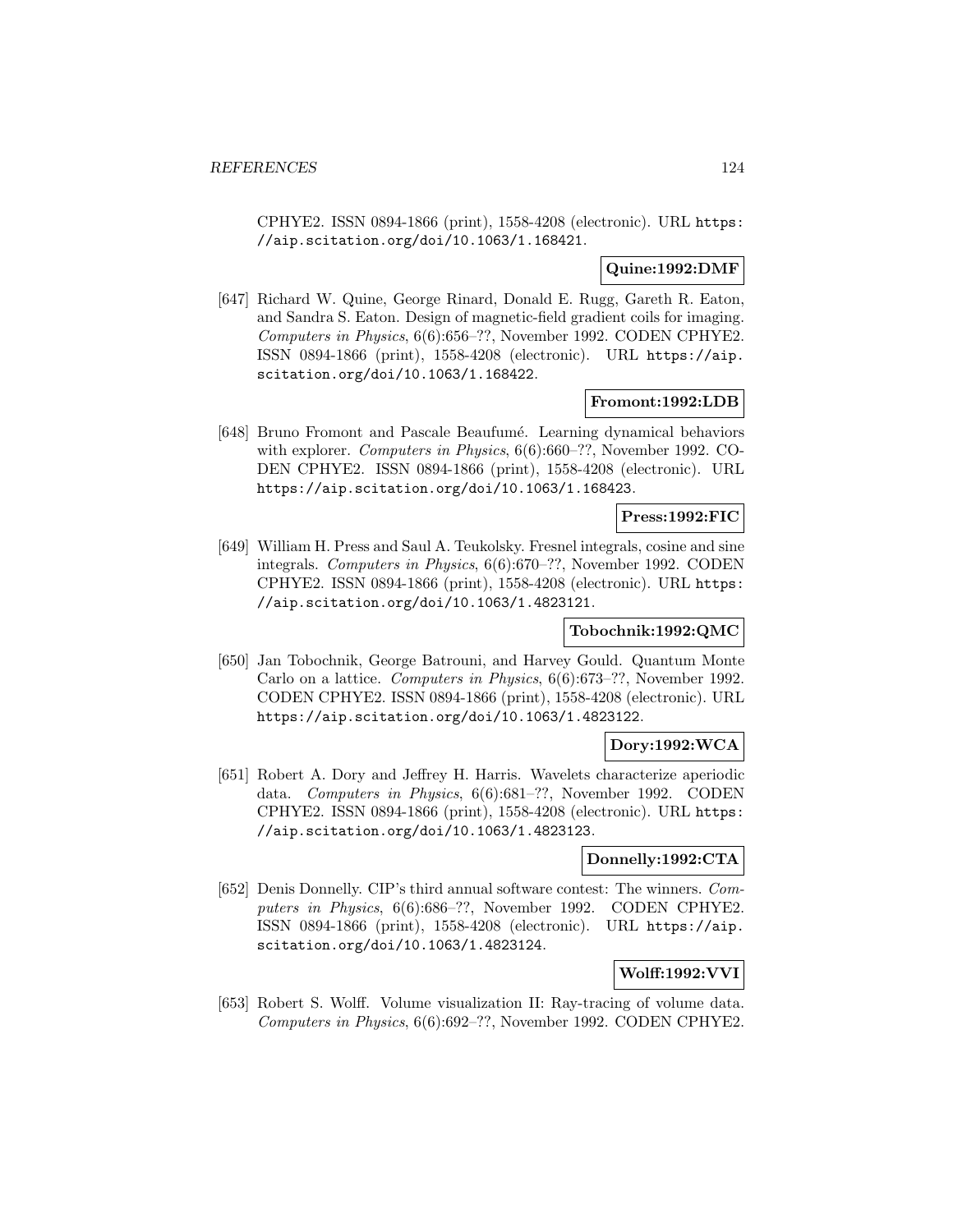CPHYE2. ISSN 0894-1866 (print), 1558-4208 (electronic). URL https://aip.scitation.org/doi/10.1063/1.168421.

**Quine:1992:DMF**

[647] Richard W. Quine, George Rinard, Donald E. Rugg, Gareth R. Eaton, and Sandra S. Eaton. Design of magnetic-field gradient coils for imaging. *Computers in Physics*, 6(6):656–??, November 1992. CODEN CPHYE2. ISSN 0894-1866 (print), 1558-4208 (electronic). URL https://aip.scitation.org/doi/10.1063/1.168422.

**Fromont:1992:LDB**

[648] Bruno Fromont and Pascale Beaufumé. Learning dynamical behaviors with explorer. *Computers in Physics*, 6(6):660–??, November 1992. CODEN CPHYE2. ISSN 0894-1866 (print), 1558-4208 (electronic). URL https://aip.scitation.org/doi/10.1063/1.168423.

**Press:1992:FIC**

[649] William H. Press and Saul A. Teukolsky. Fresnel integrals, cosine and sine integrals. *Computers in Physics*, 6(6):670–??, November 1992. CODEN CPHYE2. ISSN 0894-1866 (print), 1558-4208 (electronic). URL https://aip.scitation.org/doi/10.1063/1.4823121.

**Tobochnik:1992:QMC**

[650] Jan Tobochnik, George Batrouni, and Harvey Gould. Quantum Monte Carlo on a lattice. *Computers in Physics*, 6(6):673–??, November 1992. CODEN CPHYE2. ISSN 0894-1866 (print), 1558-4208 (electronic). URL https://aip.scitation.org/doi/10.1063/1.4823122.

**Dory:1992:WCA**

[651] Robert A. Dory and Jeffrey H. Harris. Wavelets characterize aperiodic data. *Computers in Physics*, 6(6):681–??, November 1992. CODEN CPHYE2. ISSN 0894-1866 (print), 1558-4208 (electronic). URL https://aip.scitation.org/doi/10.1063/1.4823123.

**Donnelly:1992:CTA**

[652] Denis Donnelly. CIP's third annual software contest: The winners. *Computers in Physics*, 6(6):686–??, November 1992. CODEN CPHYE2. ISSN 0894-1866 (print), 1558-4208 (electronic). URL https://aip.scitation.org/doi/10.1063/1.4823124.

**Wolff:1992:VVI**

[653] Robert S. Wolff. Volume visualization II: Ray-tracing of volume data. *Computers in Physics*, 6(6):692–??, November 1992. CODEN CPHYE2.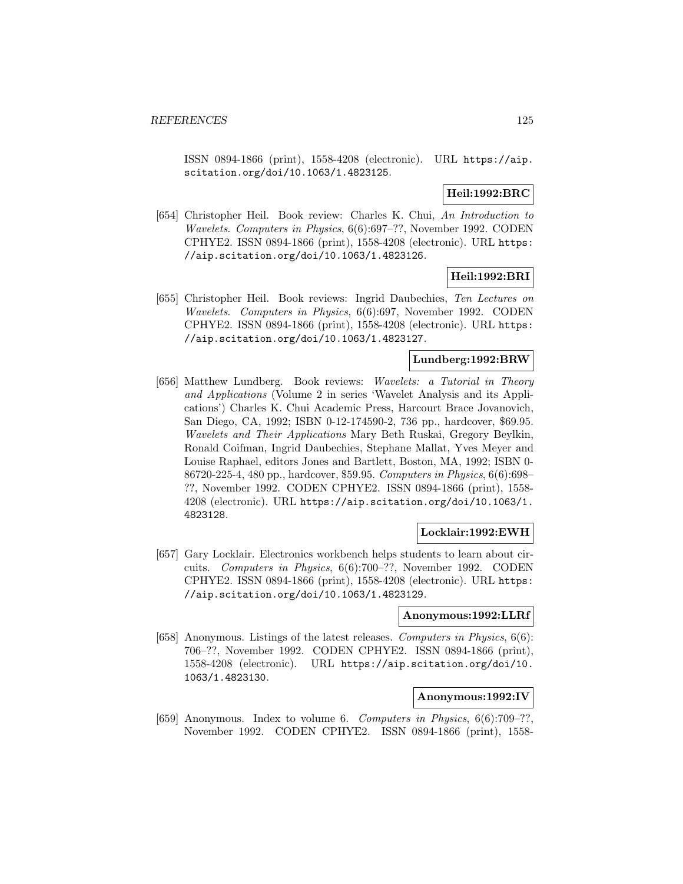ISSN 0894-1866 (print), 1558-4208 (electronic). URL https://aip.scitation.org/doi/10.1063/1.4823125.

**Heil:1992:BRC**

[654] Christopher Heil. Book review: Charles K. Chui, *An Introduction to Wavelets*. *Computers in Physics*, 6(6):697–??, November 1992. CODEN CPHYE2. ISSN 0894-1866 (print), 1558-4208 (electronic). URL https://aip.scitation.org/doi/10.1063/1.4823126.

**Heil:1992:BRI**

[655] Christopher Heil. Book reviews: Ingrid Daubechies, *Ten Lectures on Wavelets*. *Computers in Physics*, 6(6):697, November 1992. CODEN CPHYE2. ISSN 0894-1866 (print), 1558-4208 (electronic). URL https://aip.scitation.org/doi/10.1063/1.4823127.

**Lundberg:1992:BRW**

[656] Matthew Lundberg. Book reviews: *Wavelets: a Tutorial in Theory and Applications* (Volume 2 in series 'Wavelet Analysis and its Applications') Charles K. Chui Academic Press, Harcourt Brace Jovanovich, San Diego, CA, 1992; ISBN 0-12-174590-2, 736 pp., hardcover, $69.95. *Wavelets and Their Applications* Mary Beth Ruskai, Gregory Beylkin, Ronald Coifman, Ingrid Daubechies, Stephane Mallat, Yves Meyer and Louise Raphael, editors Jones and Bartlett, Boston, MA, 1992; ISBN 0-86720-225-4, 480 pp., hardcover, $59.95. *Computers in Physics*, 6(6):698–??, November 1992. CODEN CPHYE2. ISSN 0894-1866 (print), 1558-4208 (electronic). URL https://aip.scitation.org/doi/10.1063/1.4823128.

**Locklair:1992:EWH**

[657] Gary Locklair. Electronics workbench helps students to learn about circuits. *Computers in Physics*, 6(6):700–??, November 1992. CODEN CPHYE2. ISSN 0894-1866 (print), 1558-4208 (electronic). URL https://aip.scitation.org/doi/10.1063/1.4823129.

**Anonymous:1992:LLRf**

[658] Anonymous. Listings of the latest releases. *Computers in Physics*, 6(6): 706–??, November 1992. CODEN CPHYE2. ISSN 0894-1866 (print), 1558-4208 (electronic). URL https://aip.scitation.org/doi/10.1063/1.4823130.

**Anonymous:1992:IV**

[659] Anonymous. Index to volume 6. *Computers in Physics*, 6(6):709–??, November 1992. CODEN CPHYE2. ISSN 0894-1866 (print), 1558-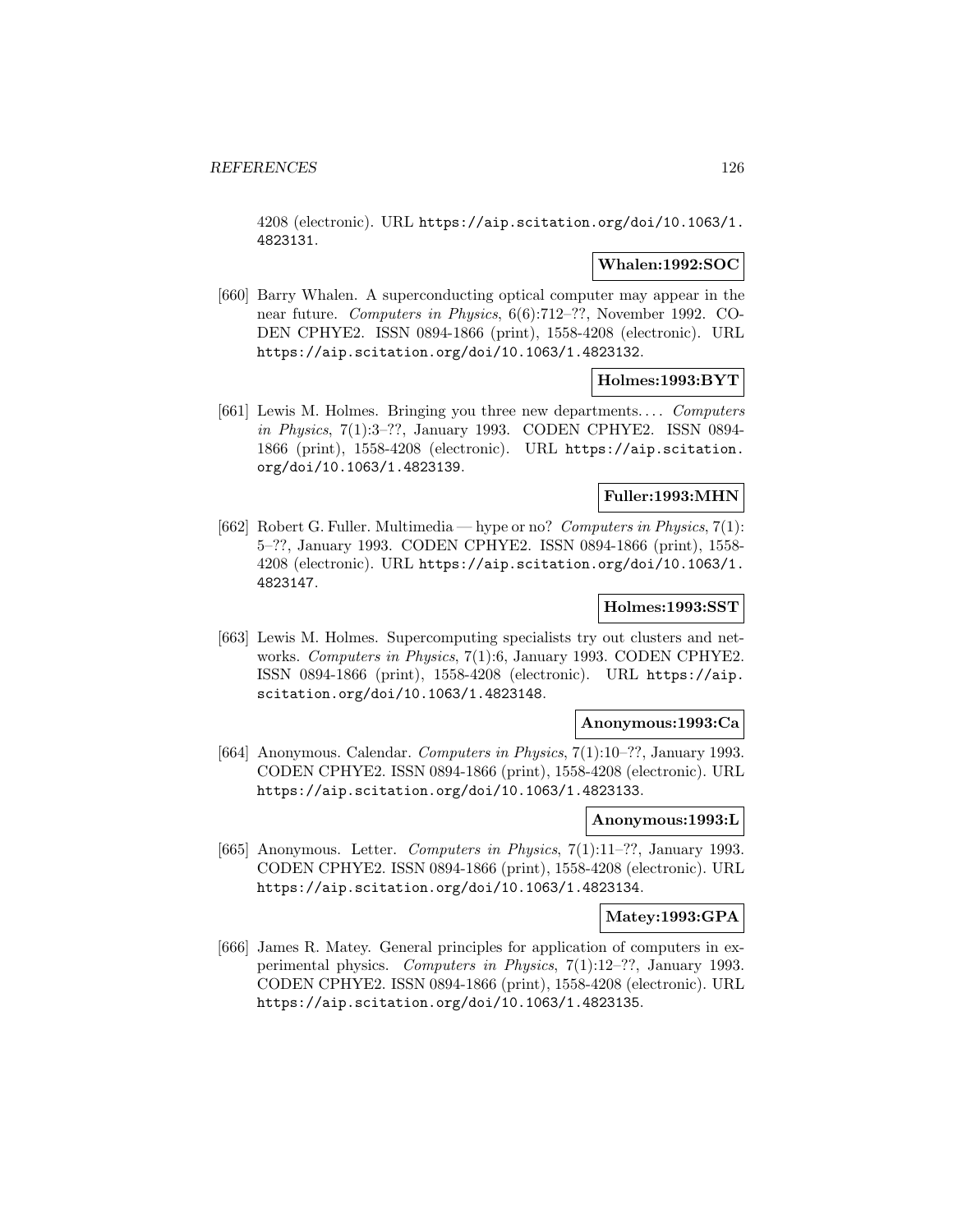4208 (electronic). URL https://aip.scitation.org/doi/10.1063/1.4823131.

**Whalen:1992:SOC**

[660] Barry Whalen. A superconducting optical computer may appear in the near future. *Computers in Physics*, 6(6):712–??, November 1992. CODEN CPHYE2. ISSN 0894-1866 (print), 1558-4208 (electronic). URL https://aip.scitation.org/doi/10.1063/1.4823132.

**Holmes:1993:BYT**

[661] Lewis M. Holmes. Bringing you three new departments. . . . *Computers in Physics*, 7(1):3–??, January 1993. CODEN CPHYE2. ISSN 0894-1866 (print), 1558-4208 (electronic). URL https://aip.scitation.org/doi/10.1063/1.4823139.

**Fuller:1993:MHN**

[662] Robert G. Fuller. Multimedia — hype or no? *Computers in Physics*, 7(1): 5–??, January 1993. CODEN CPHYE2. ISSN 0894-1866 (print), 1558-4208 (electronic). URL https://aip.scitation.org/doi/10.1063/1.4823147.

**Holmes:1993:SST**

[663] Lewis M. Holmes. Supercomputing specialists try out clusters and networks. *Computers in Physics*, 7(1):6, January 1993. CODEN CPHYE2. ISSN 0894-1866 (print), 1558-4208 (electronic). URL https://aip.scitation.org/doi/10.1063/1.4823148.

**Anonymous:1993:Ca**

[664] Anonymous. Calendar. *Computers in Physics*, 7(1):10–??, January 1993. CODEN CPHYE2. ISSN 0894-1866 (print), 1558-4208 (electronic). URL https://aip.scitation.org/doi/10.1063/1.4823133.

**Anonymous:1993:L**

[665] Anonymous. Letter. *Computers in Physics*, 7(1):11–??, January 1993. CODEN CPHYE2. ISSN 0894-1866 (print), 1558-4208 (electronic). URL https://aip.scitation.org/doi/10.1063/1.4823134.

**Matey:1993:GPA**

[666] James R. Matey. General principles for application of computers in experimental physics. *Computers in Physics*, 7(1):12–??, January 1993. CODEN CPHYE2. ISSN 0894-1866 (print), 1558-4208 (electronic). URL https://aip.scitation.org/doi/10.1063/1.4823135.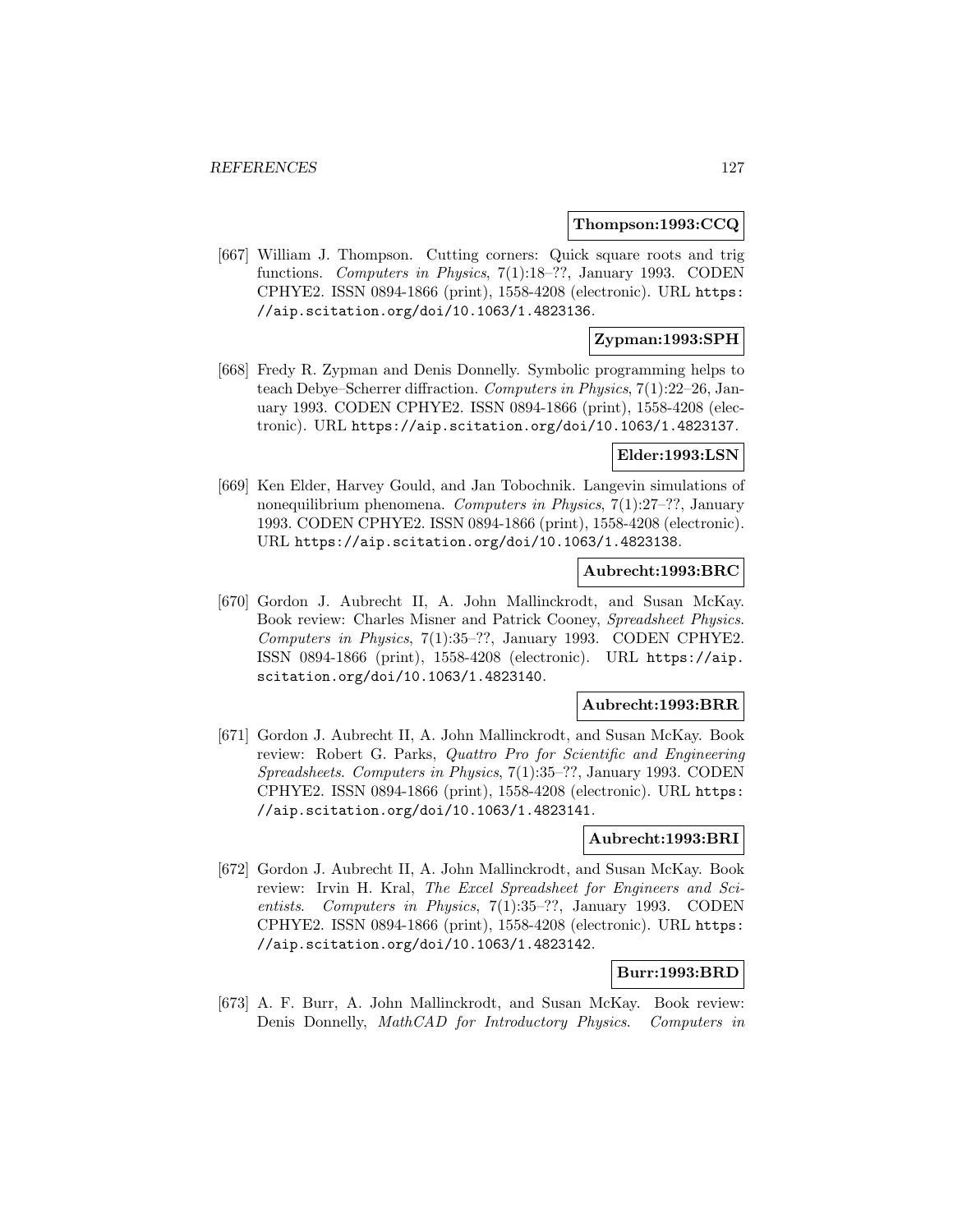**Thompson:1993:CCQ**

[667] William J. Thompson. Cutting corners: Quick square roots and trig functions. *Computers in Physics*, 7(1):18–??, January 1993. CODEN CPHYE2. ISSN 0894-1866 (print), 1558-4208 (electronic). URL https://aip.scitation.org/doi/10.1063/1.4823136.

**Zypman:1993:SPH**

[668] Fredy R. Zypman and Denis Donnelly. Symbolic programming helps to teach Debye–Scherrer diffraction. *Computers in Physics*, 7(1):22–26, January 1993. CODEN CPHYE2. ISSN 0894-1866 (print), 1558-4208 (electronic). URL https://aip.scitation.org/doi/10.1063/1.4823137.

**Elder:1993:LSN**

[669] Ken Elder, Harvey Gould, and Jan Tobochnik. Langevin simulations of nonequilibrium phenomena. *Computers in Physics*, 7(1):27–??, January 1993. CODEN CPHYE2. ISSN 0894-1866 (print), 1558-4208 (electronic). URL https://aip.scitation.org/doi/10.1063/1.4823138.

**Aubrecht:1993:BRC**

[670] Gordon J. Aubrecht II, A. John Mallinckrodt, and Susan McKay. Book review: Charles Misner and Patrick Cooney, *Spreadsheet Physics*. *Computers in Physics*, 7(1):35–??, January 1993. CODEN CPHYE2. ISSN 0894-1866 (print), 1558-4208 (electronic). URL https://aip.scitation.org/doi/10.1063/1.4823140.

**Aubrecht:1993:BRR**

[671] Gordon J. Aubrecht II, A. John Mallinckrodt, and Susan McKay. Book review: Robert G. Parks, *Quattro Pro for Scientific and Engineering Spreadsheets*. *Computers in Physics*, 7(1):35–??, January 1993. CODEN CPHYE2. ISSN 0894-1866 (print), 1558-4208 (electronic). URL https://aip.scitation.org/doi/10.1063/1.4823141.

**Aubrecht:1993:BRI**

[672] Gordon J. Aubrecht II, A. John Mallinckrodt, and Susan McKay. Book review: Irvin H. Kral, *The Excel Spreadsheet for Engineers and Scientists*. *Computers in Physics*, 7(1):35–??, January 1993. CODEN CPHYE2. ISSN 0894-1866 (print), 1558-4208 (electronic). URL https://aip.scitation.org/doi/10.1063/1.4823142.

**Burr:1993:BRD**

[673] A. F. Burr, A. John Mallinckrodt, and Susan McKay. Book review: Denis Donnelly, *MathCAD for Introductory Physics*. *Computers in*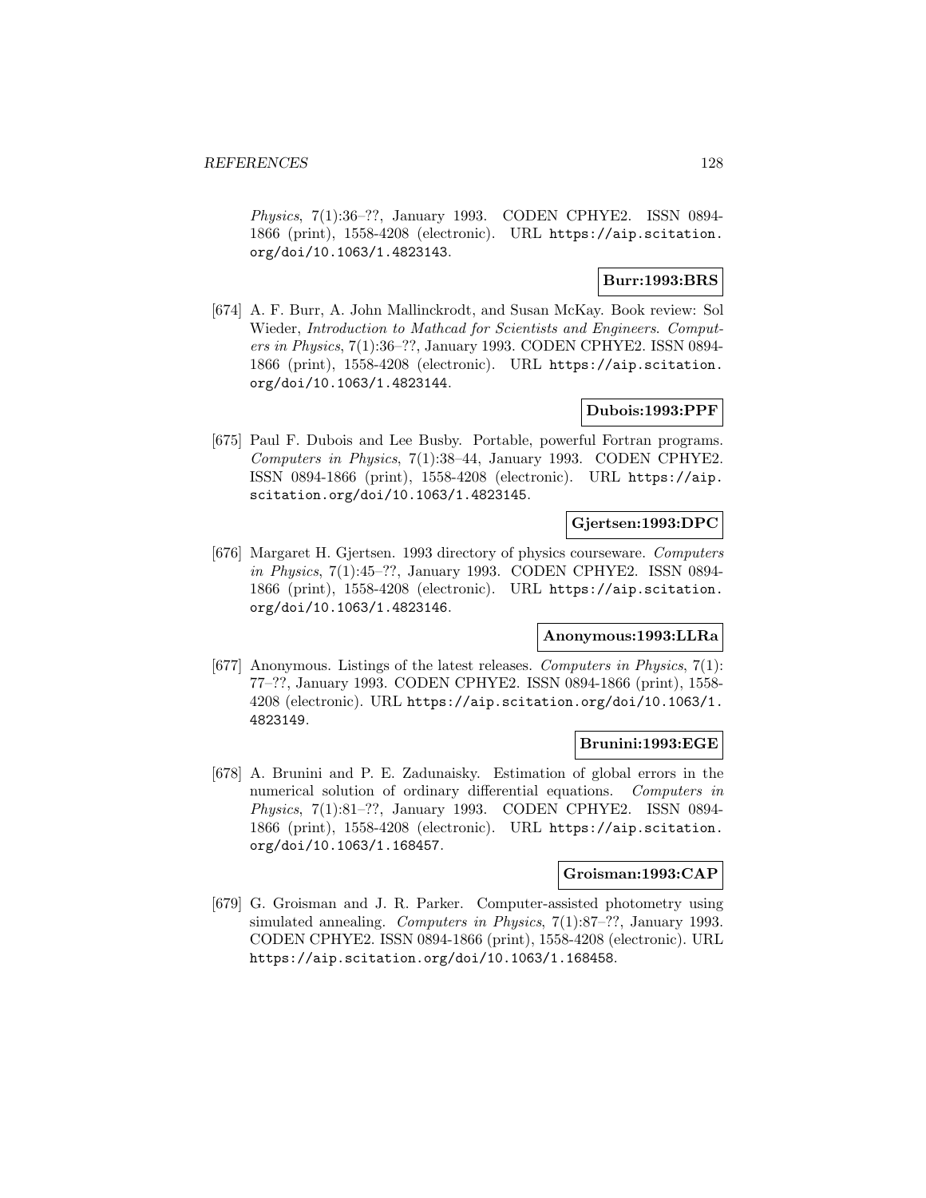*Physics*, 7(1):36–??, January 1993. CODEN CPHYE2. ISSN 0894-1866 (print), 1558-4208 (electronic). URL https://aip.scitation.org/doi/10.1063/1.4823143.

**Burr:1993:BRS**

[674] A. F. Burr, A. John Mallinckrodt, and Susan McKay. Book review: Sol Wieder, *Introduction to Mathcad for Scientists and Engineers*. *Computers in Physics*, 7(1):36–??, January 1993. CODEN CPHYE2. ISSN 0894-1866 (print), 1558-4208 (electronic). URL https://aip.scitation.org/doi/10.1063/1.4823144.

**Dubois:1993:PPF**

[675] Paul F. Dubois and Lee Busby. Portable, powerful Fortran programs. *Computers in Physics*, 7(1):38–44, January 1993. CODEN CPHYE2. ISSN 0894-1866 (print), 1558-4208 (electronic). URL https://aip.scitation.org/doi/10.1063/1.4823145.

**Gjertsen:1993:DPC**

[676] Margaret H. Gjertsen. 1993 directory of physics courseware. *Computers in Physics*, 7(1):45–??, January 1993. CODEN CPHYE2. ISSN 0894-1866 (print), 1558-4208 (electronic). URL https://aip.scitation.org/doi/10.1063/1.4823146.

**Anonymous:1993:LLRa**

[677] Anonymous. Listings of the latest releases. *Computers in Physics*, 7(1):77–??, January 1993. CODEN CPHYE2. ISSN 0894-1866 (print), 1558-4208 (electronic). URL https://aip.scitation.org/doi/10.1063/1.4823149.

**Brunini:1993:EGE**

[678] A. Brunini and P. E. Zadunaisky. Estimation of global errors in the numerical solution of ordinary differential equations. *Computers in Physics*, 7(1):81–??, January 1993. CODEN CPHYE2. ISSN 0894-1866 (print), 1558-4208 (electronic). URL https://aip.scitation.org/doi/10.1063/1.168457.

**Groisman:1993:CAP**

[679] G. Groisman and J. R. Parker. Computer-assisted photometry using simulated annealing. *Computers in Physics*, 7(1):87–??, January 1993. CODEN CPHYE2. ISSN 0894-1866 (print), 1558-4208 (electronic). URL https://aip.scitation.org/doi/10.1063/1.168458.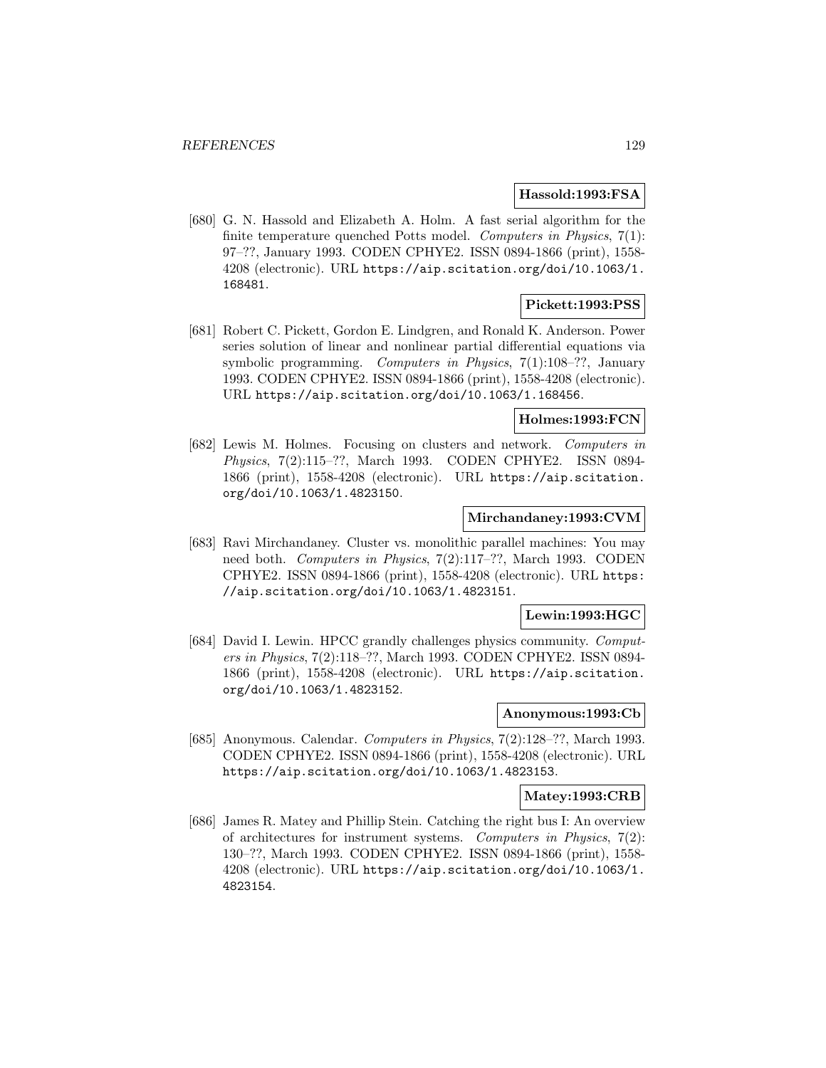**Hassold:1993:FSA**

[680] G. N. Hassold and Elizabeth A. Holm. A fast serial algorithm for the finite temperature quenched Potts model. *Computers in Physics*, 7(1): 97–??, January 1993. CODEN CPHYE2. ISSN 0894-1866 (print), 1558-4208 (electronic). URL https://aip.scitation.org/doi/10.1063/1.168481.

**Pickett:1993:PSS**

[681] Robert C. Pickett, Gordon E. Lindgren, and Ronald K. Anderson. Power series solution of linear and nonlinear partial differential equations via symbolic programming. *Computers in Physics*, 7(1):108–??, January 1993. CODEN CPHYE2. ISSN 0894-1866 (print), 1558-4208 (electronic). URL https://aip.scitation.org/doi/10.1063/1.168456.

**Holmes:1993:FCN**

[682] Lewis M. Holmes. Focusing on clusters and network. *Computers in Physics*, 7(2):115–??, March 1993. CODEN CPHYE2. ISSN 0894-1866 (print), 1558-4208 (electronic). URL https://aip.scitation.org/doi/10.1063/1.4823150.

**Mirchandaney:1993:CVM**

[683] Ravi Mirchandaney. Cluster vs. monolithic parallel machines: You may need both. *Computers in Physics*, 7(2):117–??, March 1993. CODEN CPHYE2. ISSN 0894-1866 (print), 1558-4208 (electronic). URL https://aip.scitation.org/doi/10.1063/1.4823151.

**Lewin:1993:HGC**

[684] David I. Lewin. HPCC grandly challenges physics community. *Computers in Physics*, 7(2):118–??, March 1993. CODEN CPHYE2. ISSN 0894-1866 (print), 1558-4208 (electronic). URL https://aip.scitation.org/doi/10.1063/1.4823152.

**Anonymous:1993:Cb**

[685] Anonymous. Calendar. *Computers in Physics*, 7(2):128–??, March 1993. CODEN CPHYE2. ISSN 0894-1866 (print), 1558-4208 (electronic). URL https://aip.scitation.org/doi/10.1063/1.4823153.

**Matey:1993:CRB**

[686] James R. Matey and Phillip Stein. Catching the right bus I: An overview of architectures for instrument systems. *Computers in Physics*, 7(2): 130–??, March 1993. CODEN CPHYE2. ISSN 0894-1866 (print), 1558-4208 (electronic). URL https://aip.scitation.org/doi/10.1063/1.4823154.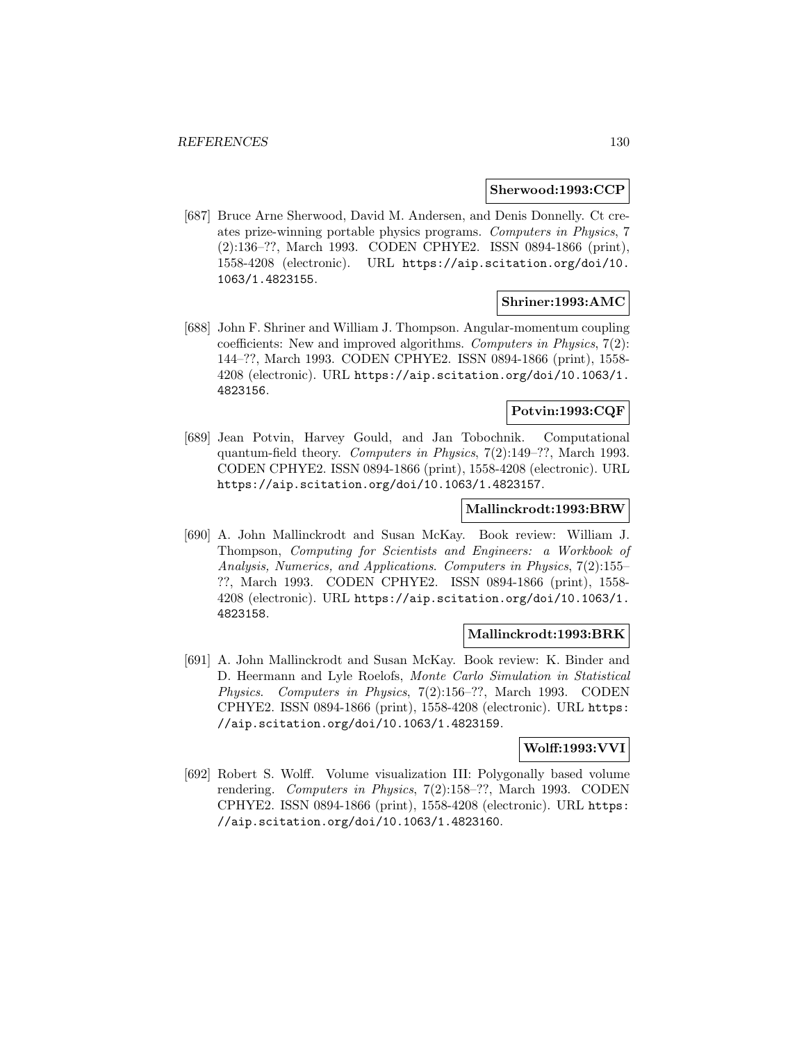**Sherwood:1993:CCP**

[687] Bruce Arne Sherwood, David M. Andersen, and Denis Donnelly. Ct creates prize-winning portable physics programs. *Computers in Physics*, 7 (2):136–??, March 1993. CODEN CPHYE2. ISSN 0894-1866 (print), 1558-4208 (electronic). URL https://aip.scitation.org/doi/10.1063/1.4823155.

**Shriner:1993:AMC**

[688] John F. Shriner and William J. Thompson. Angular-momentum coupling coefficients: New and improved algorithms. *Computers in Physics*, 7(2): 144–??, March 1993. CODEN CPHYE2. ISSN 0894-1866 (print), 1558-4208 (electronic). URL https://aip.scitation.org/doi/10.1063/1.4823156.

**Potvin:1993:CQF**

[689] Jean Potvin, Harvey Gould, and Jan Tobochnik. Computational quantum-field theory. *Computers in Physics*, 7(2):149–??, March 1993. CODEN CPHYE2. ISSN 0894-1866 (print), 1558-4208 (electronic). URL https://aip.scitation.org/doi/10.1063/1.4823157.

**Mallinckrodt:1993:BRW**

[690] A. John Mallinckrodt and Susan McKay. Book review: William J. Thompson, *Computing for Scientists and Engineers: a Workbook of Analysis, Numerics, and Applications*. *Computers in Physics*, 7(2):155–??, March 1993. CODEN CPHYE2. ISSN 0894-1866 (print), 1558-4208 (electronic). URL https://aip.scitation.org/doi/10.1063/1.4823158.

**Mallinckrodt:1993:BRK**

[691] A. John Mallinckrodt and Susan McKay. Book review: K. Binder and D. Heermann and Lyle Roelofs, *Monte Carlo Simulation in Statistical Physics*. *Computers in Physics*, 7(2):156–??, March 1993. CODEN CPHYE2. ISSN 0894-1866 (print), 1558-4208 (electronic). URL https://aip.scitation.org/doi/10.1063/1.4823159.

**Wolff:1993:VVI**

[692] Robert S. Wolff. Volume visualization III: Polygonally based volume rendering. *Computers in Physics*, 7(2):158–??, March 1993. CODEN CPHYE2. ISSN 0894-1866 (print), 1558-4208 (electronic). URL https://aip.scitation.org/doi/10.1063/1.4823160.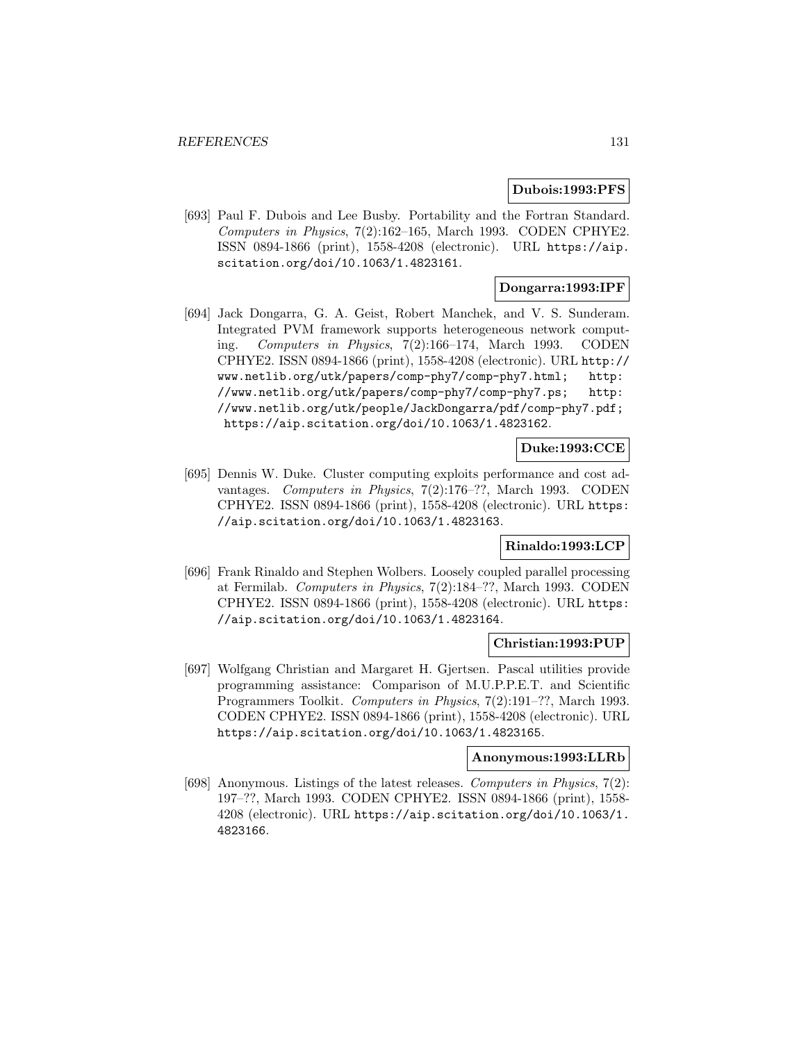**Dubois:1993:PFS**

[693] Paul F. Dubois and Lee Busby. Portability and the Fortran Standard. *Computers in Physics*, 7(2):162–165, March 1993. CODEN CPHYE2. ISSN 0894-1866 (print), 1558-4208 (electronic). URL https://aip.scitation.org/doi/10.1063/1.4823161.

**Dongarra:1993:IPF**

[694] Jack Dongarra, G. A. Geist, Robert Manchek, and V. S. Sunderam. Integrated PVM framework supports heterogeneous network computing. *Computers in Physics*, 7(2):166–174, March 1993. CODEN CPHYE2. ISSN 0894-1866 (print), 1558-4208 (electronic). URL http://www.netlib.org/utk/papers/comp-phy7/comp-phy7.html; http://www.netlib.org/utk/papers/comp-phy7/comp-phy7.ps; http://www.netlib.org/utk/people/JackDongarra/pdf/comp-phy7.pdf; https://aip.scitation.org/doi/10.1063/1.4823162.

**Duke:1993:CCE**

[695] Dennis W. Duke. Cluster computing exploits performance and cost advantages. *Computers in Physics*, 7(2):176–??, March 1993. CODEN CPHYE2. ISSN 0894-1866 (print), 1558-4208 (electronic). URL https://aip.scitation.org/doi/10.1063/1.4823163.

**Rinaldo:1993:LCP**

[696] Frank Rinaldo and Stephen Wolbers. Loosely coupled parallel processing at Fermilab. *Computers in Physics*, 7(2):184–??, March 1993. CODEN CPHYE2. ISSN 0894-1866 (print), 1558-4208 (electronic). URL https://aip.scitation.org/doi/10.1063/1.4823164.

**Christian:1993:PUP**

[697] Wolfgang Christian and Margaret H. Gjertsen. Pascal utilities provide programming assistance: Comparison of M.U.P.P.E.T. and Scientific Programmers Toolkit. *Computers in Physics*, 7(2):191–??, March 1993. CODEN CPHYE2. ISSN 0894-1866 (print), 1558-4208 (electronic). URL https://aip.scitation.org/doi/10.1063/1.4823165.

**Anonymous:1993:LLRb**

[698] Anonymous. Listings of the latest releases. *Computers in Physics*, 7(2): 197–??, March 1993. CODEN CPHYE2. ISSN 0894-1866 (print), 1558-4208 (electronic). URL https://aip.scitation.org/doi/10.1063/1.4823166.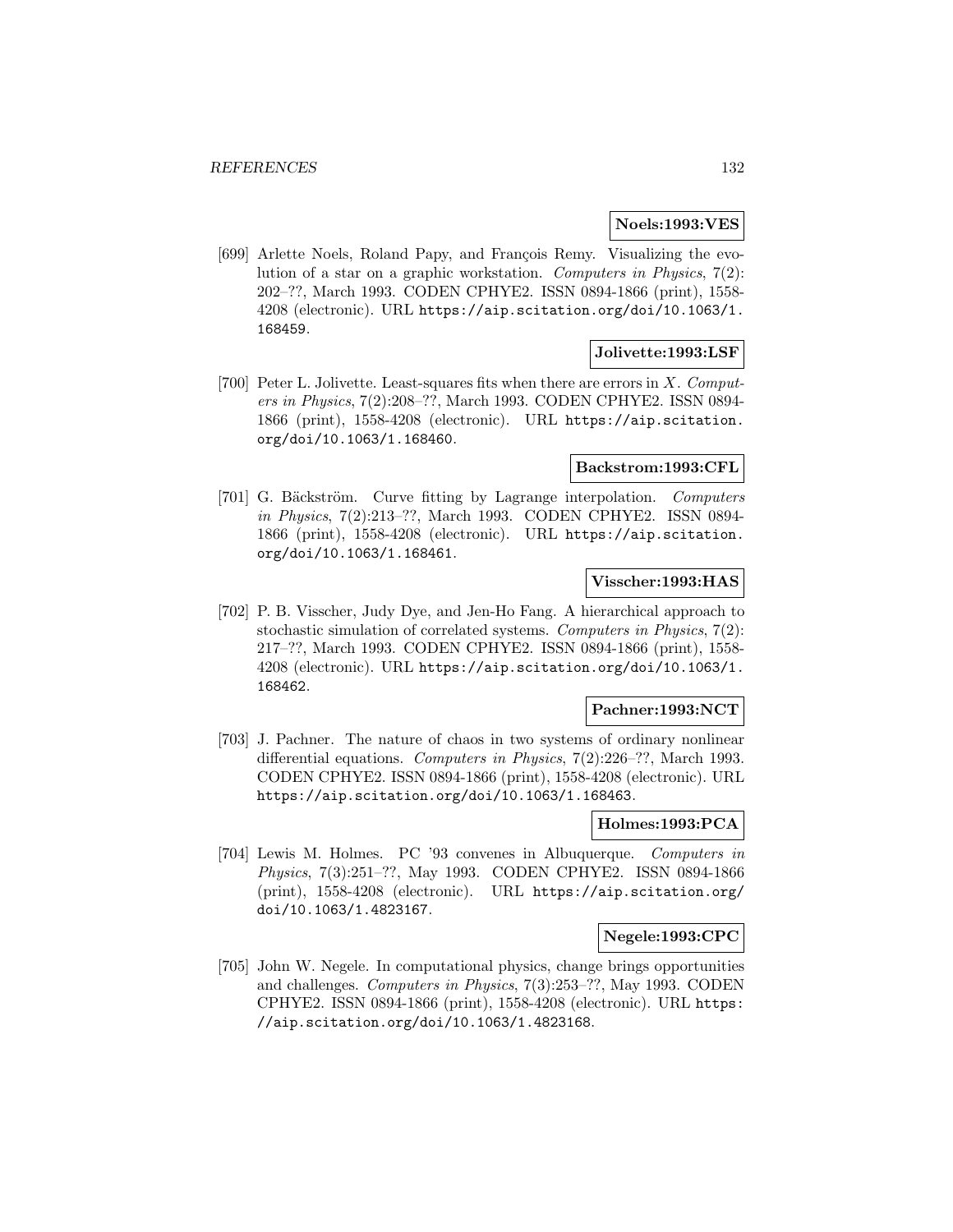**Noels:1993:VES**

[699] Arlette Noels, Roland Papy, and François Remy. Visualizing the evolution of a star on a graphic workstation. *Computers in Physics*, 7(2): 202–??, March 1993. CODEN CPHYE2. ISSN 0894-1866 (print), 1558-4208 (electronic). URL https://aip.scitation.org/doi/10.1063/1.168459.

**Jolivette:1993:LSF**

[700] Peter L. Jolivette. Least-squares fits when there are errors in $X$. *Computers in Physics*, 7(2):208–??, March 1993. CODEN CPHYE2. ISSN 0894-1866 (print), 1558-4208 (electronic). URL https://aip.scitation.org/doi/10.1063/1.168460.

**Backstrom:1993:CFL**

[701] G. Bäckström. Curve fitting by Lagrange interpolation. *Computers in Physics*, 7(2):213–??, March 1993. CODEN CPHYE2. ISSN 0894-1866 (print), 1558-4208 (electronic). URL https://aip.scitation.org/doi/10.1063/1.168461.

**Visscher:1993:HAS**

[702] P. B. Visscher, Judy Dye, and Jen-Ho Fang. A hierarchical approach to stochastic simulation of correlated systems. *Computers in Physics*, 7(2): 217–??, March 1993. CODEN CPHYE2. ISSN 0894-1866 (print), 1558-4208 (electronic). URL https://aip.scitation.org/doi/10.1063/1.168462.

**Pachner:1993:NCT**

[703] J. Pachner. The nature of chaos in two systems of ordinary nonlinear differential equations. *Computers in Physics*, 7(2):226–??, March 1993. CODEN CPHYE2. ISSN 0894-1866 (print), 1558-4208 (electronic). URL https://aip.scitation.org/doi/10.1063/1.168463.

**Holmes:1993:PCA**

[704] Lewis M. Holmes. PC '93 convenes in Albuquerque. *Computers in Physics*, 7(3):251–??, May 1993. CODEN CPHYE2. ISSN 0894-1866 (print), 1558-4208 (electronic). URL https://aip.scitation.org/doi/10.1063/1.4823167.

**Negele:1993:CPC**

[705] John W. Negele. In computational physics, change brings opportunities and challenges. *Computers in Physics*, 7(3):253–??, May 1993. CODEN CPHYE2. ISSN 0894-1866 (print), 1558-4208 (electronic). URL https://aip.scitation.org/doi/10.1063/1.4823168.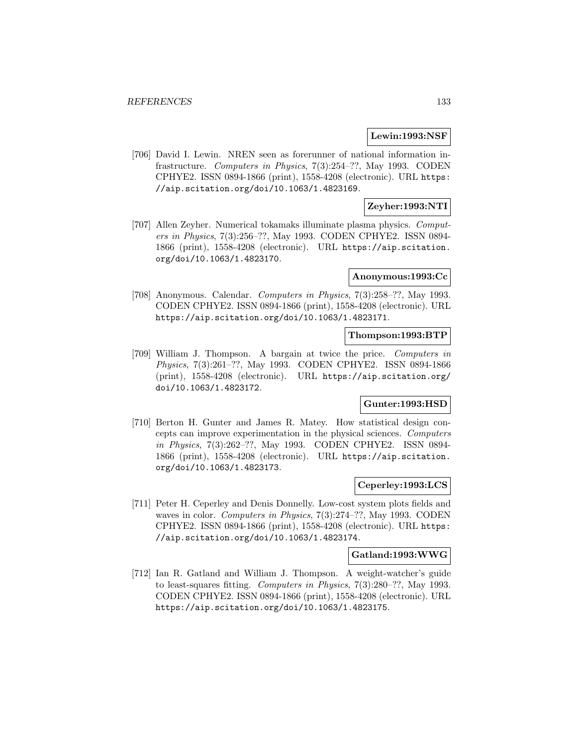**Lewin:1993:NSF**

[706] David I. Lewin. NREN seen as forerunner of national information infrastructure. *Computers in Physics*, 7(3):254–??, May 1993. CODEN CPHYE2. ISSN 0894-1866 (print), 1558-4208 (electronic). URL https://aip.scitation.org/doi/10.1063/1.4823169.

**Zeyher:1993:NTI**

[707] Allen Zeyher. Numerical tokamaks illuminate plasma physics. *Computers in Physics*, 7(3):256–??, May 1993. CODEN CPHYE2. ISSN 0894-1866 (print), 1558-4208 (electronic). URL https://aip.scitation.org/doi/10.1063/1.4823170.

**Anonymous:1993:Cc**

[708] Anonymous. Calendar. *Computers in Physics*, 7(3):258–??, May 1993. CODEN CPHYE2. ISSN 0894-1866 (print), 1558-4208 (electronic). URL https://aip.scitation.org/doi/10.1063/1.4823171.

**Thompson:1993:BTP**

[709] William J. Thompson. A bargain at twice the price. *Computers in Physics*, 7(3):261–??, May 1993. CODEN CPHYE2. ISSN 0894-1866 (print), 1558-4208 (electronic). URL https://aip.scitation.org/doi/10.1063/1.4823172.

**Gunter:1993:HSD**

[710] Berton H. Gunter and James R. Matey. How statistical design concepts can improve experimentation in the physical sciences. *Computers in Physics*, 7(3):262–??, May 1993. CODEN CPHYE2. ISSN 0894-1866 (print), 1558-4208 (electronic). URL https://aip.scitation.org/doi/10.1063/1.4823173.

**Ceperley:1993:LCS**

[711] Peter H. Ceperley and Denis Donnelly. Low-cost system plots fields and waves in color. *Computers in Physics*, 7(3):274–??, May 1993. CODEN CPHYE2. ISSN 0894-1866 (print), 1558-4208 (electronic). URL https://aip.scitation.org/doi/10.1063/1.4823174.

**Gatland:1993:WWG**

[712] Ian R. Gatland and William J. Thompson. A weight-watcher's guide to least-squares fitting. *Computers in Physics*, 7(3):280–??, May 1993. CODEN CPHYE2. ISSN 0894-1866 (print), 1558-4208 (electronic). URL https://aip.scitation.org/doi/10.1063/1.4823175.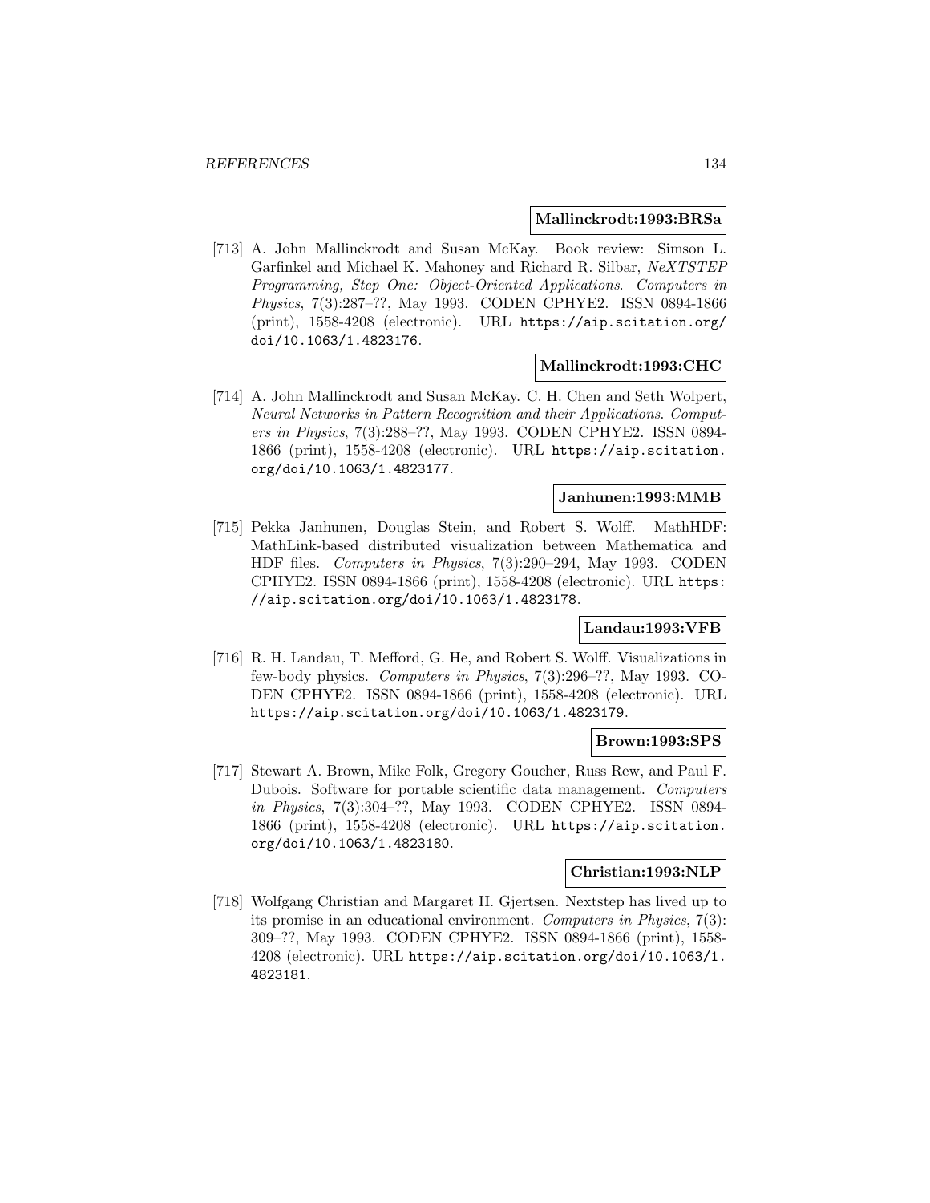**Mallinckrodt:1993:BRSa**

[713] A. John Mallinckrodt and Susan McKay. Book review: Simson L. Garfinkel and Michael K. Mahoney and Richard R. Silbar, *NeXTSTEP Programming, Step One: Object-Oriented Applications*. *Computers in Physics*, 7(3):287–??, May 1993. CODEN CPHYE2. ISSN 0894-1866 (print), 1558-4208 (electronic). URL https://aip.scitation.org/doi/10.1063/1.4823176.

**Mallinckrodt:1993:CHC**

[714] A. John Mallinckrodt and Susan McKay. C. H. Chen and Seth Wolpert, *Neural Networks in Pattern Recognition and their Applications*. *Computers in Physics*, 7(3):288–??, May 1993. CODEN CPHYE2. ISSN 0894-1866 (print), 1558-4208 (electronic). URL https://aip.scitation.org/doi/10.1063/1.4823177.

**Janhunen:1993:MMB**

[715] Pekka Janhunen, Douglas Stein, and Robert S. Wolff. MathHDF: MathLink-based distributed visualization between Mathematica and HDF files. *Computers in Physics*, 7(3):290–294, May 1993. CODEN CPHYE2. ISSN 0894-1866 (print), 1558-4208 (electronic). URL https://aip.scitation.org/doi/10.1063/1.4823178.

**Landau:1993:VFB**

[716] R. H. Landau, T. Mefford, G. He, and Robert S. Wolff. Visualizations in few-body physics. *Computers in Physics*, 7(3):296–??, May 1993. CODEN CPHYE2. ISSN 0894-1866 (print), 1558-4208 (electronic). URL https://aip.scitation.org/doi/10.1063/1.4823179.

**Brown:1993:SPS**

[717] Stewart A. Brown, Mike Folk, Gregory Goucher, Russ Rew, and Paul F. Dubois. Software for portable scientific data management. *Computers in Physics*, 7(3):304–??, May 1993. CODEN CPHYE2. ISSN 0894-1866 (print), 1558-4208 (electronic). URL https://aip.scitation.org/doi/10.1063/1.4823180.

**Christian:1993:NLP**

[718] Wolfgang Christian and Margaret H. Gjertsen. Nextstep has lived up to its promise in an educational environment. *Computers in Physics*, 7(3):309–??, May 1993. CODEN CPHYE2. ISSN 0894-1866 (print), 1558-4208 (electronic). URL https://aip.scitation.org/doi/10.1063/1.4823181.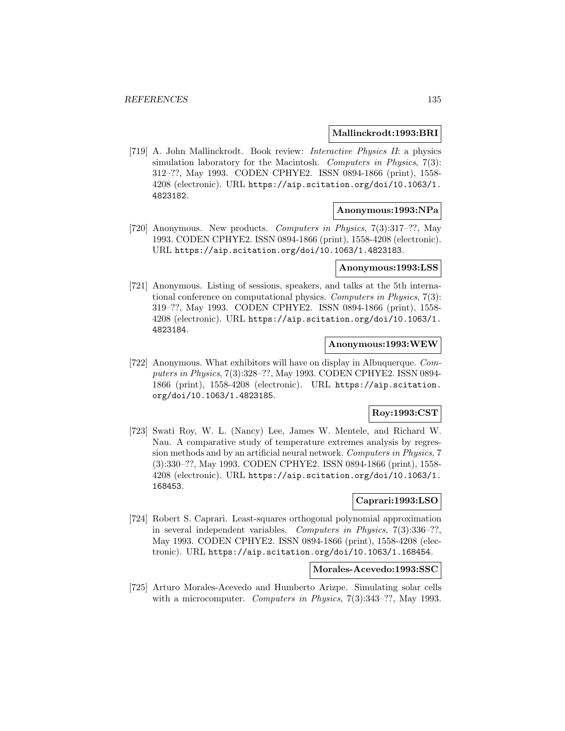**Mallinckrodt:1993:BRI**

[719] A. John Mallinckrodt. Book review: *Interactive Physics II*: a physics simulation laboratory for the Macintosh. *Computers in Physics*, 7(3): 312–??, May 1993. CODEN CPHYE2. ISSN 0894-1866 (print), 1558-4208 (electronic). URL https://aip.scitation.org/doi/10.1063/1.4823182.

**Anonymous:1993:NPa**

[720] Anonymous. New products. *Computers in Physics*, 7(3):317–??, May 1993. CODEN CPHYE2. ISSN 0894-1866 (print), 1558-4208 (electronic). URL https://aip.scitation.org/doi/10.1063/1.4823183.

**Anonymous:1993:LSS**

[721] Anonymous. Listing of sessions, speakers, and talks at the 5th international conference on computational physics. *Computers in Physics*, 7(3): 319–??, May 1993. CODEN CPHYE2. ISSN 0894-1866 (print), 1558-4208 (electronic). URL https://aip.scitation.org/doi/10.1063/1.4823184.

**Anonymous:1993:WEW**

[722] Anonymous. What exhibitors will have on display in Albuquerque. *Computers in Physics*, 7(3):328–??, May 1993. CODEN CPHYE2. ISSN 0894-1866 (print), 1558-4208 (electronic). URL https://aip.scitation.org/doi/10.1063/1.4823185.

**Roy:1993:CST**

[723] Swati Roy, W. L. (Nancy) Lee, James W. Mentele, and Richard W. Nau. A comparative study of temperature extremes analysis by regression methods and by an artificial neural network. *Computers in Physics*, 7 (3):330–??, May 1993. CODEN CPHYE2. ISSN 0894-1866 (print), 1558-4208 (electronic). URL https://aip.scitation.org/doi/10.1063/1.168453.

**Caprari:1993:LSO**

[724] Robert S. Caprari. Least-squares orthogonal polynomial approximation in several independent variables. *Computers in Physics*, 7(3):336–??, May 1993. CODEN CPHYE2. ISSN 0894-1866 (print), 1558-4208 (electronic). URL https://aip.scitation.org/doi/10.1063/1.168454.

**Morales-Acevedo:1993:SSC**

[725] Arturo Morales-Acevedo and Humberto Arizpe. Simulating solar cells with a microcomputer. *Computers in Physics*, 7(3):343–??, May 1993.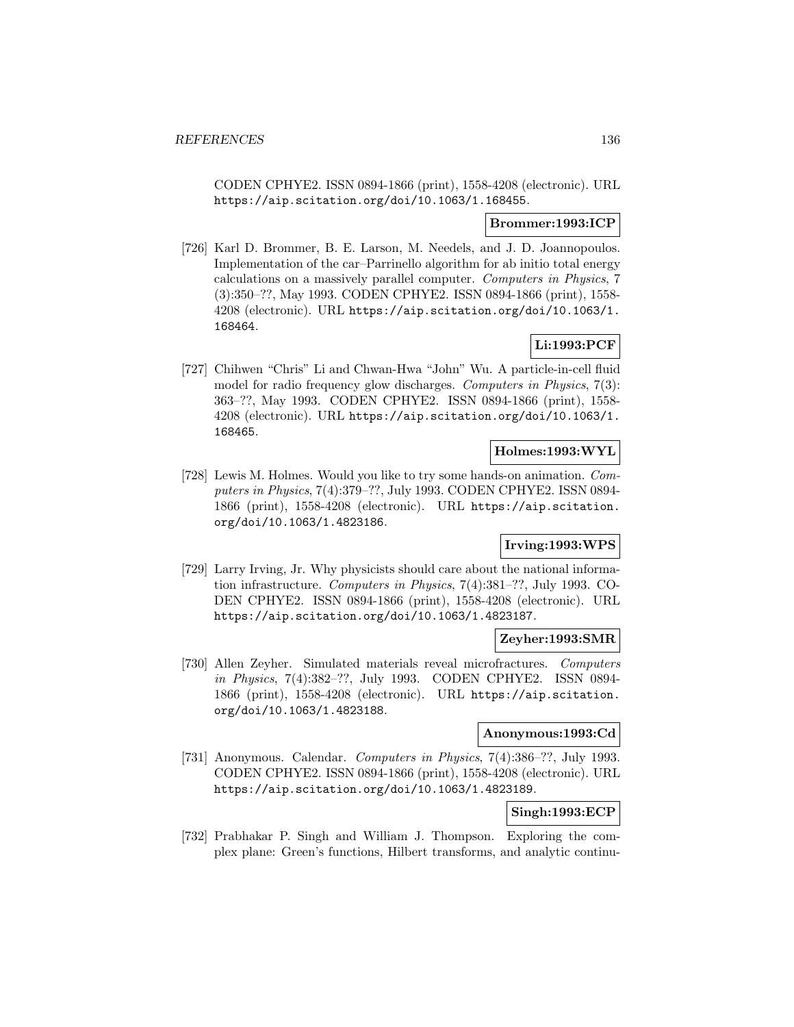CODEN CPHYE2. ISSN 0894-1866 (print), 1558-4208 (electronic). URL https://aip.scitation.org/doi/10.1063/1.168455.

**Brommer:1993:ICP**

[726] Karl D. Brommer, B. E. Larson, M. Needels, and J. D. Joannopoulos. Implementation of the car–Parrinello algorithm for ab initio total energy calculations on a massively parallel computer. *Computers in Physics*, 7 (3):350–??, May 1993. CODEN CPHYE2. ISSN 0894-1866 (print), 1558-4208 (electronic). URL https://aip.scitation.org/doi/10.1063/1.168464.

**Li:1993:PCF**

[727] Chihwen "Chris" Li and Chwan-Hwa "John" Wu. A particle-in-cell fluid model for radio frequency glow discharges. *Computers in Physics*, 7(3): 363–??, May 1993. CODEN CPHYE2. ISSN 0894-1866 (print), 1558-4208 (electronic). URL https://aip.scitation.org/doi/10.1063/1.168465.

**Holmes:1993:WYL**

[728] Lewis M. Holmes. Would you like to try some hands-on animation. *Computers in Physics*, 7(4):379–??, July 1993. CODEN CPHYE2. ISSN 0894-1866 (print), 1558-4208 (electronic). URL https://aip.scitation.org/doi/10.1063/1.4823186.

**Irving:1993:WPS**

[729] Larry Irving, Jr. Why physicists should care about the national information infrastructure. *Computers in Physics*, 7(4):381–??, July 1993. CODEN CPHYE2. ISSN 0894-1866 (print), 1558-4208 (electronic). URL https://aip.scitation.org/doi/10.1063/1.4823187.

**Zeyher:1993:SMR**

[730] Allen Zeyher. Simulated materials reveal microfractures. *Computers in Physics*, 7(4):382–??, July 1993. CODEN CPHYE2. ISSN 0894-1866 (print), 1558-4208 (electronic). URL https://aip.scitation.org/doi/10.1063/1.4823188.

**Anonymous:1993:Cd**

[731] Anonymous. Calendar. *Computers in Physics*, 7(4):386–??, July 1993. CODEN CPHYE2. ISSN 0894-1866 (print), 1558-4208 (electronic). URL https://aip.scitation.org/doi/10.1063/1.4823189.

**Singh:1993:ECP**

[732] Prabhakar P. Singh and William J. Thompson. Exploring the complex plane: Green's functions, Hilbert transforms, and analytic continu-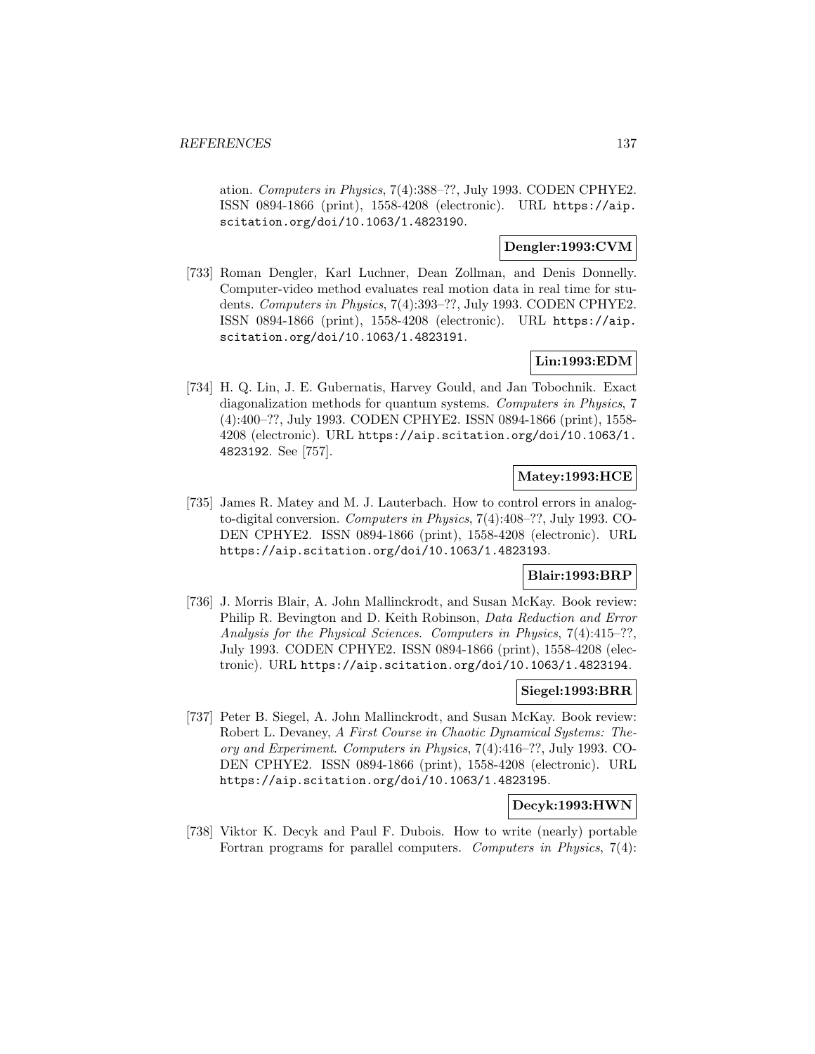ation. *Computers in Physics*, 7(4):388–??, July 1993. CODEN CPHYE2. ISSN 0894-1866 (print), 1558-4208 (electronic). URL https://aip.scitation.org/doi/10.1063/1.4823190.

**Dengler:1993:CVM**

[733] Roman Dengler, Karl Luchner, Dean Zollman, and Denis Donnelly. Computer-video method evaluates real motion data in real time for students. *Computers in Physics*, 7(4):393–??, July 1993. CODEN CPHYE2. ISSN 0894-1866 (print), 1558-4208 (electronic). URL https://aip.scitation.org/doi/10.1063/1.4823191.

**Lin:1993:EDM**

[734] H. Q. Lin, J. E. Gubernatis, Harvey Gould, and Jan Tobochnik. Exact diagonalization methods for quantum systems. *Computers in Physics*, 7 (4):400–??, July 1993. CODEN CPHYE2. ISSN 0894-1866 (print), 1558-4208 (electronic). URL https://aip.scitation.org/doi/10.1063/1.4823192. See [757].

**Matey:1993:HCE**

[735] James R. Matey and M. J. Lauterbach. How to control errors in analog-to-digital conversion. *Computers in Physics*, 7(4):408–??, July 1993. CODEN CPHYE2. ISSN 0894-1866 (print), 1558-4208 (electronic). URL https://aip.scitation.org/doi/10.1063/1.4823193.

**Blair:1993:BRP**

[736] J. Morris Blair, A. John Mallinckrodt, and Susan McKay. Book review: Philip R. Bevington and D. Keith Robinson, *Data Reduction and Error Analysis for the Physical Sciences*. *Computers in Physics*, 7(4):415–??, July 1993. CODEN CPHYE2. ISSN 0894-1866 (print), 1558-4208 (electronic). URL https://aip.scitation.org/doi/10.1063/1.4823194.

**Siegel:1993:BRR**

[737] Peter B. Siegel, A. John Mallinckrodt, and Susan McKay. Book review: Robert L. Devaney, *A First Course in Chaotic Dynamical Systems: Theory and Experiment*. *Computers in Physics*, 7(4):416–??, July 1993. CODEN CPHYE2. ISSN 0894-1866 (print), 1558-4208 (electronic). URL https://aip.scitation.org/doi/10.1063/1.4823195.

**Decyk:1993:HWN**

[738] Viktor K. Decyk and Paul F. Dubois. How to write (nearly) portable Fortran programs for parallel computers. *Computers in Physics*, 7(4):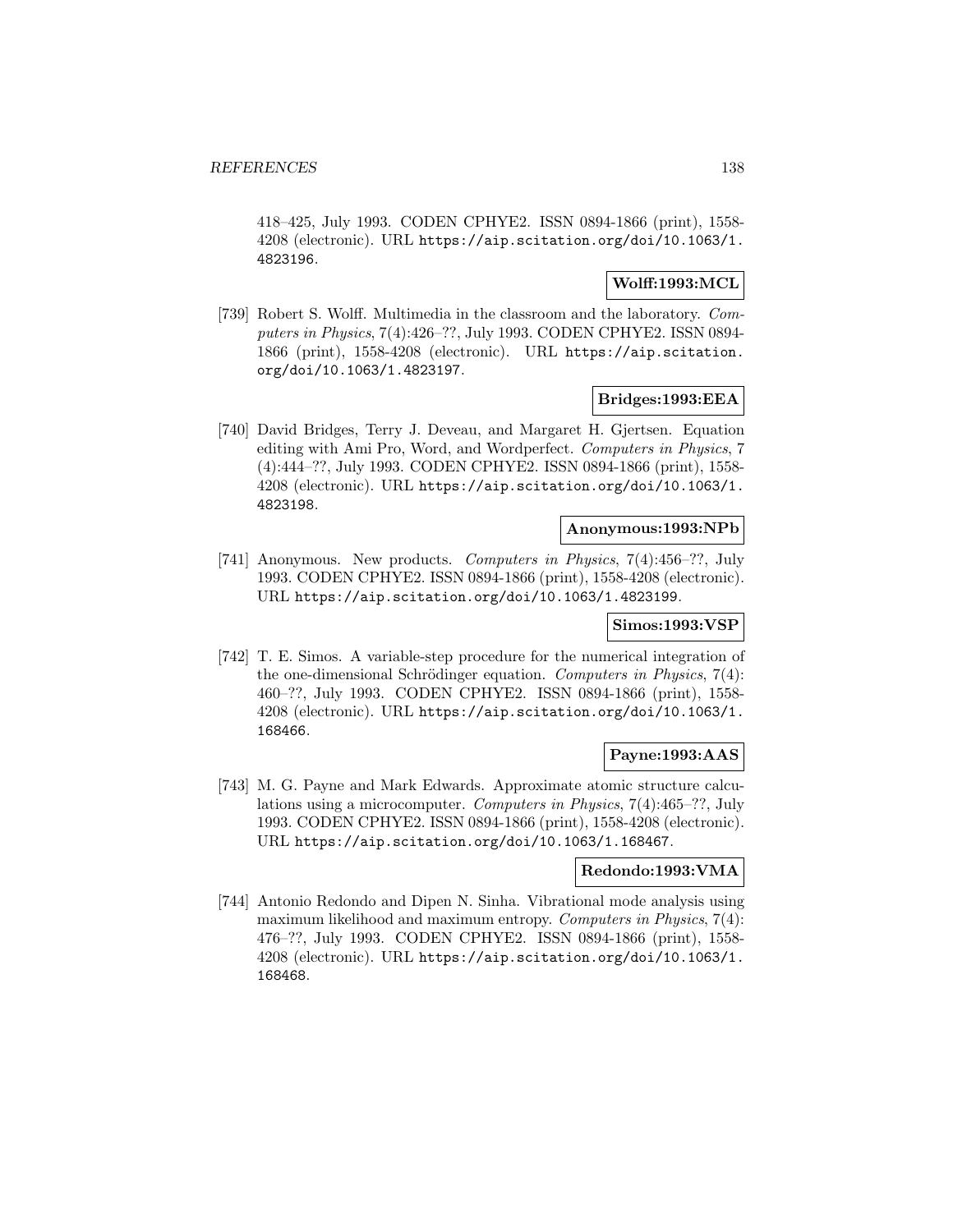418–425, July 1993. CODEN CPHYE2. ISSN 0894-1866 (print), 1558-4208 (electronic). URL https://aip.scitation.org/doi/10.1063/1.4823196.

**Wolff:1993:MCL**

[739] Robert S. Wolff. Multimedia in the classroom and the laboratory. *Computers in Physics*, 7(4):426–??, July 1993. CODEN CPHYE2. ISSN 0894-1866 (print), 1558-4208 (electronic). URL https://aip.scitation.org/doi/10.1063/1.4823197.

**Bridges:1993:EEA**

[740] David Bridges, Terry J. Deveau, and Margaret H. Gjertsen. Equation editing with Ami Pro, Word, and Wordperfect. *Computers in Physics*, 7 (4):444–??, July 1993. CODEN CPHYE2. ISSN 0894-1866 (print), 1558-4208 (electronic). URL https://aip.scitation.org/doi/10.1063/1.4823198.

**Anonymous:1993:NPb**

[741] Anonymous. New products. *Computers in Physics*, 7(4):456–??, July 1993. CODEN CPHYE2. ISSN 0894-1866 (print), 1558-4208 (electronic). URL https://aip.scitation.org/doi/10.1063/1.4823199.

**Simos:1993:VSP**

[742] T. E. Simos. A variable-step procedure for the numerical integration of the one-dimensional Schrödinger equation. *Computers in Physics*, 7(4): 460–??, July 1993. CODEN CPHYE2. ISSN 0894-1866 (print), 1558-4208 (electronic). URL https://aip.scitation.org/doi/10.1063/1.168466.

**Payne:1993:AAS**

[743] M. G. Payne and Mark Edwards. Approximate atomic structure calculations using a microcomputer. *Computers in Physics*, 7(4):465–??, July 1993. CODEN CPHYE2. ISSN 0894-1866 (print), 1558-4208 (electronic). URL https://aip.scitation.org/doi/10.1063/1.168467.

**Redondo:1993:VMA**

[744] Antonio Redondo and Dipen N. Sinha. Vibrational mode analysis using maximum likelihood and maximum entropy. *Computers in Physics*, 7(4): 476–??, July 1993. CODEN CPHYE2. ISSN 0894-1866 (print), 1558-4208 (electronic). URL https://aip.scitation.org/doi/10.1063/1.168468.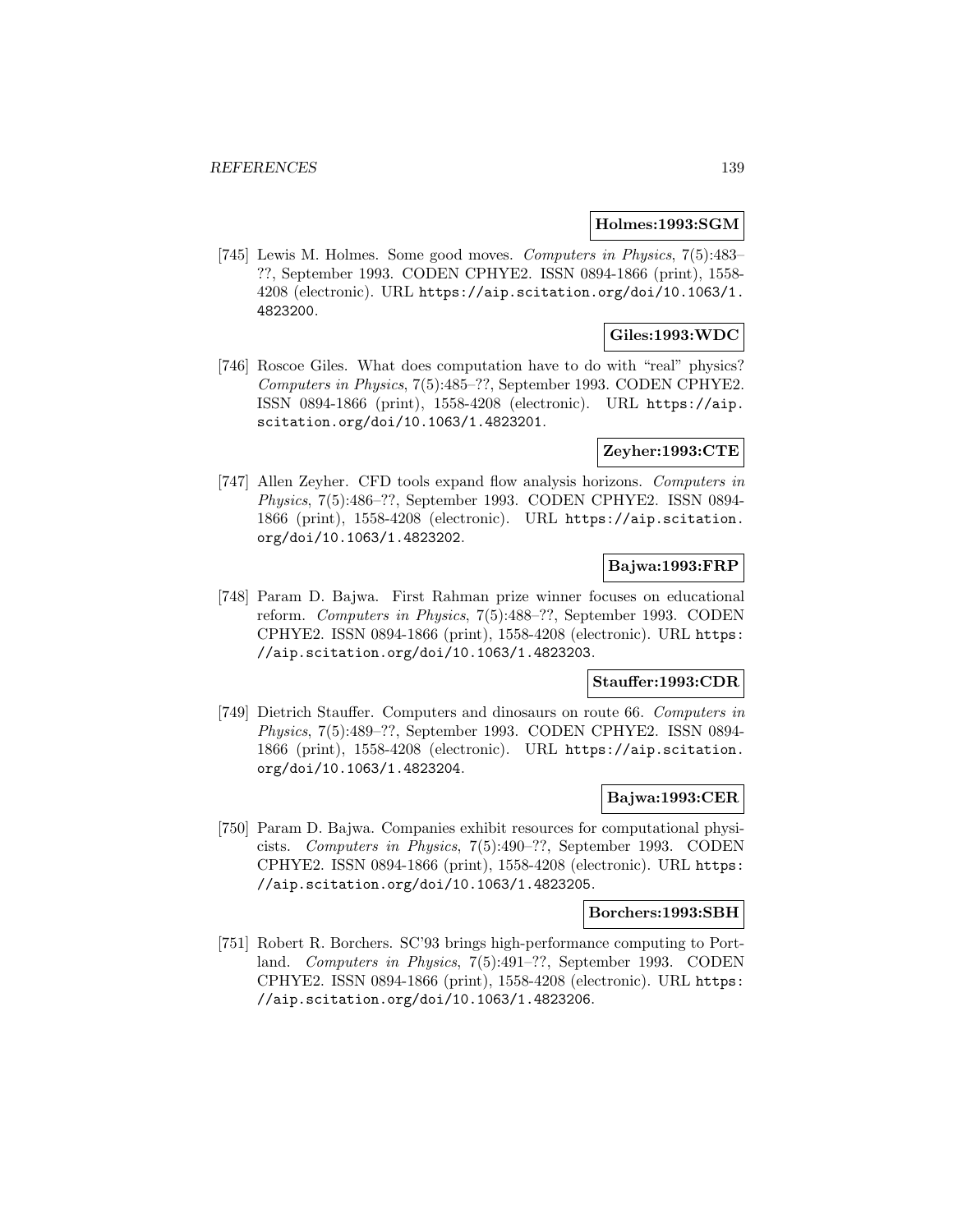**Holmes:1993:SGM**

[745] Lewis M. Holmes. Some good moves. *Computers in Physics*, 7(5):483–??, September 1993. CODEN CPHYE2. ISSN 0894-1866 (print), 1558-4208 (electronic). URL https://aip.scitation.org/doi/10.1063/1.4823200.

**Giles:1993:WDC**

[746] Roscoe Giles. What does computation have to do with "real" physics? *Computers in Physics*, 7(5):485–??, September 1993. CODEN CPHYE2. ISSN 0894-1866 (print), 1558-4208 (electronic). URL https://aip.scitation.org/doi/10.1063/1.4823201.

**Zeyher:1993:CTE**

[747] Allen Zeyher. CFD tools expand flow analysis horizons. *Computers in Physics*, 7(5):486–??, September 1993. CODEN CPHYE2. ISSN 0894-1866 (print), 1558-4208 (electronic). URL https://aip.scitation.org/doi/10.1063/1.4823202.

**Bajwa:1993:FRP**

[748] Param D. Bajwa. First Rahman prize winner focuses on educational reform. *Computers in Physics*, 7(5):488–??, September 1993. CODEN CPHYE2. ISSN 0894-1866 (print), 1558-4208 (electronic). URL https://aip.scitation.org/doi/10.1063/1.4823203.

**Stauffer:1993:CDR**

[749] Dietrich Stauffer. Computers and dinosaurs on route 66. *Computers in Physics*, 7(5):489–??, September 1993. CODEN CPHYE2. ISSN 0894-1866 (print), 1558-4208 (electronic). URL https://aip.scitation.org/doi/10.1063/1.4823204.

**Bajwa:1993:CER**

[750] Param D. Bajwa. Companies exhibit resources for computational physicists. *Computers in Physics*, 7(5):490–??, September 1993. CODEN CPHYE2. ISSN 0894-1866 (print), 1558-4208 (electronic). URL https://aip.scitation.org/doi/10.1063/1.4823205.

**Borchers:1993:SBH**

[751] Robert R. Borchers. SC'93 brings high-performance computing to Portland. *Computers in Physics*, 7(5):491–??, September 1993. CODEN CPHYE2. ISSN 0894-1866 (print), 1558-4208 (electronic). URL https://aip.scitation.org/doi/10.1063/1.4823206.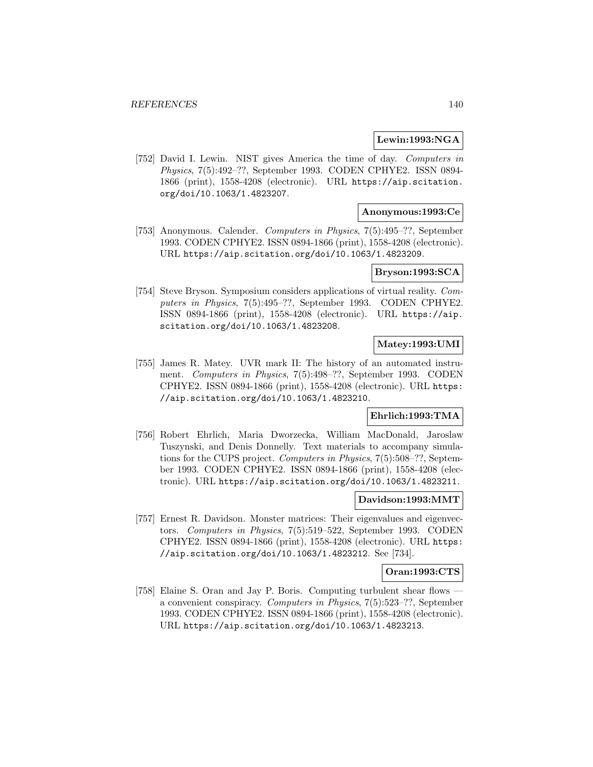**Lewin:1993:NGA**

[752] David I. Lewin. NIST gives America the time of day. *Computers in Physics*, 7(5):492–??, September 1993. CODEN CPHYE2. ISSN 0894-1866 (print), 1558-4208 (electronic). URL https://aip.scitation.org/doi/10.1063/1.4823207.

**Anonymous:1993:Ce**

[753] Anonymous. Calender. *Computers in Physics*, 7(5):495–??, September 1993. CODEN CPHYE2. ISSN 0894-1866 (print), 1558-4208 (electronic). URL https://aip.scitation.org/doi/10.1063/1.4823209.

**Bryson:1993:SCA**

[754] Steve Bryson. Symposium considers applications of virtual reality. *Computers in Physics*, 7(5):495–??, September 1993. CODEN CPHYE2. ISSN 0894-1866 (print), 1558-4208 (electronic). URL https://aip.scitation.org/doi/10.1063/1.4823208.

**Matey:1993:UMI**

[755] James R. Matey. UVR mark II: The history of an automated instrument. *Computers in Physics*, 7(5):498–??, September 1993. CODEN CPHYE2. ISSN 0894-1866 (print), 1558-4208 (electronic). URL https://aip.scitation.org/doi/10.1063/1.4823210.

**Ehrlich:1993:TMA**

[756] Robert Ehrlich, Maria Dworzecka, William MacDonald, Jaroslaw Tuszynski, and Denis Donnelly. Text materials to accompany simulations for the CUPS project. *Computers in Physics*, 7(5):508–??, September 1993. CODEN CPHYE2. ISSN 0894-1866 (print), 1558-4208 (electronic). URL https://aip.scitation.org/doi/10.1063/1.4823211.

**Davidson:1993:MMT**

[757] Ernest R. Davidson. Monster matrices: Their eigenvalues and eigenvectors. *Computers in Physics*, 7(5):519–522, September 1993. CODEN CPHYE2. ISSN 0894-1866 (print), 1558-4208 (electronic). URL https://aip.scitation.org/doi/10.1063/1.4823212. See [734].

**Oran:1993:CTS**

[758] Elaine S. Oran and Jay P. Boris. Computing turbulent shear flows — a convenient conspiracy. *Computers in Physics*, 7(5):523–??, September 1993. CODEN CPHYE2. ISSN 0894-1866 (print), 1558-4208 (electronic). URL https://aip.scitation.org/doi/10.1063/1.4823213.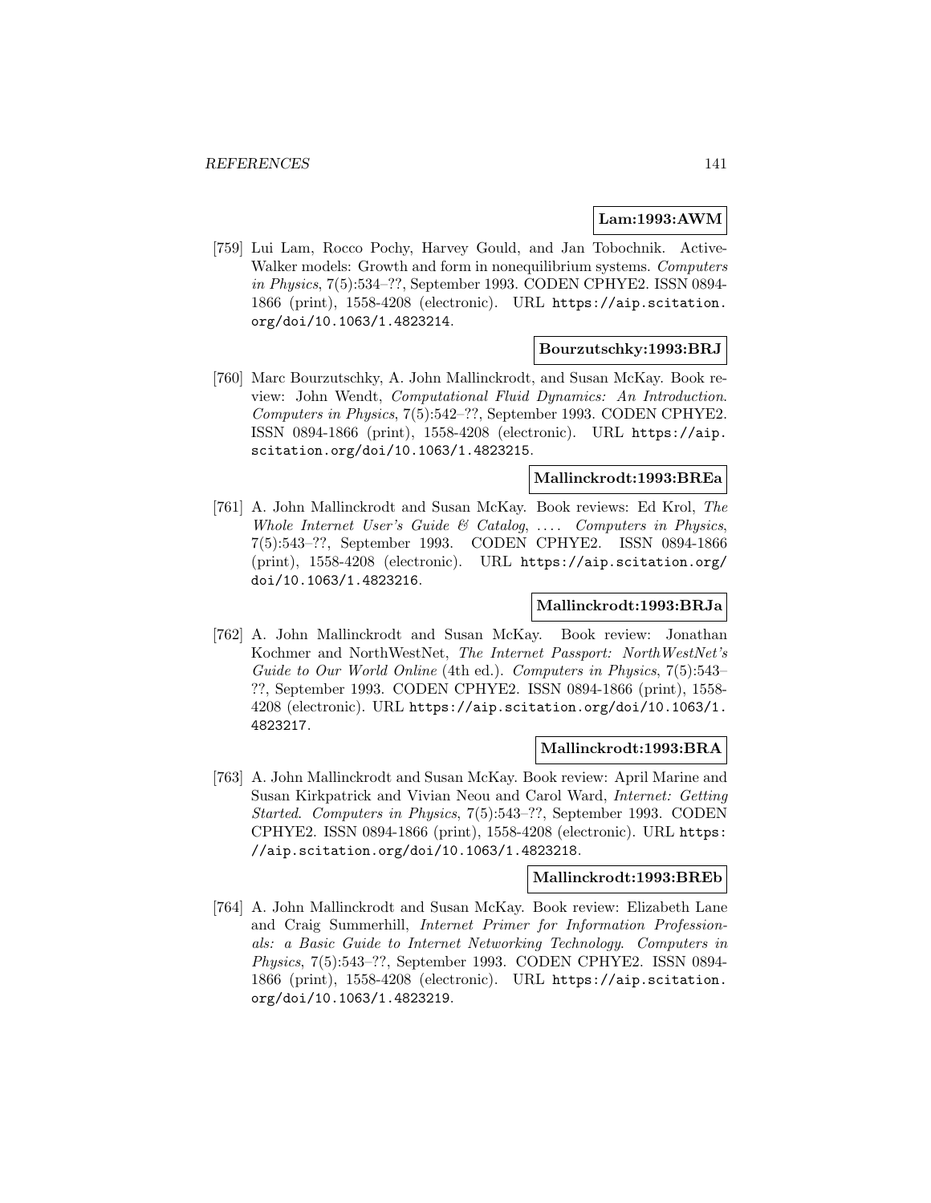**Lam:1993:AWM**

[759] Lui Lam, Rocco Pochy, Harvey Gould, and Jan Tobochnik. Active-Walker models: Growth and form in nonequilibrium systems. *Computers in Physics*, 7(5):534–??, September 1993. CODEN CPHYE2. ISSN 0894-1866 (print), 1558-4208 (electronic). URL https://aip.scitation.org/doi/10.1063/1.4823214.

**Bourzutschky:1993:BRJ**

[760] Marc Bourzutschky, A. John Mallinckrodt, and Susan McKay. Book review: John Wendt, *Computational Fluid Dynamics: An Introduction*. *Computers in Physics*, 7(5):542–??, September 1993. CODEN CPHYE2. ISSN 0894-1866 (print), 1558-4208 (electronic). URL https://aip.scitation.org/doi/10.1063/1.4823215.

**Mallinckrodt:1993:BREa**

[761] A. John Mallinckrodt and Susan McKay. Book reviews: Ed Krol, *The Whole Internet User's Guide & Catalog*, .... *Computers in Physics*, 7(5):543–??, September 1993. CODEN CPHYE2. ISSN 0894-1866 (print), 1558-4208 (electronic). URL https://aip.scitation.org/doi/10.1063/1.4823216.

**Mallinckrodt:1993:BRJa**

[762] A. John Mallinckrodt and Susan McKay. Book review: Jonathan Kochmer and NorthWestNet, *The Internet Passport: NorthWestNet's Guide to Our World Online* (4th ed.). *Computers in Physics*, 7(5):543–??, September 1993. CODEN CPHYE2. ISSN 0894-1866 (print), 1558-4208 (electronic). URL https://aip.scitation.org/doi/10.1063/1.4823217.

**Mallinckrodt:1993:BRA**

[763] A. John Mallinckrodt and Susan McKay. Book review: April Marine and Susan Kirkpatrick and Vivian Neou and Carol Ward, *Internet: Getting Started*. *Computers in Physics*, 7(5):543–??, September 1993. CODEN CPHYE2. ISSN 0894-1866 (print), 1558-4208 (electronic). URL https://aip.scitation.org/doi/10.1063/1.4823218.

**Mallinckrodt:1993:BREb**

[764] A. John Mallinckrodt and Susan McKay. Book review: Elizabeth Lane and Craig Summerhill, *Internet Primer for Information Professionals: a Basic Guide to Internet Networking Technology*. *Computers in Physics*, 7(5):543–??, September 1993. CODEN CPHYE2. ISSN 0894-1866 (print), 1558-4208 (electronic). URL https://aip.scitation.org/doi/10.1063/1.4823219.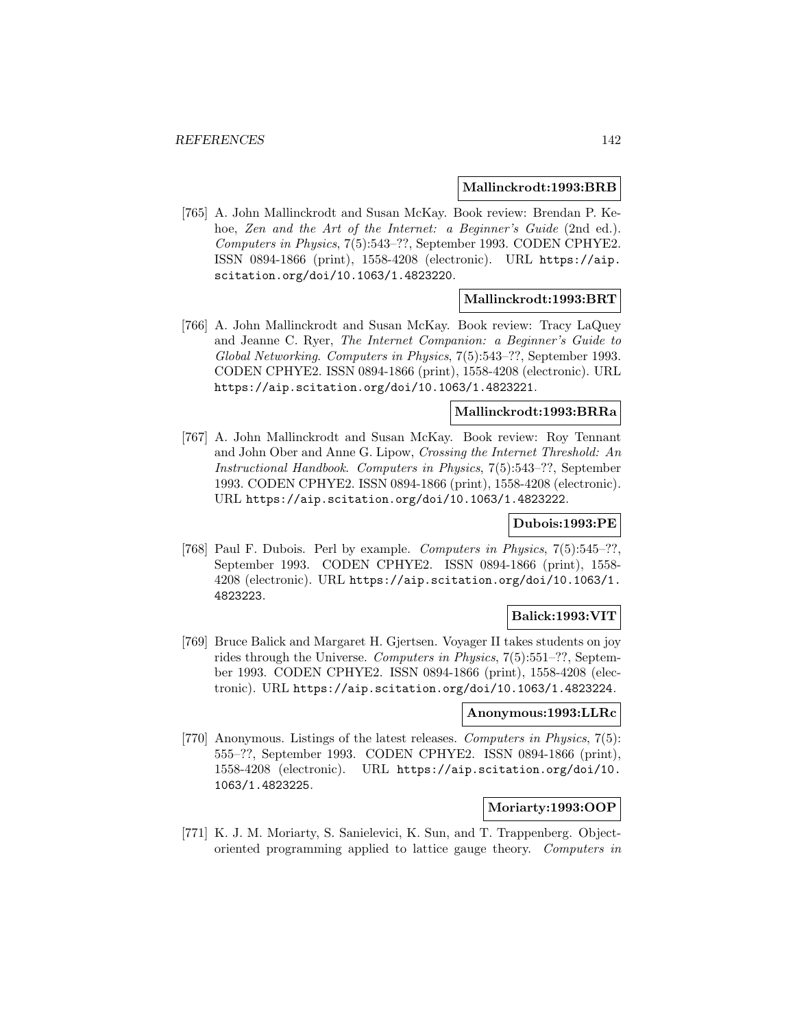**Mallinckrodt:1993:BRB**

[765] A. John Mallinckrodt and Susan McKay. Book review: Brendan P. Kehoe, *Zen and the Art of the Internet: a Beginner's Guide* (2nd ed.). *Computers in Physics*, 7(5):543–??, September 1993. CODEN CPHYE2. ISSN 0894-1866 (print), 1558-4208 (electronic). URL https://aip.scitation.org/doi/10.1063/1.4823220.

**Mallinckrodt:1993:BRT**

[766] A. John Mallinckrodt and Susan McKay. Book review: Tracy LaQuey and Jeanne C. Ryer, *The Internet Companion: a Beginner's Guide to Global Networking*. *Computers in Physics*, 7(5):543–??, September 1993. CODEN CPHYE2. ISSN 0894-1866 (print), 1558-4208 (electronic). URL https://aip.scitation.org/doi/10.1063/1.4823221.

**Mallinckrodt:1993:BRRa**

[767] A. John Mallinckrodt and Susan McKay. Book review: Roy Tennant and John Ober and Anne G. Lipow, *Crossing the Internet Threshold: An Instructional Handbook*. *Computers in Physics*, 7(5):543–??, September 1993. CODEN CPHYE2. ISSN 0894-1866 (print), 1558-4208 (electronic). URL https://aip.scitation.org/doi/10.1063/1.4823222.

**Dubois:1993:PE**

[768] Paul F. Dubois. Perl by example. *Computers in Physics*, 7(5):545–??, September 1993. CODEN CPHYE2. ISSN 0894-1866 (print), 1558-4208 (electronic). URL https://aip.scitation.org/doi/10.1063/1.4823223.

**Balick:1993:VIT**

[769] Bruce Balick and Margaret H. Gjertsen. Voyager II takes students on joy rides through the Universe. *Computers in Physics*, 7(5):551–??, September 1993. CODEN CPHYE2. ISSN 0894-1866 (print), 1558-4208 (electronic). URL https://aip.scitation.org/doi/10.1063/1.4823224.

**Anonymous:1993:LLRc**

[770] Anonymous. Listings of the latest releases. *Computers in Physics*, 7(5):555–??, September 1993. CODEN CPHYE2. ISSN 0894-1866 (print), 1558-4208 (electronic). URL https://aip.scitation.org/doi/10.1063/1.4823225.

**Moriarty:1993:OOP**

[771] K. J. M. Moriarty, S. Sanielevici, K. Sun, and T. Trappenberg. Object-oriented programming applied to lattice gauge theory. *Computers in*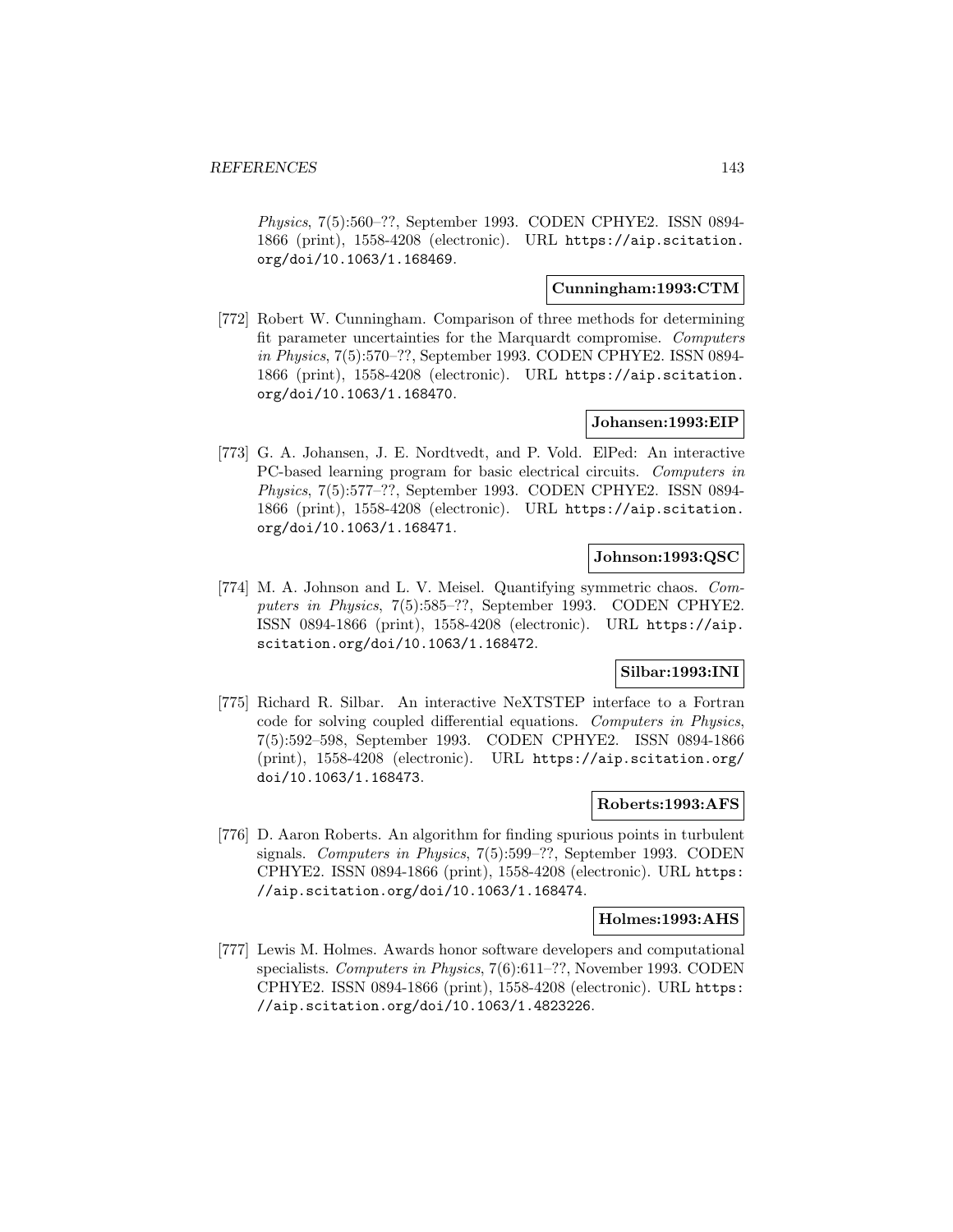*Physics*, 7(5):560–??, September 1993. CODEN CPHYE2. ISSN 0894-1866 (print), 1558-4208 (electronic). URL https://aip.scitation.org/doi/10.1063/1.168469.

**Cunningham:1993:CTM**

[772] Robert W. Cunningham. Comparison of three methods for determining fit parameter uncertainties for the Marquardt compromise. *Computers in Physics*, 7(5):570–??, September 1993. CODEN CPHYE2. ISSN 0894-1866 (print), 1558-4208 (electronic). URL https://aip.scitation.org/doi/10.1063/1.168470.

**Johansen:1993:EIP**

[773] G. A. Johansen, J. E. Nordtvedt, and P. Vold. ElPed: An interactive PC-based learning program for basic electrical circuits. *Computers in Physics*, 7(5):577–??, September 1993. CODEN CPHYE2. ISSN 0894-1866 (print), 1558-4208 (electronic). URL https://aip.scitation.org/doi/10.1063/1.168471.

**Johnson:1993:QSC**

[774] M. A. Johnson and L. V. Meisel. Quantifying symmetric chaos. *Computers in Physics*, 7(5):585–??, September 1993. CODEN CPHYE2. ISSN 0894-1866 (print), 1558-4208 (electronic). URL https://aip.scitation.org/doi/10.1063/1.168472.

**Silbar:1993:INI**

[775] Richard R. Silbar. An interactive NeXTSTEP interface to a Fortran code for solving coupled differential equations. *Computers in Physics*, 7(5):592–598, September 1993. CODEN CPHYE2. ISSN 0894-1866 (print), 1558-4208 (electronic). URL https://aip.scitation.org/doi/10.1063/1.168473.

**Roberts:1993:AFS**

[776] D. Aaron Roberts. An algorithm for finding spurious points in turbulent signals. *Computers in Physics*, 7(5):599–??, September 1993. CODEN CPHYE2. ISSN 0894-1866 (print), 1558-4208 (electronic). URL https://aip.scitation.org/doi/10.1063/1.168474.

**Holmes:1993:AHS**

[777] Lewis M. Holmes. Awards honor software developers and computational specialists. *Computers in Physics*, 7(6):611–??, November 1993. CODEN CPHYE2. ISSN 0894-1866 (print), 1558-4208 (electronic). URL https://aip.scitation.org/doi/10.1063/1.4823226.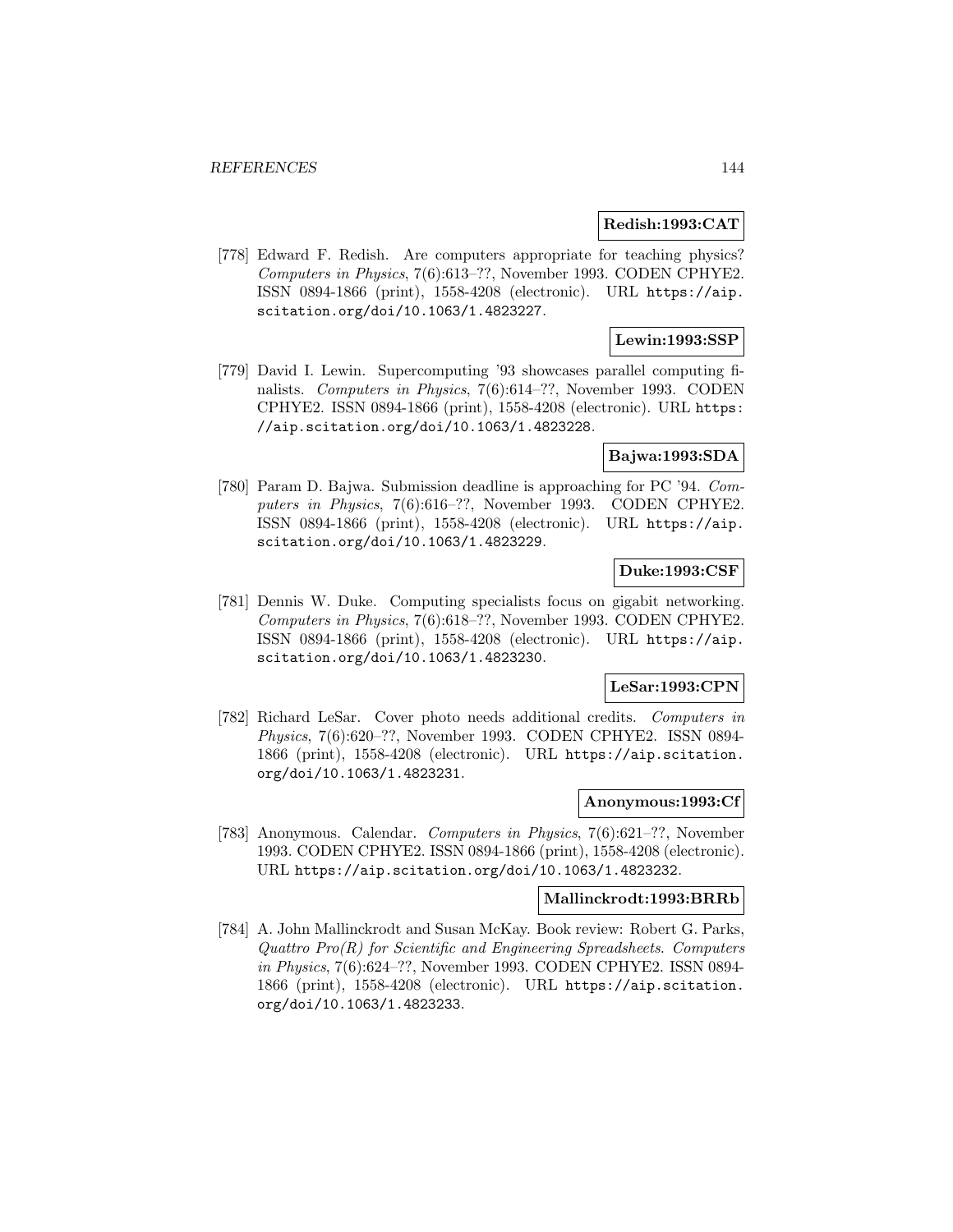**Redish:1993:CAT**

[778] Edward F. Redish. Are computers appropriate for teaching physics? *Computers in Physics*, 7(6):613–??, November 1993. CODEN CPHYE2. ISSN 0894-1866 (print), 1558-4208 (electronic). URL https://aip.scitation.org/doi/10.1063/1.4823227.

**Lewin:1993:SSP**

[779] David I. Lewin. Supercomputing '93 showcases parallel computing finalists. *Computers in Physics*, 7(6):614–??, November 1993. CODEN CPHYE2. ISSN 0894-1866 (print), 1558-4208 (electronic). URL https://aip.scitation.org/doi/10.1063/1.4823228.

**Bajwa:1993:SDA**

[780] Param D. Bajwa. Submission deadline is approaching for PC '94. *Computers in Physics*, 7(6):616–??, November 1993. CODEN CPHYE2. ISSN 0894-1866 (print), 1558-4208 (electronic). URL https://aip.scitation.org/doi/10.1063/1.4823229.

**Duke:1993:CSF**

[781] Dennis W. Duke. Computing specialists focus on gigabit networking. *Computers in Physics*, 7(6):618–??, November 1993. CODEN CPHYE2. ISSN 0894-1866 (print), 1558-4208 (electronic). URL https://aip.scitation.org/doi/10.1063/1.4823230.

**LeSar:1993:CPN**

[782] Richard LeSar. Cover photo needs additional credits. *Computers in Physics*, 7(6):620–??, November 1993. CODEN CPHYE2. ISSN 0894-1866 (print), 1558-4208 (electronic). URL https://aip.scitation.org/doi/10.1063/1.4823231.

**Anonymous:1993:Cf**

[783] Anonymous. Calendar. *Computers in Physics*, 7(6):621–??, November 1993. CODEN CPHYE2. ISSN 0894-1866 (print), 1558-4208 (electronic). URL https://aip.scitation.org/doi/10.1063/1.4823232.

**Mallinckrodt:1993:BRRb**

[784] A. John Mallinckrodt and Susan McKay. Book review: Robert G. Parks, *Quattro Pro(R) for Scientific and Engineering Spreadsheets*. *Computers in Physics*, 7(6):624–??, November 1993. CODEN CPHYE2. ISSN 0894-1866 (print), 1558-4208 (electronic). URL https://aip.scitation.org/doi/10.1063/1.4823233.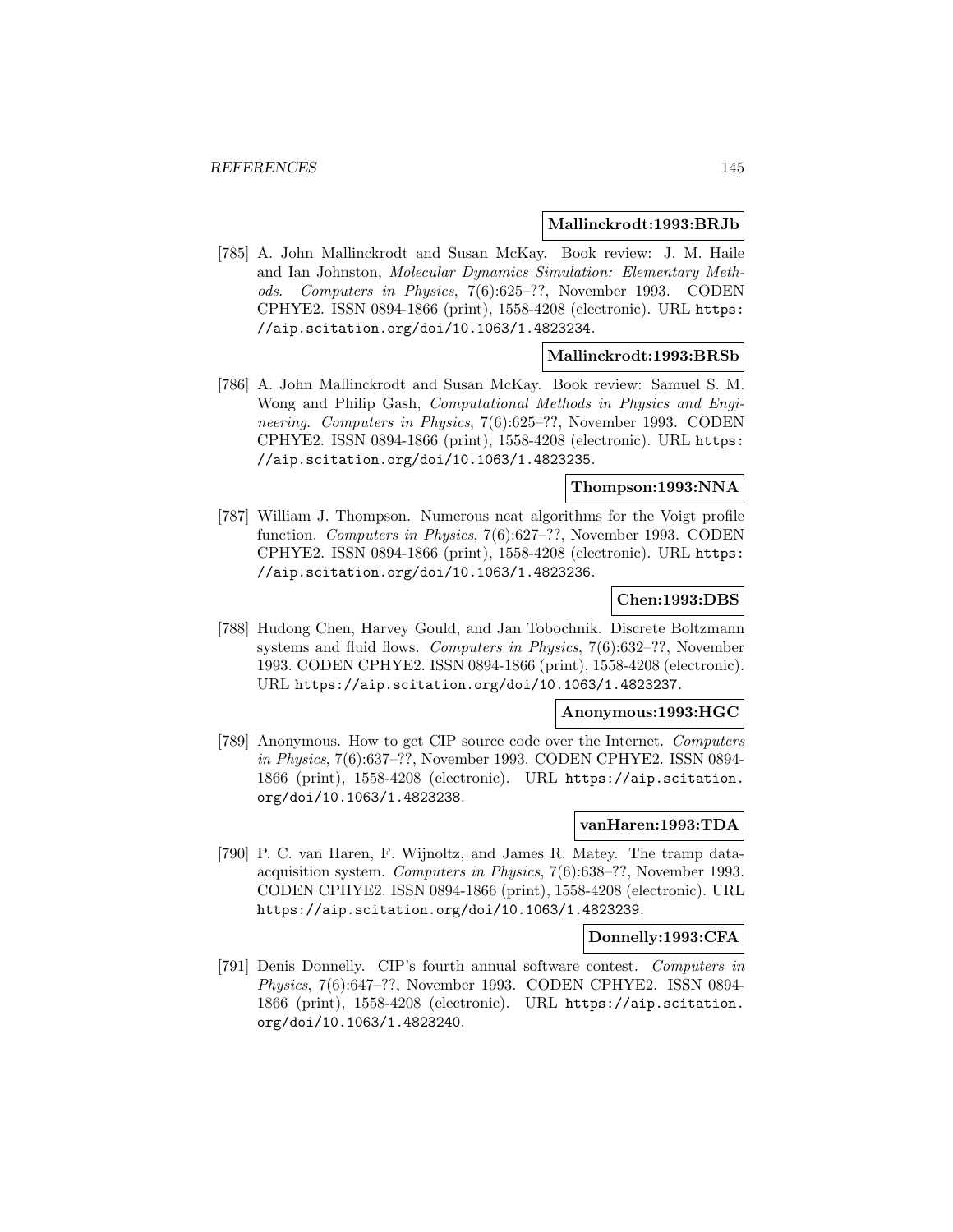**Mallinckrodt:1993:BRJb**

[785] A. John Mallinckrodt and Susan McKay. Book review: J. M. Haile and Ian Johnston, *Molecular Dynamics Simulation: Elementary Methods*. *Computers in Physics*, 7(6):625–??, November 1993. CODEN CPHYE2. ISSN 0894-1866 (print), 1558-4208 (electronic). URL https://aip.scitation.org/doi/10.1063/1.4823234.

**Mallinckrodt:1993:BRSb**

[786] A. John Mallinckrodt and Susan McKay. Book review: Samuel S. M. Wong and Philip Gash, *Computational Methods in Physics and Engineering*. *Computers in Physics*, 7(6):625–??, November 1993. CODEN CPHYE2. ISSN 0894-1866 (print), 1558-4208 (electronic). URL https://aip.scitation.org/doi/10.1063/1.4823235.

**Thompson:1993:NNA**

[787] William J. Thompson. Numerous neat algorithms for the Voigt profile function. *Computers in Physics*, 7(6):627–??, November 1993. CODEN CPHYE2. ISSN 0894-1866 (print), 1558-4208 (electronic). URL https://aip.scitation.org/doi/10.1063/1.4823236.

**Chen:1993:DBS**

[788] Hudong Chen, Harvey Gould, and Jan Tobochnik. Discrete Boltzmann systems and fluid flows. *Computers in Physics*, 7(6):632–??, November 1993. CODEN CPHYE2. ISSN 0894-1866 (print), 1558-4208 (electronic). URL https://aip.scitation.org/doi/10.1063/1.4823237.

**Anonymous:1993:HGC**

[789] Anonymous. How to get CIP source code over the Internet. *Computers in Physics*, 7(6):637–??, November 1993. CODEN CPHYE2. ISSN 0894-1866 (print), 1558-4208 (electronic). URL https://aip.scitation.org/doi/10.1063/1.4823238.

**vanHaren:1993:TDA**

[790] P. C. van Haren, F. Wijnoltz, and James R. Matey. The tramp data-acquisition system. *Computers in Physics*, 7(6):638–??, November 1993. CODEN CPHYE2. ISSN 0894-1866 (print), 1558-4208 (electronic). URL https://aip.scitation.org/doi/10.1063/1.4823239.

**Donnelly:1993:CFA**

[791] Denis Donnelly. CIP's fourth annual software contest. *Computers in Physics*, 7(6):647–??, November 1993. CODEN CPHYE2. ISSN 0894-1866 (print), 1558-4208 (electronic). URL https://aip.scitation.org/doi/10.1063/1.4823240.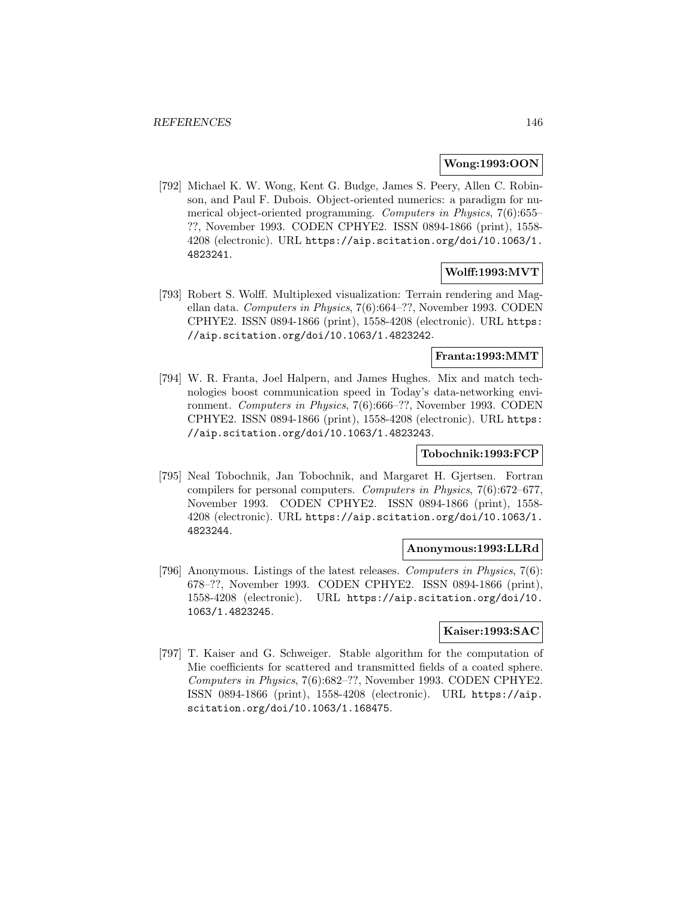**Wong:1993:OON**

[792] Michael K. W. Wong, Kent G. Budge, James S. Peery, Allen C. Robinson, and Paul F. Dubois. Object-oriented numerics: a paradigm for numerical object-oriented programming. *Computers in Physics*, 7(6):655–??, November 1993. CODEN CPHYE2. ISSN 0894-1866 (print), 1558-4208 (electronic). URL https://aip.scitation.org/doi/10.1063/1.4823241.

**Wolff:1993:MVT**

[793] Robert S. Wolff. Multiplexed visualization: Terrain rendering and Magellan data. *Computers in Physics*, 7(6):664–??, November 1993. CODEN CPHYE2. ISSN 0894-1866 (print), 1558-4208 (electronic). URL https://aip.scitation.org/doi/10.1063/1.4823242.

**Franta:1993:MMT**

[794] W. R. Franta, Joel Halpern, and James Hughes. Mix and match technologies boost communication speed in Today's data-networking environment. *Computers in Physics*, 7(6):666–??, November 1993. CODEN CPHYE2. ISSN 0894-1866 (print), 1558-4208 (electronic). URL https://aip.scitation.org/doi/10.1063/1.4823243.

**Tobochnik:1993:FCP**

[795] Neal Tobochnik, Jan Tobochnik, and Margaret H. Gjertsen. Fortran compilers for personal computers. *Computers in Physics*, 7(6):672–677, November 1993. CODEN CPHYE2. ISSN 0894-1866 (print), 1558-4208 (electronic). URL https://aip.scitation.org/doi/10.1063/1.4823244.

**Anonymous:1993:LLRd**

[796] Anonymous. Listings of the latest releases. *Computers in Physics*, 7(6):678–??, November 1993. CODEN CPHYE2. ISSN 0894-1866 (print), 1558-4208 (electronic). URL https://aip.scitation.org/doi/10.1063/1.4823245.

**Kaiser:1993:SAC**

[797] T. Kaiser and G. Schweiger. Stable algorithm for the computation of Mie coefficients for scattered and transmitted fields of a coated sphere. *Computers in Physics*, 7(6):682–??, November 1993. CODEN CPHYE2. ISSN 0894-1866 (print), 1558-4208 (electronic). URL https://aip.scitation.org/doi/10.1063/1.168475.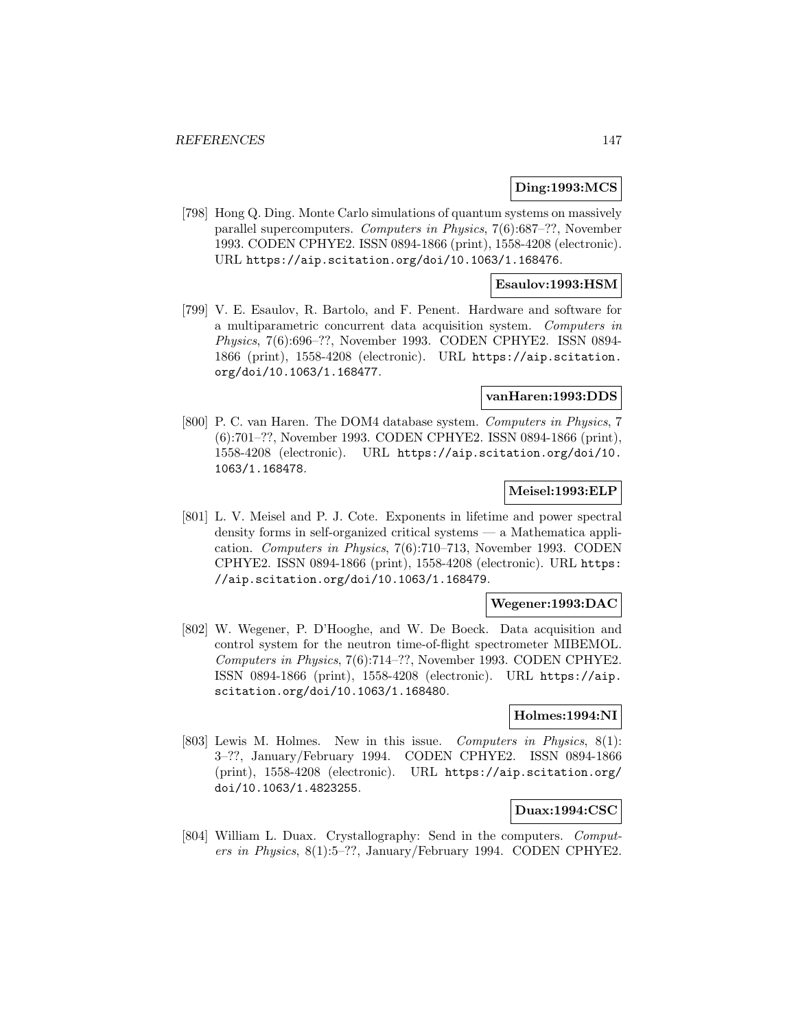**Ding:1993:MCS**

[798] Hong Q. Ding. Monte Carlo simulations of quantum systems on massively parallel supercomputers. *Computers in Physics*, 7(6):687–??, November 1993. CODEN CPHYE2. ISSN 0894-1866 (print), 1558-4208 (electronic). URL `https://aip.scitation.org/doi/10.1063/1.168476`.

**Esaulov:1993:HSM**

[799] V. E. Esaulov, R. Bartolo, and F. Penent. Hardware and software for a multiparametric concurrent data acquisition system. *Computers in Physics*, 7(6):696–??, November 1993. CODEN CPHYE2. ISSN 0894-1866 (print), 1558-4208 (electronic). URL `https://aip.scitation.org/doi/10.1063/1.168477`.

**vanHaren:1993:DDS**

[800] P. C. van Haren. The DOM4 database system. *Computers in Physics*, 7 (6):701–??, November 1993. CODEN CPHYE2. ISSN 0894-1866 (print), 1558-4208 (electronic). URL `https://aip.scitation.org/doi/10.1063/1.168478`.

**Meisel:1993:ELP**

[801] L. V. Meisel and P. J. Cote. Exponents in lifetime and power spectral density forms in self-organized critical systems — a Mathematica application. *Computers in Physics*, 7(6):710–713, November 1993. CODEN CPHYE2. ISSN 0894-1866 (print), 1558-4208 (electronic). URL `https://aip.scitation.org/doi/10.1063/1.168479`.

**Wegener:1993:DAC**

[802] W. Wegener, P. D'Hooghe, and W. De Boeck. Data acquisition and control system for the neutron time-of-flight spectrometer MIBEMOL. *Computers in Physics*, 7(6):714–??, November 1993. CODEN CPHYE2. ISSN 0894-1866 (print), 1558-4208 (electronic). URL `https://aip.scitation.org/doi/10.1063/1.168480`.

**Holmes:1994:NI**

[803] Lewis M. Holmes. New in this issue. *Computers in Physics*, 8(1): 3–??, January/February 1994. CODEN CPHYE2. ISSN 0894-1866 (print), 1558-4208 (electronic). URL `https://aip.scitation.org/doi/10.1063/1.4823255`.

**Duax:1994:CSC**

[804] William L. Duax. Crystallography: Send in the computers. *Computers in Physics*, 8(1):5–??, January/February 1994. CODEN CPHYE2.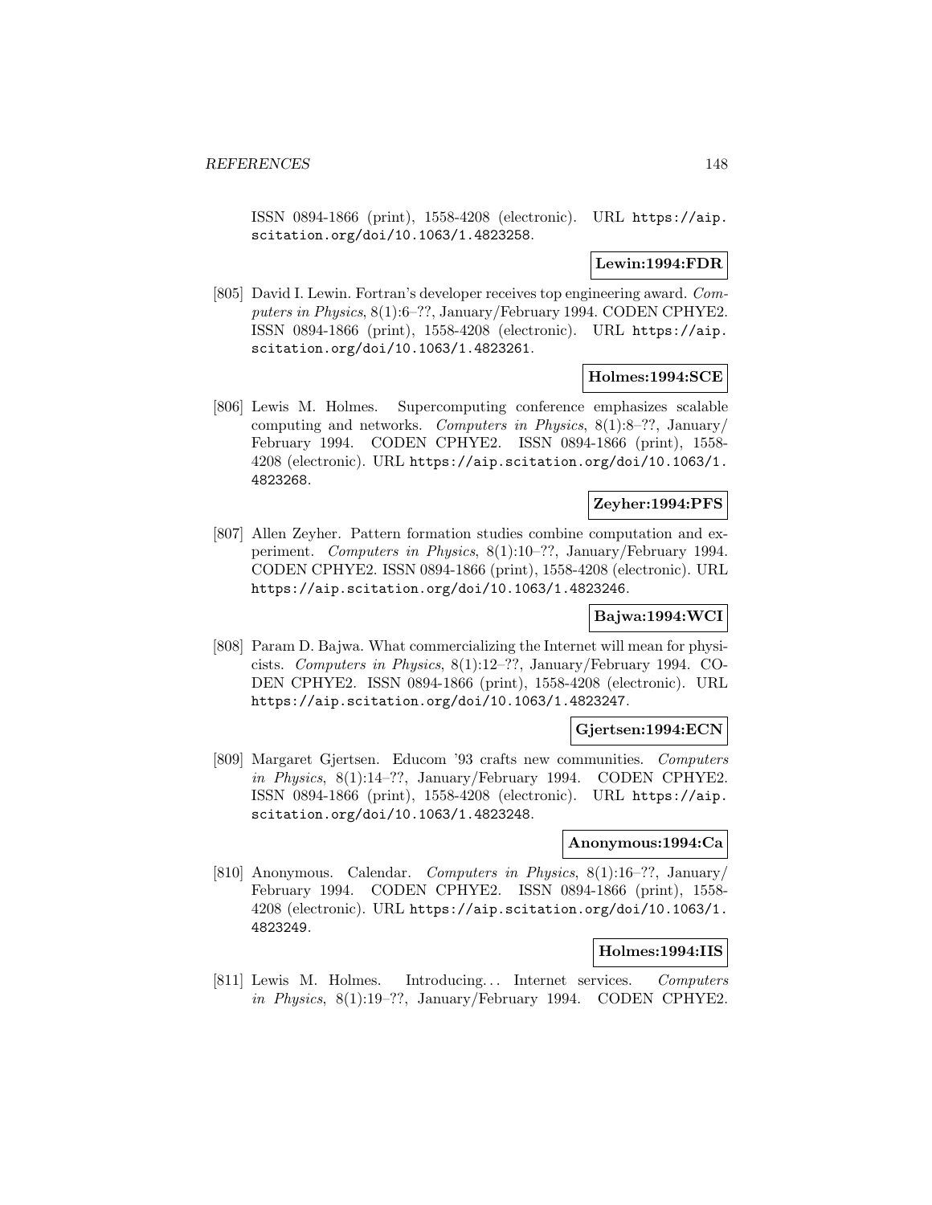ISSN 0894-1866 (print), 1558-4208 (electronic). URL https://aip.scitation.org/doi/10.1063/1.4823258.

**Lewin:1994:FDR**

[805] David I. Lewin. Fortran's developer receives top engineering award. *Computers in Physics*, 8(1):6–??, January/February 1994. CODEN CPHYE2. ISSN 0894-1866 (print), 1558-4208 (electronic). URL https://aip.scitation.org/doi/10.1063/1.4823261.

**Holmes:1994:SCE**

[806] Lewis M. Holmes. Supercomputing conference emphasizes scalable computing and networks. *Computers in Physics*, 8(1):8–??, January/February 1994. CODEN CPHYE2. ISSN 0894-1866 (print), 1558-4208 (electronic). URL https://aip.scitation.org/doi/10.1063/1.4823268.

**Zeyher:1994:PFS**

[807] Allen Zeyher. Pattern formation studies combine computation and experiment. *Computers in Physics*, 8(1):10–??, January/February 1994. CODEN CPHYE2. ISSN 0894-1866 (print), 1558-4208 (electronic). URL https://aip.scitation.org/doi/10.1063/1.4823246.

**Bajwa:1994:WCI**

[808] Param D. Bajwa. What commercializing the Internet will mean for physicists. *Computers in Physics*, 8(1):12–??, January/February 1994. CODEN CPHYE2. ISSN 0894-1866 (print), 1558-4208 (electronic). URL https://aip.scitation.org/doi/10.1063/1.4823247.

**Gjertsen:1994:ECN**

[809] Margaret Gjertsen. Educom '93 crafts new communities. *Computers in Physics*, 8(1):14–??, January/February 1994. CODEN CPHYE2. ISSN 0894-1866 (print), 1558-4208 (electronic). URL https://aip.scitation.org/doi/10.1063/1.4823248.

**Anonymous:1994:Ca**

[810] Anonymous. Calendar. *Computers in Physics*, 8(1):16–??, January/February 1994. CODEN CPHYE2. ISSN 0894-1866 (print), 1558-4208 (electronic). URL https://aip.scitation.org/doi/10.1063/1.4823249.

**Holmes:1994:IIS**

[811] Lewis M. Holmes. Introducing... Internet services. *Computers in Physics*, 8(1):19–??, January/February 1994. CODEN CPHYE2.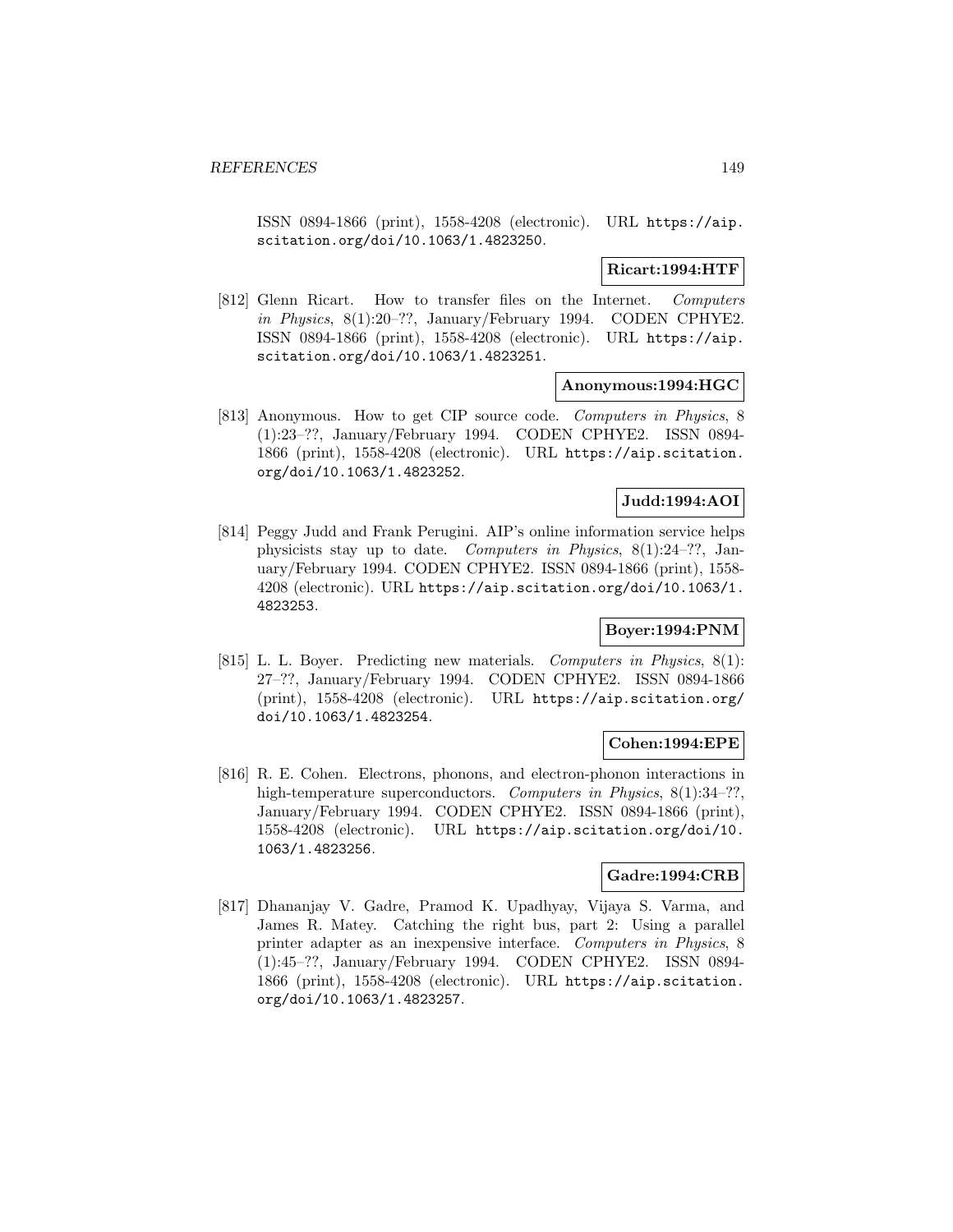ISSN 0894-1866 (print), 1558-4208 (electronic). URL https://aip.scitation.org/doi/10.1063/1.4823250.

**Ricart:1994:HTF**

[812] Glenn Ricart. How to transfer files on the Internet. *Computers in Physics*, 8(1):20–??, January/February 1994. CODEN CPHYE2. ISSN 0894-1866 (print), 1558-4208 (electronic). URL https://aip.scitation.org/doi/10.1063/1.4823251.

**Anonymous:1994:HGC**

[813] Anonymous. How to get CIP source code. *Computers in Physics*, 8 (1):23–??, January/February 1994. CODEN CPHYE2. ISSN 0894-1866 (print), 1558-4208 (electronic). URL https://aip.scitation.org/doi/10.1063/1.4823252.

**Judd:1994:AOI**

[814] Peggy Judd and Frank Perugini. AIP's online information service helps physicists stay up to date. *Computers in Physics*, 8(1):24–??, January/February 1994. CODEN CPHYE2. ISSN 0894-1866 (print), 1558-4208 (electronic). URL https://aip.scitation.org/doi/10.1063/1.4823253.

**Boyer:1994:PNM**

[815] L. L. Boyer. Predicting new materials. *Computers in Physics*, 8(1): 27–??, January/February 1994. CODEN CPHYE2. ISSN 0894-1866 (print), 1558-4208 (electronic). URL https://aip.scitation.org/doi/10.1063/1.4823254.

**Cohen:1994:EPE**

[816] R. E. Cohen. Electrons, phonons, and electron-phonon interactions in high-temperature superconductors. *Computers in Physics*, 8(1):34–??, January/February 1994. CODEN CPHYE2. ISSN 0894-1866 (print), 1558-4208 (electronic). URL https://aip.scitation.org/doi/10.1063/1.4823256.

**Gadre:1994:CRB**

[817] Dhananjay V. Gadre, Pramod K. Upadhyay, Vijaya S. Varma, and James R. Matey. Catching the right bus, part 2: Using a parallel printer adapter as an inexpensive interface. *Computers in Physics*, 8 (1):45–??, January/February 1994. CODEN CPHYE2. ISSN 0894-1866 (print), 1558-4208 (electronic). URL https://aip.scitation.org/doi/10.1063/1.4823257.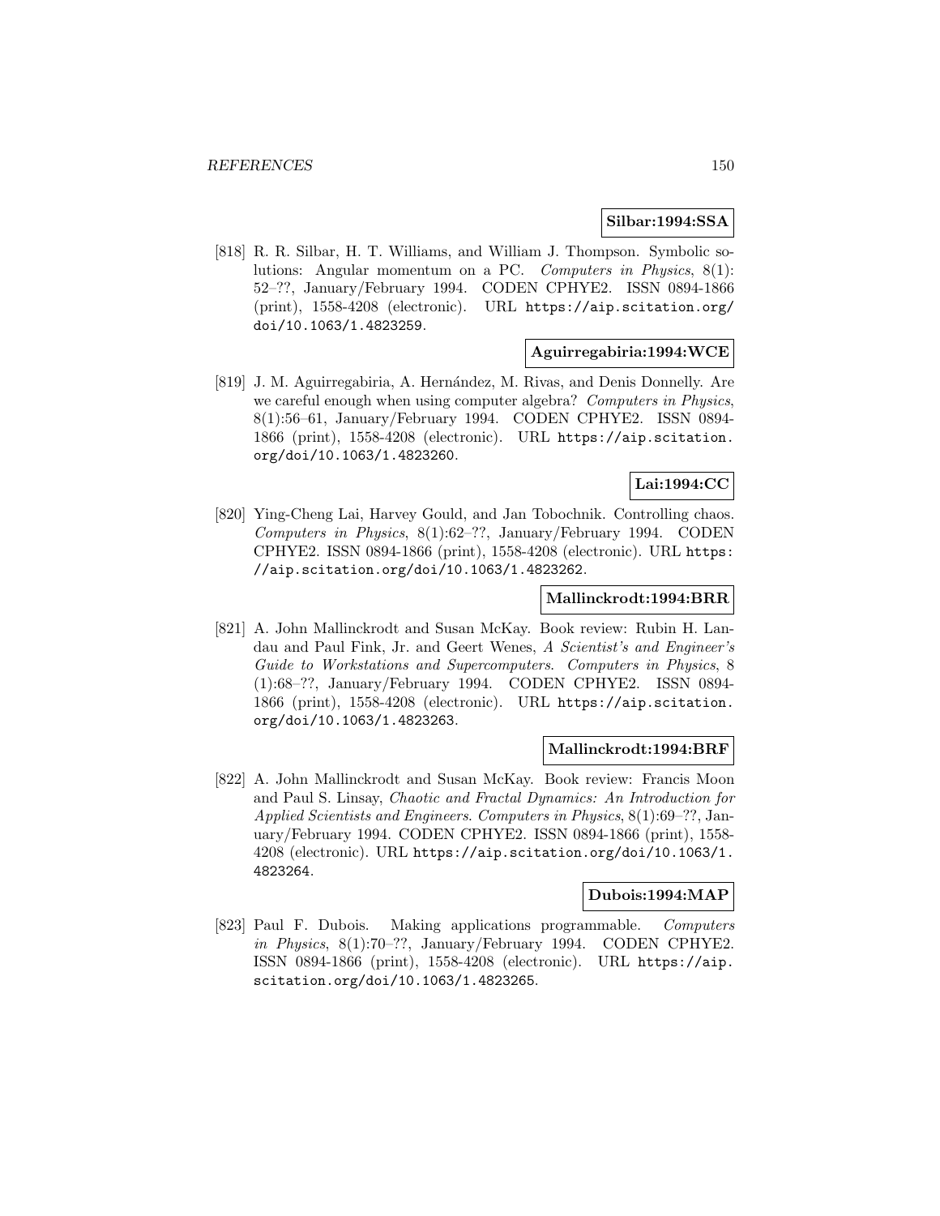**Silbar:1994:SSA**

[818] R. R. Silbar, H. T. Williams, and William J. Thompson. Symbolic solutions: Angular momentum on a PC. *Computers in Physics*, 8(1): 52–??, January/February 1994. CODEN CPHYE2. ISSN 0894-1866 (print), 1558-4208 (electronic). URL https://aip.scitation.org/doi/10.1063/1.4823259.

**Aguirregabiria:1994:WCE**

[819] J. M. Aguirregabiria, A. Hernández, M. Rivas, and Denis Donnelly. Are we careful enough when using computer algebra? *Computers in Physics*, 8(1):56–61, January/February 1994. CODEN CPHYE2. ISSN 0894-1866 (print), 1558-4208 (electronic). URL https://aip.scitation.org/doi/10.1063/1.4823260.

**Lai:1994:CC**

[820] Ying-Cheng Lai, Harvey Gould, and Jan Tobochnik. Controlling chaos. *Computers in Physics*, 8(1):62–??, January/February 1994. CODEN CPHYE2. ISSN 0894-1866 (print), 1558-4208 (electronic). URL https://aip.scitation.org/doi/10.1063/1.4823262.

**Mallinckrodt:1994:BRR**

[821] A. John Mallinckrodt and Susan McKay. Book review: Rubin H. Landau and Paul Fink, Jr. and Geert Wenes, *A Scientist's and Engineer's Guide to Workstations and Supercomputers*. *Computers in Physics*, 8 (1):68–??, January/February 1994. CODEN CPHYE2. ISSN 0894-1866 (print), 1558-4208 (electronic). URL https://aip.scitation.org/doi/10.1063/1.4823263.

**Mallinckrodt:1994:BRF**

[822] A. John Mallinckrodt and Susan McKay. Book review: Francis Moon and Paul S. Linsay, *Chaotic and Fractal Dynamics: An Introduction for Applied Scientists and Engineers*. *Computers in Physics*, 8(1):69–??, January/February 1994. CODEN CPHYE2. ISSN 0894-1866 (print), 1558-4208 (electronic). URL https://aip.scitation.org/doi/10.1063/1.4823264.

**Dubois:1994:MAP**

[823] Paul F. Dubois. Making applications programmable. *Computers in Physics*, 8(1):70–??, January/February 1994. CODEN CPHYE2. ISSN 0894-1866 (print), 1558-4208 (electronic). URL https://aip.scitation.org/doi/10.1063/1.4823265.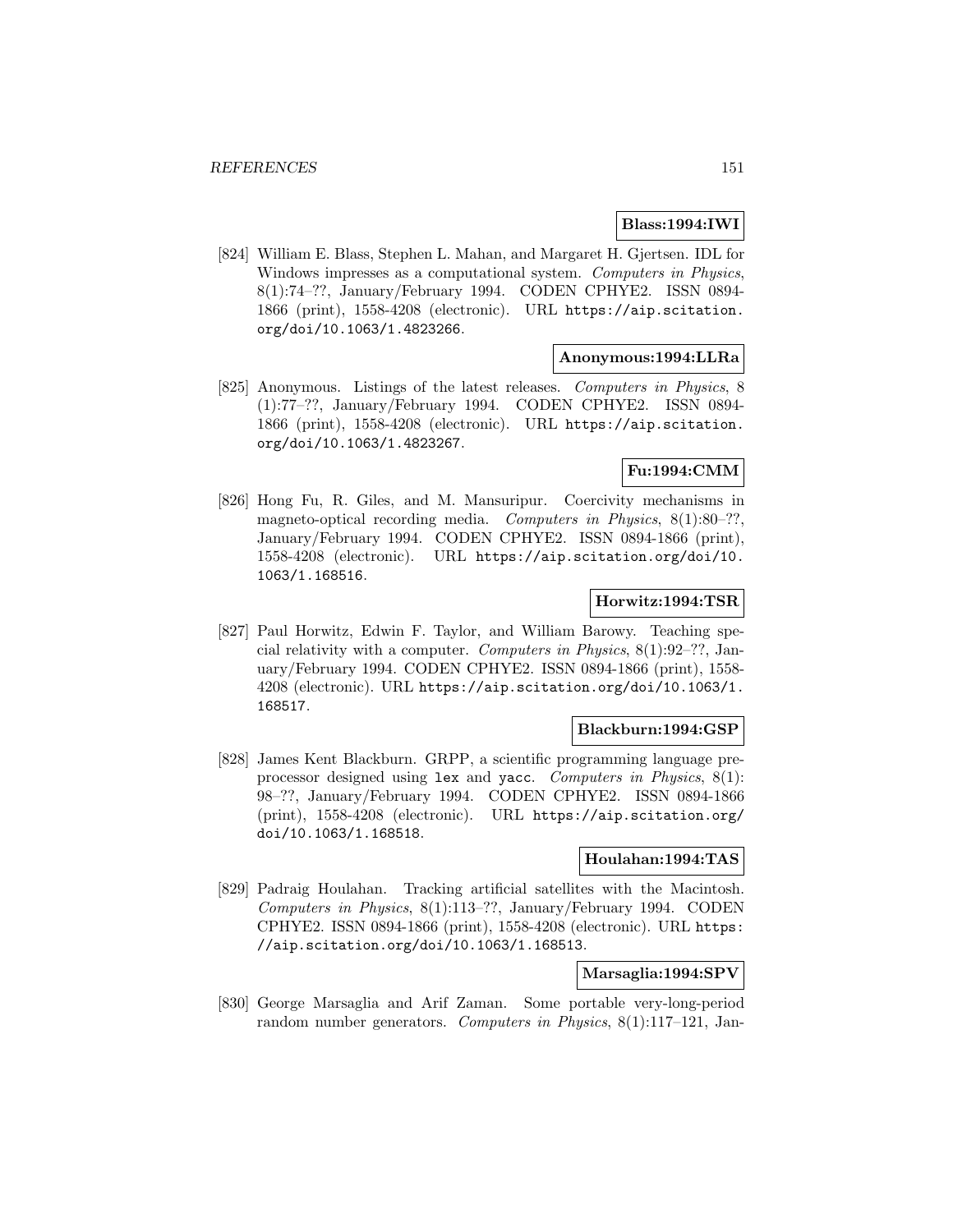**Blass:1994:IWI**

[824] William E. Blass, Stephen L. Mahan, and Margaret H. Gjertsen. IDL for Windows impresses as a computational system. *Computers in Physics*, 8(1):74–??, January/February 1994. CODEN CPHYE2. ISSN 0894-1866 (print), 1558-4208 (electronic). URL https://aip.scitation.org/doi/10.1063/1.4823266.

**Anonymous:1994:LLRa**

[825] Anonymous. Listings of the latest releases. *Computers in Physics*, 8 (1):77–??, January/February 1994. CODEN CPHYE2. ISSN 0894-1866 (print), 1558-4208 (electronic). URL https://aip.scitation.org/doi/10.1063/1.4823267.

**Fu:1994:CMM**

[826] Hong Fu, R. Giles, and M. Mansuripur. Coercivity mechanisms in magneto-optical recording media. *Computers in Physics*, 8(1):80–??, January/February 1994. CODEN CPHYE2. ISSN 0894-1866 (print), 1558-4208 (electronic). URL https://aip.scitation.org/doi/10.1063/1.168516.

**Horwitz:1994:TSR**

[827] Paul Horwitz, Edwin F. Taylor, and William Barowy. Teaching special relativity with a computer. *Computers in Physics*, 8(1):92–??, January/February 1994. CODEN CPHYE2. ISSN 0894-1866 (print), 1558-4208 (electronic). URL https://aip.scitation.org/doi/10.1063/1.168517.

**Blackburn:1994:GSP**

[828] James Kent Blackburn. GRPP, a scientific programming language preprocessor designed using `lex` and `yacc`. *Computers in Physics*, 8(1): 98–??, January/February 1994. CODEN CPHYE2. ISSN 0894-1866 (print), 1558-4208 (electronic). URL https://aip.scitation.org/doi/10.1063/1.168518.

**Houlahan:1994:TAS**

[829] Padraig Houlahan. Tracking artificial satellites with the Macintosh. *Computers in Physics*, 8(1):113–??, January/February 1994. CODEN CPHYE2. ISSN 0894-1866 (print), 1558-4208 (electronic). URL https://aip.scitation.org/doi/10.1063/1.168513.

**Marsaglia:1994:SPV**

[830] George Marsaglia and Arif Zaman. Some portable very-long-period random number generators. *Computers in Physics*, 8(1):117–121, Jan-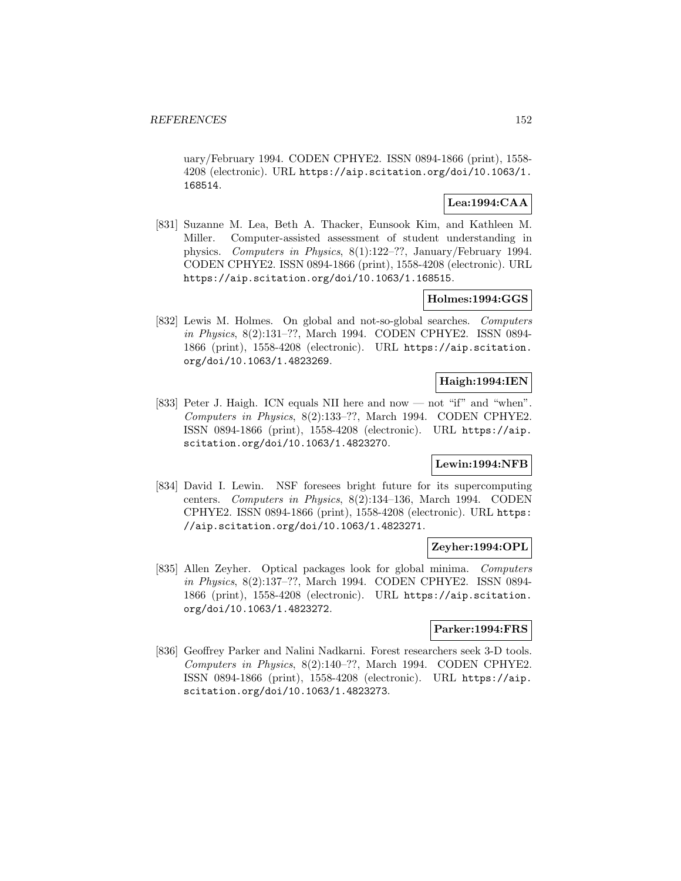uary/February 1994. CODEN CPHYE2. ISSN 0894-1866 (print), 1558-4208 (electronic). URL https://aip.scitation.org/doi/10.1063/1.168514.

**Lea:1994:CAA**

[831] Suzanne M. Lea, Beth A. Thacker, Eunsook Kim, and Kathleen M. Miller. Computer-assisted assessment of student understanding in physics. *Computers in Physics*, 8(1):122–??, January/February 1994. CODEN CPHYE2. ISSN 0894-1866 (print), 1558-4208 (electronic). URL https://aip.scitation.org/doi/10.1063/1.168515.

**Holmes:1994:GGS**

[832] Lewis M. Holmes. On global and not-so-global searches. *Computers in Physics*, 8(2):131–??, March 1994. CODEN CPHYE2. ISSN 0894-1866 (print), 1558-4208 (electronic). URL https://aip.scitation.org/doi/10.1063/1.4823269.

**Haigh:1994:IEN**

[833] Peter J. Haigh. ICN equals NII here and now — not "if" and "when". *Computers in Physics*, 8(2):133–??, March 1994. CODEN CPHYE2. ISSN 0894-1866 (print), 1558-4208 (electronic). URL https://aip.scitation.org/doi/10.1063/1.4823270.

**Lewin:1994:NFB**

[834] David I. Lewin. NSF foresees bright future for its supercomputing centers. *Computers in Physics*, 8(2):134–136, March 1994. CODEN CPHYE2. ISSN 0894-1866 (print), 1558-4208 (electronic). URL https://aip.scitation.org/doi/10.1063/1.4823271.

**Zeyher:1994:OPL**

[835] Allen Zeyher. Optical packages look for global minima. *Computers in Physics*, 8(2):137–??, March 1994. CODEN CPHYE2. ISSN 0894-1866 (print), 1558-4208 (electronic). URL https://aip.scitation.org/doi/10.1063/1.4823272.

**Parker:1994:FRS**

[836] Geoffrey Parker and Nalini Nadkarni. Forest researchers seek 3-D tools. *Computers in Physics*, 8(2):140–??, March 1994. CODEN CPHYE2. ISSN 0894-1866 (print), 1558-4208 (electronic). URL https://aip.scitation.org/doi/10.1063/1.4823273.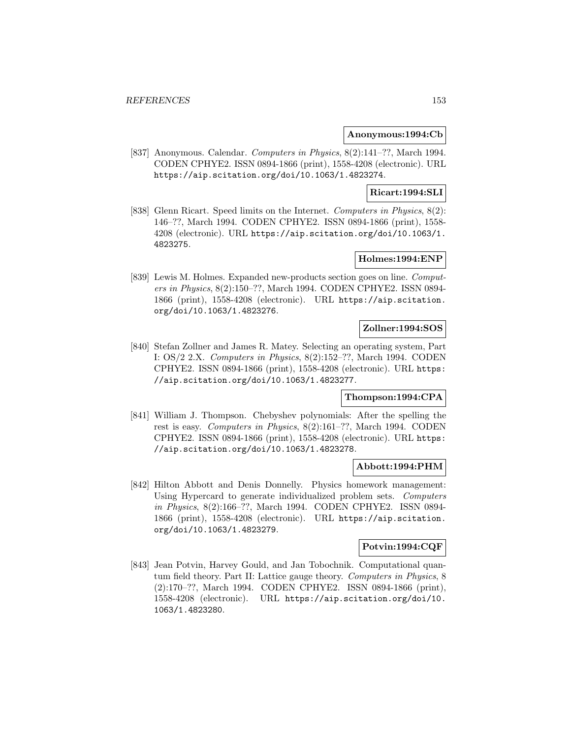**Anonymous:1994:Cb**

[837] Anonymous. Calendar. *Computers in Physics*, 8(2):141–??, March 1994. CODEN CPHYE2. ISSN 0894-1866 (print), 1558-4208 (electronic). URL https://aip.scitation.org/doi/10.1063/1.4823274.

**Ricart:1994:SLI**

[838] Glenn Ricart. Speed limits on the Internet. *Computers in Physics*, 8(2): 146–??, March 1994. CODEN CPHYE2. ISSN 0894-1866 (print), 1558-4208 (electronic). URL https://aip.scitation.org/doi/10.1063/1.4823275.

**Holmes:1994:ENP**

[839] Lewis M. Holmes. Expanded new-products section goes on line. *Computers in Physics*, 8(2):150–??, March 1994. CODEN CPHYE2. ISSN 0894-1866 (print), 1558-4208 (electronic). URL https://aip.scitation.org/doi/10.1063/1.4823276.

**Zollner:1994:SOS**

[840] Stefan Zollner and James R. Matey. Selecting an operating system, Part I: OS/2 2.X. *Computers in Physics*, 8(2):152–??, March 1994. CODEN CPHYE2. ISSN 0894-1866 (print), 1558-4208 (electronic). URL https://aip.scitation.org/doi/10.1063/1.4823277.

**Thompson:1994:CPA**

[841] William J. Thompson. Chebyshev polynomials: After the spelling the rest is easy. *Computers in Physics*, 8(2):161–??, March 1994. CODEN CPHYE2. ISSN 0894-1866 (print), 1558-4208 (electronic). URL https://aip.scitation.org/doi/10.1063/1.4823278.

**Abbott:1994:PHM**

[842] Hilton Abbott and Denis Donnelly. Physics homework management: Using Hypercard to generate individualized problem sets. *Computers in Physics*, 8(2):166–??, March 1994. CODEN CPHYE2. ISSN 0894-1866 (print), 1558-4208 (electronic). URL https://aip.scitation.org/doi/10.1063/1.4823279.

**Potvin:1994:CQF**

[843] Jean Potvin, Harvey Gould, and Jan Tobochnik. Computational quantum field theory. Part II: Lattice gauge theory. *Computers in Physics*, 8 (2):170–??, March 1994. CODEN CPHYE2. ISSN 0894-1866 (print), 1558-4208 (electronic). URL https://aip.scitation.org/doi/10.1063/1.4823280.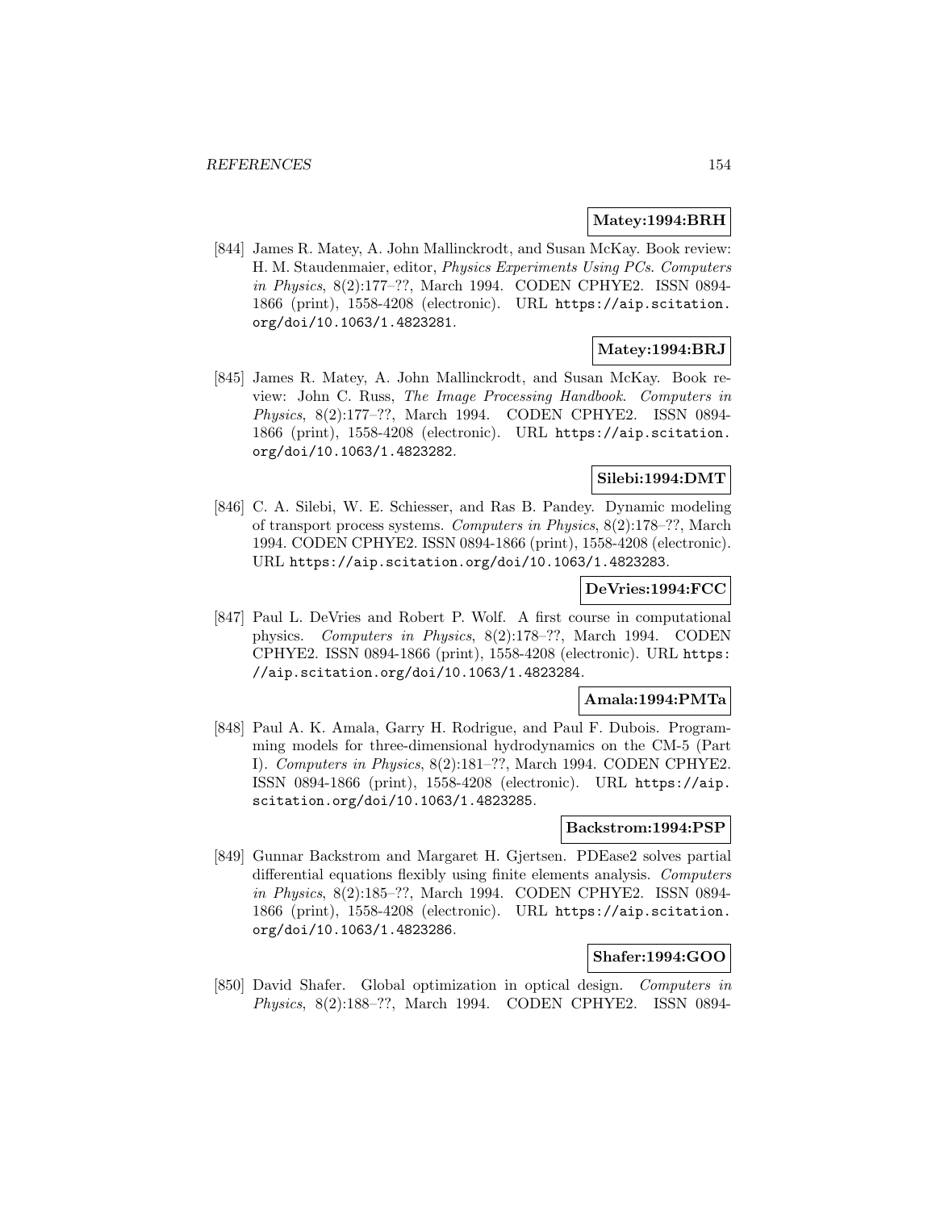**Matey:1994:BRH**

[844] James R. Matey, A. John Mallinckrodt, and Susan McKay. Book review: H. M. Staudenmaier, editor, *Physics Experiments Using PCs*. *Computers in Physics*, 8(2):177–??, March 1994. CODEN CPHYE2. ISSN 0894-1866 (print), 1558-4208 (electronic). URL https://aip.scitation.org/doi/10.1063/1.4823281.

**Matey:1994:BRJ**

[845] James R. Matey, A. John Mallinckrodt, and Susan McKay. Book review: John C. Russ, *The Image Processing Handbook*. *Computers in Physics*, 8(2):177–??, March 1994. CODEN CPHYE2. ISSN 0894-1866 (print), 1558-4208 (electronic). URL https://aip.scitation.org/doi/10.1063/1.4823282.

**Silebi:1994:DMT**

[846] C. A. Silebi, W. E. Schiesser, and Ras B. Pandey. Dynamic modeling of transport process systems. *Computers in Physics*, 8(2):178–??, March 1994. CODEN CPHYE2. ISSN 0894-1866 (print), 1558-4208 (electronic). URL https://aip.scitation.org/doi/10.1063/1.4823283.

**DeVries:1994:FCC**

[847] Paul L. DeVries and Robert P. Wolf. A first course in computational physics. *Computers in Physics*, 8(2):178–??, March 1994. CODEN CPHYE2. ISSN 0894-1866 (print), 1558-4208 (electronic). URL https://aip.scitation.org/doi/10.1063/1.4823284.

**Amala:1994:PMTa**

[848] Paul A. K. Amala, Garry H. Rodrigue, and Paul F. Dubois. Programming models for three-dimensional hydrodynamics on the CM-5 (Part I). *Computers in Physics*, 8(2):181–??, March 1994. CODEN CPHYE2. ISSN 0894-1866 (print), 1558-4208 (electronic). URL https://aip.scitation.org/doi/10.1063/1.4823285.

**Backstrom:1994:PSP**

[849] Gunnar Backstrom and Margaret H. Gjertsen. PDEase2 solves partial differential equations flexibly using finite elements analysis. *Computers in Physics*, 8(2):185–??, March 1994. CODEN CPHYE2. ISSN 0894-1866 (print), 1558-4208 (electronic). URL https://aip.scitation.org/doi/10.1063/1.4823286.

**Shafer:1994:GOO**

[850] David Shafer. Global optimization in optical design. *Computers in Physics*, 8(2):188–??, March 1994. CODEN CPHYE2. ISSN 0894-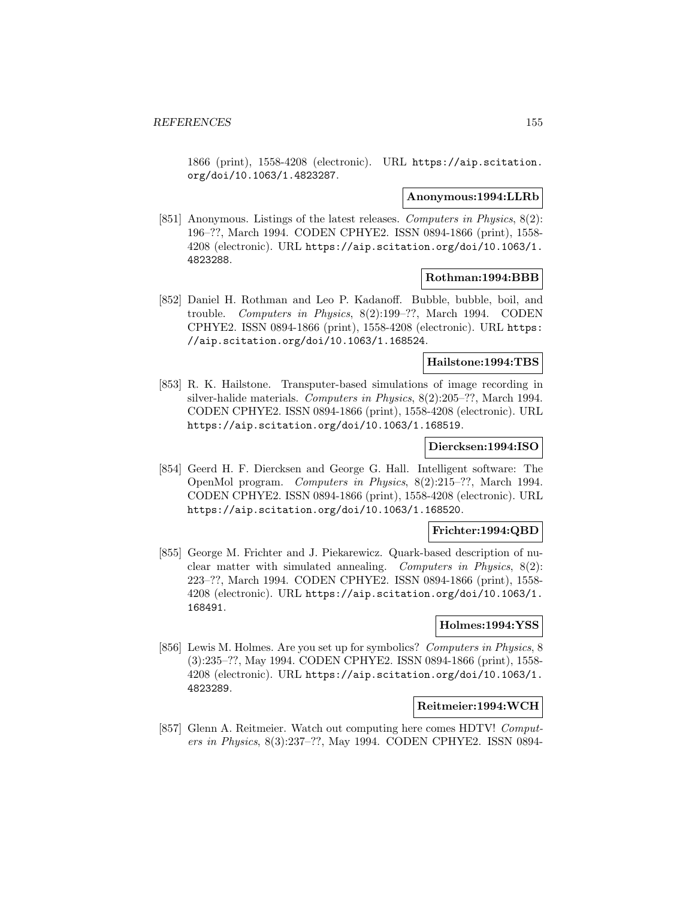1866 (print), 1558-4208 (electronic). URL https://aip.scitation.org/doi/10.1063/1.4823287.

**Anonymous:1994:LLRb**

[851] Anonymous. Listings of the latest releases. *Computers in Physics*, 8(2): 196–??, March 1994. CODEN CPHYE2. ISSN 0894-1866 (print), 1558-4208 (electronic). URL https://aip.scitation.org/doi/10.1063/1.4823288.

**Rothman:1994:BBB**

[852] Daniel H. Rothman and Leo P. Kadanoff. Bubble, bubble, boil, and trouble. *Computers in Physics*, 8(2):199–??, March 1994. CODEN CPHYE2. ISSN 0894-1866 (print), 1558-4208 (electronic). URL https://aip.scitation.org/doi/10.1063/1.168524.

**Hailstone:1994:TBS**

[853] R. K. Hailstone. Transputer-based simulations of image recording in silver-halide materials. *Computers in Physics*, 8(2):205–??, March 1994. CODEN CPHYE2. ISSN 0894-1866 (print), 1558-4208 (electronic). URL https://aip.scitation.org/doi/10.1063/1.168519.

**Diercksen:1994:ISO**

[854] Geerd H. F. Diercksen and George G. Hall. Intelligent software: The OpenMol program. *Computers in Physics*, 8(2):215–??, March 1994. CODEN CPHYE2. ISSN 0894-1866 (print), 1558-4208 (electronic). URL https://aip.scitation.org/doi/10.1063/1.168520.

**Frichter:1994:QBD**

[855] George M. Frichter and J. Piekarewicz. Quark-based description of nuclear matter with simulated annealing. *Computers in Physics*, 8(2): 223–??, March 1994. CODEN CPHYE2. ISSN 0894-1866 (print), 1558-4208 (electronic). URL https://aip.scitation.org/doi/10.1063/1.168491.

**Holmes:1994:YSS**

[856] Lewis M. Holmes. Are you set up for symbolics? *Computers in Physics*, 8 (3):235–??, May 1994. CODEN CPHYE2. ISSN 0894-1866 (print), 1558-4208 (electronic). URL https://aip.scitation.org/doi/10.1063/1.4823289.

**Reitmeier:1994:WCH**

[857] Glenn A. Reitmeier. Watch out computing here comes HDTV! *Computers in Physics*, 8(3):237–??, May 1994. CODEN CPHYE2. ISSN 0894-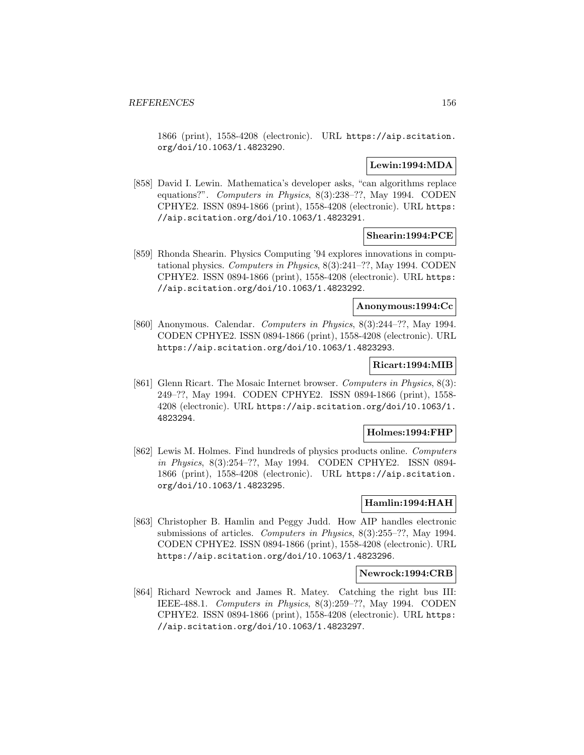1866 (print), 1558-4208 (electronic). URL https://aip.scitation.org/doi/10.1063/1.4823290.

**Lewin:1994:MDA**

[858] David I. Lewin. Mathematica's developer asks, "can algorithms replace equations?". *Computers in Physics*, 8(3):238–??, May 1994. CODEN CPHYE2. ISSN 0894-1866 (print), 1558-4208 (electronic). URL https://aip.scitation.org/doi/10.1063/1.4823291.

**Shearin:1994:PCE**

[859] Rhonda Shearin. Physics Computing '94 explores innovations in computational physics. *Computers in Physics*, 8(3):241–??, May 1994. CODEN CPHYE2. ISSN 0894-1866 (print), 1558-4208 (electronic). URL https://aip.scitation.org/doi/10.1063/1.4823292.

**Anonymous:1994:Cc**

[860] Anonymous. Calendar. *Computers in Physics*, 8(3):244–??, May 1994. CODEN CPHYE2. ISSN 0894-1866 (print), 1558-4208 (electronic). URL https://aip.scitation.org/doi/10.1063/1.4823293.

**Ricart:1994:MIB**

[861] Glenn Ricart. The Mosaic Internet browser. *Computers in Physics*, 8(3): 249–??, May 1994. CODEN CPHYE2. ISSN 0894-1866 (print), 1558-4208 (electronic). URL https://aip.scitation.org/doi/10.1063/1.4823294.

**Holmes:1994:FHP**

[862] Lewis M. Holmes. Find hundreds of physics products online. *Computers in Physics*, 8(3):254–??, May 1994. CODEN CPHYE2. ISSN 0894-1866 (print), 1558-4208 (electronic). URL https://aip.scitation.org/doi/10.1063/1.4823295.

**Hamlin:1994:HAH**

[863] Christopher B. Hamlin and Peggy Judd. How AIP handles electronic submissions of articles. *Computers in Physics*, 8(3):255–??, May 1994. CODEN CPHYE2. ISSN 0894-1866 (print), 1558-4208 (electronic). URL https://aip.scitation.org/doi/10.1063/1.4823296.

**Newrock:1994:CRB**

[864] Richard Newrock and James R. Matey. Catching the right bus III: IEEE-488.1. *Computers in Physics*, 8(3):259–??, May 1994. CODEN CPHYE2. ISSN 0894-1866 (print), 1558-4208 (electronic). URL https://aip.scitation.org/doi/10.1063/1.4823297.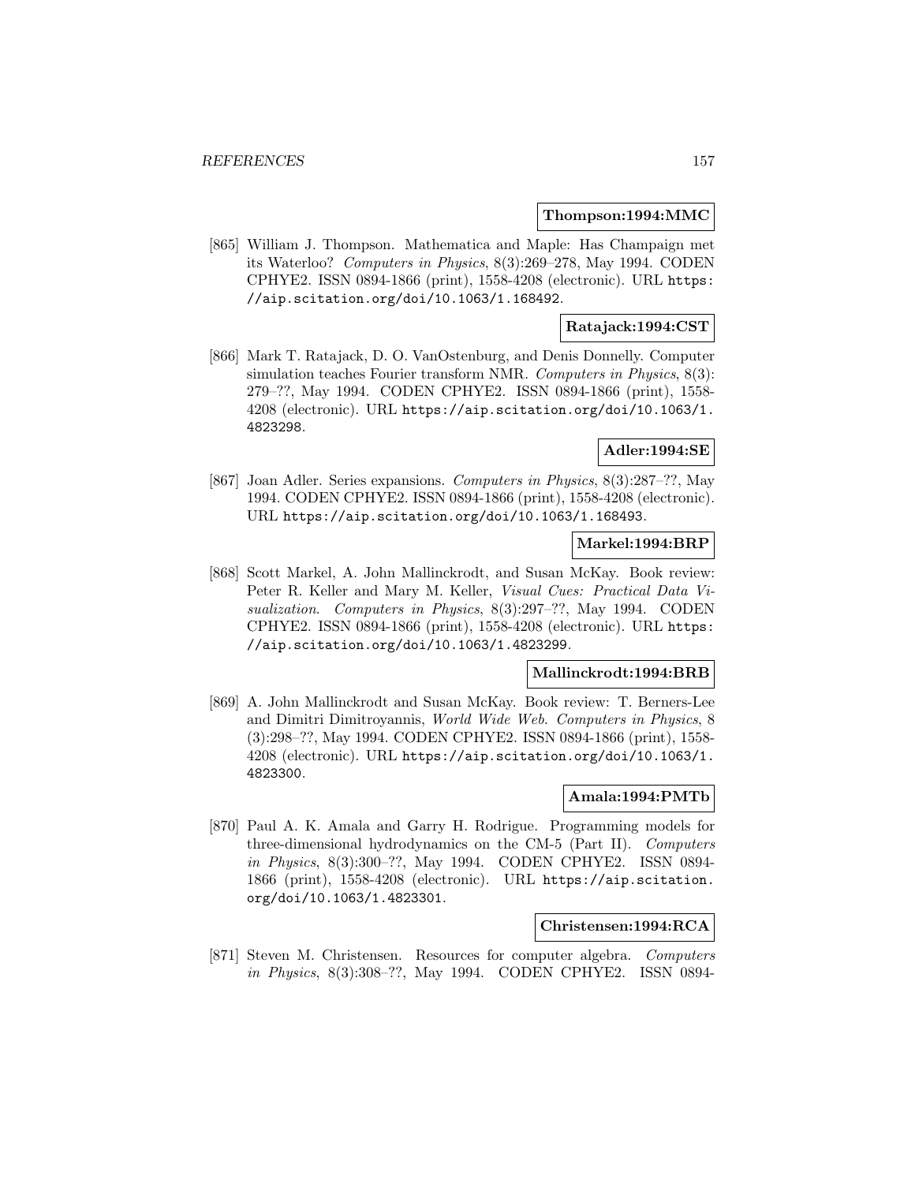**Thompson:1994:MMC**

[865] William J. Thompson. Mathematica and Maple: Has Champaign met its Waterloo? *Computers in Physics*, 8(3):269–278, May 1994. CODEN CPHYE2. ISSN 0894-1866 (print), 1558-4208 (electronic). URL https://aip.scitation.org/doi/10.1063/1.168492.

**Ratajack:1994:CST**

[866] Mark T. Ratajack, D. O. VanOstenburg, and Denis Donnelly. Computer simulation teaches Fourier transform NMR. *Computers in Physics*, 8(3): 279–??, May 1994. CODEN CPHYE2. ISSN 0894-1866 (print), 1558-4208 (electronic). URL https://aip.scitation.org/doi/10.1063/1.4823298.

**Adler:1994:SE**

[867] Joan Adler. Series expansions. *Computers in Physics*, 8(3):287–??, May 1994. CODEN CPHYE2. ISSN 0894-1866 (print), 1558-4208 (electronic). URL https://aip.scitation.org/doi/10.1063/1.168493.

**Markel:1994:BRP**

[868] Scott Markel, A. John Mallinckrodt, and Susan McKay. Book review: Peter R. Keller and Mary M. Keller, *Visual Cues: Practical Data Visualization*. *Computers in Physics*, 8(3):297–??, May 1994. CODEN CPHYE2. ISSN 0894-1866 (print), 1558-4208 (electronic). URL https://aip.scitation.org/doi/10.1063/1.4823299.

**Mallinckrodt:1994:BRB**

[869] A. John Mallinckrodt and Susan McKay. Book review: T. Berners-Lee and Dimitri Dimitroyannis, *World Wide Web*. *Computers in Physics*, 8 (3):298–??, May 1994. CODEN CPHYE2. ISSN 0894-1866 (print), 1558-4208 (electronic). URL https://aip.scitation.org/doi/10.1063/1.4823300.

**Amala:1994:PMTb**

[870] Paul A. K. Amala and Garry H. Rodrigue. Programming models for three-dimensional hydrodynamics on the CM-5 (Part II). *Computers in Physics*, 8(3):300–??, May 1994. CODEN CPHYE2. ISSN 0894-1866 (print), 1558-4208 (electronic). URL https://aip.scitation.org/doi/10.1063/1.4823301.

**Christensen:1994:RCA**

[871] Steven M. Christensen. Resources for computer algebra. *Computers in Physics*, 8(3):308–??, May 1994. CODEN CPHYE2. ISSN 0894-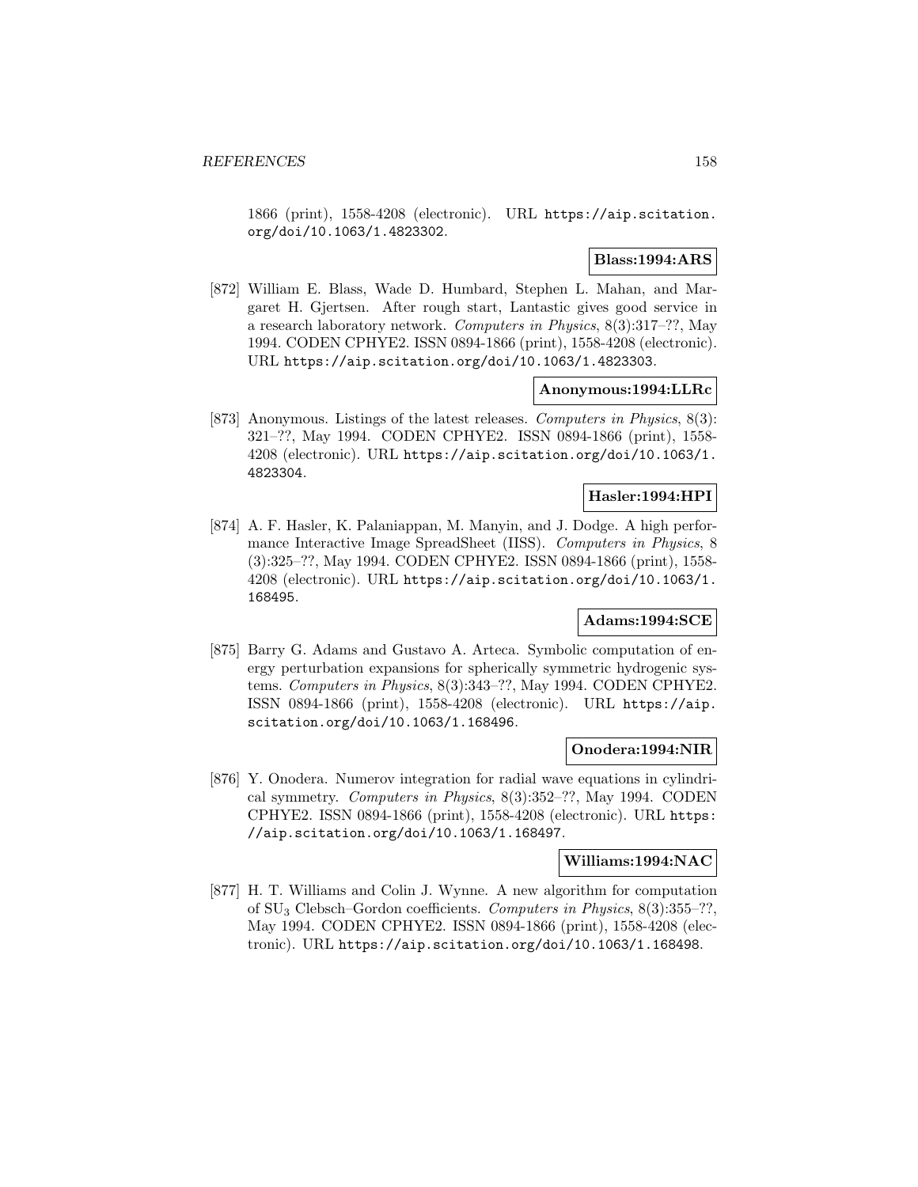1866 (print), 1558-4208 (electronic). URL https://aip.scitation.org/doi/10.1063/1.4823302.

**Blass:1994:ARS**

[872] William E. Blass, Wade D. Humbard, Stephen L. Mahan, and Margaret H. Gjertsen. After rough start, Lantastic gives good service in a research laboratory network. *Computers in Physics*, 8(3):317–??, May 1994. CODEN CPHYE2. ISSN 0894-1866 (print), 1558-4208 (electronic). URL https://aip.scitation.org/doi/10.1063/1.4823303.

**Anonymous:1994:LLRc**

[873] Anonymous. Listings of the latest releases. *Computers in Physics*, 8(3): 321–??, May 1994. CODEN CPHYE2. ISSN 0894-1866 (print), 1558-4208 (electronic). URL https://aip.scitation.org/doi/10.1063/1.4823304.

**Hasler:1994:HPI**

[874] A. F. Hasler, K. Palaniappan, M. Manyin, and J. Dodge. A high performance Interactive Image SpreadSheet (IISS). *Computers in Physics*, 8 (3):325–??, May 1994. CODEN CPHYE2. ISSN 0894-1866 (print), 1558-4208 (electronic). URL https://aip.scitation.org/doi/10.1063/1.168495.

**Adams:1994:SCE**

[875] Barry G. Adams and Gustavo A. Arteca. Symbolic computation of energy perturbation expansions for spherically symmetric hydrogenic systems. *Computers in Physics*, 8(3):343–??, May 1994. CODEN CPHYE2. ISSN 0894-1866 (print), 1558-4208 (electronic). URL https://aip.scitation.org/doi/10.1063/1.168496.

**Onodera:1994:NIR**

[876] Y. Onodera. Numerov integration for radial wave equations in cylindrical symmetry. *Computers in Physics*, 8(3):352–??, May 1994. CODEN CPHYE2. ISSN 0894-1866 (print), 1558-4208 (electronic). URL https://aip.scitation.org/doi/10.1063/1.168497.

**Williams:1994:NAC**

[877] H. T. Williams and Colin J. Wynne. A new algorithm for computation of $SU_3$ Clebsch–Gordon coefficients. *Computers in Physics*, 8(3):355–??, May 1994. CODEN CPHYE2. ISSN 0894-1866 (print), 1558-4208 (electronic). URL https://aip.scitation.org/doi/10.1063/1.168498.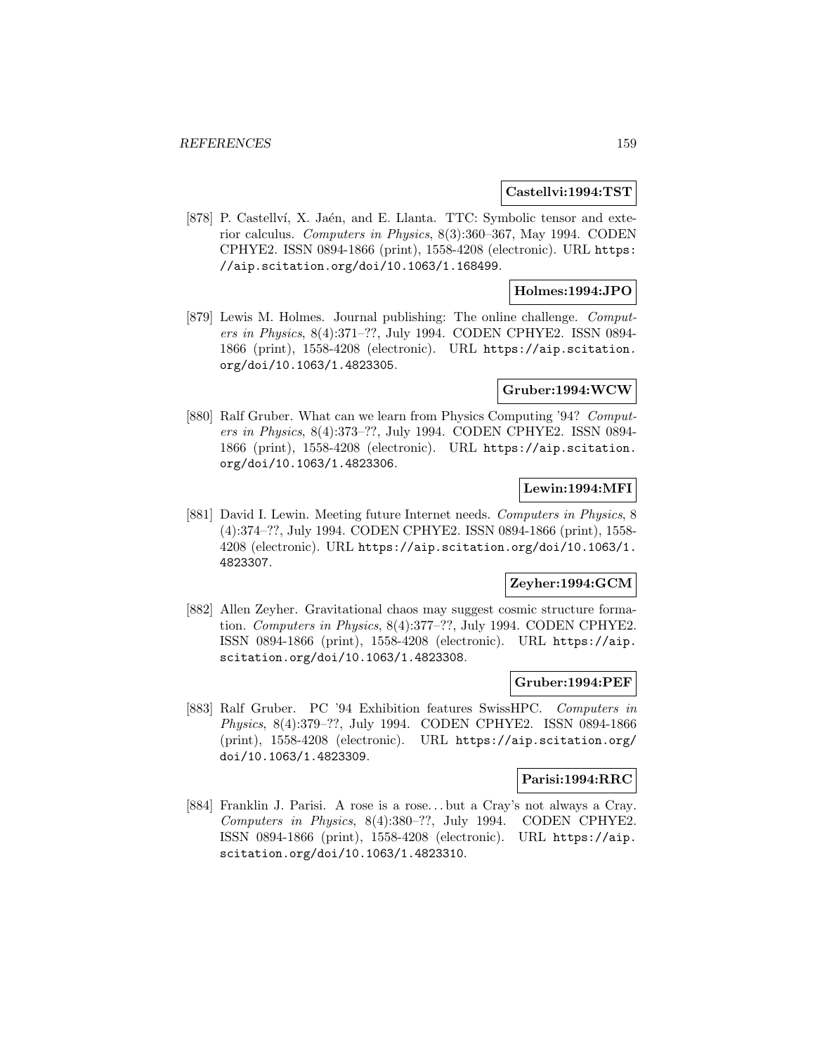**Castellvi:1994:TST**

[878] P. Castellví, X. Jaén, and E. Llanta. TTC: Symbolic tensor and exterior calculus. *Computers in Physics*, 8(3):360–367, May 1994. CODEN CPHYE2. ISSN 0894-1866 (print), 1558-4208 (electronic). URL https://aip.scitation.org/doi/10.1063/1.168499.

**Holmes:1994:JPO**

[879] Lewis M. Holmes. Journal publishing: The online challenge. *Computers in Physics*, 8(4):371–??, July 1994. CODEN CPHYE2. ISSN 0894-1866 (print), 1558-4208 (electronic). URL https://aip.scitation.org/doi/10.1063/1.4823305.

**Gruber:1994:WCW**

[880] Ralf Gruber. What can we learn from Physics Computing '94? *Computers in Physics*, 8(4):373–??, July 1994. CODEN CPHYE2. ISSN 0894-1866 (print), 1558-4208 (electronic). URL https://aip.scitation.org/doi/10.1063/1.4823306.

**Lewin:1994:MFI**

[881] David I. Lewin. Meeting future Internet needs. *Computers in Physics*, 8 (4):374–??, July 1994. CODEN CPHYE2. ISSN 0894-1866 (print), 1558-4208 (electronic). URL https://aip.scitation.org/doi/10.1063/1.4823307.

**Zeyher:1994:GCM**

[882] Allen Zeyher. Gravitational chaos may suggest cosmic structure formation. *Computers in Physics*, 8(4):377–??, July 1994. CODEN CPHYE2. ISSN 0894-1866 (print), 1558-4208 (electronic). URL https://aip.scitation.org/doi/10.1063/1.4823308.

**Gruber:1994:PEF**

[883] Ralf Gruber. PC '94 Exhibition features SwissHPC. *Computers in Physics*, 8(4):379–??, July 1994. CODEN CPHYE2. ISSN 0894-1866 (print), 1558-4208 (electronic). URL https://aip.scitation.org/doi/10.1063/1.4823309.

**Parisi:1994:RRC**

[884] Franklin J. Parisi. A rose is a rose... but a Cray's not always a Cray. *Computers in Physics*, 8(4):380–??, July 1994. CODEN CPHYE2. ISSN 0894-1866 (print), 1558-4208 (electronic). URL https://aip.scitation.org/doi/10.1063/1.4823310.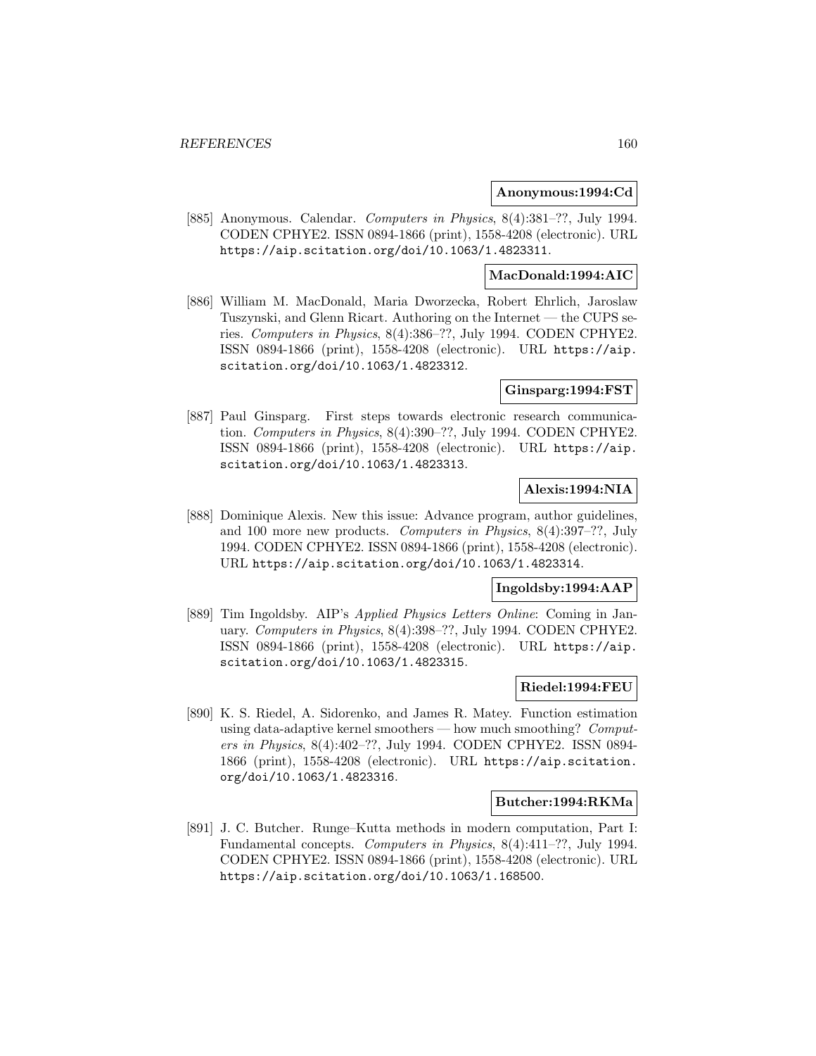**Anonymous:1994:Cd**

[885] Anonymous. Calendar. *Computers in Physics*, 8(4):381–??, July 1994. CODEN CPHYE2. ISSN 0894-1866 (print), 1558-4208 (electronic). URL https://aip.scitation.org/doi/10.1063/1.4823311.

**MacDonald:1994:AIC**

[886] William M. MacDonald, Maria Dworzecka, Robert Ehrlich, Jaroslaw Tuszynski, and Glenn Ricart. Authoring on the Internet — the CUPS series. *Computers in Physics*, 8(4):386–??, July 1994. CODEN CPHYE2. ISSN 0894-1866 (print), 1558-4208 (electronic). URL https://aip.scitation.org/doi/10.1063/1.4823312.

**Ginsparg:1994:FST**

[887] Paul Ginsparg. First steps towards electronic research communication. *Computers in Physics*, 8(4):390–??, July 1994. CODEN CPHYE2. ISSN 0894-1866 (print), 1558-4208 (electronic). URL https://aip.scitation.org/doi/10.1063/1.4823313.

**Alexis:1994:NIA**

[888] Dominique Alexis. New this issue: Advance program, author guidelines, and 100 more new products. *Computers in Physics*, 8(4):397–??, July 1994. CODEN CPHYE2. ISSN 0894-1866 (print), 1558-4208 (electronic). URL https://aip.scitation.org/doi/10.1063/1.4823314.

**Ingoldsby:1994:AAP**

[889] Tim Ingoldsby. AIP's *Applied Physics Letters Online*: Coming in January. *Computers in Physics*, 8(4):398–??, July 1994. CODEN CPHYE2. ISSN 0894-1866 (print), 1558-4208 (electronic). URL https://aip.scitation.org/doi/10.1063/1.4823315.

**Riedel:1994:FEU**

[890] K. S. Riedel, A. Sidorenko, and James R. Matey. Function estimation using data-adaptive kernel smoothers — how much smoothing? *Computers in Physics*, 8(4):402–??, July 1994. CODEN CPHYE2. ISSN 0894-1866 (print), 1558-4208 (electronic). URL https://aip.scitation.org/doi/10.1063/1.4823316.

**Butcher:1994:RKMa**

[891] J. C. Butcher. Runge–Kutta methods in modern computation, Part I: Fundamental concepts. *Computers in Physics*, 8(4):411–??, July 1994. CODEN CPHYE2. ISSN 0894-1866 (print), 1558-4208 (electronic). URL https://aip.scitation.org/doi/10.1063/1.168500.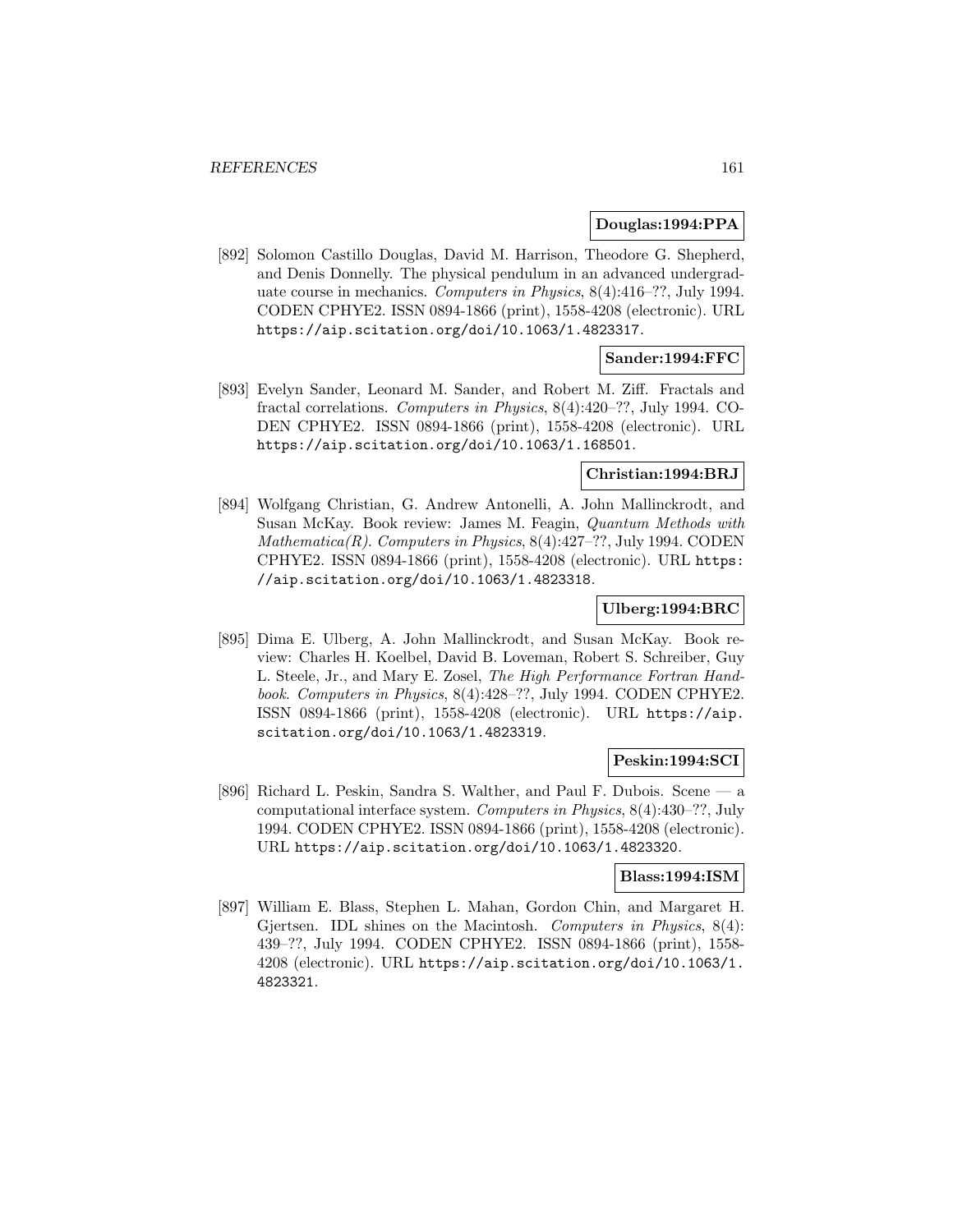**Douglas:1994:PPA**

[892] Solomon Castillo Douglas, David M. Harrison, Theodore G. Shepherd, and Denis Donnelly. The physical pendulum in an advanced undergraduate course in mechanics. *Computers in Physics*, 8(4):416–??, July 1994. CODEN CPHYE2. ISSN 0894-1866 (print), 1558-4208 (electronic). URL https://aip.scitation.org/doi/10.1063/1.4823317.

**Sander:1994:FFC**

[893] Evelyn Sander, Leonard M. Sander, and Robert M. Ziff. Fractals and fractal correlations. *Computers in Physics*, 8(4):420–??, July 1994. CODEN CPHYE2. ISSN 0894-1866 (print), 1558-4208 (electronic). URL https://aip.scitation.org/doi/10.1063/1.168501.

**Christian:1994:BRJ**

[894] Wolfgang Christian, G. Andrew Antonelli, A. John Mallinckrodt, and Susan McKay. Book review: James M. Feagin, *Quantum Methods with Mathematica(R)*. *Computers in Physics*, 8(4):427–??, July 1994. CODEN CPHYE2. ISSN 0894-1866 (print), 1558-4208 (electronic). URL https://aip.scitation.org/doi/10.1063/1.4823318.

**Ulberg:1994:BRC**

[895] Dima E. Ulberg, A. John Mallinckrodt, and Susan McKay. Book review: Charles H. Koelbel, David B. Loveman, Robert S. Schreiber, Guy L. Steele, Jr., and Mary E. Zosel, *The High Performance Fortran Handbook*. *Computers in Physics*, 8(4):428–??, July 1994. CODEN CPHYE2. ISSN 0894-1866 (print), 1558-4208 (electronic). URL https://aip.scitation.org/doi/10.1063/1.4823319.

**Peskin:1994:SCI**

[896] Richard L. Peskin, Sandra S. Walther, and Paul F. Dubois. Scene — a computational interface system. *Computers in Physics*, 8(4):430–??, July 1994. CODEN CPHYE2. ISSN 0894-1866 (print), 1558-4208 (electronic). URL https://aip.scitation.org/doi/10.1063/1.4823320.

**Blass:1994:ISM**

[897] William E. Blass, Stephen L. Mahan, Gordon Chin, and Margaret H. Gjertsen. IDL shines on the Macintosh. *Computers in Physics*, 8(4):439–??, July 1994. CODEN CPHYE2. ISSN 0894-1866 (print), 1558-4208 (electronic). URL https://aip.scitation.org/doi/10.1063/1.4823321.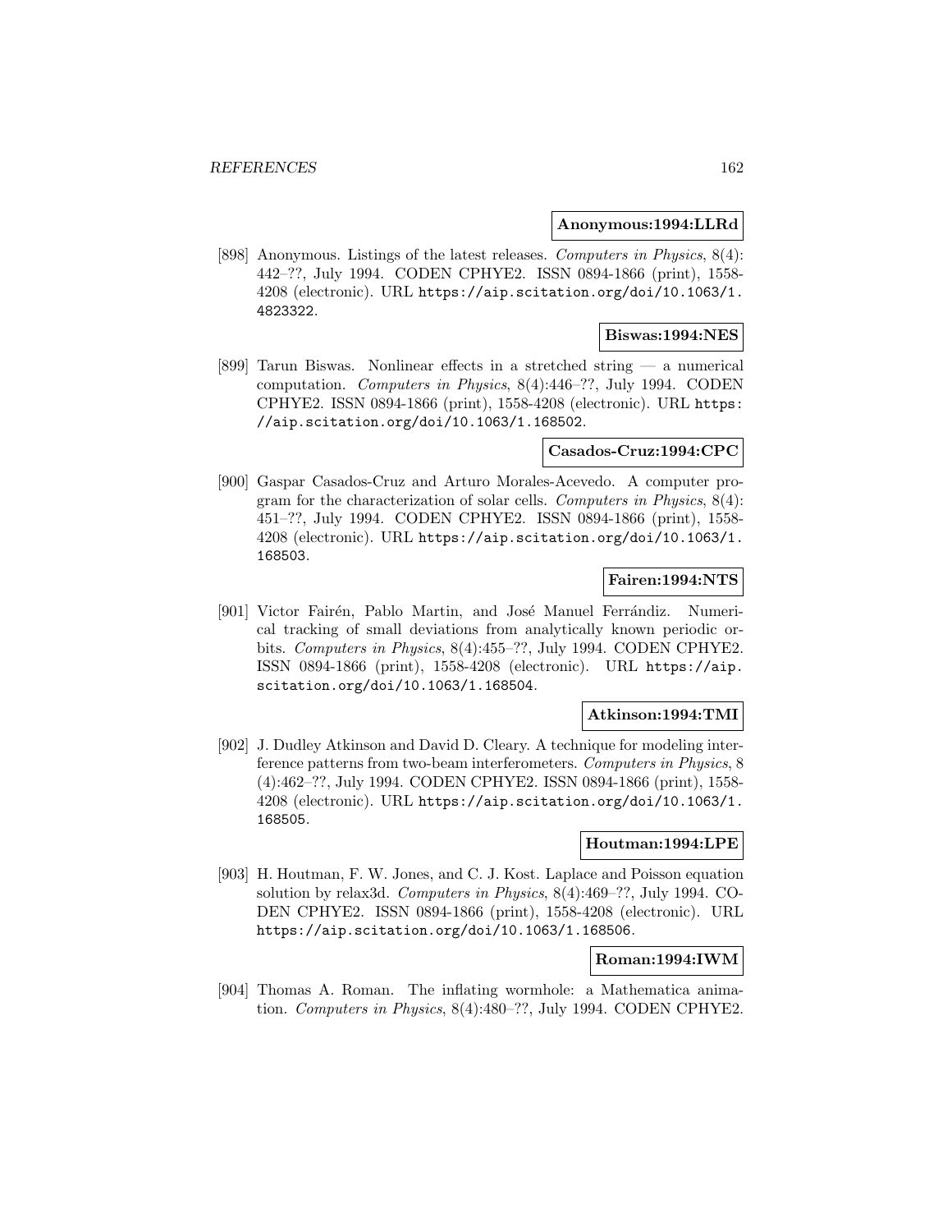**Anonymous:1994:LLRd**

[898] Anonymous. Listings of the latest releases. *Computers in Physics*, 8(4): 442–??, July 1994. CODEN CPHYE2. ISSN 0894-1866 (print), 1558-4208 (electronic). URL https://aip.scitation.org/doi/10.1063/1.4823322.

**Biswas:1994:NES**

[899] Tarun Biswas. Nonlinear effects in a stretched string — a numerical computation. *Computers in Physics*, 8(4):446–??, July 1994. CODEN CPHYE2. ISSN 0894-1866 (print), 1558-4208 (electronic). URL https://aip.scitation.org/doi/10.1063/1.168502.

**Casados-Cruz:1994:CPC**

[900] Gaspar Casados-Cruz and Arturo Morales-Acevedo. A computer program for the characterization of solar cells. *Computers in Physics*, 8(4): 451–??, July 1994. CODEN CPHYE2. ISSN 0894-1866 (print), 1558-4208 (electronic). URL https://aip.scitation.org/doi/10.1063/1.168503.

**Fairen:1994:NTS**

[901] Victor Fairén, Pablo Martin, and José Manuel Ferrándiz. Numerical tracking of small deviations from analytically known periodic orbits. *Computers in Physics*, 8(4):455–??, July 1994. CODEN CPHYE2. ISSN 0894-1866 (print), 1558-4208 (electronic). URL https://aip.scitation.org/doi/10.1063/1.168504.

**Atkinson:1994:TMI**

[902] J. Dudley Atkinson and David D. Cleary. A technique for modeling interference patterns from two-beam interferometers. *Computers in Physics*, 8 (4):462–??, July 1994. CODEN CPHYE2. ISSN 0894-1866 (print), 1558-4208 (electronic). URL https://aip.scitation.org/doi/10.1063/1.168505.

**Houtman:1994:LPE**

[903] H. Houtman, F. W. Jones, and C. J. Kost. Laplace and Poisson equation solution by relax3d. *Computers in Physics*, 8(4):469–??, July 1994. CODEN CPHYE2. ISSN 0894-1866 (print), 1558-4208 (electronic). URL https://aip.scitation.org/doi/10.1063/1.168506.

**Roman:1994:IWM**

[904] Thomas A. Roman. The inflating wormhole: a Mathematica animation. *Computers in Physics*, 8(4):480–??, July 1994. CODEN CPHYE2.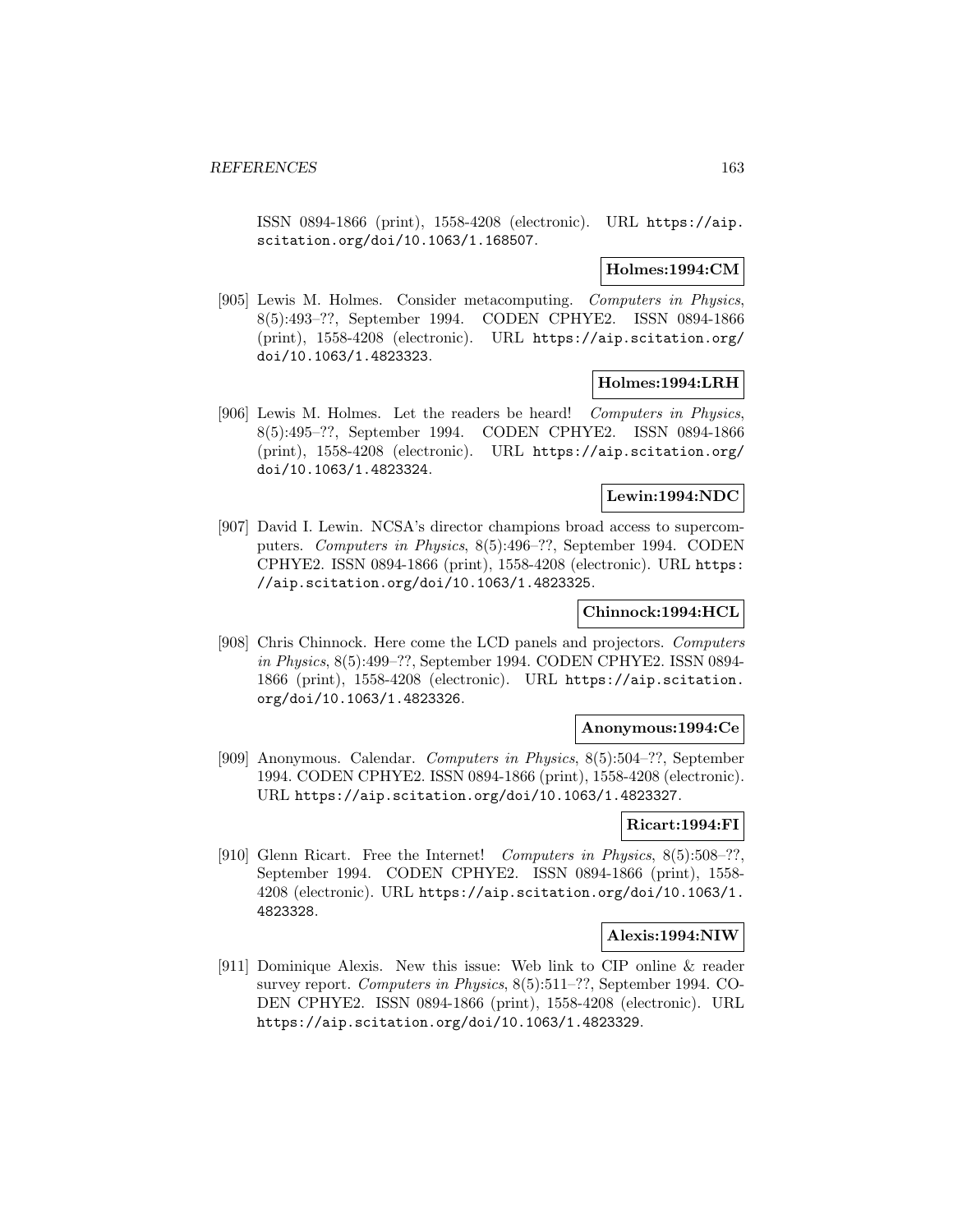ISSN 0894-1866 (print), 1558-4208 (electronic). URL https://aip.scitation.org/doi/10.1063/1.168507.

**Holmes:1994:CM**

[905] Lewis M. Holmes. Consider metacomputing. *Computers in Physics*, 8(5):493–??, September 1994. CODEN CPHYE2. ISSN 0894-1866 (print), 1558-4208 (electronic). URL https://aip.scitation.org/doi/10.1063/1.4823323.

**Holmes:1994:LRH**

[906] Lewis M. Holmes. Let the readers be heard! *Computers in Physics*, 8(5):495–??, September 1994. CODEN CPHYE2. ISSN 0894-1866 (print), 1558-4208 (electronic). URL https://aip.scitation.org/doi/10.1063/1.4823324.

**Lewin:1994:NDC**

[907] David I. Lewin. NCSA's director champions broad access to supercomputers. *Computers in Physics*, 8(5):496–??, September 1994. CODEN CPHYE2. ISSN 0894-1866 (print), 1558-4208 (electronic). URL https://aip.scitation.org/doi/10.1063/1.4823325.

**Chinnock:1994:HCL**

[908] Chris Chinnock. Here come the LCD panels and projectors. *Computers in Physics*, 8(5):499–??, September 1994. CODEN CPHYE2. ISSN 0894-1866 (print), 1558-4208 (electronic). URL https://aip.scitation.org/doi/10.1063/1.4823326.

**Anonymous:1994:Ce**

[909] Anonymous. Calendar. *Computers in Physics*, 8(5):504–??, September 1994. CODEN CPHYE2. ISSN 0894-1866 (print), 1558-4208 (electronic). URL https://aip.scitation.org/doi/10.1063/1.4823327.

**Ricart:1994:FI**

[910] Glenn Ricart. Free the Internet! *Computers in Physics*, 8(5):508–??, September 1994. CODEN CPHYE2. ISSN 0894-1866 (print), 1558-4208 (electronic). URL https://aip.scitation.org/doi/10.1063/1.4823328.

**Alexis:1994:NIW**

[911] Dominique Alexis. New this issue: Web link to CIP online & reader survey report. *Computers in Physics*, 8(5):511–??, September 1994. CODEN CPHYE2. ISSN 0894-1866 (print), 1558-4208 (electronic). URL https://aip.scitation.org/doi/10.1063/1.4823329.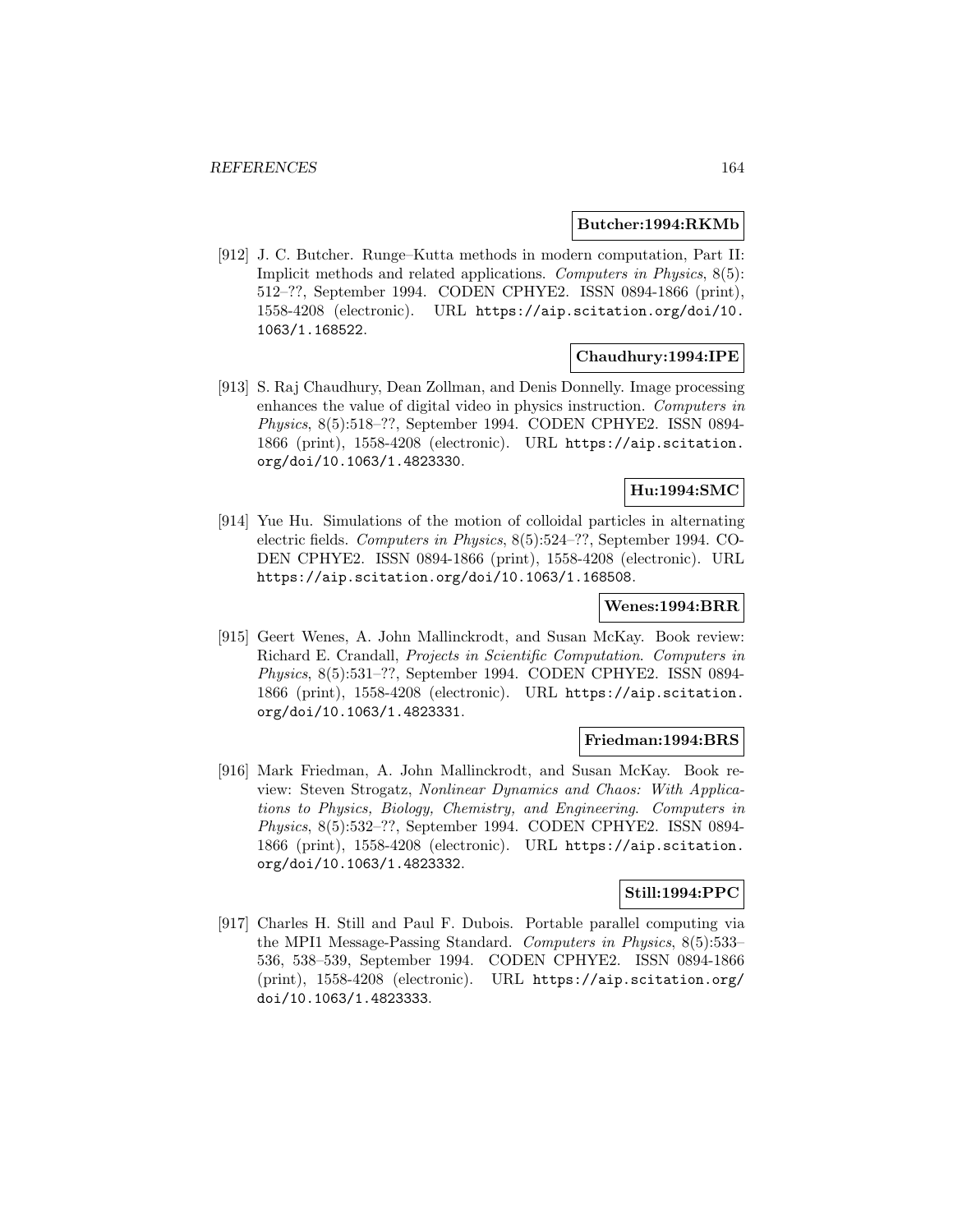**Butcher:1994:RKMb**

[912] J. C. Butcher. Runge–Kutta methods in modern computation, Part II: Implicit methods and related applications. *Computers in Physics*, 8(5): 512–??, September 1994. CODEN CPHYE2. ISSN 0894-1866 (print), 1558-4208 (electronic). URL https://aip.scitation.org/doi/10.1063/1.168522.

**Chaudhury:1994:IPE**

[913] S. Raj Chaudhury, Dean Zollman, and Denis Donnelly. Image processing enhances the value of digital video in physics instruction. *Computers in Physics*, 8(5):518–??, September 1994. CODEN CPHYE2. ISSN 0894-1866 (print), 1558-4208 (electronic). URL https://aip.scitation.org/doi/10.1063/1.4823330.

**Hu:1994:SMC**

[914] Yue Hu. Simulations of the motion of colloidal particles in alternating electric fields. *Computers in Physics*, 8(5):524–??, September 1994. CODEN CPHYE2. ISSN 0894-1866 (print), 1558-4208 (electronic). URL https://aip.scitation.org/doi/10.1063/1.168508.

**Wenes:1994:BRR**

[915] Geert Wenes, A. John Mallinckrodt, and Susan McKay. Book review: Richard E. Crandall, *Projects in Scientific Computation*. *Computers in Physics*, 8(5):531–??, September 1994. CODEN CPHYE2. ISSN 0894-1866 (print), 1558-4208 (electronic). URL https://aip.scitation.org/doi/10.1063/1.4823331.

**Friedman:1994:BRS**

[916] Mark Friedman, A. John Mallinckrodt, and Susan McKay. Book review: Steven Strogatz, *Nonlinear Dynamics and Chaos: With Applications to Physics, Biology, Chemistry, and Engineering*. *Computers in Physics*, 8(5):532–??, September 1994. CODEN CPHYE2. ISSN 0894-1866 (print), 1558-4208 (electronic). URL https://aip.scitation.org/doi/10.1063/1.4823332.

**Still:1994:PPC**

[917] Charles H. Still and Paul F. Dubois. Portable parallel computing via the MPI1 Message-Passing Standard. *Computers in Physics*, 8(5):533–536, 538–539, September 1994. CODEN CPHYE2. ISSN 0894-1866 (print), 1558-4208 (electronic). URL https://aip.scitation.org/doi/10.1063/1.4823333.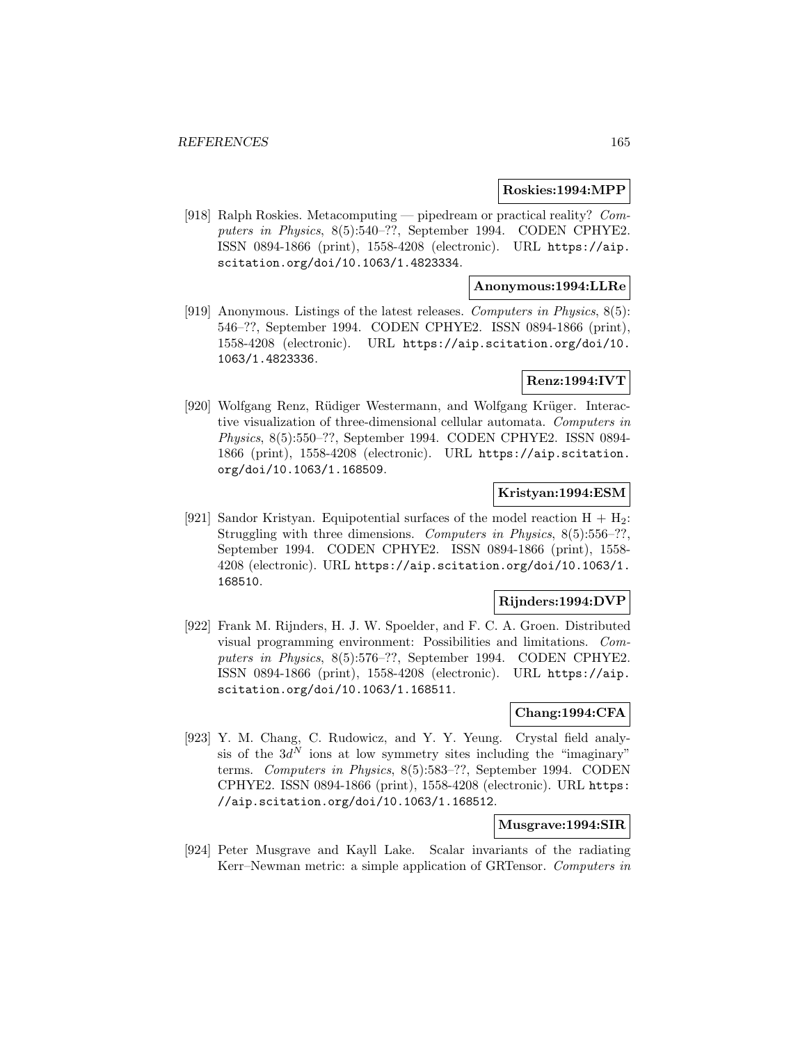**Roskies:1994:MPP**

[918] Ralph Roskies. Metacomputing — pipedream or practical reality? *Computers in Physics*, 8(5):540–??, September 1994. CODEN CPHYE2. ISSN 0894-1866 (print), 1558-4208 (electronic). URL https://aip.scitation.org/doi/10.1063/1.4823334.

**Anonymous:1994:LLRe**

[919] Anonymous. Listings of the latest releases. *Computers in Physics*, 8(5): 546–??, September 1994. CODEN CPHYE2. ISSN 0894-1866 (print), 1558-4208 (electronic). URL https://aip.scitation.org/doi/10.1063/1.4823336.

**Renz:1994:IVT**

[920] Wolfgang Renz, Rüdiger Westermann, and Wolfgang Krüger. Interactive visualization of three-dimensional cellular automata. *Computers in Physics*, 8(5):550–??, September 1994. CODEN CPHYE2. ISSN 0894-1866 (print), 1558-4208 (electronic). URL https://aip.scitation.org/doi/10.1063/1.168509.

**Kristyan:1994:ESM**

[921] Sandor Kristyan. Equipotential surfaces of the model reaction $H + H_2$: Struggling with three dimensions. *Computers in Physics*, 8(5):556–??, September 1994. CODEN CPHYE2. ISSN 0894-1866 (print), 1558-4208 (electronic). URL https://aip.scitation.org/doi/10.1063/1.168510.

**Rijnders:1994:DVP**

[922] Frank M. Rijnders, H. J. W. Spoelder, and F. C. A. Groen. Distributed visual programming environment: Possibilities and limitations. *Computers in Physics*, 8(5):576–??, September 1994. CODEN CPHYE2. ISSN 0894-1866 (print), 1558-4208 (electronic). URL https://aip.scitation.org/doi/10.1063/1.168511.

**Chang:1994:CFA**

[923] Y. M. Chang, C. Rudowicz, and Y. Y. Yeung. Crystal field analysis of the $3d^N$ ions at low symmetry sites including the "imaginary" terms. *Computers in Physics*, 8(5):583–??, September 1994. CODEN CPHYE2. ISSN 0894-1866 (print), 1558-4208 (electronic). URL https://aip.scitation.org/doi/10.1063/1.168512.

**Musgrave:1994:SIR**

[924] Peter Musgrave and Kayll Lake. Scalar invariants of the radiating Kerr–Newman metric: a simple application of GRTensor. *Computers in*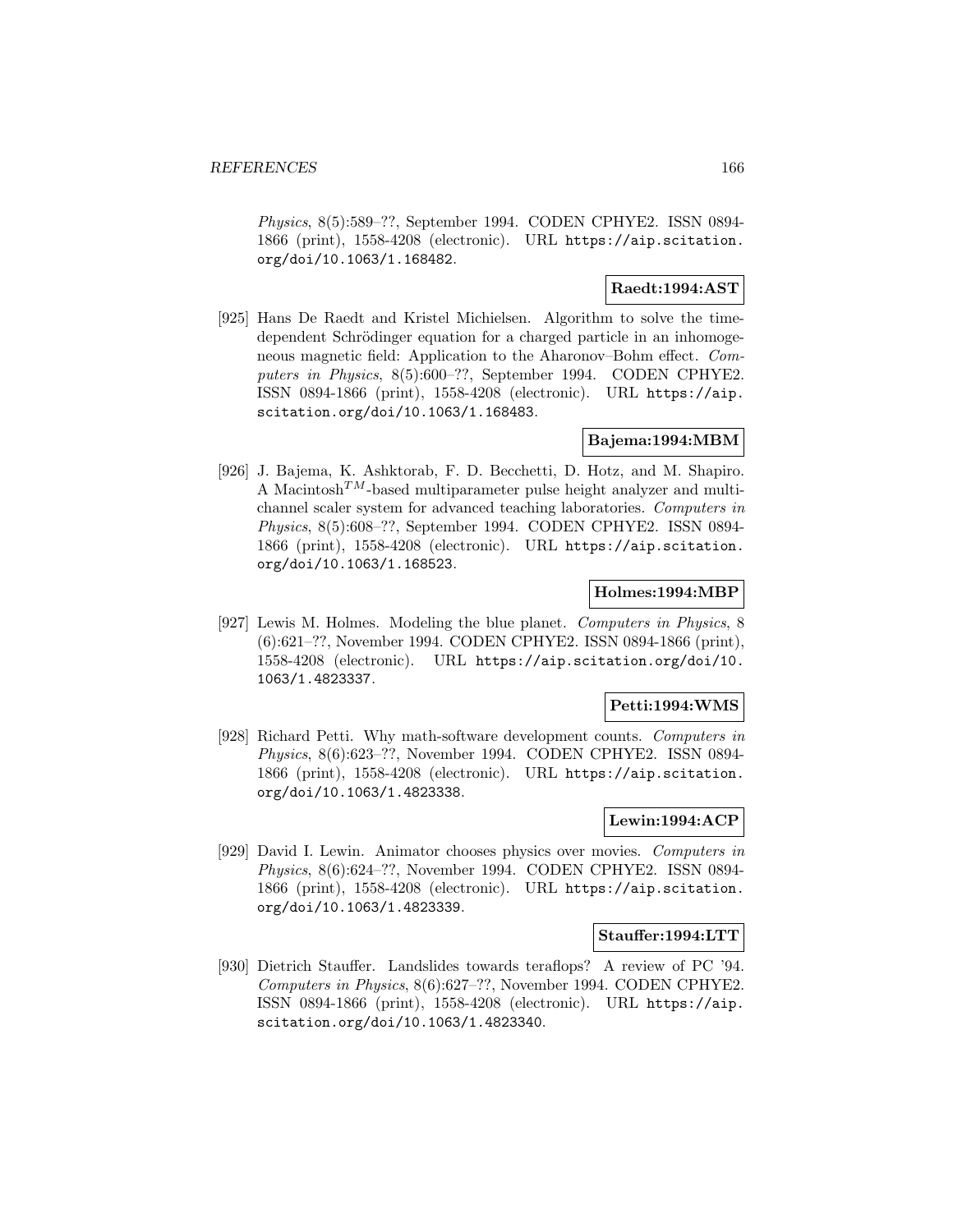*Physics*, 8(5):589–??, September 1994. CODEN CPHYE2. ISSN 0894-1866 (print), 1558-4208 (electronic). URL https://aip.scitation.org/doi/10.1063/1.168482.

**Raedt:1994:AST**

[925] Hans De Raedt and Kristel Michielsen. Algorithm to solve the time-dependent Schrödinger equation for a charged particle in an inhomogeneous magnetic field: Application to the Aharonov–Bohm effect. *Computers in Physics*, 8(5):600–??, September 1994. CODEN CPHYE2. ISSN 0894-1866 (print), 1558-4208 (electronic). URL https://aip.scitation.org/doi/10.1063/1.168483.

**Bajema:1994:MBM**

[926] J. Bajema, K. Ashktorab, F. D. Becchetti, D. Hotz, and M. Shapiro. A Macintosh$^{TM}$-based multiparameter pulse height analyzer and multichannel scaler system for advanced teaching laboratories. *Computers in Physics*, 8(5):608–??, September 1994. CODEN CPHYE2. ISSN 0894-1866 (print), 1558-4208 (electronic). URL https://aip.scitation.org/doi/10.1063/1.168523.

**Holmes:1994:MBP**

[927] Lewis M. Holmes. Modeling the blue planet. *Computers in Physics*, 8 (6):621–??, November 1994. CODEN CPHYE2. ISSN 0894-1866 (print), 1558-4208 (electronic). URL https://aip.scitation.org/doi/10.1063/1.4823337.

**Petti:1994:WMS**

[928] Richard Petti. Why math-software development counts. *Computers in Physics*, 8(6):623–??, November 1994. CODEN CPHYE2. ISSN 0894-1866 (print), 1558-4208 (electronic). URL https://aip.scitation.org/doi/10.1063/1.4823338.

**Lewin:1994:ACP**

[929] David I. Lewin. Animator chooses physics over movies. *Computers in Physics*, 8(6):624–??, November 1994. CODEN CPHYE2. ISSN 0894-1866 (print), 1558-4208 (electronic). URL https://aip.scitation.org/doi/10.1063/1.4823339.

**Stauffer:1994:LTT**

[930] Dietrich Stauffer. Landslides towards teraflops? A review of PC '94. *Computers in Physics*, 8(6):627–??, November 1994. CODEN CPHYE2. ISSN 0894-1866 (print), 1558-4208 (electronic). URL https://aip.scitation.org/doi/10.1063/1.4823340.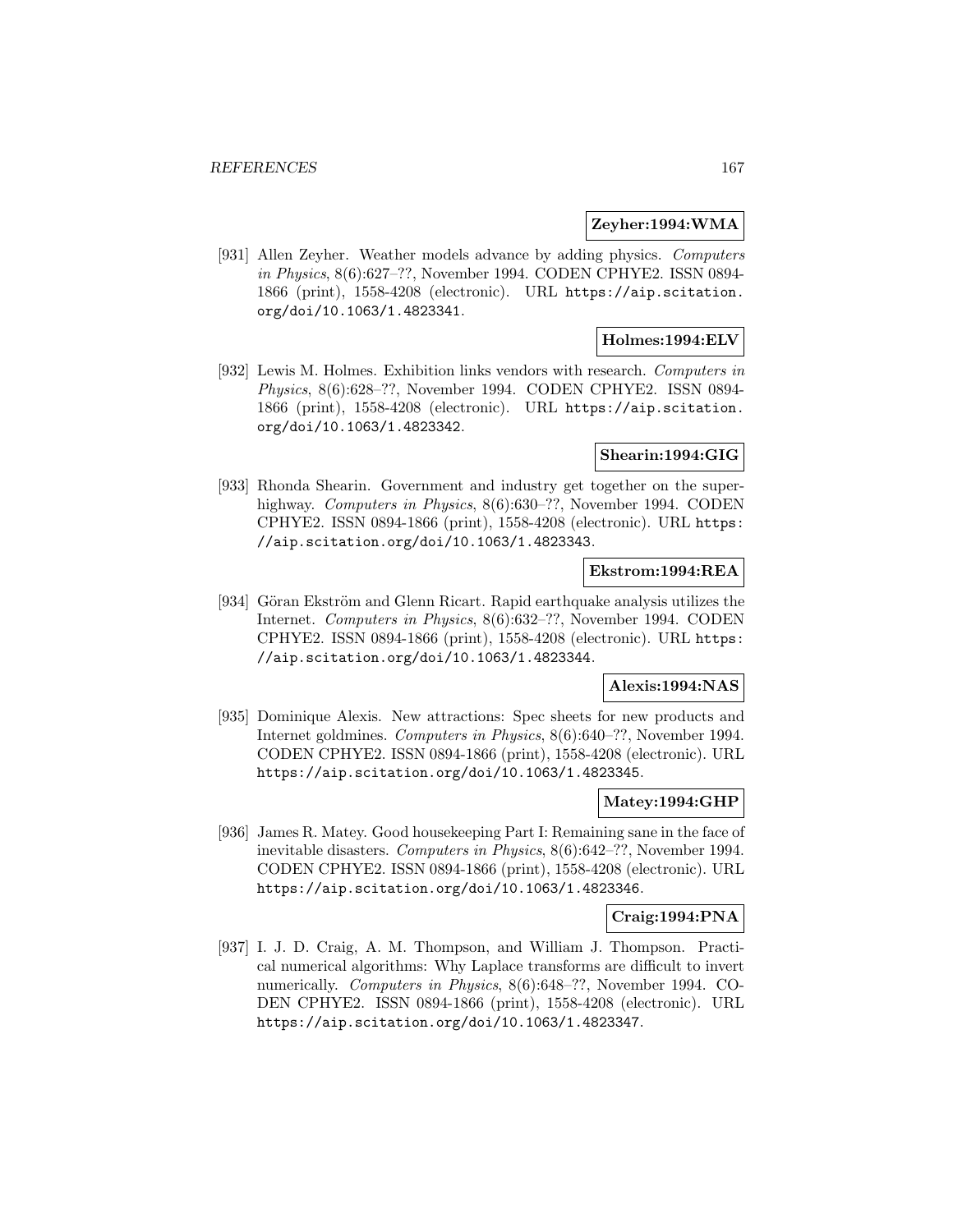**Zeyher:1994:WMA**

[931] Allen Zeyher. Weather models advance by adding physics. *Computers in Physics*, 8(6):627–??, November 1994. CODEN CPHYE2. ISSN 0894-1866 (print), 1558-4208 (electronic). URL https://aip.scitation.org/doi/10.1063/1.4823341.

**Holmes:1994:ELV**

[932] Lewis M. Holmes. Exhibition links vendors with research. *Computers in Physics*, 8(6):628–??, November 1994. CODEN CPHYE2. ISSN 0894-1866 (print), 1558-4208 (electronic). URL https://aip.scitation.org/doi/10.1063/1.4823342.

**Shearin:1994:GIG**

[933] Rhonda Shearin. Government and industry get together on the superhighway. *Computers in Physics*, 8(6):630–??, November 1994. CODEN CPHYE2. ISSN 0894-1866 (print), 1558-4208 (electronic). URL https://aip.scitation.org/doi/10.1063/1.4823343.

**Ekstrom:1994:REA**

[934] Göran Ekström and Glenn Ricart. Rapid earthquake analysis utilizes the Internet. *Computers in Physics*, 8(6):632–??, November 1994. CODEN CPHYE2. ISSN 0894-1866 (print), 1558-4208 (electronic). URL https://aip.scitation.org/doi/10.1063/1.4823344.

**Alexis:1994:NAS**

[935] Dominique Alexis. New attractions: Spec sheets for new products and Internet goldmines. *Computers in Physics*, 8(6):640–??, November 1994. CODEN CPHYE2. ISSN 0894-1866 (print), 1558-4208 (electronic). URL https://aip.scitation.org/doi/10.1063/1.4823345.

**Matey:1994:GHP**

[936] James R. Matey. Good housekeeping Part I: Remaining sane in the face of inevitable disasters. *Computers in Physics*, 8(6):642–??, November 1994. CODEN CPHYE2. ISSN 0894-1866 (print), 1558-4208 (electronic). URL https://aip.scitation.org/doi/10.1063/1.4823346.

**Craig:1994:PNA**

[937] I. J. D. Craig, A. M. Thompson, and William J. Thompson. Practical numerical algorithms: Why Laplace transforms are difficult to invert numerically. *Computers in Physics*, 8(6):648–??, November 1994. CODEN CPHYE2. ISSN 0894-1866 (print), 1558-4208 (electronic). URL https://aip.scitation.org/doi/10.1063/1.4823347.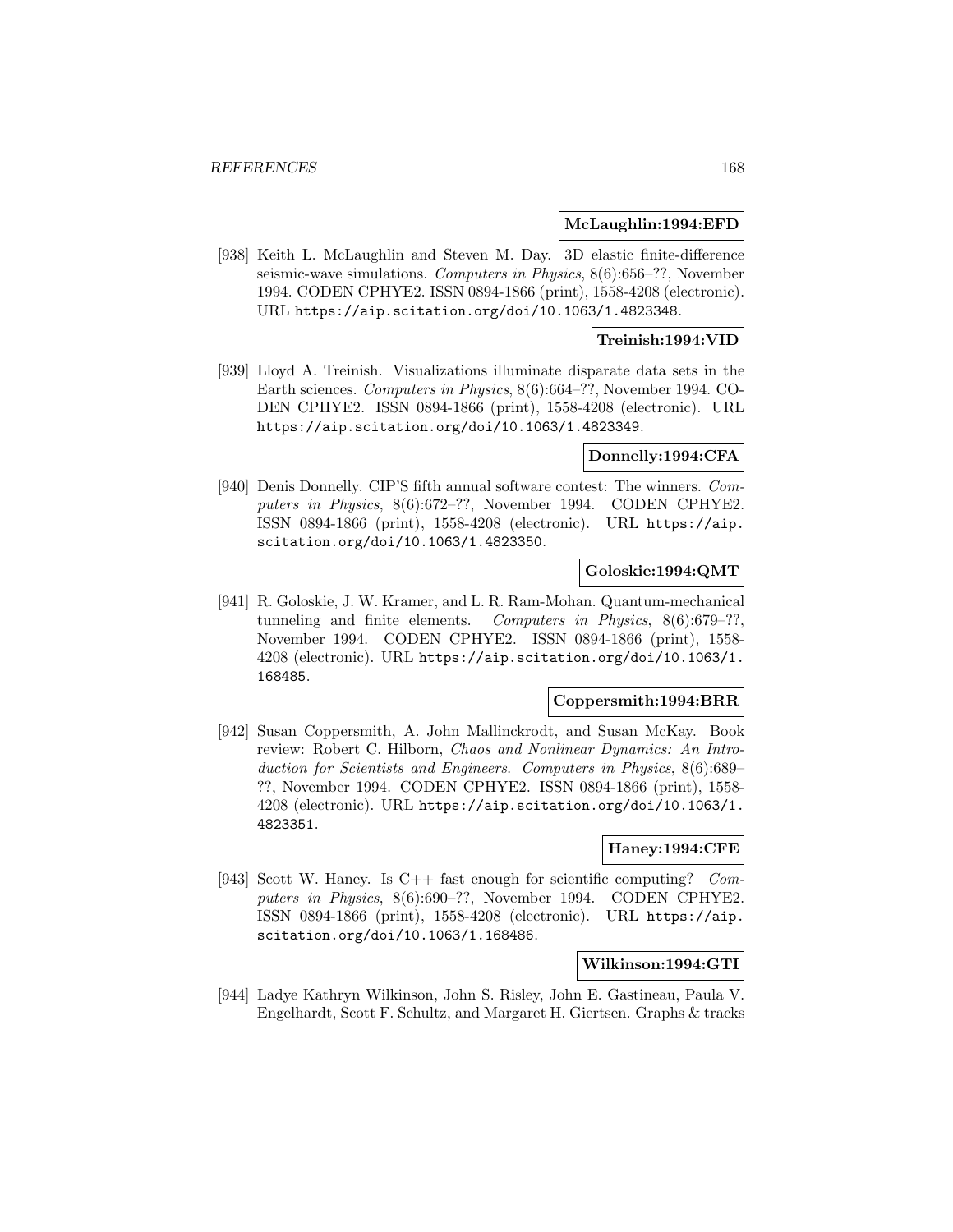**McLaughlin:1994:EFD**

[938] Keith L. McLaughlin and Steven M. Day. 3D elastic finite-difference seismic-wave simulations. *Computers in Physics*, 8(6):656–??, November 1994. CODEN CPHYE2. ISSN 0894-1866 (print), 1558-4208 (electronic). URL https://aip.scitation.org/doi/10.1063/1.4823348.

**Treinish:1994:VID**

[939] Lloyd A. Treinish. Visualizations illuminate disparate data sets in the Earth sciences. *Computers in Physics*, 8(6):664–??, November 1994. CODEN CPHYE2. ISSN 0894-1866 (print), 1558-4208 (electronic). URL https://aip.scitation.org/doi/10.1063/1.4823349.

**Donnelly:1994:CFA**

[940] Denis Donnelly. CIP'S fifth annual software contest: The winners. *Computers in Physics*, 8(6):672–??, November 1994. CODEN CPHYE2. ISSN 0894-1866 (print), 1558-4208 (electronic). URL https://aip.scitation.org/doi/10.1063/1.4823350.

**Goloskie:1994:QMT**

[941] R. Goloskie, J. W. Kramer, and L. R. Ram-Mohan. Quantum-mechanical tunneling and finite elements. *Computers in Physics*, 8(6):679–??, November 1994. CODEN CPHYE2. ISSN 0894-1866 (print), 1558-4208 (electronic). URL https://aip.scitation.org/doi/10.1063/1.168485.

**Coppersmith:1994:BRR**

[942] Susan Coppersmith, A. John Mallinckrodt, and Susan McKay. Book review: Robert C. Hilborn, *Chaos and Nonlinear Dynamics: An Introduction for Scientists and Engineers*. *Computers in Physics*, 8(6):689–??, November 1994. CODEN CPHYE2. ISSN 0894-1866 (print), 1558-4208 (electronic). URL https://aip.scitation.org/doi/10.1063/1.4823351.

**Haney:1994:CFE**

[943] Scott W. Haney. Is C++ fast enough for scientific computing? *Computers in Physics*, 8(6):690–??, November 1994. CODEN CPHYE2. ISSN 0894-1866 (print), 1558-4208 (electronic). URL https://aip.scitation.org/doi/10.1063/1.168486.

**Wilkinson:1994:GTI**

[944] Ladye Kathryn Wilkinson, John S. Risley, John E. Gastineau, Paula V. Engelhardt, Scott F. Schultz, and Margaret H. Giertsen. Graphs & tracks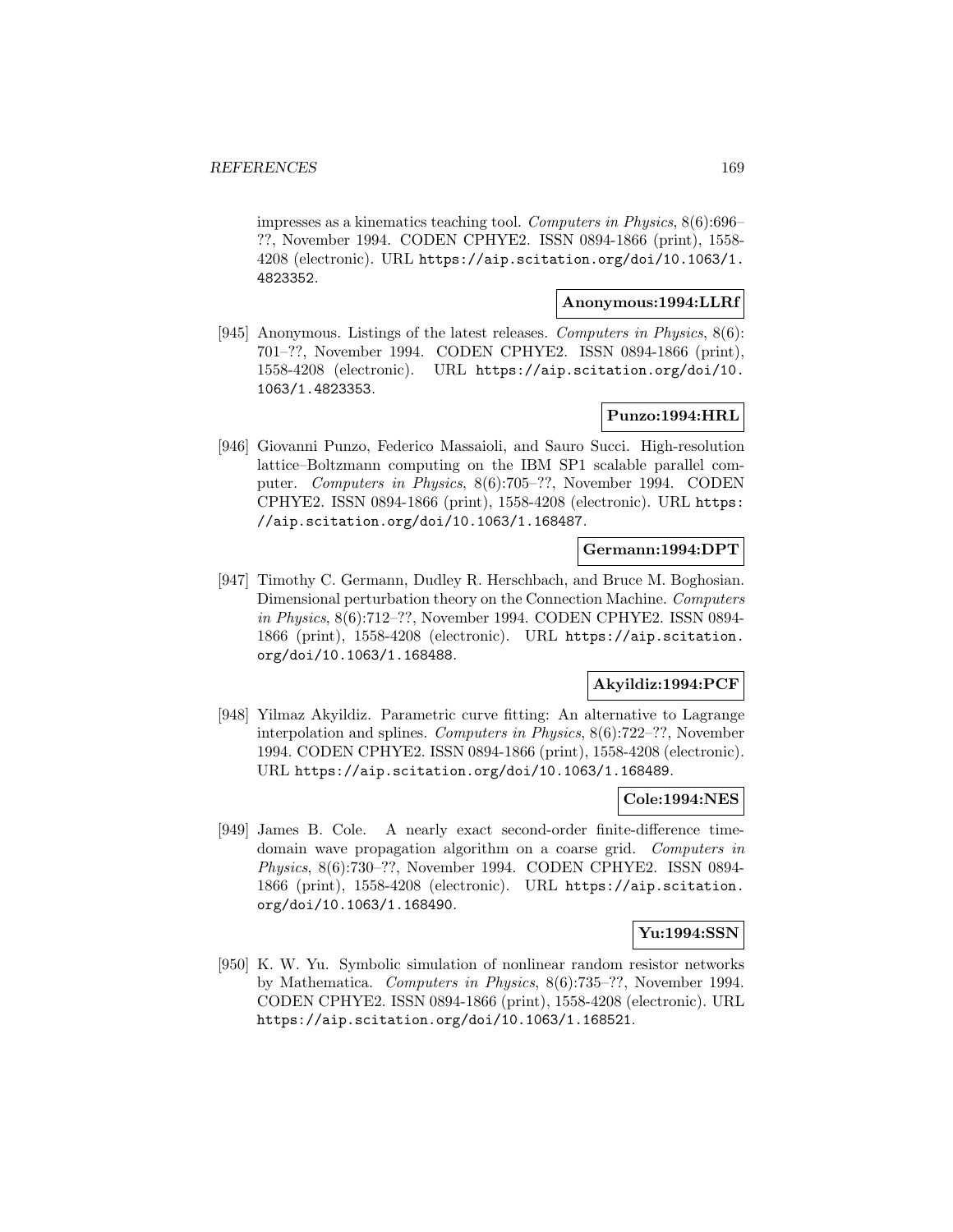impresses as a kinematics teaching tool. *Computers in Physics*, 8(6):696–??, November 1994. CODEN CPHYE2. ISSN 0894-1866 (print), 1558-4208 (electronic). URL https://aip.scitation.org/doi/10.1063/1.4823352.

**Anonymous:1994:LLRf**

[945] Anonymous. Listings of the latest releases. *Computers in Physics*, 8(6): 701–??, November 1994. CODEN CPHYE2. ISSN 0894-1866 (print), 1558-4208 (electronic). URL https://aip.scitation.org/doi/10.1063/1.4823353.

**Punzo:1994:HRL**

[946] Giovanni Punzo, Federico Massaioli, and Sauro Succi. High-resolution lattice–Boltzmann computing on the IBM SP1 scalable parallel computer. *Computers in Physics*, 8(6):705–??, November 1994. CODEN CPHYE2. ISSN 0894-1866 (print), 1558-4208 (electronic). URL https://aip.scitation.org/doi/10.1063/1.168487.

**Germann:1994:DPT**

[947] Timothy C. Germann, Dudley R. Herschbach, and Bruce M. Boghosian. Dimensional perturbation theory on the Connection Machine. *Computers in Physics*, 8(6):712–??, November 1994. CODEN CPHYE2. ISSN 0894-1866 (print), 1558-4208 (electronic). URL https://aip.scitation.org/doi/10.1063/1.168488.

**Akyildiz:1994:PCF**

[948] Yilmaz Akyildiz. Parametric curve fitting: An alternative to Lagrange interpolation and splines. *Computers in Physics*, 8(6):722–??, November 1994. CODEN CPHYE2. ISSN 0894-1866 (print), 1558-4208 (electronic). URL https://aip.scitation.org/doi/10.1063/1.168489.

**Cole:1994:NES**

[949] James B. Cole. A nearly exact second-order finite-difference time-domain wave propagation algorithm on a coarse grid. *Computers in Physics*, 8(6):730–??, November 1994. CODEN CPHYE2. ISSN 0894-1866 (print), 1558-4208 (electronic). URL https://aip.scitation.org/doi/10.1063/1.168490.

**Yu:1994:SSN**

[950] K. W. Yu. Symbolic simulation of nonlinear random resistor networks by Mathematica. *Computers in Physics*, 8(6):735–??, November 1994. CODEN CPHYE2. ISSN 0894-1866 (print), 1558-4208 (electronic). URL https://aip.scitation.org/doi/10.1063/1.168521.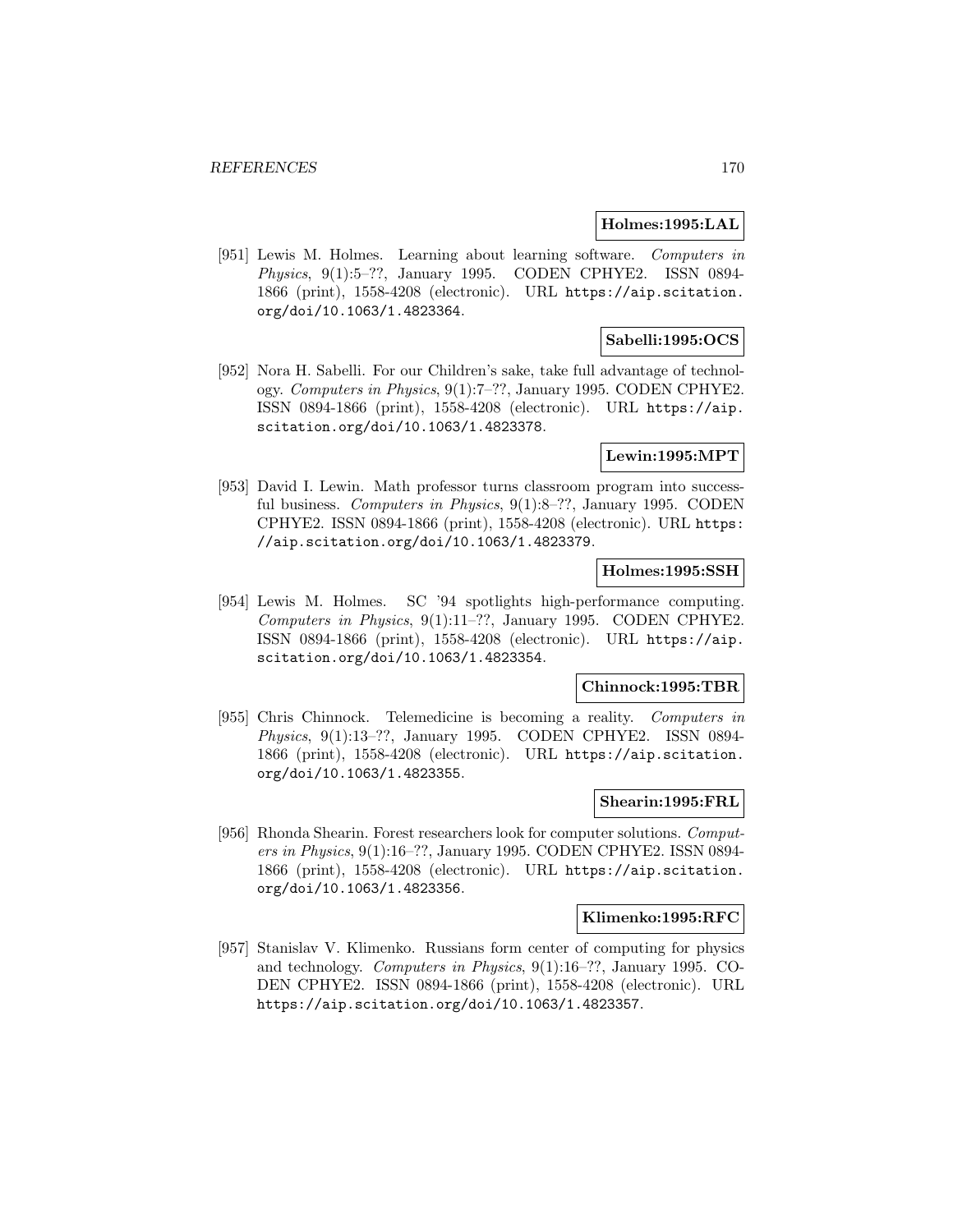**Holmes:1995:LAL**

[951] Lewis M. Holmes. Learning about learning software. *Computers in Physics*, 9(1):5–??, January 1995. CODEN CPHYE2. ISSN 0894-1866 (print), 1558-4208 (electronic). URL https://aip.scitation.org/doi/10.1063/1.4823364.

**Sabelli:1995:OCS**

[952] Nora H. Sabelli. For our Children's sake, take full advantage of technology. *Computers in Physics*, 9(1):7–??, January 1995. CODEN CPHYE2. ISSN 0894-1866 (print), 1558-4208 (electronic). URL https://aip.scitation.org/doi/10.1063/1.4823378.

**Lewin:1995:MPT**

[953] David I. Lewin. Math professor turns classroom program into successful business. *Computers in Physics*, 9(1):8–??, January 1995. CODEN CPHYE2. ISSN 0894-1866 (print), 1558-4208 (electronic). URL https://aip.scitation.org/doi/10.1063/1.4823379.

**Holmes:1995:SSH**

[954] Lewis M. Holmes. SC '94 spotlights high-performance computing. *Computers in Physics*, 9(1):11–??, January 1995. CODEN CPHYE2. ISSN 0894-1866 (print), 1558-4208 (electronic). URL https://aip.scitation.org/doi/10.1063/1.4823354.

**Chinnock:1995:TBR**

[955] Chris Chinnock. Telemedicine is becoming a reality. *Computers in Physics*, 9(1):13–??, January 1995. CODEN CPHYE2. ISSN 0894-1866 (print), 1558-4208 (electronic). URL https://aip.scitation.org/doi/10.1063/1.4823355.

**Shearin:1995:FRL**

[956] Rhonda Shearin. Forest researchers look for computer solutions. *Computers in Physics*, 9(1):16–??, January 1995. CODEN CPHYE2. ISSN 0894-1866 (print), 1558-4208 (electronic). URL https://aip.scitation.org/doi/10.1063/1.4823356.

**Klimenko:1995:RFC**

[957] Stanislav V. Klimenko. Russians form center of computing for physics and technology. *Computers in Physics*, 9(1):16–??, January 1995. CODEN CPHYE2. ISSN 0894-1866 (print), 1558-4208 (electronic). URL https://aip.scitation.org/doi/10.1063/1.4823357.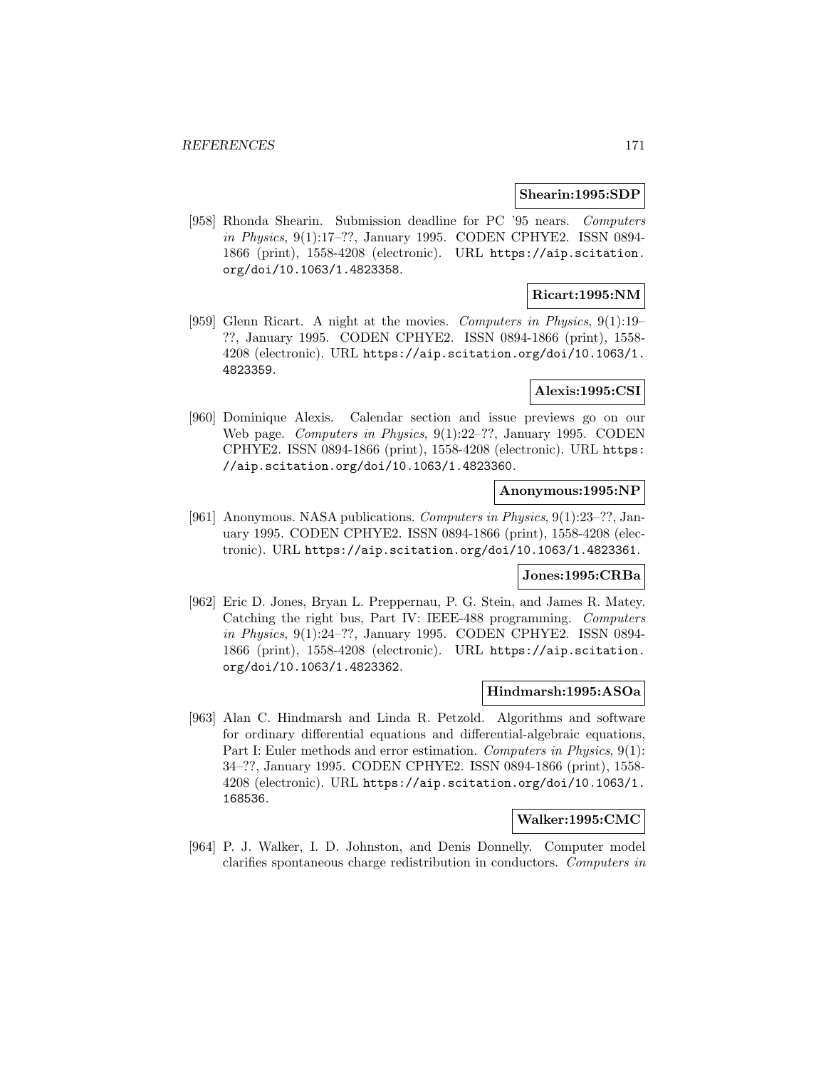**Shearin:1995:SDP**

[958] Rhonda Shearin. Submission deadline for PC '95 nears. *Computers in Physics*, 9(1):17–??, January 1995. CODEN CPHYE2. ISSN 0894-1866 (print), 1558-4208 (electronic). URL https://aip.scitation.org/doi/10.1063/1.4823358.

**Ricart:1995:NM**

[959] Glenn Ricart. A night at the movies. *Computers in Physics*, 9(1):19–??, January 1995. CODEN CPHYE2. ISSN 0894-1866 (print), 1558-4208 (electronic). URL https://aip.scitation.org/doi/10.1063/1.4823359.

**Alexis:1995:CSI**

[960] Dominique Alexis. Calendar section and issue previews go on our Web page. *Computers in Physics*, 9(1):22–??, January 1995. CODEN CPHYE2. ISSN 0894-1866 (print), 1558-4208 (electronic). URL https://aip.scitation.org/doi/10.1063/1.4823360.

**Anonymous:1995:NP**

[961] Anonymous. NASA publications. *Computers in Physics*, 9(1):23–??, January 1995. CODEN CPHYE2. ISSN 0894-1866 (print), 1558-4208 (electronic). URL https://aip.scitation.org/doi/10.1063/1.4823361.

**Jones:1995:CRBa**

[962] Eric D. Jones, Bryan L. Preppernau, P. G. Stein, and James R. Matey. Catching the right bus, Part IV: IEEE-488 programming. *Computers in Physics*, 9(1):24–??, January 1995. CODEN CPHYE2. ISSN 0894-1866 (print), 1558-4208 (electronic). URL https://aip.scitation.org/doi/10.1063/1.4823362.

**Hindmarsh:1995:ASOa**

[963] Alan C. Hindmarsh and Linda R. Petzold. Algorithms and software for ordinary differential equations and differential-algebraic equations, Part I: Euler methods and error estimation. *Computers in Physics*, 9(1): 34–??, January 1995. CODEN CPHYE2. ISSN 0894-1866 (print), 1558-4208 (electronic). URL https://aip.scitation.org/doi/10.1063/1.168536.

**Walker:1995:CMC**

[964] P. J. Walker, I. D. Johnston, and Denis Donnelly. Computer model clarifies spontaneous charge redistribution in conductors. *Computers in*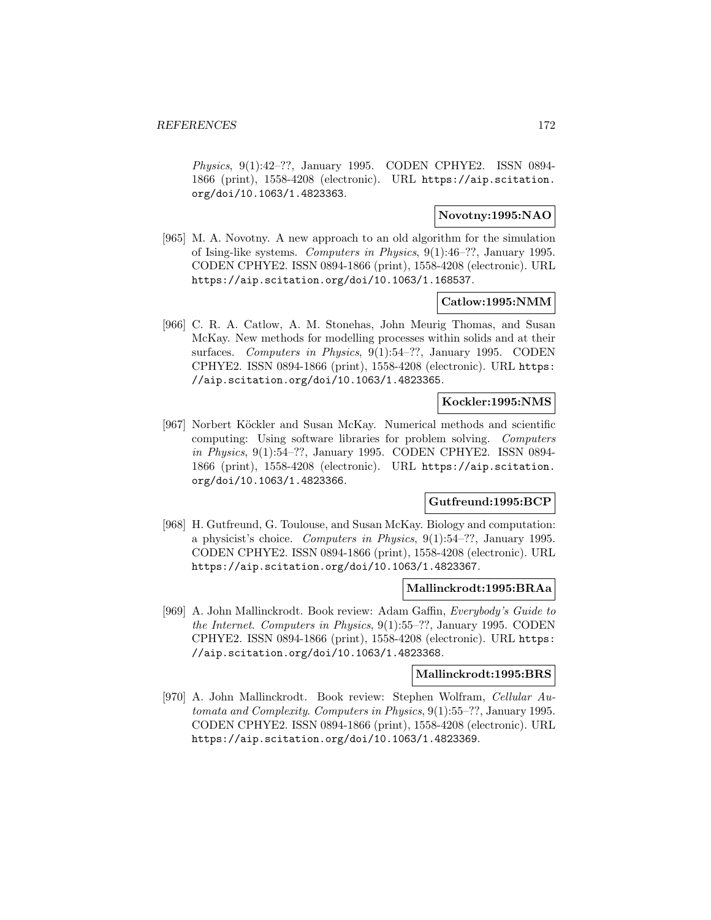*Physics*, 9(1):42–??, January 1995. CODEN CPHYE2. ISSN 0894-1866 (print), 1558-4208 (electronic). URL https://aip.scitation.org/doi/10.1063/1.4823363.

**Novotny:1995:NAO**

[965] M. A. Novotny. A new approach to an old algorithm for the simulation of Ising-like systems. *Computers in Physics*, 9(1):46–??, January 1995. CODEN CPHYE2. ISSN 0894-1866 (print), 1558-4208 (electronic). URL https://aip.scitation.org/doi/10.1063/1.168537.

**Catlow:1995:NMM**

[966] C. R. A. Catlow, A. M. Stonehas, John Meurig Thomas, and Susan McKay. New methods for modelling processes within solids and at their surfaces. *Computers in Physics*, 9(1):54–??, January 1995. CODEN CPHYE2. ISSN 0894-1866 (print), 1558-4208 (electronic). URL https://aip.scitation.org/doi/10.1063/1.4823365.

**Kockler:1995:NMS**

[967] Norbert Köckler and Susan McKay. Numerical methods and scientific computing: Using software libraries for problem solving. *Computers in Physics*, 9(1):54–??, January 1995. CODEN CPHYE2. ISSN 0894-1866 (print), 1558-4208 (electronic). URL https://aip.scitation.org/doi/10.1063/1.4823366.

**Gutfreund:1995:BCP**

[968] H. Gutfreund, G. Toulouse, and Susan McKay. Biology and computation: a physicist's choice. *Computers in Physics*, 9(1):54–??, January 1995. CODEN CPHYE2. ISSN 0894-1866 (print), 1558-4208 (electronic). URL https://aip.scitation.org/doi/10.1063/1.4823367.

**Mallinckrodt:1995:BRAa**

[969] A. John Mallinckrodt. Book review: Adam Gaffin, *Everybody's Guide to the Internet*. *Computers in Physics*, 9(1):55–??, January 1995. CODEN CPHYE2. ISSN 0894-1866 (print), 1558-4208 (electronic). URL https://aip.scitation.org/doi/10.1063/1.4823368.

**Mallinckrodt:1995:BRS**

[970] A. John Mallinckrodt. Book review: Stephen Wolfram, *Cellular Automata and Complexity*. *Computers in Physics*, 9(1):55–??, January 1995. CODEN CPHYE2. ISSN 0894-1866 (print), 1558-4208 (electronic). URL https://aip.scitation.org/doi/10.1063/1.4823369.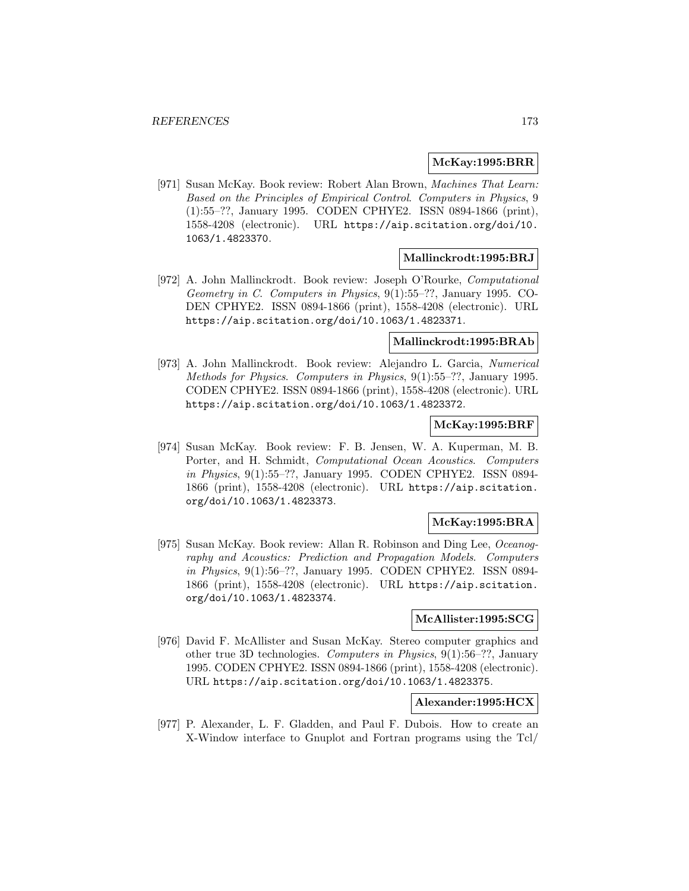**McKay:1995:BRR**

[971] Susan McKay. Book review: Robert Alan Brown, *Machines That Learn: Based on the Principles of Empirical Control*. *Computers in Physics*, 9 (1):55–??, January 1995. CODEN CPHYE2. ISSN 0894-1866 (print), 1558-4208 (electronic). URL https://aip.scitation.org/doi/10.1063/1.4823370.

**Mallinckrodt:1995:BRJ**

[972] A. John Mallinckrodt. Book review: Joseph O'Rourke, *Computational Geometry in C*. *Computers in Physics*, 9(1):55–??, January 1995. CODEN CPHYE2. ISSN 0894-1866 (print), 1558-4208 (electronic). URL https://aip.scitation.org/doi/10.1063/1.4823371.

**Mallinckrodt:1995:BRAb**

[973] A. John Mallinckrodt. Book review: Alejandro L. Garcia, *Numerical Methods for Physics*. *Computers in Physics*, 9(1):55–??, January 1995. CODEN CPHYE2. ISSN 0894-1866 (print), 1558-4208 (electronic). URL https://aip.scitation.org/doi/10.1063/1.4823372.

**McKay:1995:BRF**

[974] Susan McKay. Book review: F. B. Jensen, W. A. Kuperman, M. B. Porter, and H. Schmidt, *Computational Ocean Acoustics*. *Computers in Physics*, 9(1):55–??, January 1995. CODEN CPHYE2. ISSN 0894-1866 (print), 1558-4208 (electronic). URL https://aip.scitation.org/doi/10.1063/1.4823373.

**McKay:1995:BRA**

[975] Susan McKay. Book review: Allan R. Robinson and Ding Lee, *Oceanography and Acoustics: Prediction and Propagation Models*. *Computers in Physics*, 9(1):56–??, January 1995. CODEN CPHYE2. ISSN 0894-1866 (print), 1558-4208 (electronic). URL https://aip.scitation.org/doi/10.1063/1.4823374.

**McAllister:1995:SCG**

[976] David F. McAllister and Susan McKay. Stereo computer graphics and other true 3D technologies. *Computers in Physics*, 9(1):56–??, January 1995. CODEN CPHYE2. ISSN 0894-1866 (print), 1558-4208 (electronic). URL https://aip.scitation.org/doi/10.1063/1.4823375.

**Alexander:1995:HCX**

[977] P. Alexander, L. F. Gladden, and Paul F. Dubois. How to create an X-Window interface to Gnuplot and Fortran programs using the Tcl/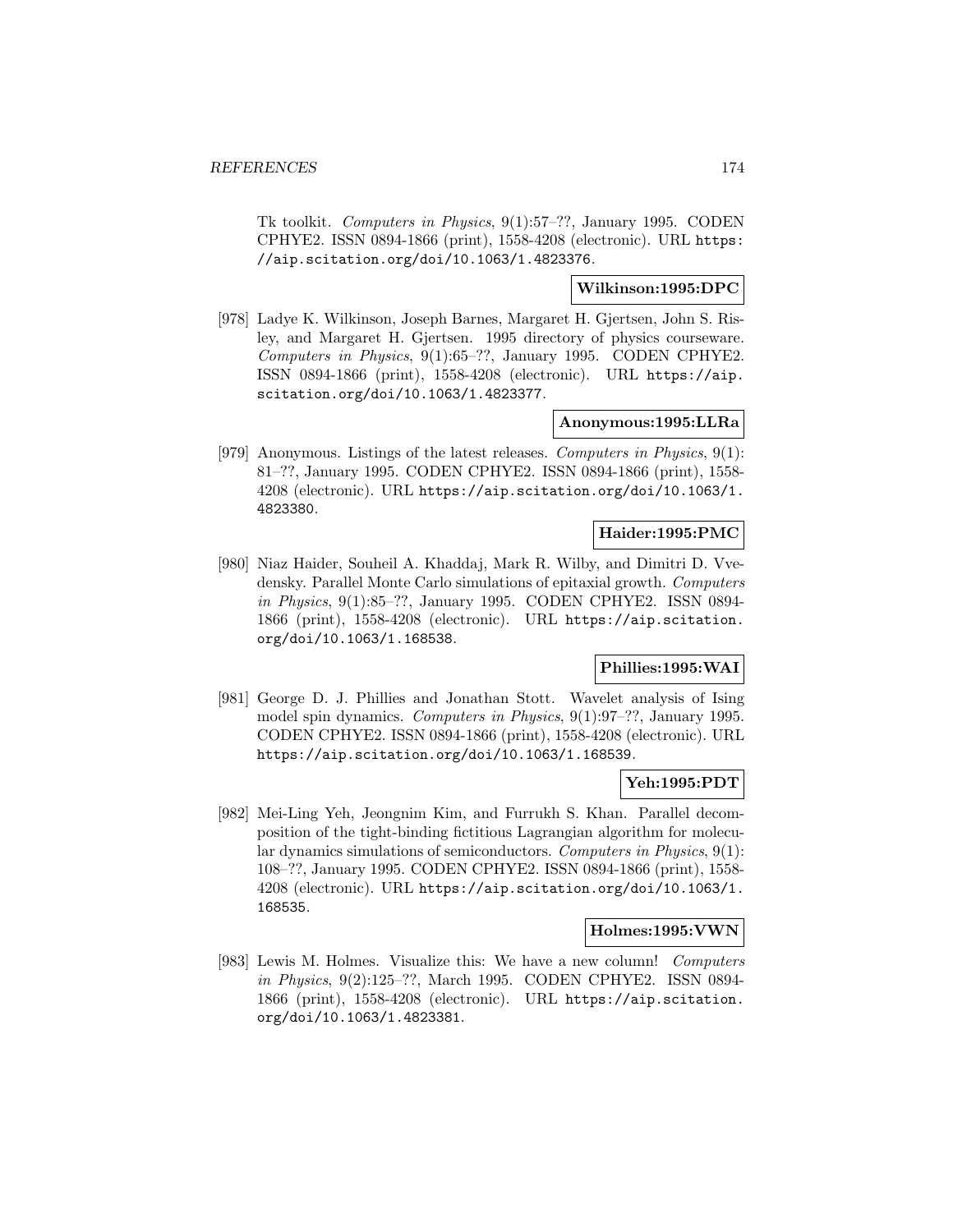Tk toolkit. *Computers in Physics*, 9(1):57–??, January 1995. CODEN CPHYE2. ISSN 0894-1866 (print), 1558-4208 (electronic). URL https://aip.scitation.org/doi/10.1063/1.4823376.

**Wilkinson:1995:DPC**

[978] Ladye K. Wilkinson, Joseph Barnes, Margaret H. Gjertsen, John S. Risley, and Margaret H. Gjertsen. 1995 directory of physics courseware. *Computers in Physics*, 9(1):65–??, January 1995. CODEN CPHYE2. ISSN 0894-1866 (print), 1558-4208 (electronic). URL https://aip.scitation.org/doi/10.1063/1.4823377.

**Anonymous:1995:LLRa**

[979] Anonymous. Listings of the latest releases. *Computers in Physics*, 9(1): 81–??, January 1995. CODEN CPHYE2. ISSN 0894-1866 (print), 1558-4208 (electronic). URL https://aip.scitation.org/doi/10.1063/1.4823380.

**Haider:1995:PMC**

[980] Niaz Haider, Souheil A. Khaddaj, Mark R. Wilby, and Dimitri D. Vvedensky. Parallel Monte Carlo simulations of epitaxial growth. *Computers in Physics*, 9(1):85–??, January 1995. CODEN CPHYE2. ISSN 0894-1866 (print), 1558-4208 (electronic). URL https://aip.scitation.org/doi/10.1063/1.168538.

**Phillies:1995:WAI**

[981] George D. J. Phillies and Jonathan Stott. Wavelet analysis of Ising model spin dynamics. *Computers in Physics*, 9(1):97–??, January 1995. CODEN CPHYE2. ISSN 0894-1866 (print), 1558-4208 (electronic). URL https://aip.scitation.org/doi/10.1063/1.168539.

**Yeh:1995:PDT**

[982] Mei-Ling Yeh, Jeongnim Kim, and Furrukh S. Khan. Parallel decomposition of the tight-binding fictitious Lagrangian algorithm for molecular dynamics simulations of semiconductors. *Computers in Physics*, 9(1): 108–??, January 1995. CODEN CPHYE2. ISSN 0894-1866 (print), 1558-4208 (electronic). URL https://aip.scitation.org/doi/10.1063/1.168535.

**Holmes:1995:VWN**

[983] Lewis M. Holmes. Visualize this: We have a new column! *Computers in Physics*, 9(2):125–??, March 1995. CODEN CPHYE2. ISSN 0894-1866 (print), 1558-4208 (electronic). URL https://aip.scitation.org/doi/10.1063/1.4823381.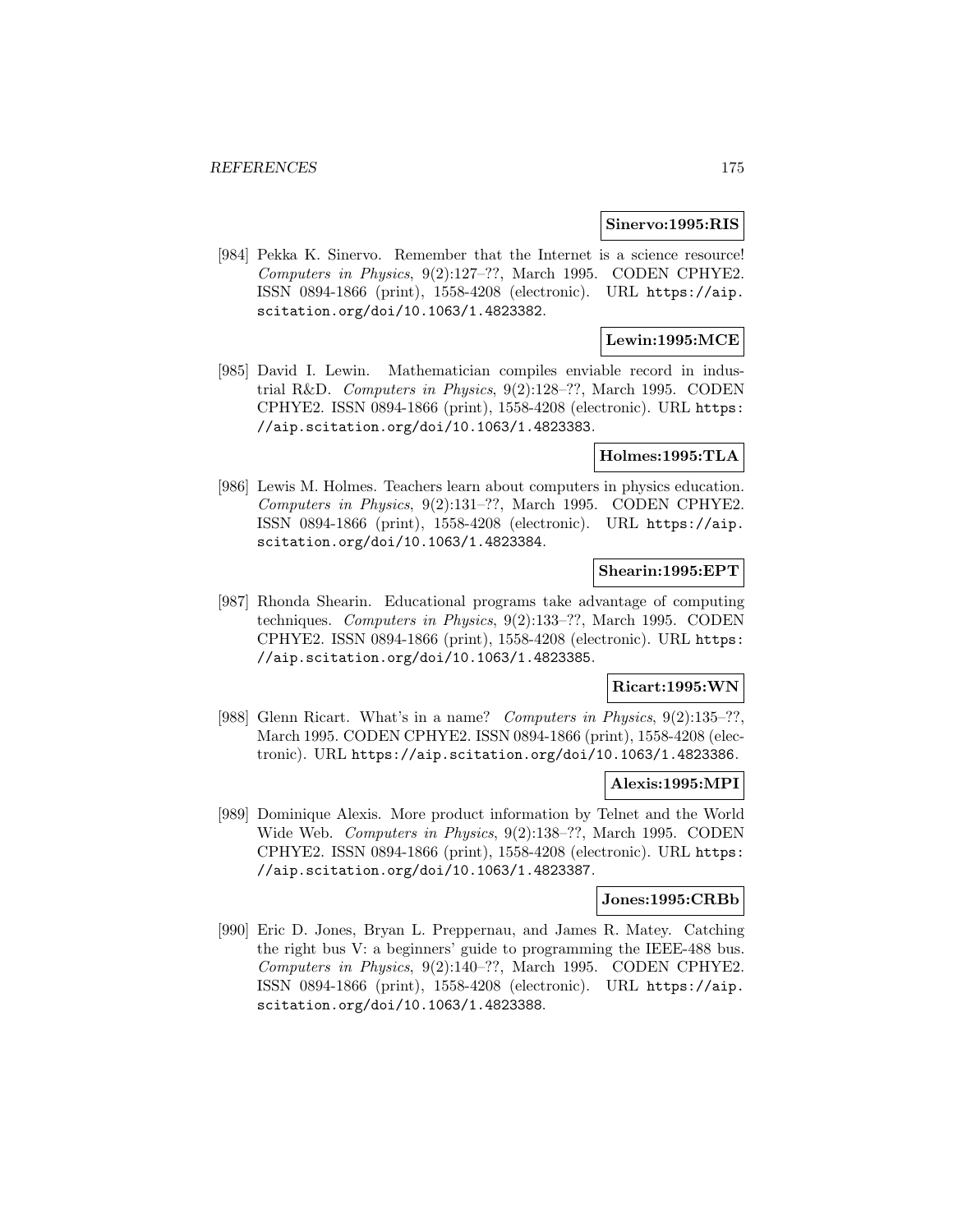**Sinervo:1995:RIS**

[984] Pekka K. Sinervo. Remember that the Internet is a science resource! *Computers in Physics*, 9(2):127–??, March 1995. CODEN CPHYE2. ISSN 0894-1866 (print), 1558-4208 (electronic). URL https://aip.scitation.org/doi/10.1063/1.4823382.

**Lewin:1995:MCE**

[985] David I. Lewin. Mathematician compiles enviable record in industrial R&D. *Computers in Physics*, 9(2):128–??, March 1995. CODEN CPHYE2. ISSN 0894-1866 (print), 1558-4208 (electronic). URL https://aip.scitation.org/doi/10.1063/1.4823383.

**Holmes:1995:TLA**

[986] Lewis M. Holmes. Teachers learn about computers in physics education. *Computers in Physics*, 9(2):131–??, March 1995. CODEN CPHYE2. ISSN 0894-1866 (print), 1558-4208 (electronic). URL https://aip.scitation.org/doi/10.1063/1.4823384.

**Shearin:1995:EPT**

[987] Rhonda Shearin. Educational programs take advantage of computing techniques. *Computers in Physics*, 9(2):133–??, March 1995. CODEN CPHYE2. ISSN 0894-1866 (print), 1558-4208 (electronic). URL https://aip.scitation.org/doi/10.1063/1.4823385.

**Ricart:1995:WN**

[988] Glenn Ricart. What's in a name? *Computers in Physics*, 9(2):135–??, March 1995. CODEN CPHYE2. ISSN 0894-1866 (print), 1558-4208 (electronic). URL https://aip.scitation.org/doi/10.1063/1.4823386.

**Alexis:1995:MPI**

[989] Dominique Alexis. More product information by Telnet and the World Wide Web. *Computers in Physics*, 9(2):138–??, March 1995. CODEN CPHYE2. ISSN 0894-1866 (print), 1558-4208 (electronic). URL https://aip.scitation.org/doi/10.1063/1.4823387.

**Jones:1995:CRBb**

[990] Eric D. Jones, Bryan L. Preppernau, and James R. Matey. Catching the right bus V: a beginners' guide to programming the IEEE-488 bus. *Computers in Physics*, 9(2):140–??, March 1995. CODEN CPHYE2. ISSN 0894-1866 (print), 1558-4208 (electronic). URL https://aip.scitation.org/doi/10.1063/1.4823388.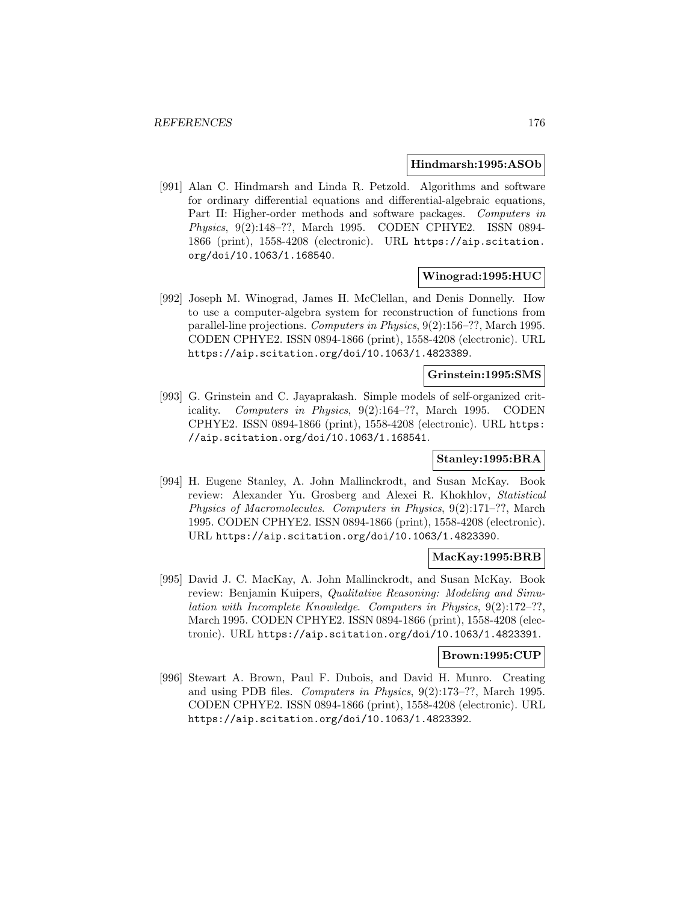**Hindmarsh:1995:ASOb**

[991] Alan C. Hindmarsh and Linda R. Petzold. Algorithms and software for ordinary differential equations and differential-algebraic equations, Part II: Higher-order methods and software packages. *Computers in Physics*, 9(2):148–??, March 1995. CODEN CPHYE2. ISSN 0894-1866 (print), 1558-4208 (electronic). URL https://aip.scitation.org/doi/10.1063/1.168540.

**Winograd:1995:HUC**

[992] Joseph M. Winograd, James H. McClellan, and Denis Donnelly. How to use a computer-algebra system for reconstruction of functions from parallel-line projections. *Computers in Physics*, 9(2):156–??, March 1995. CODEN CPHYE2. ISSN 0894-1866 (print), 1558-4208 (electronic). URL https://aip.scitation.org/doi/10.1063/1.4823389.

**Grinstein:1995:SMS**

[993] G. Grinstein and C. Jayaprakash. Simple models of self-organized criticality. *Computers in Physics*, 9(2):164–??, March 1995. CODEN CPHYE2. ISSN 0894-1866 (print), 1558-4208 (electronic). URL https://aip.scitation.org/doi/10.1063/1.168541.

**Stanley:1995:BRA**

[994] H. Eugene Stanley, A. John Mallinckrodt, and Susan McKay. Book review: Alexander Yu. Grosberg and Alexei R. Khokhlov, *Statistical Physics of Macromolecules*. *Computers in Physics*, 9(2):171–??, March 1995. CODEN CPHYE2. ISSN 0894-1866 (print), 1558-4208 (electronic). URL https://aip.scitation.org/doi/10.1063/1.4823390.

**MacKay:1995:BRB**

[995] David J. C. MacKay, A. John Mallinckrodt, and Susan McKay. Book review: Benjamin Kuipers, *Qualitative Reasoning: Modeling and Simulation with Incomplete Knowledge*. *Computers in Physics*, 9(2):172–??, March 1995. CODEN CPHYE2. ISSN 0894-1866 (print), 1558-4208 (electronic). URL https://aip.scitation.org/doi/10.1063/1.4823391.

**Brown:1995:CUP**

[996] Stewart A. Brown, Paul F. Dubois, and David H. Munro. Creating and using PDB files. *Computers in Physics*, 9(2):173–??, March 1995. CODEN CPHYE2. ISSN 0894-1866 (print), 1558-4208 (electronic). URL https://aip.scitation.org/doi/10.1063/1.4823392.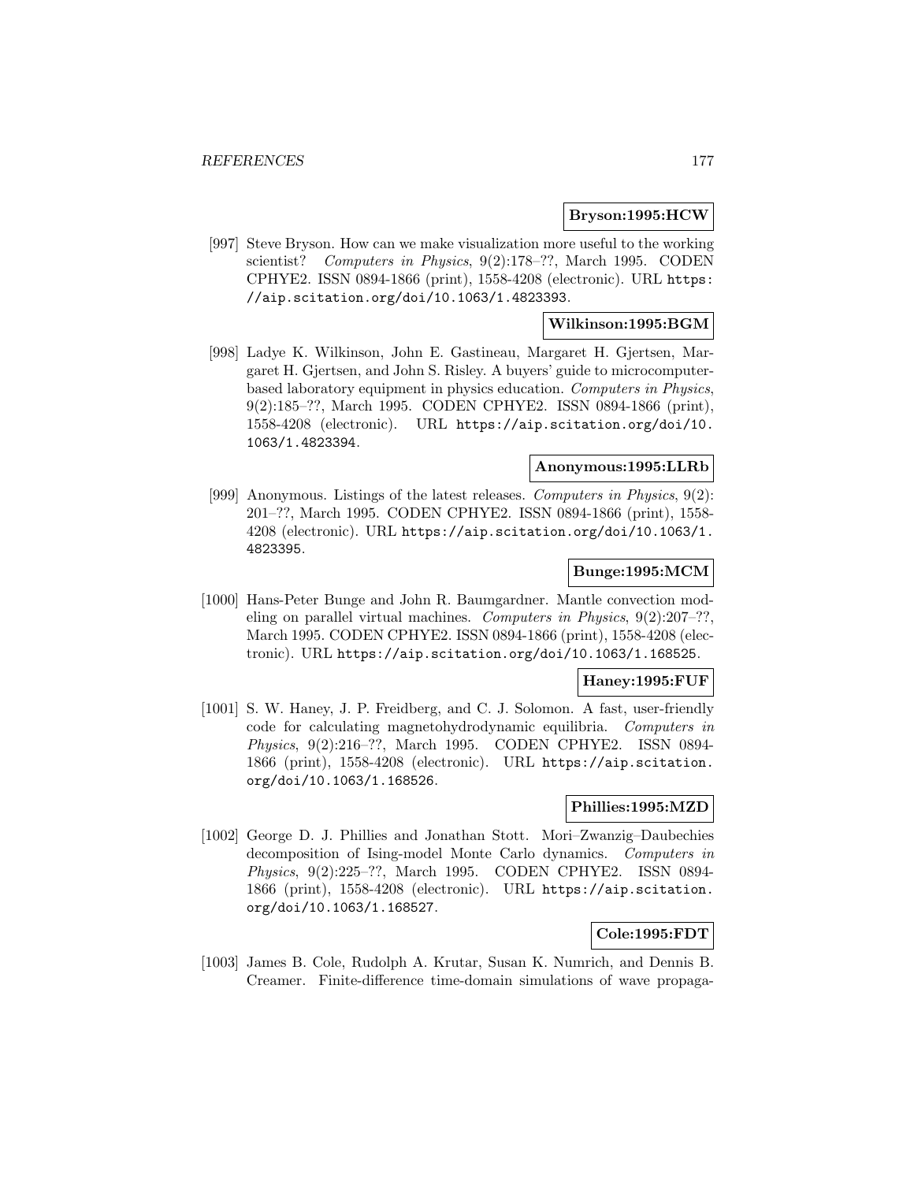**Bryson:1995:HCW**

[997] Steve Bryson. How can we make visualization more useful to the working scientist? *Computers in Physics*, 9(2):178–??, March 1995. CODEN CPHYE2. ISSN 0894-1866 (print), 1558-4208 (electronic). URL https://aip.scitation.org/doi/10.1063/1.4823393.

**Wilkinson:1995:BGM**

[998] Ladye K. Wilkinson, John E. Gastineau, Margaret H. Gjertsen, Margaret H. Gjertsen, and John S. Risley. A buyers' guide to microcomputer-based laboratory equipment in physics education. *Computers in Physics*, 9(2):185–??, March 1995. CODEN CPHYE2. ISSN 0894-1866 (print), 1558-4208 (electronic). URL https://aip.scitation.org/doi/10.1063/1.4823394.

**Anonymous:1995:LLRb**

[999] Anonymous. Listings of the latest releases. *Computers in Physics*, 9(2): 201–??, March 1995. CODEN CPHYE2. ISSN 0894-1866 (print), 1558-4208 (electronic). URL https://aip.scitation.org/doi/10.1063/1.4823395.

**Bunge:1995:MCM**

[1000] Hans-Peter Bunge and John R. Baumgardner. Mantle convection modeling on parallel virtual machines. *Computers in Physics*, 9(2):207–??, March 1995. CODEN CPHYE2. ISSN 0894-1866 (print), 1558-4208 (electronic). URL https://aip.scitation.org/doi/10.1063/1.168525.

**Haney:1995:FUF**

[1001] S. W. Haney, J. P. Freidberg, and C. J. Solomon. A fast, user-friendly code for calculating magnetohydrodynamic equilibria. *Computers in Physics*, 9(2):216–??, March 1995. CODEN CPHYE2. ISSN 0894-1866 (print), 1558-4208 (electronic). URL https://aip.scitation.org/doi/10.1063/1.168526.

**Phillies:1995:MZD**

[1002] George D. J. Phillies and Jonathan Stott. Mori–Zwanzig–Daubechies decomposition of Ising-model Monte Carlo dynamics. *Computers in Physics*, 9(2):225–??, March 1995. CODEN CPHYE2. ISSN 0894-1866 (print), 1558-4208 (electronic). URL https://aip.scitation.org/doi/10.1063/1.168527.

**Cole:1995:FDT**

[1003] James B. Cole, Rudolph A. Krutar, Susan K. Numrich, and Dennis B. Creamer. Finite-difference time-domain simulations of wave propaga-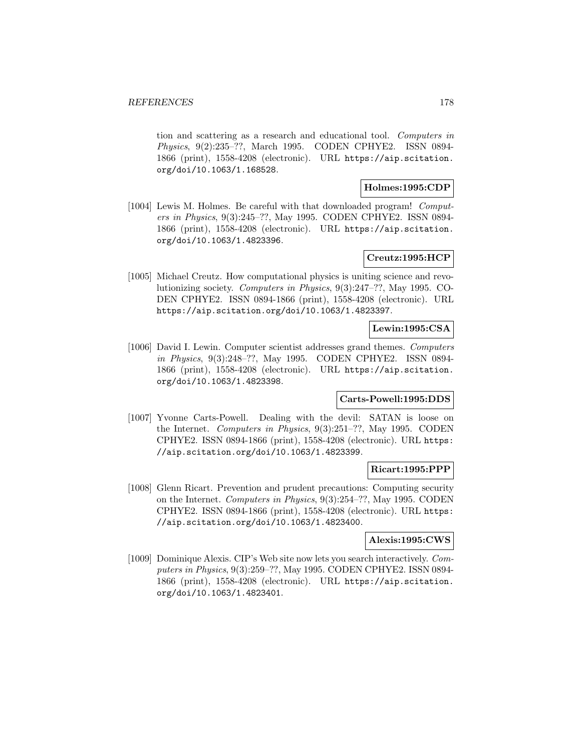tion and scattering as a research and educational tool. *Computers in Physics*, 9(2):235–??, March 1995. CODEN CPHYE2. ISSN 0894-1866 (print), 1558-4208 (electronic). URL https://aip.scitation.org/doi/10.1063/1.168528.

**Holmes:1995:CDP**

[1004] Lewis M. Holmes. Be careful with that downloaded program! *Computers in Physics*, 9(3):245–??, May 1995. CODEN CPHYE2. ISSN 0894-1866 (print), 1558-4208 (electronic). URL https://aip.scitation.org/doi/10.1063/1.4823396.

**Creutz:1995:HCP**

[1005] Michael Creutz. How computational physics is uniting science and revolutionizing society. *Computers in Physics*, 9(3):247–??, May 1995. CODEN CPHYE2. ISSN 0894-1866 (print), 1558-4208 (electronic). URL https://aip.scitation.org/doi/10.1063/1.4823397.

**Lewin:1995:CSA**

[1006] David I. Lewin. Computer scientist addresses grand themes. *Computers in Physics*, 9(3):248–??, May 1995. CODEN CPHYE2. ISSN 0894-1866 (print), 1558-4208 (electronic). URL https://aip.scitation.org/doi/10.1063/1.4823398.

**Carts-Powell:1995:DDS**

[1007] Yvonne Carts-Powell. Dealing with the devil: SATAN is loose on the Internet. *Computers in Physics*, 9(3):251–??, May 1995. CODEN CPHYE2. ISSN 0894-1866 (print), 1558-4208 (electronic). URL https://aip.scitation.org/doi/10.1063/1.4823399.

**Ricart:1995:PPP**

[1008] Glenn Ricart. Prevention and prudent precautions: Computing security on the Internet. *Computers in Physics*, 9(3):254–??, May 1995. CODEN CPHYE2. ISSN 0894-1866 (print), 1558-4208 (electronic). URL https://aip.scitation.org/doi/10.1063/1.4823400.

**Alexis:1995:CWS**

[1009] Dominique Alexis. CIP's Web site now lets you search interactively. *Computers in Physics*, 9(3):259–??, May 1995. CODEN CPHYE2. ISSN 0894-1866 (print), 1558-4208 (electronic). URL https://aip.scitation.org/doi/10.1063/1.4823401.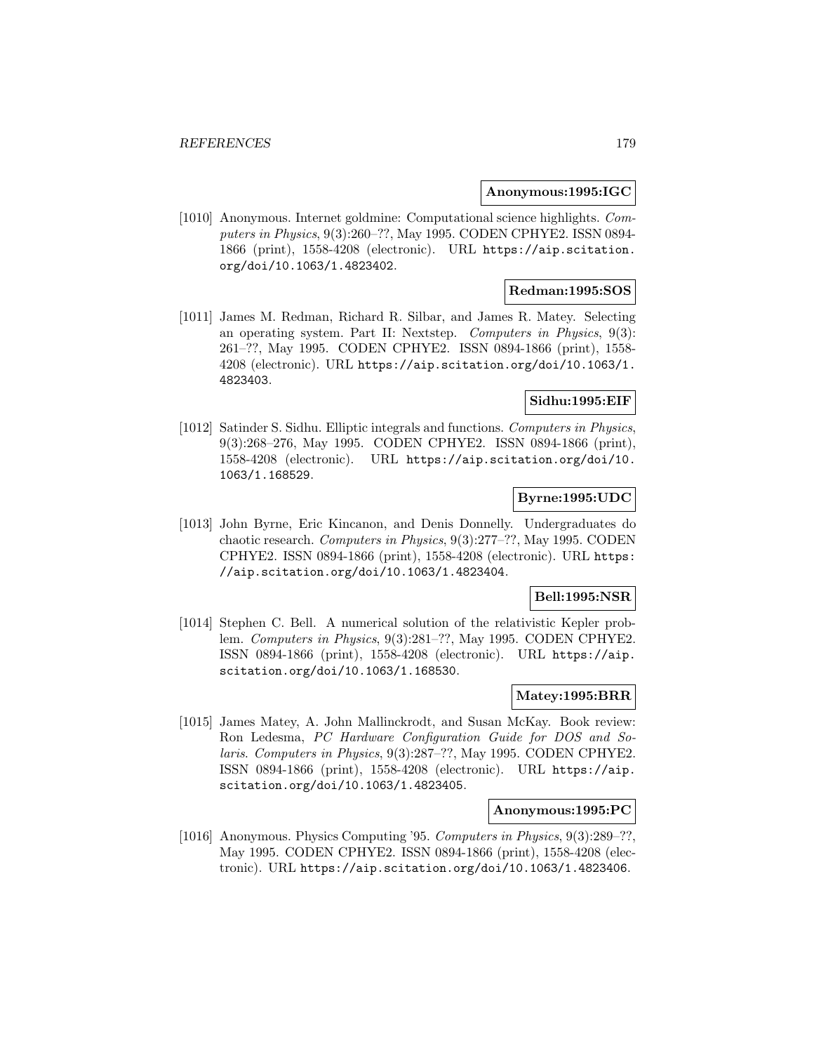**Anonymous:1995:IGC**

[1010] Anonymous. Internet goldmine: Computational science highlights. *Computers in Physics*, 9(3):260–??, May 1995. CODEN CPHYE2. ISSN 0894-1866 (print), 1558-4208 (electronic). URL https://aip.scitation.org/doi/10.1063/1.4823402.

**Redman:1995:SOS**

[1011] James M. Redman, Richard R. Silbar, and James R. Matey. Selecting an operating system. Part II: Nextstep. *Computers in Physics*, 9(3): 261–??, May 1995. CODEN CPHYE2. ISSN 0894-1866 (print), 1558-4208 (electronic). URL https://aip.scitation.org/doi/10.1063/1.4823403.

**Sidhu:1995:EIF**

[1012] Satinder S. Sidhu. Elliptic integrals and functions. *Computers in Physics*, 9(3):268–276, May 1995. CODEN CPHYE2. ISSN 0894-1866 (print), 1558-4208 (electronic). URL https://aip.scitation.org/doi/10.1063/1.168529.

**Byrne:1995:UDC**

[1013] John Byrne, Eric Kincanon, and Denis Donnelly. Undergraduates do chaotic research. *Computers in Physics*, 9(3):277–??, May 1995. CODEN CPHYE2. ISSN 0894-1866 (print), 1558-4208 (electronic). URL https://aip.scitation.org/doi/10.1063/1.4823404.

**Bell:1995:NSR**

[1014] Stephen C. Bell. A numerical solution of the relativistic Kepler problem. *Computers in Physics*, 9(3):281–??, May 1995. CODEN CPHYE2. ISSN 0894-1866 (print), 1558-4208 (electronic). URL https://aip.scitation.org/doi/10.1063/1.168530.

**Matey:1995:BRR**

[1015] James Matey, A. John Mallinckrodt, and Susan McKay. Book review: Ron Ledesma, *PC Hardware Configuration Guide for DOS and Solaris*. *Computers in Physics*, 9(3):287–??, May 1995. CODEN CPHYE2. ISSN 0894-1866 (print), 1558-4208 (electronic). URL https://aip.scitation.org/doi/10.1063/1.4823405.

**Anonymous:1995:PC**

[1016] Anonymous. Physics Computing '95. *Computers in Physics*, 9(3):289–??, May 1995. CODEN CPHYE2. ISSN 0894-1866 (print), 1558-4208 (electronic). URL https://aip.scitation.org/doi/10.1063/1.4823406.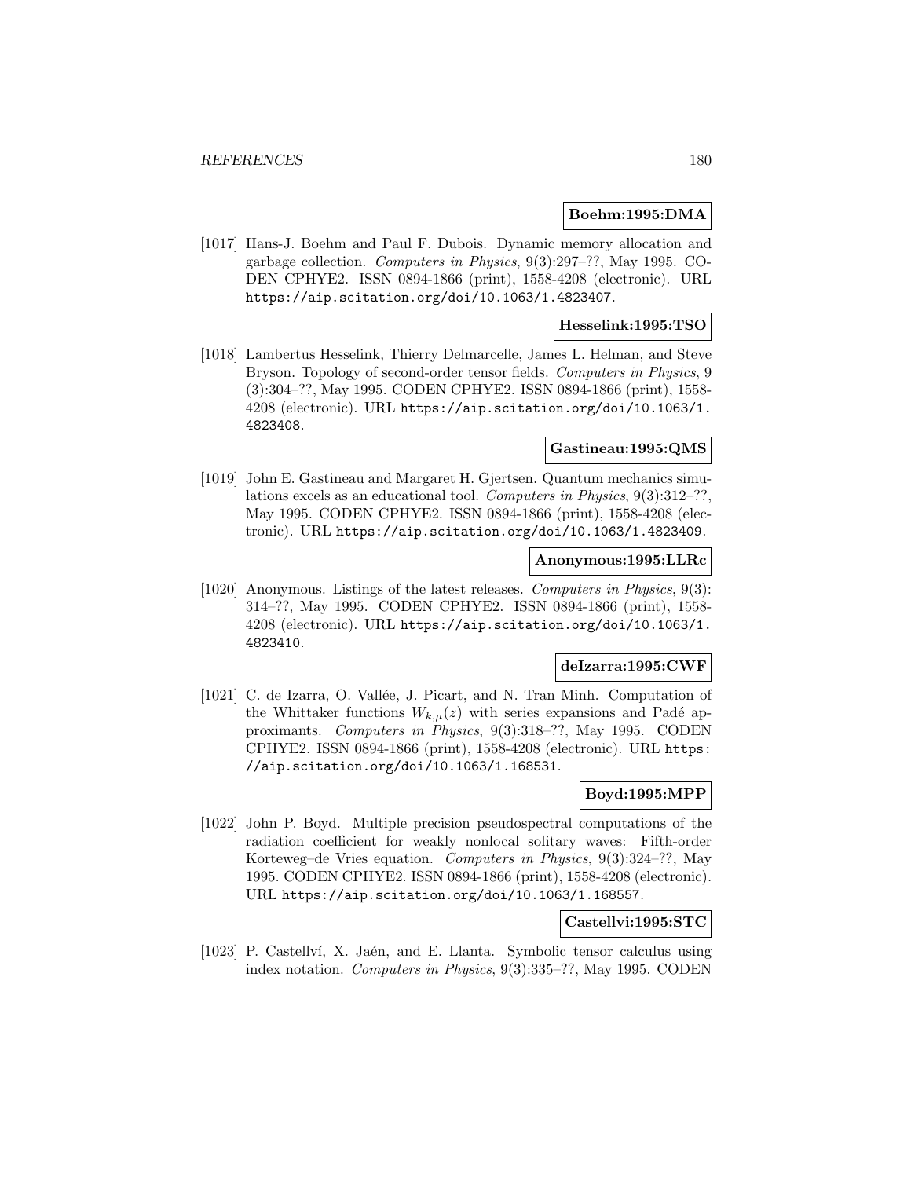**Boehm:1995:DMA**

[1017] Hans-J. Boehm and Paul F. Dubois. Dynamic memory allocation and garbage collection. *Computers in Physics*, 9(3):297–??, May 1995. CODEN CPHYE2. ISSN 0894-1866 (print), 1558-4208 (electronic). URL https://aip.scitation.org/doi/10.1063/1.4823407.

**Hesselink:1995:TSO**

[1018] Lambertus Hesselink, Thierry Delmarcelle, James L. Helman, and Steve Bryson. Topology of second-order tensor fields. *Computers in Physics*, 9 (3):304–??, May 1995. CODEN CPHYE2. ISSN 0894-1866 (print), 1558-4208 (electronic). URL https://aip.scitation.org/doi/10.1063/1.4823408.

**Gastineau:1995:QMS**

[1019] John E. Gastineau and Margaret H. Gjertsen. Quantum mechanics simulations excels as an educational tool. *Computers in Physics*, 9(3):312–??, May 1995. CODEN CPHYE2. ISSN 0894-1866 (print), 1558-4208 (electronic). URL https://aip.scitation.org/doi/10.1063/1.4823409.

**Anonymous:1995:LLRc**

[1020] Anonymous. Listings of the latest releases. *Computers in Physics*, 9(3): 314–??, May 1995. CODEN CPHYE2. ISSN 0894-1866 (print), 1558-4208 (electronic). URL https://aip.scitation.org/doi/10.1063/1.4823410.

**deIzarra:1995:CWF**

[1021] C. de Izarra, O. Vallée, J. Picart, and N. Tran Minh. Computation of the Whittaker functions $W_{k,\mu}(z)$ with series expansions and Padé approximants. *Computers in Physics*, 9(3):318–??, May 1995. CODEN CPHYE2. ISSN 0894-1866 (print), 1558-4208 (electronic). URL https://aip.scitation.org/doi/10.1063/1.168531.

**Boyd:1995:MPP**

[1022] John P. Boyd. Multiple precision pseudospectral computations of the radiation coefficient for weakly nonlocal solitary waves: Fifth-order Korteweg–de Vries equation. *Computers in Physics*, 9(3):324–??, May 1995. CODEN CPHYE2. ISSN 0894-1866 (print), 1558-4208 (electronic). URL https://aip.scitation.org/doi/10.1063/1.168557.

**Castellvi:1995:STC**

[1023] P. Castellví, X. Jaén, and E. Llanta. Symbolic tensor calculus using index notation. *Computers in Physics*, 9(3):335–??, May 1995. CODEN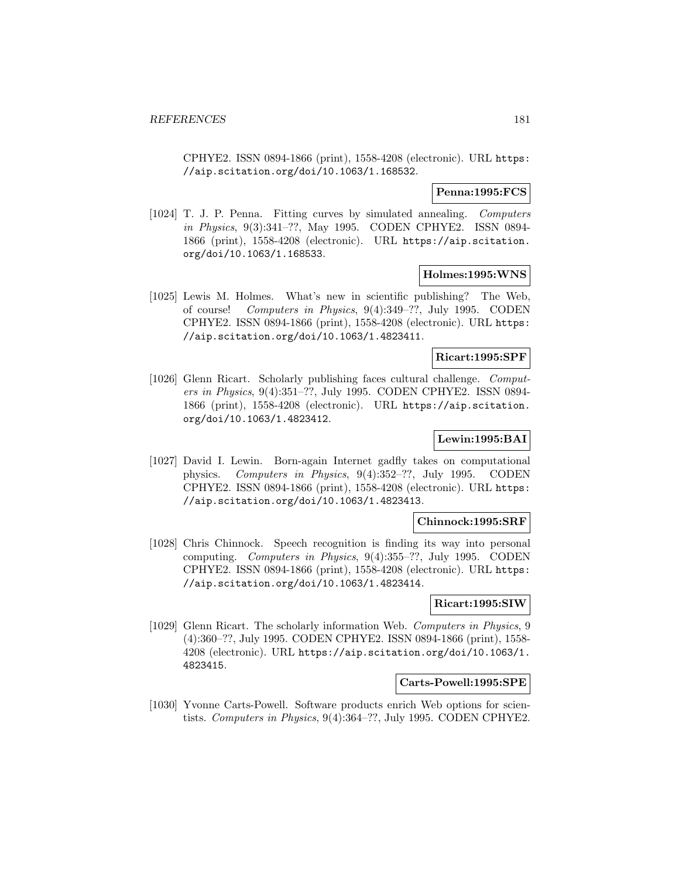CPHYE2. ISSN 0894-1866 (print), 1558-4208 (electronic). URL https://aip.scitation.org/doi/10.1063/1.168532.

**Penna:1995:FCS**

[1024] T. J. P. Penna. Fitting curves by simulated annealing. *Computers in Physics*, 9(3):341–??, May 1995. CODEN CPHYE2. ISSN 0894-1866 (print), 1558-4208 (electronic). URL https://aip.scitation.org/doi/10.1063/1.168533.

**Holmes:1995:WNS**

[1025] Lewis M. Holmes. What's new in scientific publishing? The Web, of course! *Computers in Physics*, 9(4):349–??, July 1995. CODEN CPHYE2. ISSN 0894-1866 (print), 1558-4208 (electronic). URL https://aip.scitation.org/doi/10.1063/1.4823411.

**Ricart:1995:SPF**

[1026] Glenn Ricart. Scholarly publishing faces cultural challenge. *Computers in Physics*, 9(4):351–??, July 1995. CODEN CPHYE2. ISSN 0894-1866 (print), 1558-4208 (electronic). URL https://aip.scitation.org/doi/10.1063/1.4823412.

**Lewin:1995:BAI**

[1027] David I. Lewin. Born-again Internet gadfly takes on computational physics. *Computers in Physics*, 9(4):352–??, July 1995. CODEN CPHYE2. ISSN 0894-1866 (print), 1558-4208 (electronic). URL https://aip.scitation.org/doi/10.1063/1.4823413.

**Chinnock:1995:SRF**

[1028] Chris Chinnock. Speech recognition is finding its way into personal computing. *Computers in Physics*, 9(4):355–??, July 1995. CODEN CPHYE2. ISSN 0894-1866 (print), 1558-4208 (electronic). URL https://aip.scitation.org/doi/10.1063/1.4823414.

**Ricart:1995:SIW**

[1029] Glenn Ricart. The scholarly information Web. *Computers in Physics*, 9 (4):360–??, July 1995. CODEN CPHYE2. ISSN 0894-1866 (print), 1558-4208 (electronic). URL https://aip.scitation.org/doi/10.1063/1.4823415.

**Carts-Powell:1995:SPE**

[1030] Yvonne Carts-Powell. Software products enrich Web options for scientists. *Computers in Physics*, 9(4):364–??, July 1995. CODEN CPHYE2.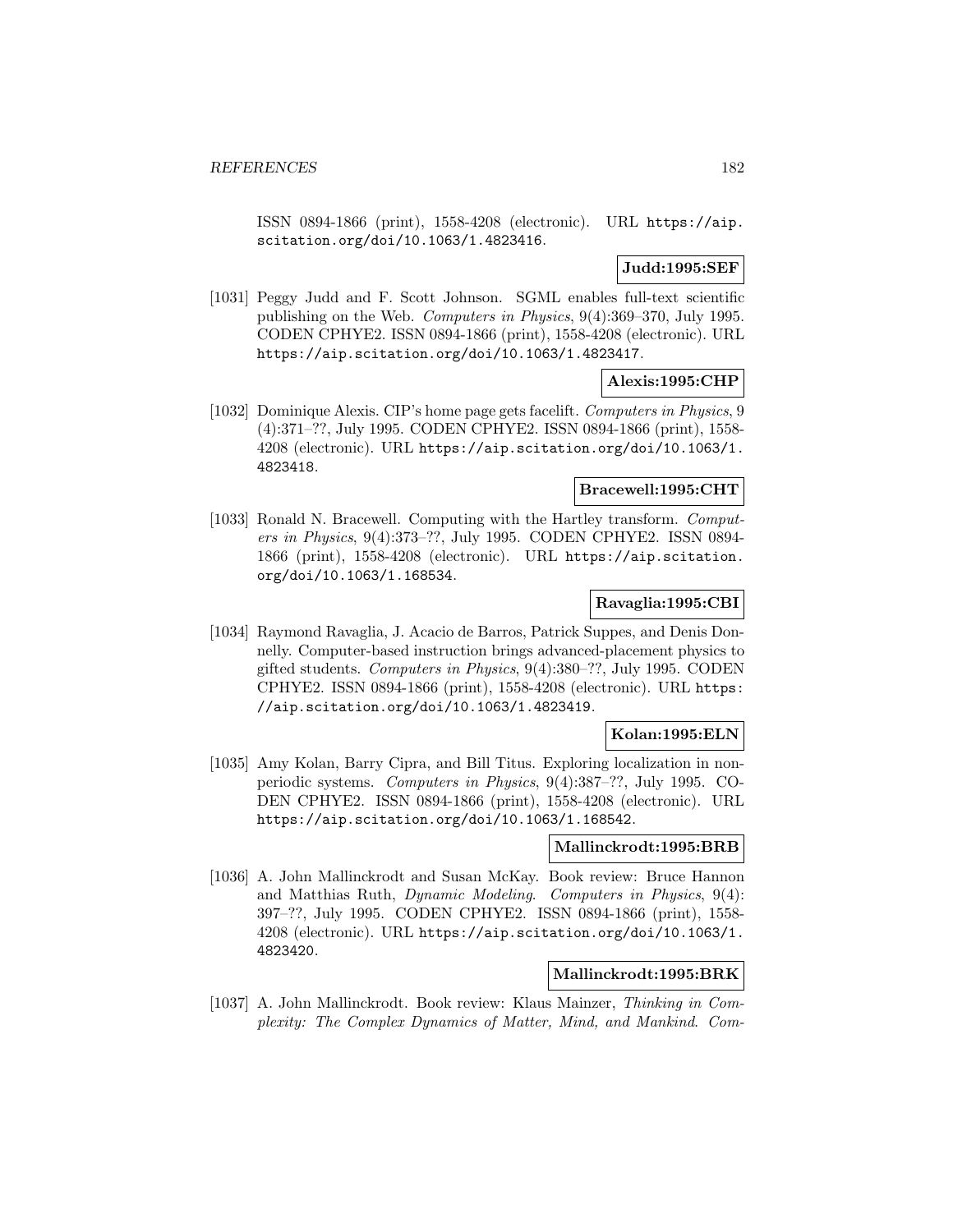ISSN 0894-1866 (print), 1558-4208 (electronic). URL https://aip.scitation.org/doi/10.1063/1.4823416.

**Judd:1995:SEF**

[1031] Peggy Judd and F. Scott Johnson. SGML enables full-text scientific publishing on the Web. *Computers in Physics*, 9(4):369–370, July 1995. CODEN CPHYE2. ISSN 0894-1866 (print), 1558-4208 (electronic). URL https://aip.scitation.org/doi/10.1063/1.4823417.

**Alexis:1995:CHP**

[1032] Dominique Alexis. CIP's home page gets facelift. *Computers in Physics*, 9 (4):371–??, July 1995. CODEN CPHYE2. ISSN 0894-1866 (print), 1558-4208 (electronic). URL https://aip.scitation.org/doi/10.1063/1.4823418.

**Bracewell:1995:CHT**

[1033] Ronald N. Bracewell. Computing with the Hartley transform. *Computers in Physics*, 9(4):373–??, July 1995. CODEN CPHYE2. ISSN 0894-1866 (print), 1558-4208 (electronic). URL https://aip.scitation.org/doi/10.1063/1.168534.

**Ravaglia:1995:CBI**

[1034] Raymond Ravaglia, J. Acacio de Barros, Patrick Suppes, and Denis Donnelly. Computer-based instruction brings advanced-placement physics to gifted students. *Computers in Physics*, 9(4):380–??, July 1995. CODEN CPHYE2. ISSN 0894-1866 (print), 1558-4208 (electronic). URL https://aip.scitation.org/doi/10.1063/1.4823419.

**Kolan:1995:ELN**

[1035] Amy Kolan, Barry Cipra, and Bill Titus. Exploring localization in nonperiodic systems. *Computers in Physics*, 9(4):387–??, July 1995. CODEN CPHYE2. ISSN 0894-1866 (print), 1558-4208 (electronic). URL https://aip.scitation.org/doi/10.1063/1.168542.

**Mallinckrodt:1995:BRB**

[1036] A. John Mallinckrodt and Susan McKay. Book review: Bruce Hannon and Matthias Ruth, *Dynamic Modeling*. *Computers in Physics*, 9(4): 397–??, July 1995. CODEN CPHYE2. ISSN 0894-1866 (print), 1558-4208 (electronic). URL https://aip.scitation.org/doi/10.1063/1.4823420.

**Mallinckrodt:1995:BRK**

[1037] A. John Mallinckrodt. Book review: Klaus Mainzer, *Thinking in Complexity: The Complex Dynamics of Matter, Mind, and Mankind*. *Com-*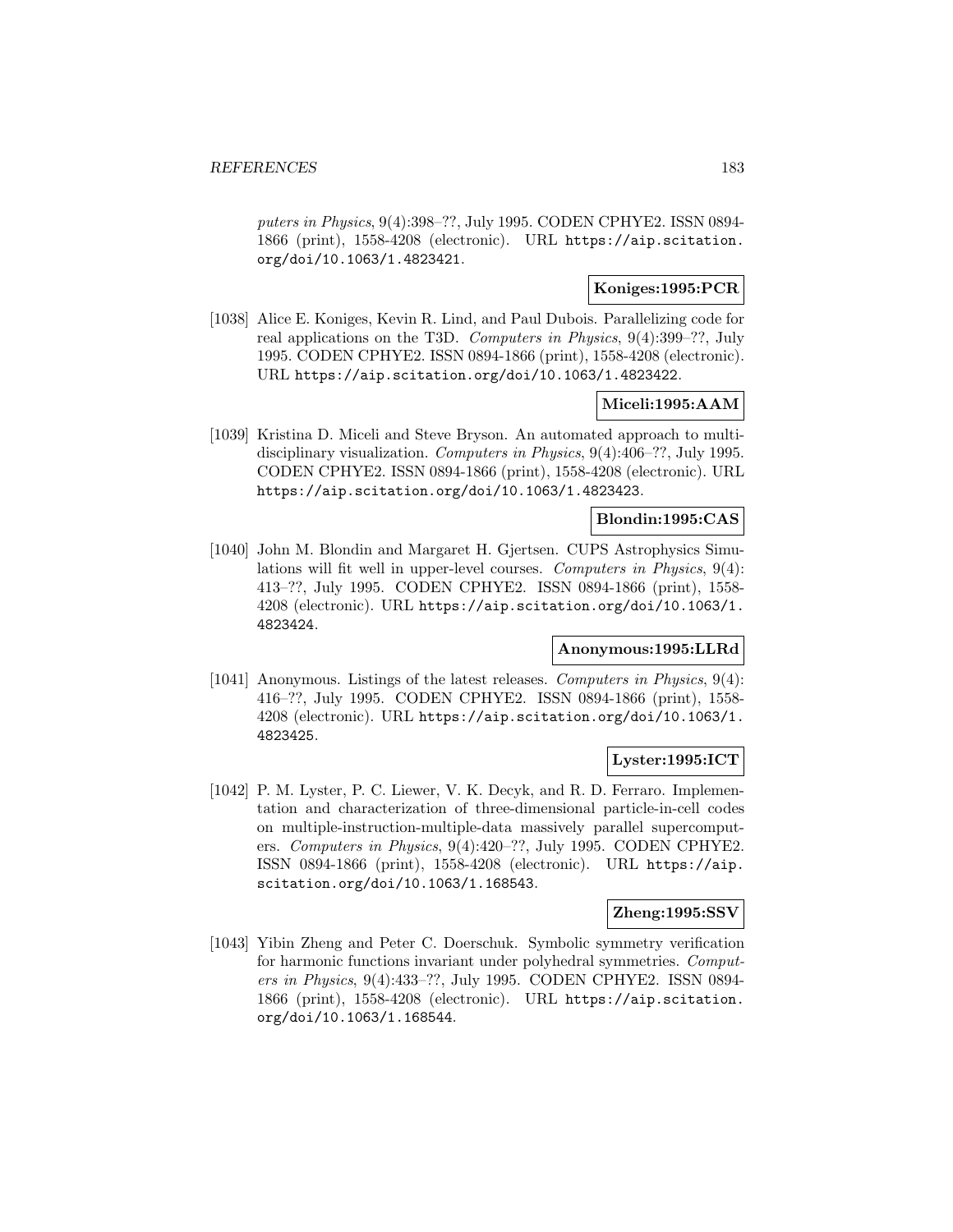puters in Physics*, 9(4):398–??, July 1995. CODEN CPHYE2. ISSN 0894-1866 (print), 1558-4208 (electronic). URL https://aip.scitation.org/doi/10.1063/1.4823421.

**Koniges:1995:PCR**

[1038] Alice E. Koniges, Kevin R. Lind, and Paul Dubois. Parallelizing code for real applications on the T3D. *Computers in Physics*, 9(4):399–??, July 1995. CODEN CPHYE2. ISSN 0894-1866 (print), 1558-4208 (electronic). URL https://aip.scitation.org/doi/10.1063/1.4823422.

**Miceli:1995:AAM**

[1039] Kristina D. Miceli and Steve Bryson. An automated approach to multidisciplinary visualization. *Computers in Physics*, 9(4):406–??, July 1995. CODEN CPHYE2. ISSN 0894-1866 (print), 1558-4208 (electronic). URL https://aip.scitation.org/doi/10.1063/1.4823423.

**Blondin:1995:CAS**

[1040] John M. Blondin and Margaret H. Gjertsen. CUPS Astrophysics Simulations will fit well in upper-level courses. *Computers in Physics*, 9(4):413–??, July 1995. CODEN CPHYE2. ISSN 0894-1866 (print), 1558-4208 (electronic). URL https://aip.scitation.org/doi/10.1063/1.4823424.

**Anonymous:1995:LLRd**

[1041] Anonymous. Listings of the latest releases. *Computers in Physics*, 9(4):416–??, July 1995. CODEN CPHYE2. ISSN 0894-1866 (print), 1558-4208 (electronic). URL https://aip.scitation.org/doi/10.1063/1.4823425.

**Lyster:1995:ICT**

[1042] P. M. Lyster, P. C. Liewer, V. K. Decyk, and R. D. Ferraro. Implementation and characterization of three-dimensional particle-in-cell codes on multiple-instruction-multiple-data massively parallel supercomputers. *Computers in Physics*, 9(4):420–??, July 1995. CODEN CPHYE2. ISSN 0894-1866 (print), 1558-4208 (electronic). URL https://aip.scitation.org/doi/10.1063/1.168543.

**Zheng:1995:SSV**

[1043] Yibin Zheng and Peter C. Doerschuk. Symbolic symmetry verification for harmonic functions invariant under polyhedral symmetries. *Computers in Physics*, 9(4):433–??, July 1995. CODEN CPHYE2. ISSN 0894-1866 (print), 1558-4208 (electronic). URL https://aip.scitation.org/doi/10.1063/1.168544.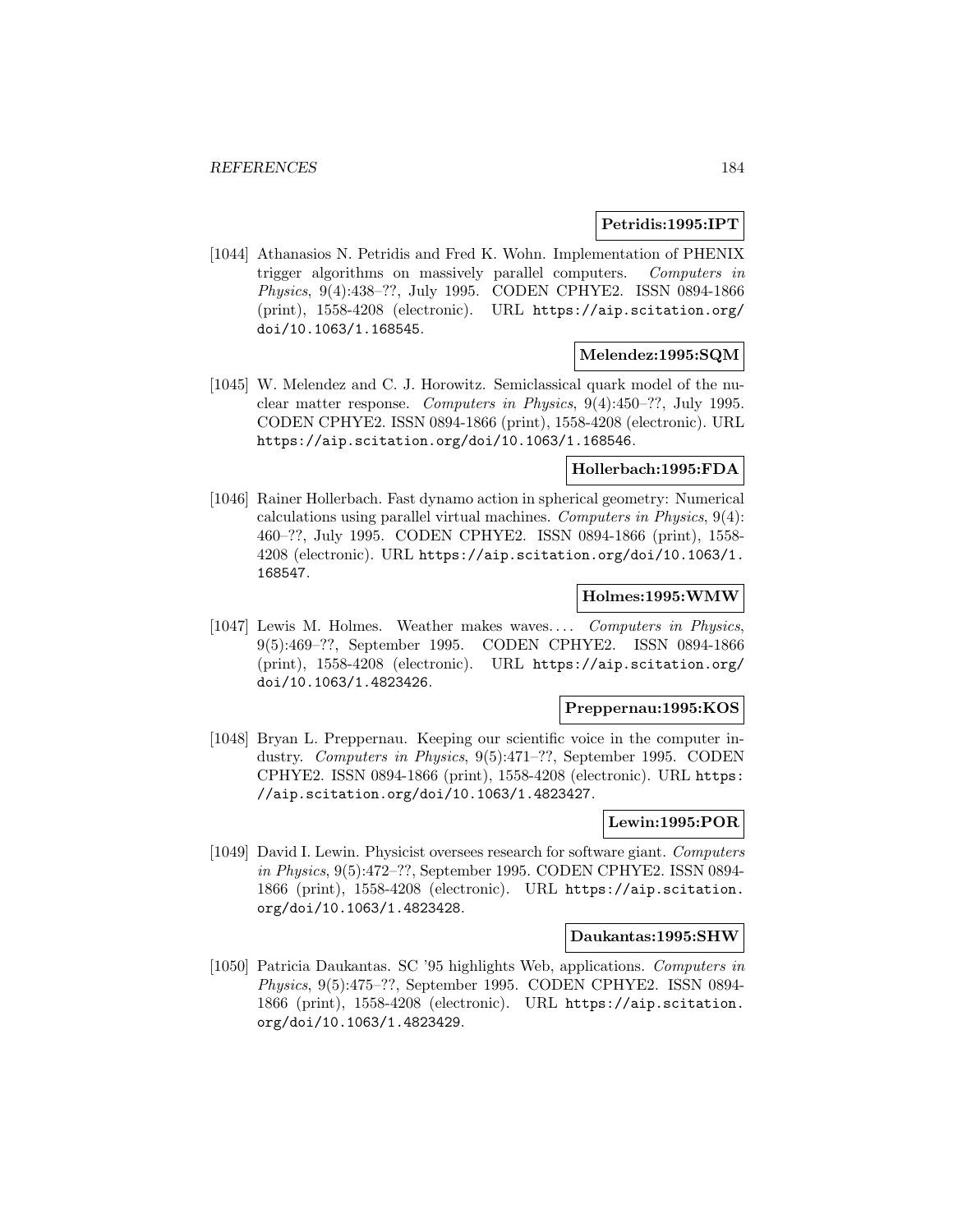**Petridis:1995:IPT**

[1044] Athanasios N. Petridis and Fred K. Wohn. Implementation of PHENIX trigger algorithms on massively parallel computers. *Computers in Physics*, 9(4):438–??, July 1995. CODEN CPHYE2. ISSN 0894-1866 (print), 1558-4208 (electronic). URL `https://aip.scitation.org/doi/10.1063/1.168545`.

**Melendez:1995:SQM**

[1045] W. Melendez and C. J. Horowitz. Semiclassical quark model of the nuclear matter response. *Computers in Physics*, 9(4):450–??, July 1995. CODEN CPHYE2. ISSN 0894-1866 (print), 1558-4208 (electronic). URL `https://aip.scitation.org/doi/10.1063/1.168546`.

**Hollerbach:1995:FDA**

[1046] Rainer Hollerbach. Fast dynamo action in spherical geometry: Numerical calculations using parallel virtual machines. *Computers in Physics*, 9(4): 460–??, July 1995. CODEN CPHYE2. ISSN 0894-1866 (print), 1558-4208 (electronic). URL `https://aip.scitation.org/doi/10.1063/1.168547`.

**Holmes:1995:WMW**

[1047] Lewis M. Holmes. Weather makes waves.... *Computers in Physics*, 9(5):469–??, September 1995. CODEN CPHYE2. ISSN 0894-1866 (print), 1558-4208 (electronic). URL `https://aip.scitation.org/doi/10.1063/1.4823426`.

**Preppernau:1995:KOS**

[1048] Bryan L. Preppernau. Keeping our scientific voice in the computer industry. *Computers in Physics*, 9(5):471–??, September 1995. CODEN CPHYE2. ISSN 0894-1866 (print), 1558-4208 (electronic). URL `https://aip.scitation.org/doi/10.1063/1.4823427`.

**Lewin:1995:POR**

[1049] David I. Lewin. Physicist oversees research for software giant. *Computers in Physics*, 9(5):472–??, September 1995. CODEN CPHYE2. ISSN 0894-1866 (print), 1558-4208 (electronic). URL `https://aip.scitation.org/doi/10.1063/1.4823428`.

**Daukantas:1995:SHW**

[1050] Patricia Daukantas. SC '95 highlights Web, applications. *Computers in Physics*, 9(5):475–??, September 1995. CODEN CPHYE2. ISSN 0894-1866 (print), 1558-4208 (electronic). URL `https://aip.scitation.org/doi/10.1063/1.4823429`.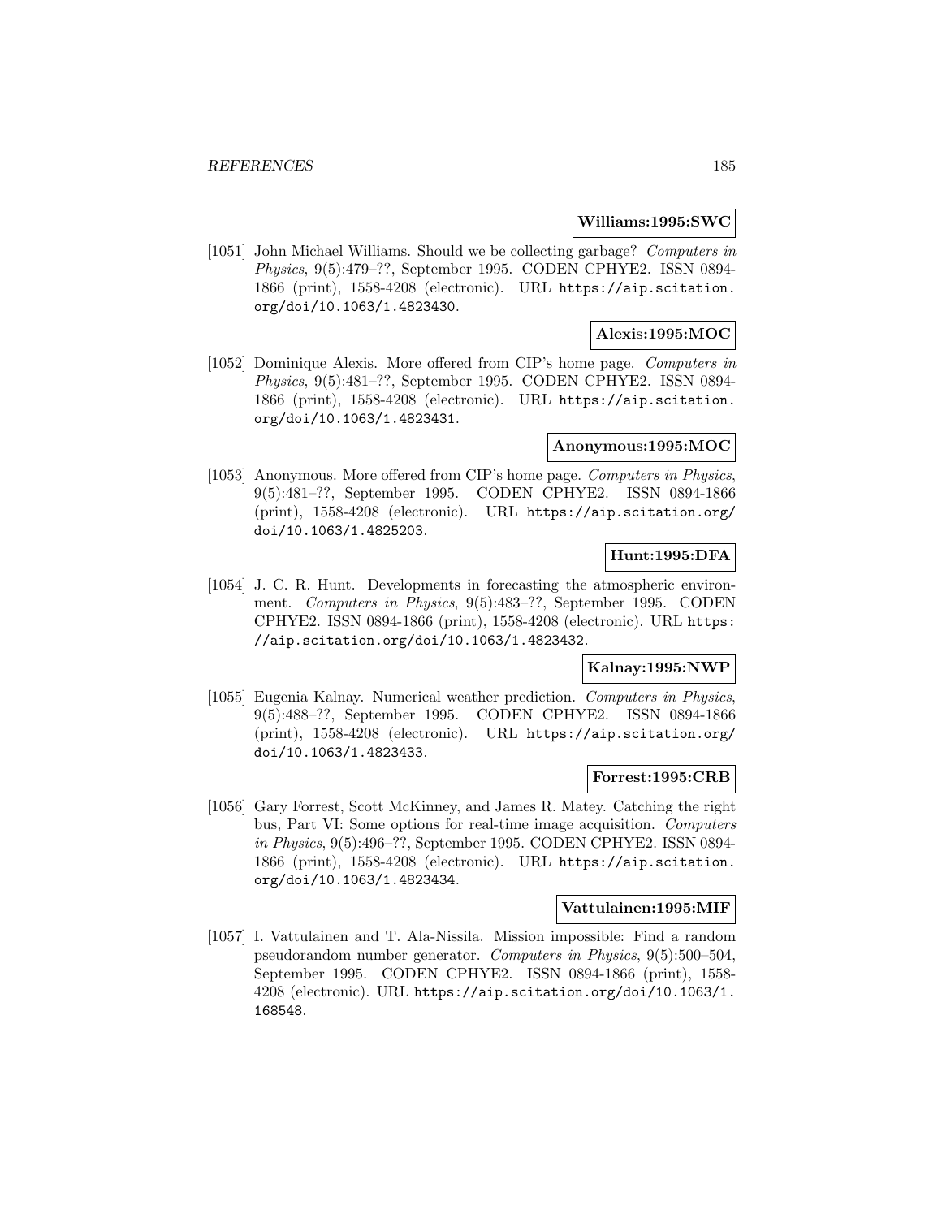**Williams:1995:SWC**

[1051] John Michael Williams. Should we be collecting garbage? *Computers in Physics*, 9(5):479–??, September 1995. CODEN CPHYE2. ISSN 0894-1866 (print), 1558-4208 (electronic). URL https://aip.scitation.org/doi/10.1063/1.4823430.

**Alexis:1995:MOC**

[1052] Dominique Alexis. More offered from CIP's home page. *Computers in Physics*, 9(5):481–??, September 1995. CODEN CPHYE2. ISSN 0894-1866 (print), 1558-4208 (electronic). URL https://aip.scitation.org/doi/10.1063/1.4823431.

**Anonymous:1995:MOC**

[1053] Anonymous. More offered from CIP's home page. *Computers in Physics*, 9(5):481–??, September 1995. CODEN CPHYE2. ISSN 0894-1866 (print), 1558-4208 (electronic). URL https://aip.scitation.org/doi/10.1063/1.4825203.

**Hunt:1995:DFA**

[1054] J. C. R. Hunt. Developments in forecasting the atmospheric environment. *Computers in Physics*, 9(5):483–??, September 1995. CODEN CPHYE2. ISSN 0894-1866 (print), 1558-4208 (electronic). URL https://aip.scitation.org/doi/10.1063/1.4823432.

**Kalnay:1995:NWP**

[1055] Eugenia Kalnay. Numerical weather prediction. *Computers in Physics*, 9(5):488–??, September 1995. CODEN CPHYE2. ISSN 0894-1866 (print), 1558-4208 (electronic). URL https://aip.scitation.org/doi/10.1063/1.4823433.

**Forrest:1995:CRB**

[1056] Gary Forrest, Scott McKinney, and James R. Matey. Catching the right bus, Part VI: Some options for real-time image acquisition. *Computers in Physics*, 9(5):496–??, September 1995. CODEN CPHYE2. ISSN 0894-1866 (print), 1558-4208 (electronic). URL https://aip.scitation.org/doi/10.1063/1.4823434.

**Vattulainen:1995:MIF**

[1057] I. Vattulainen and T. Ala-Nissila. Mission impossible: Find a random pseudorandom number generator. *Computers in Physics*, 9(5):500–504, September 1995. CODEN CPHYE2. ISSN 0894-1866 (print), 1558-4208 (electronic). URL https://aip.scitation.org/doi/10.1063/1.168548.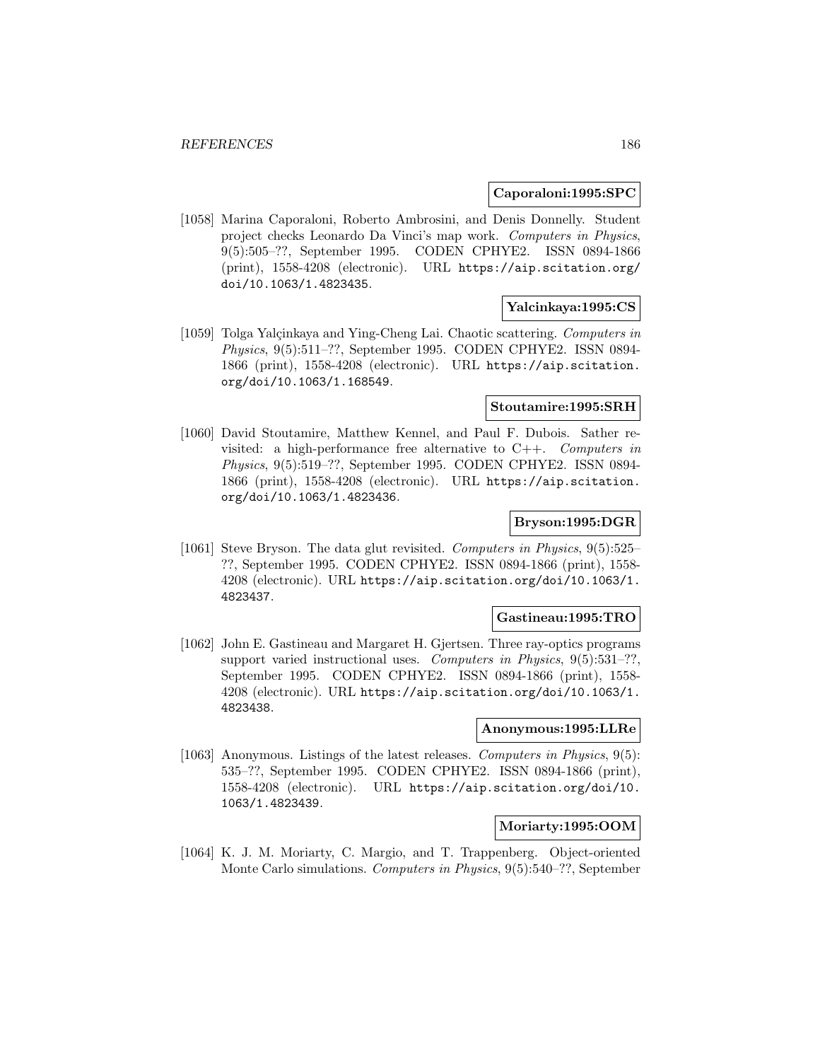**Caporaloni:1995:SPC**

[1058] Marina Caporaloni, Roberto Ambrosini, and Denis Donnelly. Student project checks Leonardo Da Vinci's map work. *Computers in Physics*, 9(5):505–??, September 1995. CODEN CPHYE2. ISSN 0894-1866 (print), 1558-4208 (electronic). URL https://aip.scitation.org/doi/10.1063/1.4823435.

**Yalcinkaya:1995:CS**

[1059] Tolga Yalçinkaya and Ying-Cheng Lai. Chaotic scattering. *Computers in Physics*, 9(5):511–??, September 1995. CODEN CPHYE2. ISSN 0894-1866 (print), 1558-4208 (electronic). URL https://aip.scitation.org/doi/10.1063/1.168549.

**Stoutamire:1995:SRH**

[1060] David Stoutamire, Matthew Kennel, and Paul F. Dubois. Sather revisited: a high-performance free alternative to C++. *Computers in Physics*, 9(5):519–??, September 1995. CODEN CPHYE2. ISSN 0894-1866 (print), 1558-4208 (electronic). URL https://aip.scitation.org/doi/10.1063/1.4823436.

**Bryson:1995:DGR**

[1061] Steve Bryson. The data glut revisited. *Computers in Physics*, 9(5):525–??, September 1995. CODEN CPHYE2. ISSN 0894-1866 (print), 1558-4208 (electronic). URL https://aip.scitation.org/doi/10.1063/1.4823437.

**Gastineau:1995:TRO**

[1062] John E. Gastineau and Margaret H. Gjertsen. Three ray-optics programs support varied instructional uses. *Computers in Physics*, 9(5):531–??, September 1995. CODEN CPHYE2. ISSN 0894-1866 (print), 1558-4208 (electronic). URL https://aip.scitation.org/doi/10.1063/1.4823438.

**Anonymous:1995:LLRe**

[1063] Anonymous. Listings of the latest releases. *Computers in Physics*, 9(5):535–??, September 1995. CODEN CPHYE2. ISSN 0894-1866 (print), 1558-4208 (electronic). URL https://aip.scitation.org/doi/10.1063/1.4823439.

**Moriarty:1995:OOM**

[1064] K. J. M. Moriarty, C. Margio, and T. Trappenberg. Object-oriented Monte Carlo simulations. *Computers in Physics*, 9(5):540–??, September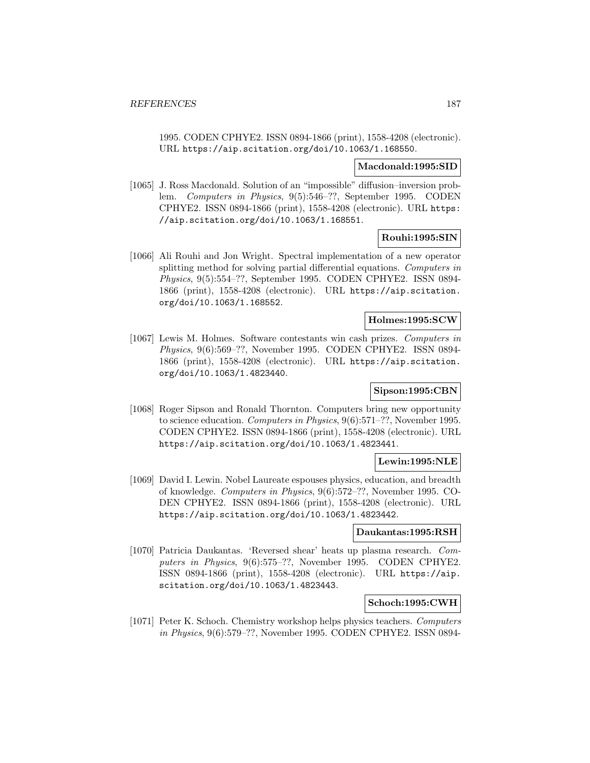1995. CODEN CPHYE2. ISSN 0894-1866 (print), 1558-4208 (electronic). URL https://aip.scitation.org/doi/10.1063/1.168550.

**Macdonald:1995:SID**

[1065] J. Ross Macdonald. Solution of an "impossible" diffusion–inversion problem. *Computers in Physics*, 9(5):546–??, September 1995. CODEN CPHYE2. ISSN 0894-1866 (print), 1558-4208 (electronic). URL https://aip.scitation.org/doi/10.1063/1.168551.

**Rouhi:1995:SIN**

[1066] Ali Rouhi and Jon Wright. Spectral implementation of a new operator splitting method for solving partial differential equations. *Computers in Physics*, 9(5):554–??, September 1995. CODEN CPHYE2. ISSN 0894-1866 (print), 1558-4208 (electronic). URL https://aip.scitation.org/doi/10.1063/1.168552.

**Holmes:1995:SCW**

[1067] Lewis M. Holmes. Software contestants win cash prizes. *Computers in Physics*, 9(6):569–??, November 1995. CODEN CPHYE2. ISSN 0894-1866 (print), 1558-4208 (electronic). URL https://aip.scitation.org/doi/10.1063/1.4823440.

**Sipson:1995:CBN**

[1068] Roger Sipson and Ronald Thornton. Computers bring new opportunity to science education. *Computers in Physics*, 9(6):571–??, November 1995. CODEN CPHYE2. ISSN 0894-1866 (print), 1558-4208 (electronic). URL https://aip.scitation.org/doi/10.1063/1.4823441.

**Lewin:1995:NLE**

[1069] David I. Lewin. Nobel Laureate espouses physics, education, and breadth of knowledge. *Computers in Physics*, 9(6):572–??, November 1995. CODEN CPHYE2. ISSN 0894-1866 (print), 1558-4208 (electronic). URL https://aip.scitation.org/doi/10.1063/1.4823442.

**Daukantas:1995:RSH**

[1070] Patricia Daukantas. 'Reversed shear' heats up plasma research. *Computers in Physics*, 9(6):575–??, November 1995. CODEN CPHYE2. ISSN 0894-1866 (print), 1558-4208 (electronic). URL https://aip.scitation.org/doi/10.1063/1.4823443.

**Schoch:1995:CWH**

[1071] Peter K. Schoch. Chemistry workshop helps physics teachers. *Computers in Physics*, 9(6):579–??, November 1995. CODEN CPHYE2. ISSN 0894-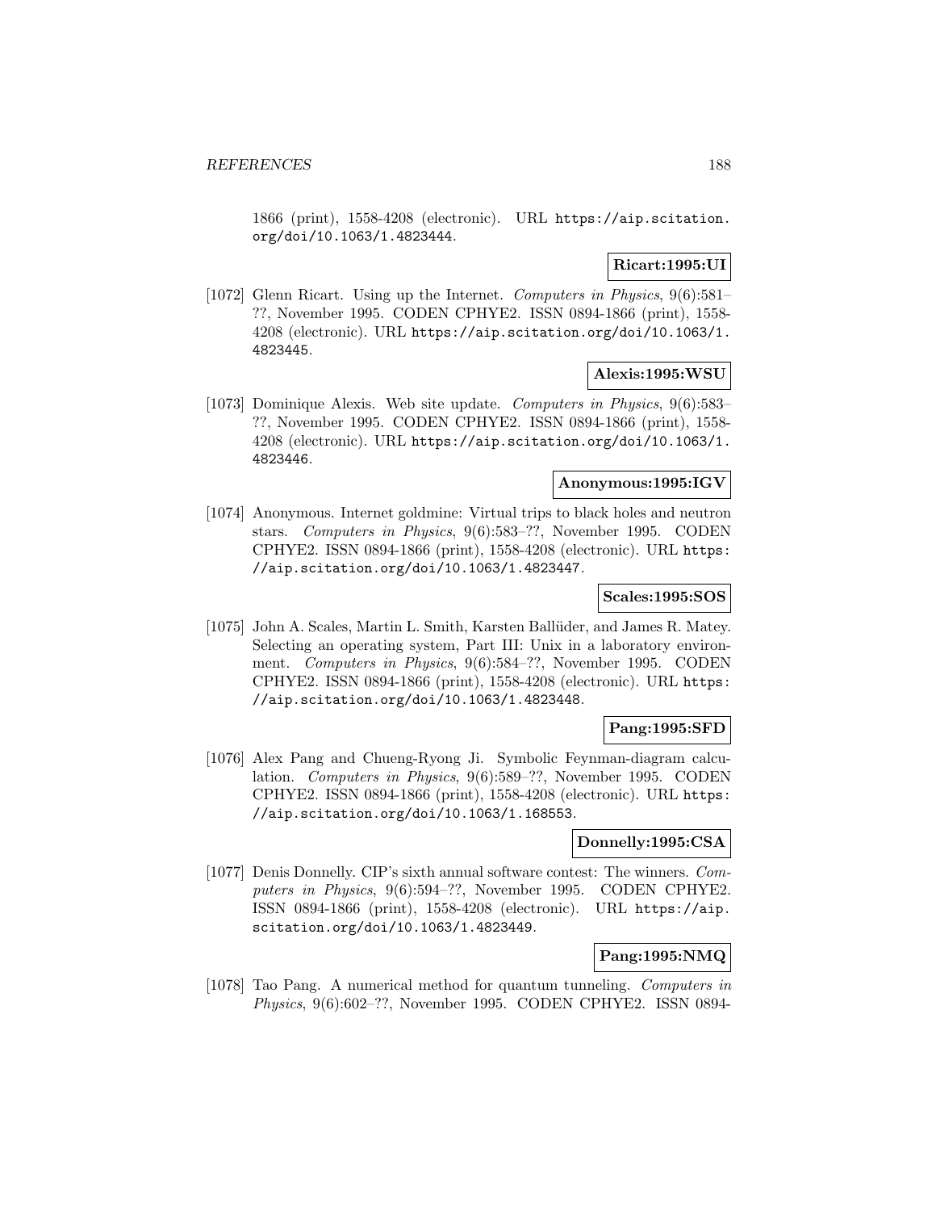1866 (print), 1558-4208 (electronic). URL https://aip.scitation.org/doi/10.1063/1.4823444.

**Ricart:1995:UI**

[1072] Glenn Ricart. Using up the Internet. *Computers in Physics*, 9(6):581–??, November 1995. CODEN CPHYE2. ISSN 0894-1866 (print), 1558-4208 (electronic). URL https://aip.scitation.org/doi/10.1063/1.4823445.

**Alexis:1995:WSU**

[1073] Dominique Alexis. Web site update. *Computers in Physics*, 9(6):583–??, November 1995. CODEN CPHYE2. ISSN 0894-1866 (print), 1558-4208 (electronic). URL https://aip.scitation.org/doi/10.1063/1.4823446.

**Anonymous:1995:IGV**

[1074] Anonymous. Internet goldmine: Virtual trips to black holes and neutron stars. *Computers in Physics*, 9(6):583–??, November 1995. CODEN CPHYE2. ISSN 0894-1866 (print), 1558-4208 (electronic). URL https://aip.scitation.org/doi/10.1063/1.4823447.

**Scales:1995:SOS**

[1075] John A. Scales, Martin L. Smith, Karsten Ballüder, and James R. Matey. Selecting an operating system, Part III: Unix in a laboratory environment. *Computers in Physics*, 9(6):584–??, November 1995. CODEN CPHYE2. ISSN 0894-1866 (print), 1558-4208 (electronic). URL https://aip.scitation.org/doi/10.1063/1.4823448.

**Pang:1995:SFD**

[1076] Alex Pang and Chueng-Ryong Ji. Symbolic Feynman-diagram calculation. *Computers in Physics*, 9(6):589–??, November 1995. CODEN CPHYE2. ISSN 0894-1866 (print), 1558-4208 (electronic). URL https://aip.scitation.org/doi/10.1063/1.168553.

**Donnelly:1995:CSA**

[1077] Denis Donnelly. CIP's sixth annual software contest: The winners. *Computers in Physics*, 9(6):594–??, November 1995. CODEN CPHYE2. ISSN 0894-1866 (print), 1558-4208 (electronic). URL https://aip.scitation.org/doi/10.1063/1.4823449.

**Pang:1995:NMQ**

[1078] Tao Pang. A numerical method for quantum tunneling. *Computers in Physics*, 9(6):602–??, November 1995. CODEN CPHYE2. ISSN 0894-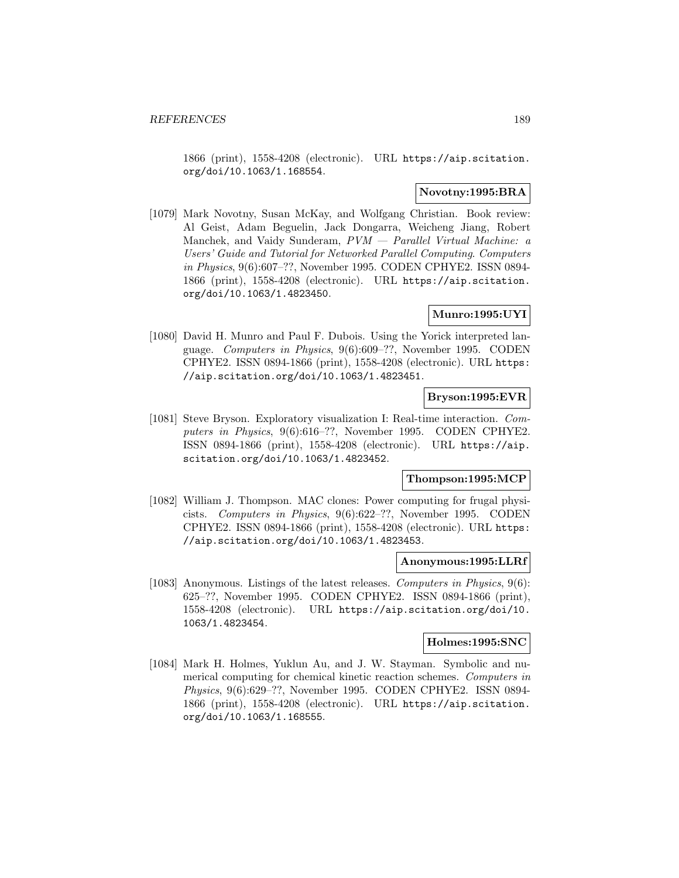1866 (print), 1558-4208 (electronic). URL https://aip.scitation.org/doi/10.1063/1.168554.

**Novotny:1995:BRA**

[1079] Mark Novotny, Susan McKay, and Wolfgang Christian. Book review: Al Geist, Adam Beguelin, Jack Dongarra, Weicheng Jiang, Robert Manchek, and Vaidy Sunderam, *PVM — Parallel Virtual Machine: a Users' Guide and Tutorial for Networked Parallel Computing*. *Computers in Physics*, 9(6):607–??, November 1995. CODEN CPHYE2. ISSN 0894-1866 (print), 1558-4208 (electronic). URL https://aip.scitation.org/doi/10.1063/1.4823450.

**Munro:1995:UYI**

[1080] David H. Munro and Paul F. Dubois. Using the Yorick interpreted language. *Computers in Physics*, 9(6):609–??, November 1995. CODEN CPHYE2. ISSN 0894-1866 (print), 1558-4208 (electronic). URL https://aip.scitation.org/doi/10.1063/1.4823451.

**Bryson:1995:EVR**

[1081] Steve Bryson. Exploratory visualization I: Real-time interaction. *Computers in Physics*, 9(6):616–??, November 1995. CODEN CPHYE2. ISSN 0894-1866 (print), 1558-4208 (electronic). URL https://aip.scitation.org/doi/10.1063/1.4823452.

**Thompson:1995:MCP**

[1082] William J. Thompson. MAC clones: Power computing for frugal physicists. *Computers in Physics*, 9(6):622–??, November 1995. CODEN CPHYE2. ISSN 0894-1866 (print), 1558-4208 (electronic). URL https://aip.scitation.org/doi/10.1063/1.4823453.

**Anonymous:1995:LLRf**

[1083] Anonymous. Listings of the latest releases. *Computers in Physics*, 9(6): 625–??, November 1995. CODEN CPHYE2. ISSN 0894-1866 (print), 1558-4208 (electronic). URL https://aip.scitation.org/doi/10.1063/1.4823454.

**Holmes:1995:SNC**

[1084] Mark H. Holmes, Yuklun Au, and J. W. Stayman. Symbolic and numerical computing for chemical kinetic reaction schemes. *Computers in Physics*, 9(6):629–??, November 1995. CODEN CPHYE2. ISSN 0894-1866 (print), 1558-4208 (electronic). URL https://aip.scitation.org/doi/10.1063/1.168555.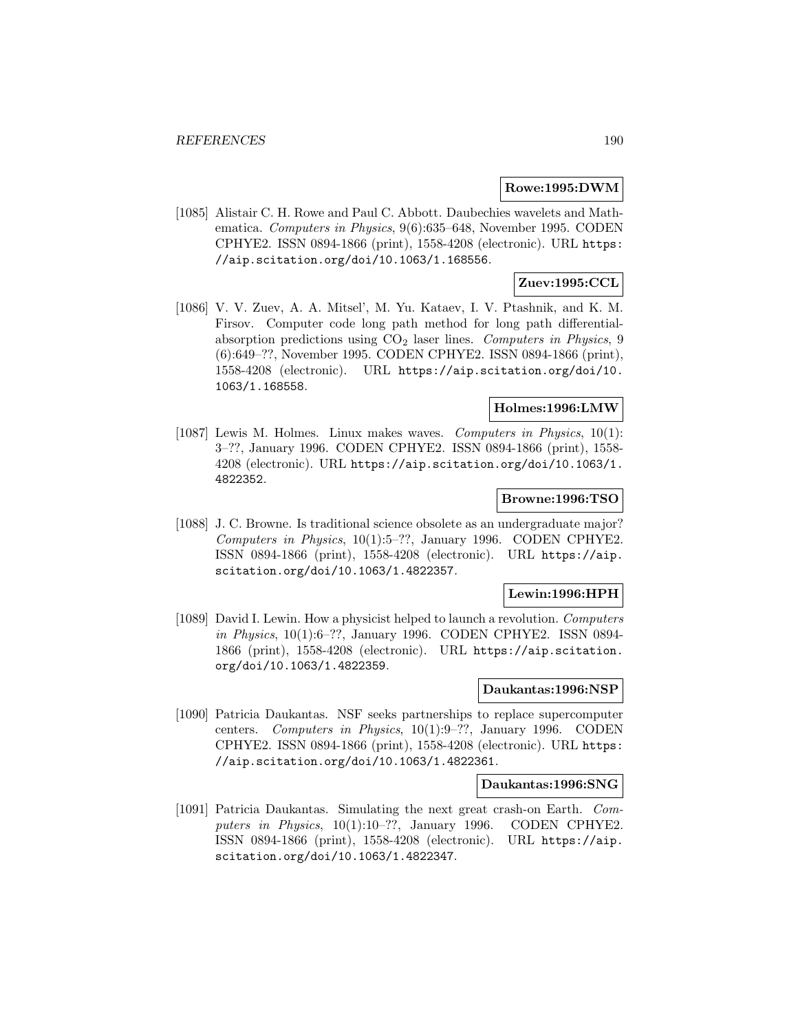**Rowe:1995:DWM**

[1085] Alistair C. H. Rowe and Paul C. Abbott. Daubechies wavelets and Mathematica. *Computers in Physics*, 9(6):635–648, November 1995. CODEN CPHYE2. ISSN 0894-1866 (print), 1558-4208 (electronic). URL https://aip.scitation.org/doi/10.1063/1.168556.

**Zuev:1995:CCL**

[1086] V. V. Zuev, A. A. Mitsel', M. Yu. Kataev, I. V. Ptashnik, and K. M. Firsov. Computer code long path method for long path differential-absorption predictions using $CO_2$ laser lines. *Computers in Physics*, 9 (6):649–??, November 1995. CODEN CPHYE2. ISSN 0894-1866 (print), 1558-4208 (electronic). URL https://aip.scitation.org/doi/10.1063/1.168558.

**Holmes:1996:LMW**

[1087] Lewis M. Holmes. Linux makes waves. *Computers in Physics*, 10(1): 3–??, January 1996. CODEN CPHYE2. ISSN 0894-1866 (print), 1558-4208 (electronic). URL https://aip.scitation.org/doi/10.1063/1.4822352.

**Browne:1996:TSO**

[1088] J. C. Browne. Is traditional science obsolete as an undergraduate major? *Computers in Physics*, 10(1):5–??, January 1996. CODEN CPHYE2. ISSN 0894-1866 (print), 1558-4208 (electronic). URL https://aip.scitation.org/doi/10.1063/1.4822357.

**Lewin:1996:HPH**

[1089] David I. Lewin. How a physicist helped to launch a revolution. *Computers in Physics*, 10(1):6–??, January 1996. CODEN CPHYE2. ISSN 0894-1866 (print), 1558-4208 (electronic). URL https://aip.scitation.org/doi/10.1063/1.4822359.

**Daukantas:1996:NSP**

[1090] Patricia Daukantas. NSF seeks partnerships to replace supercomputer centers. *Computers in Physics*, 10(1):9–??, January 1996. CODEN CPHYE2. ISSN 0894-1866 (print), 1558-4208 (electronic). URL https://aip.scitation.org/doi/10.1063/1.4822361.

**Daukantas:1996:SNG**

[1091] Patricia Daukantas. Simulating the next great crash-on Earth. *Computers in Physics*, 10(1):10–??, January 1996. CODEN CPHYE2. ISSN 0894-1866 (print), 1558-4208 (electronic). URL https://aip.scitation.org/doi/10.1063/1.4822347.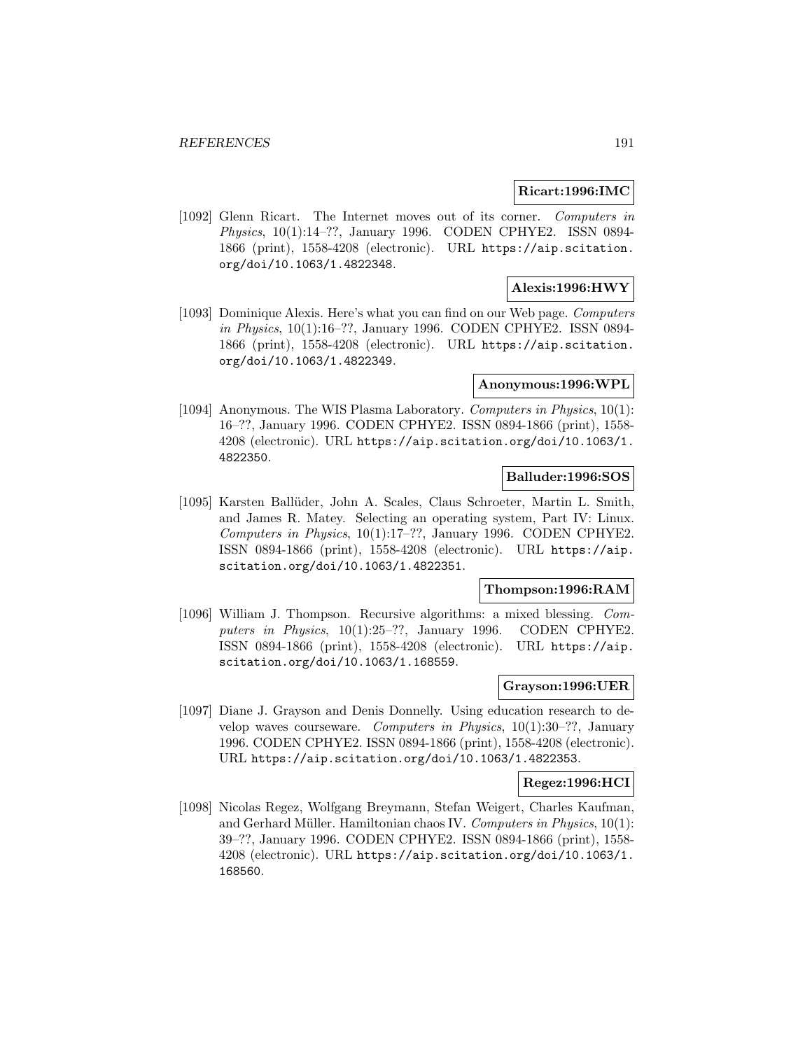**Ricart:1996:IMC**

[1092] Glenn Ricart. The Internet moves out of its corner. *Computers in Physics*, 10(1):14–??, January 1996. CODEN CPHYE2. ISSN 0894-1866 (print), 1558-4208 (electronic). URL https://aip.scitation.org/doi/10.1063/1.4822348.

**Alexis:1996:HWY**

[1093] Dominique Alexis. Here's what you can find on our Web page. *Computers in Physics*, 10(1):16–??, January 1996. CODEN CPHYE2. ISSN 0894-1866 (print), 1558-4208 (electronic). URL https://aip.scitation.org/doi/10.1063/1.4822349.

**Anonymous:1996:WPL**

[1094] Anonymous. The WIS Plasma Laboratory. *Computers in Physics*, 10(1):16–??, January 1996. CODEN CPHYE2. ISSN 0894-1866 (print), 1558-4208 (electronic). URL https://aip.scitation.org/doi/10.1063/1.4822350.

**Balluder:1996:SOS**

[1095] Karsten Ballüder, John A. Scales, Claus Schroeter, Martin L. Smith, and James R. Matey. Selecting an operating system, Part IV: Linux. *Computers in Physics*, 10(1):17–??, January 1996. CODEN CPHYE2. ISSN 0894-1866 (print), 1558-4208 (electronic). URL https://aip.scitation.org/doi/10.1063/1.4822351.

**Thompson:1996:RAM**

[1096] William J. Thompson. Recursive algorithms: a mixed blessing. *Computers in Physics*, 10(1):25–??, January 1996. CODEN CPHYE2. ISSN 0894-1866 (print), 1558-4208 (electronic). URL https://aip.scitation.org/doi/10.1063/1.168559.

**Grayson:1996:UER**

[1097] Diane J. Grayson and Denis Donnelly. Using education research to develop waves courseware. *Computers in Physics*, 10(1):30–??, January 1996. CODEN CPHYE2. ISSN 0894-1866 (print), 1558-4208 (electronic). URL https://aip.scitation.org/doi/10.1063/1.4822353.

**Regez:1996:HCI**

[1098] Nicolas Regez, Wolfgang Breymann, Stefan Weigert, Charles Kaufman, and Gerhard Müller. Hamiltonian chaos IV. *Computers in Physics*, 10(1):39–??, January 1996. CODEN CPHYE2. ISSN 0894-1866 (print), 1558-4208 (electronic). URL https://aip.scitation.org/doi/10.1063/1.168560.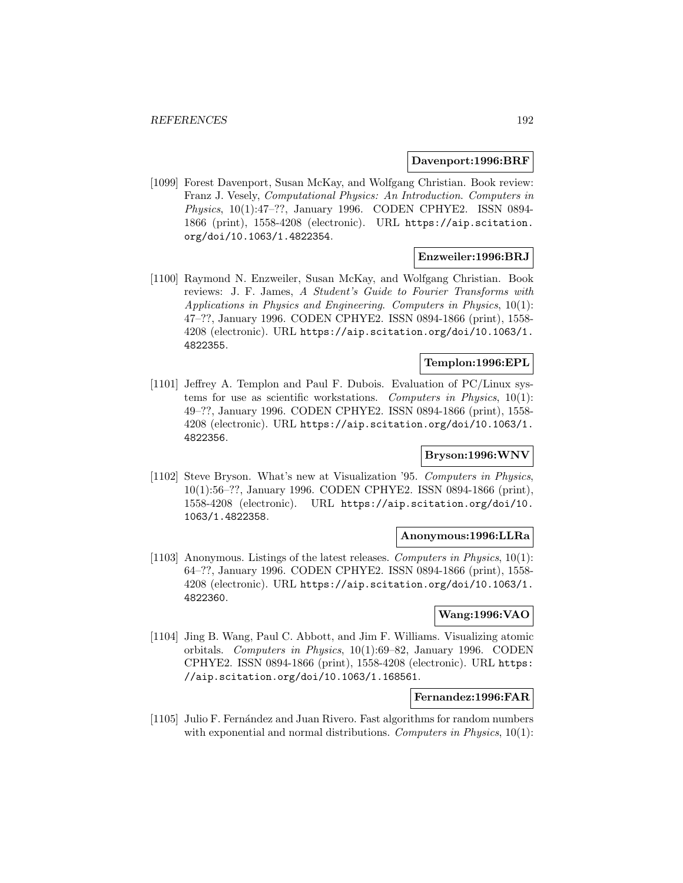**Davenport:1996:BRF**

[1099] Forest Davenport, Susan McKay, and Wolfgang Christian. Book review: Franz J. Vesely, *Computational Physics: An Introduction*. *Computers in Physics*, 10(1):47–??, January 1996. CODEN CPHYE2. ISSN 0894-1866 (print), 1558-4208 (electronic). URL https://aip.scitation.org/doi/10.1063/1.4822354.

**Enzweiler:1996:BRJ**

[1100] Raymond N. Enzweiler, Susan McKay, and Wolfgang Christian. Book reviews: J. F. James, *A Student's Guide to Fourier Transforms with Applications in Physics and Engineering*. *Computers in Physics*, 10(1): 47–??, January 1996. CODEN CPHYE2. ISSN 0894-1866 (print), 1558-4208 (electronic). URL https://aip.scitation.org/doi/10.1063/1.4822355.

**Templon:1996:EPL**

[1101] Jeffrey A. Templon and Paul F. Dubois. Evaluation of PC/Linux systems for use as scientific workstations. *Computers in Physics*, 10(1): 49–??, January 1996. CODEN CPHYE2. ISSN 0894-1866 (print), 1558-4208 (electronic). URL https://aip.scitation.org/doi/10.1063/1.4822356.

**Bryson:1996:WNV**

[1102] Steve Bryson. What's new at Visualization '95. *Computers in Physics*, 10(1):56–??, January 1996. CODEN CPHYE2. ISSN 0894-1866 (print), 1558-4208 (electronic). URL https://aip.scitation.org/doi/10.1063/1.4822358.

**Anonymous:1996:LLRa**

[1103] Anonymous. Listings of the latest releases. *Computers in Physics*, 10(1): 64–??, January 1996. CODEN CPHYE2. ISSN 0894-1866 (print), 1558-4208 (electronic). URL https://aip.scitation.org/doi/10.1063/1.4822360.

**Wang:1996:VAO**

[1104] Jing B. Wang, Paul C. Abbott, and Jim F. Williams. Visualizing atomic orbitals. *Computers in Physics*, 10(1):69–82, January 1996. CODEN CPHYE2. ISSN 0894-1866 (print), 1558-4208 (electronic). URL https://aip.scitation.org/doi/10.1063/1.168561.

**Fernandez:1996:FAR**

[1105] Julio F. Fernández and Juan Rivero. Fast algorithms for random numbers with exponential and normal distributions. *Computers in Physics*, 10(1):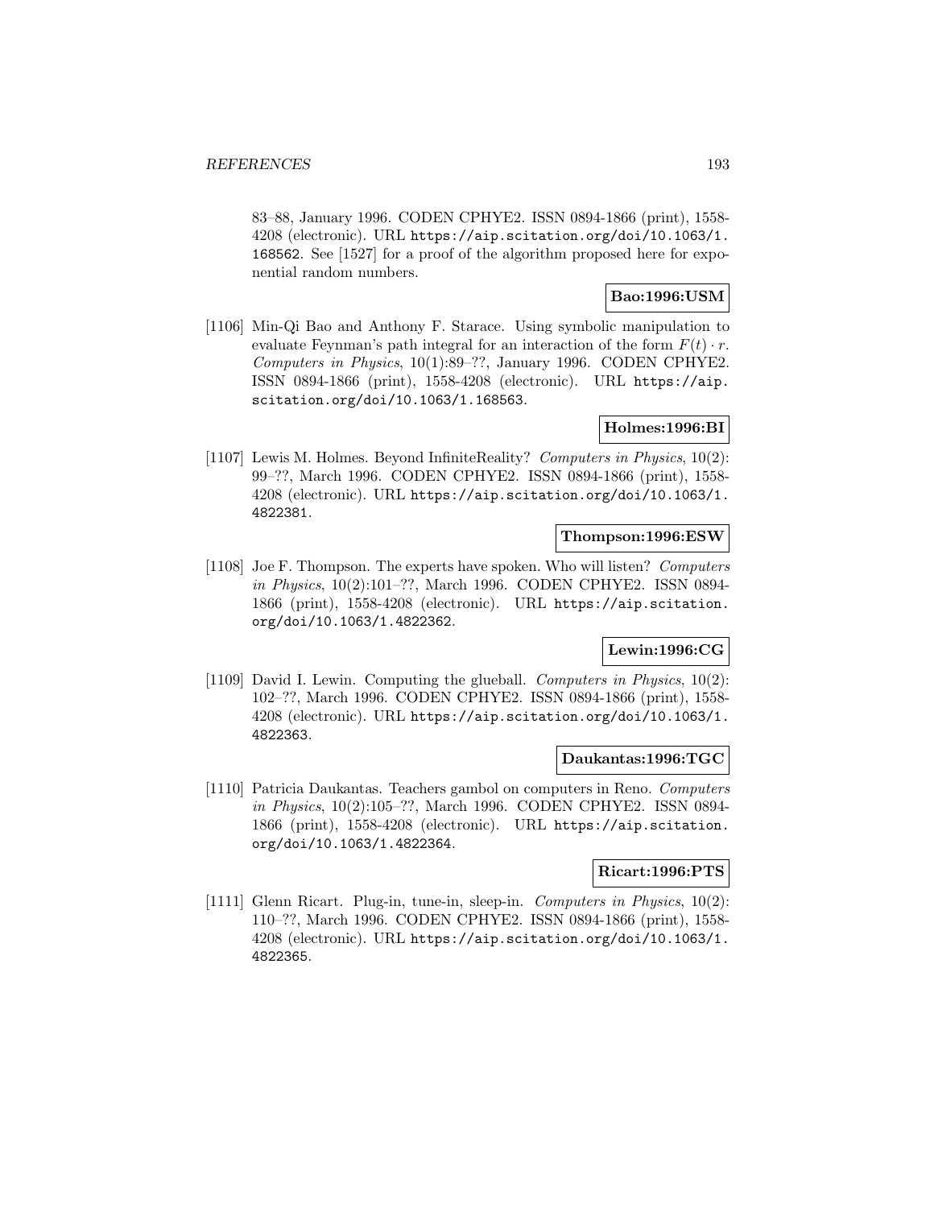83–88, January 1996. CODEN CPHYE2. ISSN 0894-1866 (print), 1558-4208 (electronic). URL https://aip.scitation.org/doi/10.1063/1.168562. See [1527] for a proof of the algorithm proposed here for exponential random numbers.

**Bao:1996:USM**

[1106] Min-Qi Bao and Anthony F. Starace. Using symbolic manipulation to evaluate Feynman's path integral for an interaction of the form $F(t) \cdot r$. *Computers in Physics*, 10(1):89–??, January 1996. CODEN CPHYE2. ISSN 0894-1866 (print), 1558-4208 (electronic). URL https://aip.scitation.org/doi/10.1063/1.168563.

**Holmes:1996:BI**

[1107] Lewis M. Holmes. Beyond InfiniteReality? *Computers in Physics*, 10(2): 99–??, March 1996. CODEN CPHYE2. ISSN 0894-1866 (print), 1558-4208 (electronic). URL https://aip.scitation.org/doi/10.1063/1.4822381.

**Thompson:1996:ESW**

[1108] Joe F. Thompson. The experts have spoken. Who will listen? *Computers in Physics*, 10(2):101–??, March 1996. CODEN CPHYE2. ISSN 0894-1866 (print), 1558-4208 (electronic). URL https://aip.scitation.org/doi/10.1063/1.4822362.

**Lewin:1996:CG**

[1109] David I. Lewin. Computing the glueball. *Computers in Physics*, 10(2): 102–??, March 1996. CODEN CPHYE2. ISSN 0894-1866 (print), 1558-4208 (electronic). URL https://aip.scitation.org/doi/10.1063/1.4822363.

**Daukantas:1996:TGC**

[1110] Patricia Daukantas. Teachers gambol on computers in Reno. *Computers in Physics*, 10(2):105–??, March 1996. CODEN CPHYE2. ISSN 0894-1866 (print), 1558-4208 (electronic). URL https://aip.scitation.org/doi/10.1063/1.4822364.

**Ricart:1996:PTS**

[1111] Glenn Ricart. Plug-in, tune-in, sleep-in. *Computers in Physics*, 10(2): 110–??, March 1996. CODEN CPHYE2. ISSN 0894-1866 (print), 1558-4208 (electronic). URL https://aip.scitation.org/doi/10.1063/1.4822365.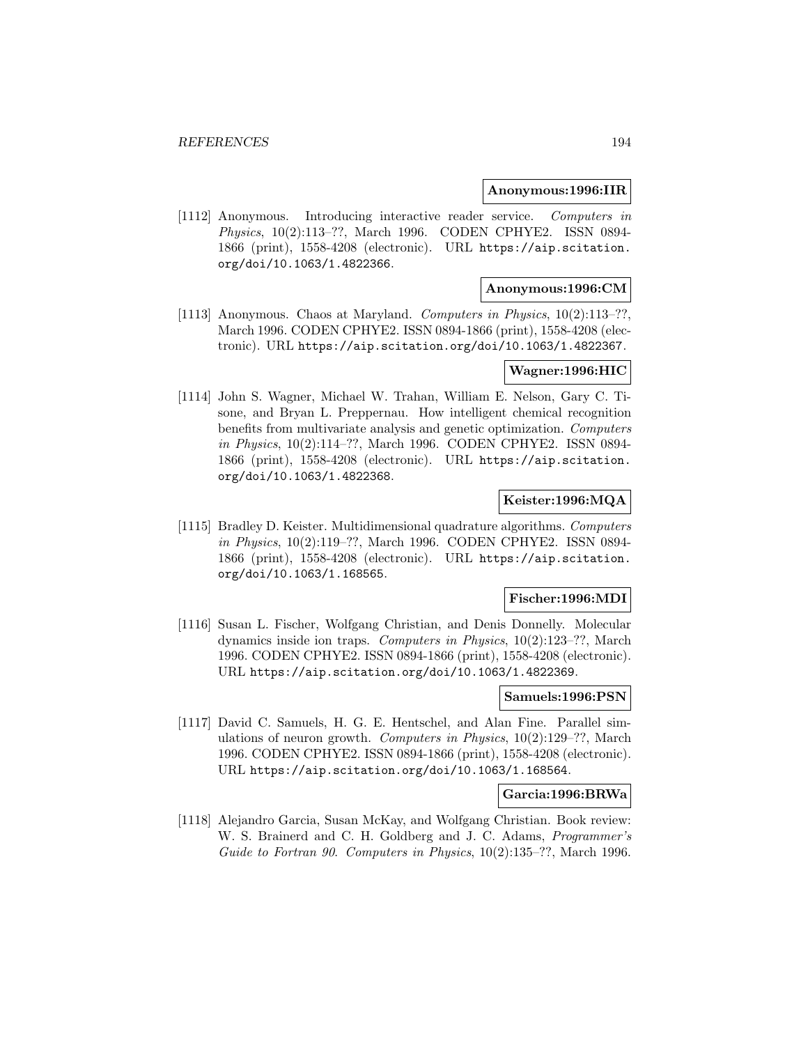**Anonymous:1996:IIR**

[1112] Anonymous. Introducing interactive reader service. *Computers in Physics*, 10(2):113–??, March 1996. CODEN CPHYE2. ISSN 0894-1866 (print), 1558-4208 (electronic). URL https://aip.scitation.org/doi/10.1063/1.4822366.

**Anonymous:1996:CM**

[1113] Anonymous. Chaos at Maryland. *Computers in Physics*, 10(2):113–??, March 1996. CODEN CPHYE2. ISSN 0894-1866 (print), 1558-4208 (electronic). URL https://aip.scitation.org/doi/10.1063/1.4822367.

**Wagner:1996:HIC**

[1114] John S. Wagner, Michael W. Trahan, William E. Nelson, Gary C. Tisone, and Bryan L. Preppernau. How intelligent chemical recognition benefits from multivariate analysis and genetic optimization. *Computers in Physics*, 10(2):114–??, March 1996. CODEN CPHYE2. ISSN 0894-1866 (print), 1558-4208 (electronic). URL https://aip.scitation.org/doi/10.1063/1.4822368.

**Keister:1996:MQA**

[1115] Bradley D. Keister. Multidimensional quadrature algorithms. *Computers in Physics*, 10(2):119–??, March 1996. CODEN CPHYE2. ISSN 0894-1866 (print), 1558-4208 (electronic). URL https://aip.scitation.org/doi/10.1063/1.168565.

**Fischer:1996:MDI**

[1116] Susan L. Fischer, Wolfgang Christian, and Denis Donnelly. Molecular dynamics inside ion traps. *Computers in Physics*, 10(2):123–??, March 1996. CODEN CPHYE2. ISSN 0894-1866 (print), 1558-4208 (electronic). URL https://aip.scitation.org/doi/10.1063/1.4822369.

**Samuels:1996:PSN**

[1117] David C. Samuels, H. G. E. Hentschel, and Alan Fine. Parallel simulations of neuron growth. *Computers in Physics*, 10(2):129–??, March 1996. CODEN CPHYE2. ISSN 0894-1866 (print), 1558-4208 (electronic). URL https://aip.scitation.org/doi/10.1063/1.168564.

**Garcia:1996:BRWa**

[1118] Alejandro Garcia, Susan McKay, and Wolfgang Christian. Book review: W. S. Brainerd and C. H. Goldberg and J. C. Adams, *Programmer's Guide to Fortran 90*. *Computers in Physics*, 10(2):135–??, March 1996.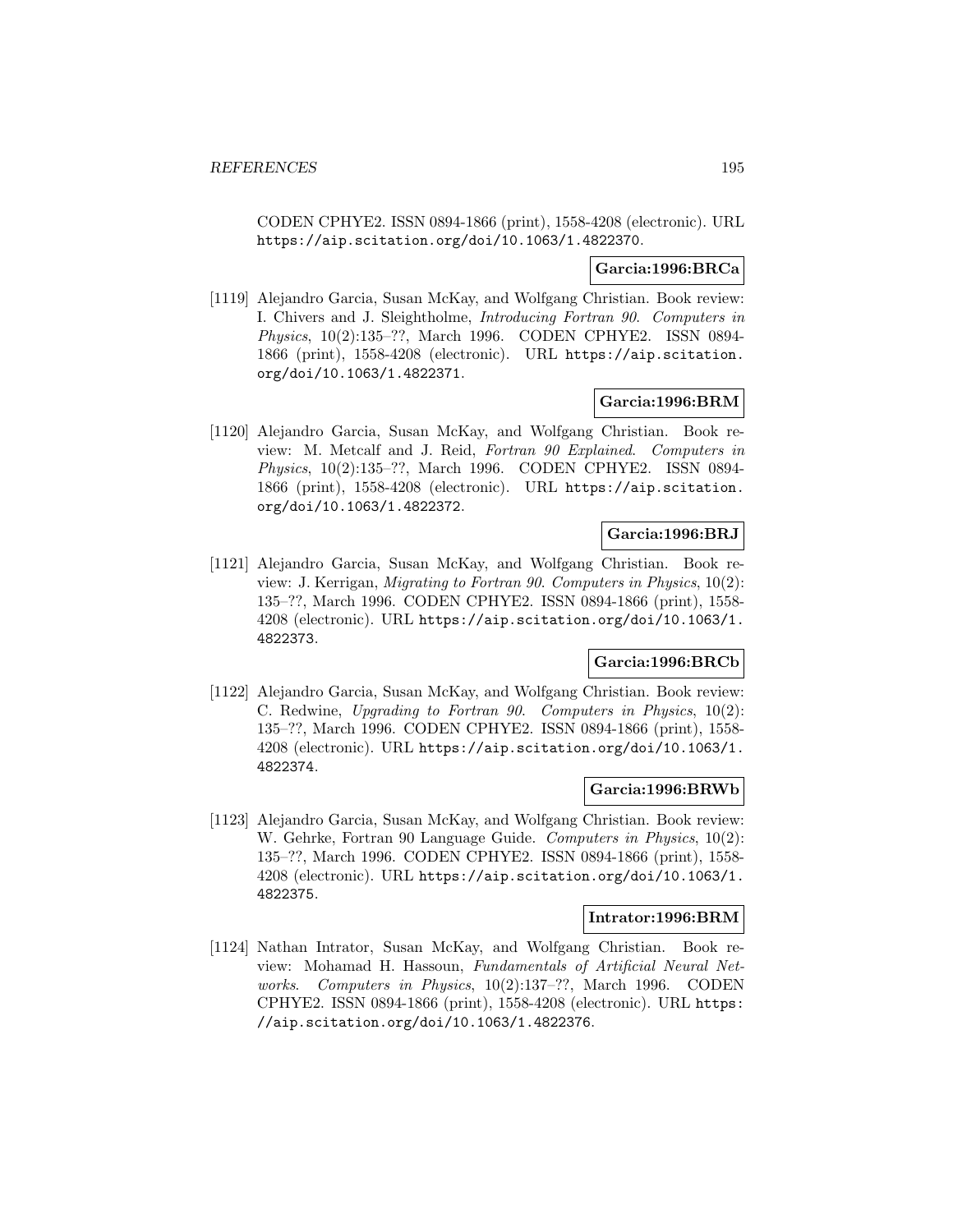CODEN CPHYE2. ISSN 0894-1866 (print), 1558-4208 (electronic). URL `https://aip.scitation.org/doi/10.1063/1.4822370`.

**Garcia:1996:BRCa**

[1119] Alejandro Garcia, Susan McKay, and Wolfgang Christian. Book review: I. Chivers and J. Sleightholme, *Introducing Fortran 90*. *Computers in Physics*, 10(2):135–??, March 1996. CODEN CPHYE2. ISSN 0894-1866 (print), 1558-4208 (electronic). URL `https://aip.scitation.org/doi/10.1063/1.4822371`.

**Garcia:1996:BRM**

[1120] Alejandro Garcia, Susan McKay, and Wolfgang Christian. Book review: M. Metcalf and J. Reid, *Fortran 90 Explained*. *Computers in Physics*, 10(2):135–??, March 1996. CODEN CPHYE2. ISSN 0894-1866 (print), 1558-4208 (electronic). URL `https://aip.scitation.org/doi/10.1063/1.4822372`.

**Garcia:1996:BRJ**

[1121] Alejandro Garcia, Susan McKay, and Wolfgang Christian. Book review: J. Kerrigan, *Migrating to Fortran 90*. *Computers in Physics*, 10(2): 135–??, March 1996. CODEN CPHYE2. ISSN 0894-1866 (print), 1558-4208 (electronic). URL `https://aip.scitation.org/doi/10.1063/1.4822373`.

**Garcia:1996:BRCb**

[1122] Alejandro Garcia, Susan McKay, and Wolfgang Christian. Book review: C. Redwine, *Upgrading to Fortran 90*. *Computers in Physics*, 10(2): 135–??, March 1996. CODEN CPHYE2. ISSN 0894-1866 (print), 1558-4208 (electronic). URL `https://aip.scitation.org/doi/10.1063/1.4822374`.

**Garcia:1996:BRWb**

[1123] Alejandro Garcia, Susan McKay, and Wolfgang Christian. Book review: W. Gehrke, Fortran 90 Language Guide. *Computers in Physics*, 10(2): 135–??, March 1996. CODEN CPHYE2. ISSN 0894-1866 (print), 1558-4208 (electronic). URL `https://aip.scitation.org/doi/10.1063/1.4822375`.

**Intrator:1996:BRM**

[1124] Nathan Intrator, Susan McKay, and Wolfgang Christian. Book review: Mohamad H. Hassoun, *Fundamentals of Artificial Neural Networks*. *Computers in Physics*, 10(2):137–??, March 1996. CODEN CPHYE2. ISSN 0894-1866 (print), 1558-4208 (electronic). URL `https://aip.scitation.org/doi/10.1063/1.4822376`.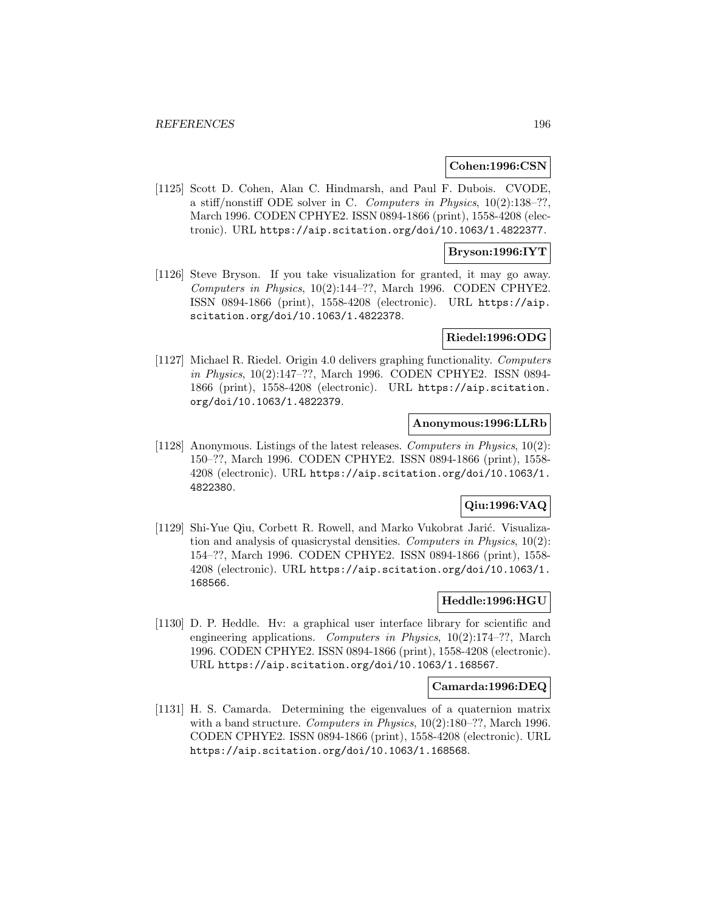**Cohen:1996:CSN**

[1125] Scott D. Cohen, Alan C. Hindmarsh, and Paul F. Dubois. CVODE, a stiff/nonstiff ODE solver in C. *Computers in Physics*, 10(2):138–??, March 1996. CODEN CPHYE2. ISSN 0894-1866 (print), 1558-4208 (electronic). URL https://aip.scitation.org/doi/10.1063/1.4822377.

**Bryson:1996:IYT**

[1126] Steve Bryson. If you take visualization for granted, it may go away. *Computers in Physics*, 10(2):144–??, March 1996. CODEN CPHYE2. ISSN 0894-1866 (print), 1558-4208 (electronic). URL https://aip.scitation.org/doi/10.1063/1.4822378.

**Riedel:1996:ODG**

[1127] Michael R. Riedel. Origin 4.0 delivers graphing functionality. *Computers in Physics*, 10(2):147–??, March 1996. CODEN CPHYE2. ISSN 0894-1866 (print), 1558-4208 (electronic). URL https://aip.scitation.org/doi/10.1063/1.4822379.

**Anonymous:1996:LLRb**

[1128] Anonymous. Listings of the latest releases. *Computers in Physics*, 10(2): 150–??, March 1996. CODEN CPHYE2. ISSN 0894-1866 (print), 1558-4208 (electronic). URL https://aip.scitation.org/doi/10.1063/1.4822380.

**Qiu:1996:VAQ**

[1129] Shi-Yue Qiu, Corbett R. Rowell, and Marko Vukobrat Jarić. Visualization and analysis of quasicrystal densities. *Computers in Physics*, 10(2): 154–??, March 1996. CODEN CPHYE2. ISSN 0894-1866 (print), 1558-4208 (electronic). URL https://aip.scitation.org/doi/10.1063/1.168566.

**Heddle:1996:HGU**

[1130] D. P. Heddle. Hv: a graphical user interface library for scientific and engineering applications. *Computers in Physics*, 10(2):174–??, March 1996. CODEN CPHYE2. ISSN 0894-1866 (print), 1558-4208 (electronic). URL https://aip.scitation.org/doi/10.1063/1.168567.

**Camarda:1996:DEQ**

[1131] H. S. Camarda. Determining the eigenvalues of a quaternion matrix with a band structure. *Computers in Physics*, 10(2):180–??, March 1996. CODEN CPHYE2. ISSN 0894-1866 (print), 1558-4208 (electronic). URL https://aip.scitation.org/doi/10.1063/1.168568.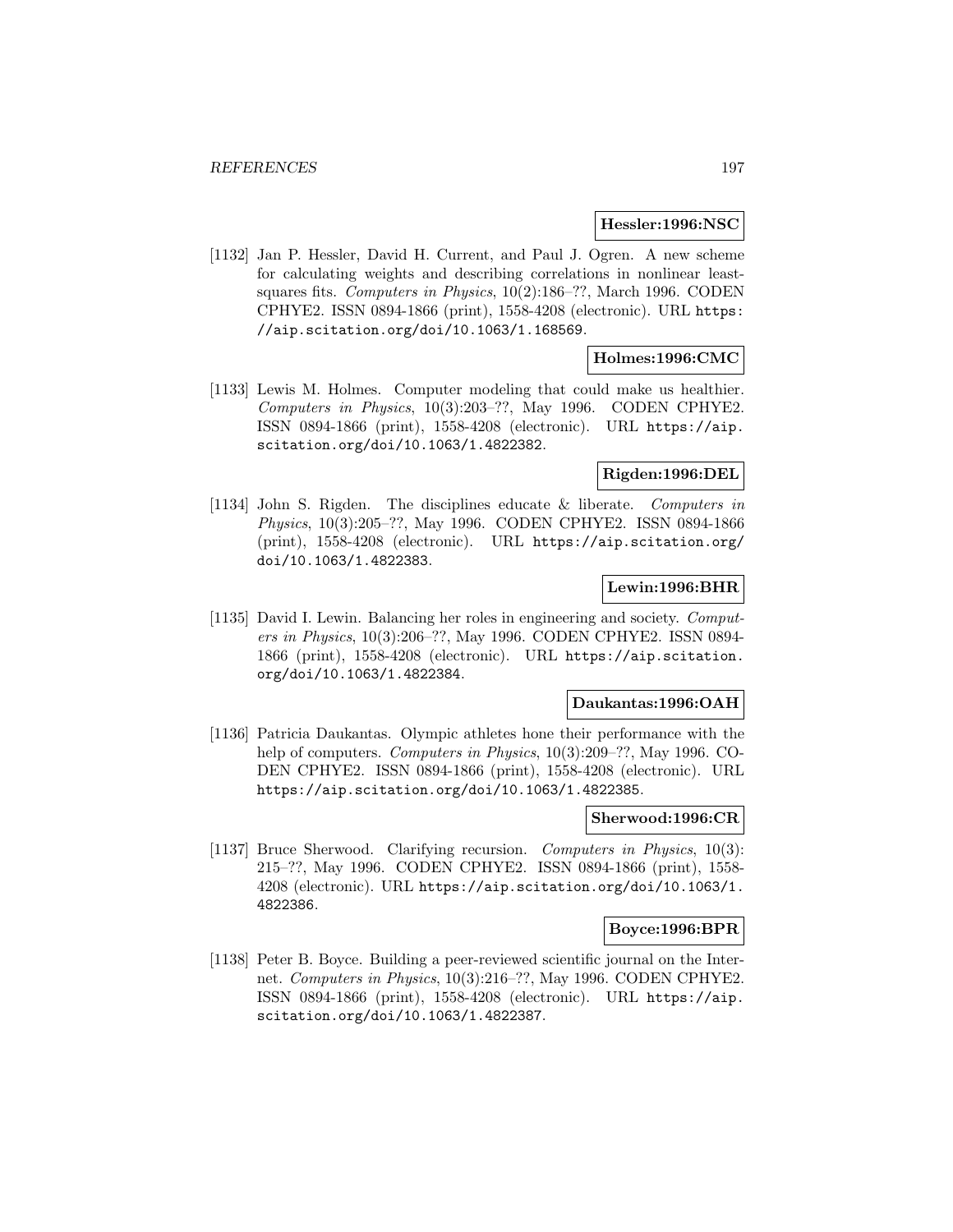**Hessler:1996:NSC**

[1132] Jan P. Hessler, David H. Current, and Paul J. Ogren. A new scheme for calculating weights and describing correlations in nonlinear least-squares fits. *Computers in Physics*, 10(2):186–??, March 1996. CODEN CPHYE2. ISSN 0894-1866 (print), 1558-4208 (electronic). URL https://aip.scitation.org/doi/10.1063/1.168569.

**Holmes:1996:CMC**

[1133] Lewis M. Holmes. Computer modeling that could make us healthier. *Computers in Physics*, 10(3):203–??, May 1996. CODEN CPHYE2. ISSN 0894-1866 (print), 1558-4208 (electronic). URL https://aip.scitation.org/doi/10.1063/1.4822382.

**Rigden:1996:DEL**

[1134] John S. Rigden. The disciplines educate & liberate. *Computers in Physics*, 10(3):205–??, May 1996. CODEN CPHYE2. ISSN 0894-1866 (print), 1558-4208 (electronic). URL https://aip.scitation.org/doi/10.1063/1.4822383.

**Lewin:1996:BHR**

[1135] David I. Lewin. Balancing her roles in engineering and society. *Computers in Physics*, 10(3):206–??, May 1996. CODEN CPHYE2. ISSN 0894-1866 (print), 1558-4208 (electronic). URL https://aip.scitation.org/doi/10.1063/1.4822384.

**Daukantas:1996:OAH**

[1136] Patricia Daukantas. Olympic athletes hone their performance with the help of computers. *Computers in Physics*, 10(3):209–??, May 1996. CODEN CPHYE2. ISSN 0894-1866 (print), 1558-4208 (electronic). URL https://aip.scitation.org/doi/10.1063/1.4822385.

**Sherwood:1996:CR**

[1137] Bruce Sherwood. Clarifying recursion. *Computers in Physics*, 10(3):215–??, May 1996. CODEN CPHYE2. ISSN 0894-1866 (print), 1558-4208 (electronic). URL https://aip.scitation.org/doi/10.1063/1.4822386.

**Boyce:1996:BPR**

[1138] Peter B. Boyce. Building a peer-reviewed scientific journal on the Internet. *Computers in Physics*, 10(3):216–??, May 1996. CODEN CPHYE2. ISSN 0894-1866 (print), 1558-4208 (electronic). URL https://aip.scitation.org/doi/10.1063/1.4822387.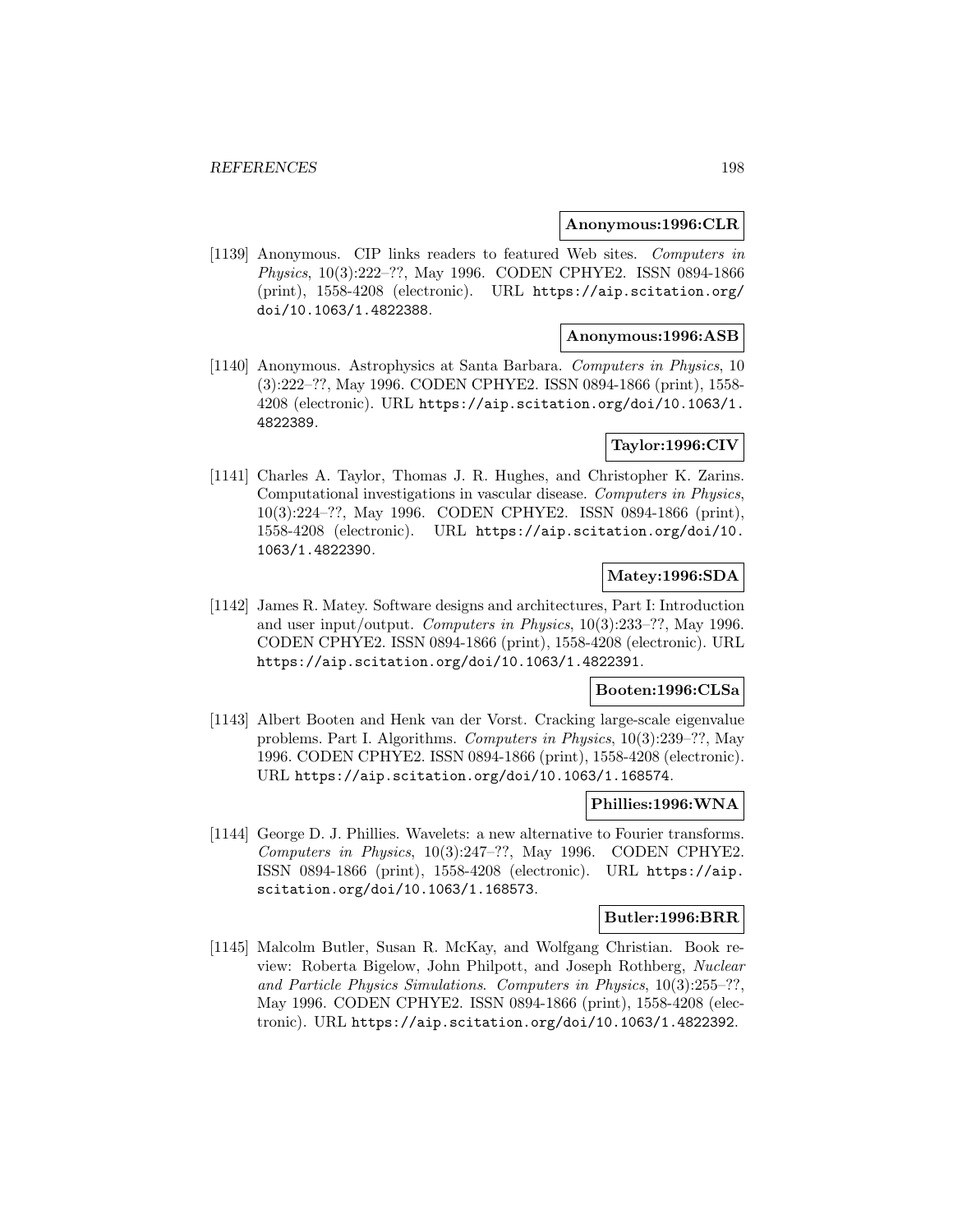**Anonymous:1996:CLR**

[1139] Anonymous. CIP links readers to featured Web sites. *Computers in Physics*, 10(3):222–??, May 1996. CODEN CPHYE2. ISSN 0894-1866 (print), 1558-4208 (electronic). URL https://aip.scitation.org/doi/10.1063/1.4822388.

**Anonymous:1996:ASB**

[1140] Anonymous. Astrophysics at Santa Barbara. *Computers in Physics*, 10 (3):222–??, May 1996. CODEN CPHYE2. ISSN 0894-1866 (print), 1558-4208 (electronic). URL https://aip.scitation.org/doi/10.1063/1.4822389.

**Taylor:1996:CIV**

[1141] Charles A. Taylor, Thomas J. R. Hughes, and Christopher K. Zarins. Computational investigations in vascular disease. *Computers in Physics*, 10(3):224–??, May 1996. CODEN CPHYE2. ISSN 0894-1866 (print), 1558-4208 (electronic). URL https://aip.scitation.org/doi/10.1063/1.4822390.

**Matey:1996:SDA**

[1142] James R. Matey. Software designs and architectures, Part I: Introduction and user input/output. *Computers in Physics*, 10(3):233–??, May 1996. CODEN CPHYE2. ISSN 0894-1866 (print), 1558-4208 (electronic). URL https://aip.scitation.org/doi/10.1063/1.4822391.

**Booten:1996:CLSa**

[1143] Albert Booten and Henk van der Vorst. Cracking large-scale eigenvalue problems. Part I. Algorithms. *Computers in Physics*, 10(3):239–??, May 1996. CODEN CPHYE2. ISSN 0894-1866 (print), 1558-4208 (electronic). URL https://aip.scitation.org/doi/10.1063/1.168574.

**Phillies:1996:WNA**

[1144] George D. J. Phillies. Wavelets: a new alternative to Fourier transforms. *Computers in Physics*, 10(3):247–??, May 1996. CODEN CPHYE2. ISSN 0894-1866 (print), 1558-4208 (electronic). URL https://aip.scitation.org/doi/10.1063/1.168573.

**Butler:1996:BRR**

[1145] Malcolm Butler, Susan R. McKay, and Wolfgang Christian. Book review: Roberta Bigelow, John Philpott, and Joseph Rothberg, *Nuclear and Particle Physics Simulations*. *Computers in Physics*, 10(3):255–??, May 1996. CODEN CPHYE2. ISSN 0894-1866 (print), 1558-4208 (electronic). URL https://aip.scitation.org/doi/10.1063/1.4822392.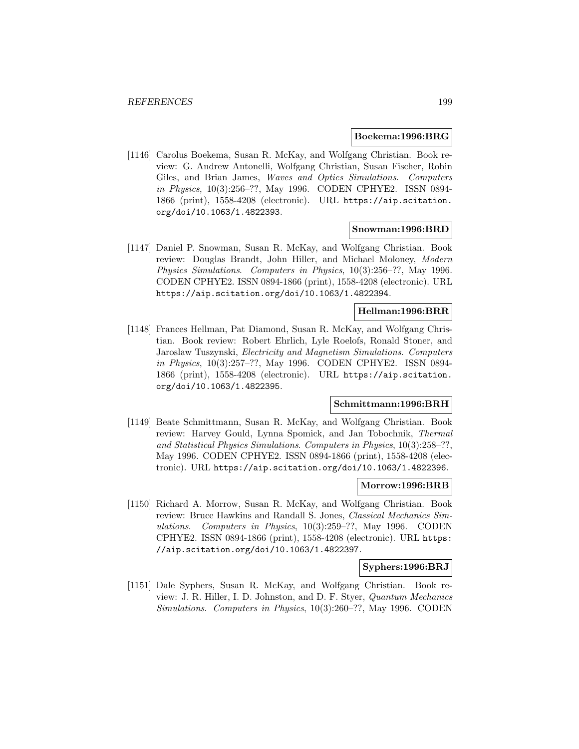**Boekema:1996:BRG**

[1146] Carolus Boekema, Susan R. McKay, and Wolfgang Christian. Book review: G. Andrew Antonelli, Wolfgang Christian, Susan Fischer, Robin Giles, and Brian James, *Waves and Optics Simulations*. *Computers in Physics*, 10(3):256–??, May 1996. CODEN CPHYE2. ISSN 0894-1866 (print), 1558-4208 (electronic). URL https://aip.scitation.org/doi/10.1063/1.4822393.

**Snowman:1996:BRD**

[1147] Daniel P. Snowman, Susan R. McKay, and Wolfgang Christian. Book review: Douglas Brandt, John Hiller, and Michael Moloney, *Modern Physics Simulations*. *Computers in Physics*, 10(3):256–??, May 1996. CODEN CPHYE2. ISSN 0894-1866 (print), 1558-4208 (electronic). URL https://aip.scitation.org/doi/10.1063/1.4822394.

**Hellman:1996:BRR**

[1148] Frances Hellman, Pat Diamond, Susan R. McKay, and Wolfgang Christian. Book review: Robert Ehrlich, Lyle Roelofs, Ronald Stoner, and Jaroslaw Tuszynski, *Electricity and Magnetism Simulations*. *Computers in Physics*, 10(3):257–??, May 1996. CODEN CPHYE2. ISSN 0894-1866 (print), 1558-4208 (electronic). URL https://aip.scitation.org/doi/10.1063/1.4822395.

**Schmittmann:1996:BRH**

[1149] Beate Schmittmann, Susan R. McKay, and Wolfgang Christian. Book review: Harvey Gould, Lynna Spomick, and Jan Tobochnik, *Thermal and Statistical Physics Simulations*. *Computers in Physics*, 10(3):258–??, May 1996. CODEN CPHYE2. ISSN 0894-1866 (print), 1558-4208 (electronic). URL https://aip.scitation.org/doi/10.1063/1.4822396.

**Morrow:1996:BRB**

[1150] Richard A. Morrow, Susan R. McKay, and Wolfgang Christian. Book review: Bruce Hawkins and Randall S. Jones, *Classical Mechanics Simulations*. *Computers in Physics*, 10(3):259–??, May 1996. CODEN CPHYE2. ISSN 0894-1866 (print), 1558-4208 (electronic). URL https://aip.scitation.org/doi/10.1063/1.4822397.

**Syphers:1996:BRJ**

[1151] Dale Syphers, Susan R. McKay, and Wolfgang Christian. Book review: J. R. Hiller, I. D. Johnston, and D. F. Styer, *Quantum Mechanics Simulations*. *Computers in Physics*, 10(3):260–??, May 1996. CODEN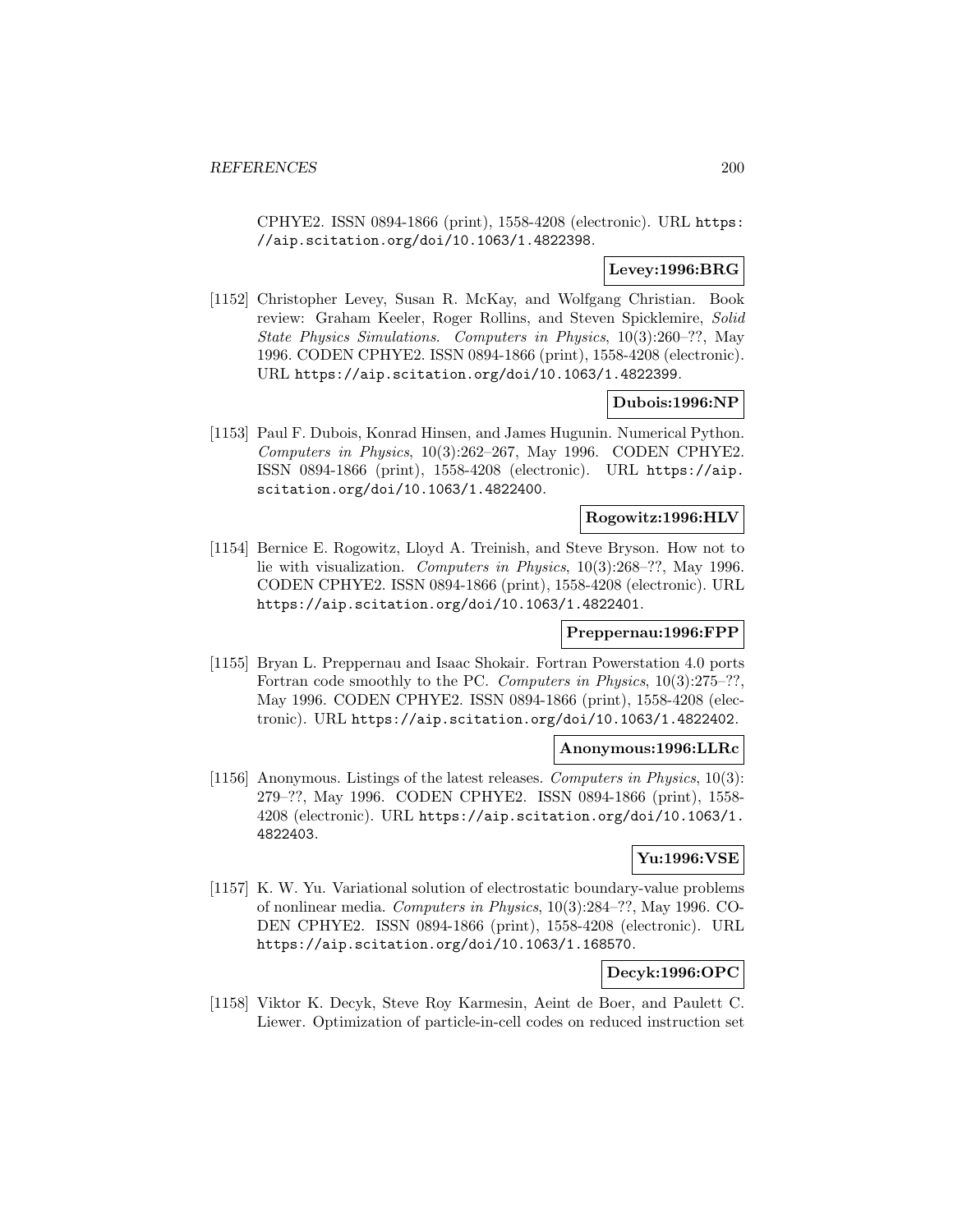CPHYE2. ISSN 0894-1866 (print), 1558-4208 (electronic). URL `https://aip.scitation.org/doi/10.1063/1.4822398`.

**Levey:1996:BRG**

[1152] Christopher Levey, Susan R. McKay, and Wolfgang Christian. Book review: Graham Keeler, Roger Rollins, and Steven Spicklemire, *Solid State Physics Simulations*. *Computers in Physics*, 10(3):260–??, May 1996. CODEN CPHYE2. ISSN 0894-1866 (print), 1558-4208 (electronic). URL `https://aip.scitation.org/doi/10.1063/1.4822399`.

**Dubois:1996:NP**

[1153] Paul F. Dubois, Konrad Hinsen, and James Hugunin. Numerical Python. *Computers in Physics*, 10(3):262–267, May 1996. CODEN CPHYE2. ISSN 0894-1866 (print), 1558-4208 (electronic). URL `https://aip.scitation.org/doi/10.1063/1.4822400`.

**Rogowitz:1996:HLV**

[1154] Bernice E. Rogowitz, Lloyd A. Treinish, and Steve Bryson. How not to lie with visualization. *Computers in Physics*, 10(3):268–??, May 1996. CODEN CPHYE2. ISSN 0894-1866 (print), 1558-4208 (electronic). URL `https://aip.scitation.org/doi/10.1063/1.4822401`.

**Preppernau:1996:FPP**

[1155] Bryan L. Preppernau and Isaac Shokair. Fortran Powerstation 4.0 ports Fortran code smoothly to the PC. *Computers in Physics*, 10(3):275–??, May 1996. CODEN CPHYE2. ISSN 0894-1866 (print), 1558-4208 (electronic). URL `https://aip.scitation.org/doi/10.1063/1.4822402`.

**Anonymous:1996:LLRc**

[1156] Anonymous. Listings of the latest releases. *Computers in Physics*, 10(3): 279–??, May 1996. CODEN CPHYE2. ISSN 0894-1866 (print), 1558-4208 (electronic). URL `https://aip.scitation.org/doi/10.1063/1.4822403`.

**Yu:1996:VSE**

[1157] K. W. Yu. Variational solution of electrostatic boundary-value problems of nonlinear media. *Computers in Physics*, 10(3):284–??, May 1996. CODEN CPHYE2. ISSN 0894-1866 (print), 1558-4208 (electronic). URL `https://aip.scitation.org/doi/10.1063/1.168570`.

**Decyk:1996:OPC**

[1158] Viktor K. Decyk, Steve Roy Karmesin, Aeint de Boer, and Paulett C. Liewer. Optimization of particle-in-cell codes on reduced instruction set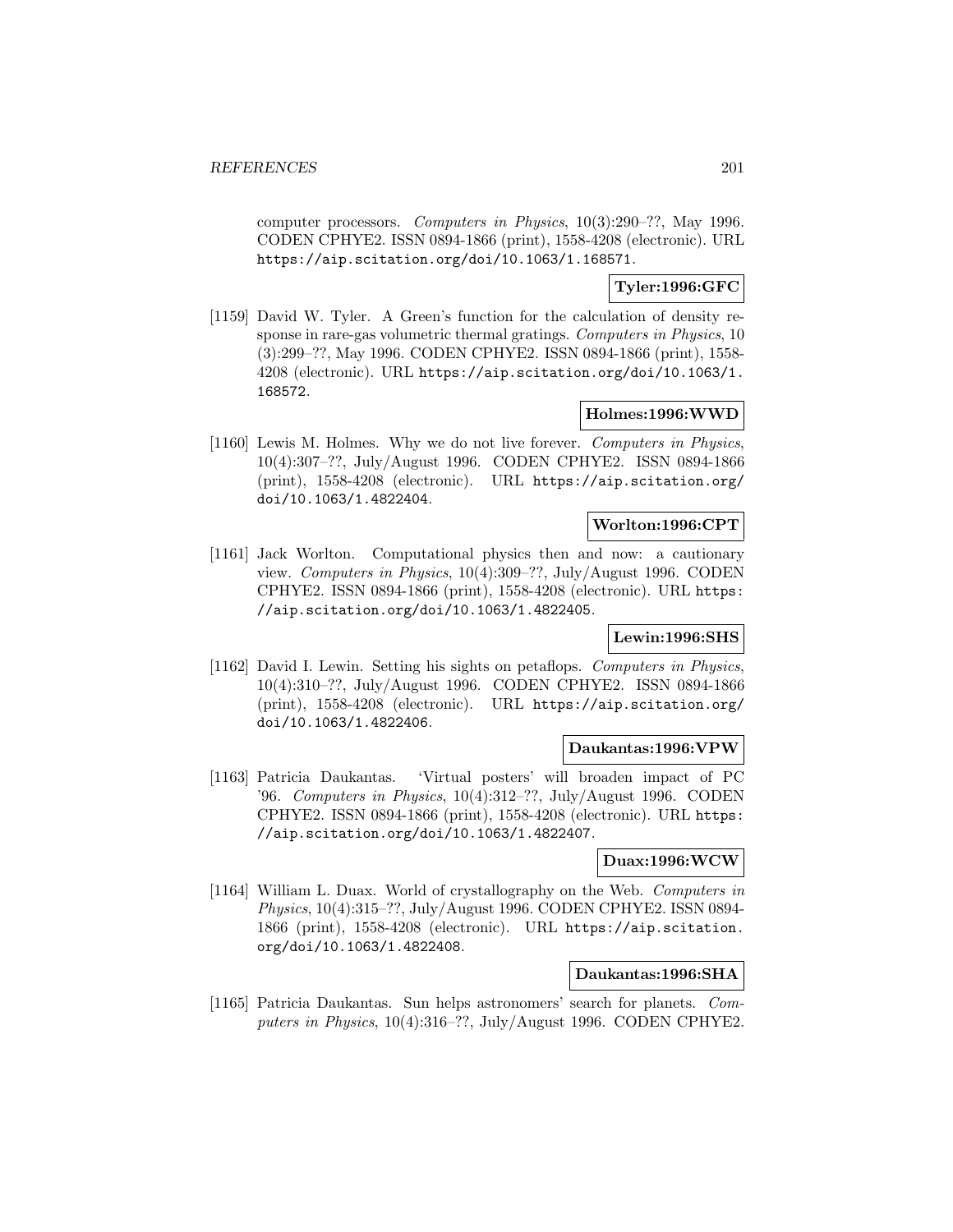computer processors. *Computers in Physics*, 10(3):290–??, May 1996. CODEN CPHYE2. ISSN 0894-1866 (print), 1558-4208 (electronic). URL https://aip.scitation.org/doi/10.1063/1.168571.

**Tyler:1996:GFC**

[1159] David W. Tyler. A Green's function for the calculation of density response in rare-gas volumetric thermal gratings. *Computers in Physics*, 10 (3):299–??, May 1996. CODEN CPHYE2. ISSN 0894-1866 (print), 1558-4208 (electronic). URL https://aip.scitation.org/doi/10.1063/1.168572.

**Holmes:1996:WWD**

[1160] Lewis M. Holmes. Why we do not live forever. *Computers in Physics*, 10(4):307–??, July/August 1996. CODEN CPHYE2. ISSN 0894-1866 (print), 1558-4208 (electronic). URL https://aip.scitation.org/doi/10.1063/1.4822404.

**Worlton:1996:CPT**

[1161] Jack Worlton. Computational physics then and now: a cautionary view. *Computers in Physics*, 10(4):309–??, July/August 1996. CODEN CPHYE2. ISSN 0894-1866 (print), 1558-4208 (electronic). URL https://aip.scitation.org/doi/10.1063/1.4822405.

**Lewin:1996:SHS**

[1162] David I. Lewin. Setting his sights on petaflops. *Computers in Physics*, 10(4):310–??, July/August 1996. CODEN CPHYE2. ISSN 0894-1866 (print), 1558-4208 (electronic). URL https://aip.scitation.org/doi/10.1063/1.4822406.

**Daukantas:1996:VPW**

[1163] Patricia Daukantas. 'Virtual posters' will broaden impact of PC '96. *Computers in Physics*, 10(4):312–??, July/August 1996. CODEN CPHYE2. ISSN 0894-1866 (print), 1558-4208 (electronic). URL https://aip.scitation.org/doi/10.1063/1.4822407.

**Duax:1996:WCW**

[1164] William L. Duax. World of crystallography on the Web. *Computers in Physics*, 10(4):315–??, July/August 1996. CODEN CPHYE2. ISSN 0894-1866 (print), 1558-4208 (electronic). URL https://aip.scitation.org/doi/10.1063/1.4822408.

**Daukantas:1996:SHA**

[1165] Patricia Daukantas. Sun helps astronomers' search for planets. *Computers in Physics*, 10(4):316–??, July/August 1996. CODEN CPHYE2.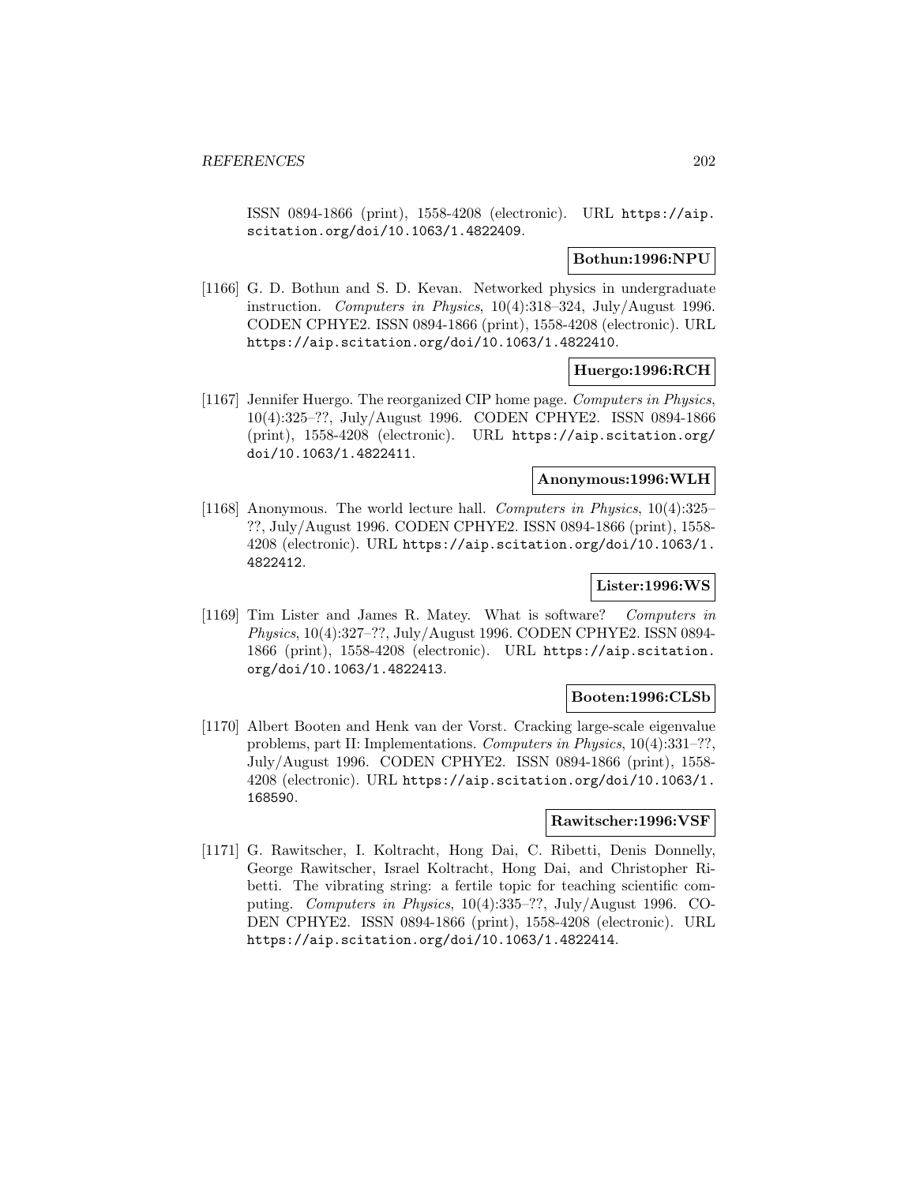ISSN 0894-1866 (print), 1558-4208 (electronic). URL https://aip.scitation.org/doi/10.1063/1.4822409.

**Bothun:1996:NPU**

[1166] G. D. Bothun and S. D. Kevan. Networked physics in undergraduate instruction. *Computers in Physics*, 10(4):318–324, July/August 1996. CODEN CPHYE2. ISSN 0894-1866 (print), 1558-4208 (electronic). URL https://aip.scitation.org/doi/10.1063/1.4822410.

**Huergo:1996:RCH**

[1167] Jennifer Huergo. The reorganized CIP home page. *Computers in Physics*, 10(4):325–??, July/August 1996. CODEN CPHYE2. ISSN 0894-1866 (print), 1558-4208 (electronic). URL https://aip.scitation.org/doi/10.1063/1.4822411.

**Anonymous:1996:WLH**

[1168] Anonymous. The world lecture hall. *Computers in Physics*, 10(4):325–??, July/August 1996. CODEN CPHYE2. ISSN 0894-1866 (print), 1558-4208 (electronic). URL https://aip.scitation.org/doi/10.1063/1.4822412.

**Lister:1996:WS**

[1169] Tim Lister and James R. Matey. What is software? *Computers in Physics*, 10(4):327–??, July/August 1996. CODEN CPHYE2. ISSN 0894-1866 (print), 1558-4208 (electronic). URL https://aip.scitation.org/doi/10.1063/1.4822413.

**Booten:1996:CLSb**

[1170] Albert Booten and Henk van der Vorst. Cracking large-scale eigenvalue problems, part II: Implementations. *Computers in Physics*, 10(4):331–??, July/August 1996. CODEN CPHYE2. ISSN 0894-1866 (print), 1558-4208 (electronic). URL https://aip.scitation.org/doi/10.1063/1.168590.

**Rawitscher:1996:VSF**

[1171] G. Rawitscher, I. Koltracht, Hong Dai, C. Ribetti, Denis Donnelly, George Rawitscher, Israel Koltracht, Hong Dai, and Christopher Ribetti. The vibrating string: a fertile topic for teaching scientific computing. *Computers in Physics*, 10(4):335–??, July/August 1996. CODEN CPHYE2. ISSN 0894-1866 (print), 1558-4208 (electronic). URL https://aip.scitation.org/doi/10.1063/1.4822414.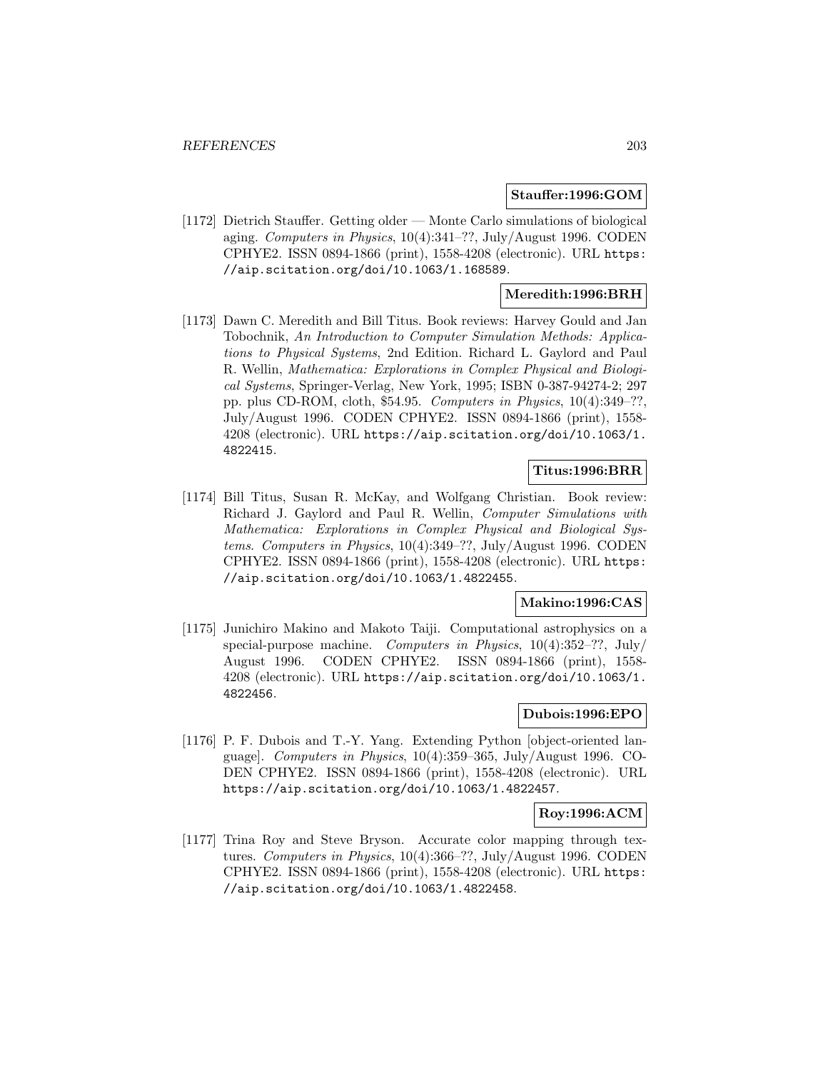**Stauffer:1996:GOM**

[1172] Dietrich Stauffer. Getting older — Monte Carlo simulations of biological aging. *Computers in Physics*, 10(4):341–??, July/August 1996. CODEN CPHYE2. ISSN 0894-1866 (print), 1558-4208 (electronic). URL https://aip.scitation.org/doi/10.1063/1.168589.

**Meredith:1996:BRH**

[1173] Dawn C. Meredith and Bill Titus. Book reviews: Harvey Gould and Jan Tobochnik, *An Introduction to Computer Simulation Methods: Applications to Physical Systems*, 2nd Edition. Richard L. Gaylord and Paul R. Wellin, *Mathematica: Explorations in Complex Physical and Biological Systems*, Springer-Verlag, New York, 1995; ISBN 0-387-94274-2; 297 pp. plus CD-ROM, cloth, $54.95. *Computers in Physics*, 10(4):349–??, July/August 1996. CODEN CPHYE2. ISSN 0894-1866 (print), 1558-4208 (electronic). URL https://aip.scitation.org/doi/10.1063/1.4822415.

**Titus:1996:BRR**

[1174] Bill Titus, Susan R. McKay, and Wolfgang Christian. Book review: Richard J. Gaylord and Paul R. Wellin, *Computer Simulations with Mathematica: Explorations in Complex Physical and Biological Systems*. *Computers in Physics*, 10(4):349–??, July/August 1996. CODEN CPHYE2. ISSN 0894-1866 (print), 1558-4208 (electronic). URL https://aip.scitation.org/doi/10.1063/1.4822455.

**Makino:1996:CAS**

[1175] Junichiro Makino and Makoto Taiji. Computational astrophysics on a special-purpose machine. *Computers in Physics*, 10(4):352–??, July/August 1996. CODEN CPHYE2. ISSN 0894-1866 (print), 1558-4208 (electronic). URL https://aip.scitation.org/doi/10.1063/1.4822456.

**Dubois:1996:EPO**

[1176] P. F. Dubois and T.-Y. Yang. Extending Python [object-oriented language]. *Computers in Physics*, 10(4):359–365, July/August 1996. CODEN CPHYE2. ISSN 0894-1866 (print), 1558-4208 (electronic). URL https://aip.scitation.org/doi/10.1063/1.4822457.

**Roy:1996:ACM**

[1177] Trina Roy and Steve Bryson. Accurate color mapping through textures. *Computers in Physics*, 10(4):366–??, July/August 1996. CODEN CPHYE2. ISSN 0894-1866 (print), 1558-4208 (electronic). URL https://aip.scitation.org/doi/10.1063/1.4822458.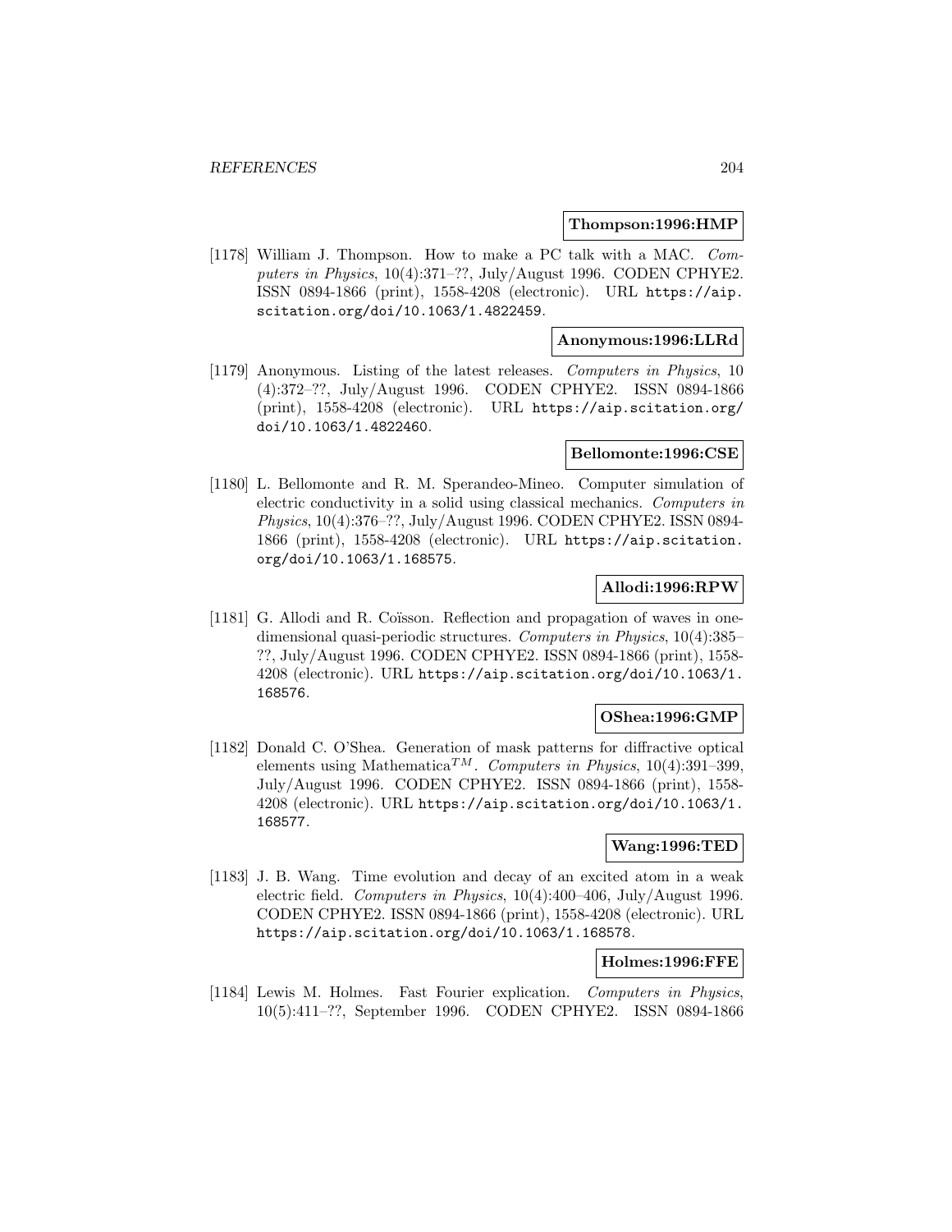**Thompson:1996:HMP**

[1178] William J. Thompson. How to make a PC talk with a MAC. *Computers in Physics*, 10(4):371–??, July/August 1996. CODEN CPHYE2. ISSN 0894-1866 (print), 1558-4208 (electronic). URL https://aip.scitation.org/doi/10.1063/1.4822459.

**Anonymous:1996:LLRd**

[1179] Anonymous. Listing of the latest releases. *Computers in Physics*, 10 (4):372–??, July/August 1996. CODEN CPHYE2. ISSN 0894-1866 (print), 1558-4208 (electronic). URL https://aip.scitation.org/doi/10.1063/1.4822460.

**Bellomonte:1996:CSE**

[1180] L. Bellomonte and R. M. Sperandeo-Mineo. Computer simulation of electric conductivity in a solid using classical mechanics. *Computers in Physics*, 10(4):376–??, July/August 1996. CODEN CPHYE2. ISSN 0894-1866 (print), 1558-4208 (electronic). URL https://aip.scitation.org/doi/10.1063/1.168575.

**Allodi:1996:RPW**

[1181] G. Allodi and R. Coïsson. Reflection and propagation of waves in one-dimensional quasi-periodic structures. *Computers in Physics*, 10(4):385–??, July/August 1996. CODEN CPHYE2. ISSN 0894-1866 (print), 1558-4208 (electronic). URL https://aip.scitation.org/doi/10.1063/1.168576.

**OShea:1996:GMP**

[1182] Donald C. O'Shea. Generation of mask patterns for diffractive optical elements using Mathematica$^{TM}$. *Computers in Physics*, 10(4):391–399, July/August 1996. CODEN CPHYE2. ISSN 0894-1866 (print), 1558-4208 (electronic). URL https://aip.scitation.org/doi/10.1063/1.168577.

**Wang:1996:TED**

[1183] J. B. Wang. Time evolution and decay of an excited atom in a weak electric field. *Computers in Physics*, 10(4):400–406, July/August 1996. CODEN CPHYE2. ISSN 0894-1866 (print), 1558-4208 (electronic). URL https://aip.scitation.org/doi/10.1063/1.168578.

**Holmes:1996:FFE**

[1184] Lewis M. Holmes. Fast Fourier explication. *Computers in Physics*, 10(5):411–??, September 1996. CODEN CPHYE2. ISSN 0894-1866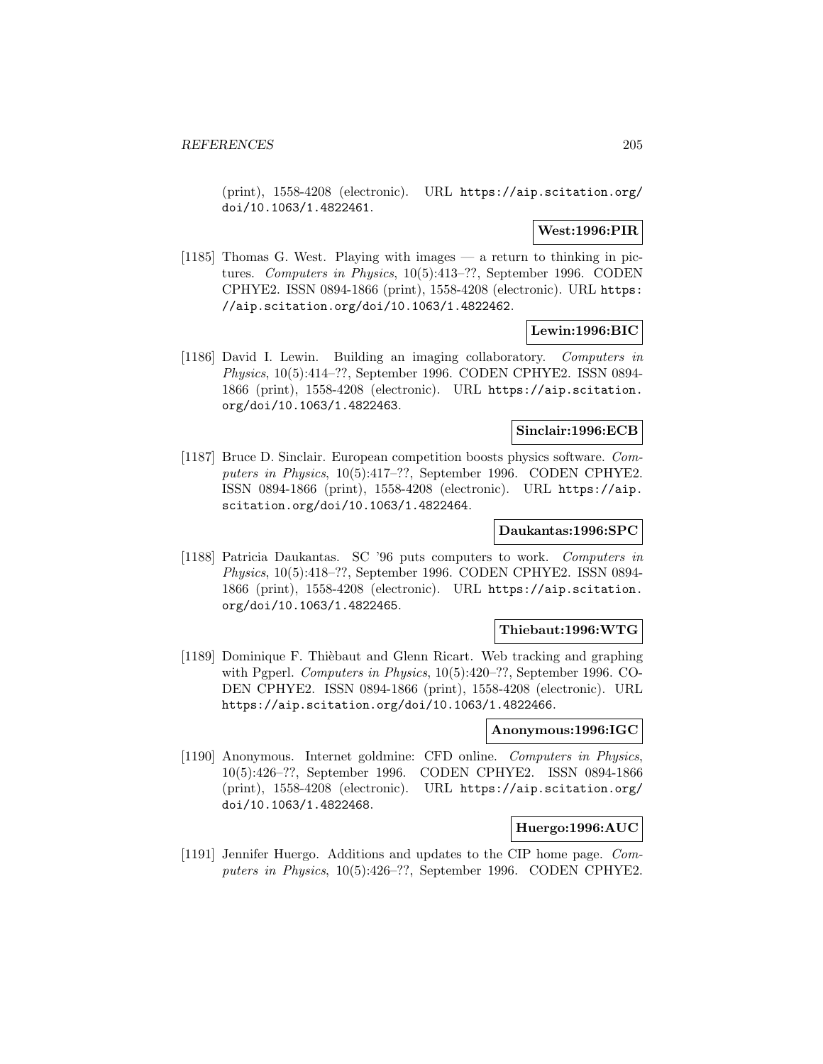(print), 1558-4208 (electronic). URL https://aip.scitation.org/doi/10.1063/1.4822461.

**West:1996:PIR**

[1185] Thomas G. West. Playing with images — a return to thinking in pictures. *Computers in Physics*, 10(5):413–??, September 1996. CODEN CPHYE2. ISSN 0894-1866 (print), 1558-4208 (electronic). URL https://aip.scitation.org/doi/10.1063/1.4822462.

**Lewin:1996:BIC**

[1186] David I. Lewin. Building an imaging collaboratory. *Computers in Physics*, 10(5):414–??, September 1996. CODEN CPHYE2. ISSN 0894-1866 (print), 1558-4208 (electronic). URL https://aip.scitation.org/doi/10.1063/1.4822463.

**Sinclair:1996:ECB**

[1187] Bruce D. Sinclair. European competition boosts physics software. *Computers in Physics*, 10(5):417–??, September 1996. CODEN CPHYE2. ISSN 0894-1866 (print), 1558-4208 (electronic). URL https://aip.scitation.org/doi/10.1063/1.4822464.

**Daukantas:1996:SPC**

[1188] Patricia Daukantas. SC '96 puts computers to work. *Computers in Physics*, 10(5):418–??, September 1996. CODEN CPHYE2. ISSN 0894-1866 (print), 1558-4208 (electronic). URL https://aip.scitation.org/doi/10.1063/1.4822465.

**Thiebaut:1996:WTG**

[1189] Dominique F. Thièbaut and Glenn Ricart. Web tracking and graphing with Pgperl. *Computers in Physics*, 10(5):420–??, September 1996. CODEN CPHYE2. ISSN 0894-1866 (print), 1558-4208 (electronic). URL https://aip.scitation.org/doi/10.1063/1.4822466.

**Anonymous:1996:IGC**

[1190] Anonymous. Internet goldmine: CFD online. *Computers in Physics*, 10(5):426–??, September 1996. CODEN CPHYE2. ISSN 0894-1866 (print), 1558-4208 (electronic). URL https://aip.scitation.org/doi/10.1063/1.4822468.

**Huergo:1996:AUC**

[1191] Jennifer Huergo. Additions and updates to the CIP home page. *Computers in Physics*, 10(5):426–??, September 1996. CODEN CPHYE2.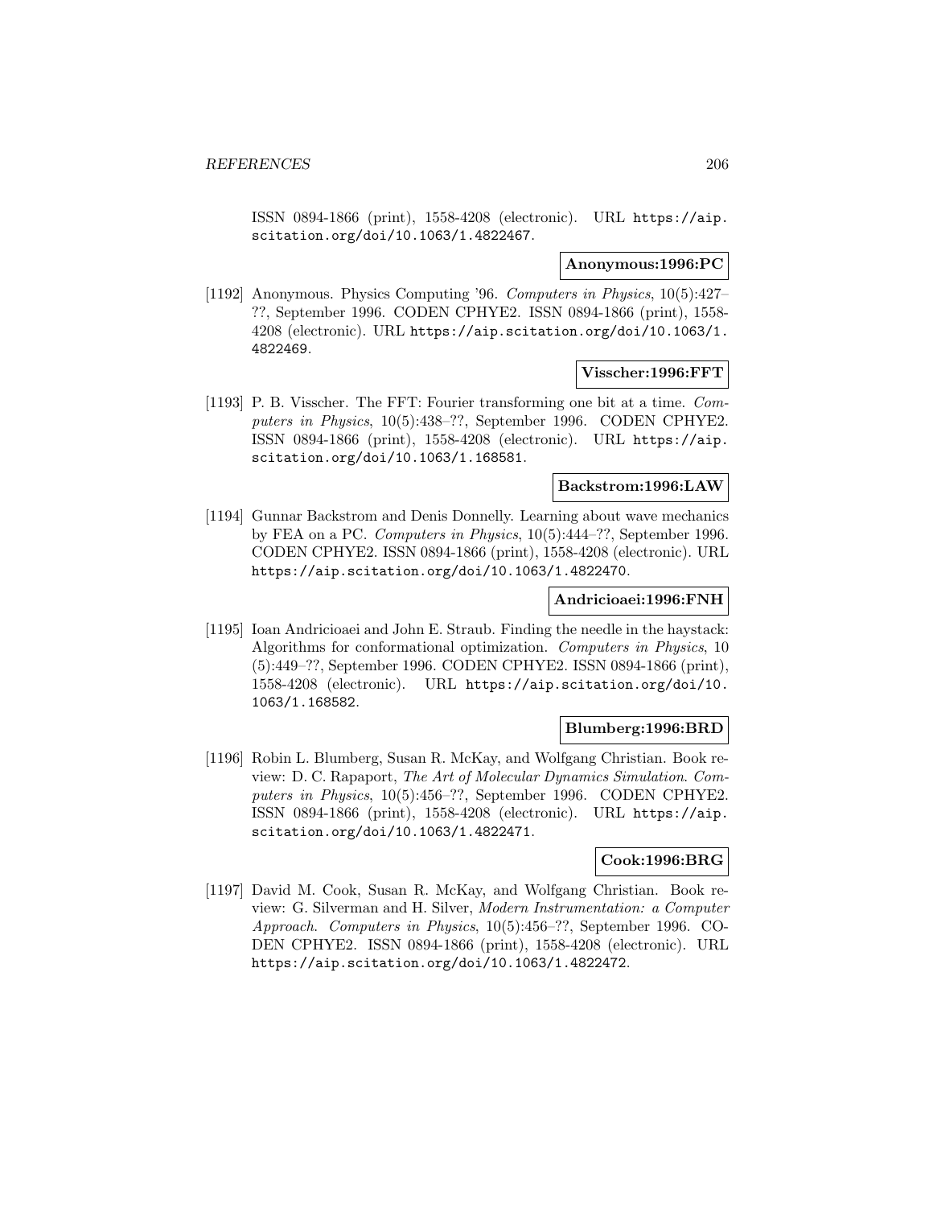ISSN 0894-1866 (print), 1558-4208 (electronic). URL https://aip.scitation.org/doi/10.1063/1.4822467.

**Anonymous:1996:PC**

[1192] Anonymous. Physics Computing '96. *Computers in Physics*, 10(5):427–??, September 1996. CODEN CPHYE2. ISSN 0894-1866 (print), 1558-4208 (electronic). URL https://aip.scitation.org/doi/10.1063/1.4822469.

**Visscher:1996:FFT**

[1193] P. B. Visscher. The FFT: Fourier transforming one bit at a time. *Computers in Physics*, 10(5):438–??, September 1996. CODEN CPHYE2. ISSN 0894-1866 (print), 1558-4208 (electronic). URL https://aip.scitation.org/doi/10.1063/1.168581.

**Backstrom:1996:LAW**

[1194] Gunnar Backstrom and Denis Donnelly. Learning about wave mechanics by FEA on a PC. *Computers in Physics*, 10(5):444–??, September 1996. CODEN CPHYE2. ISSN 0894-1866 (print), 1558-4208 (electronic). URL https://aip.scitation.org/doi/10.1063/1.4822470.

**Andricioaei:1996:FNH**

[1195] Ioan Andricioaei and John E. Straub. Finding the needle in the haystack: Algorithms for conformational optimization. *Computers in Physics*, 10 (5):449–??, September 1996. CODEN CPHYE2. ISSN 0894-1866 (print), 1558-4208 (electronic). URL https://aip.scitation.org/doi/10.1063/1.168582.

**Blumberg:1996:BRD**

[1196] Robin L. Blumberg, Susan R. McKay, and Wolfgang Christian. Book review: D. C. Rapaport, *The Art of Molecular Dynamics Simulation*. *Computers in Physics*, 10(5):456–??, September 1996. CODEN CPHYE2. ISSN 0894-1866 (print), 1558-4208 (electronic). URL https://aip.scitation.org/doi/10.1063/1.4822471.

**Cook:1996:BRG**

[1197] David M. Cook, Susan R. McKay, and Wolfgang Christian. Book review: G. Silverman and H. Silver, *Modern Instrumentation: a Computer Approach*. *Computers in Physics*, 10(5):456–??, September 1996. CODEN CPHYE2. ISSN 0894-1866 (print), 1558-4208 (electronic). URL https://aip.scitation.org/doi/10.1063/1.4822472.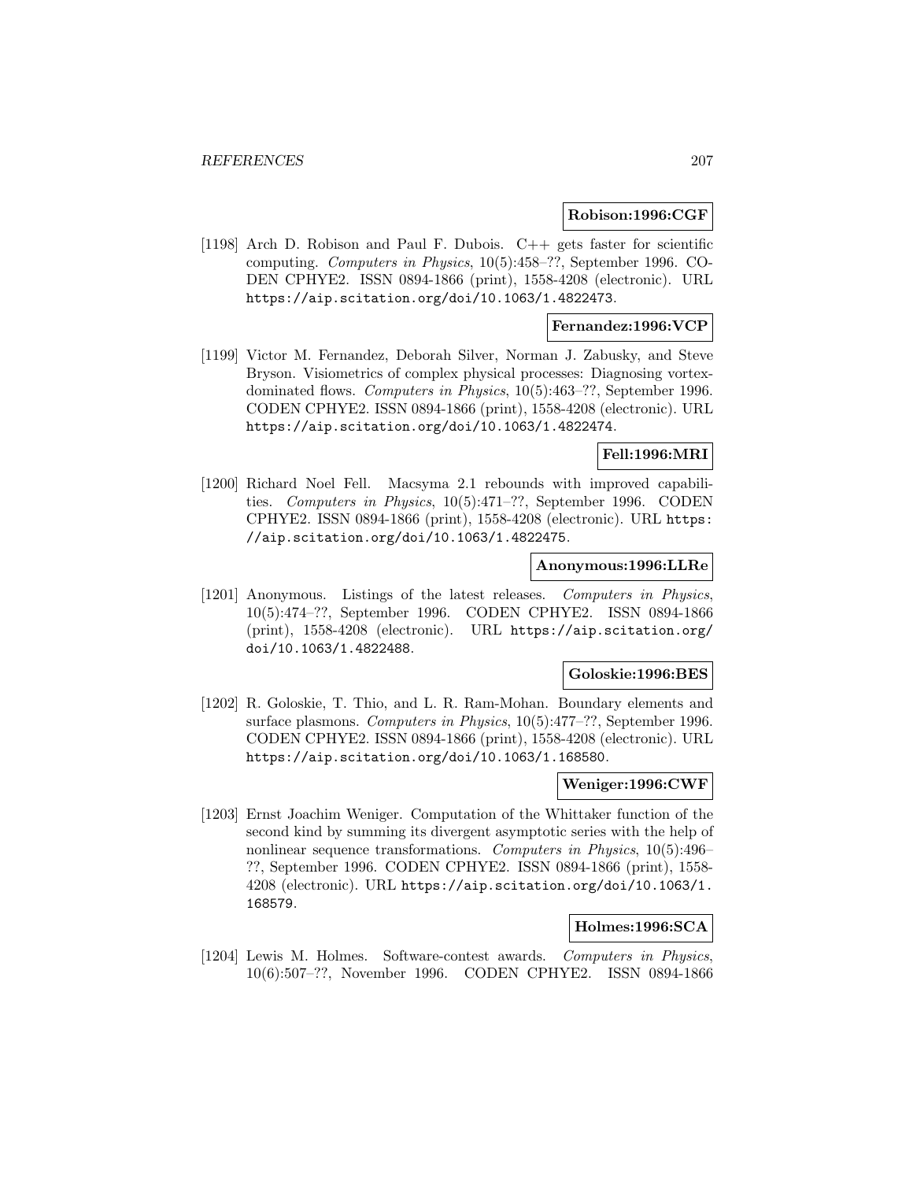**Robison:1996:CGF**

[1198] Arch D. Robison and Paul F. Dubois. C++ gets faster for scientific computing. *Computers in Physics*, 10(5):458–??, September 1996. CODEN CPHYE2. ISSN 0894-1866 (print), 1558-4208 (electronic). URL https://aip.scitation.org/doi/10.1063/1.4822473.

**Fernandez:1996:VCP**

[1199] Victor M. Fernandez, Deborah Silver, Norman J. Zabusky, and Steve Bryson. Visiometrics of complex physical processes: Diagnosing vortex-dominated flows. *Computers in Physics*, 10(5):463–??, September 1996. CODEN CPHYE2. ISSN 0894-1866 (print), 1558-4208 (electronic). URL https://aip.scitation.org/doi/10.1063/1.4822474.

**Fell:1996:MRI**

[1200] Richard Noel Fell. Macsyma 2.1 rebounds with improved capabilities. *Computers in Physics*, 10(5):471–??, September 1996. CODEN CPHYE2. ISSN 0894-1866 (print), 1558-4208 (electronic). URL https://aip.scitation.org/doi/10.1063/1.4822475.

**Anonymous:1996:LLRe**

[1201] Anonymous. Listings of the latest releases. *Computers in Physics*, 10(5):474–??, September 1996. CODEN CPHYE2. ISSN 0894-1866 (print), 1558-4208 (electronic). URL https://aip.scitation.org/doi/10.1063/1.4822488.

**Goloskie:1996:BES**

[1202] R. Goloskie, T. Thio, and L. R. Ram-Mohan. Boundary elements and surface plasmons. *Computers in Physics*, 10(5):477–??, September 1996. CODEN CPHYE2. ISSN 0894-1866 (print), 1558-4208 (electronic). URL https://aip.scitation.org/doi/10.1063/1.168580.

**Weniger:1996:CWF**

[1203] Ernst Joachim Weniger. Computation of the Whittaker function of the second kind by summing its divergent asymptotic series with the help of nonlinear sequence transformations. *Computers in Physics*, 10(5):496–??, September 1996. CODEN CPHYE2. ISSN 0894-1866 (print), 1558-4208 (electronic). URL https://aip.scitation.org/doi/10.1063/1.168579.

**Holmes:1996:SCA**

[1204] Lewis M. Holmes. Software-contest awards. *Computers in Physics*, 10(6):507–??, November 1996. CODEN CPHYE2. ISSN 0894-1866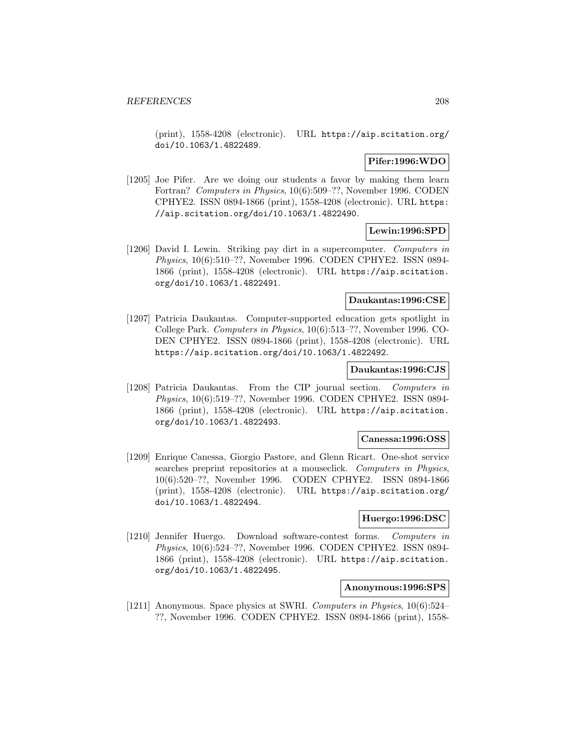(print), 1558-4208 (electronic). URL https://aip.scitation.org/doi/10.1063/1.4822489.

**Pifer:1996:WDO**

[1205] Joe Pifer. Are we doing our students a favor by making them learn Fortran? *Computers in Physics*, 10(6):509–??, November 1996. CODEN CPHYE2. ISSN 0894-1866 (print), 1558-4208 (electronic). URL https://aip.scitation.org/doi/10.1063/1.4822490.

**Lewin:1996:SPD**

[1206] David I. Lewin. Striking pay dirt in a supercomputer. *Computers in Physics*, 10(6):510–??, November 1996. CODEN CPHYE2. ISSN 0894-1866 (print), 1558-4208 (electronic). URL https://aip.scitation.org/doi/10.1063/1.4822491.

**Daukantas:1996:CSE**

[1207] Patricia Daukantas. Computer-supported education gets spotlight in College Park. *Computers in Physics*, 10(6):513–??, November 1996. CODEN CPHYE2. ISSN 0894-1866 (print), 1558-4208 (electronic). URL https://aip.scitation.org/doi/10.1063/1.4822492.

**Daukantas:1996:CJS**

[1208] Patricia Daukantas. From the CIP journal section. *Computers in Physics*, 10(6):519–??, November 1996. CODEN CPHYE2. ISSN 0894-1866 (print), 1558-4208 (electronic). URL https://aip.scitation.org/doi/10.1063/1.4822493.

**Canessa:1996:OSS**

[1209] Enrique Canessa, Giorgio Pastore, and Glenn Ricart. One-shot service searches preprint repositories at a mouseclick. *Computers in Physics*, 10(6):520–??, November 1996. CODEN CPHYE2. ISSN 0894-1866 (print), 1558-4208 (electronic). URL https://aip.scitation.org/doi/10.1063/1.4822494.

**Huergo:1996:DSC**

[1210] Jennifer Huergo. Download software-contest forms. *Computers in Physics*, 10(6):524–??, November 1996. CODEN CPHYE2. ISSN 0894-1866 (print), 1558-4208 (electronic). URL https://aip.scitation.org/doi/10.1063/1.4822495.

**Anonymous:1996:SPS**

[1211] Anonymous. Space physics at SWRI. *Computers in Physics*, 10(6):524–??, November 1996. CODEN CPHYE2. ISSN 0894-1866 (print), 1558-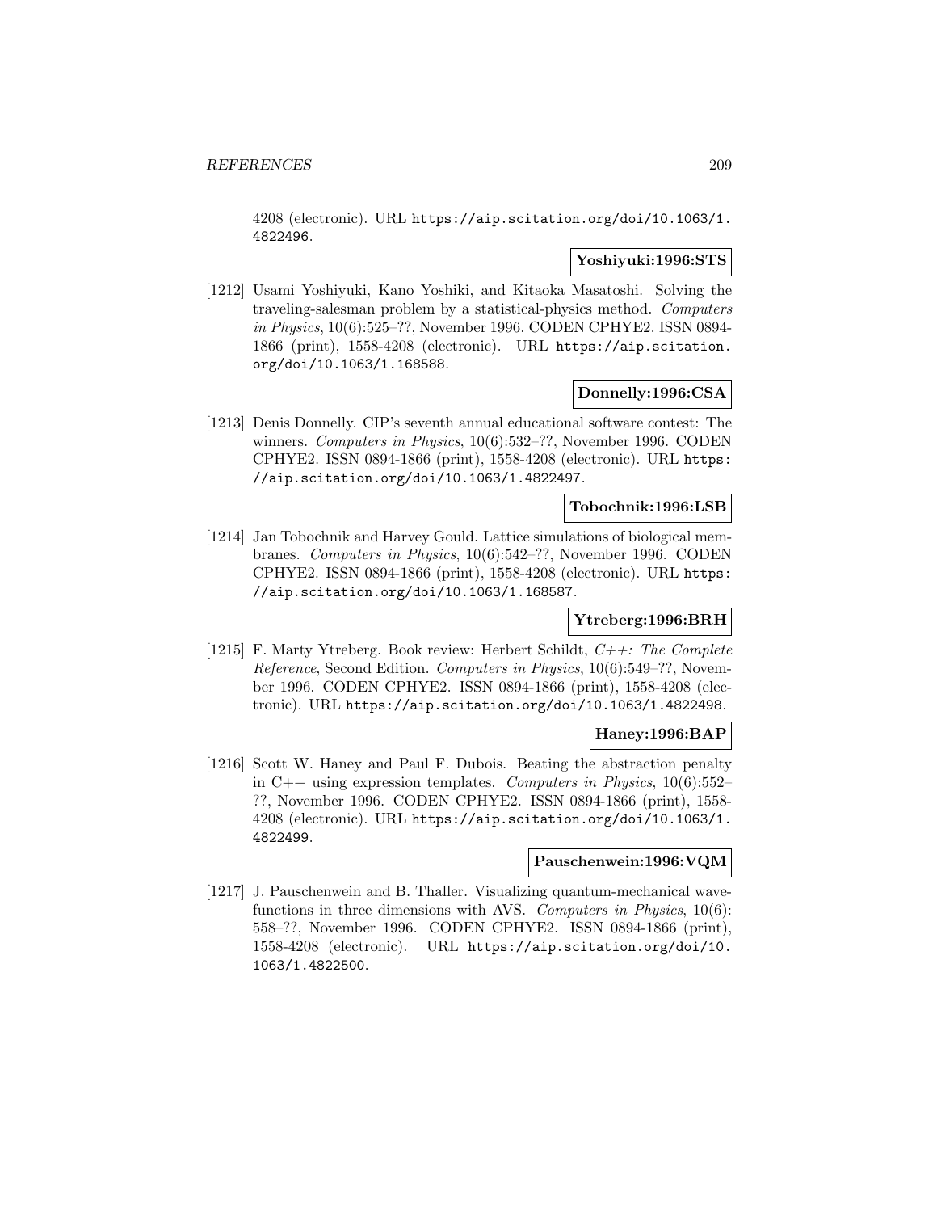4208 (electronic). URL https://aip.scitation.org/doi/10.1063/1.4822496.

**Yoshiyuki:1996:STS**

[1212] Usami Yoshiyuki, Kano Yoshiki, and Kitaoka Masatoshi. Solving the traveling-salesman problem by a statistical-physics method. *Computers in Physics*, 10(6):525–??, November 1996. CODEN CPHYE2. ISSN 0894-1866 (print), 1558-4208 (electronic). URL https://aip.scitation.org/doi/10.1063/1.168588.

**Donnelly:1996:CSA**

[1213] Denis Donnelly. CIP's seventh annual educational software contest: The winners. *Computers in Physics*, 10(6):532–??, November 1996. CODEN CPHYE2. ISSN 0894-1866 (print), 1558-4208 (electronic). URL https://aip.scitation.org/doi/10.1063/1.4822497.

**Tobochnik:1996:LSB**

[1214] Jan Tobochnik and Harvey Gould. Lattice simulations of biological membranes. *Computers in Physics*, 10(6):542–??, November 1996. CODEN CPHYE2. ISSN 0894-1866 (print), 1558-4208 (electronic). URL https://aip.scitation.org/doi/10.1063/1.168587.

**Ytreberg:1996:BRH**

[1215] F. Marty Ytreberg. Book review: Herbert Schildt, *C++: The Complete Reference*, Second Edition. *Computers in Physics*, 10(6):549–??, November 1996. CODEN CPHYE2. ISSN 0894-1866 (print), 1558-4208 (electronic). URL https://aip.scitation.org/doi/10.1063/1.4822498.

**Haney:1996:BAP**

[1216] Scott W. Haney and Paul F. Dubois. Beating the abstraction penalty in C++ using expression templates. *Computers in Physics*, 10(6):552–??, November 1996. CODEN CPHYE2. ISSN 0894-1866 (print), 1558-4208 (electronic). URL https://aip.scitation.org/doi/10.1063/1.4822499.

**Pauschenwein:1996:VQM**

[1217] J. Pauschenwein and B. Thaller. Visualizing quantum-mechanical wavefunctions in three dimensions with AVS. *Computers in Physics*, 10(6):558–??, November 1996. CODEN CPHYE2. ISSN 0894-1866 (print), 1558-4208 (electronic). URL https://aip.scitation.org/doi/10.1063/1.4822500.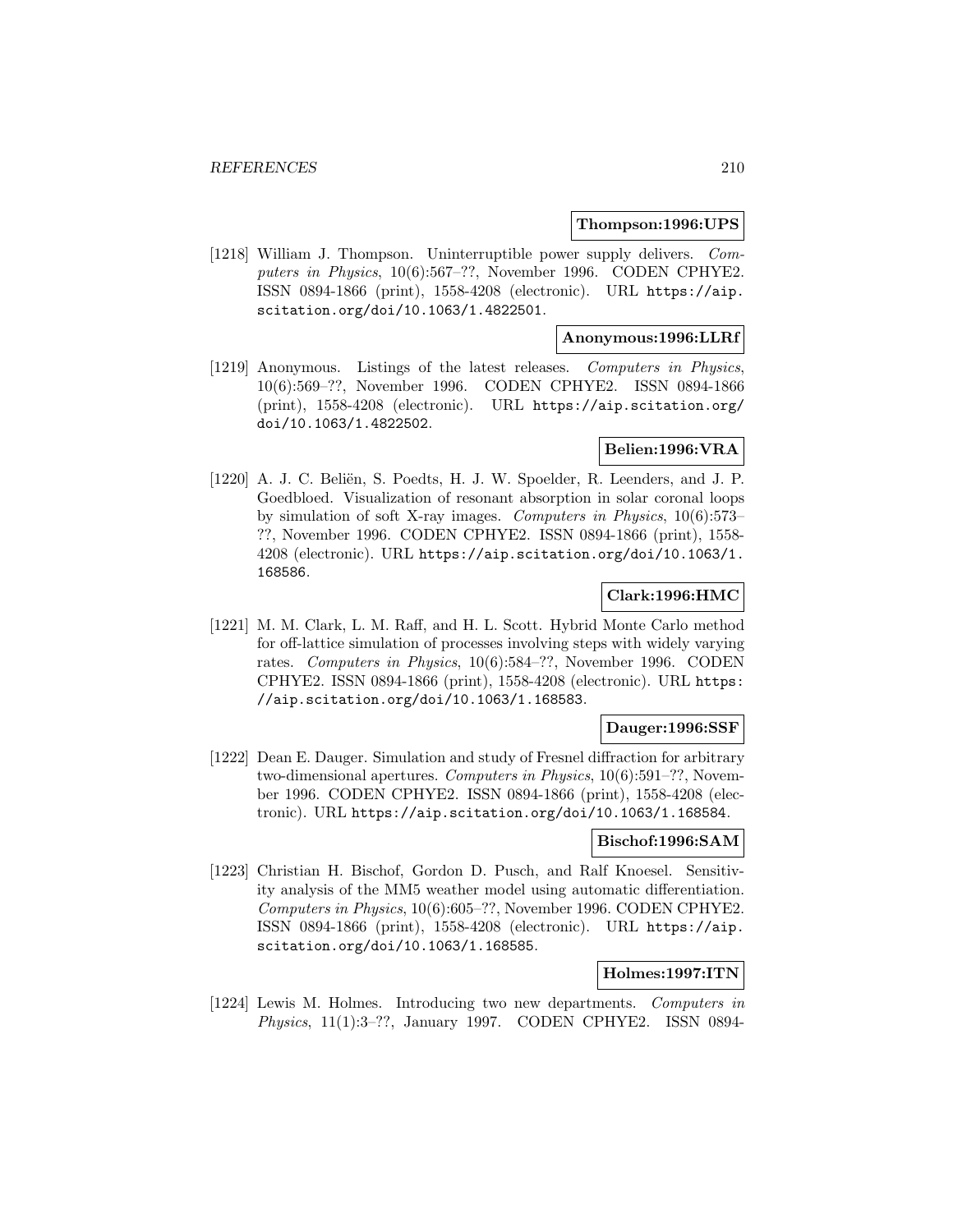**Thompson:1996:UPS**

[1218] William J. Thompson. Uninterruptible power supply delivers. *Computers in Physics*, 10(6):567–??, November 1996. CODEN CPHYE2. ISSN 0894-1866 (print), 1558-4208 (electronic). URL https://aip.scitation.org/doi/10.1063/1.4822501.

**Anonymous:1996:LLRf**

[1219] Anonymous. Listings of the latest releases. *Computers in Physics*, 10(6):569–??, November 1996. CODEN CPHYE2. ISSN 0894-1866 (print), 1558-4208 (electronic). URL https://aip.scitation.org/doi/10.1063/1.4822502.

**Belien:1996:VRA**

[1220] A. J. C. Beliën, S. Poedts, H. J. W. Spoelder, R. Leenders, and J. P. Goedbloed. Visualization of resonant absorption in solar coronal loops by simulation of soft X-ray images. *Computers in Physics*, 10(6):573–??, November 1996. CODEN CPHYE2. ISSN 0894-1866 (print), 1558-4208 (electronic). URL https://aip.scitation.org/doi/10.1063/1.168586.

**Clark:1996:HMC**

[1221] M. M. Clark, L. M. Raff, and H. L. Scott. Hybrid Monte Carlo method for off-lattice simulation of processes involving steps with widely varying rates. *Computers in Physics*, 10(6):584–??, November 1996. CODEN CPHYE2. ISSN 0894-1866 (print), 1558-4208 (electronic). URL https://aip.scitation.org/doi/10.1063/1.168583.

**Dauger:1996:SSF**

[1222] Dean E. Dauger. Simulation and study of Fresnel diffraction for arbitrary two-dimensional apertures. *Computers in Physics*, 10(6):591–??, November 1996. CODEN CPHYE2. ISSN 0894-1866 (print), 1558-4208 (electronic). URL https://aip.scitation.org/doi/10.1063/1.168584.

**Bischof:1996:SAM**

[1223] Christian H. Bischof, Gordon D. Pusch, and Ralf Knoesel. Sensitivity analysis of the MM5 weather model using automatic differentiation. *Computers in Physics*, 10(6):605–??, November 1996. CODEN CPHYE2. ISSN 0894-1866 (print), 1558-4208 (electronic). URL https://aip.scitation.org/doi/10.1063/1.168585.

**Holmes:1997:ITN**

[1224] Lewis M. Holmes. Introducing two new departments. *Computers in Physics*, 11(1):3–??, January 1997. CODEN CPHYE2. ISSN 0894-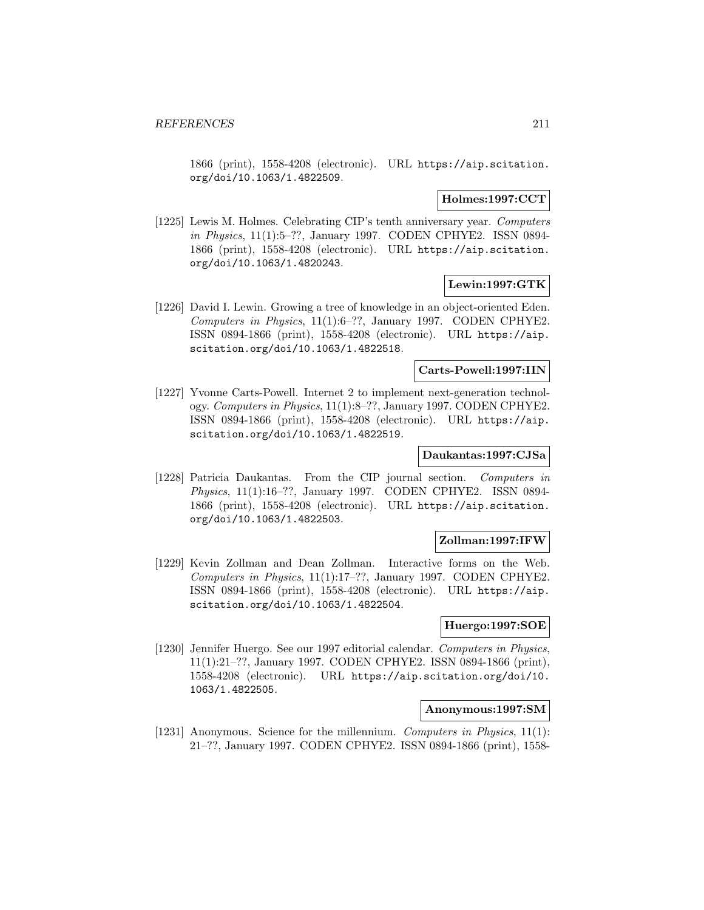1866 (print), 1558-4208 (electronic). URL https://aip.scitation.org/doi/10.1063/1.4822509.

**Holmes:1997:CCT**

[1225] Lewis M. Holmes. Celebrating CIP's tenth anniversary year. *Computers in Physics*, 11(1):5–??, January 1997. CODEN CPHYE2. ISSN 0894-1866 (print), 1558-4208 (electronic). URL https://aip.scitation.org/doi/10.1063/1.4820243.

**Lewin:1997:GTK**

[1226] David I. Lewin. Growing a tree of knowledge in an object-oriented Eden. *Computers in Physics*, 11(1):6–??, January 1997. CODEN CPHYE2. ISSN 0894-1866 (print), 1558-4208 (electronic). URL https://aip.scitation.org/doi/10.1063/1.4822518.

**Carts-Powell:1997:IIN**

[1227] Yvonne Carts-Powell. Internet 2 to implement next-generation technology. *Computers in Physics*, 11(1):8–??, January 1997. CODEN CPHYE2. ISSN 0894-1866 (print), 1558-4208 (electronic). URL https://aip.scitation.org/doi/10.1063/1.4822519.

**Daukantas:1997:CJSa**

[1228] Patricia Daukantas. From the CIP journal section. *Computers in Physics*, 11(1):16–??, January 1997. CODEN CPHYE2. ISSN 0894-1866 (print), 1558-4208 (electronic). URL https://aip.scitation.org/doi/10.1063/1.4822503.

**Zollman:1997:IFW**

[1229] Kevin Zollman and Dean Zollman. Interactive forms on the Web. *Computers in Physics*, 11(1):17–??, January 1997. CODEN CPHYE2. ISSN 0894-1866 (print), 1558-4208 (electronic). URL https://aip.scitation.org/doi/10.1063/1.4822504.

**Huergo:1997:SOE**

[1230] Jennifer Huergo. See our 1997 editorial calendar. *Computers in Physics*, 11(1):21–??, January 1997. CODEN CPHYE2. ISSN 0894-1866 (print), 1558-4208 (electronic). URL https://aip.scitation.org/doi/10.1063/1.4822505.

**Anonymous:1997:SM**

[1231] Anonymous. Science for the millennium. *Computers in Physics*, 11(1): 21–??, January 1997. CODEN CPHYE2. ISSN 0894-1866 (print), 1558-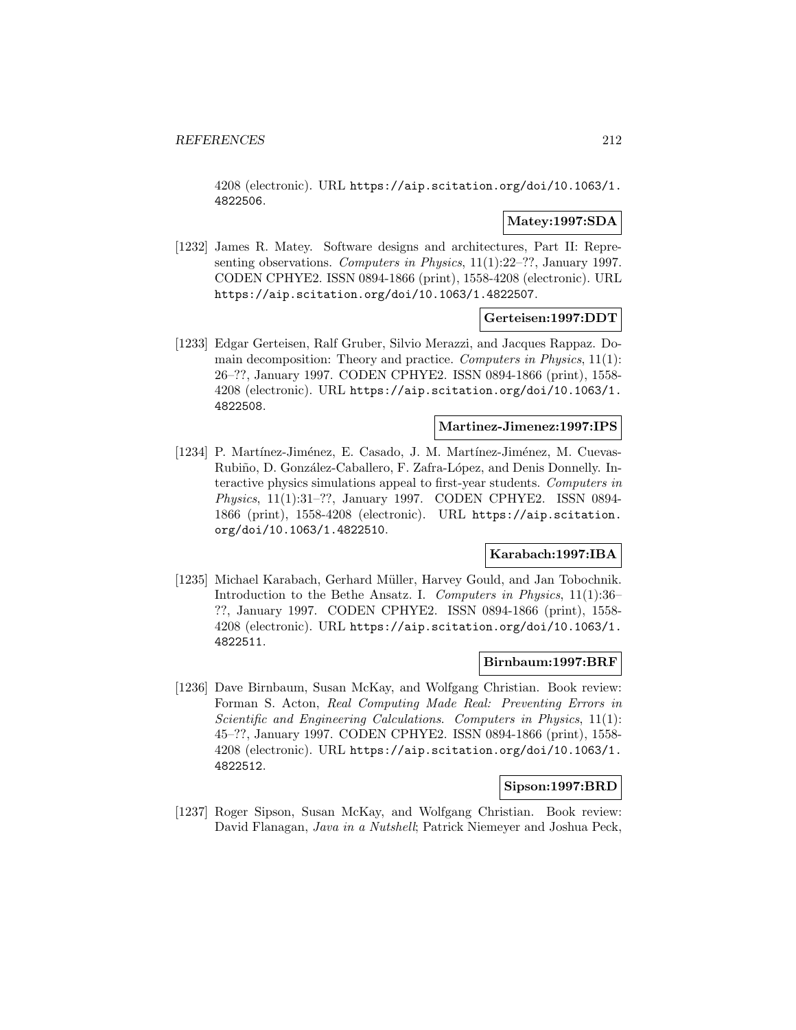4208 (electronic). URL https://aip.scitation.org/doi/10.1063/1.4822506.

**Matey:1997:SDA**

[1232] James R. Matey. Software designs and architectures, Part II: Representing observations. *Computers in Physics*, 11(1):22–??, January 1997. CODEN CPHYE2. ISSN 0894-1866 (print), 1558-4208 (electronic). URL https://aip.scitation.org/doi/10.1063/1.4822507.

**Gerteisen:1997:DDT**

[1233] Edgar Gerteisen, Ralf Gruber, Silvio Merazzi, and Jacques Rappaz. Domain decomposition: Theory and practice. *Computers in Physics*, 11(1): 26–??, January 1997. CODEN CPHYE2. ISSN 0894-1866 (print), 1558-4208 (electronic). URL https://aip.scitation.org/doi/10.1063/1.4822508.

**Martinez-Jimenez:1997:IPS**

[1234] P. Martínez-Jiménez, E. Casado, J. M. Martínez-Jiménez, M. Cuevas-Rubiño, D. González-Caballero, F. Zafra-López, and Denis Donnelly. Interactive physics simulations appeal to first-year students. *Computers in Physics*, 11(1):31–??, January 1997. CODEN CPHYE2. ISSN 0894-1866 (print), 1558-4208 (electronic). URL https://aip.scitation.org/doi/10.1063/1.4822510.

**Karabach:1997:IBA**

[1235] Michael Karabach, Gerhard Müller, Harvey Gould, and Jan Tobochnik. Introduction to the Bethe Ansatz. I. *Computers in Physics*, 11(1):36–??, January 1997. CODEN CPHYE2. ISSN 0894-1866 (print), 1558-4208 (electronic). URL https://aip.scitation.org/doi/10.1063/1.4822511.

**Birnbaum:1997:BRF**

[1236] Dave Birnbaum, Susan McKay, and Wolfgang Christian. Book review: Forman S. Acton, *Real Computing Made Real: Preventing Errors in Scientific and Engineering Calculations*. *Computers in Physics*, 11(1): 45–??, January 1997. CODEN CPHYE2. ISSN 0894-1866 (print), 1558-4208 (electronic). URL https://aip.scitation.org/doi/10.1063/1.4822512.

**Sipson:1997:BRD**

[1237] Roger Sipson, Susan McKay, and Wolfgang Christian. Book review: David Flanagan, *Java in a Nutshell*; Patrick Niemeyer and Joshua Peck,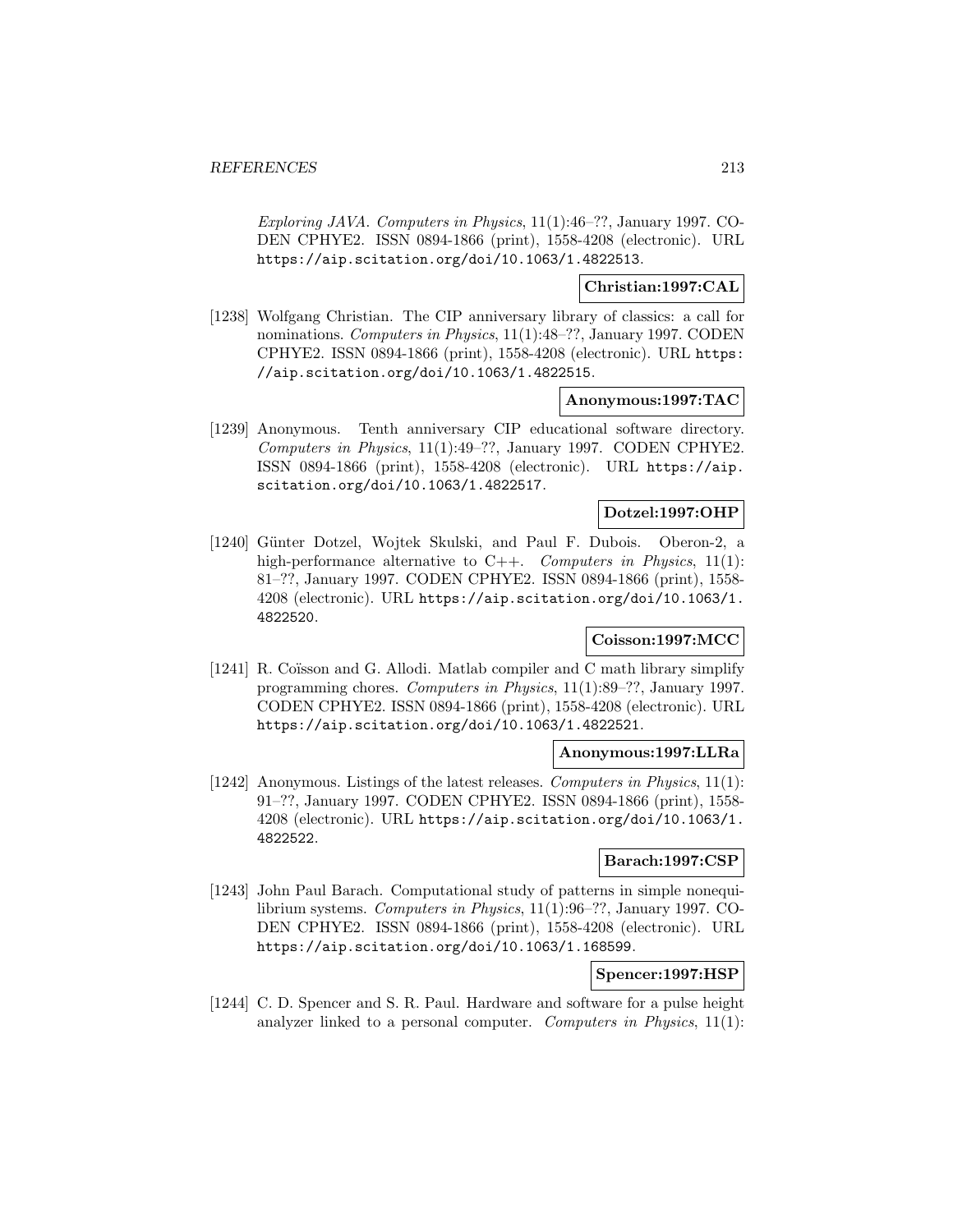*Exploring JAVA*. *Computers in Physics*, 11(1):46–??, January 1997. CODEN CPHYE2. ISSN 0894-1866 (print), 1558-4208 (electronic). URL https://aip.scitation.org/doi/10.1063/1.4822513.

**Christian:1997:CAL**

[1238] Wolfgang Christian. The CIP anniversary library of classics: a call for nominations. *Computers in Physics*, 11(1):48–??, January 1997. CODEN CPHYE2. ISSN 0894-1866 (print), 1558-4208 (electronic). URL https://aip.scitation.org/doi/10.1063/1.4822515.

**Anonymous:1997:TAC**

[1239] Anonymous. Tenth anniversary CIP educational software directory. *Computers in Physics*, 11(1):49–??, January 1997. CODEN CPHYE2. ISSN 0894-1866 (print), 1558-4208 (electronic). URL https://aip.scitation.org/doi/10.1063/1.4822517.

**Dotzel:1997:OHP**

[1240] Günter Dotzel, Wojtek Skulski, and Paul F. Dubois. Oberon-2, a high-performance alternative to C++. *Computers in Physics*, 11(1): 81–??, January 1997. CODEN CPHYE2. ISSN 0894-1866 (print), 1558-4208 (electronic). URL https://aip.scitation.org/doi/10.1063/1.4822520.

**Coisson:1997:MCC**

[1241] R. Coïsson and G. Allodi. Matlab compiler and C math library simplify programming chores. *Computers in Physics*, 11(1):89–??, January 1997. CODEN CPHYE2. ISSN 0894-1866 (print), 1558-4208 (electronic). URL https://aip.scitation.org/doi/10.1063/1.4822521.

**Anonymous:1997:LLRa**

[1242] Anonymous. Listings of the latest releases. *Computers in Physics*, 11(1): 91–??, January 1997. CODEN CPHYE2. ISSN 0894-1866 (print), 1558-4208 (electronic). URL https://aip.scitation.org/doi/10.1063/1.4822522.

**Barach:1997:CSP**

[1243] John Paul Barach. Computational study of patterns in simple nonequilibrium systems. *Computers in Physics*, 11(1):96–??, January 1997. CODEN CPHYE2. ISSN 0894-1866 (print), 1558-4208 (electronic). URL https://aip.scitation.org/doi/10.1063/1.168599.

**Spencer:1997:HSP**

[1244] C. D. Spencer and S. R. Paul. Hardware and software for a pulse height analyzer linked to a personal computer. *Computers in Physics*, 11(1):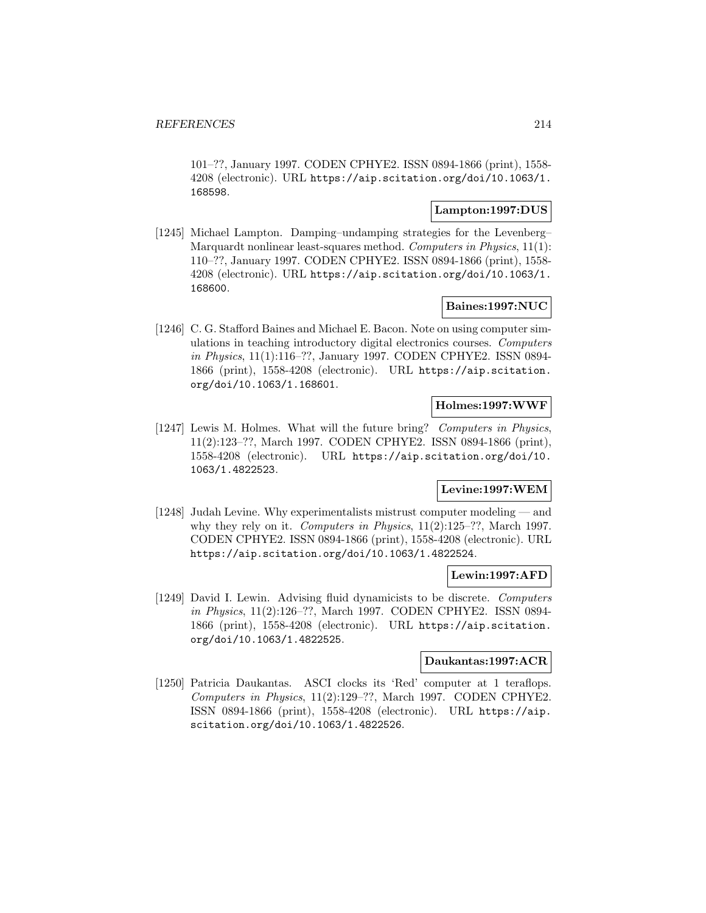101–??, January 1997. CODEN CPHYE2. ISSN 0894-1866 (print), 1558-4208 (electronic). URL https://aip.scitation.org/doi/10.1063/1.168598.

**Lampton:1997:DUS**

[1245] Michael Lampton. Damping–undamping strategies for the Levenberg–Marquardt nonlinear least-squares method. *Computers in Physics*, 11(1): 110–??, January 1997. CODEN CPHYE2. ISSN 0894-1866 (print), 1558-4208 (electronic). URL https://aip.scitation.org/doi/10.1063/1.168600.

**Baines:1997:NUC**

[1246] C. G. Stafford Baines and Michael E. Bacon. Note on using computer simulations in teaching introductory digital electronics courses. *Computers in Physics*, 11(1):116–??, January 1997. CODEN CPHYE2. ISSN 0894-1866 (print), 1558-4208 (electronic). URL https://aip.scitation.org/doi/10.1063/1.168601.

**Holmes:1997:WWF**

[1247] Lewis M. Holmes. What will the future bring? *Computers in Physics*, 11(2):123–??, March 1997. CODEN CPHYE2. ISSN 0894-1866 (print), 1558-4208 (electronic). URL https://aip.scitation.org/doi/10.1063/1.4822523.

**Levine:1997:WEM**

[1248] Judah Levine. Why experimentalists mistrust computer modeling — and why they rely on it. *Computers in Physics*, 11(2):125–??, March 1997. CODEN CPHYE2. ISSN 0894-1866 (print), 1558-4208 (electronic). URL https://aip.scitation.org/doi/10.1063/1.4822524.

**Lewin:1997:AFD**

[1249] David I. Lewin. Advising fluid dynamicists to be discrete. *Computers in Physics*, 11(2):126–??, March 1997. CODEN CPHYE2. ISSN 0894-1866 (print), 1558-4208 (electronic). URL https://aip.scitation.org/doi/10.1063/1.4822525.

**Daukantas:1997:ACR**

[1250] Patricia Daukantas. ASCI clocks its 'Red' computer at 1 teraflops. *Computers in Physics*, 11(2):129–??, March 1997. CODEN CPHYE2. ISSN 0894-1866 (print), 1558-4208 (electronic). URL https://aip.scitation.org/doi/10.1063/1.4822526.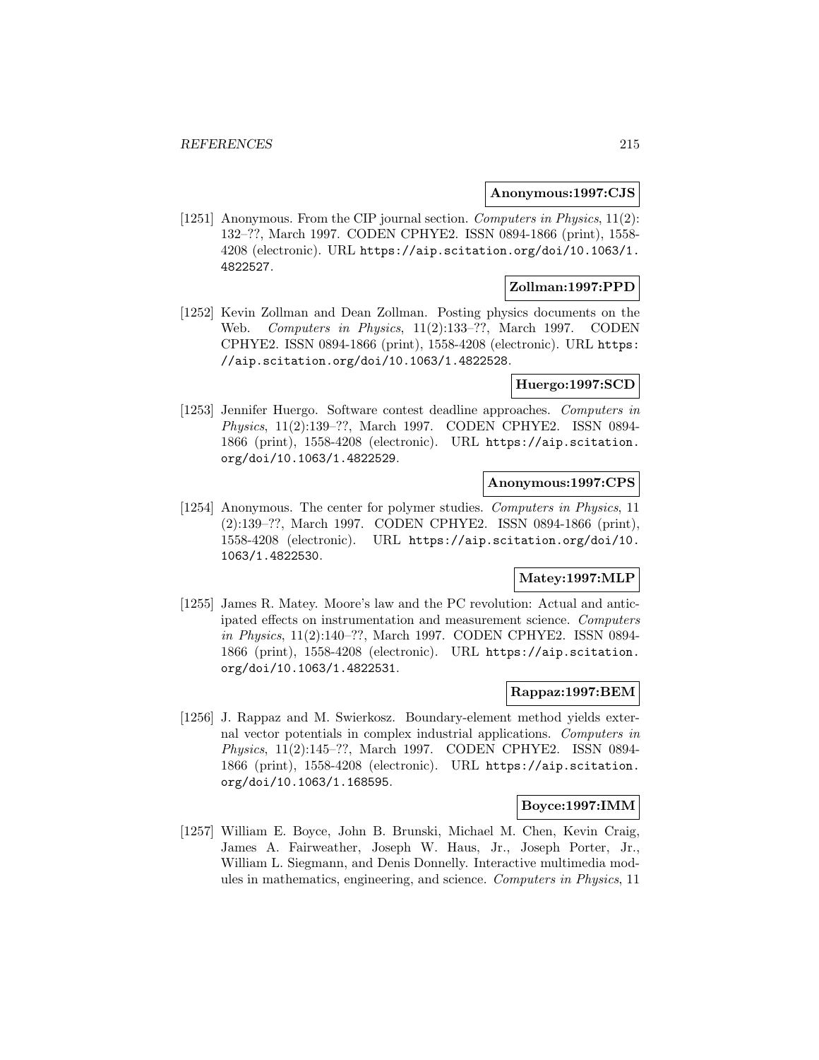**Anonymous:1997:CJS**

[1251] Anonymous. From the CIP journal section. *Computers in Physics*, 11(2): 132–??, March 1997. CODEN CPHYE2. ISSN 0894-1866 (print), 1558-4208 (electronic). URL https://aip.scitation.org/doi/10.1063/1.4822527.

**Zollman:1997:PPD**

[1252] Kevin Zollman and Dean Zollman. Posting physics documents on the Web. *Computers in Physics*, 11(2):133–??, March 1997. CODEN CPHYE2. ISSN 0894-1866 (print), 1558-4208 (electronic). URL https://aip.scitation.org/doi/10.1063/1.4822528.

**Huergo:1997:SCD**

[1253] Jennifer Huergo. Software contest deadline approaches. *Computers in Physics*, 11(2):139–??, March 1997. CODEN CPHYE2. ISSN 0894-1866 (print), 1558-4208 (electronic). URL https://aip.scitation.org/doi/10.1063/1.4822529.

**Anonymous:1997:CPS**

[1254] Anonymous. The center for polymer studies. *Computers in Physics*, 11 (2):139–??, March 1997. CODEN CPHYE2. ISSN 0894-1866 (print), 1558-4208 (electronic). URL https://aip.scitation.org/doi/10.1063/1.4822530.

**Matey:1997:MLP**

[1255] James R. Matey. Moore's law and the PC revolution: Actual and anticipated effects on instrumentation and measurement science. *Computers in Physics*, 11(2):140–??, March 1997. CODEN CPHYE2. ISSN 0894-1866 (print), 1558-4208 (electronic). URL https://aip.scitation.org/doi/10.1063/1.4822531.

**Rappaz:1997:BEM**

[1256] J. Rappaz and M. Swierkosz. Boundary-element method yields external vector potentials in complex industrial applications. *Computers in Physics*, 11(2):145–??, March 1997. CODEN CPHYE2. ISSN 0894-1866 (print), 1558-4208 (electronic). URL https://aip.scitation.org/doi/10.1063/1.168595.

**Boyce:1997:IMM**

[1257] William E. Boyce, John B. Brunski, Michael M. Chen, Kevin Craig, James A. Fairweather, Joseph W. Haus, Jr., Joseph Porter, Jr., William L. Siegmann, and Denis Donnelly. Interactive multimedia modules in mathematics, engineering, and science. *Computers in Physics*, 11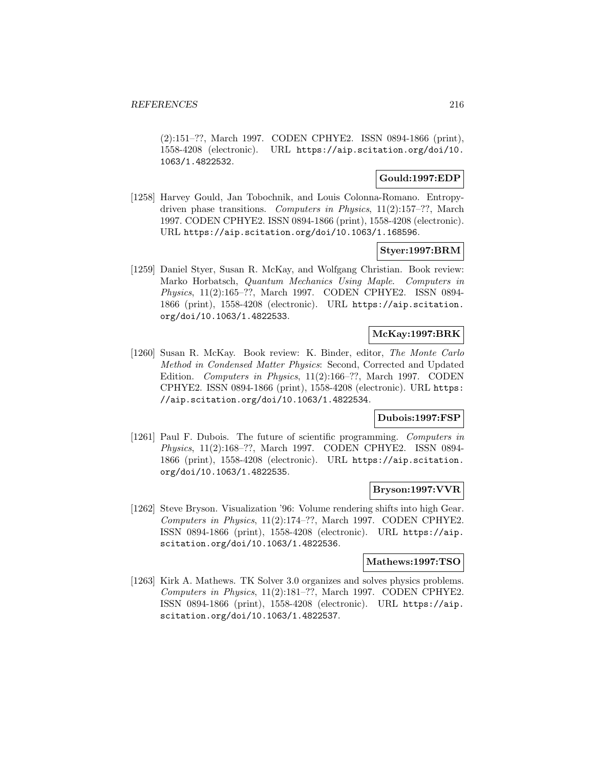(2):151–??, March 1997. CODEN CPHYE2. ISSN 0894-1866 (print), 1558-4208 (electronic). URL https://aip.scitation.org/doi/10.1063/1.4822532.

**Gould:1997:EDP**

[1258] Harvey Gould, Jan Tobochnik, and Louis Colonna-Romano. Entropy-driven phase transitions. *Computers in Physics*, 11(2):157–??, March 1997. CODEN CPHYE2. ISSN 0894-1866 (print), 1558-4208 (electronic). URL https://aip.scitation.org/doi/10.1063/1.168596.

**Styer:1997:BRM**

[1259] Daniel Styer, Susan R. McKay, and Wolfgang Christian. Book review: Marko Horbatsch, *Quantum Mechanics Using Maple*. *Computers in Physics*, 11(2):165–??, March 1997. CODEN CPHYE2. ISSN 0894-1866 (print), 1558-4208 (electronic). URL https://aip.scitation.org/doi/10.1063/1.4822533.

**McKay:1997:BRK**

[1260] Susan R. McKay. Book review: K. Binder, editor, *The Monte Carlo Method in Condensed Matter Physics*: Second, Corrected and Updated Edition. *Computers in Physics*, 11(2):166–??, March 1997. CODEN CPHYE2. ISSN 0894-1866 (print), 1558-4208 (electronic). URL https://aip.scitation.org/doi/10.1063/1.4822534.

**Dubois:1997:FSP**

[1261] Paul F. Dubois. The future of scientific programming. *Computers in Physics*, 11(2):168–??, March 1997. CODEN CPHYE2. ISSN 0894-1866 (print), 1558-4208 (electronic). URL https://aip.scitation.org/doi/10.1063/1.4822535.

**Bryson:1997:VVR**

[1262] Steve Bryson. Visualization '96: Volume rendering shifts into high Gear. *Computers in Physics*, 11(2):174–??, March 1997. CODEN CPHYE2. ISSN 0894-1866 (print), 1558-4208 (electronic). URL https://aip.scitation.org/doi/10.1063/1.4822536.

**Mathews:1997:TSO**

[1263] Kirk A. Mathews. TK Solver 3.0 organizes and solves physics problems. *Computers in Physics*, 11(2):181–??, March 1997. CODEN CPHYE2. ISSN 0894-1866 (print), 1558-4208 (electronic). URL https://aip.scitation.org/doi/10.1063/1.4822537.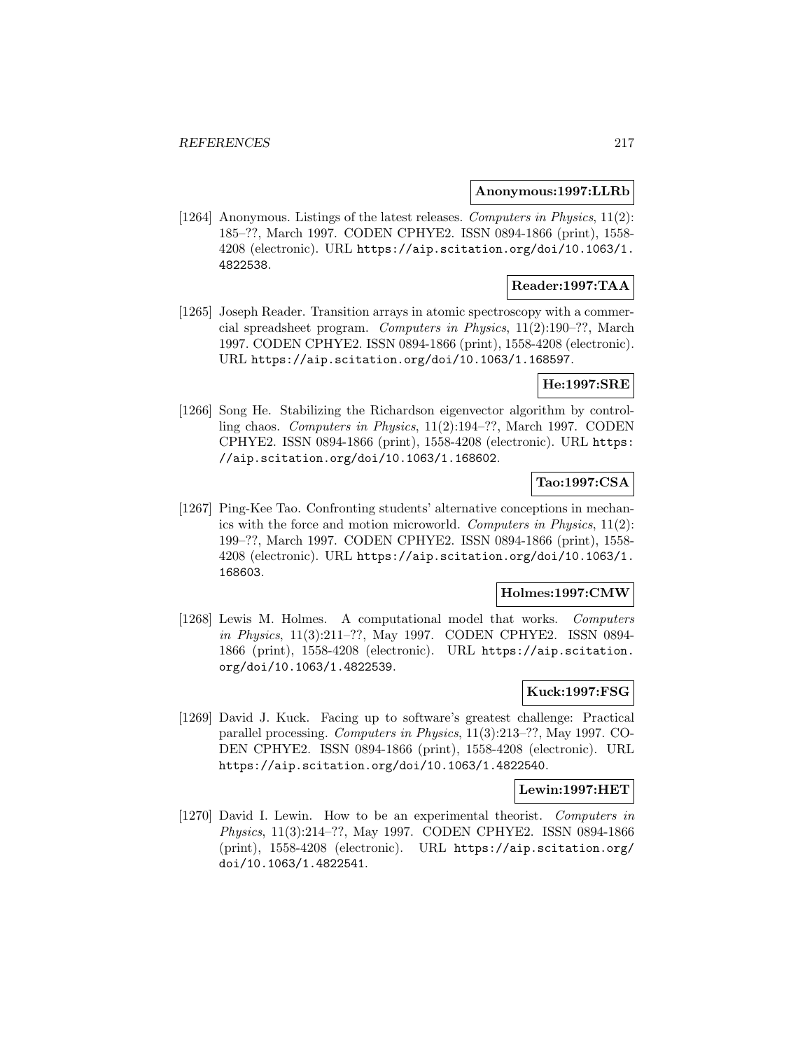**Anonymous:1997:LLRb**

[1264] Anonymous. Listings of the latest releases. *Computers in Physics*, 11(2): 185–??, March 1997. CODEN CPHYE2. ISSN 0894-1866 (print), 1558-4208 (electronic). URL https://aip.scitation.org/doi/10.1063/1.4822538.

**Reader:1997:TAA**

[1265] Joseph Reader. Transition arrays in atomic spectroscopy with a commercial spreadsheet program. *Computers in Physics*, 11(2):190–??, March 1997. CODEN CPHYE2. ISSN 0894-1866 (print), 1558-4208 (electronic). URL https://aip.scitation.org/doi/10.1063/1.168597.

**He:1997:SRE**

[1266] Song He. Stabilizing the Richardson eigenvector algorithm by controlling chaos. *Computers in Physics*, 11(2):194–??, March 1997. CODEN CPHYE2. ISSN 0894-1866 (print), 1558-4208 (electronic). URL https://aip.scitation.org/doi/10.1063/1.168602.

**Tao:1997:CSA**

[1267] Ping-Kee Tao. Confronting students' alternative conceptions in mechanics with the force and motion microworld. *Computers in Physics*, 11(2): 199–??, March 1997. CODEN CPHYE2. ISSN 0894-1866 (print), 1558-4208 (electronic). URL https://aip.scitation.org/doi/10.1063/1.168603.

**Holmes:1997:CMW**

[1268] Lewis M. Holmes. A computational model that works. *Computers in Physics*, 11(3):211–??, May 1997. CODEN CPHYE2. ISSN 0894-1866 (print), 1558-4208 (electronic). URL https://aip.scitation.org/doi/10.1063/1.4822539.

**Kuck:1997:FSG**

[1269] David J. Kuck. Facing up to software's greatest challenge: Practical parallel processing. *Computers in Physics*, 11(3):213–??, May 1997. CODEN CPHYE2. ISSN 0894-1866 (print), 1558-4208 (electronic). URL https://aip.scitation.org/doi/10.1063/1.4822540.

**Lewin:1997:HET**

[1270] David I. Lewin. How to be an experimental theorist. *Computers in Physics*, 11(3):214–??, May 1997. CODEN CPHYE2. ISSN 0894-1866 (print), 1558-4208 (electronic). URL https://aip.scitation.org/doi/10.1063/1.4822541.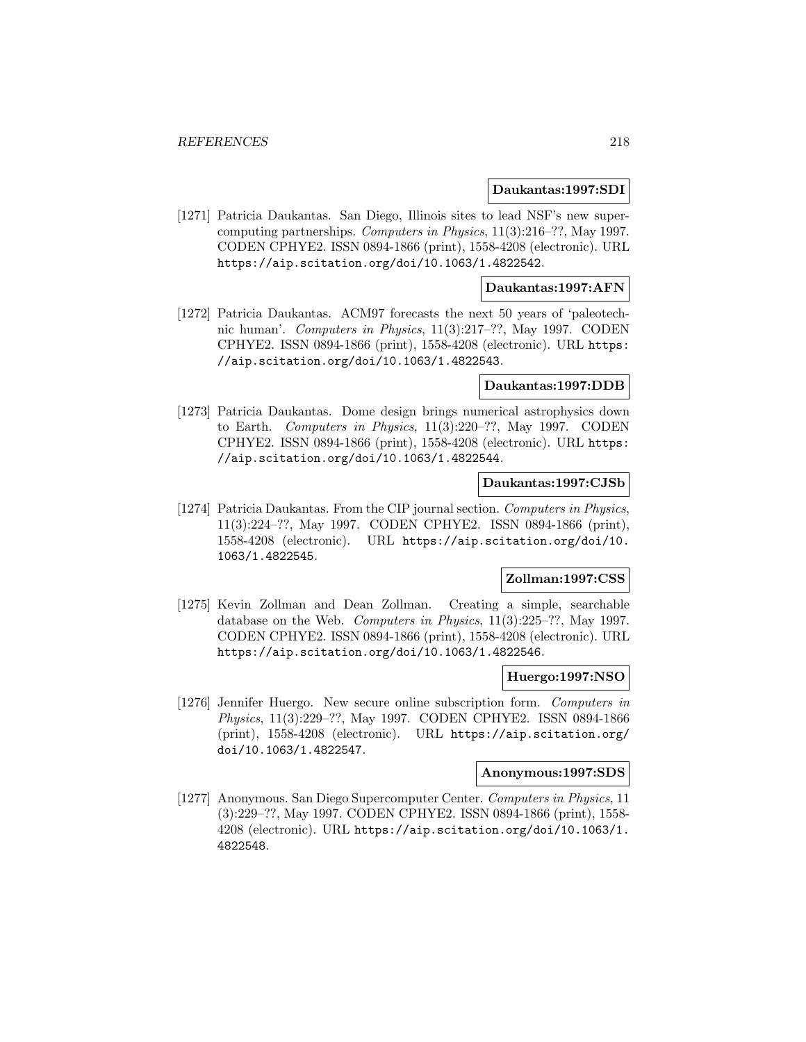**Daukantas:1997:SDI**

[1271] Patricia Daukantas. San Diego, Illinois sites to lead NSF's new supercomputing partnerships. *Computers in Physics*, 11(3):216–??, May 1997. CODEN CPHYE2. ISSN 0894-1866 (print), 1558-4208 (electronic). URL https://aip.scitation.org/doi/10.1063/1.4822542.

**Daukantas:1997:AFN**

[1272] Patricia Daukantas. ACM97 forecasts the next 50 years of 'paleotechnic human'. *Computers in Physics*, 11(3):217–??, May 1997. CODEN CPHYE2. ISSN 0894-1866 (print), 1558-4208 (electronic). URL https://aip.scitation.org/doi/10.1063/1.4822543.

**Daukantas:1997:DDB**

[1273] Patricia Daukantas. Dome design brings numerical astrophysics down to Earth. *Computers in Physics*, 11(3):220–??, May 1997. CODEN CPHYE2. ISSN 0894-1866 (print), 1558-4208 (electronic). URL https://aip.scitation.org/doi/10.1063/1.4822544.

**Daukantas:1997:CJSb**

[1274] Patricia Daukantas. From the CIP journal section. *Computers in Physics*, 11(3):224–??, May 1997. CODEN CPHYE2. ISSN 0894-1866 (print), 1558-4208 (electronic). URL https://aip.scitation.org/doi/10.1063/1.4822545.

**Zollman:1997:CSS**

[1275] Kevin Zollman and Dean Zollman. Creating a simple, searchable database on the Web. *Computers in Physics*, 11(3):225–??, May 1997. CODEN CPHYE2. ISSN 0894-1866 (print), 1558-4208 (electronic). URL https://aip.scitation.org/doi/10.1063/1.4822546.

**Huergo:1997:NSO**

[1276] Jennifer Huergo. New secure online subscription form. *Computers in Physics*, 11(3):229–??, May 1997. CODEN CPHYE2. ISSN 0894-1866 (print), 1558-4208 (electronic). URL https://aip.scitation.org/doi/10.1063/1.4822547.

**Anonymous:1997:SDS**

[1277] Anonymous. San Diego Supercomputer Center. *Computers in Physics*, 11(3):229–??, May 1997. CODEN CPHYE2. ISSN 0894-1866 (print), 1558-4208 (electronic). URL https://aip.scitation.org/doi/10.1063/1.4822548.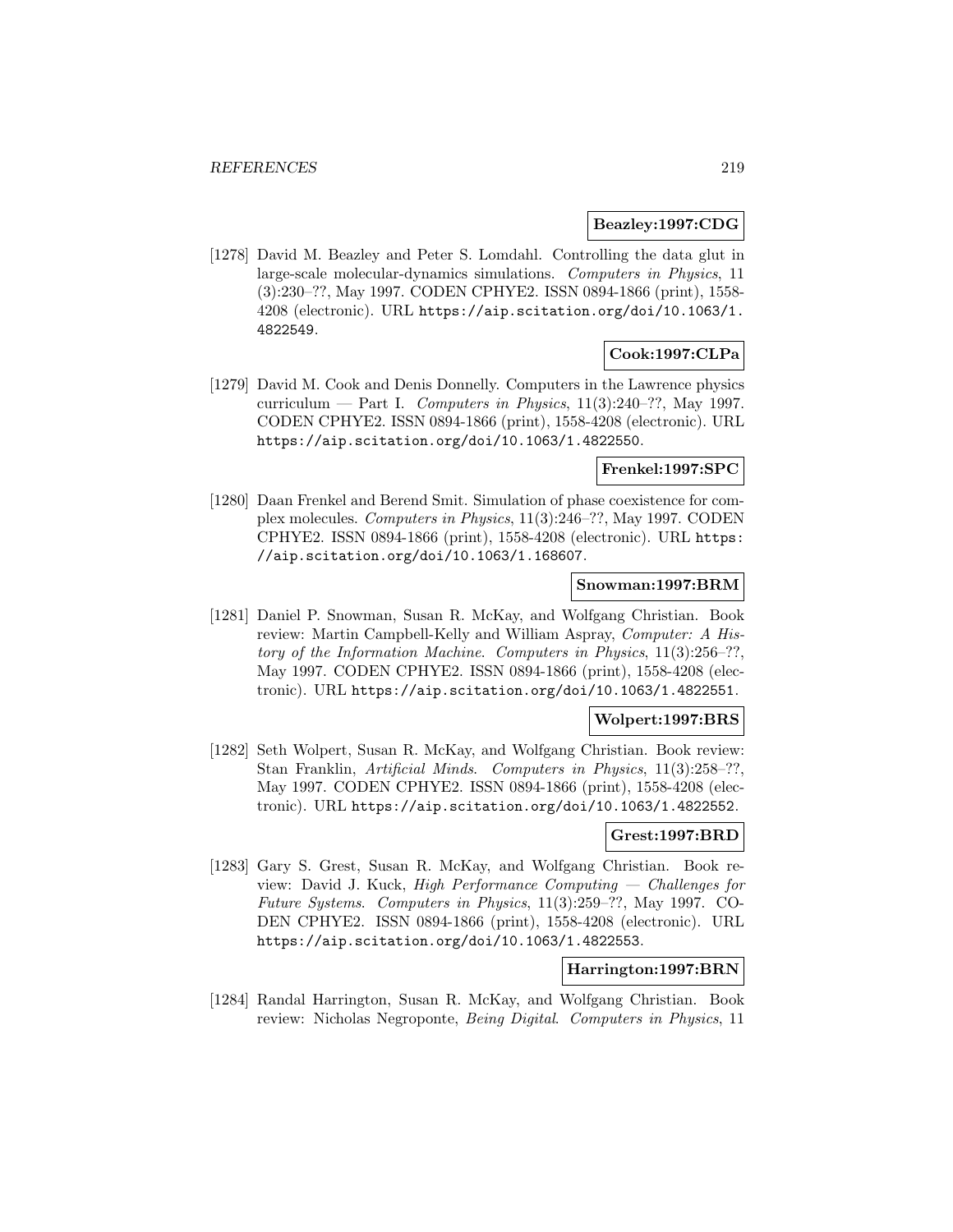**Beazley:1997:CDG**

[1278] David M. Beazley and Peter S. Lomdahl. Controlling the data glut in large-scale molecular-dynamics simulations. *Computers in Physics*, 11 (3):230–??, May 1997. CODEN CPHYE2. ISSN 0894-1866 (print), 1558-4208 (electronic). URL https://aip.scitation.org/doi/10.1063/1.4822549.

**Cook:1997:CLPa**

[1279] David M. Cook and Denis Donnelly. Computers in the Lawrence physics curriculum — Part I. *Computers in Physics*, 11(3):240–??, May 1997. CODEN CPHYE2. ISSN 0894-1866 (print), 1558-4208 (electronic). URL https://aip.scitation.org/doi/10.1063/1.4822550.

**Frenkel:1997:SPC**

[1280] Daan Frenkel and Berend Smit. Simulation of phase coexistence for complex molecules. *Computers in Physics*, 11(3):246–??, May 1997. CODEN CPHYE2. ISSN 0894-1866 (print), 1558-4208 (electronic). URL https://aip.scitation.org/doi/10.1063/1.168607.

**Snowman:1997:BRM**

[1281] Daniel P. Snowman, Susan R. McKay, and Wolfgang Christian. Book review: Martin Campbell-Kelly and William Aspray, *Computer: A History of the Information Machine*. *Computers in Physics*, 11(3):256–??, May 1997. CODEN CPHYE2. ISSN 0894-1866 (print), 1558-4208 (electronic). URL https://aip.scitation.org/doi/10.1063/1.4822551.

**Wolpert:1997:BRS**

[1282] Seth Wolpert, Susan R. McKay, and Wolfgang Christian. Book review: Stan Franklin, *Artificial Minds*. *Computers in Physics*, 11(3):258–??, May 1997. CODEN CPHYE2. ISSN 0894-1866 (print), 1558-4208 (electronic). URL https://aip.scitation.org/doi/10.1063/1.4822552.

**Grest:1997:BRD**

[1283] Gary S. Grest, Susan R. McKay, and Wolfgang Christian. Book review: David J. Kuck, *High Performance Computing — Challenges for Future Systems*. *Computers in Physics*, 11(3):259–??, May 1997. CODEN CPHYE2. ISSN 0894-1866 (print), 1558-4208 (electronic). URL https://aip.scitation.org/doi/10.1063/1.4822553.

**Harrington:1997:BRN**

[1284] Randal Harrington, Susan R. McKay, and Wolfgang Christian. Book review: Nicholas Negroponte, *Being Digital*. *Computers in Physics*, 11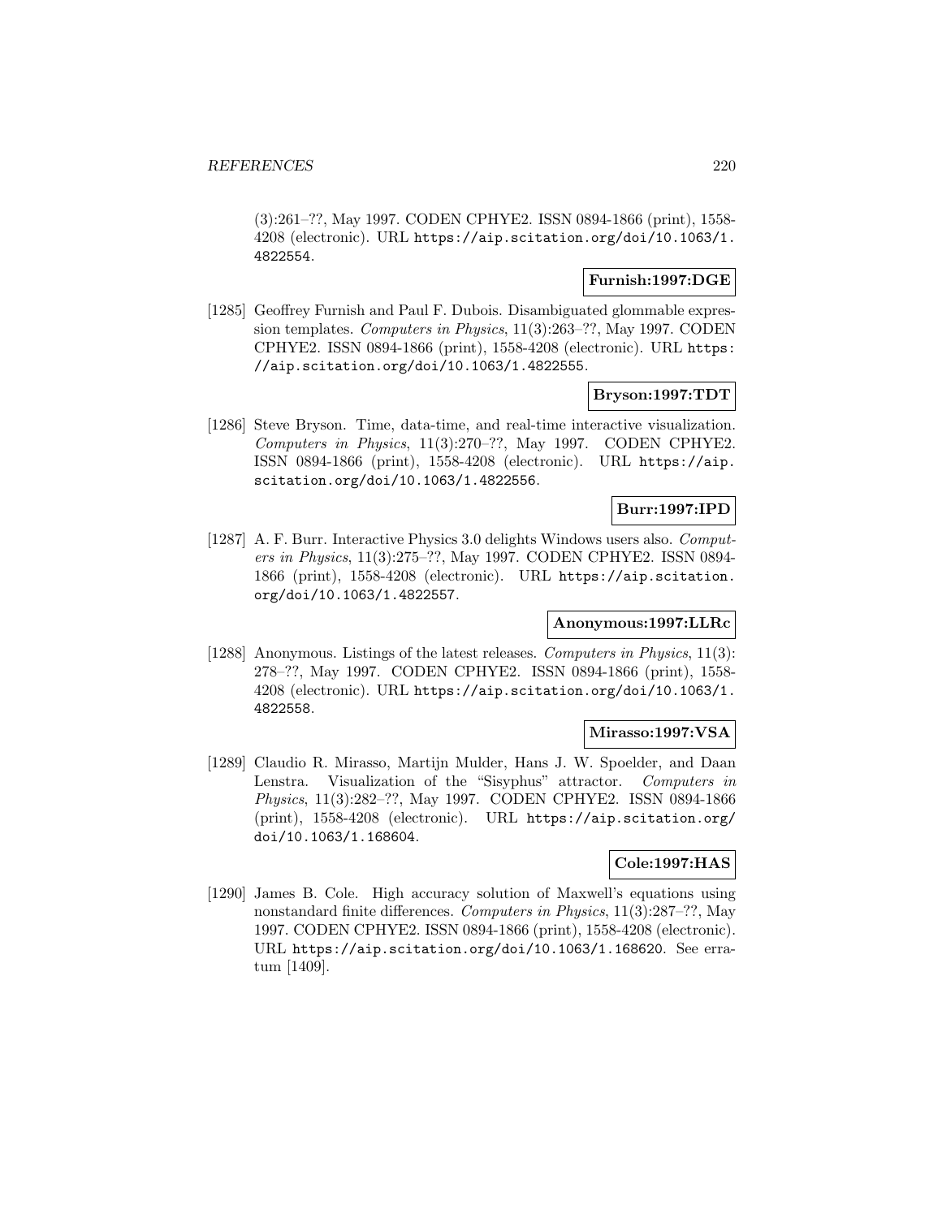(3):261–??, May 1997. CODEN CPHYE2. ISSN 0894-1866 (print), 1558-4208 (electronic). URL https://aip.scitation.org/doi/10.1063/1.4822554.

**Furnish:1997:DGE**

[1285] Geoffrey Furnish and Paul F. Dubois. Disambiguated glommable expression templates. *Computers in Physics*, 11(3):263–??, May 1997. CODEN CPHYE2. ISSN 0894-1866 (print), 1558-4208 (electronic). URL https://aip.scitation.org/doi/10.1063/1.4822555.

**Bryson:1997:TDT**

[1286] Steve Bryson. Time, data-time, and real-time interactive visualization. *Computers in Physics*, 11(3):270–??, May 1997. CODEN CPHYE2. ISSN 0894-1866 (print), 1558-4208 (electronic). URL https://aip.scitation.org/doi/10.1063/1.4822556.

**Burr:1997:IPD**

[1287] A. F. Burr. Interactive Physics 3.0 delights Windows users also. *Computers in Physics*, 11(3):275–??, May 1997. CODEN CPHYE2. ISSN 0894-1866 (print), 1558-4208 (electronic). URL https://aip.scitation.org/doi/10.1063/1.4822557.

**Anonymous:1997:LLRc**

[1288] Anonymous. Listings of the latest releases. *Computers in Physics*, 11(3):278–??, May 1997. CODEN CPHYE2. ISSN 0894-1866 (print), 1558-4208 (electronic). URL https://aip.scitation.org/doi/10.1063/1.4822558.

**Mirasso:1997:VSA**

[1289] Claudio R. Mirasso, Martijn Mulder, Hans J. W. Spoelder, and Daan Lenstra. Visualization of the "Sisyphus" attractor. *Computers in Physics*, 11(3):282–??, May 1997. CODEN CPHYE2. ISSN 0894-1866 (print), 1558-4208 (electronic). URL https://aip.scitation.org/doi/10.1063/1.168604.

**Cole:1997:HAS**

[1290] James B. Cole. High accuracy solution of Maxwell's equations using nonstandard finite differences. *Computers in Physics*, 11(3):287–??, May 1997. CODEN CPHYE2. ISSN 0894-1866 (print), 1558-4208 (electronic). URL https://aip.scitation.org/doi/10.1063/1.168620. See erratum [1409].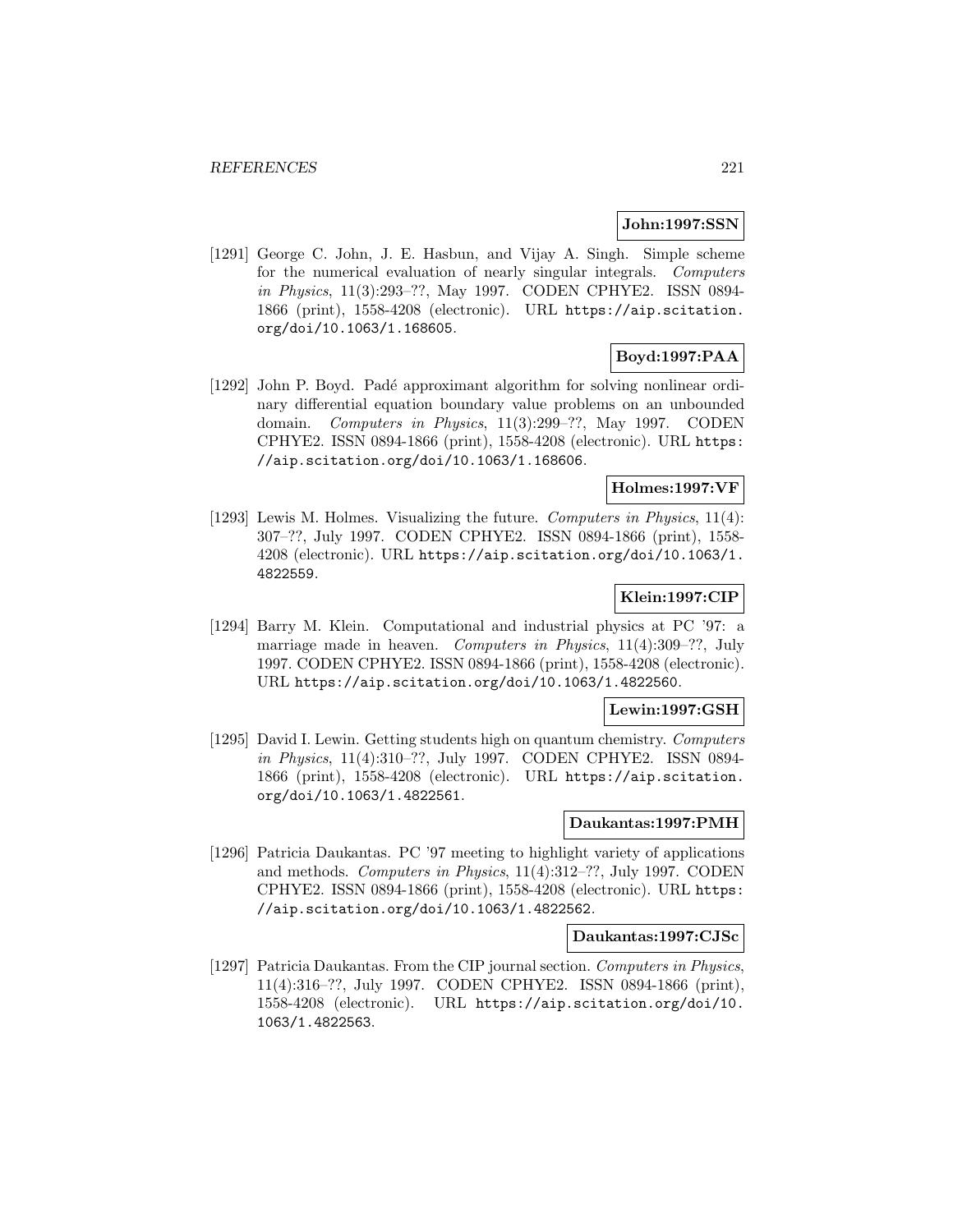**John:1997:SSN**

[1291] George C. John, J. E. Hasbun, and Vijay A. Singh. Simple scheme for the numerical evaluation of nearly singular integrals. *Computers in Physics*, 11(3):293–??, May 1997. CODEN CPHYE2. ISSN 0894-1866 (print), 1558-4208 (electronic). URL https://aip.scitation.org/doi/10.1063/1.168605.

**Boyd:1997:PAA**

[1292] John P. Boyd. Padé approximant algorithm for solving nonlinear ordinary differential equation boundary value problems on an unbounded domain. *Computers in Physics*, 11(3):299–??, May 1997. CODEN CPHYE2. ISSN 0894-1866 (print), 1558-4208 (electronic). URL https://aip.scitation.org/doi/10.1063/1.168606.

**Holmes:1997:VF**

[1293] Lewis M. Holmes. Visualizing the future. *Computers in Physics*, 11(4): 307–??, July 1997. CODEN CPHYE2. ISSN 0894-1866 (print), 1558-4208 (electronic). URL https://aip.scitation.org/doi/10.1063/1.4822559.

**Klein:1997:CIP**

[1294] Barry M. Klein. Computational and industrial physics at PC '97: a marriage made in heaven. *Computers in Physics*, 11(4):309–??, July 1997. CODEN CPHYE2. ISSN 0894-1866 (print), 1558-4208 (electronic). URL https://aip.scitation.org/doi/10.1063/1.4822560.

**Lewin:1997:GSH**

[1295] David I. Lewin. Getting students high on quantum chemistry. *Computers in Physics*, 11(4):310–??, July 1997. CODEN CPHYE2. ISSN 0894-1866 (print), 1558-4208 (electronic). URL https://aip.scitation.org/doi/10.1063/1.4822561.

**Daukantas:1997:PMH**

[1296] Patricia Daukantas. PC '97 meeting to highlight variety of applications and methods. *Computers in Physics*, 11(4):312–??, July 1997. CODEN CPHYE2. ISSN 0894-1866 (print), 1558-4208 (electronic). URL https://aip.scitation.org/doi/10.1063/1.4822562.

**Daukantas:1997:CJSc**

[1297] Patricia Daukantas. From the CIP journal section. *Computers in Physics*, 11(4):316–??, July 1997. CODEN CPHYE2. ISSN 0894-1866 (print), 1558-4208 (electronic). URL https://aip.scitation.org/doi/10.1063/1.4822563.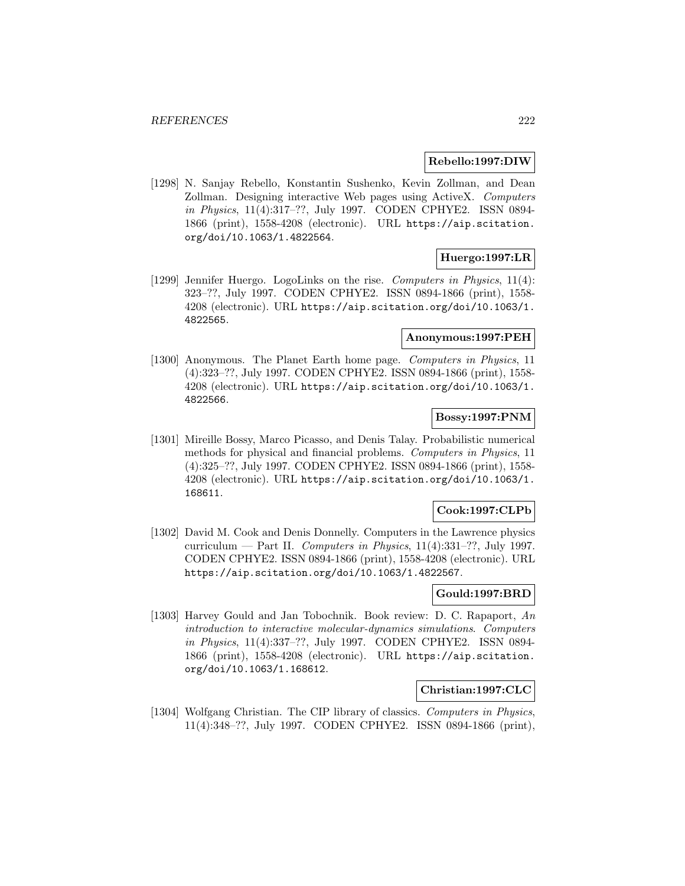**Rebello:1997:DIW**

[1298] N. Sanjay Rebello, Konstantin Sushenko, Kevin Zollman, and Dean Zollman. Designing interactive Web pages using ActiveX. *Computers in Physics*, 11(4):317–??, July 1997. CODEN CPHYE2. ISSN 0894-1866 (print), 1558-4208 (electronic). URL https://aip.scitation.org/doi/10.1063/1.4822564.

**Huergo:1997:LR**

[1299] Jennifer Huergo. LogoLinks on the rise. *Computers in Physics*, 11(4): 323–??, July 1997. CODEN CPHYE2. ISSN 0894-1866 (print), 1558-4208 (electronic). URL https://aip.scitation.org/doi/10.1063/1.4822565.

**Anonymous:1997:PEH**

[1300] Anonymous. The Planet Earth home page. *Computers in Physics*, 11 (4):323–??, July 1997. CODEN CPHYE2. ISSN 0894-1866 (print), 1558-4208 (electronic). URL https://aip.scitation.org/doi/10.1063/1.4822566.

**Bossy:1997:PNM**

[1301] Mireille Bossy, Marco Picasso, and Denis Talay. Probabilistic numerical methods for physical and financial problems. *Computers in Physics*, 11 (4):325–??, July 1997. CODEN CPHYE2. ISSN 0894-1866 (print), 1558-4208 (electronic). URL https://aip.scitation.org/doi/10.1063/1.168611.

**Cook:1997:CLPb**

[1302] David M. Cook and Denis Donnelly. Computers in the Lawrence physics curriculum — Part II. *Computers in Physics*, 11(4):331–??, July 1997. CODEN CPHYE2. ISSN 0894-1866 (print), 1558-4208 (electronic). URL https://aip.scitation.org/doi/10.1063/1.4822567.

**Gould:1997:BRD**

[1303] Harvey Gould and Jan Tobochnik. Book review: D. C. Rapaport, *An introduction to interactive molecular-dynamics simulations*. *Computers in Physics*, 11(4):337–??, July 1997. CODEN CPHYE2. ISSN 0894-1866 (print), 1558-4208 (electronic). URL https://aip.scitation.org/doi/10.1063/1.168612.

**Christian:1997:CLC**

[1304] Wolfgang Christian. The CIP library of classics. *Computers in Physics*, 11(4):348–??, July 1997. CODEN CPHYE2. ISSN 0894-1866 (print),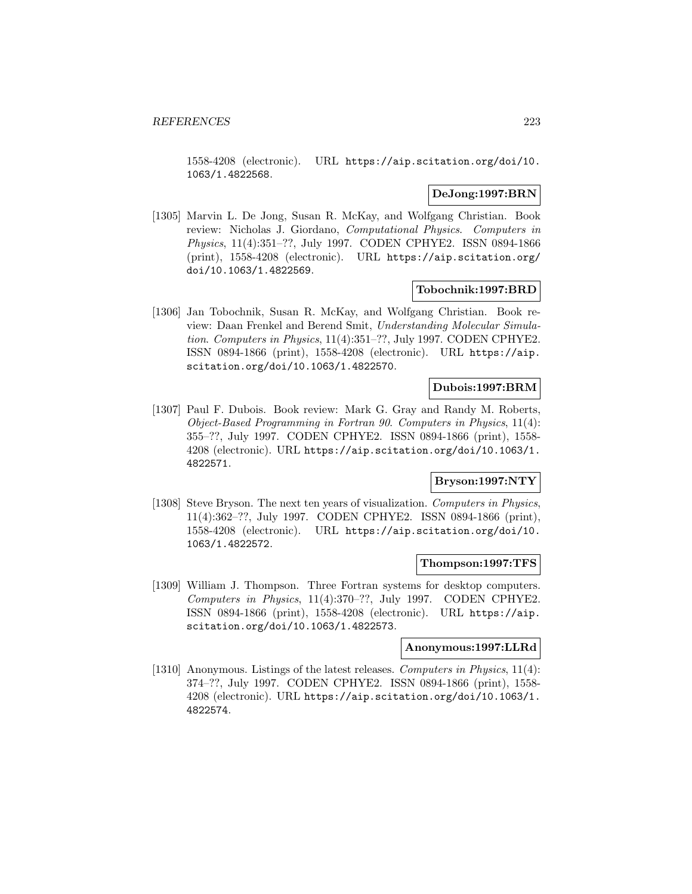1558-4208 (electronic). URL https://aip.scitation.org/doi/10.1063/1.4822568.

**DeJong:1997:BRN**

[1305] Marvin L. De Jong, Susan R. McKay, and Wolfgang Christian. Book review: Nicholas J. Giordano, *Computational Physics*. *Computers in Physics*, 11(4):351–??, July 1997. CODEN CPHYE2. ISSN 0894-1866 (print), 1558-4208 (electronic). URL https://aip.scitation.org/doi/10.1063/1.4822569.

**Tobochnik:1997:BRD**

[1306] Jan Tobochnik, Susan R. McKay, and Wolfgang Christian. Book review: Daan Frenkel and Berend Smit, *Understanding Molecular Simulation*. *Computers in Physics*, 11(4):351–??, July 1997. CODEN CPHYE2. ISSN 0894-1866 (print), 1558-4208 (electronic). URL https://aip.scitation.org/doi/10.1063/1.4822570.

**Dubois:1997:BRM**

[1307] Paul F. Dubois. Book review: Mark G. Gray and Randy M. Roberts, *Object-Based Programming in Fortran 90*. *Computers in Physics*, 11(4):355–??, July 1997. CODEN CPHYE2. ISSN 0894-1866 (print), 1558-4208 (electronic). URL https://aip.scitation.org/doi/10.1063/1.4822571.

**Bryson:1997:NTY**

[1308] Steve Bryson. The next ten years of visualization. *Computers in Physics*, 11(4):362–??, July 1997. CODEN CPHYE2. ISSN 0894-1866 (print), 1558-4208 (electronic). URL https://aip.scitation.org/doi/10.1063/1.4822572.

**Thompson:1997:TFS**

[1309] William J. Thompson. Three Fortran systems for desktop computers. *Computers in Physics*, 11(4):370–??, July 1997. CODEN CPHYE2. ISSN 0894-1866 (print), 1558-4208 (electronic). URL https://aip.scitation.org/doi/10.1063/1.4822573.

**Anonymous:1997:LLRd**

[1310] Anonymous. Listings of the latest releases. *Computers in Physics*, 11(4):374–??, July 1997. CODEN CPHYE2. ISSN 0894-1866 (print), 1558-4208 (electronic). URL https://aip.scitation.org/doi/10.1063/1.4822574.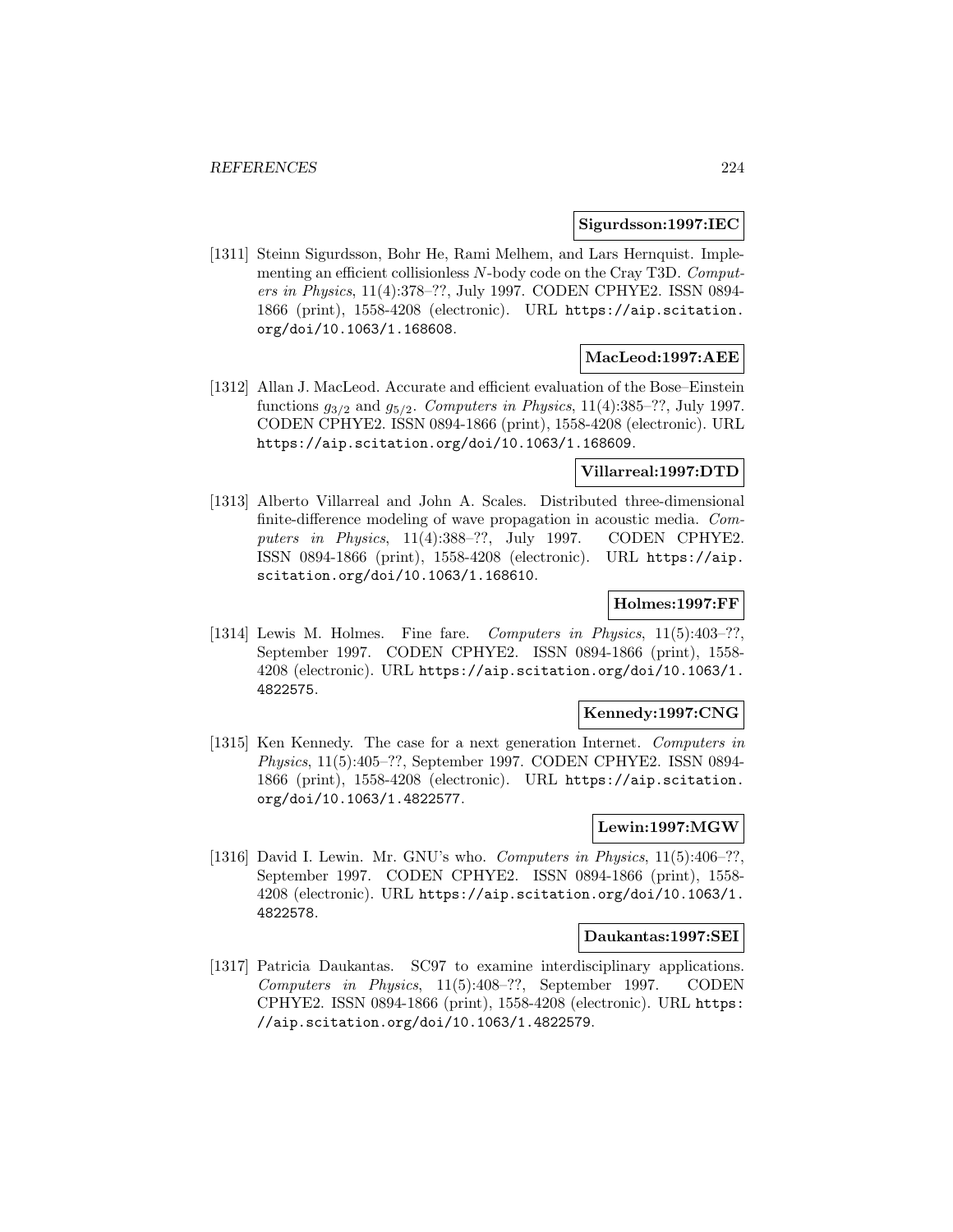**Sigurdsson:1997:IEC**

[1311] Steinn Sigurdsson, Bohr He, Rami Melhem, and Lars Hernquist. Implementing an efficient collisionless $N$-body code on the Cray T3D. *Computers in Physics*, 11(4):378–??, July 1997. CODEN CPHYE2. ISSN 0894-1866 (print), 1558-4208 (electronic). URL https://aip.scitation.org/doi/10.1063/1.168608.

**MacLeod:1997:AEE**

[1312] Allan J. MacLeod. Accurate and efficient evaluation of the Bose–Einstein functions $g_{3/2}$ and $g_{5/2}$. *Computers in Physics*, 11(4):385–??, July 1997. CODEN CPHYE2. ISSN 0894-1866 (print), 1558-4208 (electronic). URL https://aip.scitation.org/doi/10.1063/1.168609.

**Villarreal:1997:DTD**

[1313] Alberto Villarreal and John A. Scales. Distributed three-dimensional finite-difference modeling of wave propagation in acoustic media. *Computers in Physics*, 11(4):388–??, July 1997. CODEN CPHYE2. ISSN 0894-1866 (print), 1558-4208 (electronic). URL https://aip.scitation.org/doi/10.1063/1.168610.

**Holmes:1997:FF**

[1314] Lewis M. Holmes. Fine fare. *Computers in Physics*, 11(5):403–??, September 1997. CODEN CPHYE2. ISSN 0894-1866 (print), 1558-4208 (electronic). URL https://aip.scitation.org/doi/10.1063/1.4822575.

**Kennedy:1997:CNG**

[1315] Ken Kennedy. The case for a next generation Internet. *Computers in Physics*, 11(5):405–??, September 1997. CODEN CPHYE2. ISSN 0894-1866 (print), 1558-4208 (electronic). URL https://aip.scitation.org/doi/10.1063/1.4822577.

**Lewin:1997:MGW**

[1316] David I. Lewin. Mr. GNU's who. *Computers in Physics*, 11(5):406–??, September 1997. CODEN CPHYE2. ISSN 0894-1866 (print), 1558-4208 (electronic). URL https://aip.scitation.org/doi/10.1063/1.4822578.

**Daukantas:1997:SEI**

[1317] Patricia Daukantas. SC97 to examine interdisciplinary applications. *Computers in Physics*, 11(5):408–??, September 1997. CODEN CPHYE2. ISSN 0894-1866 (print), 1558-4208 (electronic). URL https://aip.scitation.org/doi/10.1063/1.4822579.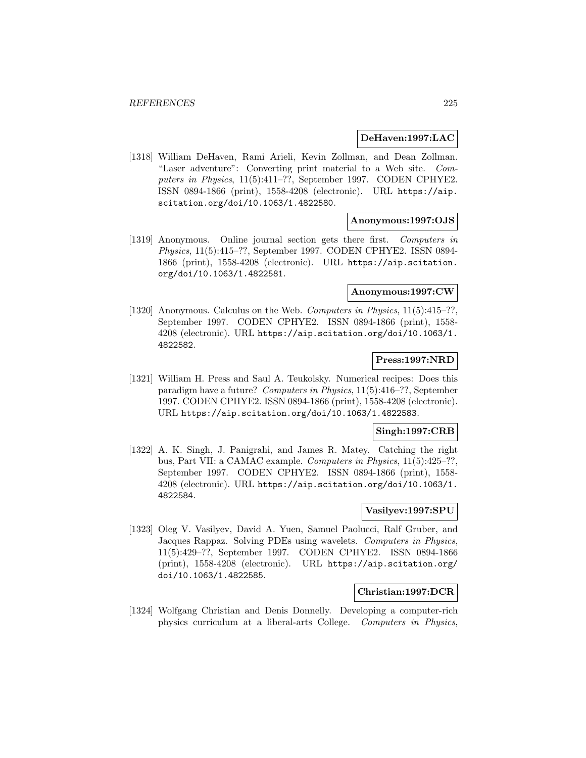**DeHaven:1997:LAC**

[1318] William DeHaven, Rami Arieli, Kevin Zollman, and Dean Zollman. "Laser adventure": Converting print material to a Web site. *Computers in Physics*, 11(5):411–??, September 1997. CODEN CPHYE2. ISSN 0894-1866 (print), 1558-4208 (electronic). URL `https://aip.scitation.org/doi/10.1063/1.4822580`.

**Anonymous:1997:OJS**

[1319] Anonymous. Online journal section gets there first. *Computers in Physics*, 11(5):415–??, September 1997. CODEN CPHYE2. ISSN 0894-1866 (print), 1558-4208 (electronic). URL `https://aip.scitation.org/doi/10.1063/1.4822581`.

**Anonymous:1997:CW**

[1320] Anonymous. Calculus on the Web. *Computers in Physics*, 11(5):415–??, September 1997. CODEN CPHYE2. ISSN 0894-1866 (print), 1558-4208 (electronic). URL `https://aip.scitation.org/doi/10.1063/1.4822582`.

**Press:1997:NRD**

[1321] William H. Press and Saul A. Teukolsky. Numerical recipes: Does this paradigm have a future? *Computers in Physics*, 11(5):416–??, September 1997. CODEN CPHYE2. ISSN 0894-1866 (print), 1558-4208 (electronic). URL `https://aip.scitation.org/doi/10.1063/1.4822583`.

**Singh:1997:CRB**

[1322] A. K. Singh, J. Panigrahi, and James R. Matey. Catching the right bus, Part VII: a CAMAC example. *Computers in Physics*, 11(5):425–??, September 1997. CODEN CPHYE2. ISSN 0894-1866 (print), 1558-4208 (electronic). URL `https://aip.scitation.org/doi/10.1063/1.4822584`.

**Vasilyev:1997:SPU**

[1323] Oleg V. Vasilyev, David A. Yuen, Samuel Paolucci, Ralf Gruber, and Jacques Rappaz. Solving PDEs using wavelets. *Computers in Physics*, 11(5):429–??, September 1997. CODEN CPHYE2. ISSN 0894-1866 (print), 1558-4208 (electronic). URL `https://aip.scitation.org/doi/10.1063/1.4822585`.

**Christian:1997:DCR**

[1324] Wolfgang Christian and Denis Donnelly. Developing a computer-rich physics curriculum at a liberal-arts College. *Computers in Physics*,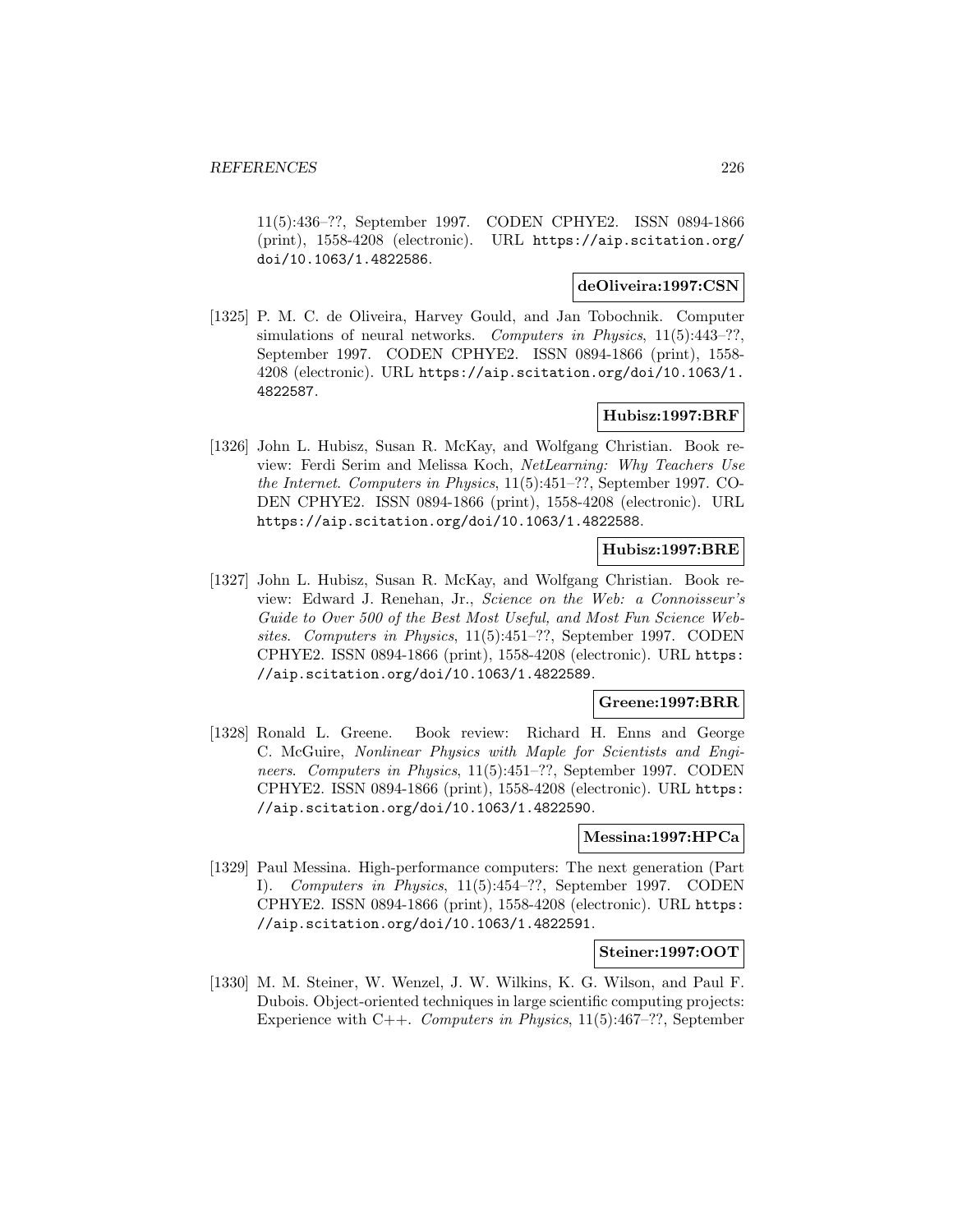11(5):436–??, September 1997. CODEN CPHYE2. ISSN 0894-1866 (print), 1558-4208 (electronic). URL https://aip.scitation.org/doi/10.1063/1.4822586.

**deOliveira:1997:CSN**

[1325] P. M. C. de Oliveira, Harvey Gould, and Jan Tobochnik. Computer simulations of neural networks. *Computers in Physics*, 11(5):443–??, September 1997. CODEN CPHYE2. ISSN 0894-1866 (print), 1558-4208 (electronic). URL https://aip.scitation.org/doi/10.1063/1.4822587.

**Hubisz:1997:BRF**

[1326] John L. Hubisz, Susan R. McKay, and Wolfgang Christian. Book review: Ferdi Serim and Melissa Koch, *NetLearning: Why Teachers Use the Internet*. *Computers in Physics*, 11(5):451–??, September 1997. CODEN CPHYE2. ISSN 0894-1866 (print), 1558-4208 (electronic). URL https://aip.scitation.org/doi/10.1063/1.4822588.

**Hubisz:1997:BRE**

[1327] John L. Hubisz, Susan R. McKay, and Wolfgang Christian. Book review: Edward J. Renehan, Jr., *Science on the Web: a Connoisseur's Guide to Over 500 of the Best Most Useful, and Most Fun Science Websites*. *Computers in Physics*, 11(5):451–??, September 1997. CODEN CPHYE2. ISSN 0894-1866 (print), 1558-4208 (electronic). URL https://aip.scitation.org/doi/10.1063/1.4822589.

**Greene:1997:BRR**

[1328] Ronald L. Greene. Book review: Richard H. Enns and George C. McGuire, *Nonlinear Physics with Maple for Scientists and Engineers*. *Computers in Physics*, 11(5):451–??, September 1997. CODEN CPHYE2. ISSN 0894-1866 (print), 1558-4208 (electronic). URL https://aip.scitation.org/doi/10.1063/1.4822590.

**Messina:1997:HPCa**

[1329] Paul Messina. High-performance computers: The next generation (Part I). *Computers in Physics*, 11(5):454–??, September 1997. CODEN CPHYE2. ISSN 0894-1866 (print), 1558-4208 (electronic). URL https://aip.scitation.org/doi/10.1063/1.4822591.

**Steiner:1997:OOT**

[1330] M. M. Steiner, W. Wenzel, J. W. Wilkins, K. G. Wilson, and Paul F. Dubois. Object-oriented techniques in large scientific computing projects: Experience with C++. *Computers in Physics*, 11(5):467–??, September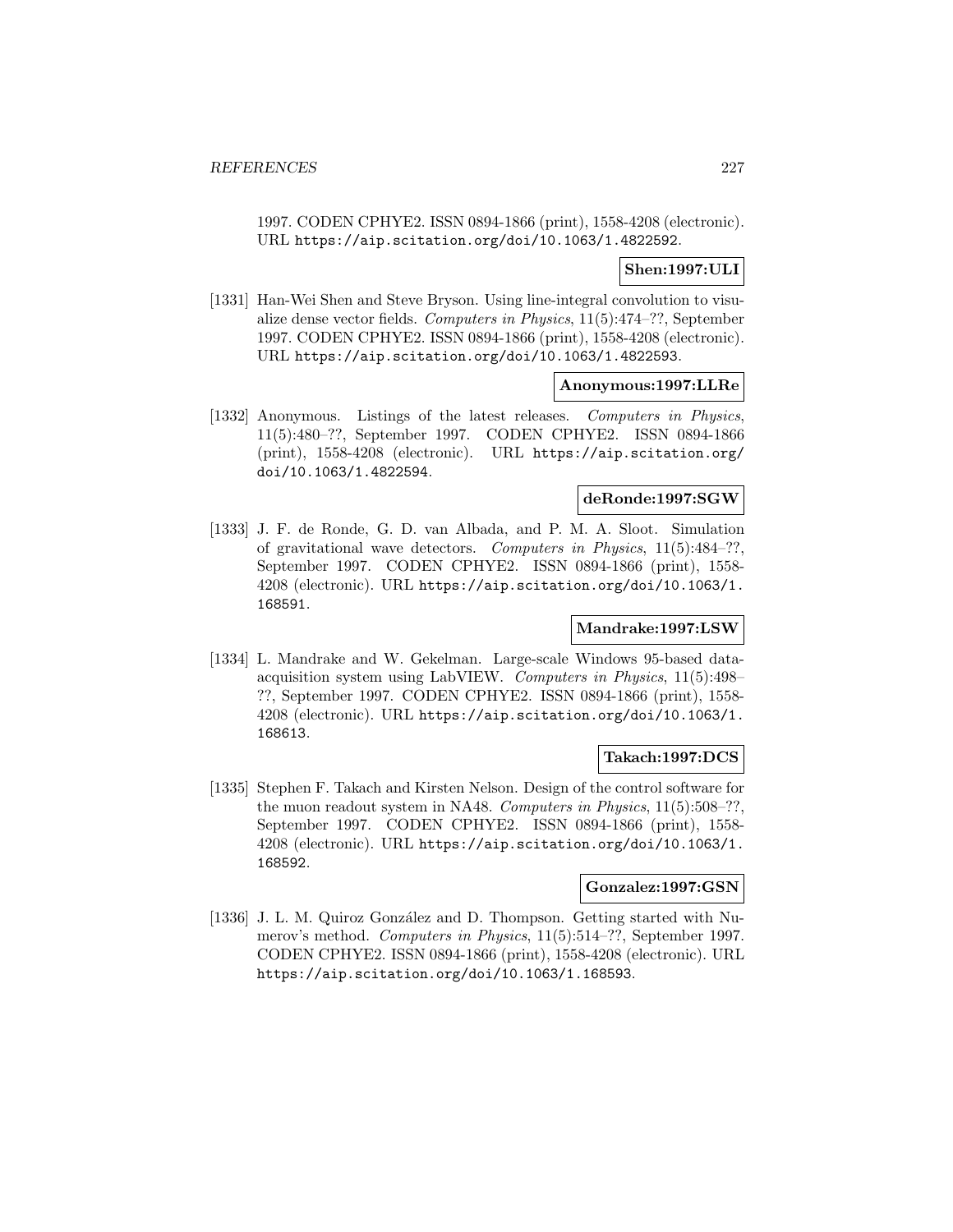1997. CODEN CPHYE2. ISSN 0894-1866 (print), 1558-4208 (electronic). URL https://aip.scitation.org/doi/10.1063/1.4822592.

**Shen:1997:ULI**

[1331] Han-Wei Shen and Steve Bryson. Using line-integral convolution to visualize dense vector fields. *Computers in Physics*, 11(5):474–??, September 1997. CODEN CPHYE2. ISSN 0894-1866 (print), 1558-4208 (electronic). URL https://aip.scitation.org/doi/10.1063/1.4822593.

**Anonymous:1997:LLRe**

[1332] Anonymous. Listings of the latest releases. *Computers in Physics*, 11(5):480–??, September 1997. CODEN CPHYE2. ISSN 0894-1866 (print), 1558-4208 (electronic). URL https://aip.scitation.org/doi/10.1063/1.4822594.

**deRonde:1997:SGW**

[1333] J. F. de Ronde, G. D. van Albada, and P. M. A. Sloot. Simulation of gravitational wave detectors. *Computers in Physics*, 11(5):484–??, September 1997. CODEN CPHYE2. ISSN 0894-1866 (print), 1558-4208 (electronic). URL https://aip.scitation.org/doi/10.1063/1.168591.

**Mandrake:1997:LSW**

[1334] L. Mandrake and W. Gekelman. Large-scale Windows 95-based data-acquisition system using LabVIEW. *Computers in Physics*, 11(5):498–??, September 1997. CODEN CPHYE2. ISSN 0894-1866 (print), 1558-4208 (electronic). URL https://aip.scitation.org/doi/10.1063/1.168613.

**Takach:1997:DCS**

[1335] Stephen F. Takach and Kirsten Nelson. Design of the control software for the muon readout system in NA48. *Computers in Physics*, 11(5):508–??, September 1997. CODEN CPHYE2. ISSN 0894-1866 (print), 1558-4208 (electronic). URL https://aip.scitation.org/doi/10.1063/1.168592.

**Gonzalez:1997:GSN**

[1336] J. L. M. Quiroz González and D. Thompson. Getting started with Numerov's method. *Computers in Physics*, 11(5):514–??, September 1997. CODEN CPHYE2. ISSN 0894-1866 (print), 1558-4208 (electronic). URL https://aip.scitation.org/doi/10.1063/1.168593.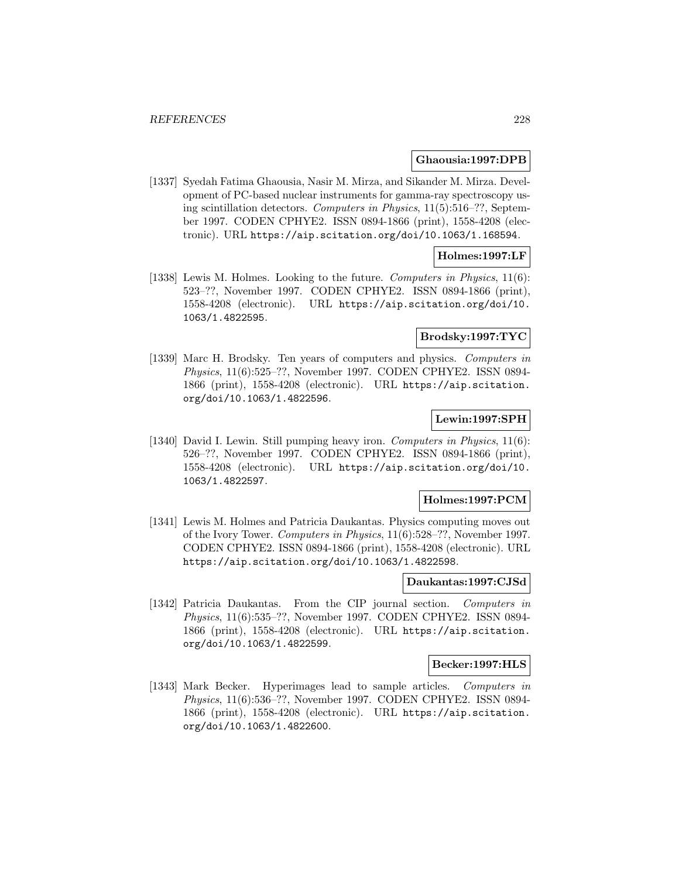**Ghaousia:1997:DPB**

[1337] Syedah Fatima Ghaousia, Nasir M. Mirza, and Sikander M. Mirza. Development of PC-based nuclear instruments for gamma-ray spectroscopy using scintillation detectors. *Computers in Physics*, 11(5):516–??, September 1997. CODEN CPHYE2. ISSN 0894-1866 (print), 1558-4208 (electronic). URL https://aip.scitation.org/doi/10.1063/1.168594.

**Holmes:1997:LF**

[1338] Lewis M. Holmes. Looking to the future. *Computers in Physics*, 11(6): 523–??, November 1997. CODEN CPHYE2. ISSN 0894-1866 (print), 1558-4208 (electronic). URL https://aip.scitation.org/doi/10.1063/1.4822595.

**Brodsky:1997:TYC**

[1339] Marc H. Brodsky. Ten years of computers and physics. *Computers in Physics*, 11(6):525–??, November 1997. CODEN CPHYE2. ISSN 0894-1866 (print), 1558-4208 (electronic). URL https://aip.scitation.org/doi/10.1063/1.4822596.

**Lewin:1997:SPH**

[1340] David I. Lewin. Still pumping heavy iron. *Computers in Physics*, 11(6): 526–??, November 1997. CODEN CPHYE2. ISSN 0894-1866 (print), 1558-4208 (electronic). URL https://aip.scitation.org/doi/10.1063/1.4822597.

**Holmes:1997:PCM**

[1341] Lewis M. Holmes and Patricia Daukantas. Physics computing moves out of the Ivory Tower. *Computers in Physics*, 11(6):528–??, November 1997. CODEN CPHYE2. ISSN 0894-1866 (print), 1558-4208 (electronic). URL https://aip.scitation.org/doi/10.1063/1.4822598.

**Daukantas:1997:CJSd**

[1342] Patricia Daukantas. From the CIP journal section. *Computers in Physics*, 11(6):535–??, November 1997. CODEN CPHYE2. ISSN 0894-1866 (print), 1558-4208 (electronic). URL https://aip.scitation.org/doi/10.1063/1.4822599.

**Becker:1997:HLS**

[1343] Mark Becker. Hyperimages lead to sample articles. *Computers in Physics*, 11(6):536–??, November 1997. CODEN CPHYE2. ISSN 0894-1866 (print), 1558-4208 (electronic). URL https://aip.scitation.org/doi/10.1063/1.4822600.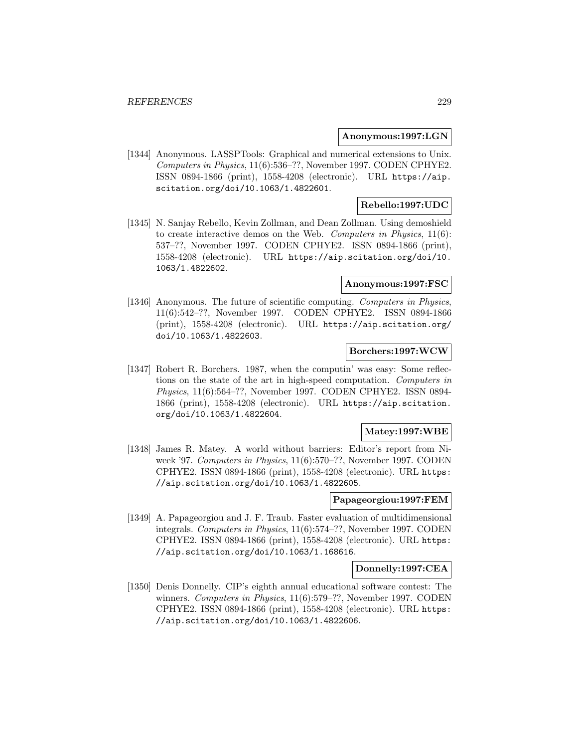**Anonymous:1997:LGN**

[1344] Anonymous. LASSPTools: Graphical and numerical extensions to Unix. *Computers in Physics*, 11(6):536–??, November 1997. CODEN CPHYE2. ISSN 0894-1866 (print), 1558-4208 (electronic). URL https://aip.scitation.org/doi/10.1063/1.4822601.

**Rebello:1997:UDC**

[1345] N. Sanjay Rebello, Kevin Zollman, and Dean Zollman. Using demoshield to create interactive demos on the Web. *Computers in Physics*, 11(6): 537–??, November 1997. CODEN CPHYE2. ISSN 0894-1866 (print), 1558-4208 (electronic). URL https://aip.scitation.org/doi/10.1063/1.4822602.

**Anonymous:1997:FSC**

[1346] Anonymous. The future of scientific computing. *Computers in Physics*, 11(6):542–??, November 1997. CODEN CPHYE2. ISSN 0894-1866 (print), 1558-4208 (electronic). URL https://aip.scitation.org/doi/10.1063/1.4822603.

**Borchers:1997:WCW**

[1347] Robert R. Borchers. 1987, when the computin' was easy: Some reflections on the state of the art in high-speed computation. *Computers in Physics*, 11(6):564–??, November 1997. CODEN CPHYE2. ISSN 0894-1866 (print), 1558-4208 (electronic). URL https://aip.scitation.org/doi/10.1063/1.4822604.

**Matey:1997:WBE**

[1348] James R. Matey. A world without barriers: Editor's report from Niweek '97. *Computers in Physics*, 11(6):570–??, November 1997. CODEN CPHYE2. ISSN 0894-1866 (print), 1558-4208 (electronic). URL https://aip.scitation.org/doi/10.1063/1.4822605.

**Papageorgiou:1997:FEM**

[1349] A. Papageorgiou and J. F. Traub. Faster evaluation of multidimensional integrals. *Computers in Physics*, 11(6):574–??, November 1997. CODEN CPHYE2. ISSN 0894-1866 (print), 1558-4208 (electronic). URL https://aip.scitation.org/doi/10.1063/1.168616.

**Donnelly:1997:CEA**

[1350] Denis Donnelly. CIP's eighth annual educational software contest: The winners. *Computers in Physics*, 11(6):579–??, November 1997. CODEN CPHYE2. ISSN 0894-1866 (print), 1558-4208 (electronic). URL https://aip.scitation.org/doi/10.1063/1.4822606.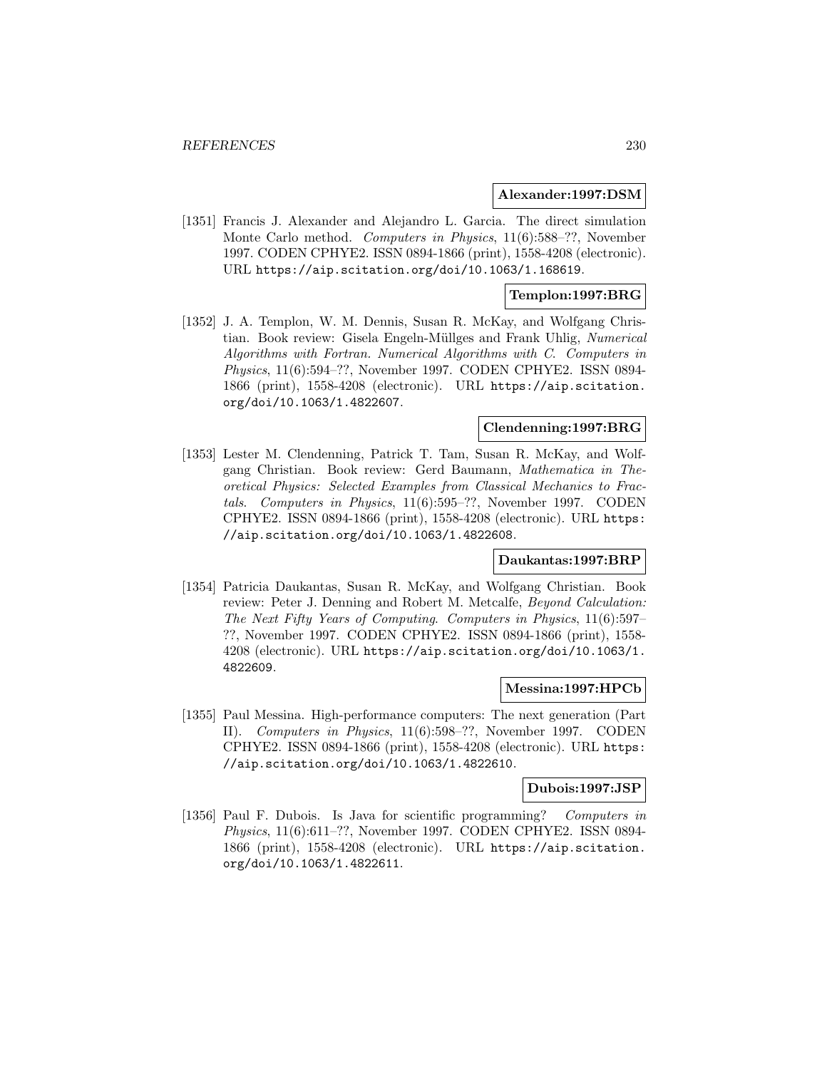**Alexander:1997:DSM**

[1351] Francis J. Alexander and Alejandro L. Garcia. The direct simulation Monte Carlo method. *Computers in Physics*, 11(6):588–??, November 1997. CODEN CPHYE2. ISSN 0894-1866 (print), 1558-4208 (electronic). URL https://aip.scitation.org/doi/10.1063/1.168619.

**Templon:1997:BRG**

[1352] J. A. Templon, W. M. Dennis, Susan R. McKay, and Wolfgang Christian. Book review: Gisela Engeln-Müllges and Frank Uhlig, *Numerical Algorithms with Fortran. Numerical Algorithms with C*. *Computers in Physics*, 11(6):594–??, November 1997. CODEN CPHYE2. ISSN 0894-1866 (print), 1558-4208 (electronic). URL https://aip.scitation.org/doi/10.1063/1.4822607.

**Clendenning:1997:BRG**

[1353] Lester M. Clendenning, Patrick T. Tam, Susan R. McKay, and Wolfgang Christian. Book review: Gerd Baumann, *Mathematica in Theoretical Physics: Selected Examples from Classical Mechanics to Fractals*. *Computers in Physics*, 11(6):595–??, November 1997. CODEN CPHYE2. ISSN 0894-1866 (print), 1558-4208 (electronic). URL https://aip.scitation.org/doi/10.1063/1.4822608.

**Daukantas:1997:BRP**

[1354] Patricia Daukantas, Susan R. McKay, and Wolfgang Christian. Book review: Peter J. Denning and Robert M. Metcalfe, *Beyond Calculation: The Next Fifty Years of Computing*. *Computers in Physics*, 11(6):597–??, November 1997. CODEN CPHYE2. ISSN 0894-1866 (print), 1558-4208 (electronic). URL https://aip.scitation.org/doi/10.1063/1.4822609.

**Messina:1997:HPCb**

[1355] Paul Messina. High-performance computers: The next generation (Part II). *Computers in Physics*, 11(6):598–??, November 1997. CODEN CPHYE2. ISSN 0894-1866 (print), 1558-4208 (electronic). URL https://aip.scitation.org/doi/10.1063/1.4822610.

**Dubois:1997:JSP**

[1356] Paul F. Dubois. Is Java for scientific programming? *Computers in Physics*, 11(6):611–??, November 1997. CODEN CPHYE2. ISSN 0894-1866 (print), 1558-4208 (electronic). URL https://aip.scitation.org/doi/10.1063/1.4822611.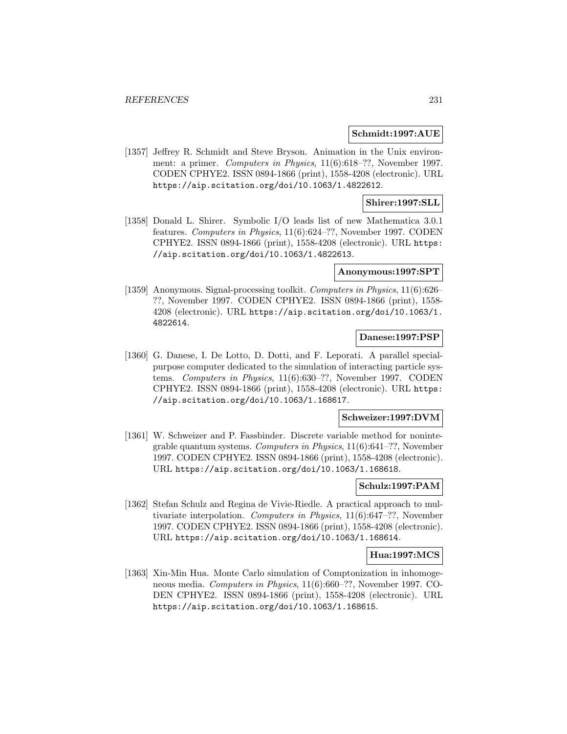**Schmidt:1997:AUE**

[1357] Jeffrey R. Schmidt and Steve Bryson. Animation in the Unix environment: a primer. *Computers in Physics*, 11(6):618–??, November 1997. CODEN CPHYE2. ISSN 0894-1866 (print), 1558-4208 (electronic). URL https://aip.scitation.org/doi/10.1063/1.4822612.

**Shirer:1997:SLL**

[1358] Donald L. Shirer. Symbolic I/O leads list of new Mathematica 3.0.1 features. *Computers in Physics*, 11(6):624–??, November 1997. CODEN CPHYE2. ISSN 0894-1866 (print), 1558-4208 (electronic). URL https://aip.scitation.org/doi/10.1063/1.4822613.

**Anonymous:1997:SPT**

[1359] Anonymous. Signal-processing toolkit. *Computers in Physics*, 11(6):626–??, November 1997. CODEN CPHYE2. ISSN 0894-1866 (print), 1558-4208 (electronic). URL https://aip.scitation.org/doi/10.1063/1.4822614.

**Danese:1997:PSP**

[1360] G. Danese, I. De Lotto, D. Dotti, and F. Leporati. A parallel special-purpose computer dedicated to the simulation of interacting particle systems. *Computers in Physics*, 11(6):630–??, November 1997. CODEN CPHYE2. ISSN 0894-1866 (print), 1558-4208 (electronic). URL https://aip.scitation.org/doi/10.1063/1.168617.

**Schweizer:1997:DVM**

[1361] W. Schweizer and P. Fassbinder. Discrete variable method for nonintegrable quantum systems. *Computers in Physics*, 11(6):641–??, November 1997. CODEN CPHYE2. ISSN 0894-1866 (print), 1558-4208 (electronic). URL https://aip.scitation.org/doi/10.1063/1.168618.

**Schulz:1997:PAM**

[1362] Stefan Schulz and Regina de Vivie-Riedle. A practical approach to multivariate interpolation. *Computers in Physics*, 11(6):647–??, November 1997. CODEN CPHYE2. ISSN 0894-1866 (print), 1558-4208 (electronic). URL https://aip.scitation.org/doi/10.1063/1.168614.

**Hua:1997:MCS**

[1363] Xin-Min Hua. Monte Carlo simulation of Comptonization in inhomogeneous media. *Computers in Physics*, 11(6):660–??, November 1997. CODEN CPHYE2. ISSN 0894-1866 (print), 1558-4208 (electronic). URL https://aip.scitation.org/doi/10.1063/1.168615.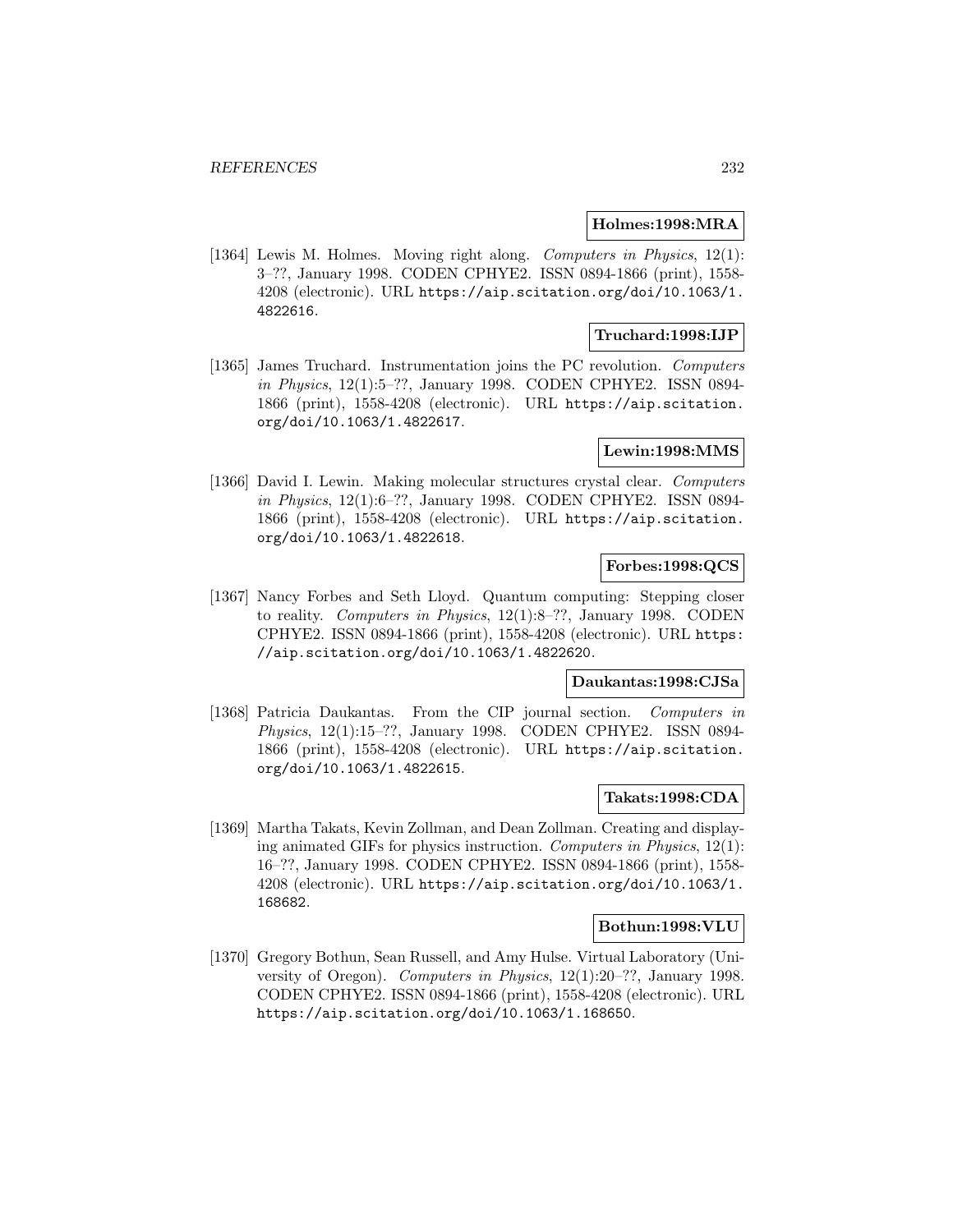**Holmes:1998:MRA**

[1364] Lewis M. Holmes. Moving right along. *Computers in Physics*, 12(1): 3–??, January 1998. CODEN CPHYE2. ISSN 0894-1866 (print), 1558-4208 (electronic). URL https://aip.scitation.org/doi/10.1063/1.4822616.

**Truchard:1998:IJP**

[1365] James Truchard. Instrumentation joins the PC revolution. *Computers in Physics*, 12(1):5–??, January 1998. CODEN CPHYE2. ISSN 0894-1866 (print), 1558-4208 (electronic). URL https://aip.scitation.org/doi/10.1063/1.4822617.

**Lewin:1998:MMS**

[1366] David I. Lewin. Making molecular structures crystal clear. *Computers in Physics*, 12(1):6–??, January 1998. CODEN CPHYE2. ISSN 0894-1866 (print), 1558-4208 (electronic). URL https://aip.scitation.org/doi/10.1063/1.4822618.

**Forbes:1998:QCS**

[1367] Nancy Forbes and Seth Lloyd. Quantum computing: Stepping closer to reality. *Computers in Physics*, 12(1):8–??, January 1998. CODEN CPHYE2. ISSN 0894-1866 (print), 1558-4208 (electronic). URL https://aip.scitation.org/doi/10.1063/1.4822620.

**Daukantas:1998:CJSa**

[1368] Patricia Daukantas. From the CIP journal section. *Computers in Physics*, 12(1):15–??, January 1998. CODEN CPHYE2. ISSN 0894-1866 (print), 1558-4208 (electronic). URL https://aip.scitation.org/doi/10.1063/1.4822615.

**Takats:1998:CDA**

[1369] Martha Takats, Kevin Zollman, and Dean Zollman. Creating and displaying animated GIFs for physics instruction. *Computers in Physics*, 12(1): 16–??, January 1998. CODEN CPHYE2. ISSN 0894-1866 (print), 1558-4208 (electronic). URL https://aip.scitation.org/doi/10.1063/1.168682.

**Bothun:1998:VLU**

[1370] Gregory Bothun, Sean Russell, and Amy Hulse. Virtual Laboratory (University of Oregon). *Computers in Physics*, 12(1):20–??, January 1998. CODEN CPHYE2. ISSN 0894-1866 (print), 1558-4208 (electronic). URL https://aip.scitation.org/doi/10.1063/1.168650.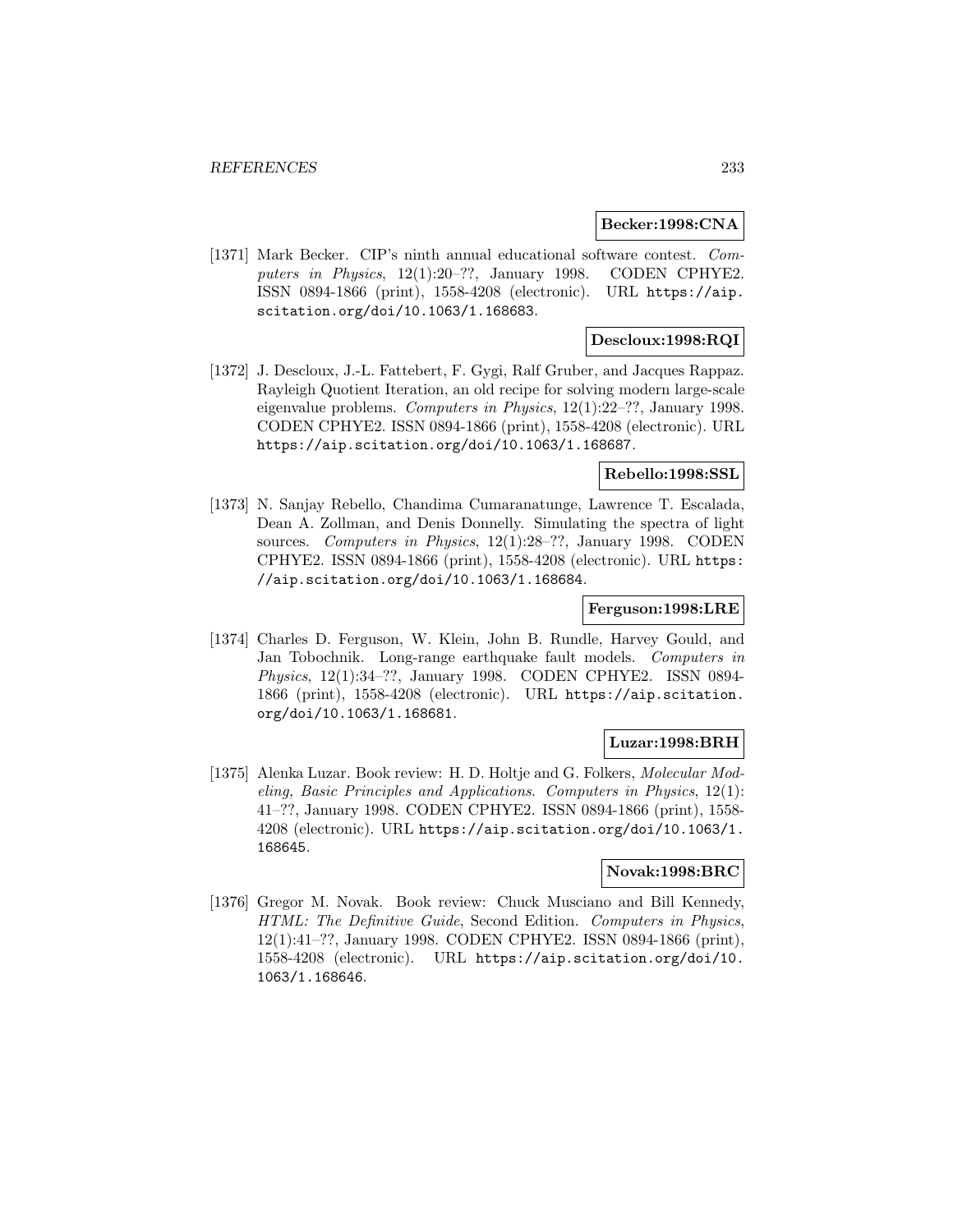**Becker:1998:CNA**

[1371] Mark Becker. CIP's ninth annual educational software contest. *Computers in Physics*, 12(1):20–??, January 1998. CODEN CPHYE2. ISSN 0894-1866 (print), 1558-4208 (electronic). URL https://aip.scitation.org/doi/10.1063/1.168683.

**Descloux:1998:RQI**

[1372] J. Descloux, J.-L. Fattebert, F. Gygi, Ralf Gruber, and Jacques Rappaz. Rayleigh Quotient Iteration, an old recipe for solving modern large-scale eigenvalue problems. *Computers in Physics*, 12(1):22–??, January 1998. CODEN CPHYE2. ISSN 0894-1866 (print), 1558-4208 (electronic). URL https://aip.scitation.org/doi/10.1063/1.168687.

**Rebello:1998:SSL**

[1373] N. Sanjay Rebello, Chandima Cumaranatunge, Lawrence T. Escalada, Dean A. Zollman, and Denis Donnelly. Simulating the spectra of light sources. *Computers in Physics*, 12(1):28–??, January 1998. CODEN CPHYE2. ISSN 0894-1866 (print), 1558-4208 (electronic). URL https://aip.scitation.org/doi/10.1063/1.168684.

**Ferguson:1998:LRE**

[1374] Charles D. Ferguson, W. Klein, John B. Rundle, Harvey Gould, and Jan Tobochnik. Long-range earthquake fault models. *Computers in Physics*, 12(1):34–??, January 1998. CODEN CPHYE2. ISSN 0894-1866 (print), 1558-4208 (electronic). URL https://aip.scitation.org/doi/10.1063/1.168681.

**Luzar:1998:BRH**

[1375] Alenka Luzar. Book review: H. D. Holtje and G. Folkers, *Molecular Modeling, Basic Principles and Applications*. *Computers in Physics*, 12(1): 41–??, January 1998. CODEN CPHYE2. ISSN 0894-1866 (print), 1558-4208 (electronic). URL https://aip.scitation.org/doi/10.1063/1.168645.

**Novak:1998:BRC**

[1376] Gregor M. Novak. Book review: Chuck Musciano and Bill Kennedy, *HTML: The Definitive Guide*, Second Edition. *Computers in Physics*, 12(1):41–??, January 1998. CODEN CPHYE2. ISSN 0894-1866 (print), 1558-4208 (electronic). URL https://aip.scitation.org/doi/10.1063/1.168646.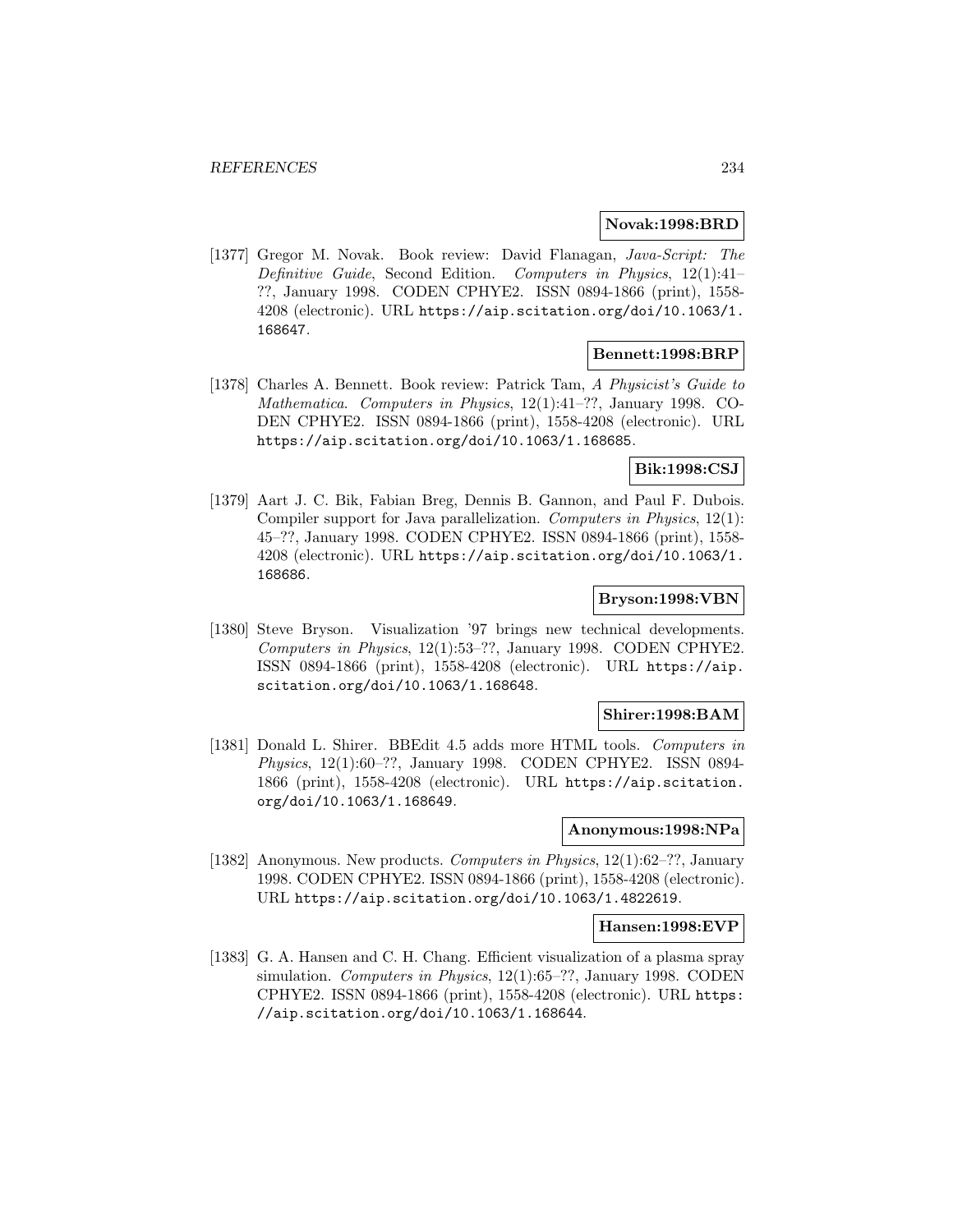**Novak:1998:BRD**

[1377] Gregor M. Novak. Book review: David Flanagan, *Java-Script: The Definitive Guide*, Second Edition. *Computers in Physics*, 12(1):41–??, January 1998. CODEN CPHYE2. ISSN 0894-1866 (print), 1558-4208 (electronic). URL https://aip.scitation.org/doi/10.1063/1.168647.

**Bennett:1998:BRP**

[1378] Charles A. Bennett. Book review: Patrick Tam, *A Physicist's Guide to Mathematica*. *Computers in Physics*, 12(1):41–??, January 1998. CODEN CPHYE2. ISSN 0894-1866 (print), 1558-4208 (electronic). URL https://aip.scitation.org/doi/10.1063/1.168685.

**Bik:1998:CSJ**

[1379] Aart J. C. Bik, Fabian Breg, Dennis B. Gannon, and Paul F. Dubois. Compiler support for Java parallelization. *Computers in Physics*, 12(1): 45–??, January 1998. CODEN CPHYE2. ISSN 0894-1866 (print), 1558-4208 (electronic). URL https://aip.scitation.org/doi/10.1063/1.168686.

**Bryson:1998:VBN**

[1380] Steve Bryson. Visualization '97 brings new technical developments. *Computers in Physics*, 12(1):53–??, January 1998. CODEN CPHYE2. ISSN 0894-1866 (print), 1558-4208 (electronic). URL https://aip.scitation.org/doi/10.1063/1.168648.

**Shirer:1998:BAM**

[1381] Donald L. Shirer. BBEdit 4.5 adds more HTML tools. *Computers in Physics*, 12(1):60–??, January 1998. CODEN CPHYE2. ISSN 0894-1866 (print), 1558-4208 (electronic). URL https://aip.scitation.org/doi/10.1063/1.168649.

**Anonymous:1998:NPa**

[1382] Anonymous. New products. *Computers in Physics*, 12(1):62–??, January 1998. CODEN CPHYE2. ISSN 0894-1866 (print), 1558-4208 (electronic). URL https://aip.scitation.org/doi/10.1063/1.4822619.

**Hansen:1998:EVP**

[1383] G. A. Hansen and C. H. Chang. Efficient visualization of a plasma spray simulation. *Computers in Physics*, 12(1):65–??, January 1998. CODEN CPHYE2. ISSN 0894-1866 (print), 1558-4208 (electronic). URL https://aip.scitation.org/doi/10.1063/1.168644.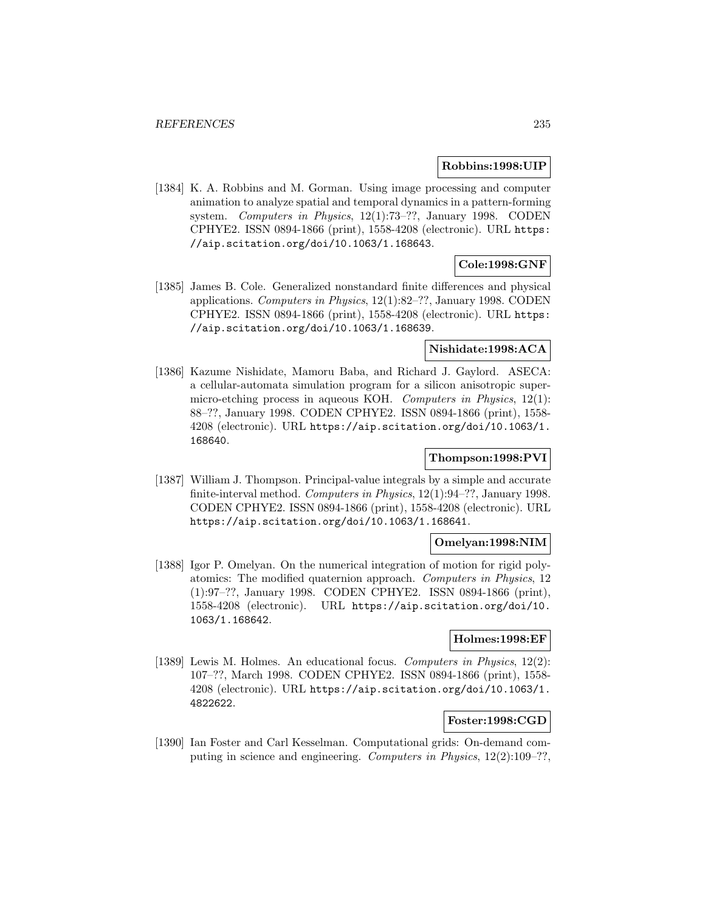**Robbins:1998:UIP**

[1384] K. A. Robbins and M. Gorman. Using image processing and computer animation to analyze spatial and temporal dynamics in a pattern-forming system. *Computers in Physics*, 12(1):73–??, January 1998. CODEN CPHYE2. ISSN 0894-1866 (print), 1558-4208 (electronic). URL https://aip.scitation.org/doi/10.1063/1.168643.

**Cole:1998:GNF**

[1385] James B. Cole. Generalized nonstandard finite differences and physical applications. *Computers in Physics*, 12(1):82–??, January 1998. CODEN CPHYE2. ISSN 0894-1866 (print), 1558-4208 (electronic). URL https://aip.scitation.org/doi/10.1063/1.168639.

**Nishidate:1998:ACA**

[1386] Kazume Nishidate, Mamoru Baba, and Richard J. Gaylord. ASECA: a cellular-automata simulation program for a silicon anisotropic supermicro-etching process in aqueous KOH. *Computers in Physics*, 12(1): 88–??, January 1998. CODEN CPHYE2. ISSN 0894-1866 (print), 1558-4208 (electronic). URL https://aip.scitation.org/doi/10.1063/1.168640.

**Thompson:1998:PVI**

[1387] William J. Thompson. Principal-value integrals by a simple and accurate finite-interval method. *Computers in Physics*, 12(1):94–??, January 1998. CODEN CPHYE2. ISSN 0894-1866 (print), 1558-4208 (electronic). URL https://aip.scitation.org/doi/10.1063/1.168641.

**Omelyan:1998:NIM**

[1388] Igor P. Omelyan. On the numerical integration of motion for rigid polyatomics: The modified quaternion approach. *Computers in Physics*, 12 (1):97–??, January 1998. CODEN CPHYE2. ISSN 0894-1866 (print), 1558-4208 (electronic). URL https://aip.scitation.org/doi/10.1063/1.168642.

**Holmes:1998:EF**

[1389] Lewis M. Holmes. An educational focus. *Computers in Physics*, 12(2): 107–??, March 1998. CODEN CPHYE2. ISSN 0894-1866 (print), 1558-4208 (electronic). URL https://aip.scitation.org/doi/10.1063/1.4822622.

**Foster:1998:CGD**

[1390] Ian Foster and Carl Kesselman. Computational grids: On-demand computing in science and engineering. *Computers in Physics*, 12(2):109–??,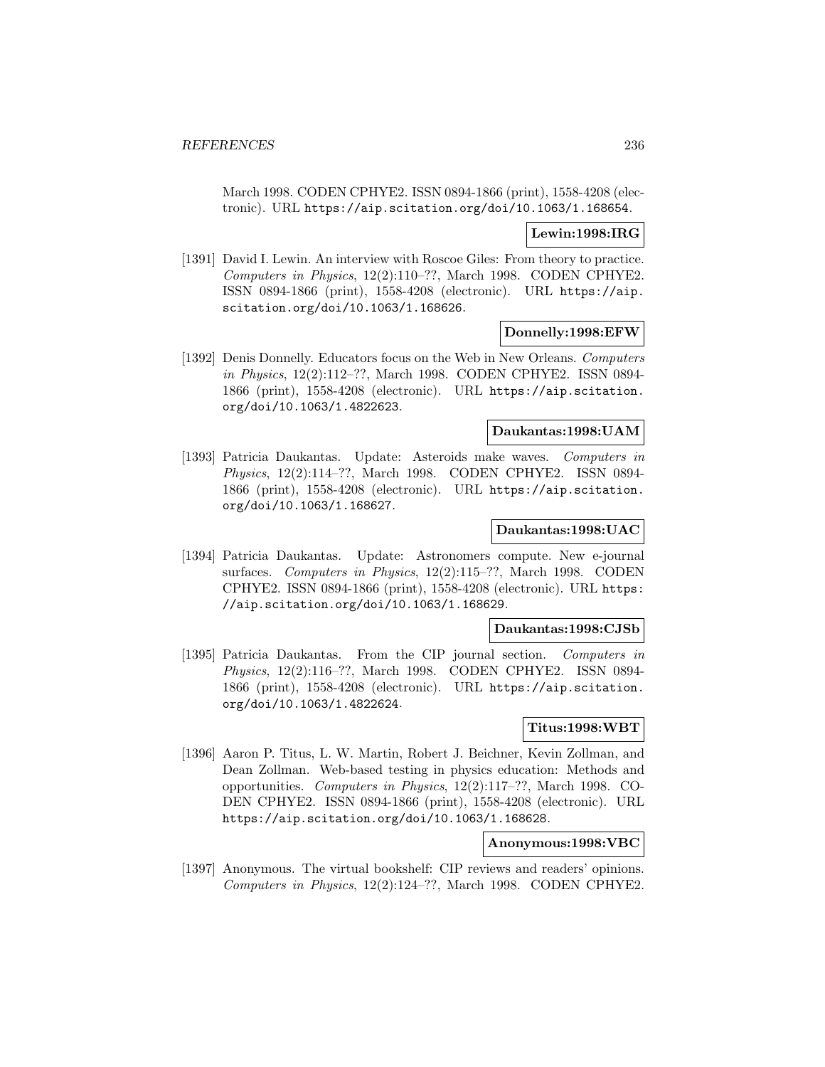March 1998. CODEN CPHYE2. ISSN 0894-1866 (print), 1558-4208 (electronic). URL https://aip.scitation.org/doi/10.1063/1.168654.

**Lewin:1998:IRG**

[1391] David I. Lewin. An interview with Roscoe Giles: From theory to practice. *Computers in Physics*, 12(2):110–??, March 1998. CODEN CPHYE2. ISSN 0894-1866 (print), 1558-4208 (electronic). URL https://aip.scitation.org/doi/10.1063/1.168626.

**Donnelly:1998:EFW**

[1392] Denis Donnelly. Educators focus on the Web in New Orleans. *Computers in Physics*, 12(2):112–??, March 1998. CODEN CPHYE2. ISSN 0894-1866 (print), 1558-4208 (electronic). URL https://aip.scitation.org/doi/10.1063/1.4822623.

**Daukantas:1998:UAM**

[1393] Patricia Daukantas. Update: Asteroids make waves. *Computers in Physics*, 12(2):114–??, March 1998. CODEN CPHYE2. ISSN 0894-1866 (print), 1558-4208 (electronic). URL https://aip.scitation.org/doi/10.1063/1.168627.

**Daukantas:1998:UAC**

[1394] Patricia Daukantas. Update: Astronomers compute. New e-journal surfaces. *Computers in Physics*, 12(2):115–??, March 1998. CODEN CPHYE2. ISSN 0894-1866 (print), 1558-4208 (electronic). URL https://aip.scitation.org/doi/10.1063/1.168629.

**Daukantas:1998:CJSb**

[1395] Patricia Daukantas. From the CIP journal section. *Computers in Physics*, 12(2):116–??, March 1998. CODEN CPHYE2. ISSN 0894-1866 (print), 1558-4208 (electronic). URL https://aip.scitation.org/doi/10.1063/1.4822624.

**Titus:1998:WBT**

[1396] Aaron P. Titus, L. W. Martin, Robert J. Beichner, Kevin Zollman, and Dean Zollman. Web-based testing in physics education: Methods and opportunities. *Computers in Physics*, 12(2):117–??, March 1998. CODEN CPHYE2. ISSN 0894-1866 (print), 1558-4208 (electronic). URL https://aip.scitation.org/doi/10.1063/1.168628.

**Anonymous:1998:VBC**

[1397] Anonymous. The virtual bookshelf: CIP reviews and readers' opinions. *Computers in Physics*, 12(2):124–??, March 1998. CODEN CPHYE2.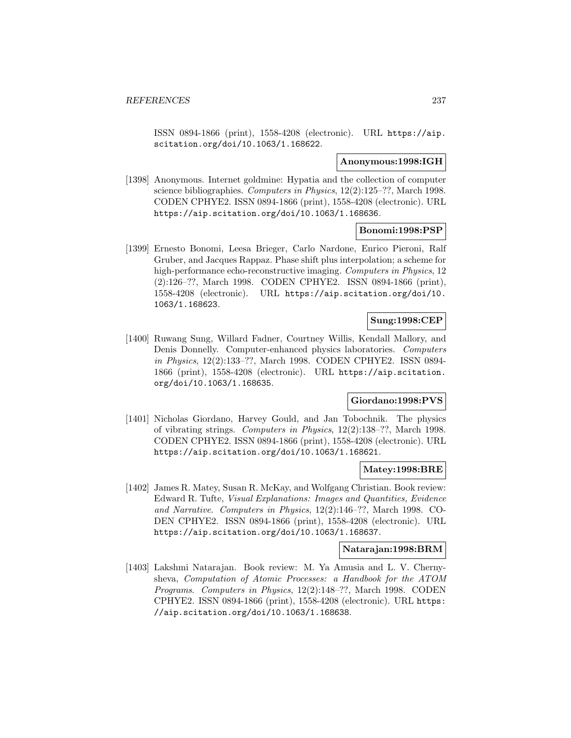ISSN 0894-1866 (print), 1558-4208 (electronic). URL https://aip.scitation.org/doi/10.1063/1.168622.

**Anonymous:1998:IGH**

[1398] Anonymous. Internet goldmine: Hypatia and the collection of computer science bibliographies. *Computers in Physics*, 12(2):125–??, March 1998. CODEN CPHYE2. ISSN 0894-1866 (print), 1558-4208 (electronic). URL https://aip.scitation.org/doi/10.1063/1.168636.

**Bonomi:1998:PSP**

[1399] Ernesto Bonomi, Leesa Brieger, Carlo Nardone, Enrico Pieroni, Ralf Gruber, and Jacques Rappaz. Phase shift plus interpolation; a scheme for high-performance echo-reconstructive imaging. *Computers in Physics*, 12 (2):126–??, March 1998. CODEN CPHYE2. ISSN 0894-1866 (print), 1558-4208 (electronic). URL https://aip.scitation.org/doi/10.1063/1.168623.

**Sung:1998:CEP**

[1400] Ruwang Sung, Willard Fadner, Courtney Willis, Kendall Mallory, and Denis Donnelly. Computer-enhanced physics laboratories. *Computers in Physics*, 12(2):133–??, March 1998. CODEN CPHYE2. ISSN 0894-1866 (print), 1558-4208 (electronic). URL https://aip.scitation.org/doi/10.1063/1.168635.

**Giordano:1998:PVS**

[1401] Nicholas Giordano, Harvey Gould, and Jan Tobochnik. The physics of vibrating strings. *Computers in Physics*, 12(2):138–??, March 1998. CODEN CPHYE2. ISSN 0894-1866 (print), 1558-4208 (electronic). URL https://aip.scitation.org/doi/10.1063/1.168621.

**Matey:1998:BRE**

[1402] James R. Matey, Susan R. McKay, and Wolfgang Christian. Book review: Edward R. Tufte, *Visual Explanations: Images and Quantities, Evidence and Narrative*. *Computers in Physics*, 12(2):146–??, March 1998. CODEN CPHYE2. ISSN 0894-1866 (print), 1558-4208 (electronic). URL https://aip.scitation.org/doi/10.1063/1.168637.

**Natarajan:1998:BRM**

[1403] Lakshmi Natarajan. Book review: M. Ya Amusia and L. V. Chernysheva, *Computation of Atomic Processes: a Handbook for the ATOM Programs*. *Computers in Physics*, 12(2):148–??, March 1998. CODEN CPHYE2. ISSN 0894-1866 (print), 1558-4208 (electronic). URL https://aip.scitation.org/doi/10.1063/1.168638.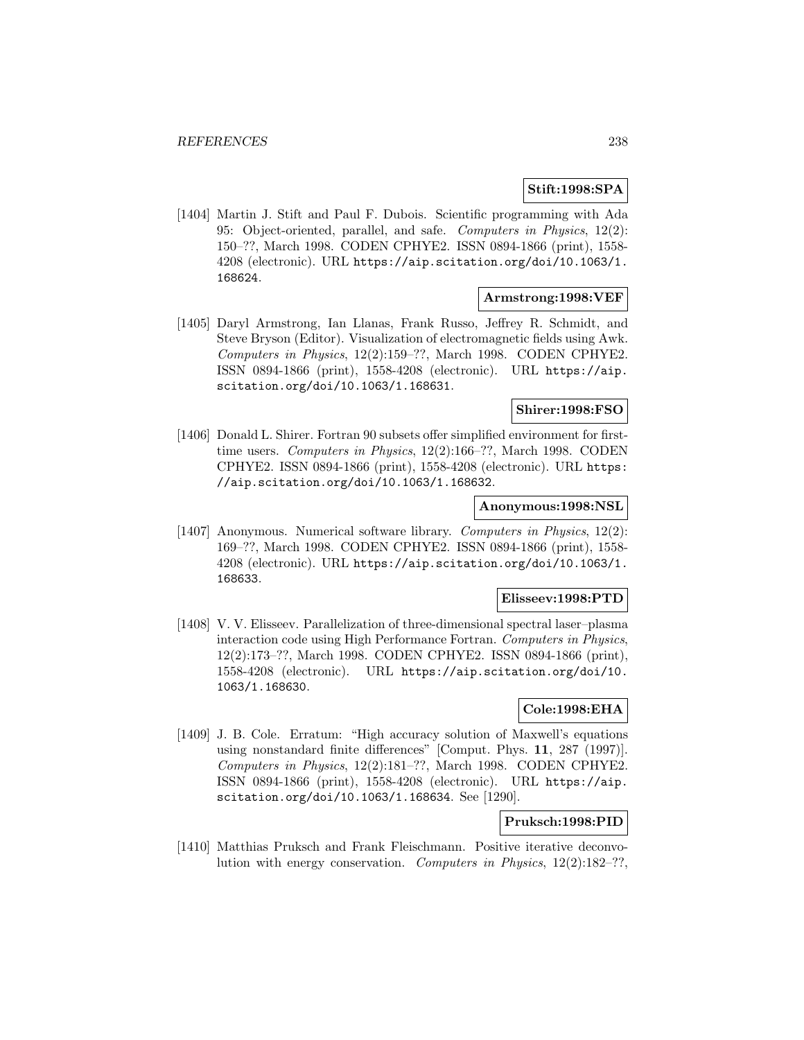**Stift:1998:SPA**

[1404] Martin J. Stift and Paul F. Dubois. Scientific programming with Ada 95: Object-oriented, parallel, and safe. *Computers in Physics*, 12(2): 150–??, March 1998. CODEN CPHYE2. ISSN 0894-1866 (print), 1558-4208 (electronic). URL https://aip.scitation.org/doi/10.1063/1.168624.

**Armstrong:1998:VEF**

[1405] Daryl Armstrong, Ian Llanas, Frank Russo, Jeffrey R. Schmidt, and Steve Bryson (Editor). Visualization of electromagnetic fields using Awk. *Computers in Physics*, 12(2):159–??, March 1998. CODEN CPHYE2. ISSN 0894-1866 (print), 1558-4208 (electronic). URL https://aip.scitation.org/doi/10.1063/1.168631.

**Shirer:1998:FSO**

[1406] Donald L. Shirer. Fortran 90 subsets offer simplified environment for first-time users. *Computers in Physics*, 12(2):166–??, March 1998. CODEN CPHYE2. ISSN 0894-1866 (print), 1558-4208 (electronic). URL https://aip.scitation.org/doi/10.1063/1.168632.

**Anonymous:1998:NSL**

[1407] Anonymous. Numerical software library. *Computers in Physics*, 12(2): 169–??, March 1998. CODEN CPHYE2. ISSN 0894-1866 (print), 1558-4208 (electronic). URL https://aip.scitation.org/doi/10.1063/1.168633.

**Elisseev:1998:PTD**

[1408] V. V. Elisseev. Parallelization of three-dimensional spectral laser–plasma interaction code using High Performance Fortran. *Computers in Physics*, 12(2):173–??, March 1998. CODEN CPHYE2. ISSN 0894-1866 (print), 1558-4208 (electronic). URL https://aip.scitation.org/doi/10.1063/1.168630.

**Cole:1998:EHA**

[1409] J. B. Cole. Erratum: "High accuracy solution of Maxwell's equations using nonstandard finite differences" [Comput. Phys. **11**, 287 (1997)]. *Computers in Physics*, 12(2):181–??, March 1998. CODEN CPHYE2. ISSN 0894-1866 (print), 1558-4208 (electronic). URL https://aip.scitation.org/doi/10.1063/1.168634. See [1290].

**Pruksch:1998:PID**

[1410] Matthias Pruksch and Frank Fleischmann. Positive iterative deconvolution with energy conservation. *Computers in Physics*, 12(2):182–??,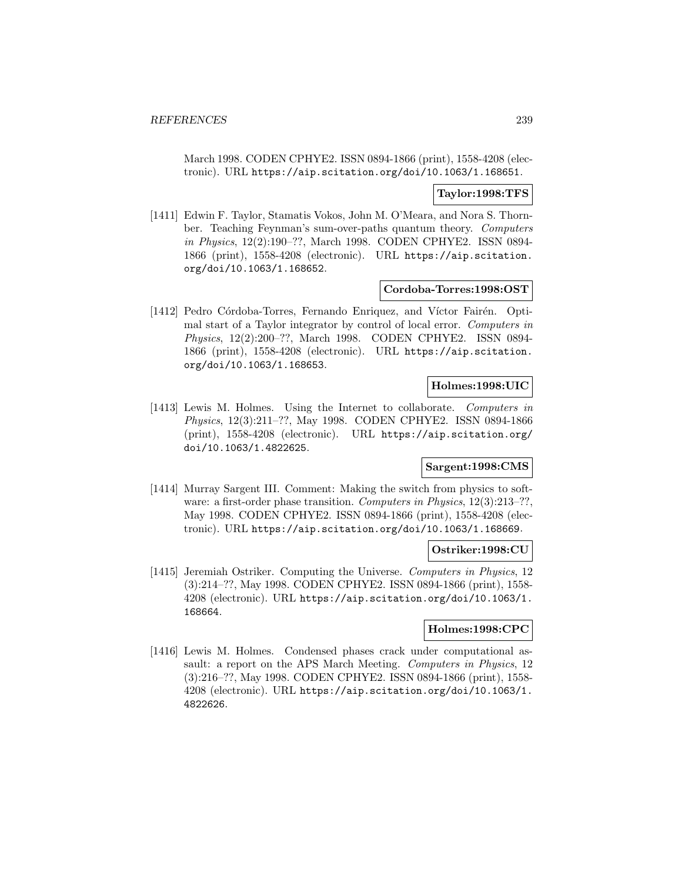March 1998. CODEN CPHYE2. ISSN 0894-1866 (print), 1558-4208 (electronic). URL https://aip.scitation.org/doi/10.1063/1.168651.

**Taylor:1998:TFS**

[1411] Edwin F. Taylor, Stamatis Vokos, John M. O'Meara, and Nora S. Thornber. Teaching Feynman's sum-over-paths quantum theory. *Computers in Physics*, 12(2):190–??, March 1998. CODEN CPHYE2. ISSN 0894-1866 (print), 1558-4208 (electronic). URL https://aip.scitation.org/doi/10.1063/1.168652.

**Cordoba-Torres:1998:OST**

[1412] Pedro Córdoba-Torres, Fernando Enriquez, and Víctor Fairén. Optimal start of a Taylor integrator by control of local error. *Computers in Physics*, 12(2):200–??, March 1998. CODEN CPHYE2. ISSN 0894-1866 (print), 1558-4208 (electronic). URL https://aip.scitation.org/doi/10.1063/1.168653.

**Holmes:1998:UIC**

[1413] Lewis M. Holmes. Using the Internet to collaborate. *Computers in Physics*, 12(3):211–??, May 1998. CODEN CPHYE2. ISSN 0894-1866 (print), 1558-4208 (electronic). URL https://aip.scitation.org/doi/10.1063/1.4822625.

**Sargent:1998:CMS**

[1414] Murray Sargent III. Comment: Making the switch from physics to software: a first-order phase transition. *Computers in Physics*, 12(3):213–??, May 1998. CODEN CPHYE2. ISSN 0894-1866 (print), 1558-4208 (electronic). URL https://aip.scitation.org/doi/10.1063/1.168669.

**Ostriker:1998:CU**

[1415] Jeremiah Ostriker. Computing the Universe. *Computers in Physics*, 12 (3):214–??, May 1998. CODEN CPHYE2. ISSN 0894-1866 (print), 1558-4208 (electronic). URL https://aip.scitation.org/doi/10.1063/1.168664.

**Holmes:1998:CPC**

[1416] Lewis M. Holmes. Condensed phases crack under computational assault: a report on the APS March Meeting. *Computers in Physics*, 12 (3):216–??, May 1998. CODEN CPHYE2. ISSN 0894-1866 (print), 1558-4208 (electronic). URL https://aip.scitation.org/doi/10.1063/1.4822626.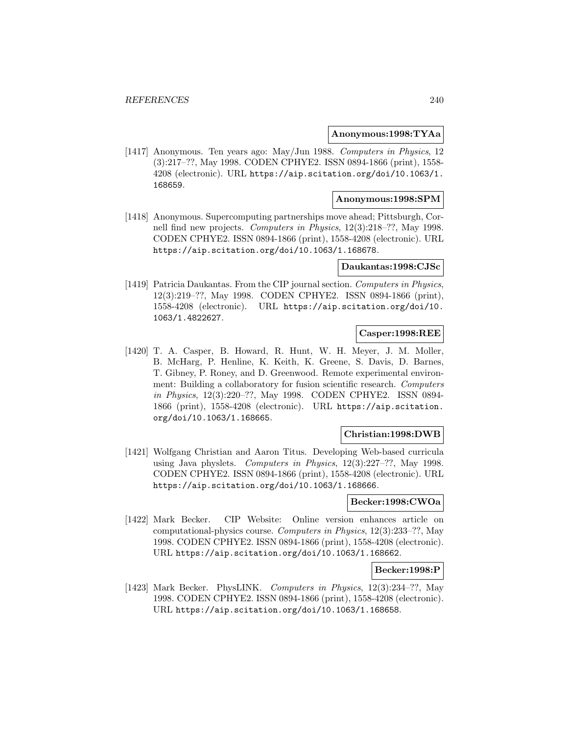**Anonymous:1998:TYAa**

[1417] Anonymous. Ten years ago: May/Jun 1988. *Computers in Physics*, 12 (3):217–??, May 1998. CODEN CPHYE2. ISSN 0894-1866 (print), 1558-4208 (electronic). URL https://aip.scitation.org/doi/10.1063/1.168659.

**Anonymous:1998:SPM**

[1418] Anonymous. Supercomputing partnerships move ahead; Pittsburgh, Cornell find new projects. *Computers in Physics*, 12(3):218–??, May 1998. CODEN CPHYE2. ISSN 0894-1866 (print), 1558-4208 (electronic). URL https://aip.scitation.org/doi/10.1063/1.168678.

**Daukantas:1998:CJSc**

[1419] Patricia Daukantas. From the CIP journal section. *Computers in Physics*, 12(3):219–??, May 1998. CODEN CPHYE2. ISSN 0894-1866 (print), 1558-4208 (electronic). URL https://aip.scitation.org/doi/10.1063/1.4822627.

**Casper:1998:REE**

[1420] T. A. Casper, B. Howard, R. Hunt, W. H. Meyer, J. M. Moller, B. McHarg, P. Henline, K. Keith, K. Greene, S. Davis, D. Barnes, T. Gibney, P. Roney, and D. Greenwood. Remote experimental environment: Building a collaboratory for fusion scientific research. *Computers in Physics*, 12(3):220–??, May 1998. CODEN CPHYE2. ISSN 0894-1866 (print), 1558-4208 (electronic). URL https://aip.scitation.org/doi/10.1063/1.168665.

**Christian:1998:DWB**

[1421] Wolfgang Christian and Aaron Titus. Developing Web-based curricula using Java physlets. *Computers in Physics*, 12(3):227–??, May 1998. CODEN CPHYE2. ISSN 0894-1866 (print), 1558-4208 (electronic). URL https://aip.scitation.org/doi/10.1063/1.168666.

**Becker:1998:CWOa**

[1422] Mark Becker. CIP Website: Online version enhances article on computational-physics course. *Computers in Physics*, 12(3):233–??, May 1998. CODEN CPHYE2. ISSN 0894-1866 (print), 1558-4208 (electronic). URL https://aip.scitation.org/doi/10.1063/1.168662.

**Becker:1998:P**

[1423] Mark Becker. PhysLINK. *Computers in Physics*, 12(3):234–??, May 1998. CODEN CPHYE2. ISSN 0894-1866 (print), 1558-4208 (electronic). URL https://aip.scitation.org/doi/10.1063/1.168658.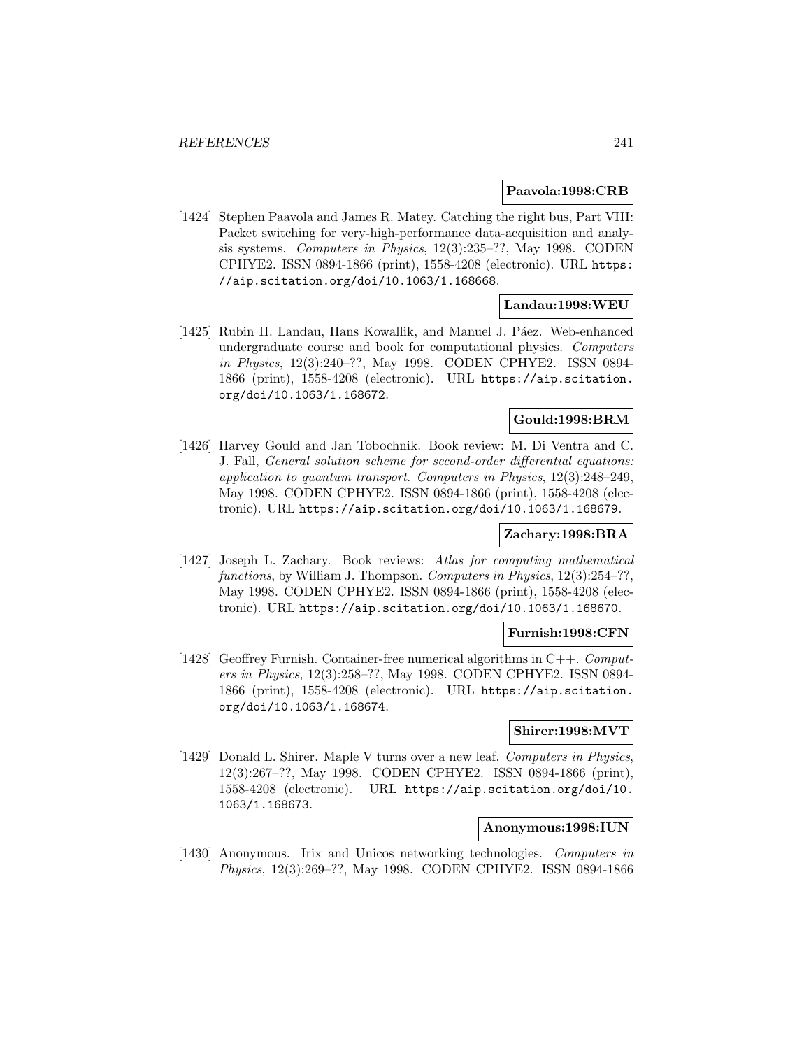**Paavola:1998:CRB**

[1424] Stephen Paavola and James R. Matey. Catching the right bus, Part VIII: Packet switching for very-high-performance data-acquisition and analysis systems. *Computers in Physics*, 12(3):235–??, May 1998. CODEN CPHYE2. ISSN 0894-1866 (print), 1558-4208 (electronic). URL https://aip.scitation.org/doi/10.1063/1.168668.

**Landau:1998:WEU**

[1425] Rubin H. Landau, Hans Kowallik, and Manuel J. Páez. Web-enhanced undergraduate course and book for computational physics. *Computers in Physics*, 12(3):240–??, May 1998. CODEN CPHYE2. ISSN 0894-1866 (print), 1558-4208 (electronic). URL https://aip.scitation.org/doi/10.1063/1.168672.

**Gould:1998:BRM**

[1426] Harvey Gould and Jan Tobochnik. Book review: M. Di Ventra and C. J. Fall, *General solution scheme for second-order differential equations: application to quantum transport*. Computers in Physics, 12(3):248–249, May 1998. CODEN CPHYE2. ISSN 0894-1866 (print), 1558-4208 (electronic). URL https://aip.scitation.org/doi/10.1063/1.168679.

**Zachary:1998:BRA**

[1427] Joseph L. Zachary. Book reviews: *Atlas for computing mathematical functions*, by William J. Thompson. *Computers in Physics*, 12(3):254–??, May 1998. CODEN CPHYE2. ISSN 0894-1866 (print), 1558-4208 (electronic). URL https://aip.scitation.org/doi/10.1063/1.168670.

**Furnish:1998:CFN**

[1428] Geoffrey Furnish. Container-free numerical algorithms in C++. *Computers in Physics*, 12(3):258–??, May 1998. CODEN CPHYE2. ISSN 0894-1866 (print), 1558-4208 (electronic). URL https://aip.scitation.org/doi/10.1063/1.168674.

**Shirer:1998:MVT**

[1429] Donald L. Shirer. Maple V turns over a new leaf. *Computers in Physics*, 12(3):267–??, May 1998. CODEN CPHYE2. ISSN 0894-1866 (print), 1558-4208 (electronic). URL https://aip.scitation.org/doi/10.1063/1.168673.

**Anonymous:1998:IUN**

[1430] Anonymous. Irix and Unicos networking technologies. *Computers in Physics*, 12(3):269–??, May 1998. CODEN CPHYE2. ISSN 0894-1866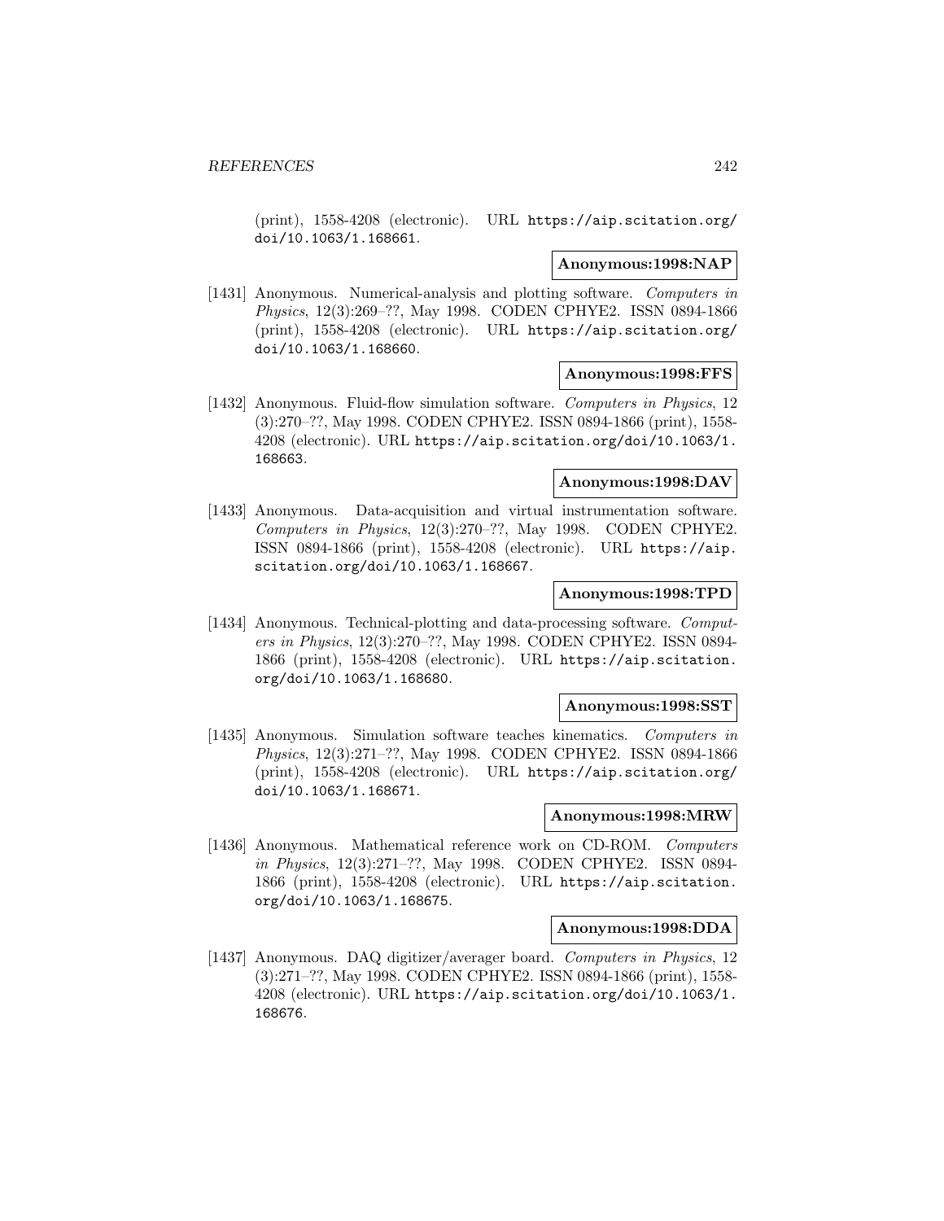(print), 1558-4208 (electronic). URL https://aip.scitation.org/doi/10.1063/1.168661.

**Anonymous:1998:NAP**

[1431] Anonymous. Numerical-analysis and plotting software. *Computers in Physics*, 12(3):269–??, May 1998. CODEN CPHYE2. ISSN 0894-1866 (print), 1558-4208 (electronic). URL https://aip.scitation.org/doi/10.1063/1.168660.

**Anonymous:1998:FFS**

[1432] Anonymous. Fluid-flow simulation software. *Computers in Physics*, 12 (3):270–??, May 1998. CODEN CPHYE2. ISSN 0894-1866 (print), 1558-4208 (electronic). URL https://aip.scitation.org/doi/10.1063/1.168663.

**Anonymous:1998:DAV**

[1433] Anonymous. Data-acquisition and virtual instrumentation software. *Computers in Physics*, 12(3):270–??, May 1998. CODEN CPHYE2. ISSN 0894-1866 (print), 1558-4208 (electronic). URL https://aip.scitation.org/doi/10.1063/1.168667.

**Anonymous:1998:TPD**

[1434] Anonymous. Technical-plotting and data-processing software. *Computers in Physics*, 12(3):270–??, May 1998. CODEN CPHYE2. ISSN 0894-1866 (print), 1558-4208 (electronic). URL https://aip.scitation.org/doi/10.1063/1.168680.

**Anonymous:1998:SST**

[1435] Anonymous. Simulation software teaches kinematics. *Computers in Physics*, 12(3):271–??, May 1998. CODEN CPHYE2. ISSN 0894-1866 (print), 1558-4208 (electronic). URL https://aip.scitation.org/doi/10.1063/1.168671.

**Anonymous:1998:MRW**

[1436] Anonymous. Mathematical reference work on CD-ROM. *Computers in Physics*, 12(3):271–??, May 1998. CODEN CPHYE2. ISSN 0894-1866 (print), 1558-4208 (electronic). URL https://aip.scitation.org/doi/10.1063/1.168675.

**Anonymous:1998:DDA**

[1437] Anonymous. DAQ digitizer/averager board. *Computers in Physics*, 12 (3):271–??, May 1998. CODEN CPHYE2. ISSN 0894-1866 (print), 1558-4208 (electronic). URL https://aip.scitation.org/doi/10.1063/1.168676.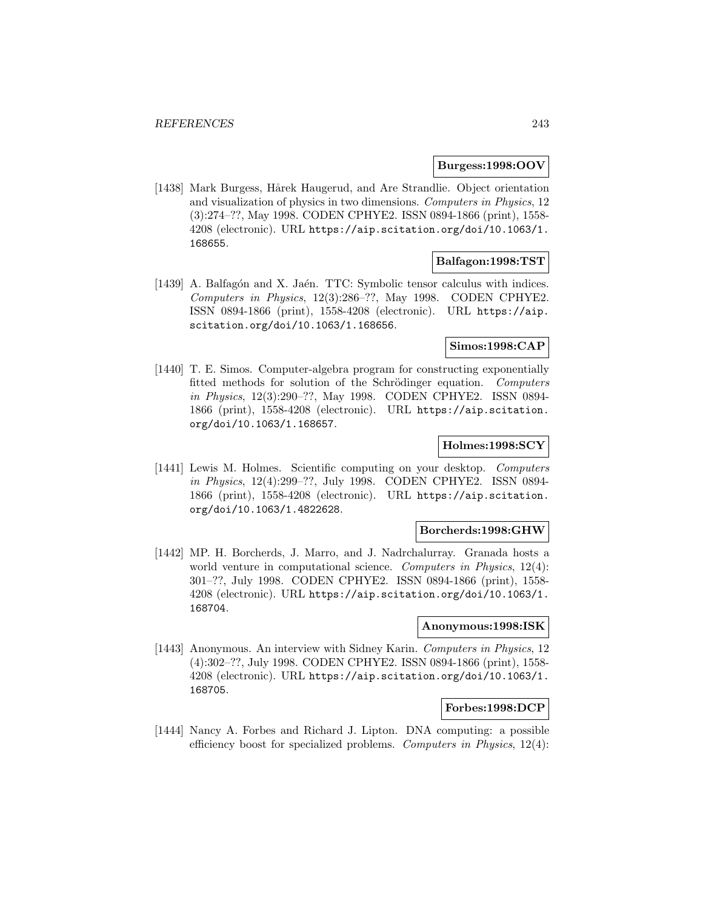**Burgess:1998:OOV**

[1438] Mark Burgess, Hårek Haugerud, and Are Strandlie. Object orientation and visualization of physics in two dimensions. *Computers in Physics*, 12 (3):274–??, May 1998. CODEN CPHYE2. ISSN 0894-1866 (print), 1558-4208 (electronic). URL https://aip.scitation.org/doi/10.1063/1.168655.

**Balfagon:1998:TST**

[1439] A. Balfagón and X. Jaén. TTC: Symbolic tensor calculus with indices. *Computers in Physics*, 12(3):286–??, May 1998. CODEN CPHYE2. ISSN 0894-1866 (print), 1558-4208 (electronic). URL https://aip.scitation.org/doi/10.1063/1.168656.

**Simos:1998:CAP**

[1440] T. E. Simos. Computer-algebra program for constructing exponentially fitted methods for solution of the Schrödinger equation. *Computers in Physics*, 12(3):290–??, May 1998. CODEN CPHYE2. ISSN 0894-1866 (print), 1558-4208 (electronic). URL https://aip.scitation.org/doi/10.1063/1.168657.

**Holmes:1998:SCY**

[1441] Lewis M. Holmes. Scientific computing on your desktop. *Computers in Physics*, 12(4):299–??, July 1998. CODEN CPHYE2. ISSN 0894-1866 (print), 1558-4208 (electronic). URL https://aip.scitation.org/doi/10.1063/1.4822628.

**Borcherds:1998:GHW**

[1442] MP. H. Borcherds, J. Marro, and J. Nadrchalurray. Granada hosts a world venture in computational science. *Computers in Physics*, 12(4): 301–??, July 1998. CODEN CPHYE2. ISSN 0894-1866 (print), 1558-4208 (electronic). URL https://aip.scitation.org/doi/10.1063/1.168704.

**Anonymous:1998:ISK**

[1443] Anonymous. An interview with Sidney Karin. *Computers in Physics*, 12 (4):302–??, July 1998. CODEN CPHYE2. ISSN 0894-1866 (print), 1558-4208 (electronic). URL https://aip.scitation.org/doi/10.1063/1.168705.

**Forbes:1998:DCP**

[1444] Nancy A. Forbes and Richard J. Lipton. DNA computing: a possible efficiency boost for specialized problems. *Computers in Physics*, 12(4):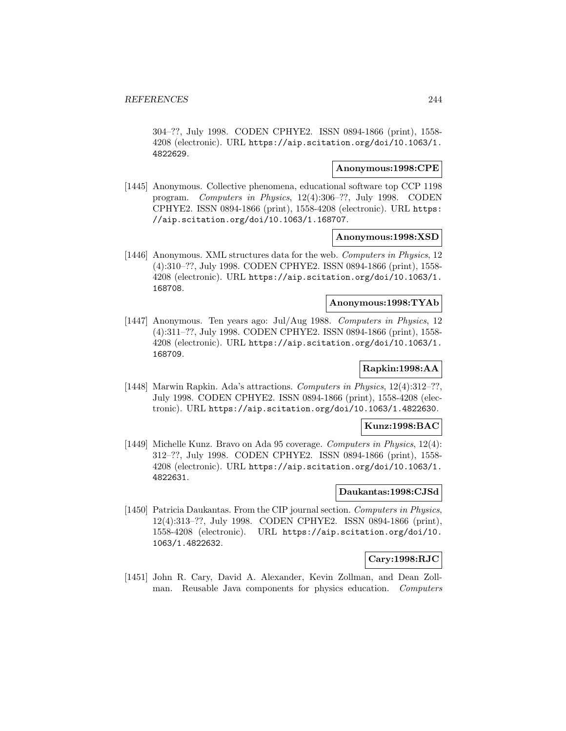304–??, July 1998. CODEN CPHYE2. ISSN 0894-1866 (print), 1558-4208 (electronic). URL https://aip.scitation.org/doi/10.1063/1.4822629.

**Anonymous:1998:CPE**

[1445] Anonymous. Collective phenomena, educational software top CCP 1198 program. *Computers in Physics*, 12(4):306–??, July 1998. CODEN CPHYE2. ISSN 0894-1866 (print), 1558-4208 (electronic). URL https://aip.scitation.org/doi/10.1063/1.168707.

**Anonymous:1998:XSD**

[1446] Anonymous. XML structures data for the web. *Computers in Physics*, 12 (4):310–??, July 1998. CODEN CPHYE2. ISSN 0894-1866 (print), 1558-4208 (electronic). URL https://aip.scitation.org/doi/10.1063/1.168708.

**Anonymous:1998:TYAb**

[1447] Anonymous. Ten years ago: Jul/Aug 1988. *Computers in Physics*, 12 (4):311–??, July 1998. CODEN CPHYE2. ISSN 0894-1866 (print), 1558-4208 (electronic). URL https://aip.scitation.org/doi/10.1063/1.168709.

**Rapkin:1998:AA**

[1448] Marwin Rapkin. Ada's attractions. *Computers in Physics*, 12(4):312–??, July 1998. CODEN CPHYE2. ISSN 0894-1866 (print), 1558-4208 (electronic). URL https://aip.scitation.org/doi/10.1063/1.4822630.

**Kunz:1998:BAC**

[1449] Michelle Kunz. Bravo on Ada 95 coverage. *Computers in Physics*, 12(4): 312–??, July 1998. CODEN CPHYE2. ISSN 0894-1866 (print), 1558-4208 (electronic). URL https://aip.scitation.org/doi/10.1063/1.4822631.

**Daukantas:1998:CJSd**

[1450] Patricia Daukantas. From the CIP journal section. *Computers in Physics*, 12(4):313–??, July 1998. CODEN CPHYE2. ISSN 0894-1866 (print), 1558-4208 (electronic). URL https://aip.scitation.org/doi/10.1063/1.4822632.

**Cary:1998:RJC**

[1451] John R. Cary, David A. Alexander, Kevin Zollman, and Dean Zollman. Reusable Java components for physics education. *Computers*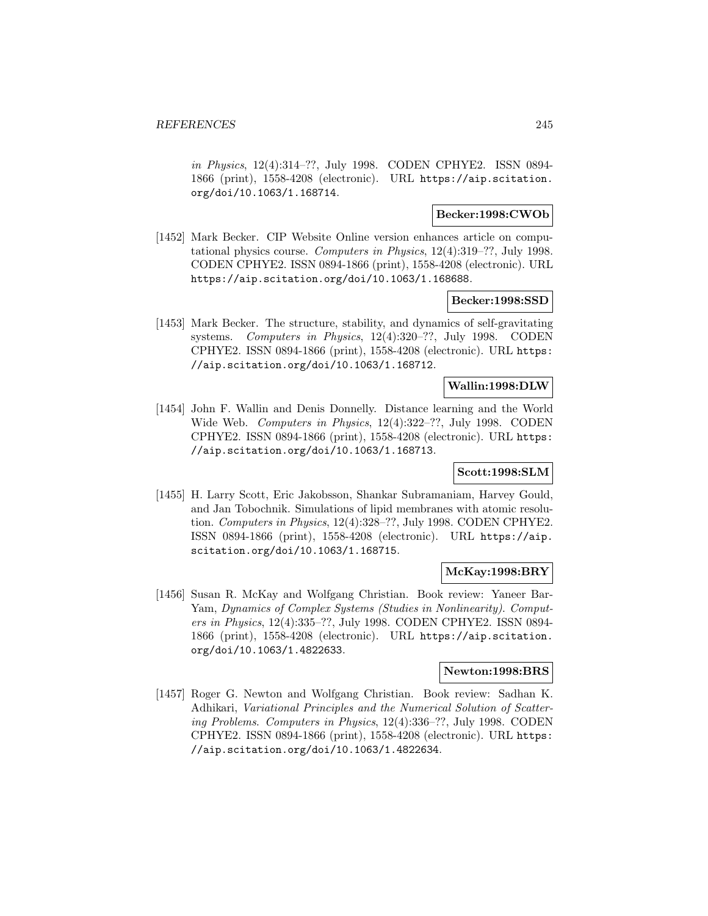*in Physics*, 12(4):314–??, July 1998. CODEN CPHYE2. ISSN 0894-1866 (print), 1558-4208 (electronic). URL https://aip.scitation.org/doi/10.1063/1.168714.

**Becker:1998:CWOb**

[1452] Mark Becker. CIP Website Online version enhances article on computational physics course. *Computers in Physics*, 12(4):319–??, July 1998. CODEN CPHYE2. ISSN 0894-1866 (print), 1558-4208 (electronic). URL https://aip.scitation.org/doi/10.1063/1.168688.

**Becker:1998:SSD**

[1453] Mark Becker. The structure, stability, and dynamics of self-gravitating systems. *Computers in Physics*, 12(4):320–??, July 1998. CODEN CPHYE2. ISSN 0894-1866 (print), 1558-4208 (electronic). URL https://aip.scitation.org/doi/10.1063/1.168712.

**Wallin:1998:DLW**

[1454] John F. Wallin and Denis Donnelly. Distance learning and the World Wide Web. *Computers in Physics*, 12(4):322–??, July 1998. CODEN CPHYE2. ISSN 0894-1866 (print), 1558-4208 (electronic). URL https://aip.scitation.org/doi/10.1063/1.168713.

**Scott:1998:SLM**

[1455] H. Larry Scott, Eric Jakobsson, Shankar Subramaniam, Harvey Gould, and Jan Tobochnik. Simulations of lipid membranes with atomic resolution. *Computers in Physics*, 12(4):328–??, July 1998. CODEN CPHYE2. ISSN 0894-1866 (print), 1558-4208 (electronic). URL https://aip.scitation.org/doi/10.1063/1.168715.

**McKay:1998:BRY**

[1456] Susan R. McKay and Wolfgang Christian. Book review: Yaneer Bar-Yam, *Dynamics of Complex Systems (Studies in Nonlinearity)*. *Computers in Physics*, 12(4):335–??, July 1998. CODEN CPHYE2. ISSN 0894-1866 (print), 1558-4208 (electronic). URL https://aip.scitation.org/doi/10.1063/1.4822633.

**Newton:1998:BRS**

[1457] Roger G. Newton and Wolfgang Christian. Book review: Sadhan K. Adhikari, *Variational Principles and the Numerical Solution of Scattering Problems*. *Computers in Physics*, 12(4):336–??, July 1998. CODEN CPHYE2. ISSN 0894-1866 (print), 1558-4208 (electronic). URL https://aip.scitation.org/doi/10.1063/1.4822634.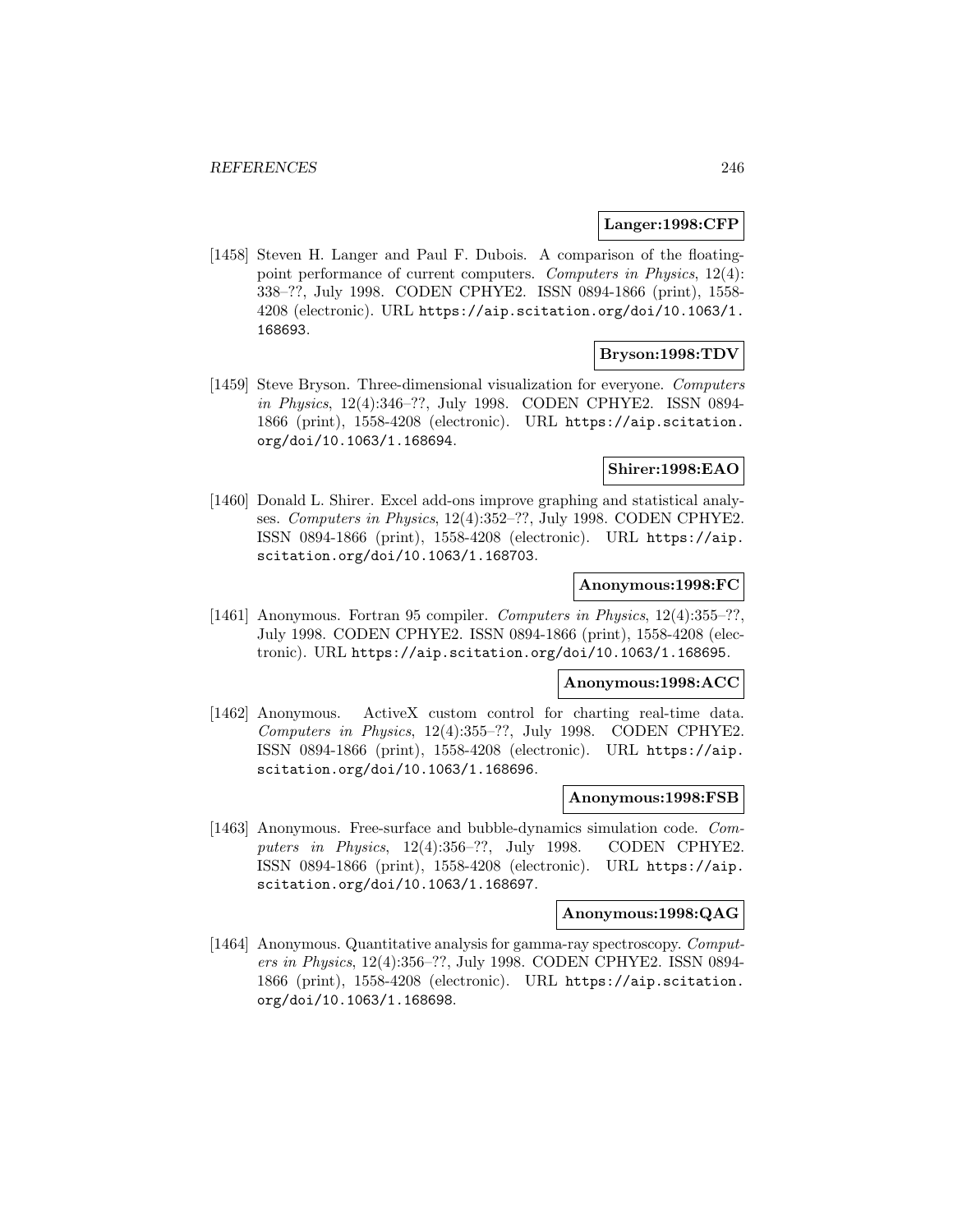**Langer:1998:CFP**

[1458] Steven H. Langer and Paul F. Dubois. A comparison of the floating-point performance of current computers. *Computers in Physics*, 12(4): 338–??, July 1998. CODEN CPHYE2. ISSN 0894-1866 (print), 1558-4208 (electronic). URL https://aip.scitation.org/doi/10.1063/1.168693.

**Bryson:1998:TDV**

[1459] Steve Bryson. Three-dimensional visualization for everyone. *Computers in Physics*, 12(4):346–??, July 1998. CODEN CPHYE2. ISSN 0894-1866 (print), 1558-4208 (electronic). URL https://aip.scitation.org/doi/10.1063/1.168694.

**Shirer:1998:EAO**

[1460] Donald L. Shirer. Excel add-ons improve graphing and statistical analyses. *Computers in Physics*, 12(4):352–??, July 1998. CODEN CPHYE2. ISSN 0894-1866 (print), 1558-4208 (electronic). URL https://aip.scitation.org/doi/10.1063/1.168703.

**Anonymous:1998:FC**

[1461] Anonymous. Fortran 95 compiler. *Computers in Physics*, 12(4):355–??, July 1998. CODEN CPHYE2. ISSN 0894-1866 (print), 1558-4208 (electronic). URL https://aip.scitation.org/doi/10.1063/1.168695.

**Anonymous:1998:ACC**

[1462] Anonymous. ActiveX custom control for charting real-time data. *Computers in Physics*, 12(4):355–??, July 1998. CODEN CPHYE2. ISSN 0894-1866 (print), 1558-4208 (electronic). URL https://aip.scitation.org/doi/10.1063/1.168696.

**Anonymous:1998:FSB**

[1463] Anonymous. Free-surface and bubble-dynamics simulation code. *Computers in Physics*, 12(4):356–??, July 1998. CODEN CPHYE2. ISSN 0894-1866 (print), 1558-4208 (electronic). URL https://aip.scitation.org/doi/10.1063/1.168697.

**Anonymous:1998:QAG**

[1464] Anonymous. Quantitative analysis for gamma-ray spectroscopy. *Computers in Physics*, 12(4):356–??, July 1998. CODEN CPHYE2. ISSN 0894-1866 (print), 1558-4208 (electronic). URL https://aip.scitation.org/doi/10.1063/1.168698.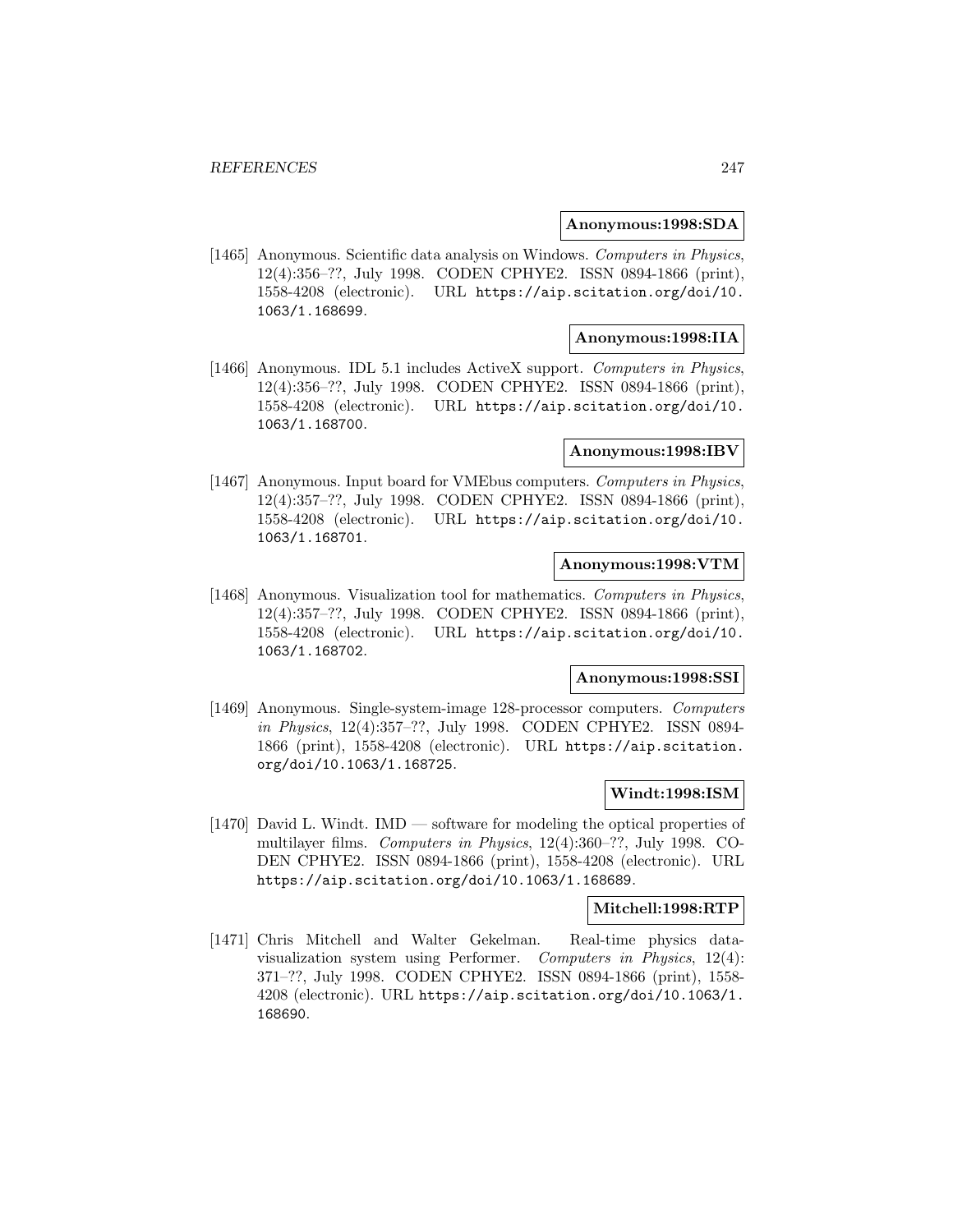**Anonymous:1998:SDA**

[1465] Anonymous. Scientific data analysis on Windows. *Computers in Physics*, 12(4):356–??, July 1998. CODEN CPHYE2. ISSN 0894-1866 (print), 1558-4208 (electronic). URL https://aip.scitation.org/doi/10.1063/1.168699.

**Anonymous:1998:IIA**

[1466] Anonymous. IDL 5.1 includes ActiveX support. *Computers in Physics*, 12(4):356–??, July 1998. CODEN CPHYE2. ISSN 0894-1866 (print), 1558-4208 (electronic). URL https://aip.scitation.org/doi/10.1063/1.168700.

**Anonymous:1998:IBV**

[1467] Anonymous. Input board for VMEbus computers. *Computers in Physics*, 12(4):357–??, July 1998. CODEN CPHYE2. ISSN 0894-1866 (print), 1558-4208 (electronic). URL https://aip.scitation.org/doi/10.1063/1.168701.

**Anonymous:1998:VTM**

[1468] Anonymous. Visualization tool for mathematics. *Computers in Physics*, 12(4):357–??, July 1998. CODEN CPHYE2. ISSN 0894-1866 (print), 1558-4208 (electronic). URL https://aip.scitation.org/doi/10.1063/1.168702.

**Anonymous:1998:SSI**

[1469] Anonymous. Single-system-image 128-processor computers. *Computers in Physics*, 12(4):357–??, July 1998. CODEN CPHYE2. ISSN 0894-1866 (print), 1558-4208 (electronic). URL https://aip.scitation.org/doi/10.1063/1.168725.

**Windt:1998:ISM**

[1470] David L. Windt. IMD — software for modeling the optical properties of multilayer films. *Computers in Physics*, 12(4):360–??, July 1998. CODEN CPHYE2. ISSN 0894-1866 (print), 1558-4208 (electronic). URL https://aip.scitation.org/doi/10.1063/1.168689.

**Mitchell:1998:RTP**

[1471] Chris Mitchell and Walter Gekelman. Real-time physics data-visualization system using Performer. *Computers in Physics*, 12(4):371–??, July 1998. CODEN CPHYE2. ISSN 0894-1866 (print), 1558-4208 (electronic). URL https://aip.scitation.org/doi/10.1063/1.168690.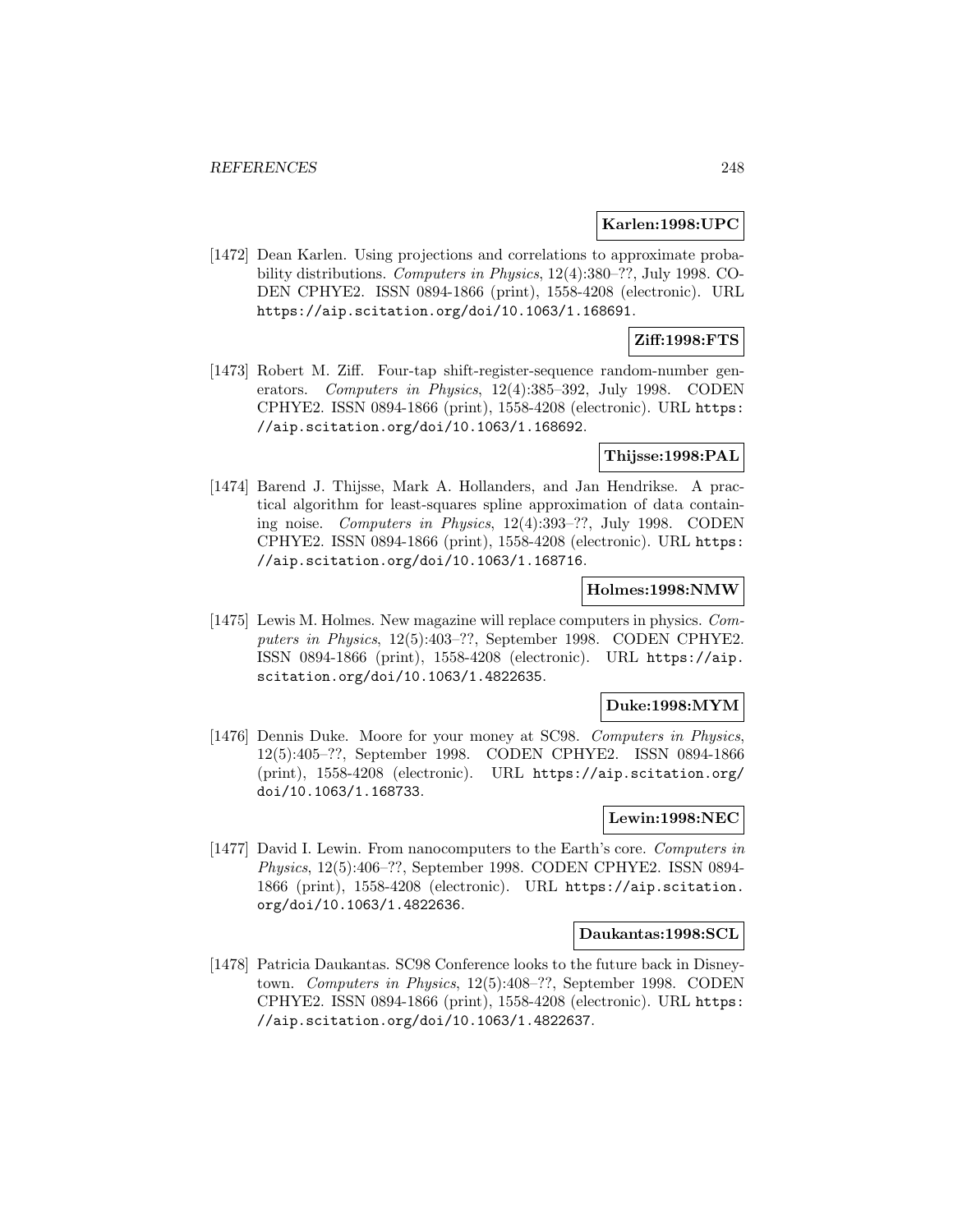**Karlen:1998:UPC**

[1472] Dean Karlen. Using projections and correlations to approximate probability distributions. *Computers in Physics*, 12(4):380–??, July 1998. CODEN CPHYE2. ISSN 0894-1866 (print), 1558-4208 (electronic). URL https://aip.scitation.org/doi/10.1063/1.168691.

**Ziff:1998:FTS**

[1473] Robert M. Ziff. Four-tap shift-register-sequence random-number generators. *Computers in Physics*, 12(4):385–392, July 1998. CODEN CPHYE2. ISSN 0894-1866 (print), 1558-4208 (electronic). URL https://aip.scitation.org/doi/10.1063/1.168692.

**Thijsse:1998:PAL**

[1474] Barend J. Thijsse, Mark A. Hollanders, and Jan Hendrikse. A practical algorithm for least-squares spline approximation of data containing noise. *Computers in Physics*, 12(4):393–??, July 1998. CODEN CPHYE2. ISSN 0894-1866 (print), 1558-4208 (electronic). URL https://aip.scitation.org/doi/10.1063/1.168716.

**Holmes:1998:NMW**

[1475] Lewis M. Holmes. New magazine will replace computers in physics. *Computers in Physics*, 12(5):403–??, September 1998. CODEN CPHYE2. ISSN 0894-1866 (print), 1558-4208 (electronic). URL https://aip.scitation.org/doi/10.1063/1.4822635.

**Duke:1998:MYM**

[1476] Dennis Duke. Moore for your money at SC98. *Computers in Physics*, 12(5):405–??, September 1998. CODEN CPHYE2. ISSN 0894-1866 (print), 1558-4208 (electronic). URL https://aip.scitation.org/doi/10.1063/1.168733.

**Lewin:1998:NEC**

[1477] David I. Lewin. From nanocomputers to the Earth's core. *Computers in Physics*, 12(5):406–??, September 1998. CODEN CPHYE2. ISSN 0894-1866 (print), 1558-4208 (electronic). URL https://aip.scitation.org/doi/10.1063/1.4822636.

**Daukantas:1998:SCL**

[1478] Patricia Daukantas. SC98 Conference looks to the future back in Disneytown. *Computers in Physics*, 12(5):408–??, September 1998. CODEN CPHYE2. ISSN 0894-1866 (print), 1558-4208 (electronic). URL https://aip.scitation.org/doi/10.1063/1.4822637.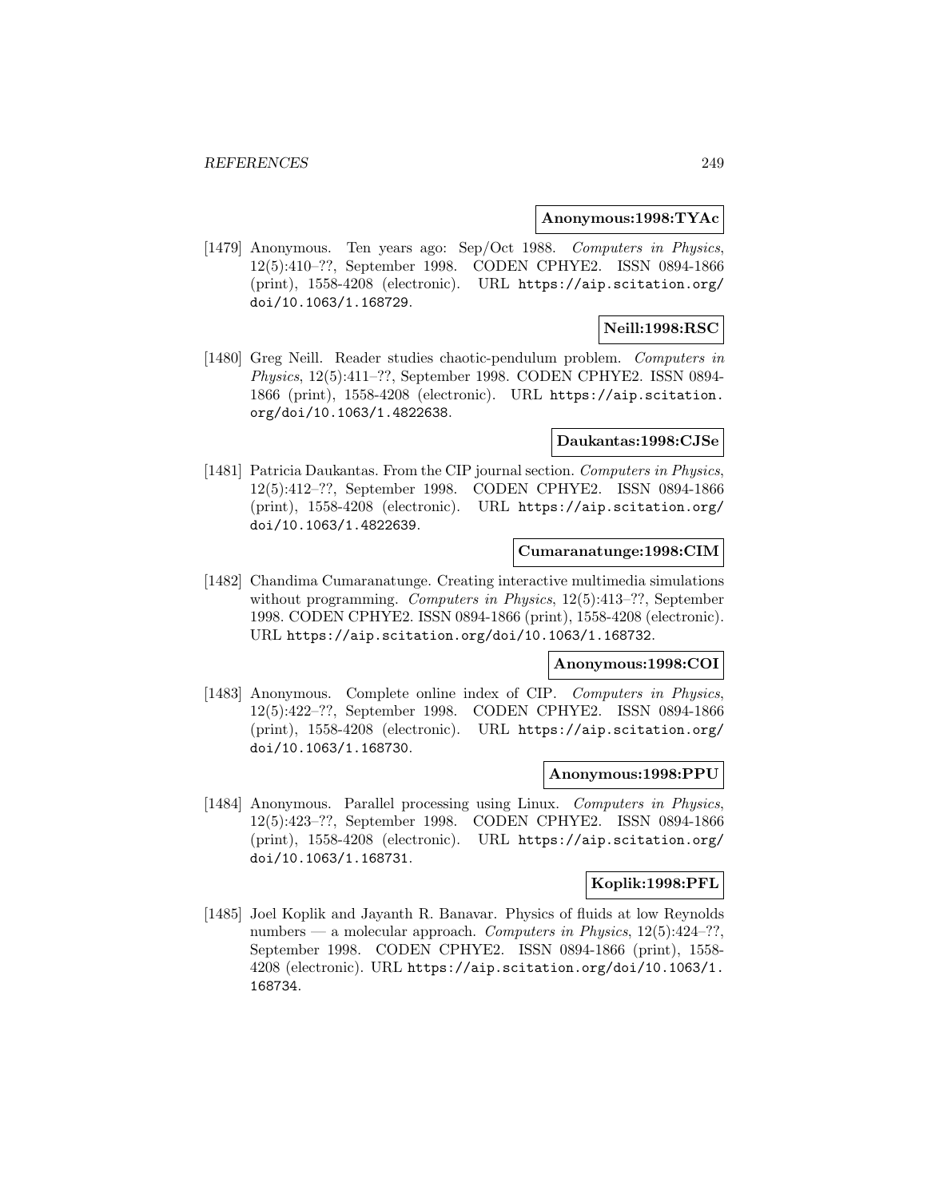**Anonymous:1998:TYAc**

[1479] Anonymous. Ten years ago: Sep/Oct 1988. *Computers in Physics*, 12(5):410–??, September 1998. CODEN CPHYE2. ISSN 0894-1866 (print), 1558-4208 (electronic). URL https://aip.scitation.org/doi/10.1063/1.168729.

**Neill:1998:RSC**

[1480] Greg Neill. Reader studies chaotic-pendulum problem. *Computers in Physics*, 12(5):411–??, September 1998. CODEN CPHYE2. ISSN 0894-1866 (print), 1558-4208 (electronic). URL https://aip.scitation.org/doi/10.1063/1.4822638.

**Daukantas:1998:CJSe**

[1481] Patricia Daukantas. From the CIP journal section. *Computers in Physics*, 12(5):412–??, September 1998. CODEN CPHYE2. ISSN 0894-1866 (print), 1558-4208 (electronic). URL https://aip.scitation.org/doi/10.1063/1.4822639.

**Cumaranatunge:1998:CIM**

[1482] Chandima Cumaranatunge. Creating interactive multimedia simulations without programming. *Computers in Physics*, 12(5):413–??, September 1998. CODEN CPHYE2. ISSN 0894-1866 (print), 1558-4208 (electronic). URL https://aip.scitation.org/doi/10.1063/1.168732.

**Anonymous:1998:COI**

[1483] Anonymous. Complete online index of CIP. *Computers in Physics*, 12(5):422–??, September 1998. CODEN CPHYE2. ISSN 0894-1866 (print), 1558-4208 (electronic). URL https://aip.scitation.org/doi/10.1063/1.168730.

**Anonymous:1998:PPU**

[1484] Anonymous. Parallel processing using Linux. *Computers in Physics*, 12(5):423–??, September 1998. CODEN CPHYE2. ISSN 0894-1866 (print), 1558-4208 (electronic). URL https://aip.scitation.org/doi/10.1063/1.168731.

**Koplik:1998:PFL**

[1485] Joel Koplik and Jayanth R. Banavar. Physics of fluids at low Reynolds numbers — a molecular approach. *Computers in Physics*, 12(5):424–??, September 1998. CODEN CPHYE2. ISSN 0894-1866 (print), 1558-4208 (electronic). URL https://aip.scitation.org/doi/10.1063/1.168734.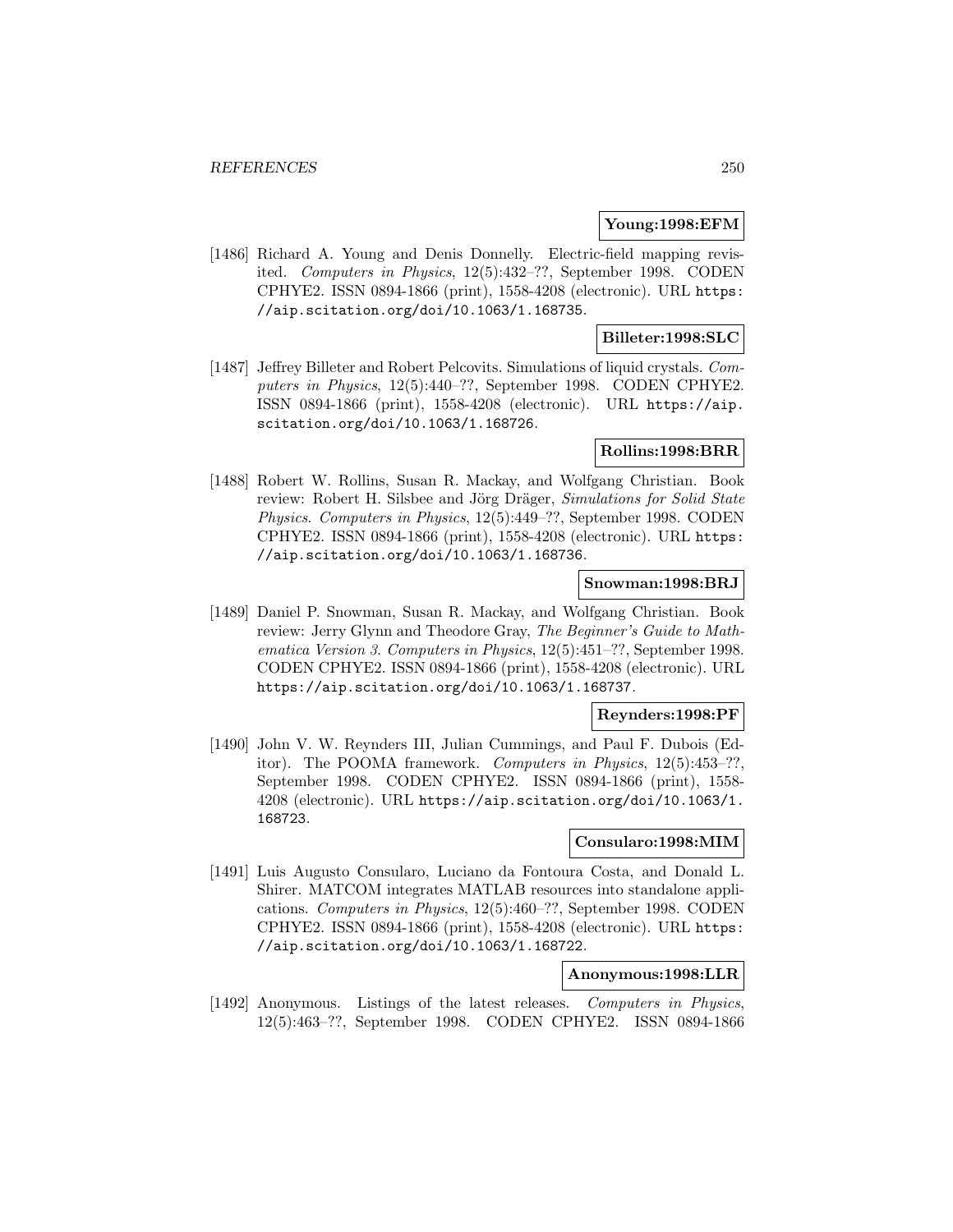**Young:1998:EFM**

[1486] Richard A. Young and Denis Donnelly. Electric-field mapping revisited. *Computers in Physics*, 12(5):432–??, September 1998. CODEN CPHYE2. ISSN 0894-1866 (print), 1558-4208 (electronic). URL https://aip.scitation.org/doi/10.1063/1.168735.

**Billeter:1998:SLC**

[1487] Jeffrey Billeter and Robert Pelcovits. Simulations of liquid crystals. *Computers in Physics*, 12(5):440–??, September 1998. CODEN CPHYE2. ISSN 0894-1866 (print), 1558-4208 (electronic). URL https://aip.scitation.org/doi/10.1063/1.168726.

**Rollins:1998:BRR**

[1488] Robert W. Rollins, Susan R. Mackay, and Wolfgang Christian. Book review: Robert H. Silsbee and Jörg Dräger, *Simulations for Solid State Physics*. *Computers in Physics*, 12(5):449–??, September 1998. CODEN CPHYE2. ISSN 0894-1866 (print), 1558-4208 (electronic). URL https://aip.scitation.org/doi/10.1063/1.168736.

**Snowman:1998:BRJ**

[1489] Daniel P. Snowman, Susan R. Mackay, and Wolfgang Christian. Book review: Jerry Glynn and Theodore Gray, *The Beginner's Guide to Mathematica Version 3*. *Computers in Physics*, 12(5):451–??, September 1998. CODEN CPHYE2. ISSN 0894-1866 (print), 1558-4208 (electronic). URL https://aip.scitation.org/doi/10.1063/1.168737.

**Reynders:1998:PF**

[1490] John V. W. Reynders III, Julian Cummings, and Paul F. Dubois (Editor). The POOMA framework. *Computers in Physics*, 12(5):453–??, September 1998. CODEN CPHYE2. ISSN 0894-1866 (print), 1558-4208 (electronic). URL https://aip.scitation.org/doi/10.1063/1.168723.

**Consularo:1998:MIM**

[1491] Luis Augusto Consularo, Luciano da Fontoura Costa, and Donald L. Shirer. MATCOM integrates MATLAB resources into standalone applications. *Computers in Physics*, 12(5):460–??, September 1998. CODEN CPHYE2. ISSN 0894-1866 (print), 1558-4208 (electronic). URL https://aip.scitation.org/doi/10.1063/1.168722.

**Anonymous:1998:LLR**

[1492] Anonymous. Listings of the latest releases. *Computers in Physics*, 12(5):463–??, September 1998. CODEN CPHYE2. ISSN 0894-1866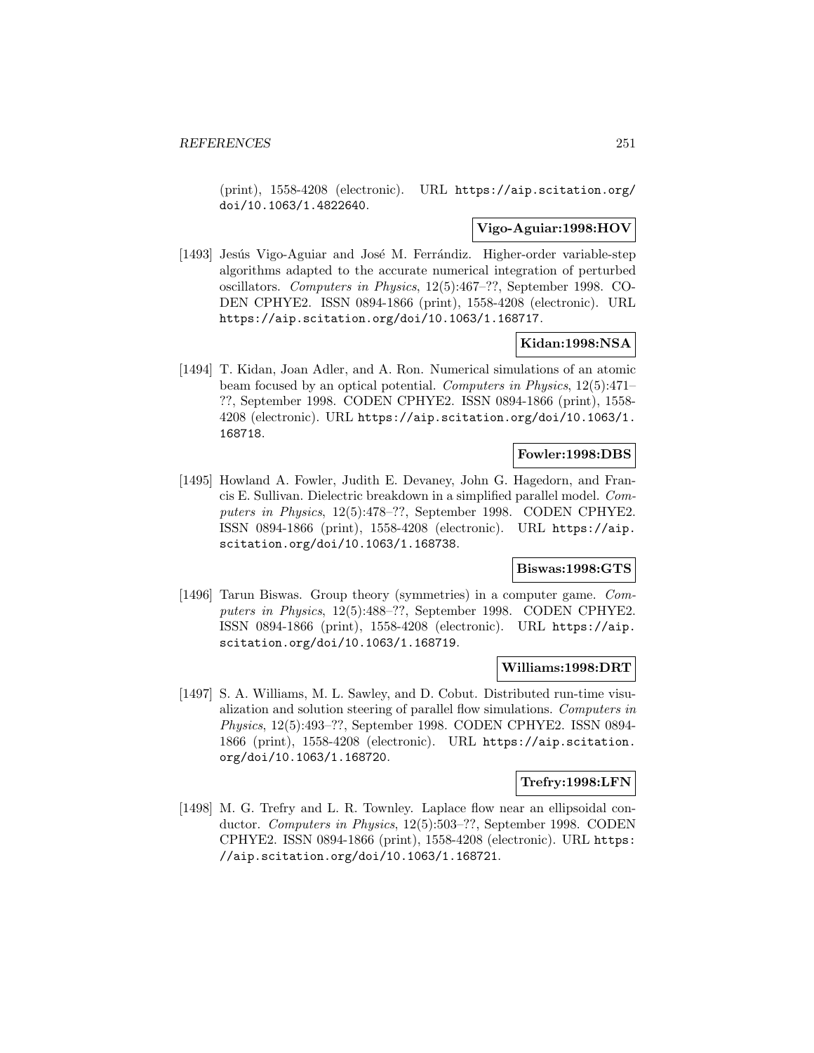(print), 1558-4208 (electronic). URL https://aip.scitation.org/doi/10.1063/1.4822640.

**Vigo-Aguiar:1998:HOV**

[1493] Jesús Vigo-Aguiar and José M. Ferrándiz. Higher-order variable-step algorithms adapted to the accurate numerical integration of perturbed oscillators. *Computers in Physics*, 12(5):467–??, September 1998. CODEN CPHYE2. ISSN 0894-1866 (print), 1558-4208 (electronic). URL https://aip.scitation.org/doi/10.1063/1.168717.

**Kidan:1998:NSA**

[1494] T. Kidan, Joan Adler, and A. Ron. Numerical simulations of an atomic beam focused by an optical potential. *Computers in Physics*, 12(5):471–??, September 1998. CODEN CPHYE2. ISSN 0894-1866 (print), 1558-4208 (electronic). URL https://aip.scitation.org/doi/10.1063/1.168718.

**Fowler:1998:DBS**

[1495] Howland A. Fowler, Judith E. Devaney, John G. Hagedorn, and Francis E. Sullivan. Dielectric breakdown in a simplified parallel model. *Computers in Physics*, 12(5):478–??, September 1998. CODEN CPHYE2. ISSN 0894-1866 (print), 1558-4208 (electronic). URL https://aip.scitation.org/doi/10.1063/1.168738.

**Biswas:1998:GTS**

[1496] Tarun Biswas. Group theory (symmetries) in a computer game. *Computers in Physics*, 12(5):488–??, September 1998. CODEN CPHYE2. ISSN 0894-1866 (print), 1558-4208 (electronic). URL https://aip.scitation.org/doi/10.1063/1.168719.

**Williams:1998:DRT**

[1497] S. A. Williams, M. L. Sawley, and D. Cobut. Distributed run-time visualization and solution steering of parallel flow simulations. *Computers in Physics*, 12(5):493–??, September 1998. CODEN CPHYE2. ISSN 0894-1866 (print), 1558-4208 (electronic). URL https://aip.scitation.org/doi/10.1063/1.168720.

**Trefry:1998:LFN**

[1498] M. G. Trefry and L. R. Townley. Laplace flow near an ellipsoidal conductor. *Computers in Physics*, 12(5):503–??, September 1998. CODEN CPHYE2. ISSN 0894-1866 (print), 1558-4208 (electronic). URL https://aip.scitation.org/doi/10.1063/1.168721.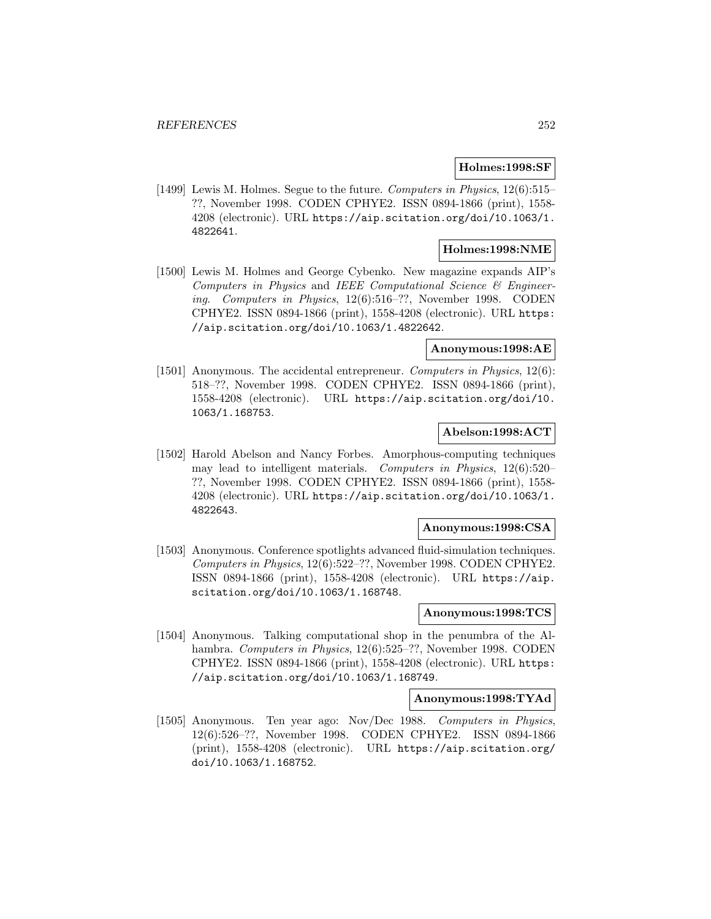**Holmes:1998:SF**

[1499] Lewis M. Holmes. Segue to the future. *Computers in Physics*, 12(6):515–??, November 1998. CODEN CPHYE2. ISSN 0894-1866 (print), 1558-4208 (electronic). URL https://aip.scitation.org/doi/10.1063/1.4822641.

**Holmes:1998:NME**

[1500] Lewis M. Holmes and George Cybenko. New magazine expands AIP's *Computers in Physics* and *IEEE Computational Science & Engineering*. *Computers in Physics*, 12(6):516–??, November 1998. CODEN CPHYE2. ISSN 0894-1866 (print), 1558-4208 (electronic). URL https://aip.scitation.org/doi/10.1063/1.4822642.

**Anonymous:1998:AE**

[1501] Anonymous. The accidental entrepreneur. *Computers in Physics*, 12(6):518–??, November 1998. CODEN CPHYE2. ISSN 0894-1866 (print), 1558-4208 (electronic). URL https://aip.scitation.org/doi/10.1063/1.168753.

**Abelson:1998:ACT**

[1502] Harold Abelson and Nancy Forbes. Amorphous-computing techniques may lead to intelligent materials. *Computers in Physics*, 12(6):520–??, November 1998. CODEN CPHYE2. ISSN 0894-1866 (print), 1558-4208 (electronic). URL https://aip.scitation.org/doi/10.1063/1.4822643.

**Anonymous:1998:CSA**

[1503] Anonymous. Conference spotlights advanced fluid-simulation techniques. *Computers in Physics*, 12(6):522–??, November 1998. CODEN CPHYE2. ISSN 0894-1866 (print), 1558-4208 (electronic). URL https://aip.scitation.org/doi/10.1063/1.168748.

**Anonymous:1998:TCS**

[1504] Anonymous. Talking computational shop in the penumbra of the Alhambra. *Computers in Physics*, 12(6):525–??, November 1998. CODEN CPHYE2. ISSN 0894-1866 (print), 1558-4208 (electronic). URL https://aip.scitation.org/doi/10.1063/1.168749.

**Anonymous:1998:TYAd**

[1505] Anonymous. Ten year ago: Nov/Dec 1988. *Computers in Physics*, 12(6):526–??, November 1998. CODEN CPHYE2. ISSN 0894-1866 (print), 1558-4208 (electronic). URL https://aip.scitation.org/doi/10.1063/1.168752.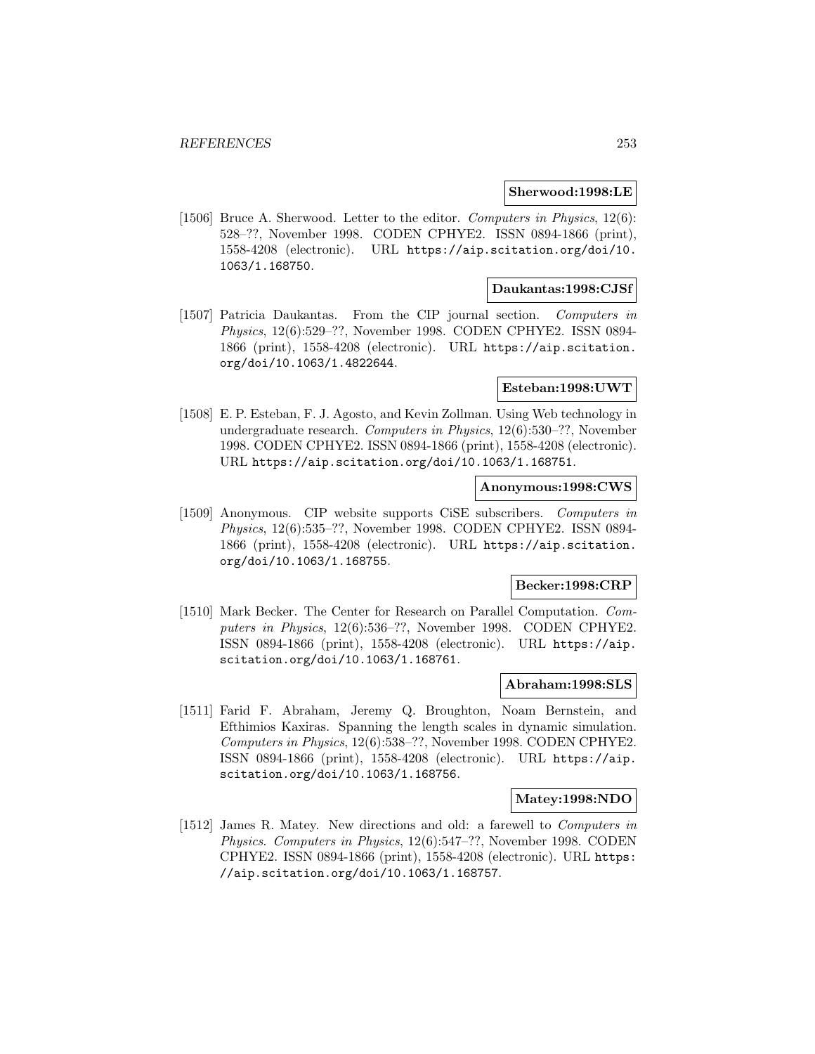**Sherwood:1998:LE**

[1506] Bruce A. Sherwood. Letter to the editor. *Computers in Physics*, 12(6): 528–??, November 1998. CODEN CPHYE2. ISSN 0894-1866 (print), 1558-4208 (electronic). URL https://aip.scitation.org/doi/10.1063/1.168750.

**Daukantas:1998:CJSf**

[1507] Patricia Daukantas. From the CIP journal section. *Computers in Physics*, 12(6):529–??, November 1998. CODEN CPHYE2. ISSN 0894-1866 (print), 1558-4208 (electronic). URL https://aip.scitation.org/doi/10.1063/1.4822644.

**Esteban:1998:UWT**

[1508] E. P. Esteban, F. J. Agosto, and Kevin Zollman. Using Web technology in undergraduate research. *Computers in Physics*, 12(6):530–??, November 1998. CODEN CPHYE2. ISSN 0894-1866 (print), 1558-4208 (electronic). URL https://aip.scitation.org/doi/10.1063/1.168751.

**Anonymous:1998:CWS**

[1509] Anonymous. CIP website supports CiSE subscribers. *Computers in Physics*, 12(6):535–??, November 1998. CODEN CPHYE2. ISSN 0894-1866 (print), 1558-4208 (electronic). URL https://aip.scitation.org/doi/10.1063/1.168755.

**Becker:1998:CRP**

[1510] Mark Becker. The Center for Research on Parallel Computation. *Computers in Physics*, 12(6):536–??, November 1998. CODEN CPHYE2. ISSN 0894-1866 (print), 1558-4208 (electronic). URL https://aip.scitation.org/doi/10.1063/1.168761.

**Abraham:1998:SLS**

[1511] Farid F. Abraham, Jeremy Q. Broughton, Noam Bernstein, and Efthimios Kaxiras. Spanning the length scales in dynamic simulation. *Computers in Physics*, 12(6):538–??, November 1998. CODEN CPHYE2. ISSN 0894-1866 (print), 1558-4208 (electronic). URL https://aip.scitation.org/doi/10.1063/1.168756.

**Matey:1998:NDO**

[1512] James R. Matey. New directions and old: a farewell to *Computers in Physics*. *Computers in Physics*, 12(6):547–??, November 1998. CODEN CPHYE2. ISSN 0894-1866 (print), 1558-4208 (electronic). URL https://aip.scitation.org/doi/10.1063/1.168757.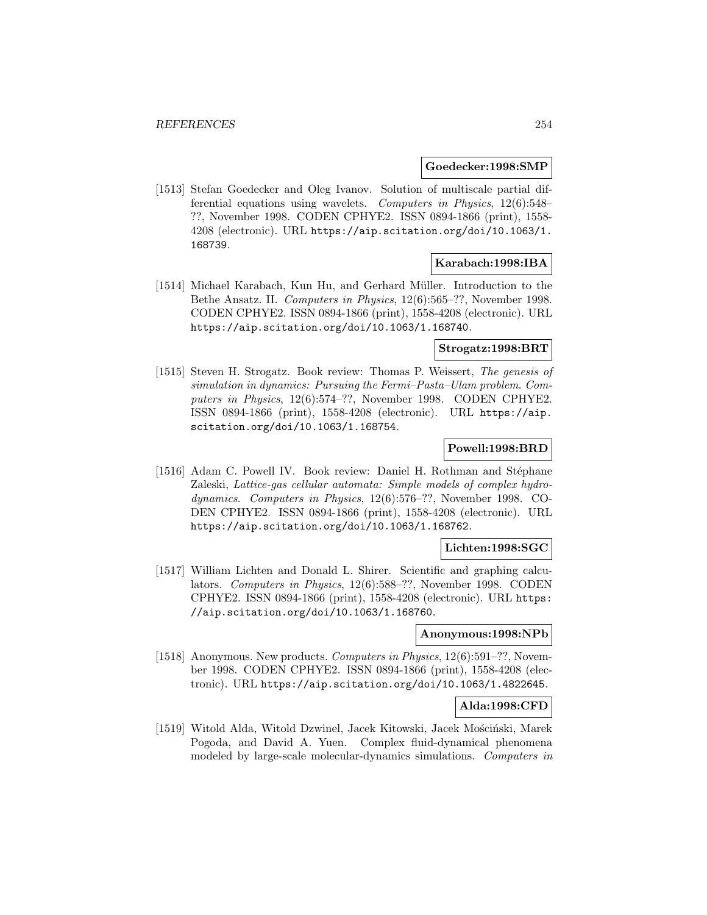**Goedecker:1998:SMP**

[1513] Stefan Goedecker and Oleg Ivanov. Solution of multiscale partial differential equations using wavelets. *Computers in Physics*, 12(6):548–??, November 1998. CODEN CPHYE2. ISSN 0894-1866 (print), 1558-4208 (electronic). URL https://aip.scitation.org/doi/10.1063/1.168739.

**Karabach:1998:IBA**

[1514] Michael Karabach, Kun Hu, and Gerhard Müller. Introduction to the Bethe Ansatz. II. *Computers in Physics*, 12(6):565–??, November 1998. CODEN CPHYE2. ISSN 0894-1866 (print), 1558-4208 (electronic). URL https://aip.scitation.org/doi/10.1063/1.168740.

**Strogatz:1998:BRT**

[1515] Steven H. Strogatz. Book review: Thomas P. Weissert, *The genesis of simulation in dynamics: Pursuing the Fermi–Pasta–Ulam problem*. *Computers in Physics*, 12(6):574–??, November 1998. CODEN CPHYE2. ISSN 0894-1866 (print), 1558-4208 (electronic). URL https://aip.scitation.org/doi/10.1063/1.168754.

**Powell:1998:BRD**

[1516] Adam C. Powell IV. Book review: Daniel H. Rothman and Stéphane Zaleski, *Lattice-gas cellular automata: Simple models of complex hydrodynamics*. *Computers in Physics*, 12(6):576–??, November 1998. CODEN CPHYE2. ISSN 0894-1866 (print), 1558-4208 (electronic). URL https://aip.scitation.org/doi/10.1063/1.168762.

**Lichten:1998:SGC**

[1517] William Lichten and Donald L. Shirer. Scientific and graphing calculators. *Computers in Physics*, 12(6):588–??, November 1998. CODEN CPHYE2. ISSN 0894-1866 (print), 1558-4208 (electronic). URL https://aip.scitation.org/doi/10.1063/1.168760.

**Anonymous:1998:NPb**

[1518] Anonymous. New products. *Computers in Physics*, 12(6):591–??, November 1998. CODEN CPHYE2. ISSN 0894-1866 (print), 1558-4208 (electronic). URL https://aip.scitation.org/doi/10.1063/1.4822645.

**Alda:1998:CFD**

[1519] Witold Alda, Witold Dzwinel, Jacek Kitowski, Jacek Mościński, Marek Pogoda, and David A. Yuen. Complex fluid-dynamical phenomena modeled by large-scale molecular-dynamics simulations. *Computers in*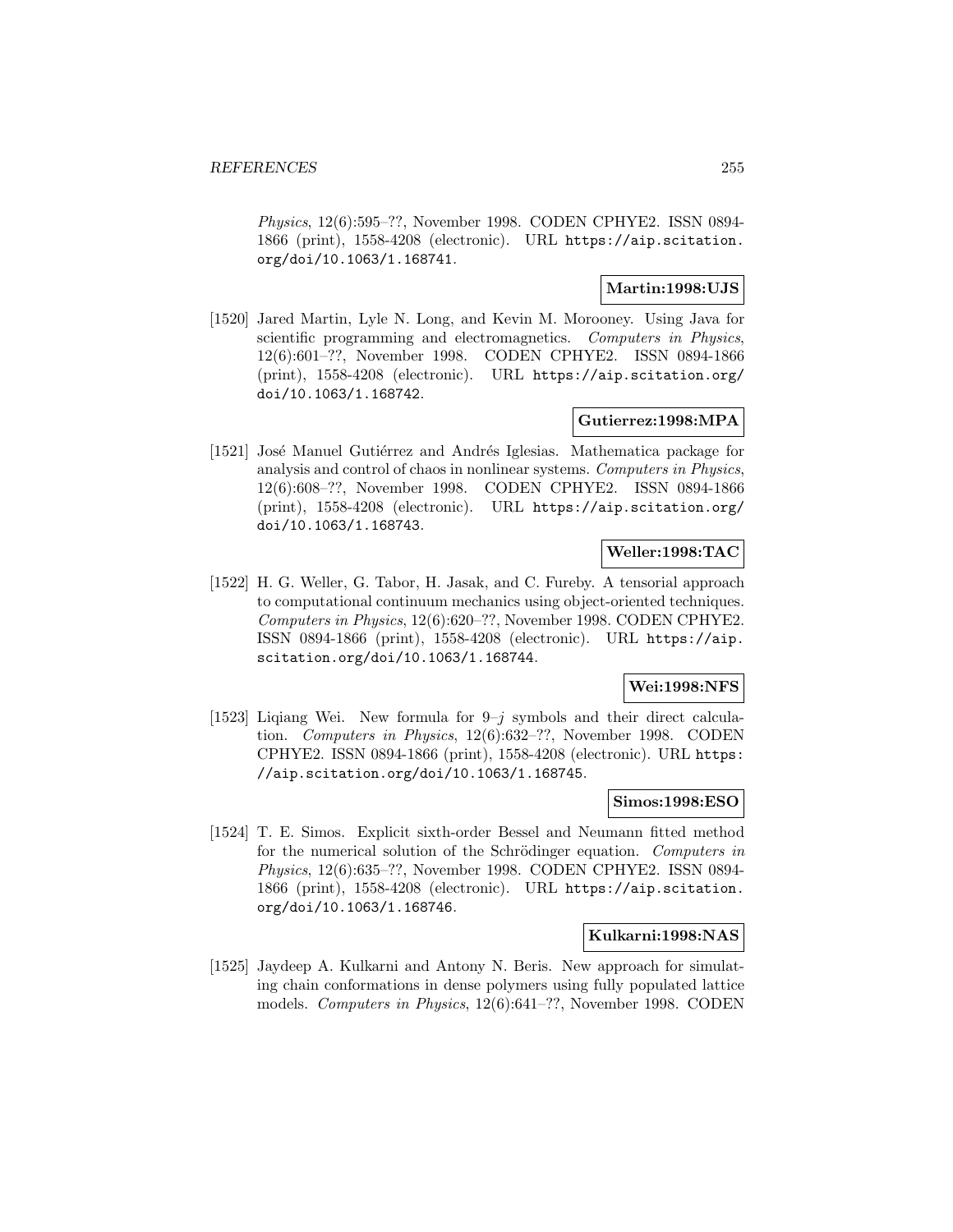*Physics*, 12(6):595–??, November 1998. CODEN CPHYE2. ISSN 0894-1866 (print), 1558-4208 (electronic). URL https://aip.scitation.org/doi/10.1063/1.168741.

**Martin:1998:UJS**

[1520] Jared Martin, Lyle N. Long, and Kevin M. Morooney. Using Java for scientific programming and electromagnetics. *Computers in Physics*, 12(6):601–??, November 1998. CODEN CPHYE2. ISSN 0894-1866 (print), 1558-4208 (electronic). URL https://aip.scitation.org/doi/10.1063/1.168742.

**Gutierrez:1998:MPA**

[1521] José Manuel Gutiérrez and Andrés Iglesias. Mathematica package for analysis and control of chaos in nonlinear systems. *Computers in Physics*, 12(6):608–??, November 1998. CODEN CPHYE2. ISSN 0894-1866 (print), 1558-4208 (electronic). URL https://aip.scitation.org/doi/10.1063/1.168743.

**Weller:1998:TAC**

[1522] H. G. Weller, G. Tabor, H. Jasak, and C. Fureby. A tensorial approach to computational continuum mechanics using object-oriented techniques. *Computers in Physics*, 12(6):620–??, November 1998. CODEN CPHYE2. ISSN 0894-1866 (print), 1558-4208 (electronic). URL https://aip.scitation.org/doi/10.1063/1.168744.

**Wei:1998:NFS**

[1523] Liqiang Wei. New formula for $9$–$j$ symbols and their direct calculation. *Computers in Physics*, 12(6):632–??, November 1998. CODEN CPHYE2. ISSN 0894-1866 (print), 1558-4208 (electronic). URL https://aip.scitation.org/doi/10.1063/1.168745.

**Simos:1998:ESO**

[1524] T. E. Simos. Explicit sixth-order Bessel and Neumann fitted method for the numerical solution of the Schrödinger equation. *Computers in Physics*, 12(6):635–??, November 1998. CODEN CPHYE2. ISSN 0894-1866 (print), 1558-4208 (electronic). URL https://aip.scitation.org/doi/10.1063/1.168746.

**Kulkarni:1998:NAS**

[1525] Jaydeep A. Kulkarni and Antony N. Beris. New approach for simulating chain conformations in dense polymers using fully populated lattice models. *Computers in Physics*, 12(6):641–??, November 1998. CODEN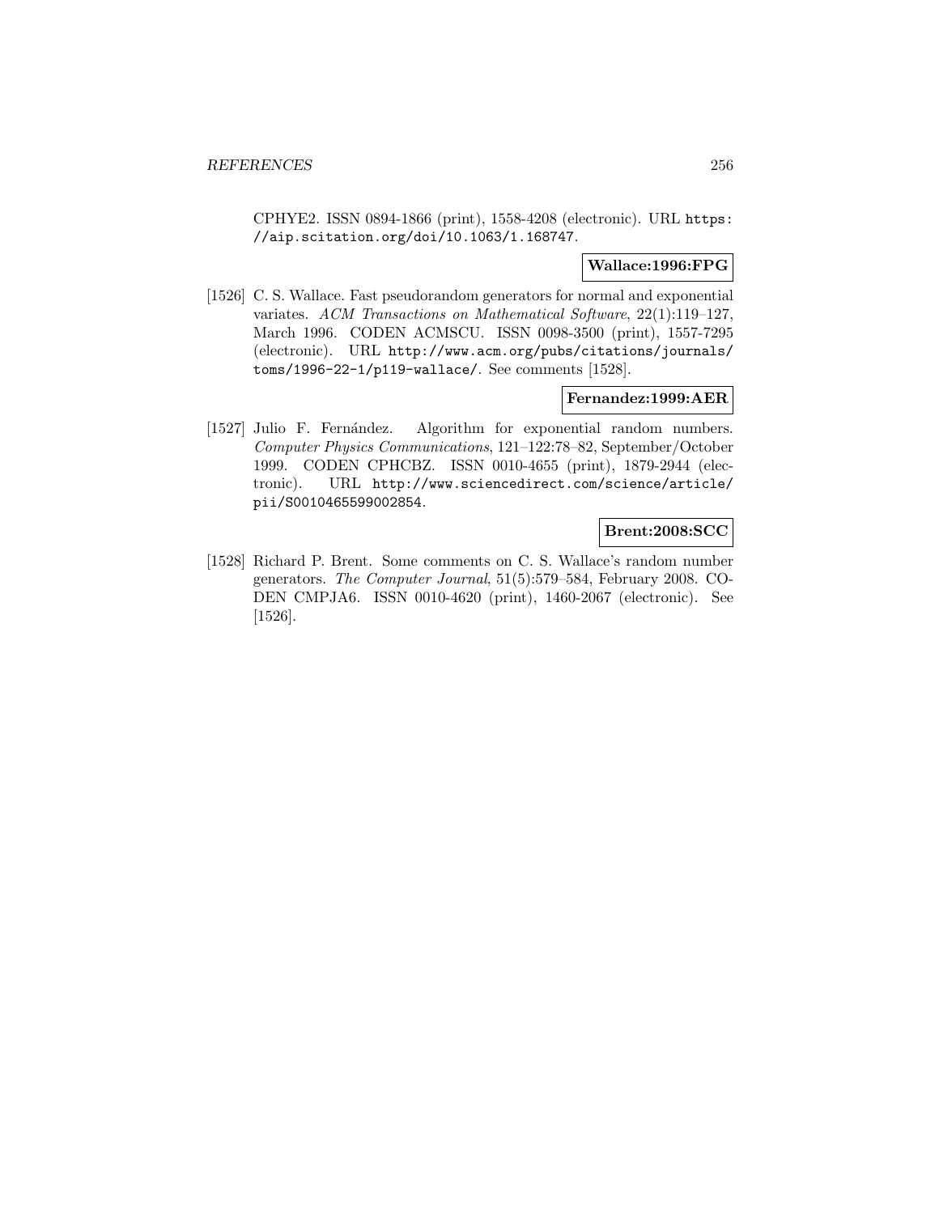CPHYE2. ISSN 0894-1866 (print), 1558-4208 (electronic). URL https://aip.scitation.org/doi/10.1063/1.168747.

**Wallace:1996:FPG**

[1526] C. S. Wallace. Fast pseudorandom generators for normal and exponential variates. *ACM Transactions on Mathematical Software*, 22(1):119–127, March 1996. CODEN ACMSCU. ISSN 0098-3500 (print), 1557-7295 (electronic). URL http://www.acm.org/pubs/citations/journals/toms/1996-22-1/p119-wallace/. See comments [1528].

**Fernandez:1999:AER**

[1527] Julio F. Fernández. Algorithm for exponential random numbers. *Computer Physics Communications*, 121–122:78–82, September/October 1999. CODEN CPHCBZ. ISSN 0010-4655 (print), 1879-2944 (electronic). URL http://www.sciencedirect.com/science/article/pii/S0010465599002854.

**Brent:2008:SCC**

[1528] Richard P. Brent. Some comments on C. S. Wallace's random number generators. *The Computer Journal*, 51(5):579–584, February 2008. CODEN CMPJA6. ISSN 0010-4620 (print), 1460-2067 (electronic). See [1526].